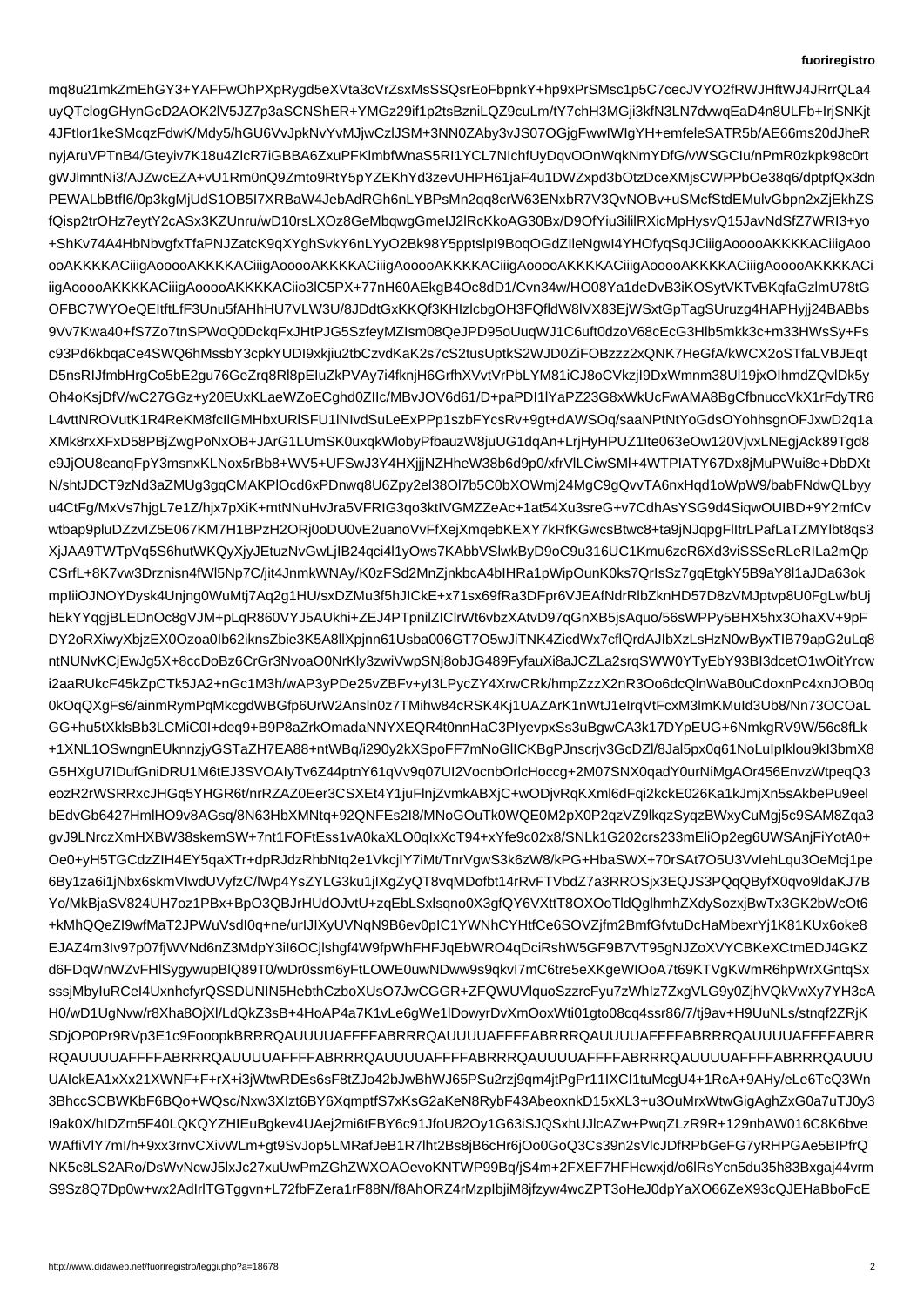mq8u21mkZmEhGY3+YAFFwOhPXpRygd5eXVta3cVrZsxMsSSQsrEoFbpnkY+hp9xPrSMsc1p5C7cecJVYO2fRWJHftWJ4JRrrQLa4
uyQTclogGHynGcD2AOK2lV5JZ7p3aSCNShER+YMGz29if1p2tsBzniLQZ9cuLm/tY7chH3MGji3kfN3LN7dvwqEaD4n8ULFb+IrjSNKjt
4JFtIor1keSMcqzFdwK/Mdy5/hGU6VvJpkNvYvMJjwCzlJSM+3NN0ZAby3vJS07OGjgFwwIWIgYH+emfeleSATR5b/AE66ms20dJheR
nyjAruVPTnB4/Gteyiv7K18u4ZlcR7iGBBA6ZxuPFKlmbfWnaS5RI1YCL7NIchfUyDqvOOnWqkNmYDfG/vWSGCIu/nPmR0zkpk98c0rt
gWJlmntNi3/AJZwcEZA+vU1Rm0nQ9Zmto9RtY5oYZEKhYd3zevUHPH61jaF4u1DWZxpd3bOtzDceXMjsCWPPbOe38q6/dptpfQx3dn
PEWALbBtfI6/0p3kgMjUdS1OB5I7XRBaW4JebAdRGh6nLYBPsMn2qq8crW63ENxbR7V3QvNOBv+uSMcfStdEMulvGbpn2xZjEkhZS
fQisp2trOHz7eytY2cASx3KZUnru/wD10rsLXOz8GeMbqwgmeIJ2lRcKkoAG30Bx/D9OfYiu3ililRXicMpHysvQ15JavNdSfZ7WRI3+yo
+ShKv74A4HbNbvgfxTfaPNJZatcK9qXYghSvkY6nLYyO2Bk98Y5pptslpI9BoqOGdZIleNgwI4YHOfyqSqJCiiigAooooAKKKKACiiigAoo
ooAKKKKACiiigAooooAKKKKACiiigAooooAKKKKACiiigAooooAKKKKACiiigAooooAKKKKACiiigAooooAKKKKACiiigAooooAKKKKACi
iigAooooAKKKKACiiigAooooAKKKKACiio3lC5PX+77nH60AEkgB4Oc8dD1/Cvn34w/HO08Ya1deDvB3iKOSytVKTvBKqfaGzlmU78tG
OFBC7WYOeQEltftLfF3Unu5fAHhHU7VLW3U/8JDdtGxKKQf3KHIzlcbgOH3FQfldW8lVX83EjWSxtGpTagSUruzg4HAPHyjj24BABbs
9Vv7Kwa40+fS7Zo7tnSPWoQ0DckqFxJHtPJG5SzfeyMZIsm08QeJPD95oUuqWJ1C6uft0dzoV68cEcG3Hlb5mkk3c+m33HWsSy+Fs
c93Pd6kbqaCe4SWQ6hMssbY3cpkYUDI9xkjiu2tbCzvdKaK2s7cS2tusUptkS2WJD0ZiFOBzzz2xQNK7HeGfA/kWCX2oSTfaLVBJEqt
D5nsRIJfmbHrgCo5bE2gu76GeZrq8Rl8pElUZkPVAy7i4fknjH6GrfhXVvtVrPbLYM81iCJ8oCVkzjI9DxWmnm38Ul19jxOIhmdZQvlDk5y
Oh4oKsjDfV/wC27GGz+y20EUxKLaeWZoECghd0ZIlc/MBvJOV6d61/D+paPDI1lYaPZ23G8xWkUcFwAMA8BgCfbnuccVkX1rFdyTR6
L4vttNROVutK1R4ReKM8fcIIGMHbxURlSFU1lNIvdSuLeExPPp1szbFYcsRv+9gt+dAWSOq/saaNPtNtYoGdsOYohhsgnOFJxwD2q1a
XMk8rxXFxD58PBjZwgPoNxOB+JArG1LUmSK0uxqkWlobyPfbauzW8juUG1dqAn+LrjHyHPUZ1Ite063eOw120VjvxLNEgjAck89Tgd8
e9JjOU8eanqFpY3msnxKNox5rBb8+WV5+UFSwJ3Y4HXjjjNZHheW38b6d9p0/xfrVlLCiwSMl+4WTPIATY67Dx8jMuPWui8e+DbDXt
N/shtJDCT9zNd3aZMUg3gqCMAKPlOcd6xPDnwq8U6Zpy2eI38Ol7b5C0bXOWmj24MgC9gQvvTA6nxHqd1oWpW9/babFNdwQLbyy
u4CtFg/MxVs7hjgL7e1Z/hjx7pXiK+mtNNuHvJra5VFRIG3qo3ktIVGMZZeAc+1at54Xu3sreG+v7CdhAsYSG9d4SiqwOUIBD+9Y2mfCv
wtbap9pluDZzvlZ5E067KM7H1BPzH2ORj0oDU0vE2uanoVvFfXejXmqebKEXY7kRfKGwcsBtwc8+ta9jNJqpgFlItrLPafLaTZMYlbt8qs3
XjJAA9TWTpVq5S6hutWKQyXjyJEtuzNvGwLjIB24qci4l1yOws7KAbbVSlwkByD9oC9u316UC1Kmu6zcR6Xd3viSSSeRLeRILa2mQp
CSrfL+8K7vw3Drznisn4fWl5Np7C/jit4JnmkWNAy/K0zFSd2MnZjnkbcA4bIHRa1pWipOunK0ks7QrIsSz7gqEtgkY5B9aY8l1aJDa63ok
mpIiiOJNOYDysk4Unjng0WuMtj7Aq2g1HU/sxDZMu3f5hJICkE+x71sx69fRa3DFpr6VJEAfNdrRlbZknHD57D8zVMJptvp8U0FgLw/bUj
hEkYYqgjBLEDnOc8gVJM+pLqR860VYJ5AUkhi+ZEJ4PTpnilZIClrWt6vbzXAtvD97qGnXB5jsAquo/56sWPPy5BHX5hx3OhaXV+9pF
DY2oRXiwyXbjzEX0Ozoa0lb62iknsZbie3K5A8llXpjnn61Usba006GT7O5wJiTNK4ZicdWx7cflQrdAJIbXzLsHzN0wByxTIB79apG2uLq8
ntNUNvKCjEwJg5X+8ccDoBz6CrGr3NvoaO0NrKly3zwiVwpSNj8obJG489FyfauXi8aJCZLa2srqSWW0YTyEbY93BI3dcetO1wOitYrcw
i2aaRUkcF45kZpCTk5JA2+nGc1M3h/wAP3yPDe25vZBFv+yI3LPycZY4XrwCRk/hmpZzzX2nR3Oo6dcQlnWaB0uCdoxnPc4xnJOB0q
0kOqQXgFs6/ainmRymPqMkcgdWBGfp6UrW2Ansln0z7TMihw84cRSK4Kj1UAZArK1nWtJ1eIrqVtFcxM3lmKMuId3Ub8/Nn73OCoaL
GG+hu5tXklsBb3LCMiC0I+deq9+B9P8aZrkOmadaNNYXEQR4t0nnHaC3PIyevpxSs3uBgwCA3k17DYpEUG+6NmkgRV9W/56c8fLk
+1XNL1OSwngnEUknznjyGSTaZH7EA88+ntWBq/i290y2kXSpoFF7mNoGlICKBgPJnscrjv3GcDZl/8Jal5px0q61NoLuIpIklou9kI3bmX8
G5HXgU7IDufGniDRU1M6tEJ3SVOAIyTv6Z44ptnY61qVv9q07Ul2VocnbOrIcHoccg2M07SNX0qadYOurNiMgAOr456EnvzWtpeqQ3
eozR2rWSRRxcJHGq5YHGR6t/nrRZAZ0Eer3CSXEt4Y1juFlnjZvmkABXjC+wODjvRqKXml6dFqi2kckE026Ka1kJmjXn5sAkbePu9eel
bEdvGb6427HmlHO9v8AGsq/8N63HbXMNtq+92QNFEs2I8/MNoGOuTk0WQE0M2pX0P2qzVZ9lkqzSyqzBWxyCuMgj5c9SAM8Zqa3
gvJ9LNrczHXBW38skemSW+7nt1FOFtEss1vA0kaXLO0qIxXcT94+xYfe9p02x8/SNLk1G202crs233cMElIOp2eg6UWSAnjFiYotA0+
Oe0+yH5TGCdzZIH4EY5qaXTr7iMt/TnrVgwS3k6zW8/kPG+HbaSWX+70rSAt7O5U3VvIehLqu3OeMcj1pe
6By1za6iJNbx6skmVIwdUVyfzC/lWp4YsZYLG3ku1jIXgZyQT8vqMDofbt14rRvFTVbdZ7TAz3RROSjx3EQJSPQQyByfX0qvo9ldaKJ7B
Yo/MkBjaSV824UH7oz1PBx+BpO3QBJrHUdOJvtU+zqEbLSxlsqno0X3gfQY6VXttT8OXOoTldQglhmhZXdySozxjBwTx3GK2bWcOt6
+kMhQQeZI9wfMaT2JPWuVsdI0q+ne/urIJIXyUVNqN9B6ev0pIC1YWNhCYHtfCe6SOVZjfm2BmfGfvtuDcHaMbexYj1K81KUx6oke8
EJAZ4m3Iv97p07fjWVNd6nZ3MdpY3iI6OClshgf4W9fpWhFHFJqEbWRO4qDciRshW5GF9B7VT95gNJZoXVYCBKeXCtmEDJ4GKZ
d6FDqWnWZvFHlSygywupBlQ89T0/wDr0ssm6yFtLOWE0uwNDww9s9qkvI7mC6tre5eXKgeWIOoA7t69KTVgKWmR6hpWrXGntqSx
sssjMbyIuRCeI4UxnhcfyrQSSDUNIN5HebthCzboXUsO7JwCGGR+ZFQWUVlquoSzzrcFyu7zWhIz7ZxgVLG9y0ZjhVQkVwXy7YH3cA
H0/wD1UgNvw/r8Xha8OjXl/LdQkZ3sB+4HoAP4a7K1vLe6gWe1lDowyrDvXmOoxWti01gto08cq4ssr86/7/tj9av+H9UuNLs/stnqf2ZRjK
SDjOP0Pr9RVp3E1c9FooopkBRRRQAUUUUAFFFFABRRRQAUUUUAFFFFABRRRQAUUUUAFFFFABRRRQAUUUUAFFFFABRR
RQAUUUUAFFFFABRRRQAUUUUAFFFFABRRRQAUUUUAFFFFABRRRQAUUUUAFFFFABRRRQAUUUUAFFFFABRRRQAUUUUAFFFFABRRRQAUUU
UAIckEA1xXx21XWNF+F+rX+i3jWtwRDEs6sF8tZJo42bJwBhWJ65PSu2rzj9qm4jtPgPr11IXCI1tuMcgU4+1RcA+9AHy/eLe6TcQ3Wn
3BhccSCBWKbF6BQo+WQsc/Nxw3Izt6BY6XqmptfS7xKsG2aKeN8RybF43AbeoxnkD15xXL3+u3OuMrxWtwGigAghZxG0a7uTJ0y3
I9ak0X/hIDZm5F40LQKQYZHIEuBgkev4UAej2mi6tFBY6c91JfoU82Oy1G63iSJQSxhUJlcAZw+PwqZLzR9R+129nbAW016C8K6bve
WAffiVlY7mI/h+9xx3rnvCXivWLm+gt9SvJop5LMRafJeB1R7lht2Bs8jB6cHr6jOo0GoQ3Cs39n2sVlcJDfRPbGeFG7yRHPGAe5BIPfrQ
NK5c8LS2ARo/DsWvNcwJ5lxJc27xuUwPmZGhZWXOAOevoKNTWP99Bq/jS4m+2FXEF7HFHcwxjd/o6lRsYcn5du35h83Bxgaj44vrm
S9Sz8Q7Dp0w+wx2AdIrlTGTggvn+L72fbFZera1rF88N/f8AhORZ4rMzpIbjiM8jfzyw4wcZPT93oHeJ0dpYaXO66ZeX93cQJEHaBboFcE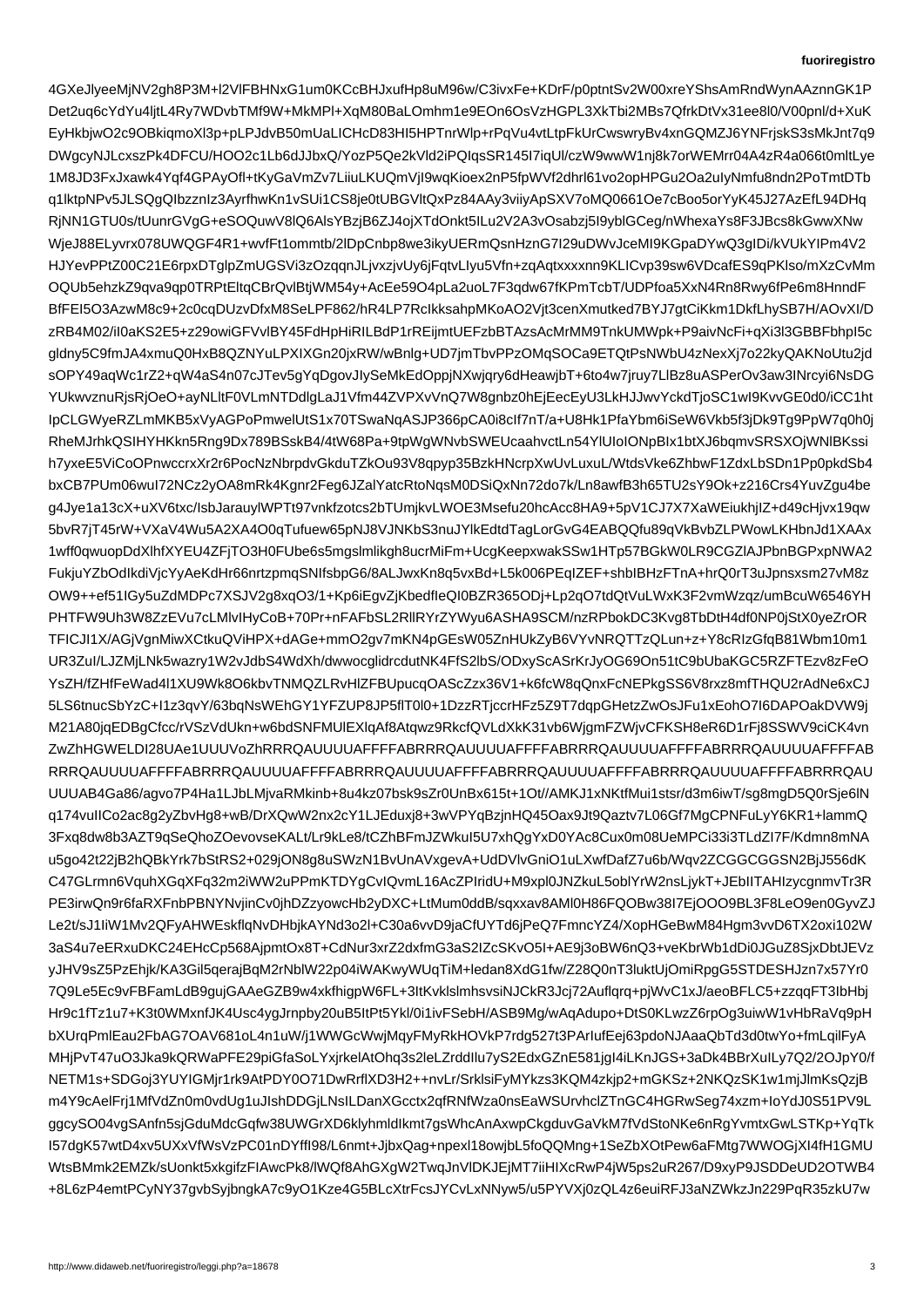4GXeJlyeeMjNV2gh8P3M+l2VlFBHNxG1um0KCcBHJxufHp8uM96w/C3ivxFe+KDrF/p0ptntSv2W00xreYShsAmRndWynAAznnGK1P
Det2uq6cYdYu4ljtL4Ry7WDvbTMf9W+MkMPl+XqM80BaLOmhm1e9EOn6OsVzHGPL3XkTbi2MBs7QfrkDtVx31ee8l0/V00pnl/d+XuK
EyHkbjwO2c9OBkiqmoXl3p+pLPJdvB50mUaLICHcD83HI5HPTnrWlp+rPqVu4vtLtpFkUrCwswryBv4xnGQMZJ6YNFrjskS3sMkJnt7q9
DWgcyNJLcxszPk4DFCU/HOO2c1Lb6dJJbxQ/YozP5Qe2kVld2iPQIqsSR145I7iqUl/czW9wwW1nj8k7orWEMrr04A4zR4a066t0mltLye
1M8JD3FxJxawk4Yqf4GPAyOfl+tKyGaVmZv7LiiuLKUQmVjI9wqKioex2nP5fpWVf2dhrl61vo2opHPGu2Oa2uIyNmfu8ndn2PoTmtDTb
q1lktpNPv5JLSQgQIbzznIz3AyrfhwKn1vSUi1CS8je0tUBGVltQxPz84AAy3viiyApSXV7oMQ0661Oe7cBoo5orYyK45J27AzEfL94DHq
RjNN1GTU0s/tUunrGVgG+eSOQuwV8lQ6AlsYBzjB6ZJ4ojXTdOnkt5ILu2V2A3vOsabzj5I9yblGCeg/nWhexaYs8F3JBcs8kGwwXNw
WjeJ88ELyvrx078UWQGF4R1+wvfFt1ommtb/2lDpCnbp8we3ikyUERmQsnHznG7I29uDWvJceMI9KGpaDYwQ3gIDi/kVUkYIPm4V2
HJYevPPtZ00C21E6rpxDTglpZmUGSVi3zOzqqnJLjvxzjvUy6jFqtvLIyu5Vfn+zqAqtxxxxnn9KLICvp39sw6VDcafES9qPKlso/mXzCvMm
OQUb5ehzkZ9qva9qp0TRPtEltqCBrQvlBtjWM54y+AcEe59O4pLa2uoL7F3qdw67fKPmTcbT/UDPfoa5XxN4Rn8Rwy6fPe6m8HnndF
BfFEI5O3AzwM8c9+2c0cqDUzvDfxM8SeLPF862/hR4LP7RcIkksahpMKoAO2Vjt3cenXmutked7BYJ7gtCiKkm1DkfLhySB7H/AOvXI/D
zRB4M02/iI0aKS2E5+z29owiGFVvlBY45FdHpHiRILBdP1rREijmtUEFzbBTAzsAcMrMM9TnkUMWpk+P9aivNcFi+qXi3l3GBBFbhpI5c
gldny5C9fmJA4xmuQ0HxB8QZNYuLPXIXGn20jxRW/wBnlg+UD7jmTbvPPzOMqSOCa9ETQtPsNWbU4zNexXj7o22kyQAKNoUtu2jd
sOPY49aqWc1rZ2+qW4aS4n07cJTev5gYqDgovJIySeMkEdOppjNXwjqry6dHeawjbT+6to4w7jruy7LlBz8uASPerOv3aw3INrcyi6NsDG
YUkwvznuRjsRjOeO+ayNLltF0VLmNTDdlgLaJ1Vfm44ZVPXvVnQ7W8gnbz0hEjEecEyU3LkHJJwvYckdTjoSC1wI9KvvGE0d0/iCC1ht
IpCLGWyeRZLmMKB5xVyAGPoPmwelUtS1x70TSwaNqASJP366pCA0i8cIf7nT/a+U8Hk1PfaYbm6iSeW6Vkb5f3jDk9Tg9PpW7q0h0j
RheMJrhkQSIHYHKkn5Rng9Dx789BSskB4/4tW68Pa+9tpWgWNvbSWEUcaahvctLn54YlUIoIONpBIx1btXJ6bqmvSRSXOjWNlBKssi
h7yxeE5ViCoOPnwccrxXr2r6PocNzNbrpdvGkduTZkOu93V8qpyp35BzkHNcrpXwUvLuxuL/WtdsVke6ZhbwF1ZdxLbSDn1Pp0pkdSb4
bxCB7PUm06wuI72NCz2yOA8mRk4Kgnr2Feg6JZalYatcRtoNqsM0DSiQxNn72do7k/Ln8awfB3h65TU2sY9Ok+z216Crs4YuvZgu4be
g4Jye1a13cX+uXV6txc/IsbJarauylWPTt97vnkfzotcs2bTUmjkvLWOE3Msefu20hcAcc8HA9+5pV1CJ7X7XaWEiukhjIZ+d49cHjvx19qw
5bvR7jT45rW+VXaV4Wu5A2XA4O0qTufuew65pNJ8VJNKbS3nuJYlkEdtdTagLorGvG4EABQQfu89qVkBvbZLPWowLKHbnJd1XAAx
1wff0qwuopDdXlhfXYEU4ZFjTO3H0FUbe6s5mgslmlikgh8ucrMiFm+UcgKeepxwakSSw1HTp57BGkW0LR9CGZlAJPbnBGPxpNWA2
FukjuYZbOdIkdiVjcYyAeKdHr66nrtzpmqSNIfsbpG6/8ALJwxKn8q5vxBd+L5k006PEqIZEF+shbIBHzFTnA+hrQ0rT3uJpnsxsm27vM8z
OW9++ef51IGy5uZdMDPc7XSJV2g8xqO3/1+Kp6iEgvZjKbedfIeQI0BZR365ODj+Lp2qO7tdQtVuLWxK3F2vmWzqz/umBcuW6546YH
PHTFW9Uh3W8ZzEVu7cLMlvIHyCoB+70Pr+nFAFbSL2RllRYrZYWyu6ASHA9SCM/nzRPbokDC3Kvg8TbDtH4df0NP0jStX0yeZrOR
TFlCJI1X/AGjVgnMiwXCtkuQViHPX+dAGe+mmO2gv7mKN4pGEsW05ZnHUkZyB6VYvNRQTTzQLun+z+Y8cRIzGfqB81Wbm10m1
UR3ZuI/LJZMjLNk5wazry1W2vJdbS4WdXh/dwwocglidrcdutNK4FfS2lbS/ODxyScASrKrJyOG69On51tC9bUbaKGC5RZFTEzv8zFeO
YsZH/fZHfFeWad4l1XU9Wk8O6kbvTNMQZLRvHlZFBUpucqOAScZzx36V1+k6fcW8qQnxFcNEPkgSS6V8rxz8mfTHQU2rAdNe6xCJ
5LS6tnucSbYzC+I1z3qvY/63bqNsWEhGY1YFZUP8JP5flT0l0+1DzzRTjccrHFz5Z9T7dqpGHetzZwOsJFu1xEohO7I6DAPOakDVW9j
M21A80jqEDBgCfcc/rVSzVdUkn+w6bdSNFMUlEXlqAf8Atqwz9RkcfQVLdXkK31vb6WjgmFZWjvCFKSH8eR6D1rFj8SSWV9ciCK4vn
ZwZhHGWELDI28UAe1UUUVoZhRRRQAUUUUAFFFFABRRRQAUUUUAFFFFABRRRQAUUUUAFFFFABRRRQAUUUUAFFFFAB
RRRQAUUUUAFFFFABRRRQAUUUUAFFFFABRRRQAUUUUAFFFFABRRRQAUUUUAFFFFABRRRQAUUUUAFFFFABRRRQAU
UUUAB4Ga86/agvo7P4Ha1LJbLMjvaRMkinb+8u4kz07bsk9sZr0UnBx615t+1Ot//AMKJ1xNKtfMui1stsr/d3m6iwT/sg8mgD5Q0rSje6lN
q174vuIICo2ac8g2yZbvHg8+wB/DrXQwW2nx2cY1LJEduxj8+3wVPYqBzjnHQ45Oax9Jt9Qaztv7L06Gf7MgCPNFuLyY6KR1+lammQ
3Fxq8dw8b3AZT9qSeQhoZOevovseKALt/Lr9kLe8/tCZhBFmJZWkuI5U7xhQgYxD0YAc8Cux0m08UeMPCi33i3TLdZI7F/Kdmn8mNA
u5go42t22jB2hQBkYrk7bStRS2+029jON8g8uSWzlN8uAVxgevA+UdDVlvGniO1uLXwfDafZ6U6bCGGCGSN3BjJ556dK
C47GLrmn6VquhXGqXFq32m2iWW2uPPmKTDYgCvIQvmL16AcZPIridU+M9xpl0JNZkuL5oblYrW2nsLjykT+JEbIITAHIzycgnmvTr3R
PE3irwQn9r9r6faRXFnbPBNYNvjinCv0jhDZzyowcHb2yDXC+LtMum0ddB/sqxav8AMl0H86FQOBw38I7EjOOO9en0GyvZJ
Le2t/sJ1IiW1Mv2QFyAHWEskflqNvDHbjkAYNd3o2l+C30a6vvD9jaCfUYTd6jPeQ7FmncYZ4/XopHGeBwM84Hgm3vvD6TX2oxi102W
3aS4u7eERxuDKC24EHcCp568AjpmtOx8T+CdNur3xrZ2dxfmG3aS2lZcSKvO5I+AE9j3oBW6nQ3+veKbrWb1dDi0JGuZ8SjxDbtJEVz
yJHV9sZ5PzEhjk/KA3Gil5qerajBqM2rNblNWl22p04iWAKwyWUqTiM+ledan8XdG1fw/Z28Q0nT3luktUjOmiRpgG5STDESHJzn7x57Yr0
7Q9Le5Ec9vFBFamLdB9gujGAAeGZB9w4xkfhigpW6FL+3ItKvklslmhsvsviNJCkR3Jcj72Auflqrq+pjWvC1xJ/aeoBFLC5+zzqqFT3IbHbj
Hr9c1fTz1u7+K3t0WMxnfJK4Usc4ygJrnpby20uB5ItPt5Ykl/0i1ivFSebH/ASB9Mg/wAqAdupo+DtS0KLwzZ6rpOg3uiwW1vHbRaVq9pH
bXUrqPmlEau2FbAG7OAV681oL4An1uW/j1WWGcWwjMqyFMyRkHOVkP7rdg527t3PArIufEej63pdoNJAaaQbTd3d0twYo+fmLqilFyA
MHjPvT47uO3Jka9kQRWaPFE29piGfaSoLYxjrkelAtOhq3s2Oq2CwZnE581jgI4I4LKnJGS+3aDk4BBrXuILy7Q2/2OJpY0f/
NETM1s+SDGoj3YUYIGMjr1rk9AtPDY0O71DwRrflXD3H2++nvLr/SrklsiFyMYkzs3KQM4zkjp2+mGKSz+2NKQzSK1w1mjJlmKsQzjB
m4Y9cAelFrj1MfVdZn0m0vdUg1uJIshDDGjLNsILDanXGcctx2qfRNfWza0nsEaWSUrvhclZTnGC4HGRwSeg74xzm+IoYdJ0S51PV9L
ggcySO04vgSAnfn5sjGduMdcGqfw38UWGrXD6klyhmldlkmt7gsWhcAnAxwpCkgduvGaVkM7fVdStoNKe6nRgYvmtxGwLSTKp+YqTk
I57dgK57wtD4xv5UXxVfWsVzPC01nDYffl98/L6bnt+JjbxQag+npexl18owjbL5foQQMng+1SeZbXOtPew6FMtg7WWOGjXI4fH1GMU
WtsBMmk2EMZk/sUonkt5xkgifFIAwcPk8/lWQf8AhGXgW2TwqJnVlDKEJeMjT7iiHIXRcwRP4jW5ps2uR267/D9xyP9JSDDeUD2OTWB4
+8L6zP4emtPCyNY37gvbSyjbngkA7c9yO1Kze4G5BLcXtrFcsJYCvLxNNyw5/u5PYVXj0zQL4z6euiRFJ3aNZWkzJn229PqR35zkU7w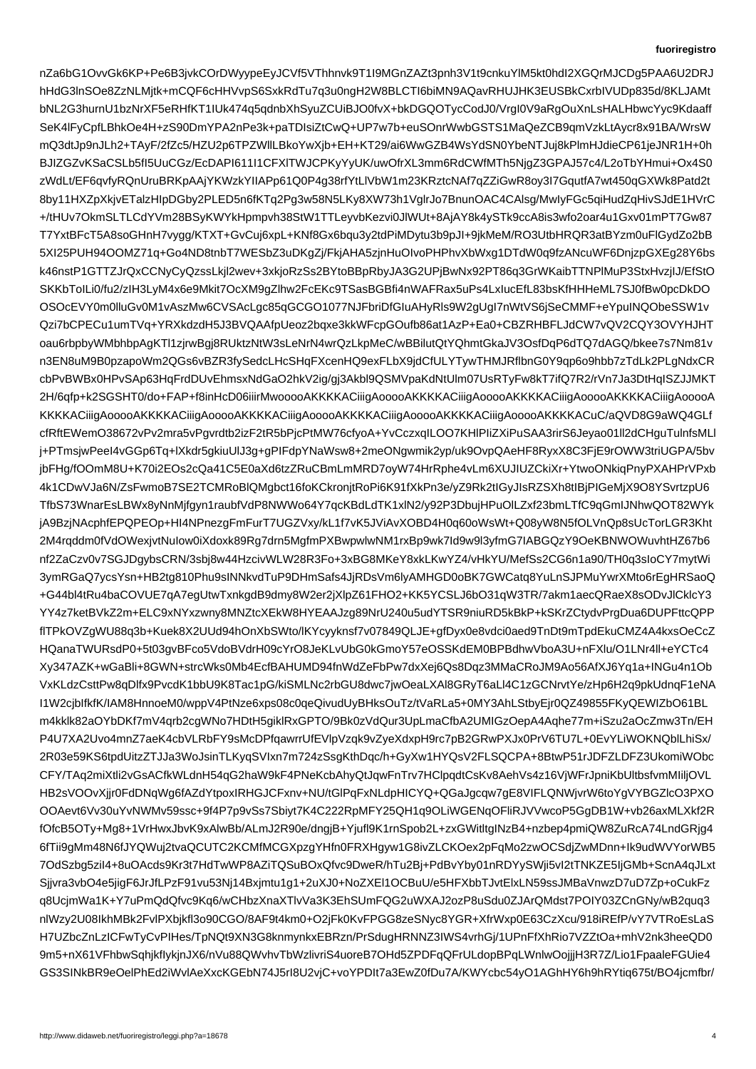nZa6bG1OvvGk6KP+Pe6B3jvkCOrDWyypeEyJCVf5VThhnvk9T1I9MGnZAZt3pnh3V1t9cnkuYlM5kt0hdI2XGQrMJCDg5PAA6U2DRJ
hHdG3lnSOe8ZzNLMjtk+mCQF6cHHVvpS6SxkRdTu7q3u0ngH2W8BLCTI6biMN9AQavRHUJHK3EUSBkCxrbIVUDp835d/8KLJAMt
bNL2G3hurnU1bzNrXF5eRHfKT1IUk474q5qdnbXhSyuZCUiBJO0fvX+bkDGQOTycCodJ0/VrgI0V9aRgOuXnLsHALHbwcYyc9Kdaaff
SeK4lFyCpfLBhkOe4H+zS90DmYPA2nPe3k+paTDIsiZtCwQ+UP7w7b+euSOnrWwbGSTS1MaQeZCB9qmVzkLtAycr8x91BA/WrsW
mQ3dtJp9nJLh2+TAyF/2fZc5/HZU2p6TPZWlILBkoYwXjb+EH+KT29/ai6WwGZB4WsYdSN0YbeNTJuj8kPlmHJdieCP61jeJNR1H+0h
BJIZGZvKSaCSLb5fI5UuCGz/EcDAPI611I1CFXlTWJCPKyYyUK/uwOfrXL3mm6RdCWfMTh5NjgZ3GPAJ57c4/L2oTbYHmui+Ox4S0
zWdLt/EF6qvfyRQnUruBRKpAAjYKWzkYIIAPp61Q0P4g38rfYtLlVbW1m23KRztcNAf7qZZiGwR8oy3I7GqutfA7wt450qGXWk8Patd2t
8by11HXZpXkjvETalzHIpDGby2PLED5n6fKTq2Pg3w58N5LKy8XW73h1VglrJo7BnunOAC4CAlsg/MwIyFGc5qiHudZqHivSJdE1HVrC
+/tHUv7OkmSLTLCdYVm28BSyKWYkHpmpvh38StW1TTLeyvbKezvi0JlWUt+8AjAY8k4ySTk9ccA8is3wfo2oar4u1Gxv01mPT7Gw87
T7YxtBFcT5A8soGHnH7vygg/KTXT+GvCuj6xpL+KNf8Gx6bqu3y2tdPiMDytu3b9pJI+9jkMeM/RO3UtbHRQR3atBYzm0uFlGydZo2bB
5XI25PUH94OOMZ71q+Go4ND8tnbT7WESbZ3uDKgZj/FkjAHA5zjnHuOIvoPHPhvXbWxg1DTdW0q9fzANcuWF6DnjzpGXEg28Y6bs
k46nstP1GTTZJrQxCCNyCyQzssLkjl2wev+3xkjoRzSs2BYtoBBpRbyJA3G2UPjBwNx92PT86q3GrWKaibTTNPlMuP3StxHvzjIJ/EfStO
SKKbToILi0/fu2/zIH3LyM4x6e9Mkit7OcXM9gZlhw2FcEKc9TSasBGBfi4nWAFRax5uPs4LxIucEfL83bsKfHHHeML7SJ0fBw0pcDkDO
OSOcEVY0m0lluGv0M1vAszMw6CVSAcLgc85qGCGO1077NJFbriDfGIuAHyRls9W2gUgI7nWtVS6jSeCMMF+eYpuINQObeSSW1v
Qzi7bCPECu1umTVq+YRXkdzdH5J3BVQAAfpUeoz2bqxe3kkWFcpGOufb86at1AzP+Ea0+CBZRHBFLJdCW7vQV2CQY3OVYHJHT
oau6rbpbyWMbhbpAgKTl1zjrwBgj8RUktzNtW3sLeNrN4wrQzLkpMeC/wBBilutQtYQhmtGkaJV3OsfDqP6dTQ7dAGQ/bkee7s7Nm81v
n3EN8uM9B0pzapoWm2QGs6vBZR3fySedcLHcSHqFXcenHQ9exFLbX9jdCfULYTywTHMJRflbnG0Y9qp6o9hbb7zTdLk2PLgNdxCR
cbPvBWBx0HPvSAp63HqFrdDUvEhmsxNdGaO2hkV2ig/gj3Akbl9QSMVpaKdNtUlm07UsRTyFw8kT7ifQ7R2/rVn7Ja3DtHqISZJJMKT
2H/6qfp+k2SGSHT0/do+FAP+f8inHcD06iiirMwooooAKKKKACiiigAooooAKKKKACiiigAooooAKKKKACiiigAooooAKKKKACiiigAooooA
KKKKACiiigAooooAKKKKACiiigAooooAKKKKACiiigAooooAKKKKACiiigAooooAKKKKACiiigAooooAKKKKACuC/aQVD8G9aWQ4GLf
cfRftEWemO38672vPv2mra5vPgvrdtb2izF2tR5bPjcPtMW76cfyoA+YvCczxqILOO7KHlPliZXiPuSAA3rirS6Jeyao01ll2dCHguTulnfsMLl
j+PTmsjwPeeI4vGGp6Tq+lXkdr5gkiuUlJ3g+gPIFdpYNaWsw8+2meONgwmik2yp/uk9OvpQAeHF8RyxX8C3FjE9rOWW3triUGPA/5bv
jbFHg/fOOmM8U+K70i2EOs2cQa41C5E0aXd6tzZRuCBmLmMRD7oyW74HrRphe4vLm6XUJIUZCkiXr+YtwoONkiqPnyPXAHPrVPxb
4k1CDwVJa6N/ZsFwmoB7SE2TCMRoBlQMgbct16foKCkronjtRoPi6K91fXkPn3e/yZ9Rk2tIGyJIsRZSXh8tIBjPIGeMjX9O8YSvrtzpU6
TfbS73WnarEsLBWx8yNnMjfgyn1raubfVdP8WNo6Ik6HAnNtANq2IY2aM6bhCsOsjTxBCaT81oWm7oUdEM4R5/Pj8yXWzoM7HA96UkhAUO7ST6COjwaZ+TPCcLBrZQ0hd/jAMsJuGdWbx8JoPWIaJQyF9
jA9BzjNAcphfEPQPEOp+HI4NPnezgFmFurT7UGZVxy/kL1f7vK5JViAvXOBD4H0q60oWsWt+Q08yW8N5fOLVnQp8sUcTorLGR3Kht
2M4rqddm0fVdOWexjvtNuIow0iXdoxk89Rg7drn5MgfmPXBwpwlwNM1rxBp9wk7Id9w9l3yfmG7IABGQzY9OeKBNWOWuvhtHZ67b6
nf2ZaCzv0v7SGJDgybsCRN/3sbj8w44HzcivWLW28R3Fo+3xBG8MKeY8xkLKwYZ4/vHkYU/MefSs2CG6n1a90/TH0q3sIoCY7mytWi
3ymRGaQ7ycsYsn+HB2tg810Phu9sINNkvdTuP9DHmSafs4JjRDsVm6lyAMHGD0oBK7GWCatq8YuLnSJPMuYwrXMto6rEgHRSaoQ
+G44bl4tRu4baCOVUE7qA7egUtwTxnkgdB9dmy8W2er2jXlpZ61FHO2+KK5YCSLJ6bO31qW3TR/7akm1aecQRaeX8sODvJlCklcY3
YY4z7ketBVkZ2m+ELC9xNYxzwny8MNZtcXEkW8HYEAAJzg89NrU240u5udYTSR9niuRD5kBkP+kSKrZCtydvPrgDua6DUPFttcQPP
flTPkOVZgWU88q3b+Kuek8X2UUd94hOnXbSWto/lKYcyyknsf7v07849QLJE+gfDyx0e8vdci0aed9TnDt9mTpdEkuCMZ4A4kxsOeCcZ
HQanaTWURsdP0+5t03gvBFco5VdoBVdrH09cYrO8JeKLvUbG0kGmoY57eOSSKdEM0BPBdhwVboA3U+nFXlu/O1LNr4ll+eYCTc4
Xy347AZK+wGaBli+8GWN+strcWks0Mb4EcfBAHUMD94fnWdZeFbPw7dxXej6Qs8Dqz3MMaCRoJM9Ao56AfXJ6Yq1a+INGu4n1Ob
VxKLdzCsttPw8qDlfx9PvcdK1bbU9K8Tac1pG/kiSMLNc2rbGU8dwc7jwOeaLXAl8GRyT6aLl4C1zGCNrvtYe/zHp6H2q9pkUdnqF1eNA
I1W2cjbIfkfK/lAM8HnnoeM0/wppV4PtNze6xps08c0qeQivudUyBHksOuTz/tVaRLa5+0MY3AhLStbyEjr0QZ49855FKyQEWIZbO61BL
m4kklk82aOYbDKf7mV4qrb2cgWNo7HDtH5giklRxGPTO/9Bk0zVdQur3UpLmaCfbA2UMIGzOepA4Aqhe77m+iSzu2aOcZmw3Tn/EH
P4U7XA2Uvo4mnZ7aeK4cbVLRbFY9sMcDPfqawrrUfEVlpVzqk9vZyeXdxpH9rc7pB2GRwPXJx0PrV6TU7L+0EvYLiWOKNQblLhiSx/
2R03e59KS6tpdUitzTJJa3WoJsinTLKyqSVIxn7m724zSsgKthDqc/h+GyXw1HYQsV2FLSQCPA+8BtwP51rJDFZLDFZ3UkomiWObc
CFY/TAq2miXtIi2vGsACfkWLdnH54qG2haW9kF4PNeKcbAhyQtJqwFnTrv7HClpqdtCsKv8AehVs4z16VjWFrJpniKbUltbsfvmMIiljOVL
HB2sVOOvXjjr0FdDNqWg6fAZdYtypoxIRHGJCFxnv+NU/tGlPqFxNLdpHICYQ+QGaJgcqw7gE8VIFLQNWjvrW6toYgVYBGZlcO3PXO
OOAevt6Vv30uYvNWMv59ssc+9f4P7p9vSs7Sbiyt7K4C222RpMFY25QH1q9OLiWGENqOFliRJVVwcoP5GgDB1W+vb26axMLXkf2R
fOfcB5OTy+Mg8+1VrHwxJbvK9xAlwBb/ALmJ2R90e/dngjB+Yjufl9K1rnSpob2L+zxGWitltgINzB4+nzbep4pmiQW8ZuRcA74LndGRjg4
6fTii9gMm48N6fJYQWuj2tvaQCUTC2KCMfMCGXpzgYHfn0FRXHgyw1G8ivZLCKOex2pFqMo2zwOCSdjZwMDnn+Ik9udWVYorWB5
7OdSzbg5ziI4+8uOAcds9Kr3t7HdTwWP8AZiTQSuBOxQfvc9DweR/hTu2Bj+PdBvYby01nRDYySWji5vI2tTNKZE5IjGMb+ScnA4qJLxt
Sjjvra3vbO4e5jigF6JrJfLPzF91vu53Nj14Bxjmtu1g1+2uXJ0+NoZXEl1OCBuU/e5HFXbbTJvtElxLN59ssJMBaVnwzD7uD7Zp+oCukFz
q8UcjmWa1K+Y7uPmQdQfvc9Kq6/wCHbzXnaXTlvVa3K3EhSUmFQG2uWXAJ2ozP8uSdu0ZJArQMdst7POIY03ZCnGNy/wB2quq3
nlWzy2U08IkhMBk2FvlPXbjkfl3o90CGO/8AF9t4km0+O2jFk0KvFPGG8zeSNyc8Y8GR+XfrWxp0E63CzXcu/918iREfP/vY7VTRoEsLaS
H7UZbcZnLzICFwTyCvPIHes/TpNQt9XN3G8knmynkxEBRzn/PrSdugHRNNZ3IWS4vrhGj/1UPnFfXhRio7VZZtOa+mhV2nk3heeQD0
9m5+nX61VFhbwSqhjkfIykjnJX6/nVu88QWvhvTbWzlivriBeB7OHd5ZPDFqFrULdopBPqLWnlwOojjjH3R7Z/Lio1FpaaleFGUie4
GS3SINkBR9eOelPhEd2iWvlAeXxcKGEbN74J5rI8U2vjC+voYPDIt7a3EwZ0fDu7A/KWYcbc54yO1AGhHY6h9hRYtiq675t/BO4jcmfbr/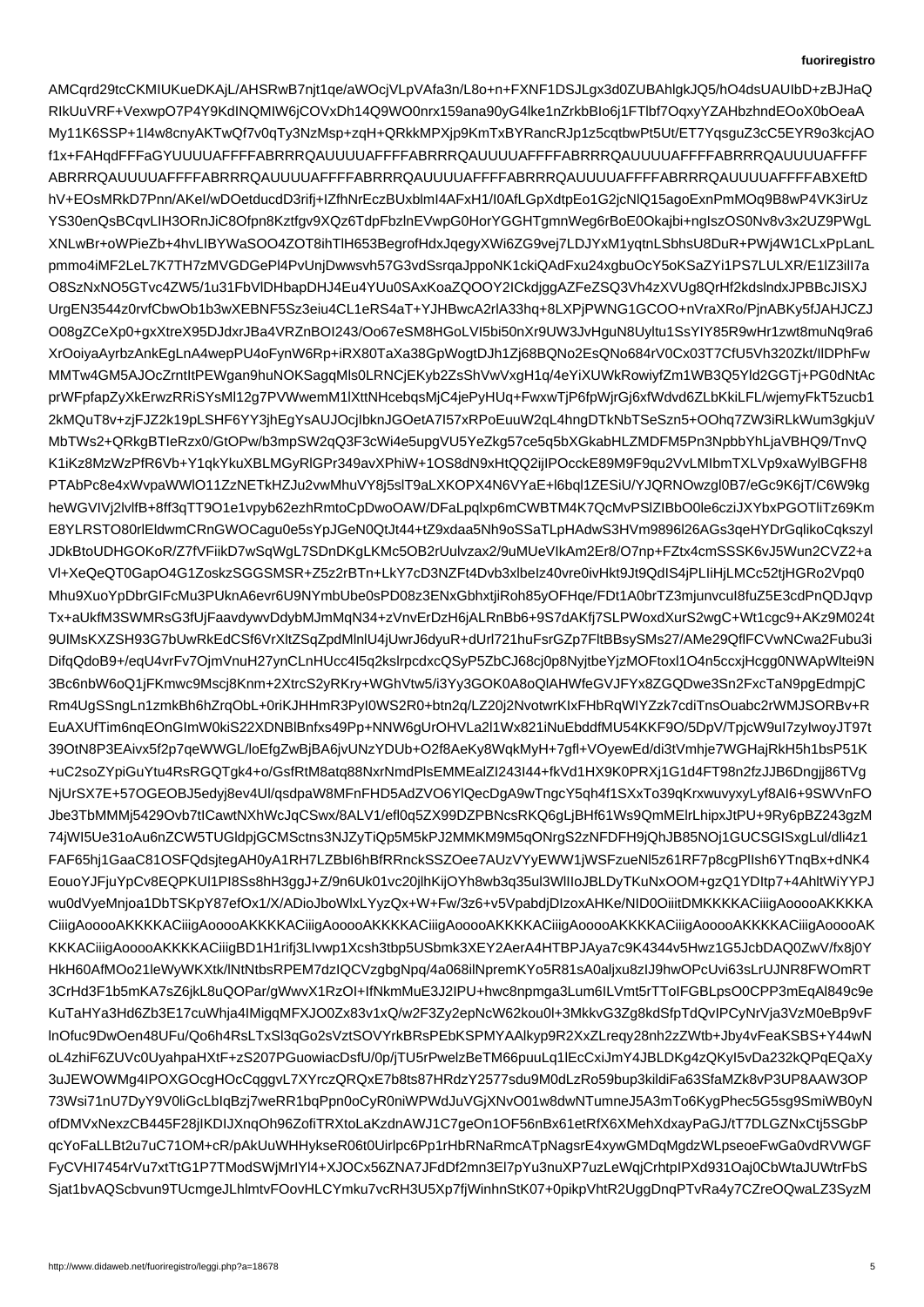AMCqrd29tcCKMIUKueDKAjL/AHSRwB7njt1qe/aWOcjVLpVAfa3n/L8o+n+FXNF1DSJLgx3d0ZUBAhlgkJQ5/hO4dsUAUIbD+zBJHaQ
RIkUuVRF+VexwpO7P4Y9KdINQMIW6jCOVxDh14Q9WO0nrx159ana90yG4lke1nZrkbBIo6j1FTlbf7OqxyYZAHbzhndEOoX0bOeaA
My11K6SSP+1I4w8cnyAKTwQf7v0qTy3NzMsp+zqH+QRkkMPXjp9KmTxBYRancRJp1z5cqtbwPt5Ut/ET7YqsguZ3cC5EYR9o3kcjAO
f1x+FAHqdFFFaGYUUUUAFFFFABRRRQAUUUUAFFFFABRRRQAUUUUAFFFFABRRRQAUUUUAFFFFABRRRQAUUUUAFFFF
ABRRRQAUUUUAFFFFABRRRQAUUUUAFFFFABRRRQAUUUUAFFFFABRRRQAUUUUAFFFFABRRRQAUUUUAFFFFABXEftD
hV+EOsMRkD7Pnn/AKeI/wDOetducdD3rifj+IZfhNrEczBUxblmI4AFxH1/I0AfLGpXdtpEo1G2jcNlQ15agoExnPmMOq9B8wP4VK3irUz
YS30enQsBCqvLIH3ORnJiC8Ofpn8Kztfgv9XQz6TdpFbzlnEVwpG0HorYGGHTgmnWeg6rBoE0Okajbi+ngIszOS0Nv8v3x2UZ9PWgL
XNLwBr+oWPieZb+4hvLIBYWaSOO4ZOT8ihTlH653BegrofHdxJqegyXWi6ZG9vej7LDJYxM1yqtnLSbhsU8DuR+PWj4W1CLxPpLanL
pmmo4iMF2LeL7K7TH7zMVGDGePl4PvUnjDwwsvh57G3vdSsrqaJppoNK1ckiQAdFxu24xgbuOcY5oKSaZYi1PS7LULXR/E1lZ3iIl7a
O8SzNxNO5GTvc4ZW5/1u31FbVlDHbapDHJ4Eu4YUu0SAxKoaZQOOY2ICkdjggAZFeZSQ3Vh4zXVUg8QrHf2kdslndxJPBBcJISXJ
UrgEN3544z0rvfCbwOb1b3wXEBNF5Sz3eiu4CL1eRS4aT+YJHBwcA2rlA33hq+8LXPjPWNG1GCOO+nVraXRo/PjnABKy5fJAHJCZJ
O08gZCeXp0+gxXtreX95DJdxrJBa4VRZnBOI243/Oo67eSM8HGoLVI5bi50nXr9UW3JvHguN8Uyltu1SsYIY85R9wHr1zwt8muNq9ra6
XrOoiyaAyrbzAnkEgLnA4wepPU4oFynW6Rp+iRX80TaXa38GpWogtDJh1Zj68BQNo2EsQNo684rV0Cx03T7CfU5Vh320Zkt/lIDPhFw
MMTw4GM5AJOcZrntItPEWgan9huNOKSagqMls0LRNCjEKyb2ZsShVwVxgH1q/4eYiXUWkRowiyfZm1WB3Q5Yld2GGTj+PG0dNtAc
prWFpfapZyXkErwzRRiSYsMl12g7PVWwemM1lXttNHcebqsMjC4jePyHUq+FwxwTjP6fpWjrGj6xfWdvd6ZLbKkiLFL/wjemyFkT5zucb1
2kMQuT8v+zjFJZ2k19pLSHF6YY3jhEgYsAUJOcjIbknJGOetA7I57xRPoEuuW2qL4hngDTkNbTSeSzn5+OOhq7ZW3iRLkWum3gkjuV
MbTWs2+QRkgBTIeRzx0/GtOPw/b3mpSW2qQ3F3cWi4e5upgVU5YeZkg57ce5q5bXGkabHLZMDFM5Pn3NpbbYhLjaVBHQ9/TnvQ
K1iKz8MzWzPfR6Vb+Y1qkYkuXBLMGyRlGPr349avXPhiW+1OS8dN9xHtQQ2ijIPOcckE89M9F9qu2VvLMIbmTXLVp9xaWylBGFH8
PTAbPc8e4xWvpaWWlO11ZzNETkHZJu2vwMhuVY8j5slT9aLXKOPX4N6VYaE+l6bql1ZESiU/YJQRNOwzgl0B7/eGc9K6jT/C6W9kg
heWGVIVj2lvlfB+8ff3qTT9O1e1vpyb62ezhRmtoCpDwoOAW/DFaLpqlxp6mCWBTM4K7QcMvPSlZIBbO0le6cziJXYbxPGOTliTz69Km
E8YLRSTO80rlEldwmCRnGWOCagu0e5sYpJGeN0QtJt44+tZ9xdaa5Nh9oSSaTLpHAdwS3HVm9896l26AGs3qeHYDrGqlikoCqkszyl
JDkBtoUDHGOKoR/Z7fVFiikD7wSqWgL7SDnDKgLKMc5OB2rUulvzax2/9uMUeVIkAm2Er8/O7np+FZtx4cmSSSK6vJ5Wun2CVZ2+a
Vl+XeQeQT0GapO4G1ZoskzSGGSMSR+Z5z2rBTn+LkY7cD3NZFt4Dvb3xlbeIz40vre0ivHkt9Jt9QdIS4jPLIiHjLMCc52tjHGRo2Vpq0
Mhu9XuoYpDbrGIFcMu3PUknA6evr6U9NYmbUbe0sPD08z3ENxGbhxtjiRoh85yOFHqe/FDt1A0brTZ3mjunvcuI8fuZ5E3cdPnQDJqvp
Tx+aUkfM3SWMRsG3fUjFaavdywvDdybMJmMqN34+zVnvErDzH6jALRnBb6+9S7dAKfj7SLPWoxdXurS2wgC5+Wt1cgc9+AKz9M024t
9UlMsKXZSH93G7bUwRkEdCSf6VrXltZSqZpdMlnlU4jUwrJ6dyuR+dUrl721huFsrGZp7FltBBsySMs27/AMe29QflFCVwNCwa2Fubu3i
DifqQdoB9+/eqU4vrFv7OjmVnuH27ynCLnHUcc4I5q2kslrpcdxcQSyP5ZbCJ68cj0p8NyjtbeYjzMOFtoxl1O4n5ccxjHcgg0NWApWltei9N
3Bc6nbW6oQ1jFKmwc9Mscj8Knm+2XtrcS2yRKry+WGhVtw5/i3Yy3GOK0A8oQlAHWfeGVJFYx8ZGQDwe3Sn2FxcTaN9pgEdmpjC
Rm4UgSSngLn1zmkBh6hZrqObL+0riKJHHmR3PyI0WS2R0+btn2q/LZ20j2NvotwrKIxFHbRqWIYZzk7cdiTnsOuabc2rWMJSORBv+R
EuAXUfTim6nqEOnGImW0kiS22XDNBlBnfxs49Pp+NNW6gUrOHVLa2l1Wx821iNuEbddfMU54KKF9O/5DpV/TpjcW9uI7zyIwoyJT97t
39OtN8P3EAivx5f2p7qeWWGL/loEfgZwBjBA6jvUNzYDUb+O2f8AeKy8WqkMyH+7gfl+VOyewEd/di3tVmhje7WGHajRkH5h1bsP51K
+uC2soZYpiGuYtu4RsRGQTgk4+o/GsfRtM8atq88NxrNmdPlsEMMEalZI243I44+fkVd1HX9K0PRXj1G1d4FT98n2fzJJB6Dngj86TVg
NjUrSX7E+57OGEOBJ5edyj8ev4Ul/qsdpaW8MFnFHD5AdZVO6YlQcDgA9wTngcY5qh4f1SXxTo39qKrxwuvyxyLyf8AI6+9SWVnFO
Jbe3TbMMMj5429Ovb7tICawtNXhWcJqCSwx/8ALV1/efl0q5X99DZPBNcsRKQ6gLjBHf61Ws9QmMElrLhipxJtPU+9Ry6pBZ243gzM
74jWI5Ue31oAu6nZCW5TUGldpjGCMSctns3NJZyTiQp5M5kPJ2MMKM9M5qONrgS2zNFDFH9jQhJB85NOj1GUCSGISxgLul/dli4z1
FAF65hj1GaaC81OSFQdsjtegAH0yA1RH7LZBbI6hBfRRnckSSZOee7AUzVYyEWW1jWSFzueNl5z61RF7p8cgPlIsh6YTnqBx+dNK4
EouoYJFjuYpCv8EQPKUl1PI8Ss8hH3ggJ+Z/9n6Uk01vc20jlhKijOYh8wb3q35uI3WlIIoJBLDyTKuNxOOM+gzQ1DItp7+4AhltWiYYPJ
wu0dVyeMnjoa1DbTSKpY87efOx1/X/ADioJboWlxLYyzQx+W+Fw/3z6+v5VpabdjDIzoxAHKe/NID0OiiitDMKKKKACiiigAooooAKKKKA
CiiigAooooAKKKKACiiigAooooAKKKKACiiigAooooAKKKKACiiigAooooAKKKKACiiigAooooAKKKKACiiigAooooAKKKKACiiigAooooAK
KKKACiiigAooooAKKKKACiiigBD1H1rifj3LIvwp1Xcsh3tbp5USbmk3XEY2AerA4HTBPJAya7c9K4344v5Hwz1G5JcbDAQ0ZwV/fx8j0Y
HkH60AfMOo21leWyWKXtk/lNtNtbsRPEM7dzIQCVzgbNpq/4a068ilNpremKYo5R81sA0aljxu8zIJ9hwOPcUvi63sLrUJNR8FWOmRT
3CrHd3F1b5mKA7sZ6jkL8uQOPar/gWwvX1RzOI+IfNkmMuE3J2IPU+hwc8npmga3Lum6ILVmt5rTToIFGBLpsO0CPP3mEqAl849c9e
KuTaHYa3Hd6Zb3E17cuWhja4IMigqMFXJO0Zx83v1xQ/w2F3Zy2epNcW62kou0l+3MkkvG3Zg8kdSfpTdQvIPCyNrVja3VzM0eBp9vF
lnOfuc9DwOen48UFu/Qo6h4RsLTxSl3qGo2VztSOVYrkBRsPEbKSPMYAAlkyp9R2XxZLreqy28nh2zZWtb+Jby4vFeaKSBS+Y44wN
oL4zhiF6ZUVc0UyahpaHXtF+zS207PGuowiacDsfU/0p/jTU5rPwelzBeTM66puuLq1lEcCxiJmY4JBLDKg4zQKyI5vDa232kQPqEQaXy
3uJEWOWMg4IPOXGOcgtegHOcCqggvL7XYrczQRQxE7b8ts67HRdzY2577sdu9M0dLzRo59bup3kildiFa63SfaMZk8bP3UP8AAW3OP
73Wsi71nU7DyY9V0liGcLbIqBzj7weRR1bqPpn0OnCyR0niWPWdJuVGJu.XNvO01w8dwNTumneJ5A3mTo6KygPhec5G5sg9SmiWB0yN
ofDMVxNexzCB445F28jIKDIJXnqOh96ZofiTRXtoLaKzdnAWJ1C7geOn1OF56nBx61etRfX6XMehXdxayPaGJ/tT7DLGZNxCtj5SGbP
qcYoFaLLBt2u7uC71OM+cR/pAkUuWHHykseR06t0Uirlpc6Pp1rHbRNaRmcATpNagsrE4xywGMDqMgdzWLpseoeFwGa0vdRVWGF
FyCVHI7454rVu7xtTtG1P7TModSWjMrIYl4+XJOCx56ZNA7JFdDf2mn3El7pYu3nuXP7uzLeWqjCrhtpIPXd931Oaj0CbWtaJUWtrFbS
Sjat1bvAQScbvun9TUcmgeJLhlmtvFOovHLCYmku7cRH3U5Xp7fjWinhnStK07+0pikpVhtR2UggDnqPTvRa4y7CZreOQwaLZ3SyzM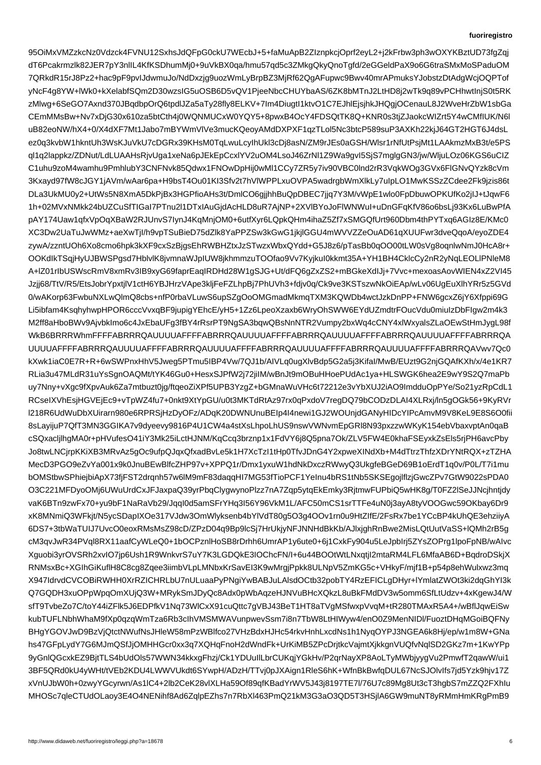95OiMxVMZzkcNz0Vdzck4FVNU12SxhsJdQFpG0ckU7WEcbJ+5+faMuApB2ZIznpkcjOprf2eyL2+j2kFrbw3ph3wOXYKBztUD73fgZqj
dT6Pcakrmzlk82JER7pY3nlIL4KfKSDhumMj0+9uVkBX0qa/hmu57qd5c3ZMkgQkyQnoTgfd/2eGGeldPaX9o6G6traSMxMoSPaduOM
7QRkdR15rJ8Pz2+hac9pF9pvIJdwmuJo/NdDxzjg9uozWmLyBrpBZ3MjRf62QgAFupwc9Bwv40mrAPmuksYJobstzDtAdgWcjOQPTof
yNcF4g8YW+lWk0+kXelabfSQm2D30wzsIG5uOSB6D5vQV1PjeeNbcCHUYbaAS/6ZK8bMTnJ2LtHD8j2wTk9q89vPCHhwtInjS0t5RK
zMlwg+6SeGO7Axnd370JBqdbpOrQ6tpdlJZa5aTy28fly8ELKV+7Im4DiugtI1ktvO1C7EJhlEjsjhkJHQgjOCenauL8J2WveHrZbW1sbGa
CEmMMsBw+Nv7xDjG30x610za5btCth4j0WQNMUCxW0YQY5+8pwxB4OcY4FDSQtTK8Q+KNR0s3tjZJaokcWIZrt5Y4wCMfIUK/N6l
uB82eoNW/hX4+0/X4dXF7Mt1Jabo7mBYWmVlVe3mucKQeoyAMdDXPXF1qzTLol5Nc3btcP589suP3AXKh22kjJ64GT2HGT6J4dsL
ez0q3kvbW1hkntUh3WsKJuVkU7cDGRx39KHsM0TqLwuLcyIhUkl3cDj8asN/ZM9rJEs0aGSH/Wlsr1rNfUtPsjMt1LAAkmzMxB3t/e5PS
ql1q2lappkz/ZDNut/LdLUAAHsRjvUga1xeNa6pJEkEpCcxlYV2uOM4LsoJ46ZrNl1Z9Wa9gvI5SjS7mglgGN3/jw/WljuLOz06KGS6uCIZ
C1uhu9zoM4wamhu9PmhlubY3CNFNvk85Qdwx1FNOwDpHij0wMl1CCy7ZR5y7iv90VBC0lnd2rR3VqkWOg3GVx6FlGNvQYzk8cVm
3Kxayd97fW8cJGY1jAVm/wAar6pa+H9bsT4Ou01KI3Sfv2t7hVlWPPLxuOVPA5wadrgbWmXlkLy7uIpLO1MwKSSzZCdee2Fk9jzis86t
DLa3UkMU0y2+UtWs5N8XmA5DkPjBx3HGPfioAHs3t/DmlCO6gjjhhBuQpDBEC7jjq7Y3M/vWpE1wlo0FpDbuwOPKUfKo2jIJ+tJqwF6
1h+02MVxNMkk24bUZCuSfTIGaI7PTnu2l1DTxIAuGjdAcHLD8uR7AjNP+2XVlBYoJoFlWNWuI+uDnGFqKfV86o6bsLj93Kx6LuBwPfA
pAY174Uaw1qfxVpOqXBaW2RJUnvS7IynJ4KqMnjOM0+6utfXyr6LQpkQHm4ihaZ5Zf7xSMGQfUrt960Dbm4thPYTxq6AGIz8E/KMc0
XC3Dw2UaTuJwWMz+aeXwTjI/h9vpTSuBieD75dZlk8YaPPZSw3kGwG1jkjlGGU4mWVVZZeOuAD61qXUUFwr3dveQqoA/eyoZDE4
zywA/zzntUOh6Xo8cmo6hpk3kXF9cxSzBjgsEhRWBHZtxJzSTwzxWbxQYdd+G5J8z6/pTasBb0qOO00tLW0sVg8oqnlwNmJ0HcA8r+
OOKdIkTSqjHyUJBWSPgsd7HblvlK8jvmnaWJpIUW8jkhmmzuTOOfao9Vv7KyjkuI0kkmt35A+YH1BH4CklcCv2nR2yNqLEOLlPNleM8
A+lZ01rIbUSWscRmV8xmRv3IB9xyG69faprEaqIRDHd28W1g5GJG+Ut/dFQ6gZxZS2+mBGkeXdIJj+7Vvc+mexoasAovWIEN4xZ2VI45
Jzjj68/TtV/R5/EtsJobrYpxtjlV1ctH6YBJHrzVApe3kljFeFZLhpBj7PhUVh3+fdjv0q/Ck9ve3KSTszwNkOiEAp/wLv06UgEuXlhYRr5z5GVd
0/wAKorp63FwbuNXLwQlmQ8cbs+nfP0rbaVLuwS6upSZgOoOMGmadMkmqTXM3KQWDb4wctJzkDnPP+FNW6gcxZ6jY6Xfppi69G
Li5ibfam4KsqhyhwpHPOR6cccVvxqBF9jupigYEhcE/yH5+1Zz6LpeoXzaxb6WryOhSWW6EYdUZmdtrFOucVdu0miulzDbFIgw2m4k3
M2ff8aHboBWv9AjvbkImo6c4JxEbaUFg3fBY4rRsrPT9NgSA3bqwQBsNnNTR2Vumpy2bxWq4cCNY4xlWxyalsZLaOEwStHmJygL98f
WkB6BRRRWhmFFFFABRRRQAUUUUAFFFFABRRRQAUUUUAFFFFABRRRQAUUUUAFFFFABRRRQAUUUUAFFFFABRRRQA
UUUUAFFFFABRRRQAUUUUAFFFFABRRRQAUUUUAFFFFABRRRQAUUUUAFFFFABRRRQAUUUUAFFFFABRRRQAVwv7Qc0
kXwk1iaC0E7R+R+6wSWPnxHhV5Jweg5PTmu5IBP4Vw/7QJ1b/AIVLq0ugXlvBdp5G2a5j3KifaI/MwB/EUzt9G2njGQAfKXh/x/4e1KR7
RLia3u47MLdR31uYsSgnOAQMt/tYK46Gu0+HesxSJPfW2j72jiIM/wBnJt9mOBuHHoePUdAc1ya+HLSWGK6hea2E9wY9S2Q7maPb
uy7Nny+vXgc9fXpvAuk6Zmtbuzt0jg/ftqeoZiXPf5UPB3YzgZ+bGMnaWuVuVHc6t72212e3vYbXUJ2iAO9ImdduOpPYe/So21yzRpCdL1
RCseIXVhEsjHGVEjEc9+vTpWZ4fu7+0nkt9XtYpGU/u0t3MKTdRtAz97rx0qPxdoV7regDQ79bCODzDLAI4XLRxj/ln5gOGk56+9KyRVr
l218R6UdWuDbXUirarn980e6RPRSjHzDyOFz/ADqK20DWNUnuBEIp4I4newi1GJ2WOUnjdGANyHIDcIPcAmvM9V8KeL9E8S6O0Ofii
8sLayijuP7QfT3MN3GGIKA7v9dyeevy9816P4U1CW4a4stXsLhpoLhUS9nswVWNvmEpGRI8N93pxzzwWKyK154ebVbaxvptAn0qaB
cSQxacljlhgMA0r+pHVufesO41iY3Mk25iLctHJNM/KqCcq3brznp1x1FdVY6j8Q5pna7Ok/ZLV5FW4E0khaFSEyxkEsEls5rjPH6avcPby
Jo8twLNCjrpKKiXB3MRvAz5gOc9ufpQJqxQfxadBvLe5k1H7xTzl1tHp0TfvJDnG4Y2xpweXINdXb+M4dTtrzThfzXDrYNtRQX+zTZHA
MecD3PGO9eZvYa001x9k0JnuBEwBlfcZHP97x+XPPQ1r/Dmx1yxuW1hdNkDxczRWwyQ3UkgfeBGeD69B1oErdT1q0v/P0L/T7i1mu
bOMStbwSPhiejbiApX73fjFST2drqnh57w6lM29daqHI7MG53fTioPCF1Yelnu4bRS1tNb5SKSEgojlflzjGwcZPv7GtW9022sPDA0
O3C221MFDyoOMj6UWuUrdCxJFJaxpaQ39yrPbqClygwynoPlzz7nA7Zqp5ytqEkEmky3RjtmwFUPbiQ5wHK8g/T0FZ2lSeJJNcjhntjdy
vaK6BTn9zwFx70+yu9bF1NaRaVb29/JqqI0d5amSFrYHq3I56Y96VkM1L/AFC50mCS1srTTFe4uN0j3ayA8tyVOOGwc59OKbay6Dr9
xK8MNmiQ3WFkjt/N5ycSDapIXOe317VJdw3OmWlyksenb4bYlVdT80g5O3g4OOv1rn0u9HtZlfE/2FsRx7be1YCcBP4K4UhQE3ehziiyA
6DS7+3tbWaTUIJ7UvcO0eoxRMsMsZ98cD/ZPzD04q9Bp9lcSj7HrUkjyNFJNNHdBkKb/AJlxjghRnBwe2MisLQtUutVaSS+lQMh2rB5g
cM3qvJwR34PVql8RX11aafCyWLeQ0+1bOCPznlHoSB8Rrdhh6UmrAP1yp6ute0+6j1CxkFy904u5LeJpbIrj5ZYsZOPrg1lpoFpNB/wAIvc
Xguobi3yrOVSRh2xvIO7jp6Ush1R9WnkvrS7uY7K3LGDQkE3IOChcFN/I+6u44BOOtWtLNxqtjl2mtaRM4LFL6MfaAB6D+BqdroDSkjX
RNMsxBc+XGIhGiKuflH8Cc8g2Zqee3iimbVLPLMNbxKrSavEI3K9WMrgjPpkk8ULNpV5ZmKG5+VHkyF/mjf1B+p54p8ehWulxwz3mq
X947IdrvdCVCOBiRWHH0XrRZICHRLbU7nULuaaPyPNgiYwBABJuLAlsdOCtb32pobTY4RzEFICLgDHyr+lYmlatZWOt3ki3dq1GhYI3k
Q7GQDH3xuoOPpWpqOmXUjQ3W+MRykSmJDyQc8Adx0pWbAqzeHBNJVuSv7KHG6oixncPqsVQNG7jQPGzoxNjgQ7I8qcmu5tZRYahmm2NBaQi
+ga+zg7Mi3elD24Hp67aHQBfs3HmvqJAxGU7SbxHU6xFwKJzFOq5zOlK/FDSS+pWfxd1zp7DvFYKyVXawoJLUeJbL1BpVfbyZRW2SfiRAAKjgPr/
BHgYGOVJwD9BzVjQtctNWufNsJHleW72/n4ZVBHzBdxKHHc45rkvHnhLxcdNs1h1NyqOYPJ3NGEA6k8Hj/ep/w1m8W+GNa
hs47GFpLydY7G6MJmQSfJOMHHGcr0xx3q7XQHqFnoH4HdWndFk+UrKiMB5ZPcDrjtkcVajmtXjkkgnVUQfvNqlSD2GKz7m+1KwYPp
9yGnlQGcxkEZ9BjtTLS4bUdOls57WWN34kkxgFhzj/Ck1YDUuIlLbrCUKqjYGkHv/P2qrNayXP8AoLTyMWbjyyGvu2PmwfT2qawW/ui1
3BF5QRd0kU4yWHt/tVEb2KDU4LWWVUkdt6SYwpH/ADzH/TTvj0pJXAign17fsWnZNcsJOlvs17jd5Yzk8hjv17Z
xVnUJJbW0h0+0wyYGcyrwn/As1lC4+2lb2CeK28vlXLHa59Of89qfKBadYrWV5J43j8197TE7l/76U7c89Mg8Ut3c3hgbSmZZQ2FXhIu
MHOSc7qleCTUdOLaoy3E4O4NENihf8Ad6ZqlpEZhs7n7RbXl463PmQ21kM3G3aO3QD5T3HSjlA6GW9muNT8yRMmHmKRgPmB9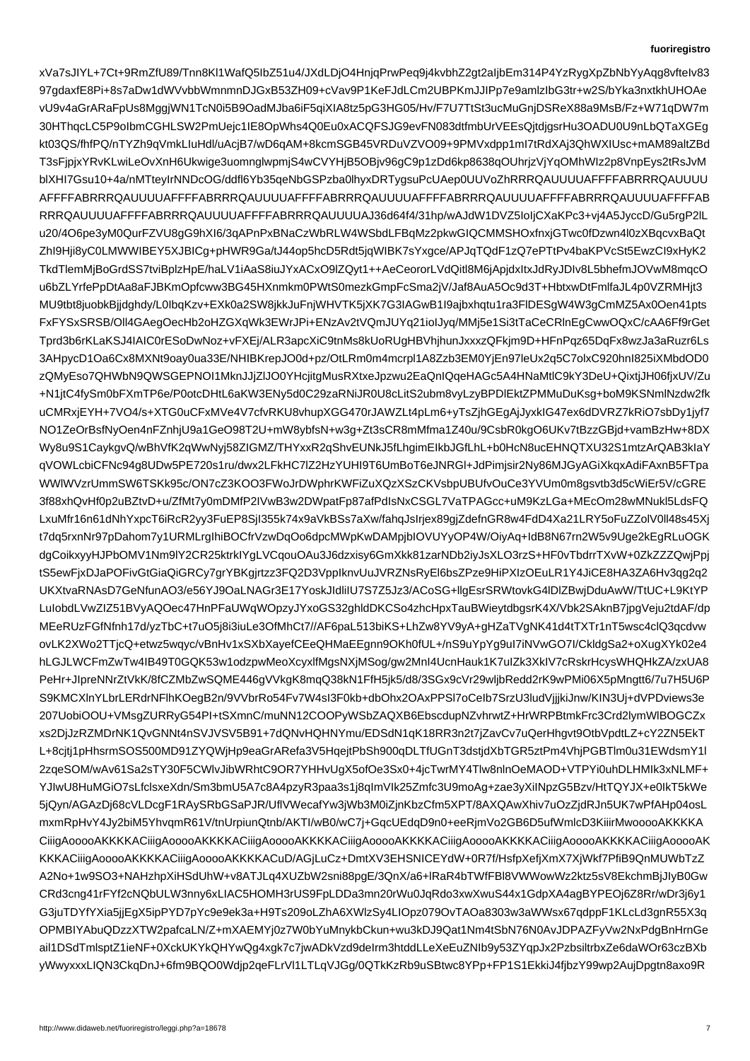xVa7sJIYL+7Ct+9RmZfU89/Tnn8Kl1WafQ5IbZ51u4/JXdLDjO4HnjqPrwPeq9j4kvbhZ2gt2aIjbEm314P4YzRygXpZbNbYyAqg8vfteIv83
97gdaxfE8Pi+8s7aDw1dWVvbbWmnmnDJGxB53ZH09+cVav9P1KeFJdLCm2UBPKmJJIPp7e9amlzIbG3tr+w2S/bYka3nxtkhUHOAe
vU9v4aGrARaFpUs8MggjWN1TcN0i5B9OadMJba6iF5qiXIA8tz5pG3HG05/Hv/F7U7TtSt3ucMuGnjDSReX88a9MsB/Fz+W71qDW7m
30HThqcLC5P9oIbmCGHLSW2PmUejc1IE8OpWhs4Q0Eu0xACQFSJG9evFN083dtfmbUrVEEsQjtdjgsrHu3OADU0U9nLbQTaXGEg
kt03QS/fhfPQ/nTYZh9qVmkLIuHdl/uAcjB7/wD6qAM+8kcmSGB45VRDuVZVO09+9PMVxdpp1mI7tRdXAj3QhWXIUsc+mAM89altZBd
T3sFjpjxYRvKLwiLeOvXnH6Ukwige3uomnglwpmjS4wCVYHjB5OBjv96gC9p1zDd6kp8638qOUhrjzVjYqOMhWIz2p8VnpEys2tRsJvM
blXHI7Gsu10+4a/nMTteyIrNNDcOG/ddfl6Yb35qeNbGSPzba0lhyxDRTygsuPcUAep0UUVoZhRRRQAUUUUAFFFFABRRRQAUUUU
AFFFFABRRRQAUUUUAFFFFABRRRQAUUUUAFFFFABRRRQAUUUUAFFFFABRRRQAUUUUAFFFFABRRRQAUUUUAFFFFAB
RRRQAUUUUAFFFFABRRRQAUUUUAFFFFABRRRQAUUUUAJ36d64f4/31hp/wAJdW1DVZ5IoIjCXaKPc3+vj4A5JyccD/Gu5rgP2lL
u20/4O6pe3yM0QurFZVU8gG9hXI6/3qAPnPxBNaCzWbRLW4WSbdLFBqMz2pkwGIQCMMSHOxfnxjGTwc0fDzwn4l0zXBqcvxBaQt
ZhI9Hji8yC0LMWWIBEY5XJBICg+pHWR9Ga/tJ44op5hcD5Rdt5jqWIBK7sYxgce/APJqTQdF1zQ7ePTtPv4baKPVcSt5EwzCI9xHyK2
TkdTlemMjBoGrdSS7tviBplzHpE/haLV1iAaS8iuJYxACxO9lZQyt1++AeCeororLVdQitl8M6jApjdxltxJdRyJDIv8L5bhefmJOVwM8mqcO
u6bZLYrfePpDtAa8aFJBKmOpfcww3BG45HXnmkm0PWtS0mezkGmpFcSma2jV/Jaf8AuA5Oc9d3T+HbtxwDtFmlfaJL4p0VZRMHjt3
MU9tbt8juobkBjjdghdy/L0IbqKzv+EXk0a2SW8jkkJuFnjWHVTK5jXK7G3IAGwB1I9ajbxhqtu1ra3FlDESgW4W3gCmMZ5Ax0Oen41pts
FxFYSxSRSB/Oll4GAegOecHb2oHZGXqWk3EWrJPi+ENzAv2tVQmJUYq1ioIJyq/MMj5e1Ui3tTaCeCRlnEgCwwOQxC/cAA6Ff9rGet
Tprd3b6rKLaKSJ4lAlC0rESoDwNoz+vFXEj/ALR3apcXiC9tnMs8kUoRUgHBVhjhunJxxxzQFkjm9D+HFnPqz65DqFx8wzJa3aRuzr6Ls
3AHpycD1Oa6Cx8MXNt9oay0ua33E/NHlBKrepJO0d+pz/OtLRm0m4mcrpl1A8Zzb3EM0YjEn97leUx2q5C7olxC920hnI825iXMbdOD0
zQMyEso7QHWbN9QWSGEPNOI1MknJJjZlJO0YHcjitgMusRXtxeJpzwu2EaQnIQqeHAGc5A4HNaMtlC9kY3DeU+QixtjJH06fjxUV/Zu
+N1jtC4fySm0bFXmTP6e/P0otcDHtL6aKW3ENy5d0C29zaRNiJR0U8cLitS2ubm8vyLzyBPDlEktZPMMuDuKsg+boM9KSNmlNzdw2fk
uCMRxjEYH+7VO4/s+XTG0uCFxMVe4V7cfvRKU8vhupXGG470rJAWZLt4pLm6+yTsZjhGEgAjJyxkIG47ex6dDVRZ7kRiO7sbDy1jyf7
NO1ZeOrBsfNyOen4nFZnhjU9a1GeO98T2U+mW8ybfsN3w+3g/Zt3sCR8mMfma1Z40u/9/CsbR0kgO6UKv7tBzzGBjd+vamBzHw+8DX
Wy8u9S1CaykgvQ/wBhVfK2qWwNyj58ZIGMZ/THYxxR2qShvEUNkJ5fLhgimEIkbJGfLhL+b0HcN8ucEHNQTXU32S1mtzArQAB3kIaY
qVOWLcbiCFNc94g8UDw5PE720s1ru/dwx2LFkHC7lZ2HzYUHI9T6UmBoT6eJNRGl+JdPimjsir2Ny86MJGyAGiXkqxAdiFAxnB5FTpa
WWlWVzrUmmSW6TSKk95c/ON7cZ3KOO3FWoJrDWphrKWFiZuXQzXSzCKVsbpUBUfvOuCe3YVUm0m8gsvtb3d5cWiEr5V/cGRE
3f88xhQvHf0p2uBZtvD+u/ZfMt7y0mDMfP2IVwB3w2DWpatFp87afPdlsNxCSGL7VaTPAGcc+uM9KzLGa+MEcOm28wMNukl5LdsFQ
LxuMfr16n61dNhYxpcT6iRcR2yy3FuEP8SjI355k74x9aVkBSs7aXw/fahqJsIrjex89gjZdefnGR8w4FdD4Xa21LRY5oFuZZolV0ll48s45Xj
t7dq5rxnNr97pDahom7y1URMLrgIhiBOCfrVzwDqOo6dpcMWpKwDAMpjbIOVUYyOP4W/OiyAq+IdB8N67rn2W5v9Uge2kEgRLuOGK
dgCoikxyyHJPbOMV1Nm9lY2CR25ktrkIYgLVCqouOAu3J6dzxisy6GmXkk81zarNDb2iyJsXLO3rzS+HF0vTbdrrTXvW+0ZkZZZQwjPpj
tS5ewFjxDJaPOFivGtGiaQiGRCy7grYBKgjrtzz3FQ2D3VppIknvUuJVRZNsRyEl6bsZPze9HiPXIzOEuLR1Y4JiCE8HA3ZA6Hv3qg2q2
UKXtvaRNAsD7GeNfunAO3/e56YJ9OaLNAGr3E17YoskJIdliIU7S7Z5Jz3/ACoSG+llgEsrSRWtovkG4lDlZBwjDduAwW/TtUC+L9KtYP
LuIobdLVwZIZ51BVyAQOec47HnPFaUWqWOpzyJYxoGS32ghldDKCSo4zhcHpxTauBWieytdbgsrK4X/Vbk2SAknB7jpgVeju2tdAF/dp
MEeRUzFGfNfnh17d/yzTbC+t7uO5j8i3iuLe3OfMhCt7//AF6paL513biKS+LhZw8YV9yA+gHZaTVgNK41d4tTXTr1nT5wsc4clQ3qcdvw
ovLK2XWo2TTjcQ+etwz5wqyc/vBnHv1xSXbXayefCEeQHMaEEgnn9OKh0fUL+/nS9uYpYg9uI7iNVwGO7I/CkldgSa2+oXugXYk02e4
hLGJLWCFmZwTw4IB49T0GQK53w1odzpwMeoXcyxlfMgsNXjMSog/gw2MnI4UcnHauk1K7uIZk3XkIV7CRskrHcysWHQHkZA/zxUA8
PeHr+JIpreNNrZtVkK/8fCZMbZwSQME446gVVkgK8mqQ38kN1FfH5jk5/d8/3SGx9sCVr29wljbRedd2rK9wPMi06X5Pmngtt6/7u7H5U6P
S9KMCXlnYLbrLERdrNFlhKOegB2n/9VVbrRo54Fv7W4sI3F0kb+dbOhx2OAxPPSl7oCeIb7SrzU3ludVjjjkiJnw/KIN3Uj+dVPDviews3e
207UobiOOU+VMsgZURRyG54PI+tSXmnC/muNN12COOPyWSbZAQXB6EbscdupNZvhrwtZ+HrWRPBtmkFrc3Crd2lymWlBOGCZx
xs2DjJzRZMDrNK1QvGNNt4nSVJVSV5B91+7dQNvHQHNYmu/EDSdN1qK18RR3n2t7jZavCv7uQerHhgvt9OtbVpdtLZ+cY2ZN5EkT
L+8cjtj1pHhsrmSOS500MD91ZYQWjHp9eaGrAReefa3V5HqejtPbSh900qDLTfUGnT3dstjdXbTGR5ztPm4VhjPGBTlm0u31EWdsmY1l
2zqeSOM/wAv61Sa2sTY30F5CWlvJibWRhtC9OR7YHHvUgX5ofOe3Sx0+4jcTwrMY4Tlw8nlnOeMAOD+VTPYi0uhDLHMIk3xNLMF+
YJlwU8HuMGiO7sLfclsxeXdn/Sm3bmU5A7c8A4pzyR3paa3s1j8qImVIk25Zmfc3U9moAg+zae3yXiINpzG5Bzv/HtTQYJX+e0lkT5kWe
5jQyn/AGAzDj68cVLDcgF1RAySRbGSaPJR/UflVWecafYw3jWb3M0iZjnKbzCfm5XPT/8AXQAwXhiv7uOzZjdRJn5UK7wPfAHp04osL
mxmRpHvY4Jy2biM5YhvqmR61V/tnUrpiunQtnb/AKTI/wB0/wC7j+GqcUEdqD9n0+eeRjmVo2GB6D5ufWmlcD3KiiirMwooooAKKKKA
CiiigAooooAKKKKACiiigAooooAKKKKACiiigAooooAKKKKACiiigAooooAKKKKACiiigAooooAKKKKACiiigAooooAK
KKKACiiigAooooAKKKKACiiigAooooAKKKKACuD/AGjLuCz+DmtXV3EHSNICEYdW+0R7f/HsfpXefjXmX7XjWkf7PfiB9QnMUWbTzZ
A2No+1w9SO3+NAHzhpXiHSdUhW+v9ATJLq4XUZbW2sni88pgE/3QnX/a6+lRaR4bTWfBl8VWWowWz2ktz5sV8EkchmBjJIyB0Gw
CRd3cng41rFYf2cNQbULW3nny6cLIAC5HOMH3rUS9FpLDDa3mn20rWu0JqRdo3xwXwuS44x1GdpXA4agBYPEOj6Z8Rr/wDr3j6y1
G3juTDYfYXia5jjEgX5ipPYD7pYc9e9ek3a+H9Ts209oLZhA6XWlzSy4LIOpz079OvTAOa8303w3aWWsx697qdppF1KLcLd3gnR55X3q
OPMBIYAbuQDDzzXTW2pafcaLN/Z+mMXAEMYj0z7W0bYuMnykbCkun+wu3kDJ9Qat1Nm4tSbN76N0AvJDPAZFyVw2NxdPgBnHrnGe
ail1DSdTmlsptZ1ieNF+0XckUKYkQHYwQg4xgk7c7jwADkVzd9deIrm3htddLLeXeEuZNIb9y53ZYqpJx2PzbsiltrbxZe6daWOr63czBXb
yWwyxxxLIQN3CkqDnJ+6fm9BQO0Wdjp2qeFLrVl1LTLqVJGg/0QTkzRb9uSBtwc8YPp+FP1S1EkkiJ4fjbzY99wp2AujDpgtn8axo9R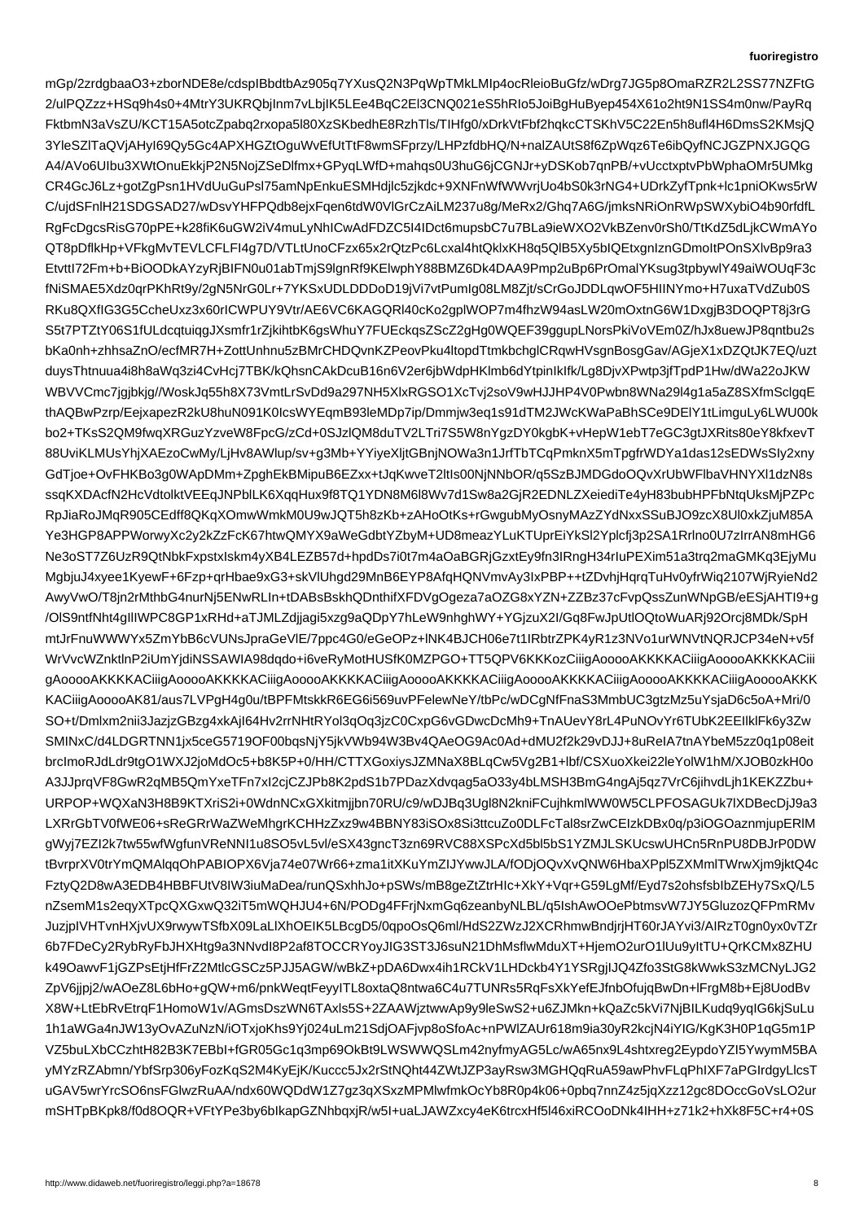mGp/2zrdgbaaO3+zborNDE8e/cdspIBbdtbAz905q7YXusQ2N3PqWpTMkLMIp4ocRleioBuGfz/wDrg7JG5p8OmaRZR2L2SS77NZFtG
2/ulPQZzz+HSq9h4s0+4MtrY3UKRQbjInm7vLbjIK5LEe4BqC2El3CNQ021eS5hRIo5JoiBgHuByep454X61o2ht9N1SS4m0nw/PayRq
FktbmN3aVsZU/KCT15A5otcZpabq2rxopa5l80XzSKbedhE8RzhTls/TIHfg0/xDrkVtFbf2hqkcCTSKhV5C22En5h8ufl4H6DmsS2KMsjQ
3YleSZlTaQVjAHyI69Qy5Gc4APXHGZtOguWvEfUtTtF8wmSFprzy/LHPzfdbHQ/N+nalZAUtS8f6ZpWqz6Te6ibQyfNCJGZPNXJGQG
A4/AVo6UIbu3XWtOnuEkkjP2N5NojZSeDlfmx+GPyqLWfD+mahqs0U3huG6jCGNJr+jDSKob7qnPB/+vUcctxptvPbWphaOMr5UMkg
CR4GcJ6Lz+gotZgPsn1HVdUuGuPsl75amNpEnkuESMHdjlc5zjkdc+9XNFnWfWWvrjUo4bS0k3rNG4+UDrkZyfTpnk+lc1pniOKws5rW
C/ujdSFnlH21SDGSAD27/wDsvYHFPQdb8ejxFqen6tdW0VlGrCzAiLM237u8g/MeRx2/Ghq7A6G/jmksNRiOnRWpSWXybiO4b90rfdfL
RgFcDgcsRisG70pPE+k28fiK6uGW2iV4muLyNhICwAdFDZC5l4IDct6mupsbC7u7BLa9ieWXO2VkBZenv0rSh0/TtKdZ5dLjkCWmAYo
QT8pDflkHp+VFkgMvTEVLCFLFl4g7D/VTLtUnoCFzx65x2rQtzPc6Lcxal4htQklxKH8q5QlB5Xy5bIQEtxgnIznGDmoItPOnSXlvBp9ra3
EtvttI72Fm+b+BiOODkAYzyRjBIFN0u01abTmjS9lgnRf9KElwphY88BMZ6Dk4DAA9Pmp2uBp6PrOmalYKsug3tpbywlY49aiWOUqF3c
fNiSMAE5Xdz0qrPKhRt9y/2gN5NrG0Lr+7YKSxUDLDDDoD19jVi7vtPumIg08LM8Zjt/sCrGoJDDLqwOF5HIINYmo+H7uxaTVdZub0S
RKu8QXfIG3G5CcheUxz3x60rICWPUY9Vtr/AE6VC6KAGQRl40cKo2gplWOP7m4fhzW94asLW20mOxtnG6W1DxgjB3DOQPT8j3rG
S5t7PTZtY06S1fULdcqtuiqgJXsmfr1rZjkihtbK6gsWhuY7FUEckqsZScZ2gHg0WQEF39ggupLNorsPkiVoVEm0Z/hJx8uewJP8qntbu2s
bKa0nh+zhhsaZnO/ecfMR7H+ZottUnhnu5zBMrCHDQvnKZPeovPku4ltopdTtmkbchglCRqwHVsgnBosgGav/AGjeX1xDZQtJK7EQ/uzt
duysThtnuua4i8h8aWq3zi4CvHcj7TBK/kQhsnCAkDcuB16n6V2er6jbWdpHKlmb6dYtpinIkIfk/Lg8DjvXPwtp3jfTpdP1Hw/dWa22oJKW
WBVVCmc7jgjbkjg//WoskJq55h47X73VmtLrSvDd9a97NH5XlxRGSO1XcTvj2soV9wHJJHP4V0Pwbn8WNa29l4g1a5aZ8SSclgqE
thAQBwPzrp/EejxapezR2kU8huN091K0IcsWYEqmB93leMDp7ip/Dmmjw3eq1s91dTM2JWcKWaPaBhSCe9DElY1tLimguLy6LWU00k
bo2+TKsS2QM9fwqXRGuzYzveW8FpcG/zCd+0SJzlQM8duTV2LTri7S5W8nYgzDY0kgbK+vHepW1ebT7eGC3gtJXRits80eY8kfxevT
88UviKLMUsYhjXAEzoCwMy/LjHv8AWlup/sv+g3Mb+YYiyeXljtGBnjNOWa3n1JrfTbTCqPmknX5mTpgfrWDYa1das12sEDWsSIy2xny
GdTjoe+OvFHKBo3g0WApDMm+ZpghEkBMipuB6EZxx+tJqKwveT2ltIs00NjNNbOR/q5SzBJMDGdoOQvXrUbWFlbaVHNYXl1dzN8s
ssqKXDAcfN2HcVdtolktVEEqJNPbILK6XqqHux9f8TQ1YDN8M6l8Wv7d1Sw8a2GjR2EDNLZXeiediTe4yH83bubHPFbNtqUksMjPZPc
RpJiaRoJMqR905CEdff8QKqXOmwWmkM0U9wJQT5h8zKb+zAHoOtKs+rGwgubMyOsnyMAzZYdNxxSSuBJO9zcX8Ul0xkZjuM85A
Ye3HGP8APPWorwyXc2y2kZzFcK67htwQMYX9aWeGdbtYZbyM+UD8meazYLuKTUprEiYkSl2Yplcfj3p2SA1Rrlno0U7zIrrAN8mHG6
Ne3oST7Z6UzR9QtNbkFxpstxIskm4yXB4LEZB57d+hpdDs7i0t7m4aOaBGRjGzxtEy9fn3IRngH34rIuPEXim51a3trq2maGMKq3EjyMu
MgbjuJ4xyee1KyewF+6Fzp+qrHbae9xG3+skVlUhgd29MnB6EYP8AfqHQNVmvAy3IxPBP++tZDvhjHqrqTuHv0yfrWiq2107WjRyieNd2
AwyVwO/T8jn2rMthbG6EJNwRLIn+tDABsBskhQDnthifXFDVGOgeza7aOZG8kZYN7aOZB3wZCFvpQssZunWNpGB/eESjAHTI9+g
/OlS9ntfNht4gIlIWPC8GP1xRHd+aTJMLZdjjagi5xzg9aQDpY7hLeW9nhghWY+YGjzuX2I/Gq8FwJpUtlOQtoWuARj92Orcj8MDk/SpH
mtJrFnuWWWYx5ZmYbB6cVUNsJpraGeVlE/7ppc4G0/eGeOPz+lNK4BJCH06e7t1IRbtrZPK4yR1z3NVo1urWNVNtNQRJCP24eN+v5f
WrVvcWZnktlnP2iUmYjdiNSSAWIA98dqdo+i6veRyMotHUSfK0MZPGO+TT5QPV6KKKozCiiigAooooAKKKKACiiigAooooAKKKKACiii
gAooooAKKKKACiigAooooAKKKKACiigAooooAKKKKACiigAooooAKKKKACiigAooooAKKKKACiigAooooAKKKKACiigAooooAKKKKACiigAooooAKKK
KACiigAooooAK81/aus7LVPgH4g0u/tBPFMtskkR6EG6i569uvPFelewNeY/tbPc/wDCgNfFnaS3MmbUC3gtzMz5uYsjaD6c5oA+Mri/0
SO+t/Dmlxm2nii3JazjzGBzg4xkAjI64Hv2rrNHtRYol3qzC0CxpG6vGDwcDcMh9+TnAUevY8rL4PuNoVYr6TUbK6EIIlklFk6y3Zw
SMINxC/d4LDGRTNN1jx5ceG5719OF00bqsNjY5jkVWb94W3Bv4QAeOG9Ac0Ad+dMU2f2k29vDJJ+8uReIA7tnAYbeM5zz0q1p08eit
brcImoRJdLdr9tgO1WXJ2joMdOc5+b8K5P+0/HH/CTTXGoxiyJZMNaX8BLqCw5Vg2B1+lbf/CSXuoXkei22leYolW1hM/XJOB0zkH0o
A3JJprqVF8GwR2qMB5Qm3Yne5Tzh3zn69RVC7Kb0J3Wb8dyq/Cf
URPOP+WQXaN3H8B9KTXriS2i+0WdnNCxGXkitmjjbn70RU/c9/wDJBq3UgI8Jk9z7Cr1tx+u0SYs6ZqUU/yymJYm9ftrKOaFLqcxK/VMHBb6G1E3bL5jXUY/JXdQk+CYgEa3
LXRrGbTV0fWE06+sReGRrWaZWeMhgrKCHHzZxz9w4BBNY83iSOx8Si3ttcuZo0DLFcTal8srSwZwCEIzkDBx0q/p3iOGOaznmjupERlM
gWyj7EZI2k7tw55wfWgfunVReNNI1u8SO5vL5vl/eSX43gncT3zn69RVC7Kb0J3Wb8dyq/Cf/Zbl5bSsPYMzSqpSZUHCn5RnPU8DBJrP0DW
tBvrprXV0trYmQMAlqqOhPABIOPX6X6Vja74Wr66zma1itUl4aZYu3qEg8J2ZrmXcLuZSYwnSrbGv8wtMlIQ0Azbvwu0Qq5gaZT1ovZpRMVWTrwxXjm9jktQ4c
FztyQ2D8wA3EDB4HBBFUtV8IW3iuMaDea4/runQ0SxhhJo+pSWs/mB8geZtZtrHIc+XkY+Vqr+G59LgMf/Eyd7s2ohsfsbIbZEHy7SxQ/L5
nZsemM1s2eqyXTpcQXGxwQ32iT5mWQHJU4+6N/POg4FFrjNxmGq6zeanbyNLBL/q5IshAwOOePbtmsvW7JY5GluzozQFPmRMv
JuzjpIVHTvnHXjvUX9wrywTSfbX09LaLlXhOEIK5LBcgD5/0qpoOsQ6ml/HdS2ZWzJ2XCRhmwBndjrjHT60nJAYvi3/AIRzT0gn0yx0vTZr
6b7FDeCy2RybRyFbJHXHtg9a3NNvdl8P2af8TOCCRYoyJIG3ST3J6suN21DhMsfIwMduXT+HjemO2urO1lUu9ylItTU+QrKCMx8ZHU
k49OawvF1jGZPsEtjHfFrZ2MtlcGSCz5PJJ5AGW/wBkZ+pDA6Dwx4ih1RCkV1LHDckb4Y1YSRgjIJQ4Zfo3StG8kWwkS3zMCNyLJG2
ZpV6jjpj2/wAOeZ8L6bHo+gQW+m6/pnkWeqtFeyyITL8oxtaQ8ntwa4CC4u7TUNRs5RqFsXkYefJfnbOfujqBwDn+lFrgM8b+Ej8UodBv
X8W+LtEbRvEtrqF1HomoW1v/AGmsDszWN6TAxls5S+2ZAAWjztwwAp9y9leSwS2+u6ZJMkn+kQaZc5skVi7NjBILKudq9yqIG6kjSuLu
1h1aWGa4nJW13yOvAZuNzN/iOTxjoKhs9Yj024uLm21SdjQAFjvp8oSfoAc+PNWlZADR619m9ia30yR7kcjN4iYIG/KgK3H0P1qG5m1P
VZ5buLXbCCzhtH82B3K7EBbl+fGR05Gc1q3mp69OkBt9LWSWWQSLm42nyfmyAG5Lc/wA65nx9L4shtxreg2EypdoYZI5YwmnM5BA
yMYzRZAbmn/YbfSrp306yFozKqStM2M4KyEjK/Kuccc5Jx2rStNQht44aRvQRIh2fRnyZd2DFTKLeulnauf1iKFDCbEZIuCt1xnFNZBGu
uGAV5wrYrcSO6nsFGlwzRuAA/ndx0WQDdW7Zgz3qXSxzMPMlwfmkOcYb8R0p4k06+0pbq7nnZ4jqXzz12gc8BOccGoVsLO2ur
mSHTpBKpk8/f0d8OQR+VFtYPe3by6bsLBmDPbGeCEDHxXqkDZbMxCZdiaj9FnkAhUa4nxHB5uIBV0HzLdlhTUZEIwE0L9njj3uEL4PcTu
RJZeZUaOFOdXGDPkk4IiYOOI5AAE/bpGnAL+zKXqrOC0uGGZqvrbPAamhCiUngVpRIE/Dq7QlC+vEZxdQCOdn/Lf+UJ2bXAYXqB5ekYpBAaqxR/Dp6xOJ+xZ2f1wZQzRqI8VFm7jbC9A3SVNNR6MRrK3bpU5z1OYPCeQxQpJBpcD9+Ow7ZtJT6LXwOtx5FJmIK7BVKzrk53oJLCiWyUBx0V0kGYbmpIoMRtC0pmX0mP/HJnpx0jdURa2Gq4x8mTTzQDmZ69bBVrJqVXWs2MGxY8/OFu+PJlZqD3rYRHvNmIFQpJZWp5MFQEbMk3YH6PXJHSCaqBs0g0k2FBIv3sr6+J3yk2ZvxQM2zoY3sFvBqdc3gxUtY3wTxyYOa3xTxr0VWk0j+N7vNUbZFfsMsBb+uRsuJ5/O3eSJYoyMSpTYP9qbMQbRuwlw/ZQj0Dg2lUW/1+z+Mz7zEv4FZ6JsnEYMHrPdcPDb6rMD4s+1nYdnMq3ZRv7rP/ESgyX
tZbPp5XdZ2Q2aS9J0CqGcsuBZk7CJV1ZJHI1ElGxttDKk5WrLzLbCJZsJtCuAmXeSSDEoLGfnXPl0WPO+0Oe5TyyC5EnU1QKBTkY+nr4P1ASrfLQpt1mqUxeCh97aUXJRFF4+TUWsXVSYhzkzF2yDxmSrJqPyyH8r4uqjfv2k2yn
tFffqWnpwI3Ky2Y5fRsLZLIUudAcefAoFg0VxQnIhWq9fWdLzYdSNJXKQ8KH5mkfqHZpKLP6YHjVJVGTJZPAafDVMpOTbKQL9TYdsLb3TNRPuLhc8Q8S6CGlM0VQNETYFUnSHaLI9tEhMgn31UxRvsxHX3bPcJQHFTHmKfq+O5N73
k49OawvF1jGZPsEtjHfFrZ2MtlcGSCz5PJJ5AGW/wBkZ+pDA6Dwx4ih1RCkV1LHDckb4Y1YSRgjIJQ4Zfo3StG8kWwkS3zMCNyLJG2
ZpV6jjpj2/wAOeZ8L6bHo+gQW+m6/pnkWeqtFeyyITL8oxtaQ8ntwa6C4u7TUNRs5RqFsXkYefJfnbOfujqBwDn+lFrgM8b+Ej8UodBv
X8W+LtEbRvEtrqF1HomoW1v/AGmsDszWN6TAxls5S+2ZAAWjztwwAp9y9leSwS2+u6ZJMkn+kQaZc5skVi7NjBILKudq9yqIG6kjSuLu
1h1aWGa4nJW13yOvAZuNzN/iOTxjoKhs9Yj024uLm21SdjQAFjvp8oSfoAc+PNWlZADR619m9ia30yR7kcjN4iYIG/KgK3H0P1qG5m1P
VZ5buLXbCCzhtH82B3K7EBbl+fGR05Gc1q3mp69OkBt9LWSWWQSLm42nyfmyAG5Lc/wA65nx9L4shtxreg2EypdoYZI5YwmnM5BA
yMYzRZAbmn/YbfSrp306yFozKqSM2M4KyEjK/Kuccc5Jx2rStNQht44ZWtJZP3ayRsw3MGHQqRuA59awPhvFLqPhIXF7aPGIrdgyLlcsT
uGAV5wrYrcSO6nsFGlwzRuAA/ndx0WQDdW7Zgz3qXSxzMPMlwfmkOcYb8R0p4k06+0pbq7nnZ4jqXzz12gc8BOccGoVsLO2ur
mSHTpBKpk8/f0d8OQR+VFtYPe3by6bIkapGZNhbqxjR/w5I+uaLJAWZxcy4eK6trcxHf5l46xiRCOODk4IHH+z71k2+hXk8F5C+r4+0S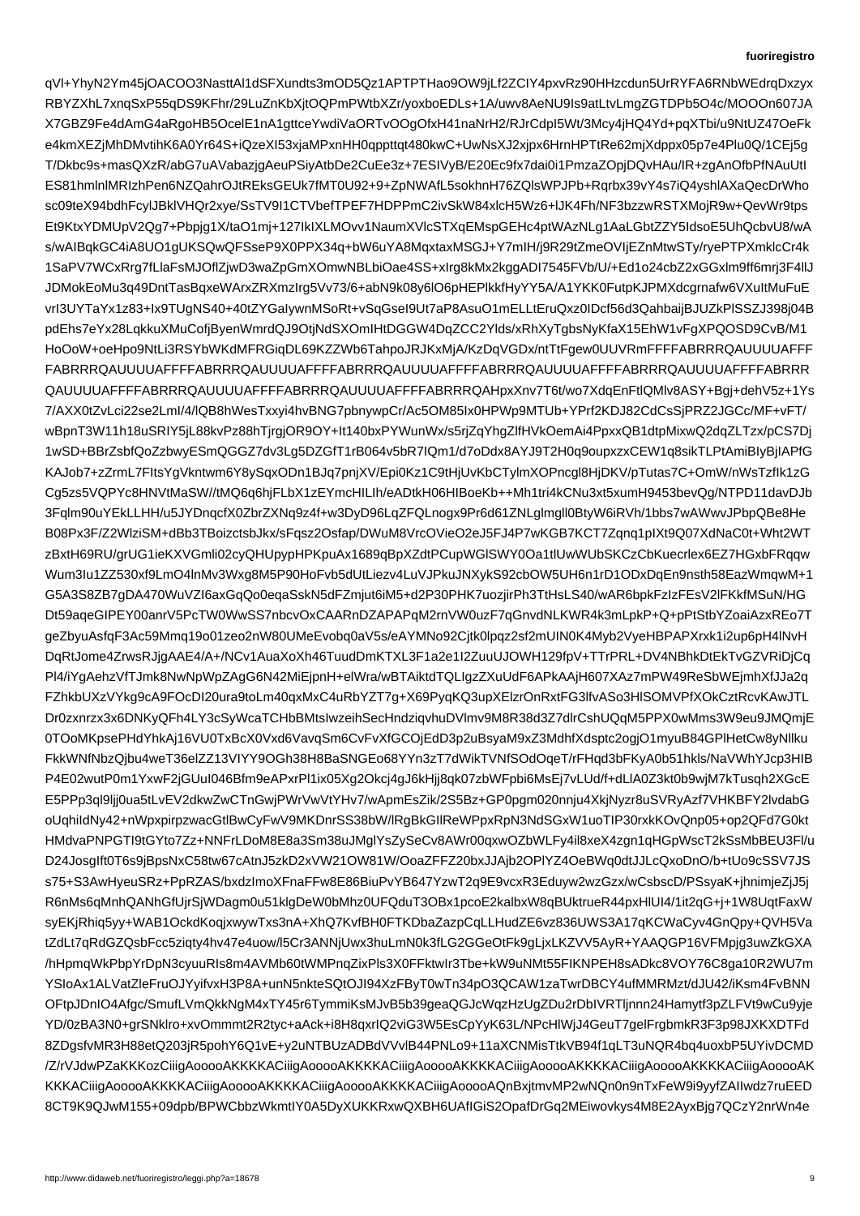qVl+YhyN2Ym45jOACOO3NasttAl1dSFXundts3mOD5Qz1APTPTHao9OW9jLf2ZCIY4pxvRz90HHzcdun5UrRYFA6RNbWEdrqDxzyx
RBYZXhL7xnqSxP55qDS9KFhr/29LuZnKbXjtOQPmPWtbXZr/yoxboEDLs+1A/uwv8AeNU9Is9atLtvLmgZGTDPb5O4c/MOOOn607JA
X7GBZ9Fe4dAmG4aRgoHB5OcelE1nA1gttceYwdiVaORTvOOgOfxH41naNrH2/RJrCdpI5Wt/3Mcy4jHQ4Yd+pqXTbi/u9NtUZ47OeFk
e4kmXEZjMhDMvtihK6A0Yr64S+iQzeXI53xjaMPxnHH0qppttqt480kwC+UwNsXJ2xjpx6HrnHPTtRe62mjXdppx05p7e4Plu0Q/1CEj5g
T/Dkbc9s+masQXzR/abG7uAVabazjgAeuPSiyAtbDe2CuEe3z+7ESIVyB/E20Ec9fx7dai0i1PmzaZOpjDQvHAu/lR+zgAnOfbPfNAuUtI
ES81hmlnlMRIzhPen6NZQahrOJtREksGEUk7fMT0U92+9+ZpNWAfL5sokhnH76ZQlsWPJPb+Rqrbx39vY4s7iQ4yshlAXaQecDrWho
sc09teX94bdhFcylJBklVHQr2xye/SsTV9I1CTVbefTPEF7HDPPmC2ivSkW84xlcH5Wz6+lJK4Fh/NF3bzzwRSTXMojR9w+QevWr9tps
Et9KtxYDMUpV2Qg7+Pbpjg1X/taO1mj+127IkIXLMOvv1NaumXVlcSTXqEMspGEHc4ptWAzNLg1AaLGbtZZY5IdsoE5UhQcbvU8/wA
s/wAIBqkGC4iA8UO1gUKSQwQFSseP9X0PPX34q+bW6uYA8MqxtaxMSGJ+Y7mIH/j9R29tZmeOVIjEZnMtwSTy/ryePTPXmklcCr4k
1SaPV7WCxRrg7fLlaFsMJOflZjwD3waZpGmXOmwNBLbiOae4SS+xIrg8kMx2kggADI7545FVb/U/+Ed1o24cbZ2xGGxlm9ff6mrj3F4lIJ
JDMokEoMu3q49DntTasBqxeWArxZRXmzIrg5Vv73/6+abN9k08y6lO6pHEPlkkfHyYY5A/A1YKK0FutpKJPMXdcgrnafw6VXuItMuFuE
vrI3UYTaYx1z83+Ix9TUgNS40+40tZYGaIywnMSoRt+vSqGseI9Ut7aP8AsuO1mELLtEruQxz0IDcf56d3QahbaijBJUZkPlSSZJ398j04B
pdEhs7eYx28LqkkuXMuCofjByenWmrdQJ9OtjNdSXOmIHtDGGW4DqZCC2Ylds/xRhXyTgbsNyKfaX15EhW1vFgXPQOSD9CvB/M1
HoOoW+oeHpo9NtLi3RSYbWKdMFRGiqDL69KZZWb6TahpoJRJKxMjA/KzDqVGDx/ntTtFgew0UUVRmFFFFABRRRQAUUUUAFFF
FABRRRQAUUUUAFFFFABRRRQAUUUUAFFFFABRRRQAUUUUAFFFFABRRRQAUUUUAFFFFABRRRQAUUUUAFFFFABRRRQAUUUUAFFFFABRRR
QAUUUUAFFFFABRRRQAUUUUAFFFFABRRRQAUUUUAFFFFABRRRQAHpxXnv7T6t/wo7XdqEnFtlQMlv8ASY+Bgj+dehV5z+1Ys
7/AXX0tZvLci22se2LmI/4/lQB8hWesTxxyi4hvBNG7pbnywpCr/Ac5OM85Ix0HPWp9MTUb+YPrf2KDJ82CdCsSjPRZ2JGCc/MF+vFT/
wBpnT3W11h18uSRIY5jL88kvPz88hTjrgjOR9OY+It140bxPYWunWx/s5rjZqYhgZlfHVkOemAi4PpxxQB1dtpMixwQ2dqZLTzx/pCS7Dj
1wSD+BBrZsbfQoZzbwyESmQGGZ7dv3Lg5DZGfT1rB064v5bR7IQm1/d7oDdx8AYJ9T2H0q9oupxzxCEW1q8sikTLPtAmiBIyBjIAPfG
KAJob7+zZrmL7FItsYgVkntwm6Y8ySqxODn1BJq7pnjXV/Epi0Kz1C9tHjUvKbCTylmXOPncgl8HjDKV/pTutas7C+OmW/nWsTzfIk1zG
Cg5zs5VQPYc8HNVtMaSW//tMQ6q6hjFLbX1zEYmcHILIh/eADtkH06HIBoeKb++Mh1tri4kCNu3xt5xumH9453bevQg/NTPD11davDJb
3Fqlm90uYEkLLHH/u5JYDnqcfX0ZbrZXNq9z4f+w3DyD96LqZFQLnogx9Pr6d61ZNLgImgll0BtyW6iRVh/1bbs7wAWwvJPbpQBe8He
B08Px3F/Z2WlziSM+dBb3TBoizctsbJkx/sFqsz2Osfap/DWuM8VrcOVieO2eJ5FJ4P7wKGB7KCT7Zqnq1pIXt9Q07XdNaC0t+Wht2WT
zBxtH69RU/grUG1ieKXVGmli02cyQHUpypHPKpuAx1689qBpXZdtPCupWGlSWY0Oa1tlUwWUbSKCzCbKuecrlex6EZ7HGxbFRqqw
Wum3Iu1ZZ530xf9LmO4lnMv3Wxg8M5P90HoFvb5dUtLiezv4LuVJPkuJNXykS92cbOW5UH6n1rD1ODxDqEn9nsth58EazWmqwM+1
G5A3S8ZB7gDA470WuVZI6axGqQo0eqaSskN6dFZmjut6iM5+d2P30PHK7uozjirPh3TtHsLS40/wAR6bpkFzIzFEsV2lFKkfMSuN/HG
Dt59aqeGIPEY00anrV5PcTW0WwSS7nbcvOxCAARnDZAPAPqM2rnVW0uzF7qGnvdNLKWR4k3mLpkP+Q+pPtStbYZoaiAxREo7T
geZbyuAsfqF3Ac59Mmq19o01zeo2nW80UMeEvobq0aV5s/eAYMNo92Cjtk0lpqz2sf2mUIN0K4Myb2VyeHBPAPXrxk1i2up6p6H4lNvH
DqRtJome4ZrwsRJgAAE4/A+/NCv1AuaXoXh46TuudDmKTXL3F1a2e1I2ZuuUJOWH129fpV+TTrPRL+DV4NBhkDtEkTvGZVRiDjCq
Pl4/iYgAehzVfTJmk8NwNpWpZAgG6N42MiEjpnH+elWra/wBTAiktdTQLlgzZXUdF6APkAAjH607XAz7mPW49ReSbWEjmhXfJJa2q
FZhkbUXzVYkg9cA9FOcDI20ura9toLa4MxC4uRbYZT7g+X69PyqKQ3upXElzOnRxtFG3lfvASo3HlSOMVPfXOkCztRcvKAwJTL
Dr0zxnrzx3x6DNKyQFh4LY3cSyWcaTCHbBMtsIwzeihSecHndziqvhuDVlmv9M8R38d3Z7dlrCshUQqM5PPX0wMms3W9eu9JMQmjE
0TOoMKpsePHdYhkAj16VU0TxBcX0Vxd6VavqSm6CvFvXfGCOjEdD3p2uBsyaM9xZ3MdhfXdsptc2ogjO1myuB84GPlHetCw8yNllku
FkkWNfNbzQjbu4weT36elZZ13VIYY9OGh38H8BaSNGEo68YYn3zT7dWikTVNfSOdOqeT/rFHqd3bFKyA0b51hkls/NaVWhYJcp3HIB
P4E02wutP0m1YxwF2jGUuI046Bfm9eAPxrPl1ix05Xg2Okcj4gJ6kHjj8qk07zbWFpbi6MsEj7vLUd/f+dLlA0Z3kt0b9wjM7kTusqh2XGcE
E5PPp3ql9ljj0ua5tLvEV2dkwZwCTnGwjPWrVwVtYHv7/wApmEsZik/2S5Bz+GP0pgm020nnju4XkjNyzr8uSVRyAzf7VHKBFY2lvdabG
oUqhildNy42+nWpxpirpzwacGtlBwCyFwV9MKDnrSS38bW/lRgBkGIlReWPpxRpN3NdSGxW1uoTIP30rxkKOvQnp05+op2QFd7G0kt
HMdvaPNPGTl9tGYto7Zz+NNFrLDoM8E8a3Sm38uJMglYsZySeCv8AWr00qxwOZbWLFy4il8xeX4zgn1qGpWscT2kSsMbBEU3Fl/u
D24JosgIft0T6s9jBpsNxC58tw67cAtnJ5zkD2xVW21OW81W/OoaZFFZ20bxJJAjb2OPlYZ4OeBWq0dtJJLCoxoDnO/b+tUo9cSSV7JS
s75+S3AwHyeuSRz+PpRZAS/bxdzlmoXFnaFFw8E86BiuPvYB647YzwT2q9e9vcxR3Eduyw2wzGzx/wCsbscD/PSsyaK+jhnimjeZjJ5j
R6nMs6qMnhQANhGfUjrSjWDagm0u51klgDeW0bMhz0UFQduT3OBx1pcoE2kalbxW8qBUktrueR44pxHlUI4/1it2qG+j+1W8UqtFaxW
syEKjRhiq5yy+WAB1OckdKoqjxwywTxs3nA+XhQ7KvfBH0FTKDbaZazpCqLLHudZE6vz836UWS3A17qKCWaCyv4GnQpy+QVH5Va
tZdLt7qRdGZQsbFcc5ziqty4hv47e4uow/l5Cr3ANNjUwx3huLmN0k6fLG2GGeOtFk9gLjxkLZVV5AyR+YAAQGP16VFMpjg3uwZkGXA
/hHpmqWkPbpYrDpN3cyuuRIs8m4AVMb60btWMPnqZxIPls3X0FFktwIr3Tbe+kW9uNMt55FIKNPEH8sADc67VOY76C8ga10R2WU7m
YSIoAx1ALVatZleFruOJYyifvxH3P8A+unN5nkteSQtOJI94XzFByTw0TwTn34pO3QCAW1zaTwrDBCY4ufMMRMamHzt/dJU42/iKsm4FvBNN
OFtpJDnIO4Afgc/SmufLVmQkNgM4xTY45r6YmmiKsMJvB5b39geaQGJcWqzHZDu2rDbIVTljnnn24HamytGFrgbmkR3F3p98JXKXDTFd
8ZDgsfvMR3H88etQ203j5pohY6Q1vE+y2uNTBUzADBdVVlB44PNLo9+11aXCNMisTtkVB94f1qLT3uNQR4bq4uoxbP5UYivDCMD
/Z/rVJdwPZaKKKozCiiigAooooAKKKKACiiigAooooAKKKKACiiigAooooAKKKKACiiigAooooAKKKKACiiigAooooAKKKKACiiigAooooAK
KKKACiiigAooooAKKKKACiiigAooooAKKKKACiiigAooooAKKKKACiiigAooooAQnBxjtmvMP2wNQn0n9nTxFeW9i9yyfZAIIwdz7ruEED
8CT9K9QJwM155+09dpb/BPWCbbzWkmtIY0A5DyXUKRxQXBH6UAfIGiS2OpafDrGq2MEiwovkys4M8E2AyxBjg7QCzY2nrWn4e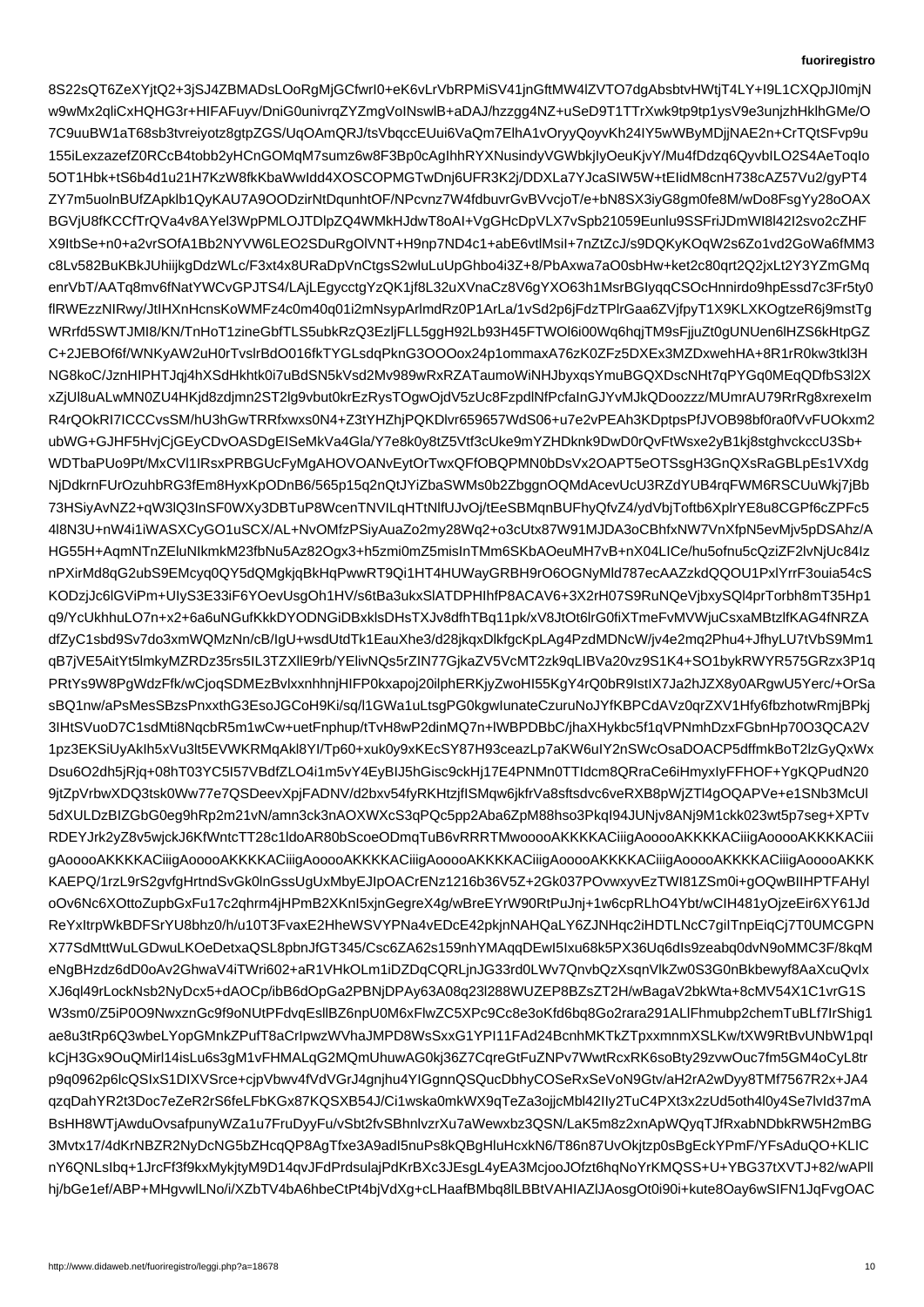8S22sQT6ZeXYjtQ2+3jSJ4ZBMADsLOoRgMjGCfwrI0+eK6vLrVbRPMiSV41jnGftMW4lZVTO7dgAbsbtvHWtjT4LY+I9L1CXQpJI0mjN
w9wMx2qliCxHQHG3r+HIFAFuyv/DniG0univrqZYZmgVoINswlB+aDAJ/hzzgg4NZ+uSeD9T1TTrXwk9tp9tp1ysV9e3unjzhHklhGMe/O
7C9uuBW1aT68sb3tvreiyotz8gtpZGS/UqOAmQRJ/tsVbqccEUui6VaQm7ElhA1vOryyQoyvKh24IY5wWByMDjjNAE2n+CrTQtSFvp9u
155iLexzazefZ0RCcB4tobb2yHCnGOMqM7sumz6w8F3Bp0cAgIhhRYXNusindyVGWbkjIyOeuKjvY/Mu4fDdzq6QyvbILO2S4AeToqIo
5OT1Hbk+tS6b4d1u21H7KzW8fkKbaWwIdd4XOSCOPMGTwDnj6UFR3K2j/DDXLa7YJcaSIW5W+tEIidM8cnH738cAZ57Vu2/gyPT4
ZY7m5uolnBUfZApklb1QyKAU7A9OODzirNtDqunhtOF/NPcvnz7W4fdbuvrGvBVvcjoT/e+bN8SX3iyG8gm0fe8M/wDo8FsgYy28oOAX
BGVjU8fKCCfTrQVa4v8AYel3WpPMLOJTDlpZQ4WMkHJdwT8oAI+VgGHcDpVLX7vSpb21059Eunlu9SSFriJDmWI8l42I2svo2cZHF
X9ItbSe+n0+a2vrSOfA1Bb2NYVW6LEO2SDuRgOlVNT+H9np7ND4c1+abE6vtlMsiI+7nZtZcJ/s9DQKyKOqW2s6Zo1vd2GoWa6fMM3
c8Lv582BuKBkJUhiijkgDdzWLc/F3xt4x8URaDpVnCtgsS2wluLuUpGhbo4i3Z+8/PbAxwa7aO0sbHw+ket2c80qrt2Q2jxLt2Y3YZmGMq
enrVbT/AATq8mv6fNatYWCvGPJTS4/LAjLEgycctgYzQK1jf8L32uXVnaCz8V6gYXO63h1MsrBGIyqqCSOcHnnirdo9hpEssd7c3Fr5ty0
flRWEzzNIRwy/JtIHXnHcnsKoWMFz4c0m40q01i2mNsypArlmdRz0P1ArLa/1vSd2p6jFdzTPlrGaa6ZVjfpyT1X9KLXKOgtzeR6j9mstTg
WRrfd5SWTJMI8/KN/TnHoT1zineGbfTLS5ubkRzQ3EzljFLL5ggH92Lb93H45FTWOl6i00Wq6hqjTM9sFjjuZt0gUNUen6lHZS6kHtpGZ
C+2JEBOf6f/WNKyAW2uH0rTvslrBdO016fkTYGLsdqPknG3OOOox24p1ommaxA76zK0ZFz5DXEx3MZDxwehHA+8R1rR0kw3tkl3H
NG8koC/JznHIPHTJqj4hXSdHkhtk0i7uBdSN5kVsd2Mv989wRxRZATaumoWiNHJbyxqsYmuBGQXDscNHt7qPYGq0MEqQDfbS3l2X
xZjUl8uALwMN0ZU4HKjd8zdjmn2ST2lg9vbut0krEzRysTOgwOjdV5zUc8FzpdlNfPcfaInGJYvMJkQDoozz/MUmrAU79RrRg8xrexeIm
R4rQOkRI7ICCCvsSM/hU3hGwTRRfxwxs0N4+Z3tYHZhjPQKDlvr659657WdS06+u7e2vPEAh3KDptpsPfJVOB98bf0ra0fVvFUOkxm2
ubWG+GJHF5HvjCjGEyCDvOASDgEISeMkVa4Gla/Y7e8k0y8tZ5Vtf3cUke9mYZHDknk9DwD0rQvFtWsxe2yB1kj8stghvckccU3Sb+
WDTbaPUo9Pt/MxCVl1IRsxPRBGUcFyMgAHOVOANvEytOrTwxQFfOBQPMN0bDsVx2OAPT5eOTSsgH3GnQXsRaGBLpEs1VXdg
NjDdkrnFUrOzuhbRG3fEm8HyxKpODnB6/565p15q2nQtJYiZbaSWMs0b2ZbggnOQMdAcevUcU3RZdYUB4rqFWM6RSCUuWkj7jBb
73HSiyAvNZ2+qW3lQ3InSF0WXy3DBTuP8WcenTNVlLqHTtNlfUJvOj/tEeSBMqnBUFhyQfvZ4/ydVbjToftb6XplrYE8u8CGPf6cZPFc5
4l8N3U+nW4i1iWASXCyGO1uSCX/AL+NvOMfzPSiyAuaZo2my28Wq2+o3cUtx87W91MJDA3oCBhfxNW7VnXfpN5evMjv5pDSAhz/A
HG55H+AqmNTnZEluNIkmkM23fbNu5Az82Ogx3+h5zmi0mZ5misInTMm6SKbAOeuMH7vB+nX04LICe/hu5ofnu5cQziZF2lvNjUc84Iz
nPXirMd8qG2ubS9EMcyq0QY5dQMgkjqBkHqPwwRT9Qi1HT4HUWayGRBH9rO6OGNyMld787ecAAZzkdQQOU1PxlYrrF3ouia54cS
KODzjJc6lGViPm+UIyS3E33iF6YOevUsgOh1HV/s6tBa3ukxSlATDPHIhfP8ACAV6+3X2rH07S9RuNQeVjbxySQl4prTorbh8mT35Hp1
q9/YcUkhhuLO7n+x2+6a6uNGufKkkDYODNGiDBxklsDHsTXJv8dfhTBq11pk/xV8JtOt6lrG0fiXTmeFvMVWjuCsxaMBtzlfKAG4fNRZA
dfZyC1sbd9Sv7do3xmWQMzNn/cB/IgU+wsdUtdTk1EauXhe3/d28jkqxDlkfgcKpLAg4PzdMDNcW/jv4e2mq2Phu4+JfhyLU7tVbS9Mm1
qB7jVE5AitYt5lmkyMZRDz35rs5IL3TZXllE9rb/YElivNQs5rZIN77GjkaZV5VcMT2zk9qLIBVa20vz9S1K4+SO1bykRWYR575GRzx3P1q
PRtYs9W8PgWdzFfk/wCjoqSDMEzBvlxxnhhnjHIFP0kxapoj20ilphERKjyZwoHI55KgY4rQ0bR9IstIX7Ja2hJZX8y0ARgwU5Yerc/+OrSa
sBQ1nw/aPsMesSBzsPnxxthG3EsoJGCoH9Ki/sq/l1GWa1uLtsgPG0kgwIunateCzuruNoJYfKBPCdAVz0qrZXV1Hfy6fbzhotwRmjBPkj
3IHtSVuoD7C1sdMti8NqcbR5m1wCw+uetFnphup/tTvH8wP2dinMQ7n+lWBPDBbC/jhaXHykbc5f1qVPNmhDzxFGbnHp70O3QCA2V
1pz3EKSiUyAkIh5xVu3lt5EVWKRMqAkl8YI/Tp60+xuk0y9xKEcSY87H93ceazLp7aKW6uIY2nSWcOsaDOACP5dffmkBoT2lzGyQxWx
Dsu6O2dh5jRjq+08hT03YC5I57VBdfZLO4i1m5vY4EyBIJ5hGisc9ckHj17E4PNMn0TTIdcm8QRraCe6iHmyxIyFFHOF+YgKQPudN20
9jtZpVrbwXDQ3tsk0Ww77e7QSDeevXpjFADNV/d2bxv54fyRKHtzjfISMqw6jkfrVa8sftsdvc6veRXB8pWjZTl4gOQAPVe+e1SNb3McUl
5dXULDzBIZGbG0eg9hRp2m21vN/amn3ck3nAOXWXcS3qPQc5pp2Aba6ZpM88hso3PkqI94JUNjv8ANj9M1ckk023wt5p7seg+XPTv
RDEYJrk2yZ8v5wjckJ6KfWntcTT28c1ldoAR80bScoeODmqTuB6vRRRTMwoooAKKKKACiiigAoooAKKKACiigAooo
AKKKACiigAoooAKKKACiigAoooAKKKACiigAoooAKKKACiigAoooAKKKACiigAoooAKKKACiigAoooAKKK
ACiigAoooAKKKAEPQ/1rzL9rS2gvfgHrtndSvGk0lnGssUgUxMbyEJIpOACrENz1216b36V5Z+2Gk037POvwxyvETwI81ZSm0i+gOQwBIIHPTFAHyl
oOv6Nc6XOttoZupbGxFu17c2qhrm4JHPmB2XKnI5xjnGegreX4g/wBreEYrW90RtPuJnj+1w6cpRLhO4Ybt/wCIH481YtOjzeEir6XY61Jd
ReYxltrpWkBDFSrYU8Bhz0/h/u10T3FvaxE2HheWSVYPNa4vEDcE42pkjnNAHQaLY6ZJNHqc2iHDTLNcC7giITnpEiqCj7T0UMCGPN
X77SdMttWuLGDwuLKOeDetxaQSL8pbnJfGT345Xs159nhYMAqqDEwI5Ixu68k5PX36Uq6dIs5MMC3F/8kqM
eNgBHzdz6dD0oAv2GhwaV4iTWri602+aR1VHKOLm1iDZDqCQRLjnJG33rd0LWV7QnvbQxQxsqnVlkZw0S3G0nBkbewyf8AaXcuQvIx
XJ6ql49rLockNsb2NyDcx5+dAOCp/ibB6dOpGa2PBNjDPAy63A08q23l288WUZEP8BZsZT2H2H/wBagaV2bkWta+8cMV54X1C1vrG1S
W3sm0/Z5iP0O9NwxznGc9f9o9f1UtPFdvqEsellBZ6Xo6Bg6ZhN8KReaVr8koFz6Z8Xcc8Cc8e3oKfd6bq8Go2rara291ALFhmubp2chemTuBLf7IrShig1
ae8u3tRp6Q3wbeLYopGMnkZPufT8aCrIpwzWVhaJMPD8WsSxxG1YPI11FAd24BcnhMKTkZTpxxmnmXSLKw/tXW9RtBvUNbW1pqI
kCjH3Gx9OuQMirI14isLu6s3gM1vFHMALqG2MQmUhuwAG0kj36Z7CqreGtFuZNPv7wWtRcxRK6soBty29zvwCoo7fm5GM4oCyL8tr
p9q0962p6lcQSIxS1DIXVSrce+cjpVbvwv4fVdVGrJ4gnjhu4YIGgnnQSQucDbhyCOSeRxSeVoN9Gtv/aH2rA2vDyy8TMf7567R2x+JA4
qzqDahYR2t3Doc7eZeR2rS6feLFbKGx87KQSXB54/Ci1wska0mkWX9qTeZa3ojjcMbl42lIy2TuC4PXt3x2zUd5oth4l0y4Se7lvId37mA
BsHH8WTjAwduOvsafpunyWZa1u7FruDyyFu/vSbt2fvSBhnlvzrXu7aWewxbz3QSN/LaK5m8z2xnApWQQyqTJfRxabNDbkRW5H2mBG
3Mvtx17/4dKrNBZR2NyDcNG5bZHcqQP8AgTfxe3A9adI5nuPs8kQBgHluHcxkN6/T86n87UvOkjtzp0sBgEckYPmF/YFsAduQO+KLIC
nY6QNLsIbq+1JrcFf3f9kxMykjtyM9D14qvJFdPrdsulajPdKrBXc3s4uOVAxoRmWvTBmYnYPmF/YFsAduQO+KLIC
hj/bGe1ef/ABP+MHgvwlNo/i/XZbTV4bA6hbeCtPt4bjVdXg+cLHaafBMbq8lBBBq8lBBtVAHIAZlJAosg8OAt0i90i+kute8OAy9fSIFN1JqFvgOAC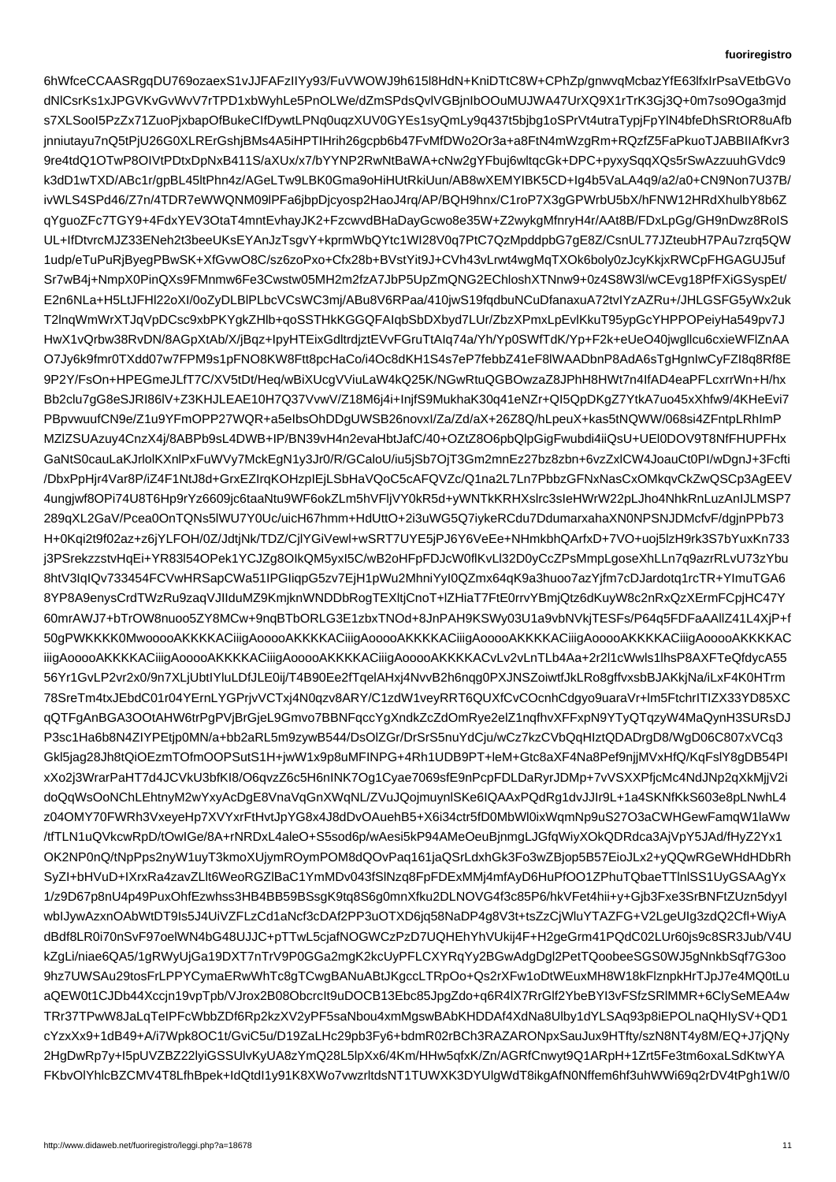6hWfceCCAASRgqDU769ozaexS1vJJFAFzIIYy93/FuVWOWJ9h615l8HdN+KniDTtC8W+CPhZp/gnwvqMcbazYfE63lfxIrPsaVEtbGVo
dNlCsrKs1xJPGVKvGvWvV7rTPD1xbWyhLe5PnOLWe/dZmSPdsQvlVGBjnIbOOuMUJWA47UrXQ9X1rTrK3Gj3Q+0m7so9Oga3mjd
s7XLSooI5PzZx71ZuoPjxbapOfBukeCIfDywtLPNq0uqzXUV0GYEs1syQmLy9q437t5bjbg1oSPrVt4utraTypjFpYlN4bfeDhSRtOR8uAfb
jnniutayu7nQ5tPjU26G0XLRErGshjBMs4A5iHPTIHrih26gcpb6b47FvMfDWo2Or3a+a8FtN4mWzgRm+RQzfZ5FaPkuoTJABBIIAfKvr3
9re4tdQ1OTwP8OIVtPDtxDpNxB411S/aXUx/x7/bYYNP2RwNtBaWA+cNw2gYFbuj6wltqcGk+DPC+pyxySqqXQs5rSwAzzuuhGVdc9
k3dD1wTXD/ABc1r/gpBL45ltPhn4z/AGeLTw9LBK0Gma9oHiHUtRkiUun/AB8wXEMYIBK5CD+Ig4b5VaLA4q9/a2/a0+CN9Non7U37B/
ivWLS4SPd46/Z7n/4TDR7eWWQNM09lPFa6jbpDjcyosp2HaoJ4rq/AP/BQH9hnx/C1roP7X3gGPWrbU5bX/hFNW12HRdXhulbY8b6Z
qYguoZFc7TGY9+4FdxYEV3OtaT4mntEvhayJK2+FzcwvdBHaDayGcwo8e35W+Z2wykgMfnryH4r/AAt8B/FDxLpGg/GH9nDwz8RoIS
UL+IfDtvrcMJZ33ENeh2t3beeUKsEYAnJzTsgvY+kprmWbQYtc1WI28V0q7PtC7QzMpddpbG7gE8Z/CsnUL77JZteubH7PAu7zrq5QW
1udp/eTuPuRjByegPBwSK+XfGvwO8C/sz6zoPxo+Cfx28b+BVstYit9J+CVh43vLrwt4wgMqTXOk6boly0zJcyKkjxRWCpFHGAGUJ5uf
Sr7wB4j+NmpX0PinQXs9FMnmw6Fe3Cwstw05MH2m2fzA7JbP5UpZmQNG2EChloshXTNnw9+0z4S8W3l/wCEvg18PfXiGSyspEt/
E2n6NLa+H5LtJFHl22oXI/0oZyDLBlPLbcVCsWC3mj/ABu8V6RPaa/410jwS19fqdbuNCuDfanaxuA72tvIYZAZRu+/JHLGSFG5yWx2uk
T2lnqWmWrXTJqVpDCsc9xbPKYgkZHlb+qoSSTHkKGGQFAIqbSbDXbyd7LUr/ZbzXPmxLpEvlKkuT95ypGcYHPPOPeiyHa549pv7J
HwX1vQrbw38RvDN/8AGpXtAb/X/jBqz+IpyHTEixGdltrdjztEVvFGruTtAIq74a/Yh/Yp0SWfTdK/Yp+F2k+eUeO40jwgllcu6cxieWFlZnAA
O7Jy6k9fmr0TXdd07w7FPM9sFNO8KW8Ftt8pcHaCo/i4Oc8dKH1S4s7eP7febbZ14eF8lWAADbnP8AdA6sTgHgnlwCyFZI8q8Rf8E
9P2Y/FsOn+HPEGmeJLfT7C/XV5tDt/Heq/wBiXUcgVViuaW4kQ25K/NGwRtuQGBOwzaZ8JPhH8HWt7n4IfAD4eaPFLcxrrWn+H/hx
Bb2clu7gG8eSJRl86lV+Z3KHJLEAE10H7Q37VvwV/Z18M6j4u/InjfS9MukhaK30q41eNZr+Ql5QpDKgZ7YtkA7uo45+hfw8/KHeEvi7
PBpvwuufCN9e/Z1u9YFmOPP27WQR+a5eIbsOhDDgUWSB26novxI/Za/Zd/aX+26Z8Q/hLpeuX+kas5tNQWW/068si4ZFntpLRhImP
MZlZSUAzuy4CnzX4j/8ABPb9sL4DWB+IP/BN39vH4n2evaHbtJafC/40+OZtZ8O6pbQlpGigFwubdi4iiQsU+UEl0DOV9T8NfFHUPFHx
GaNtS0cauLaKJrlolKXnlPxFuWVy7MckEgN1y3Jr0/R/GCaloU/iu5jSb7OjT3Gm2mnEz27bz8zbn6vzZxlCW4JoauCt0PI/wDgnJ+3Fcfti
/DbxPpHjr4Var8P/iZ4F4Nt0rI+GrxEZIrqKOHzIpEjLSbHaVQoC5cAFQVZc/Q1na2L7n7PbbzGFNxNasNasCxOMkqvCkZwQSCp3AgEEV
4ungjwf8OPi74U8T6Hp9rYz6609jc6taaNtu9WF6okZLm5hVFljVY0kR5d+yWNTkKRHXslrc3sIeHWrW22pLJho4NhkRnLuzAnIJLMSP7
289qXL2GaV/Pcea0OnTQNs5lWU7Y0Uc/uicH67hmm+HdUttO+2i3uWG5Q7iykeRCdu7DdumarxahaXN0NPSNJDMcfvF/dgjnPPb73
H+0Kqi2t9f02az+z6jYLFOH/0Z/JdtjNk/TDZ/CjlYGiVewl+wSRT7UYE5jPJ6Y6VeEe+NHmkbhQArfxD+7VO+uoj5lzH9rk3S7bYuxKn733
j3PSrekzzstvHqEi+YR83l54OPek1YCJZg8OIkQM5yxI5S/wB2oHFpFDJcW0flKvLl32D0yCcZPsMmplgoseXhLLn7q9qazrRLvU73zYbu
8htV3IqIQv733454FCVwHRSapCWa51IPGIiqpG5zv7EjH1pWu2MhniYyl0QZmx64qK9a3huo7azYjfm7cDJardotq1rcTR+YImuTGA6
8YP8A9enysCrdTWzRu9zaqVJIIduMZ9KmjknWNDDbRogTEXltjCnoT7FtE0rrvYBmjQtz6dKuyW8c2nRxQzXErmFCpjHC47Y
60mrAWJ7+bTrOW8nuoo5ZY8MCw+9nqBTbORLG3E1zbxTNOd+8JnPAH9KSWy03U1a9vbNVkjTESFs/P64q5FDFaAAllZ41L4XjP+f
50gPWKKKK0MwooooAKKKKACiiigAooooAKKKKACiiigAooooAKKKKACiiigAooooAKKKKACiiigAooooAKKKKACiiigAooooAKKKKAC
iiigAooooAKKKKACiiigAooooAKKKKACiiigAooooAKKKKACiiigAooooAKKKKACvLv2vLnTLb4Aa+2r2l1cWwls1lhsP8AXFTeQfdycA55
56Yr1GvLP2vr2x0/9n7XLjUbtlYluLDfJE0ij/T4B90Ee2fTqelAHxj4NvvB2h6ngg0PXJNSZoiwtfJkLRo8gffvsxbBJAKkjNa/iLxF4K0HTrm
78SreTm4txEbdC01r04YErnLYGPrjvVCTxj4N0qzv8ARY/C1zdW1veyRRT6QUXfCvCOcnhCdgyo9uaraVr+lm5FtchrITIZX33YD85XC
qQTFgAnBGA3OOtAHW6trPgPVjBrGjeL9Gmvo7BBNFqccYgXndkZcZdOmRye2elZ1nqfhvXFFxpN9YTyQTqzyW4MaQynH3SURsDJ
P3sc1Ha6b8N4ZIYPEtjp0MN/a+bb2aRL5m9zywB544/DsOlZGr/DrSrS5nuYdCju/wCz7kzCVbQqHIztQDADrgD06C807x4CVq3
Gkl5jag28Jh8tQiOEzmOfmOOPSutS1H+jwW1x1x9p8uMFINPG+4Rh1UDB9P+leM+Gtc6aF4Na8Pef9njMVfxHfQ/KqFslY8gDB54Pl
xXo2j3WrarPaHT7d4JCVkJ6fI8Kl8/O6qvzZ6c5H6nINK7Og1Cyae7069sfE9npcPFDLDaRyrJDMp+7vVSXXPfjcMc4NdJNp2qXkMjjV2i
doQqWsOoNChLEhtnyM2wYxcAcGnXWqNL/ZVuJqojmuyIsKE4IQAAxPQdRg1dvJJIr9L+1a4SKNfKkS603e8pNwLwhL4
z04OMY70FWRh3VxeyeHp7XVYxrFtHvtB9DvOAuehB5+X6i34ctr5fD0MbWl0i+WqWnvp9SaAAMeOeuBjnmgLJGfqWiyXOKQDRdca3AjVpY5Jad/fHyZ2Yx1
OK2NP0nQ/tNpPps2nyW1uyT3kmoROymROPOM8dQOvPaq161jaQSrLdxhGk3Fo3wZBjop5B57EioJLx2+yQQwRGeWHdHDbRh
SyZI+bHVuD+IXrxRa4zavZLLlt6WeoRGZlBaC1YmMDv043tSlNzq8FpFDExMMj4mfAyD6HuPfOO1ZPhuTQbaeTTlnlSS1UyGSAAgYx
1/z9D67p8nU4p49PuxOhfEzwhss3HB4BB59SsgK9tq8S6g0mnXXfku2DLNOVG4f3c85P6/hkVFet4hii+y+Gjb3Fxe3SrBNFtZUzn5dyyI
wbIJywAzxnOAbWtDT9Is5J4UiVZFLzCd1aNcf3cDAf2PP3uOTXD6jq58NaDP4g8V3t+tsZzCjWluYTAZFG+V2LgeUIg3zdQ2Cfl+WiyA
dBdf8LR0i70nSvF97oelWN4bG48UJJC+pTTwL5cjafNOGWCzPzD7UQHEhYnVUkij4F+H2geGrm41PQCd02Lur60js9SR3Jub/V4U
kZgLi/niae6QA5/1gRWyUjGa19DXT7nTrV9P0GGa2mgK2kcUyPFLCXYRqYy2BGwAdgDgl2PetTQoobeeSGS0WJ5gNnkbSqf7G3oo
9hz7UWSAu29tosFrLPPYCymaERwWhTc8gTCwgBANuABtJKgccLTRpOo+Qs2rXFw1oDtWEuxMH8W18kFlznpkHrTJpJ7e4MQ0tLu
aQEW0t1CJDb44Xccjn19vpTpb/VJrox2B08ObcrcIt9uDOCB13Ebc85JpgZdo+q6R4lX7RrGlf2YbeBYI3vFSfzSRlMMR+6ClySeMEA4w
TRr37TPwW8JaLqTeIPFcWbbZDf6Rp2kzXV2yPF5saNbou4xmMgswBAbKHDDAf4XdNa8Ulby1dYLSAq93p8iEPOLnaQHIySV+QD1
cYzxXx9+1dB49+A/i7Wpk8OC1t/GviC5u/D19ZaLHc29pb3Fy6+bdmR02rBCh3RAZARONpxSauJux9HTfty/szN8NT4y8M/EQ+J7jQNy
2HgDwRp7y+I5pUVZBZZ22lyiGSSUlvKyUA8zYmQ28L5lpXx6/4Km/HHw5qfxK/Zn/AGRfCnwyt9Q1ARpH+1Zrt5Fe3tm6oxaLSdKtwYA
FKbvOlYhlcBZCMV4T8LfhBpek+IdQtdI1y91K8XWo7vwzrltdsNT1TUWXK3DYUlgWdTfT8ikgAfN0Nffem6hf3uhWWWi69q2rDV4tPgh1W/0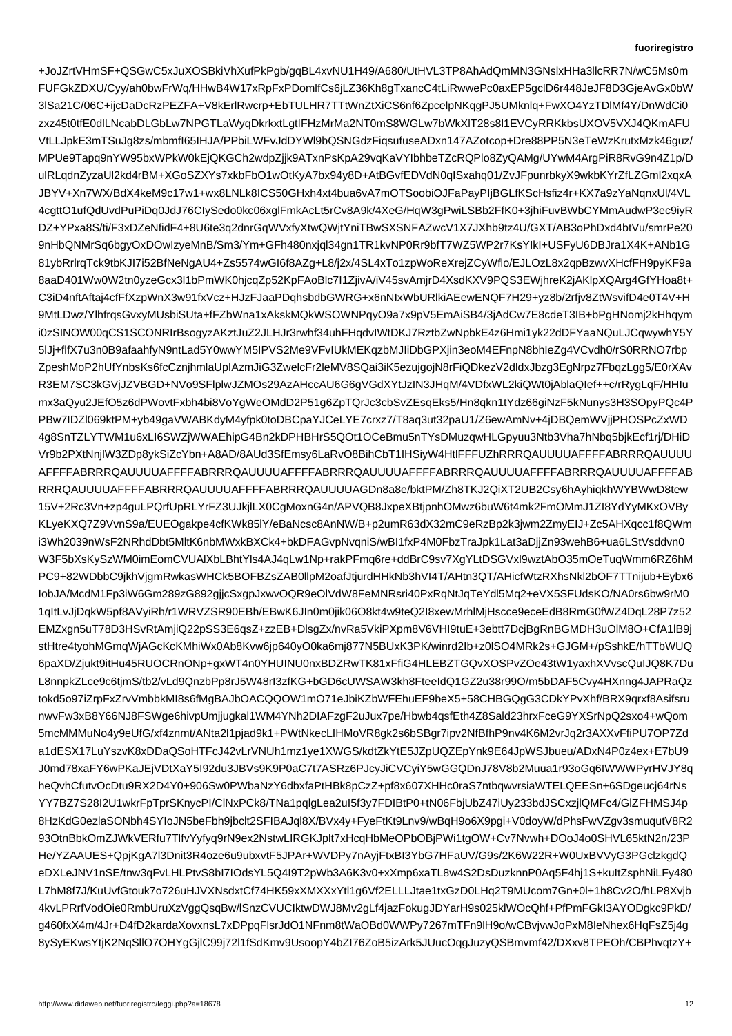+JoJZrtVHmSF+QSGwC5xJuXOSBkiVhXufPkPgb/gqBL4xvNU1H49/A680/UtHVL3TP8AhAdQmMN3GNslxHHa3llcRR7N/wC5Ms0m
FUFGkZDXU/Cyy/ah0bwFrWq/HHwB4W17xRpFxPDomlfCs6jLZ36Kh8gTxancC4tLiRwwePc0axEP5gclD6r448JeJF8D3GjeAvGx0bW
3lSa21C/06C+ijcDaDcRzPEZFA+V8kErlRwcrp+EbTULHR7TTtWnZtXiCS6nf6ZpcelpNKqgPJ5UMknlq+FwXO4YzTDlMf4Y/DnWdCi0
zxz45t0tfE0dlLNcabLbLw7NPGTLaWyqDkrkxtLgtIFHzMrMa2NT0mS8WGLw7bWkXlT28s8l1EVCyRRKkbsUXOV5VXJ4QKmAFU
VtLLJpkE3mTSuJg8zs/mbmfI65IHJA/PPbiLWFvJdDYWl9bQSNGdzFiqsufuseADxn147AZotcop+Dre88PP5N3eTeWzKrutxMzk46guz/
MPUe9Tapq9nYW95bxWPkW0kEjQKGCh2wdpZjjk9ATxnPsKpA29vqKaVYlbhbeTZcRQPlo8ZyQAMg/UYwM4ArgPiR8RvG9n4Z1p/D
ulRLqdnZyzaUl2kd4rBM+XGoSZXYs7xkbFbO1wOtKyA7bx94y8D+AtBGvfEDVdN0qISxahq01/ZvJFpunrbkyX9wkbKYrZfLZGml2xqxA
JBYV+Xn7WX/BdX4keM9c17w1+wx8LNLk8ICS50GHxh4xt4bua6vA7mOTSoobiOJFaPayPIjBGLfKScHsfiz4r+KX7a9zYaNqnxUl/4VL
4cgttO1ufQdUvdPuPiDq0JdJ76CIySedo0kc06xglFmkAcLt5rCv8A9k/4XeG/HqW3gPwiLSBb2FfK0+3jhiFuvBWbCYMmAudwP3ec9iyR
DZ+YPxa8S/ti/F3xDZeNfidF4+8U6te3q2dnrGqWVxfyXtwQWjtYniTBwSXSNFAZwcV1X7XJhb9tz4U/GXT/AB3oPhDxd4btVu/smrPe20
9nHbQNMrSq6bgyOxDOwIzyeMnB/Sm3/Ym+GFh480nxjql34gn1TR1kvNP0Rr9bfT7WZ5WP2r7KsYlkI+USFyU6DBJra1X4K+ANb1G
81ybRrlrqTck9tbKJl7i52BfNeNgAU4+Zs5574wGI6f8AZg+L8/j2x/4SL4xTo1zpWoReXrejZCyWflo/EJLOzL8x2qpBzwvXHcfFH9pyKF9a
8aaD401Ww0W2tn0yzeGcx3l1bPmWK0hjcqZp52KpFAoBlc7I1ZjivA/iV45svAmjrD4XsdKXV9PQS3EWjhreK2jAKlpXQArg4GfYHoa8t+
C3iD4nftAftaj4cfFfXzpWnX3w91fxVcz+HJzFJaaPDqhsbdbGWRG+x6nNIxWbURlkiAEewENQF7H29+yz8b/2rfjv8ZtWsvifD4De4T4V+H
9MtLDwz/YlhrGsGvxyMUsbiSUta+fZBWna1ZIpxSB4/3jAdCw7E8dcE3IB+bPgNomj3mX9nbUIhp8bpCDz+DO3ThQRbWvGHJTk4M4SV35xcEmAiSB4/3jAdCw7E8cdeE3IB+bPgNomj2mXqpsV8VPThdLiDhP3Swu4mHqym
i0zSlNOW00qCS1SCONRIrBsogyzAKztJuZ2JLHJr3rwhf34uhFHqdvIWtDKJ7RztbZwNpbkE4z6Hmi1yk22dDFYaaNQuLJCqwywhY5Y
5lJj+flfX7u3n0B9afaahfyN9ntLad5Y0wwYM5IPVS2Me9VFvIUkMEKqzbMJIiDbGPXjin3eoM4EFnpN8bhIeZg4VCvdh0/rS0RRNO7rbp
ZpeshMoP2hUfYnbsKs6fcCznjhmlaUpIAzmJiG3ZwelcFr2leMV8SQai3iK5ezujgojN8rFiQDkezV2dldxJbzg3EgNrpz7FbqzLgg5/E0rXAv
R3EM7SC3kGVjJZVBGD+NVo9SFlplwJZMOs29AzAHccAU6G6gVGdXYtJzIN3JHqM/4VDfxWL2kiQWt0jAblaQIef++c/rRygLqF/HHIu
mx3aQyu2JEfO5z6dPWovtFxbh4bi8VoYgWeOMdD2P51g6ZpTQrJc3cbSvZEsqEks5/Hn8qkn1tYdz66giNzF5kNunys3H3SOpyPQc4P
PBw7IDZl069ktPM+yb49gaVWABKdyM4yfpk0toDBCpaYJCeLYE7crxz7/T8aq3ut32paU1/Z6ewAmNv+4jDBQemWVjjPHOSPcZxWD
4g8SnTZLYTWM1u6xLI6SWZjWWAEhipG4Bn2kDPHBHrS5QOt1OCeBmu5nTYsDMuzqwHLGpyuu3Ntb3Vha7hNbq5bjkEcf1rj/DHiD
Vr9b2PXtNnjlW3ZDp8ykSiZcYbn+A8AD/8AUd3SfEmsy6LaRvO8BihCbT1IHSiyW4HtlFFFFUZhRRRQAUUUUAFFFFABRRRQAUUUU
AFFFFABRRRQAUUUUAFFFFABRRRQAUUUUAFFFFABRRRQAUUUUAFFFFABRRRQAUUUUAFFFFABRRRQAUUUUAFFFFABRRRQAUUUUAFFFFAB
RRRQAUUUUAFFFFABRRRQAUUUUAFFFFABRRRQAUUUUAGDn8a8e/bktPM/Zh8TKJ2QiXT2UB2Csy6hAyhiqkhWYBWwD8tew
15V+2Rc3Vn+zp4guLPQrfUpRLYrFZ3UJkjlLX0CgMoxnG4n/APVQB8JxpeXBtjpnhOMwz6buW6t4mk2FmOMmJ1ZI8YdYyMKxOVBy
KLyeKXQ7Z9VvnS9a/EUEOgakpe4cfKWk85lY/eBaNcsc8AnNW/B+p2umR63dX32mC9eRzBp2k3jwm2ZmyEIJ+Zc5AHXqcc1f8QWm
i3Wh2039nWsF2NRhdDbt5MltK6nbMWxkBXCk4+bkDFAGvpNvqniS/wBI1fxP4M4M0FbzTraJpk1Lat3aDjjZn93wehB6+ua6LStVsddvn0
W3F5bXsKySzWM0imEomCVUAlXbLBhtYls4AJ4wLw1Np+rakPFmq6re+ddBr9sv7XgYLtDSGVxl9wztAbO35mOeTuqWmm6RZ6hM
PC9+82WDbbC9jkhVjgmRwkasHCk5BOFBzZsZAB0llpM2oafJtjurdHHkNb3hVI4T/AHtn3QT/AHicfWtzRXhsNkl2bOF7TTnijub+Eybx6
IobJA/McdM1Fp3iW6Gm289zG892gjjcSxgpJxwvOQR9eOlVdW8FeMNRsri40PxRqNtJqTeYdl5Mq2eVX5SFUdsKO/NA0rs6bw9rM0
1qItLvJjDqkW5pf8AVyiRh/r1WRVZSR90EBh/EBwK6JIn0m0jik06O8kt4w9teQ2I8xewMrhlMjHscce9eceEdB8RmG0fWZ4DqL28P7z52
EMZxgn5uT78D3HSvRtAmjiQ22pSS3E6qsZ+zzEB+DlsgZ/nvRa5VkiPXpXKm8V6VHI9tuE+3ebt7DcjBgRnBGMDH3uOMl8O+CfA1lB9j
stHtre4tyohMGmqWjAGcKKhMiWhXrAcx+bAVRkXlsf0blnUtbkbUspNNkl2bOF7TTnijub+Eybx6
...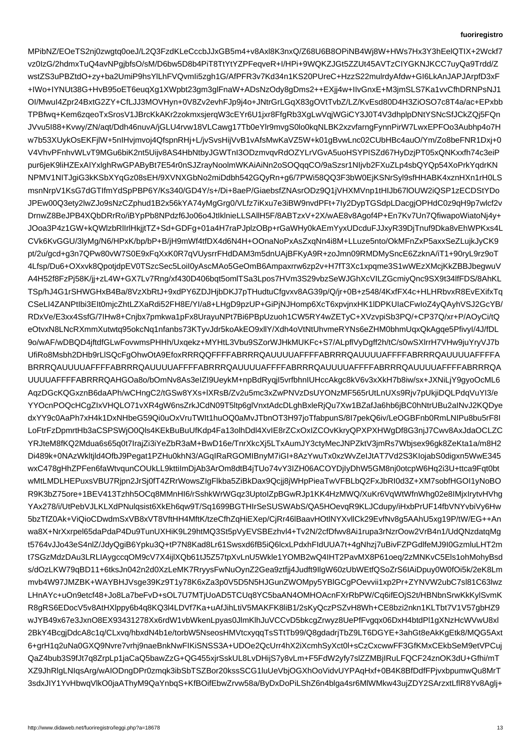MPibNZ/EOeTS2nj0zwgtq0oeJ/L2Q3FzdKLeCccbJJxGB5m4+v8Axl8K3nxQ/Z68U6B8OPiNB4Wj8W+HWs7Hx3Y3hEelQTIX+2Wckf7
vz0IzG/2hdmxTuQ4avNPgjbfsO/sM/D6bw5D8b4PiT8TtYtYZPFeqveR+I/HPi+9WQKZJGt5ZZUt45AVTzCIYGKNJKCC7uyQa9Trdd/Z
wstZS3uPBZtdO+zy+ba2UmiP9hsYlLhFVQvmIi5zgh1G/AfPFR3v7Kd34n1KS20PUreC+HzzS22mulrdyAfdw+GI6LkAnJAPJArpfD3xF
+IWo+IYNUt38G+HvB95oET6euqXg1XWpbt23gm3glFnaW+ADsNzOdy8gDms2++EXjj4w+IIvGnxE+M3jmSLS7Ka1vvCfhDRNPsNJ1
OI/MwuI4Zpr24BxtG2ZY+CfLJJ3MOVHyn+0V8Zv2evhFJp9j4o+JNtrGrLGqX83GOvTvbZ/LZ/KvEsd80D4H3ZiOSO7c8T4a/ac+EPxbb
TPBfwq+Kem6zqeoTxSrosV1JBrcKkAKr2zokmxsjerqW3cEYr6U1jxr8FfgRb3XgLwVqjWGiCY3J0T4V3dhplpDNtYSNcSfJCkZQj5fQn
JVvu5I88+Kvwy/ZN/aqt/Ddh46nuvA/jGLU4rvw18VLCawg17Tb0eYlr9mvgS0lo0kqNLBK2xzvfarngFynnPirW7LwxEPFOo3Aubhp4o7H
w7b53XUykOsEKFjlW+5nIHvjmvoj4QfspnRHj+L/jvSvsHijVvB1vAfsMwKaVZ5W+k01gBvwLnc02CUbHBc4auO/Ym/Zo8beFNR1Dxj+0
V4VhvPFnhvWLvT9MGu6biK2nt5Uijv8AS4HbNtbyJGWTnI3ODzmvqvRdOZYLrVGvA5uoHSYPlSZd67HyDzjPT05xQNKxxfh74c3eiP
pur6jeK9liHZExAIYxlghRwGPAByBt7E54r0nSJZrayNoolmWKAiAiNn2oSOQqqCO/9aSzsr1NIjvb2FXuZLp4sbQYQp54XoPrkYqdrKN
NPMV1NITJgiG3kKSbXYqGz08sEH/9XVNXGbNo2miDdbh542GQyRn+g6/7PWi58QQ3F3bW0EjKSNrSyl9sfHHABK4xznHXn1rH0LS
msnNrpV1KsG7dGTIfmYdSpPBP6Y/Ks340/GD4Y/s+/Di+8aeP/GiaebsfZNAsrODz9Q1jVHXMVnp1tHIJb67lOUW2iQSP1zECDStYDo
JPEw00Q3ety2lwZJo9sNzCZphud1B2x56kYA74yMgGrg0/VLfz7iKxu7e3iBW9nvdPFt+7Iy2DypTGSdpLDacgjOPHdC0z9qH9p7wlcf2v
DrnwZ8BeJPB4XQbDRrRo/iBYpPb8NPdzf6Jo06o4JtIklnieLLSAllH5F/8ABTzxV+2X/wAE8v8Agof4P+En7Kv7Un7QfiwapoWiatoNj4y+
JOoa3P4z1GW+kQWlzbRllrHkjjtTZ+Sd+GDFg+01a4H7raPJplzOBp+rGaWHy0kAEmYyxUDcduFJJxyR39DjTnuf9Dka8vEhWPKxs4L
CVk6KvGGU/3lyMg/N6/HPxK/bp/bP+B/jH9mWf4tfDX4d6N4H+OOnaNoPxAsZxqNn4i8M+LLuze5nto/OkMFnZxP5axxSeLujkJyCK9
pt/2u/gcd+g3n7QPw80vW7S0E9xFqXxK0R7qVUysrrFHdDAM3m5dnUAjBFKyA9R+zoJmn09RMDMySncE6ZzknA/iT1+90ryL9rz9oT
4Lfsp/Du6+OXxvk8QpotjdEV0T5SzcSec5LoiI0yAscMAo5GeOmB6Ampaxrrw6zp2v+H7fT3Xc1xpqme3S1wWEzXMcjKkZBBJbegwuV
A4H52f8FzPj58K/jj+zL4W+GX7Lv7Rng/xf430D406bqt5omlTSa3Lpos7HVm3S29vbzSeWJGhXcVILZGcmiyQnc9SX9X34fFDS/8AhKL
TSp/hJ4G1rSHWGHxB4Ba/8VzXbRtJ+9xdPY6ZDJHjbDKJ7pTHudtuCfgvxv8AG39p/Q/jr+0B+z548/KxfFX4Kc+HLHRbvxR8EEXifxTq
CSeLI4ZANPtIbi3EIt0mjcZhtLZXaRdi52FH8E/Yl/a8+LHgD9pzUP+GiPjNJHomp6XcT6xpvjnxHK1lDPKUIaCFwIoZ4yQAyhVSJ2GcYB/
RDxVe/E3xx4SsfG/7IHw8+Cnjbx7pmkwa1pFx8UrayuNPt7Bi6PBpUzuoh1CW5RY4wZETyC+XVzvpiSb3PQ/+CP37QC/xr+P/AOyCi/tQ
eOtvxN8LNcRXmmXutwtq95okcNq1nfanbs73KTyvJdr5koAkEO9xllY/Xdh4oVtNtUhvmeRYNs6eZHM0bhmUqxQkAgqe5PfivyI/4J/fDL
9o/wAF/wDBQD4jftdfGLwFovwmsPHHh/Uxqekz+MYHtL3Vbu9SZorWJHkMUKFc+S7/ALPpflVyDgff2h/tC/s0wSXlrrH7VHw9juYryVJ7b
UfiRo8MsbDHb9rFxkRfYKrsZEyQREJzUl5HWwLNjl+CxNpvwqrOPpuQRe9tN8Oib.Zy6wGJvuh+Mu+VUBL+ZyjERi6U3gShWADwnjgAIhCbYCt2ytLwqvj2/xr5RtpHpA2uyq
VOUpkjPjmAB/+0zM/WxFn5/hYv/b/5SZrR/y1u8BNR+WW8iWOs8NrQMAE6V9/Upr9y6iO8MLI2Vdo9FTyZo6WCK8jI+rCS+7sTMpxPoTjY5k
YeoP5U5RPmDqaJ3k2cIb/J1m5GfzI/L5p2AOjM3AAP/nJMiuFhzhwDYZ4n+Vt9g6KHh5kJpJxO2kK3sUsk5Blwj9yKcmnHwAtmCrf2Pu2Ka
SZOWzkAlfTUGvKjwNV6ZtalTqrGkl6yVvnCf4Uyer7ikyX5w8tnuL1tZHEVkHeWuFHTnyPLLYgkmBjnntHPxQvTZAkEXLP4Km2IuJM0ySbn
HmakSI/QjVdzVB1GbHUpaXa5Kw1imh/2yhUZCAtTuzN8g18Wa+QO9uaGmRd2n7N86tHeZfXfQpBGyXwAdu9+kX/zrHcEWcW93/VVmEBZrwNb
HWrtVeGh6IkGY4zS3ADBy0Efnr8gH3kAk8RmF+Xef9C7cMzLdD2OjMsK6vbL69ey+P4ntcjK1t6nH8XRjVJm/WsNTx4GWS3W/Dn2fgNm1dxv
x0ExEzlrdqAd3gtOQIWLaRqTdFI7kALrw6rH7HrgPVaTNY2XvdOWGgj8eynoJzDyk02dF3MlcCySR+cyyhn5MwhXaUY/nJ3/PCqN3Crh
h/5j3VTkeryZ9uZ6lXiU3q8c3mROakXQZv9xHEx6k0lXXUvfWz/11FQ8K9CnIHutk+7qPDRiN0FzSHWmaRDaRZ2m5pfhV+VjjUS8ZH3cd
kX7MN3dWvlfl4zZ2TqWOYrd3j2v/Gz/i4BWIR+wV/OoR/8rvajnmJ2w3G2WSL+MO8+L/W/JW/X39+vcFZ3gyw3vpTL+7V8g3F2nv4W7VV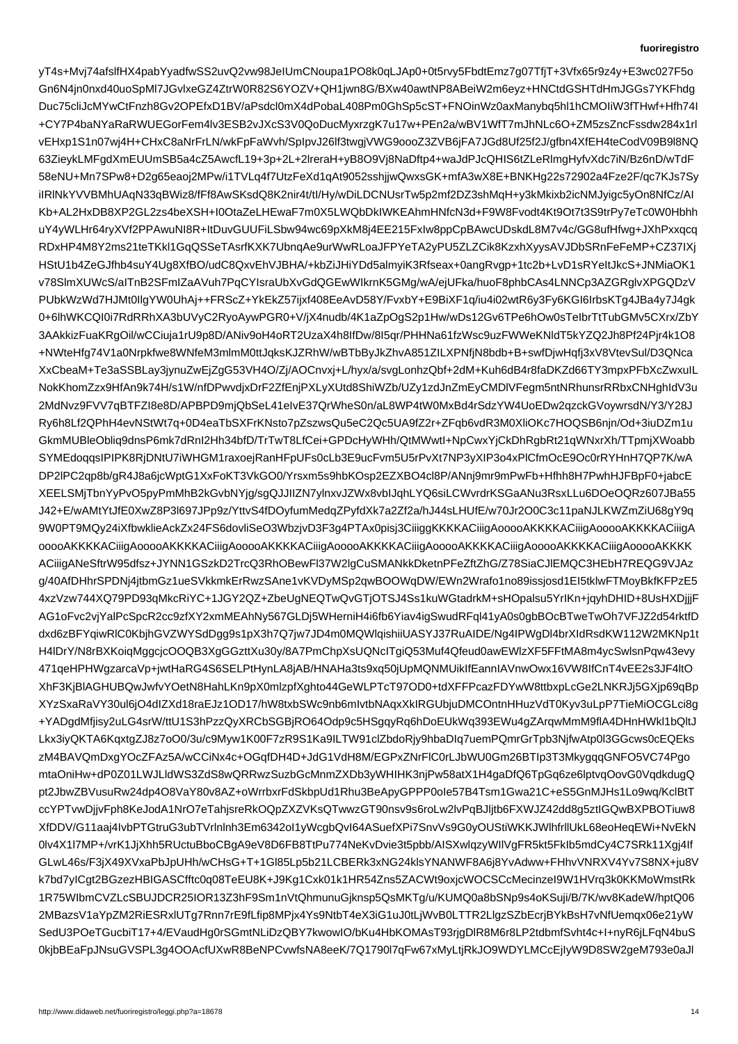yT4s+Mvj74afslfHX4pabYyadfwSS2uvQ2vw98JeIUmCNoupa1PO8k0qLJAp0+0t5rvy5FbdtEmz7g07TfjT+3Vfx65r9z4y+E3wc027F5o
Gn6N4jn0nxd40uoSpMl7JGvlxeGZ4ZtrW0R82S6YOZV+QH1jwn8G/BXw40awtNP8ABeiW2m6eyz+HNCtdGSHTdHmJGGs7YKFhdg
Duc75cliJcMYwCtFnzh8Gv2OPEfxD1BV/aPsdcl0mX4dPobaL408Pm0GhSp5cST+FNOinWz0axManybq5hl1hCMOIiW3fTHwf+Hfh74I
+CY7P4baNYaRaRWUEGorFem4lv3ESB2vJXcS3V0QoDucMyxrzgK7u17w+PEn2a/wBV1WfT7mJhNLc6O+ZM5zsZncFssdw284x1rl
vEHxp1S1n07wj4H+CHxC8aNrFrLN/wkFpFaWvh/SpIpvJ26lf3twgjVWG9oooZ3ZVB6jFA7JGd8Uf25f2J/gfbn4XfEH4eCodV09B9l8NQ
63ZieykLMFgdXmEUUmSB5a4cZ5AwcfL19+3p+2L+2lreraH+yB8O9Vj8NaDftp4+waJdPJcQHIS6tZLeRlmgHyfvXdc7iN/Bz6nD/wTdF
58eNU+Mn7SPw8+D2g65eaoj2MPw/i1TVLq4f7UtzFeXd1qAt9052sshjjwQwxsGK+mfA3wX8E+BNKHg25z72902a4Fze2F/qc7KJs7Sy
iIRlNkYVVBMhUAqN33qBWiz8/fFf8AwSKsdQ8K2nir4t/tI/Hy/wDiLDCNUsrTw5p2mf2DZ3shMqH+y3kMkixb2icNMJyigc5yOn8NfCz/AI
Kb+AL2HxDB8XP2GL2zs4beXSH+I0OtaZeLHEwaF7m0X5LWQbDkIWKEAhmHNfcN3d+F9W8Fvodt4Kt9Ot7t3S9trPy7eTc0W0Hbhh
uY4yWLHr64ryXVf2PPAwuNI8R+ItDuvGUUFiLSbw94wc69pXkM8j4EE215FxIw8ppCpBAwcUDskdL8M7v4c/GG8ufHfwg+JXhPxxqcq
RDxHP4M8Y2ms21teTKkl1GqQSSeTAsrfKXK7UbnqAe9urWwRLoaJFPYeTA2yPU5ZLZCik8KzxhXyysAVJDbSRnFeFeMP+CZ37IXj
HStU1b4ZeGJfhb4suY4Ug8XfBO/udC8QxvEhVJBHA/+kbZiJHiYDd5almyiK3Rfseax+0angRvgp+1tc2b+LvD1sRYeltJkcS+JNMiaOK1
v78SlmXUWcS/aITnB2SFmlZaAVuh7PqCYIsraUbXvGdQGEwWIkrnK5GMg/wA/ejUFka/huoF8phbCAs4LNNCp3AZGRglvXPGQDzV
PUbkWzWd7HJMt0IlgYW0UhAj++FRScZ+YkEkZ57ijxf408EeAvD58Y/FvxbY+E9BiXF1q/iu4i02wtR6y3Fy6KGI6IrbsKTg4JBa4y7J4gk
0+6lhWKCQI0i7RdRRhXA3bUVyC2RyoAywPGR0+V/jX4nudb/4K1aZpOgS2p1Hw/wDs12Gv6TPe6hOw0sTeIbrTtTubGMv5CXrx/ZbY
3AAkkizFuaKRgOil/wCCiuja1rU9p8D/ANiv9oH4oRT2UzaX4h8IfDw/8I5qr/PHHNa6IfzWsc9uzFWWeKNldT5kYZQ2Jh8Pf24Pjr4k1O8
+NWteHfg74V1a0Nrpkfwe8WNfeM3mlmM0ttJqksKJZRhW/wBTbByJkZhvA851ZILXPNfjN8bdb+B+swfDjwHqfj3xV8VtevSul/D3QNca
XxCbeaM+Te3aSSBLay3jynuZwEjZgG53VH4O/Zj/AOCnvxj+L/hyx/svgLonhzQbf+2dM+Kuh6dB4r8faDZd66TY3mpxPFbXcZwxuIL
NokKhomZzx9HfAn9k74H/s1W/nfDPwvdjxDrF2ZfEnjPXLyXUtd8ShiWZb/UZy1zdJnZmEyCMDlVFegm5ntNRhunsrRRbxCNHgIdV3u
2MdNvz9FVV7qBTFZI8e8D/APBPD9mjQSbSeL41eIvE37QrWheS0n/aL8WP4tW0MxBd4rSdzYW4UoEDw2qzckWrsdN/Y3/Y28J
Ry6h8Lf2QPhH4evNStWt7q+0D4eaTbSXFrK5Nsto7pZszwsQu5eC2Qc5UA9fZ2r+ZFqb6vdR3M0XliOKc7HOQSB6njn/Od+3iuDZm1u
GkmMUBleObliq9dnsP6mk7dRnI2Hh34bfD/TrTwT8LfCei+GPDcHyWWHh/QtMWwtI+NpCwxYjCkDhRgbRt21qWNxrXh/TTpmjXWoabb
SYMEdoqqsIPIPK8RjDNtU7iWHGM1raxoejRanHFpUFs0cLb3E9ucFvm5U5RrPvXt7NP3yXIP3o4xPlCfmOcE9Oc0rRYHnH7QP7K/wA
DP2lPC2qp8b/gR4J8a6GtM8d3VkFoKT7VkGO0/Yrsxm5s9hbKOsp2EZXBO4cl8P/ANnj9mr9mPwFb+Hfhh8H7PwhHFbP2F0+jabcE
XEELSMjTbnYPvPO5pyPmMhB2kGvbNYjg/sgQJJIIZN7ylnxJZWx8vbIJqhLYQ6siLCWvdrKSGaANu3RsxLLu6DOeOQRz607Ba55
J42+E/wAMtYtJfE0XwZ8P3l697JPp9y7YttvS4bDOyfumMedqyZf2Zf2a/h44sLHUfE/w7Jr2O0C3c11paNJLKWZmZiU68g9q
9W0PT7MQy24iXfbwklieAckZx24FS6dovliSeO3WbzjvD3F3g4PTAx0pisj3CiiigKKKKACiiigAooooAKKKACiiigAooooAKKKACiiigA
ooooAKKKACiiigAooooAKKKACiiigAooooAKKKACiiigAooooAKKKACiiigAooooAKKKACiiigAooooAKKKK
ACiiigANeSftrW95dfsz+JYNN1GSzkD2TrcQ3RhOBewFl37W2lgCuSMANkkDketnPFeZftZhG/Z78SiaCJlEMQC3HEbH7REQG9VJAz
g/40AfDHhrSPDNj4jtbmGz1ueSVkkmkErRwzSAne1vKVDyMSp2qwBOOWqDW/EWn2Wrafo1no89issjosd1EI5tklwFTMoyBkfKFPzE5
4xzVzw744XQ79PD93qMkcRiYC+1JGY2QZ+ZbeUgNEQTwQvGTjOTSJ4Ss1kuWGtadrkM+sHOpalsu5YrIKn+jqyhDHID+8UsHXDjjjF
AG1oFvc2vjYalPcSpcR2cc9zfXY2xmMEAhNy567GLDj5WHerniH4i6fb6Yiav4igSwudRFql41yA0s0gbBOcBTweTwOh7VFJZ2d54rktfD
dxd6zBFYqiwRlC0KbjhGVZWYSdDgg9s1pX3h7Q7jw7JD4m0MQWlqishiiUASYJ37RuAIDE/Ng4IPWgDl4brXIdRsdKW112MKNp1t
H4lDrY/N8rBXKoiqMggcjcOOQB3XgGgztXu30y/8A7PmChpXUQNcITgiQ53Muf4Qfeud0awEWlzXF5FFtMA8m4ycSwlnPqw43evy
471qeHPHWgzarcaVp+jwtHaRG4S6SELPtHynLA8jAB/HNAHa3ts9xq50jUpMQNUikIEannIAVnwOwx16VW8IfCnT4vEEE2s3JF4ltO
XhF3KjBlAGHUBQwJwfyVOetN8HNahLKn9pX0mlzpfXghto46GeWLPTcT97OD0+tdXFFPcazFYWW8ttbxpLcGe2LNKRJj5GXjp69GBp
XYzSxaRaVY30ul6jO4dIZXd18raEJz1OD17hW8txbSWc9nb6mIvtbNAqxXkIRGUbjuDUBNContnHHuzVdT0Kyv3uLpP7TieMiOCGLci8g
+YADgdMfjisy2uLG4srW/ttU1S3hPzzQyXRCbSGBjRO64Odp9c5SHSgqyRq6hDoEUkWq393EWu4gZZArqwMmMM9flA4DHnHWkl1bQltJ
Lkx3iyQKTA6KqxtgZJ8z7oO0/3u/c9Myw1K00F7zR9S1Ka9ILTW91clZbdoRjy9hbaDlq7uemPQmrGrTpb3NjfwAtp0l3GGcws0cEQEks
zM4BAVQmDxgYOcZFAz5A/wCCiNx4c+OGqfdH4D+JdG1VdH8M/EGPPxZnrNrFlC0rLJbWU0hGm26BTIp3T7MkygqqqGNFO5VC74Pgo
mtaOniHw+dP0Z01LWJLdWS3ZdS8wQRRwzSuzbGcMnnmZXDb3yWHIHK3njPw53atX1H4GaDfQ6Gtp6GqJ6ze6lptvqOovqOovGVqdkdugQ
pt2JbwZBVusuRw24dp4O8VaY80vB8AZ+oWrrbxrFdSkbpUd1Rhu3BeApyGPPP0oIe57B4Tsm21Gwa21C+eS5GnMJHs1Lo9wq/KclBtT
ccYPTvwDjjvFph8KeJodA4NrO7eTahjsreRkOQpZXZXVKsQTwwzGT90nsv9s6roLw2lvPqBJljtb6FXWJZ42dd8g5ztIGQwBXPBOTiuw8
XfDDV/G11aaj4IvbPTGtruGFGtruGNXCHK/SNVj3vBsB7lZ3tKbEWi64SnvWKKJWWlhfrllUkL68eoHeqEWi+NvEekN
0lv4X1l7MP+/vrK1JjXhh5RUctuBboCBgA9eV8D6FB8TtPu774NeKvDvie3t5pbb/AISXwlqzyYNANWF8A6j8Fkb5mdCy4C7SRk11Xgj4If
GLwL46s/F3jX49XXVxaPbJpUHh/wCHsG+T1+T1Gl85Lp5b21LCBERk3xNG12klsYNANWF8A6j8SY7S8NX+ju8V
k7bd7ylCgZ2GezHBIGASCfftc0q08TeEU8K+J9Kg1Cxk01k9Hr54Zns5ZACWt90xojcWOCSCcMecinzel9W1HVrq9k0KKKMoWmstRk
1R75WIbmCVZLcSBUJDCR25IOR13Z3hF9Sm1nVtQhmunuGjknsp5QsMKTg/u/KUMQ0a8bSNp9s9o4KSuji/B/7K/wv8KadeW/hptQ06
2MBazsV1aYpZM2RiESRXlUTg27Rnn7rE9fLfip8MPjx4Ys9NtbT4Ae4X3iG1uJ0tLjWvBOL/TTR2LlgzSZBbEcrjBYKbBsH7VNfUemqx06e21yW
SedU3POeTGucbiT17+4/EVaudHg0r5SGmtNLiDzQBY7kwoIVO/bKu4HbKOMAsT93rjgDlR8M6/8eeK/7Q1790l7qFw67xLjNaA8t5Nzs5ZACWt90xojcWOCSCcMecinzel9W1HVrq9k0KKKMoWmstRk
0kjbBEaFpJNsuGVSPL3g4OOAcfUXwR8BeNPCvwfsNA8eeK/7Q1790l7qFw67xMyLtjRkJO9WDYLMCcEjIyW9D8SW2geM793e0aJl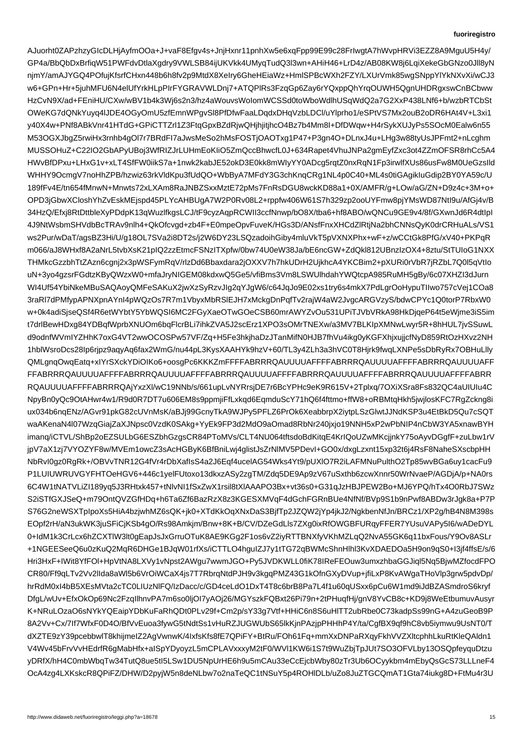AJuorht0ZAPzhzyGIcDLHjAyfmOOa+J+vaF8Efgv4s+JnjHxnr11pnhXw5e6xqFpp99E99c28FrIwgtA7hWvpHRVi3EZZ8A9MguU5H4y/
GP4a/BbQbDxBrfiqW51PWFdvDtlaXgdry9VWLSB84ijUKVkk4UMyqTudQ3l3wn+AHiH46+LrD4z/AB08KW8j6LqiXekeGbGNzo0Jll8yN
njmY/amAJYGQ4POfujKfsrfCHxn448b6h8fv2p9MtdX8XeIry6GheHEiaWz+HmlSPBcWXh2FZY/LXUrVmk85wgSNppYlYkNXvXi/wCJ3
w6+GPn+Hr+5juhMFU6N4eUfYrkHLpPIrFYGRAVWLDnj7+ATQPlRs3FzqGp6Zay6rYQxppQhYrqOUWH5QgnUHDRgxswCnBCbww
HzCvN9X/ad+FEniHU/CXw/wBV1b4k3Wj6s/hz4aWouvsWoIomWCCSSd0toWboWdlhUSqWdQ2a7G2XxP43LNf6+b/wzbRTCbSt
OWeKG7dQNkYuyq4lJDE4OGyOmU5zfEmnWPgSl8PfDfwFaaLDqdxDHqVzbLDCl/uYlprho1/eSPtVS7Mx2ouB2oDR6HAt4V+L3xi1
y40X4w+PNf8ABkVnr41HTdG+GPiCTTZrl1Z3FtqGpxBZdRjwQHjhjtjhcO4Bz7b4Mm8I+DfDWqw+H4rSykXUJyPs5SOcM0Ealw6n55
M53OGXJbgZ5rwiHx3rnhb3gOl7r7BRdFI7aJwsMeSo2hMsFOSTjOAOTxg1P47+P3gn4O+DLnxJ4u+LHg3w88tyUsJPFmt2+nLcghm
MUSSOHuZ+C22IO2GbAPyUBoj3WfRIZJrLUHmEoKIiO5ZmQccBhwcfL0J+634Rapet4VhuJNPa2gmEyfZxc3ot4ZZmOFSR8rhCc5A4
HWvBfDPxu+LHxG1v+xLT4SfW0iikS7a+1nwk2kabJE52okD3E0kk8mWIyYY0ADcg5rqtZ0nxRqN1Fp3irwlfXUs86usFw8M0UeGzslld
WHHY9OcmgV7noHhZPB/hzwiz63rkVldKpu3fUdQO+WbByA7MFdY3G3chKnqCRg1NL4p0C40+ML4s0tiGAgikIuGdip2BY0YA59c/U
189fFv4E/tn654fMnwN+Mnwts72xLXAm8RaJNBZSxxMztE72pMs7FnRsDGU8wckKD88a1+0X/AMFR/g+LOw/aG/ZN+D9z4c+3M+o+
OPD3jGbwXCloshYhZvEskMEjspd45PLYcAHBUgA7W2P0Rv08L2+rppfw406W61S7h329zp2ooUYFmw8pjYMsWD87NtI9u/AfGj4v/B
34HzQ/Efxj8RtDttbleXyPDdpK13qWuzlfkgsLCJ/tF9cyzAqpRCWII3ccfNnwp/bO8X/tba6+hf8ABO/wQNCu9GE9v4/8f/GXwnJd6R4dtIpI
4J9NtWsbmSHVdbcFRAv9Nlh4+QkOfcvgzd+zbF+E0mpeOpvFuveK/HGs3D/ANsfFnxXHCdZlRtjNa2bhCNNsQyK0drCRHuALs/VS1
ws2Pur/wDaT/agsBZ3Hi/U/g18OL7SVa2i8DT2s/j2W6DY23LSQzadoihGiby4mluVkTf5wfCCtGk8PfG/xV40+PKPqR
m066/aJ8WHxf8A2aNrL5tvbXsK21pIQ2zzEtmcFSNzIzTXpfw/0bw74U0eW38Ja/bE6ncGW+ZdQkl812UBnzIzOX4+8ztu/StUIoG1NXX
THMkcGzzbhTtZAzn6cgnj2x3pWSFymRqV/rlzDd6Bbaxdara2jOXXV7hk/UDrH2UjkhcA4YKCBim2+pXURi0rVbR7jRZbL7Q0l5qVtIo
uN+3yo4gzsrFGdtzKByQWzxW0+mfaJryNlGEM08kdxwQ5Ge5/vfiBms3Vm8LSWUlhdahYWQtcpA985RuMH5gBy/6c07XHZI3dJurn
Wl4Uf54YbiNkeMBuSAQAoyQMFeSAKuX2jwXzSyRzvJIg2qYJgW6/c64JqJo9E02xs1try6s4mkX7PdLgrOoHypuTIlwo757Vej1COa8
3raRl7dPMfypAPNXpnAYnI4pWQzOs7R7m1VbyxMbRSlEJH7xMckgDnPqfTv2rajW4aW2JvgcARGVzySBdwCPYc1Q0torP7RbxW0
w+0k4adiSjseQSf4R6etWYbtY5YbWQSI6MC2FGyXaeOTwGOeCSB60mrAWYZvOu531UPiTJVbVRkA98HkDjqeP64t5eWjme3iS5im
t7drlBewHDxg84YTBQfWprbXNUOm6bqFlcrBLi7ihkZVA5J2scErz1XPO3sOMrTNEXw/a3MV7BLKIpXMMNwLwyr5k+8hHUL7jvSSuwL
d9odnfWVmIYZHhK7oxG4VT2wwOCOSPw57VF/Zq+H5Fe3hkjhaDzJTanMifN0HJB7fhVu4ikg0yKGFXhjxujcfNyD859RtOzHXvz2NH
1hblWsroDcs28Ip6rjpz9aqyAq6fax2WmG/nu44pL3KysAXAHYk9hzV+40/TL3y4ZLh3a3hVC0T8Hjrk6fwqLXNPe5sDbRyRx7OBHuLlly
QMLgnqOwqEatq+xIYrSXckYDiOIKo6+oosgPKKKZmFFFFABRRRQAUUUUAFFFFABRRRQAUUUUAFFFFABRRRQAUUUUAFFFFABRRRQAUUUUAFF
FFABRRRQAUUUUAFFFFABRRRQAUUUUAFFFFABRRRQAUUUUAFFFFABRRRQAUUUUAFFFFABRRRQAUUUUAFFFFABRRRQAUUUUAFFFFABRR
RQAUUUUAFFFFABRRRQAjYxzXl/wC19NNb/s/661upLvNYRrsjDE7r6BcYPHc9eK9R615V+2Tplxq/7OXiXSra8fS832QC4aUIUIu4C
NpyBn0yQc9OtAHwr4w1/R9d0R7DT7DT7u606EM8s9ppmjiFfLxkqd6EqmduScY71hQ6f4fttmo+ffW8+oRBMtqHkh5jwjlosKFC7RgZckng8i
ux034b6nqENz/AGvr91pkG82cUVnMsK/aBJj99GcnyTkA9WJPy5PFLZ6PrOk6XeabbrpX2iytpLSzGlwtJJNdKSP3uQu7a9tlHtfVXGjjqeP64t5eWjme3iS5im
waAKenaN4l07WzqGiajZaXJNpsc0VzdK0SAkg+YyEk9FP3d2MdO9aOmad8RbNr240jxjo19NNH5xP2wPbNIP4nCbW3YA5xnawBYH
imanq/iCTVL/ShBp2oEZSULbG6ESZbhGzgsCR84PToMVs/CLT4NU064tftsdoBdKitqE4KrIQoUZwMKcjjnkY75oAyvDGgfF+zuLbw1rV
jpV7aX1zj7VYOZYF8w/MVEm1owcZ3sAcHGByK6BfBniLwj4glistJsZrNlMV5PDevI+GO0x/dxgLzxnt15xp32t6j4RsF8NaheSXxscbpHH
NbRvl0gz0RgRk+/OBVvTNR12G4fVr4r8DbXafIsS4a2J6Eqf4ucelAG54Wks4Yt9/pUXlOPI2RiLAFMNuPulthO2Tp85wvBGa6uy1cacFu9
P1LUlUWRUVGYFHTOeHG6V6+446 elFUtoxo1O+4PJv3fISxZwXVl8eLwm9n8WzGIq6aiwT7yelW1NyvK8QKfWb5JaDZHmR8r5+LUBtC4TmUCX
6C4W1tNATVLiZI189yq5S3RHtxk457+tNlvNl1fSxZwX1rsil8tXlAAAPO3Bx+vt36dK6G31qJzHBJEW2Bo+MJ6YPQ/hTx4AO0RbJ7SWz
S2iSTfGXJSeQ+m79OntQVZGfHDq+h6Ta6Zf6Zf6BazRzX8z3GKESXMVqF4dGchFGRnBUe4NfNf/BVp9S1b9n9o2Pwf8ABDw3rJgk8a+P7P
S76G2neWSXTpIpoXs5HiA4bzjwhMhZ6SQK+jk0+XTdKkOqOXNxDaS3BjfTp2ZJQZWQ2jYp4jkJ2/NgkbenNfJNr/BRCz1/XP2p/hB4N8M398s
EOpf2rH/aN3ukWK3juSFiCjKSb4gO/Rs98Amkjm/Bnw+8K+B/CV/DZeGdLls7ZXg0ixRfOWBFURqyFFER7YUsuVAPy5I6/wADeDYL
0+IdM1k3CrLcx6hZCXTlW3lt0gEapJsJxGruuOTuK8AE3KGg2F1os6vZiyRTTBNXfyVKhMZLQQ2NvA55GK6q11bxFous/Y9Ov8ASLr
+1NGEESeeQ6u0zKuQ2MqR6DHGe1BJqW01rfXs/iCTTLLO4hgulZJ7yTTG72qBWMcShnHlhl3KvXDAEDOa5H9on9qS0+I3Jf4ffsE/s/6
Hri3HxF+IWit8YfOI+HpVtNA8LXVy1vNpst2AWgu+0ZxhmJGGbT+Py5JVDKWLL0fiK78IReFEOuw3umxzhbaGGJiql5Nq5BjwMZfocdFPO
CR80/Ff9qLTv2Vv2lIda8aWl5b6VrOiWCaX4js7T7RbrqNtdPJH9v3kgqQPMZ43G1k0Cfn4q7mxXxDNPaRXqyFkhVVZXltcphhLkuRtKleQAldn1
V4Wv45bFrvVvHEdrfR6gMabHfx+aISpYDyozL5m5CPLAVxxxyM2tF0WVI1KW6i5S7t9WuZbjTpJUt7SO3OFVLby13OSQpfeyquDtzu
yDRfX/hH4C0mbWbqTw34TutQ8ue5tI5LSw1DU5NpUrHE6h9u5m5CAu33eCcEjcbWby80zTr3Ub6OCyykbm4EbyQsGcS73LLLneF4
OcA4zg4LXKskcR8QPiFiZ/DHW/D2pyjW5n8deNLbw7o2naTeQC2tNSuY5p4ROHlDLb/uZo8JuZTGCQmAT1Gta74iukg8D+FtMu4r3U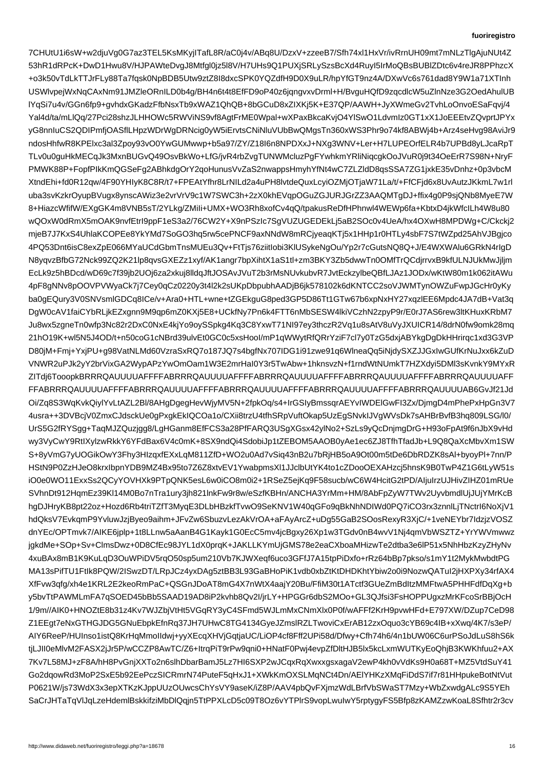7CHUtU1i6sW+w2djuVg0G7az3TEL5KsMKyjITafL8R/aC0j4v/ABq8U/DzxV+zzeeB7/Sfh74xl1HxVr/ivRrnUH09mt7mNLzTlgAjuNUt4Z
53hR1dRPcK+DwD1Hwu8V/HJPAWteDvgJ8Mtfgl0jz5l8V/H7UHs9Q1PUXjSRLySzsBcXd4RuyI5IrMoQBsBUBlZDtc6v4reJR8PPhzcX
+o3k50vTdLkTTJrFLy88Ta3fqsk0NpBDB5Utw9ztZ8I8dxcSPK0YQZdfH9D0X9uLR/hpYfGT9nz4A/DXwVc6s761dad8Y9W1a71XTInh
USWlvpejWxNqCAxNm91JMZleORnILD0b4g/BH4n6t4t8EfFD9oP40z6gjqngvxvDrml+H/BvguHQfD9zqcdlcW5uZlnNze3G2OedAhulUB
lYqSi7u4v/GGn6fp9+gvhdxGKadzFfbNsxTb9xWAZ1QhQB+8bGCuD8x+ZIXKj5K+E37QP/AAWH+JyXWmeGvTvhLoOnvoESaFqvj/4
Yal4d/ta/mLlQq/27Pci28shzJLHHOWc5RWViNS9vf8AgtFrME0Wpal+wXPaxBkcaKvjO4YlSwO1LdvmIz0GT1xX1JoEEEtvZQvprtJPYx
yG8nnIuCS2QDIPmfjOASflLHpzWDrWgDRNcig0yW5iErvtsCNiNluVUbBwQMgsTn360xWS3Phr9o74kf8ABWj4b+Arz4seHvg98AviJr9
ndosHhfwR8KPElxc3al3Zpoy93vO0YwGUMwwp+b5a97/ZY/Z18I6n8NPDXxJ+NXg3WNV+Ler+H7LUPEOrfELR4b7UPBd8yLJcaRpT
TLv0u0guHkMECqJk3MxnBUGvQ49OsvBkWo+LfG/jvR4rbZvgTUNWMcluzPgFYwhkmYRliNiqcgkOoJVuR0j9t34OeErR7S98N+NryF
PMWK88P+FopfPIkKmQGSeFg2ABhkdgOrY2qoHunusVvZaS2nwappsHmyhYfNt4wC7ZLZldD8qsSSA7ZG1jxkE35vDnhz+0p3vbcM
XtndEhi+fd0R12qw/4F90YHIyK8C8R/t7+FPEAtYfhr8LrNILd2a4uPH8lvtdeQuxLcyiOZMjOTjaW71La/t/FfCFjd6x8UvAutzJKkmL7w1rl
uba3svKzkrOyupBVugx8ynscAWiz3e2vrVrV9c1W7SWC3h+2zX0khEVqpOGuZGJURJGrZZ3AAQMTgDJ+ffix4g0P9sjQNb8MyeE7W
8+HiazcWfifW/EXgGK4m8VNB5sT/2YLkg/ZMiIi+UMX+WO3Rh8xofCv4qQ/tpakusReDfHPhnwl4WEWp6fa+KbtxD4jkWfcILh4W8u80
wQOxW0dRmX5mOAK9nvfEtrI9ppF1eS3a2/76CW2Y+X9nPSzlc7SgVUZUGEDEkLj5aB2SOc0v4UeA/hx4OXwH8MPDWg+C/Ckckj2
mjeB7J7KxS4UhlaKCOPEe8YkYMd7SoGO3hq5rw5cPNCF9axNNdW8mRCjyeaqKTj5x1HHp1r0HTLy4sbF7S7tWZpd25AhVJBgco
4PQ53Dnt6isC8exZpE066MYaUCdGbmTnsMUEu3Qv+FtTjs76ziitIobi3KlUSykeNgOu/Yp2r7cGutsNQ8Q+J/E4WXWAlu6GRkN4rIgD
N8yqvzBfbG72Nck99ZQ2K21lp8qvsGXEZz1xyf/AK1angr7bpXihtX1aS1tl+zm3BKY3Zb5dwwTn0OMfTrQCdjrrvxB9kfULNJUkMwJjljm
EcLk9z5hBDcd/wD69c7f39jb2UOj6za2xkuj8lldqJftJOSAvJVuT2b3rMsNUvkubvR7JvtEckzylbeQBfLJAz1JODx/wKtW80m1k062itAWu
4pF8gNNv8pOOVPVWyaCk7j7Cey0qCz0220y3t4l2k2sUKpDbpubhAADjB6jk578102k6dKNTCC2soVJWMTynOWZuFwpJGcHr0yKy
ba0gEQury3V0SNVsmlGDCq8ICe/v+Ara0+HTL+wne+tZGEkguG8ped3GP5D86Tt1GTw67b6xpNxHY27xqzlEE6Mpdc4JA7dB+Vat3q
DgW0cAV1faiCYbRLjkEZxgnn9M9qp6mZ0KXj5E8+UCkfNy7Pn6k4FTT6nMbSESW4lkiVCzhN2zpyP9r/E0rJ7AS6rew3ltKHuxKRbM7
Ju8wx5zgneTn0wfp3Nc82r2DxC0NxE4kjYo9oySSpkg4Kq3C8YxwT71NI97ey3thczR2Vq1u8sAtV8uVyJXUICR14/8drN0fw9omk28mq
21hO19K+wl5N5J4OD/t+n50coG1cNBrd39ulvEt0GC0c5xsHooI/mP1qWWytRfQRrYziF7cl7y0TzG5dxjABYkgDgDkHHrirqc1xd3G3VP
D80jM+Fmj+YxjPU+g98VatNLMd60VzraSxRQ7o187JQ7s4bgfNx707IDG1i91zwe91q6WlneaQq5iNjdySXZJJGxIwGUfKrNuJxx6kZuD
VNWR2uPJk2yY2brVixG42WypAPzYwOmOam1W3E2mrHal0Y3r5TwAbw+1hknsvzN+f1rndWtNUmkT7HZXdyi5DMl3sKvnkY9MYxR
ZITdj6TooopkBRRRQAUUUUAFFFFABRRRQAUUUUAFFFFABRRRQAUUUUAFFFFABRRRQAUUUUAFFFFABRRRQAUUUUAFFFFABRRRQAUUUUAFF
FFABRRRQAUUUUAFFFFABRRRQAUUUUAFFFFABRRRQAUUUUAFFFFABRRRQAUUUUAFFFFABRRRQAUUUUAB6GvJf21Jd
Oi/Zq8S3WqKvkQiylYvLtAZL2Bl/8AHgDgegHevWjyMV5N+2fpkOq/s4+IrGSIyBmssqrAEYvIWDElGwFI3Zx/DjmgD4mPhePxHpGn3V7
4usra++3DVBcjV0ZmxCJdsckUe0gPxgkEkIQCOa1o/CXii8trzU4tfhSRpVuftOkap5UzEgSNvkIJVgWVsDk7sAHBrBvfB3hq809LSG/l0/
UrS5G2fRYSgg+TaqMJZQuzjgg8/LgHGanm8EfFCS3a28PfFARQ3USgXGsx42ylNo2+SzLs9yQcDnjmgDrG+H93oFpAt9f6nJbX9vHd
wy3VyCwY9RtIXylzwRkkY6YFdBax6V4cC0mK+8SX9ndQi4SdobiJp1tZEBOM5AAOB0yAe1ec6ZJ8TfhTfadJb+L9Q8QaXcMbvXm1SW
S+8yVmG7yUOGikOwY3Fhy3HIzqxfEXxLqM811ZfD+WO2u0Ad7vSiq43nB2u7bRjHB5oA9Ot00m5tDe2DbRDZK8sAl+byoyPl+7nn/P
HStN9P0ZzHJeO8krxIbpnYDB9MZ4Bx95o7Z6Z8xtvEV1YwabpmsXl1JJclbUtYK4to1cZDooOEXAHzcj5hnsK9B0TwP4Z1G6tLyW51s
iO0e0WO11ExxSs2QCyYOVHXk9PTpQNK5esL6w0iCO8m0i2+1RSeZ5ejKq9F58sucb/wC6W4HcitG2tPD/AIjuIrzUJHivZIHZ01mRUe
SVhnDt912HqmEz39KI14M0Bo7nTra1ury3jh821lnkFw9r8w/eSzfKBHn/ANCHA3YrMm+HM/8AbFpZyW7TWv2UyvbmdlUjJjUjRYMrkcB
hgDJHryKB8pt22oz+Hozd6Rb4triTZfT3MyqE2DLbHBzkfTvwO9SeKNV1EW40qGFo9qBkNhNDIWd0PQ7iCO3rx3znnlLjTNctrI6NoXjV1
hdQksV7EvkqmP9YvluwJzjByeo9aihm+JFvZw5SbuzLezAkVrOA+aFAyArcZ+uDg55GaB2OosRexyR3XjC/+1veNEYbr7IdzjVOSZ
dnYEc/OPTmvk7/AIKE6jplp+1t8LLnw5aAanAenB4G1Ec5mv4jcBgxy26Xp1w3Tv0nB4wvV1Nj4qmVbWSZTvYrWWvmwz
jgkdMe+SOp+Sv+ClmsDwz+0D8CfEc98JYL1dX0prqK+JAKLLKYMUjGMS78e2eaCXboaMHizwTe2dtba3e6lP51x7NhHbzKzyZHyNv
4xuBAx8mB1K9KuLqD3OuWPiDV5rqO50sp5um210Vb7KJWXeqf6uco3+rRz64bBp7pkso/s1mY1t2MykWbtWMwbwtPG
MA13sPifTU1Ftlk8PQW/2ISwzDT/LRpJCz2yxDAg5ztBB3L93GaBHoPiK1vdb0xbZtKtTA15tpPiDxfo+rRz64bBp7pkso/s1mY1t2MykMwbdtPG
XfFvw3qfg/xh4e1KRL2E2keoRmPaC+QSGnJDoAT8mG4X7nWtX4AaajY20Bu/FfiM30t1ATctf3GUeZmBdItzMMFtwA5PHHFdfDqXg+b
y5bvTtPAWMLmFA7qSOED45bBb5SAAD19/vhzB/rY4Vz2/6kvqP/6rBZvk8VE+3y7XdCCs8MGL3QJfsi3FsHOPPUgxzMrKFcoSrBBjOcH
1/9m//AIK0+HNOZtE8b31z4Kv7WJZbjVtHt5VGqRY3yC4S4SFmd5WLJmMxClNmxXlx0P0f/wAFF2Krk7E797XW/DZup7CeD98
Z1EEgt7eNxGTHGJDG5GNuEbpkEfnRq37JH7UHWC4G34GyeJZmslRZLTwoviCxErAB12zxOquo3cYB69c4IB+xXwq/4K7/s3eP/
AIY6ReeP/HUInso1istQ8Kr/HqMmoIldwj+yyXEcqXHVjGqtjaUC/LiOP4cf8Ff2UPi58d/Dfwy+Cfh74h6/4n1bUW06C6bu5FSoJdLuS8hS6k
tjLJII0MlvM2FASX2Jr5P/wCCZP8AwTC/Z6+ltrqPiT9rPw9qni0+HNatF0Pwj4evpZfDltIHB5lx5kcLxmWUTKyEoQhjB3KWKhfuu2AX
7Kv7L58MJ+zF8A/hH8PvGnjXXTo2n6slhDbarBamJ5Lz7HI6SSXP2wJCqxRqXxwxgsxagaV4ewP4kh0vVdKs9H0a68T+MZ5VtdSuY41
Go2dqowRd3MoP2SxE5b92EePczSICRmrN74PuteF5qHxJ+XWkKmOXSLMqNCt4Dn/AElYHKzXMqFiDdS7if7r81HHpukeBotNtVut
P0621W/js73WdX3x3epXTKzKJppUUzOUwcsChYsVY9aseK/iZ8P/AAV4pbQvFXjmzWdLBrfVbSWaST7Mzy+WbZxwdgALc9S5YEh
SaCrJHTaTqVlJqLzeHdemlBskkfizMbDlQqjn5TtPPXLcD5tO8Oz6vYTPlrS9vopLwuIwY5rptygyFS5Bfp8zKAMZzwKoaL8Sfhtr2r3cv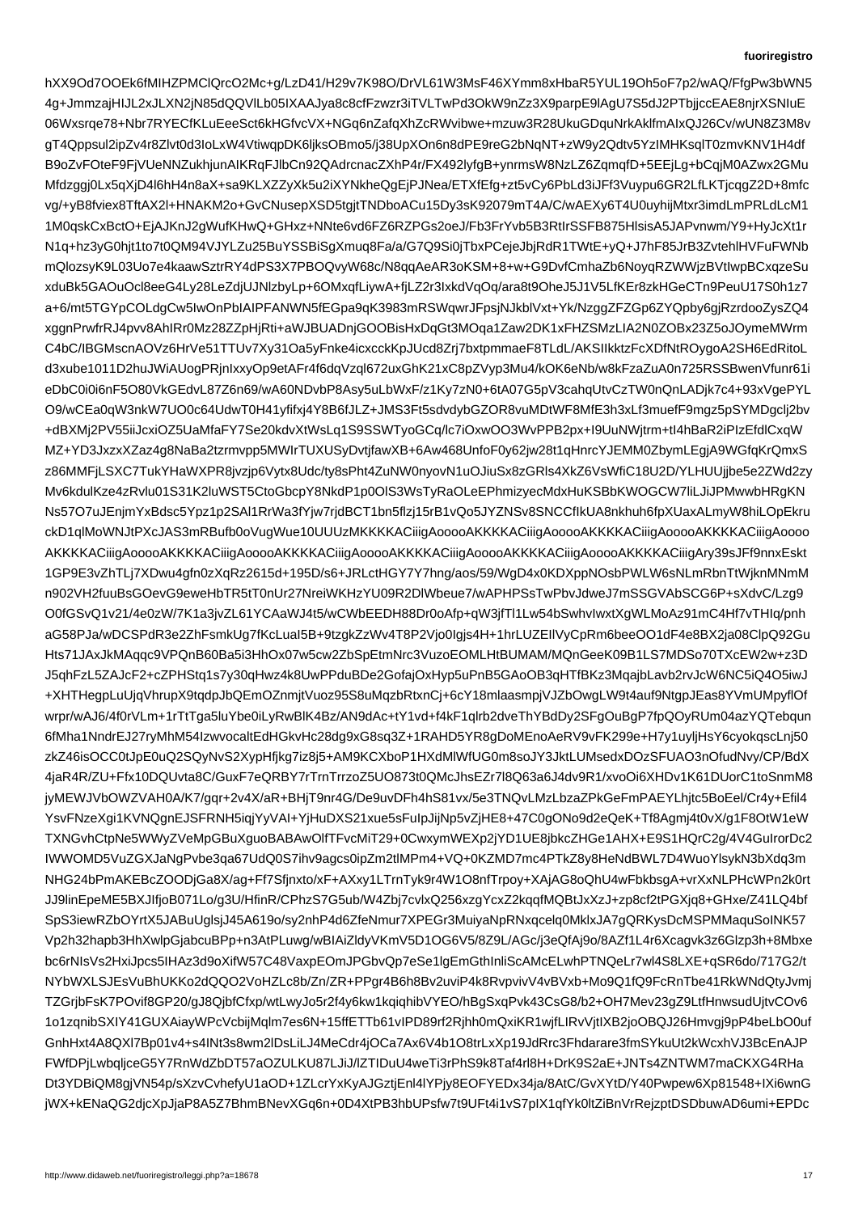hXX9Od7OOEk6fMIHZPMClQrcO2Mc+g/LzD41/H29v7K98O/DrVL61W3MsF46XYmm8xHbaR5YUL19Oh5oF7p2/wAQ/FfgPw3bWN5
4g+JmmzajHIJL2xJLXN2jN85dQQVlLb05IXAAJya8c8cfFzwzr3iTVLTwPd3OkW9nZz3X9parpE9lAgU7S5dJ2PTbjjccEAE8njrXSNIuE
06Wxsrqe78+Nbr7RYECfKLuEeeSct6kHGfvcVX+NGq6nZafqXhZcRWvibwe+mzuw3R28UkuGDquNrkAklfmAIxQJ26Cv/wUN8Z3M8v
gT4Qppsul2ipZv4r8Zlvt0d3IoLxW4VtiwqpDK6ljksOBmo5/j38UpXOn6n8dPE9reG2bNqNT+zW9y2Qdtv5YzIMHKsqlT0zmvKNV1H4df
B9oZvFOteF9FjVUeNNZukhjunAIKRqFJlbCn92QAdrcnacZXhP4r/FX492lyfgB+ynrmsW8NzLZ6ZqmqfD+5EEjLg+bCqjM0AZwx2GMu
Mfdzggj0Lx5qXjD4l6hH4n8aX+sa9KLXZZyXk5u2iXYNkheQgEjPJNea/ETXfEfg+zt5vCy6PbLd3iJFf3Vuypu6GR2LfLKTjcqgZ2D+8mfc
vg/+yB8fviex8TftAX2l+HNAKM2o+GvCNusepXSD5tgjtTNDboACu15Dy3sK92079mT4A/C/wAEXy6T4U0uyhijMtxr3imdLmPRLdLcM1
1M0qskCxBctO+EjAJKnJ2gWufKHwQ+GHxz+NNte6vd6FZ6RZPGs2oeJ/Fb3FrYvb5B3RtIrSSFB875HlsisA5JAPvnwm/Y9+HyJcXt1r
N1q+hz3yG0hjt1to7t0QM94VJYLZu25BuYSSBiSgXmuq8Fa/a/G7Q9Si0jTbxPCejeJbjRdR1TWtE+yQ+J7hF85JrB3ZvtehlHVFuFWNb
mQlozsyK9L03Uo7e4kaawSztrRY4dPS3X7PBOQvyW68c/N8qqAeAR3oKSM+8+w+G9DvfCmhaZb6NoyqRZWWjzBVtlwpBCxqzeSu
xduBk5GAOuOcl8eeG4Ly28LeZdjUJNlzbyLp+6OMxqfLiywA+fjLZ2r3IxkdVqOq/ara8t9OheJ5J1V5LfKEr8zkHGeCTn9PeuU17S0h1z7
a+6/mt5TGYpCOLdgCw5IwOnPbIAIPFANWN5fEGpa9qK3983mRSWqwrJFpsjNJkblVxt+Yk/NzggZFZGp6ZYQpby6gjRzrdooZysZQ4
xggnPrwfrRJ4pvv8AhIRr0Mz28ZZpHjRti+aWJBUADnjGOOBisHxDqGt3MOqa1Zaw2DK1x+FHZSMzLIA2N0ZOBx23Z5oJOymeMWrm
C4bC/IBGMscnAOVz6HrVe51TTUv7Xy31Oa5yFnke4icxcckKpJUcd8Zrj7bxtpmmaeF8TLdL/AKSIIkktzFcXDfNtROygoA2SH6EdRitoL
d3xube1011D2huJWiAUogPRjnIxxyOp9etAFr4f6dqVzql672uxGhK21xC8pZVyp3Mu4/kOK6eNb/w8kFzaZuA0n725RSSBwenVfunr61i
eDbC0i0i6nF5O80VkGEdvL87Z6n69/wA60NDvbP8Asy5uLbWxF/z1Ky7zN0+6tA07G5pV3cahqUtrvCzTW0nQnLADjk7c4+93xVgePYL
O9/wCEa0qW3nkW7UO0c64UdwT0H41yfifxj4Y8B6fJLZ+JMS3Ft5sdvdybGZOR8vuMDtWF8MfE3h3xLf3muefF9mgz5pSYMDgclj2bv
+dBXMj2PV55iiJcxiOZ5UaMfaFY7Se20kdvXtWsLq1S9SSWTyoGCq/lc7iOxwOO3WvPPB2px+I9UuNWjtrm+tI4hBaR2iPIzEfdlCxqW
MZ+YD3JxzxXZaz4g8NaBa2tzrmvpp5MWIrTUXUSyDvtjfawXB+6Aw468UnfoF0y62jw28t1qHnrcYJEMM0ZbymLEgjA9WGfqKrQmxS
z86MMFjLSXC7TukYHaWXPR8jvzjp6Vytx8Udc/ty8sPht4ZuNW0nyoyN1uOJiuSx8zGRls4XkZ6VsWfiC18U2D/YLHUUjjbe5e2ZWd2zy
Mv6kdulKze4zRvlu01S31K2luWST5CtoGbcpY8NkdP1p0OlS3WsTyRaOLeEPhmizecMdxHuKSBbKWOGCW7liJiJPMwwbHRgKN
Ns57O7uJEnjmYxBdsc5Ypz1p2SAl1RrWa3fYjw7rjdBCT1bn5flzj1r5zXIQMJYZNSv8SNCCflkUA8nkhuh6fpXUaxALmyW8hiLOpEkru
ckD1qlMoWNJtPXcJAS3mRBufb0oVugWue10UUUzMKKKKACiiigAooooAKKKACiiigAooooAKKKACiiigAooooAKKKACiiigAoooo
AKKKACiiigAooooAKKKACiiigAooooAKKKACiiigAooooAKKKACiiigAooooAKKKACiiigAooooAKKKACiiigAry39sJFf9nnxEskt
1GP9E3vZhTLj7XDwu4gfn0zXqRz2615d+195D/+JRLctHGY7Y7hng/aos/59/WgD4x0KDXppNOsbPWL W6sNLmRbnTtWjknMNmM
n902VH2fuuBsGOevG9eweHbTR5tT0nUr27NreiWKHzYU09R2DlWbeue7/wAPHPSsTwPbvJdweJ7mSSGVAbSCGE+sXdvC/Lzg9
O0fGSvQ1v21/4e0zW/7K1a3jvZL61YCAaWJ4t5/wCWbEEDH88Dr0oAfp+qW3jfTl1Lw54SwhwIwxtXgWLMoAz91mC4Hf7vTHIq/pnh
aG58PJa/wDCSPdR3e2ZhFsmkUg7fKcLuaI5+9tzgkZzWv4T8P2P+Vjo0Igjs4H+1hrLUZEIlVyCpRm6beeOO1dF4e8BX2ja08ClpQ92Gu
Hts71JAxJkMAqqc9VPQnB60Ba5i3HhOx07w5cw2ZbSpEtmNrc3VuzoEOMLHtBUMAM/MQnGeeK09B1LS7MDSo70TXcEW2w+z3D
J5qhFzL5ZAJcF2+cZPHStq1s7y30qHwz4k8PwPdBuDe2GofajOxHyp5puPnB5GAoOB3qHTFBKz3MqajbLavb2rvJcW6NC6iQ4O5iwJ
+XHTHegpLuUjqVhrupX9tqdpJbQEmOZnmjtVuoz95S8uMqzbtRxnCj+6cY18mlaasmpjVJZbOwgLW9t4auf9NtgpJEas8YVmUMpyflOf
wrpr/wAJ6/4f0rVLm+1rTtTga5luYbe0iLyRwBlK4Bz/AN9dAc+tY1vd+f4kF1qlrb2dveThYBdyGSFGOuBgP7fpQOYrRUm04azYQTebqun
6fMha1NndrEJ27ryMhM54IzwvocaltEdHGkvHc28dg9xG8sq3T+1RAHD5YR8G2oDoMEnoAoEV299vFE299e7Hy7yujlyHsY6cyokqsLnj50
zkZ46isOCC0tJpE0uQ2SQyNpF4sBJHd/JnhAxPg4m1TsSpFAUQ8nOfudNvy/CP/BdX
4jaR4R/ZU+Ffx10DQUvta8E/GuxF7eQRBY7rTrnTrrrzZ5UO873t0QMcJhsEzr7l8Q63a6J4dv9R1/xvoOi6K61DUorC1toSnmM
jyMEWJVbOVVAH0A/K7/gqr+2v4X/aR++BHjT9rr4K9eu0dFP0LZ/C6Yt4C+hJPEgEnPnNtmiwGjUAKvPcYyZLoRPjpzkhjJd/o
l2LBxgLq73Xye5xvIKNarg1Aoo9GxePkx4+Q5FNVoXC/+K2b3OL5rhPKGoXzSrLhs2xqRtfH+P6oLTMPO6HtSf5h60GhwFGVS/Rjbd8
YsvFNzeXgi1KVNQnEJSFRNH5iqjYyVAI+YjHuDXS21xue5SsFulpJijNp5vZjHE8+47C0gONo9d2eQeK+Tf8Agmj4t0vX/g1F8OtW1eW
TXNGvhCtpNe5WWyZVeMpGBuXguoABAwOlfTFvcMiT29+0CwxmWEXp2QVeMpGBuXguoABAwOlfTFvcMiT29+0CwxmWEXp2jYD1UE8jbkcZHGe1AHX+E9S1HQrC2g/4V4GuIrorDc2
IWWOMD5VuZGXJaNgPvbe3qa67UdQ0S3ihv89agcs0ipZmM4eVGCdzIXe2c7PfTkZ8y8HeNdBWL7D4WuoyXlskgN3bXdqm3m
NHG24bPmAKEBcZOODjGa8X/ag+Ff7Sfjnxto+xF+AXxy1LTrnTyk9r4W1O8nfTrpoy+XAjAG8oQhU4wFbkbsgA+vrXxNLPHcWPn2k0rt
JJ9linEpeME5BXJIfjoB071Lo/g3U/HfinR/CPhzS7Z7G5ub/W4Zbj7cvlxQ256xzgYcxZ2kqqfMQBtJxJzP+zp8cf2tPGXjq8+GHxe/Z41
SpS3iewRZbOYrtX5JABuUglsJ45A619o/sy2nhP4d4dZfeNmur7XPEGr3MuiyaNpNpRNxqcelq9MklJA7gQKYsDcMPMMaquSoINK57
Vp2h32hapb3hh5Xwl pGjabcuBPPp+n3AtPLuwg/wBIAizdAGCic/2UJkNDJE9Nb8QptGhk6nNlyIpBQJBBhOYKpcCEpLo5iXqiXmJHZZtn4dEmDVY
bc6rNIsVs2HxiJpcs5IHAz3d9oXifW57C48VaxpEOmJPGbvQp7eSe1lgEmGthInliSCAcLwhPTNQeLr7wl48S8LXE+qSR6do/717G2/t
NYbWXLSJEsVuBhUKK02dQQO2VoHZLc8b/Zn/ZR/ZzP/ZR+PPgr4B6Bh8Bv2uviP4k8Rvpvviv4vBvXvb+Mo9Q1fQ9FcRnTbe41RkWNdQtyJvmj
TZGrjbFsK7POvif8GP20ru/gJ8QjbfCfxp/wtLwyJo5r2f4y6kw1kqiqhibVYEO/hBgSxqPvk43CsG8/b2+OH7Mev23g9ZLtfHnwsudUjtvCOv6
1o1zqnibSXYY41GUXAiayWPcVcbijMqlm7es6N+15ffETTb61vlPD89frJhh0mQxiKR1wjfLIRvVjtIXB2joOBQJ26Hmvj9pP4beLbO0uf
GnhHxt4A8Ql7Bp01v4+sINt3s8wm2lDsLiLJ4MeCdr4dLrxLxP19xDjJdRrc3Fhdarare3fmSYkuUt2kWcxhWVJ3BcEnAJP
FWfDPjLwbqljceG5Y7RnWdZbDT57aOZULKU87L8JLiJ/ZTI/DuEYEDYEx34ja/8AtC/GvXYtYD/Y40Pwpew6Xp81548+IXi6wnG
jWX+kENaQG2djcXpJjaP8A5Z7BhmBNevXGq6n+0D4XtPB3hbUPsfw7t9ZFt4i4vS7Ipl X1qfYk0ltZiBnVrRejzptDSDbuwAD6umi+EPDc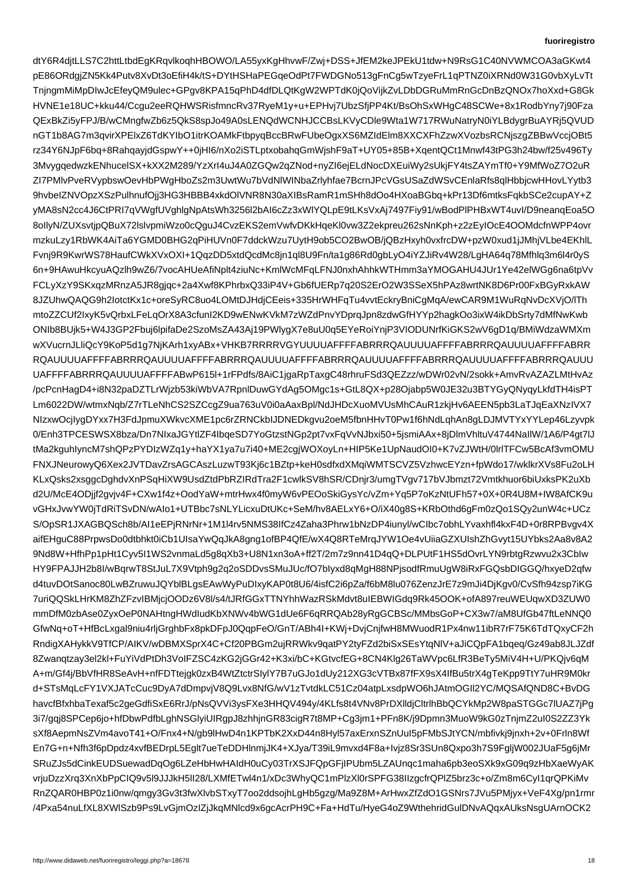dtY6R4djtLLS7C2httLtbdEgKRqvlkoqhHBOWO/LA55yxKgHhvwF/Zwj+DSS+JfEM2keJPEkU1tdw+N9RsG1C40NVWMCOA3aGKwt4
pE86ORdgjZN5Kk4Putv8XvDt3oEfiH4k/tS+DYtHSHaPEGqeOdPt7FWDGNo513gFnCg5wTzyeFrL1qPTNZ0iXRNd0W31G0vbXyLvTt
TnjngmMiMpDIwJcEfeyQM9ulec+GPgv8KPA15qPhD4dfDLQtKgW2WPTdK0jQoVijkZvLDbDGRuMmRnGcDnBzQNOx7hoXxd+G8Gk
HVNE1e18UC+kku44/Ccgu2eeRQHWSRisfmncRv37RyeM1y+u+EPHvj7UbzSfjPP4Kt/BsOhSxWHgC48SCWe+8x1RodbYny7j90Fza
QExBkZi5yFPJ/B/wCMngfwZb6z5QkS8spJo49A0sLENQdWCNHJCCBsLKVyCDle9Wta1W717RWuNatryN0iYLBdygrBuAYRj5QVUD
nGT1b8AG7m3qvirXPElxZ6TdKYIbO1itrKOAMkFtbpyqBccBRwFUbeOgxXS6MZIdElm8XXCXFhZzwXVozbsRCNjszgZBBwVccjOBt5
rz34Y6NJpF6bq+8RahqayjdGspwY++0jHI6/nXo2iSTLptxobahqGmWjshF9aT+UY05+85B+XqentQCt1Mnwf43tPG3h24bw/f25v496Ty
3MvygqedwzkENhucelSX+kXX2M289/YzXrI4uJ4A0ZGQw2qZNod+nyZI6ejELdNocDXEuiWy2sUkjFY4tsZAYmTf0+Y9MfWoZ7O2uR
ZI7PMlvPveRVypbswOevHbPWgHboZs2m3UwtWu7bVdNlWINbaZrlyhfae7BcrnJPcVGsUSaZdWSvCEnlaRfs8qlHbbjcwHHovLYytb3
9hvbeIZNVOpzXSzPulhnufOjj3HG3HBBB4xkdOlVNR8N30aXIBsRamR1mSHh8dOo4HXoaBGbq+kPr13Df6mtksFqkbSCe2cupAY+Z
yMA8sN2cc4J6CtPRI7qVWgfUVghlgNpAtsWh3256l2bAI6cZz3xWlYQLpE9tLKsVxAj7497Fiy91/wBodPlPHBxWT4uvI/D9neanqEoa5O
8olIyN/ZUXsvtjpQBuX72lslvpmiWzo0cQguJ4CvzEKS2emVwfvDKkHqeKl0vw3Z2ekpreu262sNnKph+z2zEyIOcE4OOMdcfnWPP4ovr
mzkuLzy1RbWK4AiTa6YGMD0BHG2qPiHUVn0F7ddckWzu7UytH9ob5CO2BwOB/jQBzHxyh0vxfrcDW+pzW0xud1jJMhjVLbe4EKhlL
Fvnj9R9KwrWS78HaufCWkXVxOXI+1QqzDD5xtdQcdMc8jn1ql8U9Fn/ta1g86Rd0gbLyO4iYZJiRv4W28/LgHA64q78Mfhlq3m6l4r0yS
6n+9HAwuHkcyuAQzlh9wZ6/vocAHUeAfiNplt4ziuNc+KmlWcMFqLFNJ0nxhAhhkWTHmm3aYMOGAHU4JUr1Ye42elWGg6na6tpVv
FCLyXzY9SKxqzMRnzA5JR8gjqc+2a4Xwf8KPhrbxQ33iP4V+Gb6fUERp7q20S2ErO2W3SSeX5hPAz8wrtNK8D6Pr00FxBGyRxkAW
8JZUhwQAQG9h2IotctKx1c+oreSyRC8uo4LOMtDJHdjCEeis+335HrWHFqTu4vvtEckryBniCgMqA/ewCAR9M1WuRqNvDcXVjO/lTh
mtoZZCUf2IxyK5vQrbxLFeLqOrX8A3cfunI2KD9wENwKVkM7zWZdPnvYDprqJpn8zdwGfHYYp2hagkOo3ixW4ikDbSrty7dMfNwKwb
ONIb8BUjk5+W4J3GP2Fbuj6lpifaDe2SzoMsZA43Aj19PWlygX7e8uU0q5EYeRoiYnjP3VIODUNrfKiGKS2wV6gD1q/BMiWdzaWMXm
wXVucrnJLliQcY9KoP5d1g7NjKArh1xyABx+VHKB7RRRRVGYUUUUAFFFFABRRRQAUUUUAFFFFABRRRQAUUUUAFFFFABRR
RQAUUUUAFFFFABRRRQAUUUUAFFFFABRRRQAUUUUAFFFFABRRRQAUUUUAFFFFABRRRQAUUUUAFFFFABRRRQAUUUUAFFFFABRRRQAUUU
UAFFFFABRRRQAUUUUAFFFFABwP615l+1rFPdfs/8AiC1jgaRpTaxgC48rhruFSd3QEZzz/wDWr02vN/2sokk+AmvRvAZAZLMtHvAz
/pcPcnHagD4+i8N32paDZTLrWjzb53kiWbVA7RpnlDuwGYdAg5OMgc1s+GtL8QX+p28Ojabp5W0JE32u3BTYGyQNyqyLkfdTH4isPT
Lm6022DW/wtmxNqb/Z7rTLeNhCS2SZCcgZ9ua763uV0i0aAaxBpl/NdJHDcXuoMVUsMhCAuR1zkjHv6AEEN5pb3LaTJqEaXNzIVX7
NlzxwOcjIygDYxx7H3FdJpmuXWkvcXME1pc6rZRNCkbIJDNEDkgvu2oeM5fbnHHvT0Pw1f6hNdLqhAn8gLDJMVTYxYLep46Lzyvpk
0/Enh3TPCSanoc/Dn7NIxaJGYtlZF4lbqeSD7tGtzstNGp2pt7vxFqVvNJbxi50+5jsmiAAx+8jDlmVhltuV4744NaIIW/1A6/P4gt7lJ
tMa2kguhIyncM7shQPzPYDIzWZq1y+haYX1ya7u7i40+ME2cgjWOXoyLn+HIP5Ke1UpNaudOI0+K7vZJWtH/0lrlTFCw5BcAf3vmOMU
FNXJNeurowyQ6Xex2JVTDavZrsAGCAszLuzwT93Kj6c1BZtp+keH0sdfxdXMqiWMWTCSCVZ5VzhwcEYzn+fpWdo17/wklkrXVs8Fu2oLH
KLxQsks2xsggcDghdvXnPSqHiXW9UsdtdPhRZIRdTra2F1cwlkSV8hSR/CDnjr3/umgTVgv717bVJbmzt17Vmtkhuor6biUxksPK2uXb
d2U/McE4ODjjf2gvjv4F+CXw1f4z+OodYaW+mtrHwx4f0myW6vPEOoSkiGysYc/vZm+Yq5P7oKzNtUFh57+0X+0R4U8M+IW8AfCK9u
vGHxJvwYW0jTdRiTSvDN/wAIo1+UTBbc7sNLYLicxuDtUKc+SeM/hv8AELxY6+O/iX40g8S+KRbOthd6gFm0zQo1SQy2unW4c+UCz
S/OpSR1JXAGBQSch8B/AI1eEPjRNrNr+1M1l4rv5NMS38fIc4Zaha3Phrw1bNzDP7iunyl/wCIbc7obhLYvaxhfl4kxF4D+0r8RPBvgv4X
aifEHguC88PrpwsDo0dtbhkt0iCb1UIsaYwQqJkA8gng1ofBP4QfE/wX4Q8RTeMrqJYW1Oe4vUiiaGZXUIshZhGvyt15UYbks2Aa8v8A2
9Nd8W+HfhPp1pHt1Cyv5I1WS2vnmaLd5g8qXb3U8Nn1xn3oA+ff2T/2m7nn41D4qP+DLPUtF1HS5dOvrLYN9rbtgRzwvU2x3Cblw
HY9FPAJJH2b8I/wBqwrW8tStJuLZF5X9Vtph9g2q2o5SDDvsSMuJUYblBLGsEwYPuKAP0t8U6I6fZenzJrE7z9m1Ji4DjKgv0/CvSfh79zsp7iKG
7uriQQSkLHrKM8ZhZFzvIBMjcjODDz7V8l/s4/tJRfGGXTNYHhWazRskdMdvt8uIEBWIGdq9Rk45OOK+ofA897reeuWEUqwXD3UW0
mmDfM0zbAse0ZyxOePP0NAHtngWdIudKbXNWv4bWG1dUe6F6RRQAb28yRgGCBSc/MMbsGoP+CX3w7/aM8UfGb47ftLeNNNQ0
GfwNq+oT+HfBcLxgal8niu4lrjGrghbFx8pkDKDFpJ0QqpFeO/GnT/ABh4I+KWj+DvjCnjfwH8MWuodR1Px4nw11ibR1Px4V7xQyCF2h
RndigXAHykkV9TfCP/AIKV/wDBMXSprX4C+Cf20PBGm2ujRRWkv9qatPY2tyZFzd2biSxSESsYtqNlV/+aJiCQpFA1bqeq/Gz49ab8JLJZdf
8ZwanqtzzaylZelZkl+FuYiVdPtDh3VoIFZSC4zKG2jGGr42K3xi/bC+KGtvcfEG+8CN4Klg26TaWVpc6ebSfLR3BeTy5MiV4H+U/PKQjv6qM
A+m/Gf4j/BbVfHR8SeAvH+nfFDTtejgk0zxB4WtZtctrSIylYTB7B7uGJo1dU2ju0Xf7XG3XG3cVTBx87fFX9sX4sfIfBu5trX4gTeKpp9TtY7uHR9M0kr
d+STsMqLcFY1VXJATcCuc8DyA7dDmpvjV8Q9Lvx8NfG/wV1zTvdkLC51Cz04atpLxsdpWO6hJAtmOGII2YC/MQSAfQND8C+BvDG
havcfBfxhbaTexaf5c2geGdfiSxE6RrJ/pNsQ/VVi3ysF8e3HHQV494y4/4KLfs8t4VNr8PrDXIIdClCtrIhbBQCYkMp2W8paSTGGc7lUAZ7jPg
3i7/gqj8SPCep6jo+hfDbwPdfbPghLGhNSGlyiURgcg82hV7t8MP+Cg3m1+PFn8K/j9Dpmn3MuoW9kG0zTnjmzW3uI0S2ZZ3Yk
sXf8AepmNsZVm4vaT41+O/Fnx4+N/gb9lHwD4Nv/Pb6fDpdzf4xvfBEDrpL5EglIt7ueTeDDHlnmJK4+XJya/T39Tl8xScTwp6mr+0Frln8iWf
En7G+n+Nfh3f6pDpdz4xvfBEDrpL5EglIt7ueTeDDHlnmJK4+XJya/T39iL9mvxd4F8a+Ivjz8Sr3SUn8Qxpo3h7S9FgljW002JUaF5g6jMr
SRuZJs5dCinkEUDSuewadDqOg6LZeHbHwHAIdH0uCy03TrXSJFQpGFjIPUbm5LZAUnqc1maha6eoSXk9xG09q9zHbXaeWyAK
vrjuDzzXrq3XnXbPpCIQ9v5l9JJJKh5Il28/LXMfETwl4n1/xDc3WhyQC1mPlzXl0rSPFG38IIzgcfrQPPlZ5brz3c+o/Zm8m6CyI1qrQPKiMv
RnZQAR0HBP0z1i0nw/qmgy3Gv3t3fwXlvbSTyxT7oo2ddsojhLgHb5gzg/Ma9Z8M+ArHwxZfZdO1GSNrs7JVu5PMjyx+VeF4XXg/pn1rmr
/4Pxa54nuLfXL8XWlSzb9Ps9vLvGjmOzIZjJqkMNlcd9x6dAJA+cCPH9C+Fa+HdTu/HyeG4oZ9WthehridGulDNvAQqxAUksNsgUArnOCK2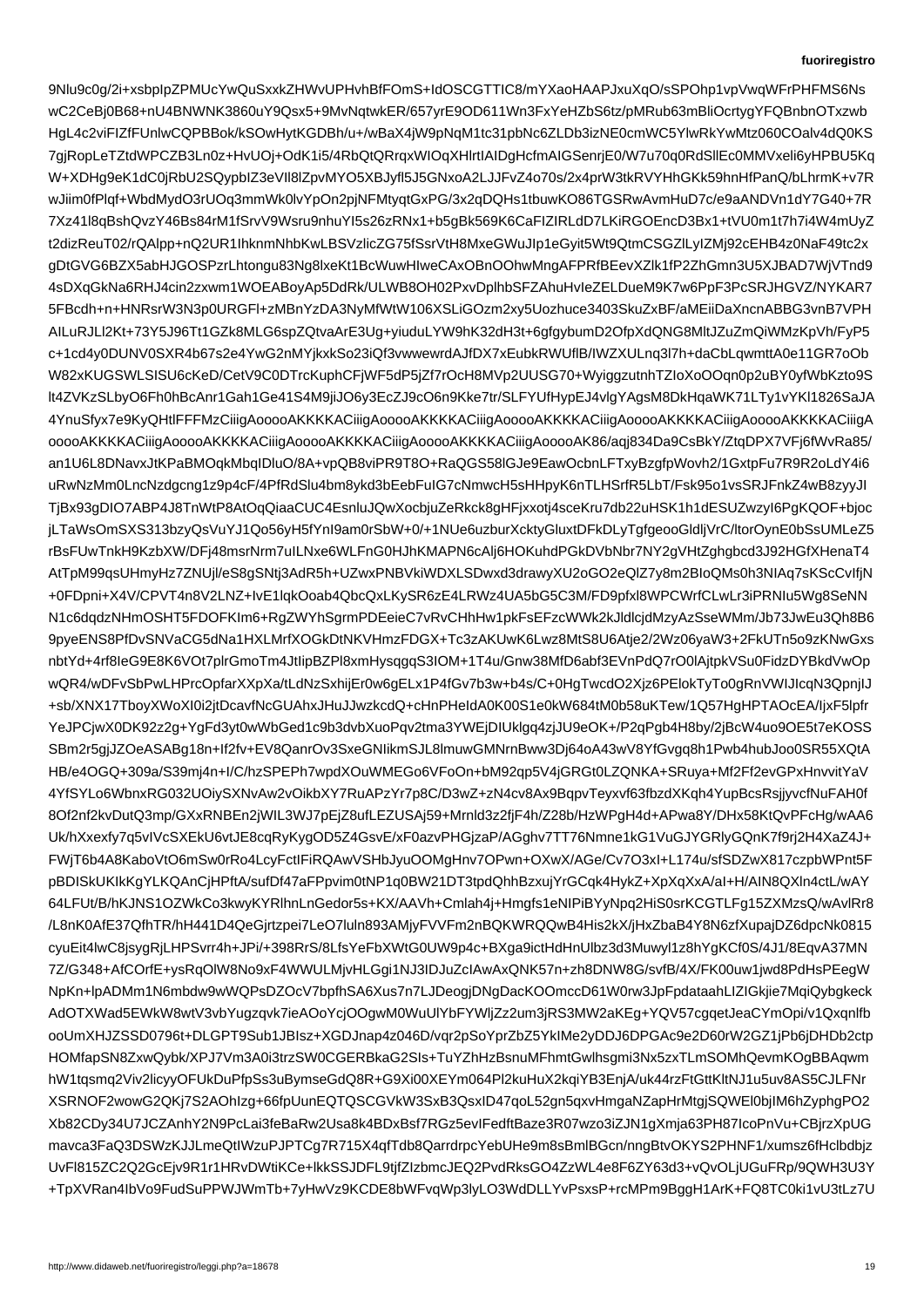9Nlu9c0g/2i+xsbpIpZPMUcYwQuSxxkZHWvUPHvhBfFOmS+IdOSCGTTIC8/mYXaoHAAPJxuXqO/sSPOhp1vpVwqWFrPHFMS6Ns
wC2CeBj0B68+nU4BNWNK3860uY9Qsx5+9MvNqtwkER/657yrE9OD611Wn3FxYeHZbS6tz/pMRub63mBliOcrtygYFQBnbnOTxzwb
HgL4c2viFIZfFUnlwCQPBBok/kSOwHytKGDBh/u+/wBaX4jW9pNqM1tc31pbNc6ZLDb3izNE0cmWC5YlwRkYwMtz060COalv4dQ0KS
7gjRopLeTZtdWPCZB3Ln0z+HvUOj+OdK1i5/4RbQtQRrqxWIOqXHlrtIAIDgHcfmAIGSenrjE0/W7u70q0RdSllEc0MMVxeli6yHPBU5Kq
W+XDHg9eK1dC0jRbU2SQypbIZ3eVIl8lZpvMYO5XBJyfl5J5GNxoA2LJJFvZ4o70s/2x4prW3tkRVYHhGKk59hnHfPanQ/bLhrmK+v7R
wJiim0fPlqf+WbdMydO3rUOq3mmWk0lvYpOn2pjNFMtyqtGxPG/3x2qDQHs1tbuwKO86TGSRwAvmHuD7c/e9aANDVn1dY7G40+7R
7Xz41l8qBshQvzY46Bs84rM1fSrvV9Wsru9nhuYI5s26zRNx1+b5gBk569K6CaFIZIRLdD7LKiRGOEncD3Bx1+tVU0m1t7h7i4W4mUyZ
t2dizReuT02/rQAlpp+nQ2UR1IhknmNhbKwLBSVzlicZG75fSsrVtH8MxeGWuJIp1eGyit5Wt9QtmCSGZlLylZMj92cEHB4z0NaF49tc2x
gDtGVG6BZX5abHJGOSPzrLhtongu83Ng8lxeKt1BcWuwHIweCAxOBnOOhwMngAFPRfBEevXZlk1fP2ZhGmn3U5XJBAD7WjVTnd9
4sDXqGkNa6RHJ4cin2zxwm1WOEABoyAp5DdRk/ULWB8OH02PxvDplhbSFZAhuHvIeZELDueM9K7w6PpF3PcSRJHGVZ/NYKAR7
5FBcdh+n+HNRsrW3N3p0URGFl+zMBnYzDA3NyMfWtW106XSLiGOzm2xy5Uozhuce3403SkuZxBF/aMEiiDaXncnABBG3vnB7VPH
AILuRJLl2Kt+73Y5J96Tt1GZk8MLG6spZQtvaArE3Ug+yiuduLYW9hK32dH3t+6gfgybumD2OfpXdQNG8MltJZuZmQiWMzKpVh/FyP5
c+1cd4y0DUNV0SXR4b67s2e4YwG2nMYjkxkSo23iQf3vwwewrdAJfDX7xEubkRWUflB/IWZXULnq3l7h+daCbLqwmttA0e11GR7oOb
W82xKUGSWLSISU6cKeD/CetV9C0DTrcKuphCFjWF5dP5jZf7rOcH8MVp2UUSG70+WyiggzutnhTZIoXoOOqn0p2uBY0yfWbKzto9S
lt4ZVKzSLbyO6Fh0hBcAnr1Gah1Ge41S4M9jiJO6y3EcZJ9cO6n9Kke7tr/SLFYUfHypEJ4vlgYAgsM8DkHqaWK71LTy1vYKl1826SaJA
4YnuSfyx7e9KyQHtlFFFMzCiiigAooooAKKKKACiiigAooooAKKKKACiiigAooooAKKKKACiiigAooooAKKKKACiiigAooooAKKKKACiiigA
ooooAKKKKACiiigAooooAKKKKACiiigAooooAKKKKACiiigAooooAKKKKACiiigAooooAK86/aqj834Da9CsBkY/ZtqDPX7VFj6fWvRa85/
an1U6L8DNavxJtKPaBMOqkMbqIDluO/8A+vpQB8viPR9T8O+RaQGS58lGJe9EawOcbnLFTxyBzgfpWovh2/1GxtpFu7R9R2oLdY4i6
uRwNzMm0LncNzdgcng1z9p4cF/4PfRdSlu4bm8ykd3bEebFuIG7cNmwcH5sHHpyK6nTLHSrfR5LbT/Fsk95o1vsSRJFnkZ4wB8zyyJI
TjBx93gDIO7ABP4J8TnWtP8AtOqQiaaCUC4EsnluJQwXocbjuZeRkck8gHFjxxotj4sceKru7db22uHSK1h1dESUZWzyI6PgKQOF+bjoc
jLTaWsOmSXS313bzyQsVuYJ1Qo56Yh5fYnI9am0rSbW+0/+1NUe6uzburXcktyGluxtDFkDLyTgfgeooGldljVrC/ltorOynE0bSsUMLeZ5
rBsFUwTnkH9KzbXW/DFj48mNrrNuZ7uILNxe6WLFnG0HJhKMAPN6cAlj6HOKuhdPGkDVbNbr7NY2Q2VHtZghgbcd3J92HGfXHenaT4
AtTpM99qsUHmyHz7ZNUjl/eS8gSNtj3AdR5h+UZwxPNBVkiWDXLSDwxd3drawyXU2oGO2eQlZ7y8m2BIoQMs0h3NIAq7sKScCvIfjN
+0FDpni+X4V/CPVT4n8V2LNZ+IvE1lqkOoab4QbcQxLKySR6zE4LRWz4UA5bG5C3M/FD9pfxl8WPCWrfCLwLr3iPRNIu5Wg8SeNN
N1c6dqdzNHmOSHT5FDOFKIm6+RgZWYhSgrmPDEeieC7vRvCHhHwpkFsEFzcWWk2JldlcjdMzyAzSseWMm/Jb73JwEu3Qh8B6
9pyeENS8PfDvSNVaCG5dNa1HXLMrfXOGkDtNKVHmzFDGX+Tc3zAKUwK6Lwz8MtS8U6Atje2/2Wz06yaW3+2FkUTn5o9zKNwGxs
nbtYd+4rf8IeG9E8K6VOt7plrGmoTm4JtIipBZPl8xmHysqgqS3IOM+1T4u/Gnw38MfD6abf3EVnPdQ7rO0lAjtpkVSu0FidzDYBkdVwOp
wQR4/wDFvSbPwLHPrcOpfarXXpXa/tLdNxShijEr0wWwn6gEL+P4fGv7b3b3w+b4s/C+0Hg6TwcdO2Xjz6PElokTyTo0gRnVWIJIcqN3QpnjIJ
+sb/XNX17TboyWoXI0i2jtDcavfNcGUAhxJHuJJwzkcdQ+cHnPHeIdA0K00S1e0kW684M0b58uKTew/1Q57HgHPTAOcEA/IjxF5lpfr
YeJPCjwX0DK92z2YgFgd3yt0wWbGed1c9b3dvbXuoPqv2tma2YWEjDIUklgq4zjJU9eOK+/P2qPgb48OKOSS
SBm2r5gjJZOeASABg18n+lf2fv+EV8QanrOv3SxeGNIikmSJL8lmuwGMNrnBww3Dj64oA43w5V8YfGvgq8h1Pwb4hubJoo0SR55XQtA
HB/e4OGQ+309a/S39mj4n+I/hzSPEPh7wpdOuOOuWMEGo6FVoOn+bM92qp5V4j6GRGt0LZQNKA+SRuya+Mf2Ff2evGPXvnVvvittYaV
4YfSYLo6WbnxRG032UOiysSNXNvAw2vOikbXY7RuAPzYr7p8cR/D3wZ+zN4cv4x8Ax9+FSq7huKrvbMqbxVMhbOeIB5/yvG2d2vLRWmqtbHfhDSXu+Mv5VJbzH/SGhyWGgdVeTXxVt2NbP2DHjZf1bbYH4t4bugnv5oyxf5hTaNO8tD5xYqFxHLkhRxVtmQAcYLUkQPO1MRLaypa12Zt+B5FoD87UsSWWrn
8OtL3hrmtXAyUtq5NrVHDlu9+RJRtTaOCpcmT3v0LbPMI7QzUMSUUxOC5SHJ3W1Y80vC90vaIz7SiV8LCXl0vjUkUaLNXX8Sz9hoAr4
8Of2nf2kvDutQ3mp/GXxRNBEn2jWIL3WJ7pEjZ8ufLEZUSAj59+Mrnld3z2fjF4H/Z28b/HzWPgH4d4+APwa8Y/DHx58KtQvPFcHg/wAA6
Uk/hXxexfy7q5vIVcSXEkU6vtJE8cqRyKygD5PGsvE/xF0azvPHGjzaP/AGhv7TT76Nmne1kG1VuGJYVGRlyGQnK7f9r2H4XaZ4J+
FWjT6b6b4A8A8hb1yVtO6mSw0Ro4LcyFctIFiRQAwVSHbJyuOOMgHnv+OXwX/AGe/Cv7O3x1+L174u/sfSDZwX817czbpbWPPnt5F
pBDlSkUKIkKkYGYLKQAnCjHPftA/sufDf47ajNP1q0BW21DT7tpdQhBzxujYrGCqk4HykzZ+XpXqXxA/al+H/AIN8QXln4ctL/wAY
64LFUt/B/hKJNS1OZWkCo3kwyKYRlhnNGedor5+bPiBz/hHx/Ra4+Cmlah4j+Hmgfs1eNIPiBiYNpFcsLi7Gedor5+KX/ZXMzQ/wAvlRr8
/L8nK0AfE37QfhTE37Qn7dxy7luln893AMjyFVVFm2nBQKWRQQwB4His2kX/jHxZbaB4Y8N6fzfXupakD4dpDZ6dpcNk0815
cyuEit4lwC8jsygRjLHPSvrr4h+JPi/+/398RrS/8LfsYeFbXXtG0UW9p4c+BXga9ictHHnUlbz3d3Muwyl1z8h0YgKCf0S/4J1/8EqvA37MN
7Z/G348+AfCOrfE+ysRqOlW/NaWNVULMjvHLGi1NJ3IDJuzZclAwAxQNK57n+zh8DNW8G/svfB/PEFK00uw1jwd8PdHsPsPEegW
NpKn+IpADMm1N6mbdbdw9wWQPsDZOcV7bpfhSA6Xus7n7LJDeojDNgDacKOOmccD61W0rw3JpFpdataahLIZIGkjie7MQiqYbgkeck
AdOTXWad5EWkW8wtV3vbYugzqvk6ieAOoYcjOOgw0M0WuUlYbFYWljZ2z2um3jRS3MW2aEg+YQV527/ZEq+YQV527/ZEq+YQV527/ZEg+YQV57
ooUmXHJZSSD0796t+DLGPT9Sub1JBIsz+XGDJnap40d+xHbMV5LdpPT/eRFZi3o39e2yDDJ6DPGAc9e2D60rW2GZ1jPb6jDHbctp
HOMfapSN8ZxwQybk/XPJ7Vm3A0i3trzSW0CGERBkaG3SIs+TuYZhsneFhmtGwlhsgmi3Nx5zxTLmSOMhQevmKOGBBAqwm
hW1tqsmq2Viv2licyyOFUkDuPfpSs3uBymseGdQ8R+G9Xi00XEYm064PI2kuHuX4qkiYB3EnjA/uk44rzFtGttKltNJ1u5uv8AS5CJLFNr
XSRNOF2wowG2QKj7S2AOhIzlg+66fpUunEQTQSCGVkW3SxB3QsxID47qoL52gn5gxvHmgaNZapHrMtgjSQWElOb
Xb82CDy34U7JCZAnhY2N9PCLai8feBaRw2Usa8k4BDxBsf7RGz5sevIFedftBaze3R07wzo3iZJN1gXmja63PH87IcoPnVu+CBjrzXpUG
mavca3FaQ3DSWzKJJLmeQtIWzuPJPTCg7R715X4qfTdb8QarrdrpcYebUHe9m8sBmlBGcn/nngBtvOKYS2PHNF1/xumsz6fHclbdbjz
UvFl815ZC2Q2GcEjv9R1r1HRvDWtiKCe+lkkSSJDFL9tjfZIzbmcJEQ2PvdRksGO4ZzWL4e8eF6ZY63d3+vQvOLjUGuFRp/9QWH3U3Y
+TpXVRan4IbVo9FudSuPPWJWmTb+7yHwVz9KCDE8bWFvqWp3lyLO3WdDLLYvPsxsP+rcMPm9BggH1ArK+FQ8TC0ki1vU3tLz7U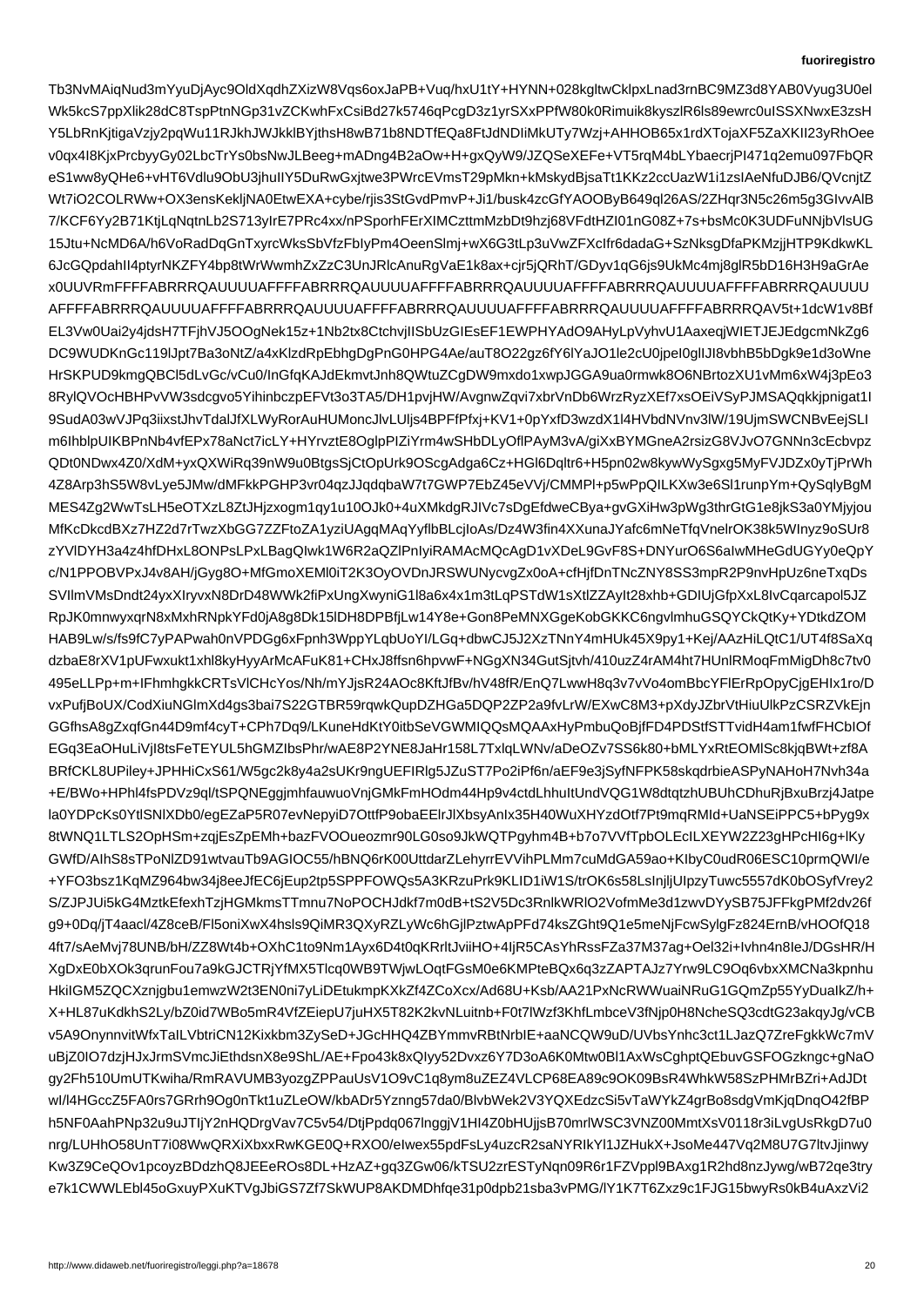Tb3NvMAiqNud3mYyuDjAyc9OldXqdhZXizW8Vqs6oxJaPB+Vuq/hxU1tY+HYNN+028kgltwCklpxLnad3rnBC9MZ3d8YAB0Vyug3U0el
Wk5kcS7ppXlik28dC8TspPtnNGp31vZCKwhFxCsiBd27k5746qPcgD3z1yrSXxPPfW80k0Rimuik8kyszlR6ls89ewrc0uISSXNwxE3zsH
Y5LbRnKjtigaVzjy2pqWu11RJkhJWJkklBYjthsH8wB71b8NDTfEQa8FtJdNDIiMkUTy7Wzj+AHHOB65x1rdXTojaXF5ZaXKII23yRhOee
v0qx4I8KjxPrcbyyGy02LbcTrYs0bsNwJLBeeg+mADng4B2aOw+H+gxQyW9/JZQSeXEFe+VT5rqM4bLYbaecrjPI471q2emu097FbQR
eS1ww8yQHe6+vHT6Vdlu9ObU3jhuIlY5DuRwGxjtwe3PWrcEVmsT29pMkn+kMskydBjsaTt1KKz2ccUazW1i1zsIAeNfuDJB6/QVcnjtZ
Wt7iO2COLRWw+OX3ensKekljNA0EtwEXA+cybe/rjis3StGvdPmvP+Ji1/busk4zcGfYAOOByB649ql26AS/2ZHqr3N5c26m5g3GIvvAlB
7/KCF6Yy2B71KtjLqNqtnLb2S713yIrE7PRc4xx/nPSporhFErXIMCzttmMzbDt9hzj68VFdtHZI01nG08Z+7s+bsMc0K3UDFuNNjbVlsUG
15Jtu+NcMD6A/h6VoRadDqGnTxyrcWksSbVfzFbIyPm4OeenSlmj+wX6G3tLp3uVwZFXcIfr6dadaG+SzNksgDfaPKMzjjHTP9KdkwKL
6JcGQpdahII4ptyrNKZFY4bp8tWrWwmhZxZzC3UnJRlcAnuRgVaE1k8ax+cjr5jQRhT/GDyv1qG6js9UkMc4mj8glR5bD16H3H9aGrAe
x0UUVRmFFFFABRRRQAUUUUAFFFFABRRRQAUUUUAFFFFABRRRQAUUUUAFFFFABRRRQAUUUUAFFFFABRRRQAUUUU
AFFFFABRRRQAUUUUAFFFFABRRRQAUUUUAFFFFABRRRQAUUUUAFFFFABRRRQAUUUUAFFFFABRRRQAV5t+1dcW1v8Bf
EL3Vw0Uai2y4jdsH7TFjhVJ5OOgNek15z+1Nb2tx8CtchvjlISbUzGIEsEF1EWPHYAdO9AHyLpVyhvU1AaxeqjWIETJEJEdgcmNkZg6
DC9WUDKnGc119lJpt7Ba3oNtZ/a4xKlzdRpEbhgDgPnG0HPG4Ae/auT8O22gz6fY6lYaJO1le2cU0jpeI0glIJI8vbhB5bDgk9e1d3oWne
HrSKPUD9kmgQBCl5dLvGc/vCu0/InGfqKAJdEkmvtJnh8QWtuZCgDW9mxdo1xwpJGGA9ua0rmwk8O6NBrtozXU1vMm6xW4j3pEo3
8RylQVOcHBHPvVW3sdcgvo5YihinbczpEFVt3o3TA5/DH1pvjHW/AvgnwZqvi7xbrVnDb6WrzRyzXEf7xsOEiVSyPJMSAQqkkjpnigat1l
9SudA03wVJPq3iixstJhvTdalJfXLWYcn4BPFfPfxj+KV1+0pYxfD3wzdX4l4HVbdNVnv3lW/19UjmSWCNBvEejSLI
m6IhblpUIKBPnNb4vfEPx78aNct7icLY+HYrvztE8OglpPIZiYrm4wSHbDLyOflPAyM3vA/giXxBYMGneA2rsizG8JvO7GNNn3cEcbvpz
QDt0NDwx4Z0/XdM+yxQXWiRq39nW9u0BtgsSjCtOpUrk9OScgAdga6Cz+HGl6Dqltr6+H5pn02w8kywWySgxg65MyFVJDZx0yTjPrWh
4Z8Arp3hS5W8vLye5JMw/dMFkkPGHP3vr04qzJJqdqbaW7t7GWP7EbZ45eVVj/CMMPl+p5wPpQILKXw3e6Sl1runpYm+QySqlyBgM
MES4Zg2WwTsLH5eOTXzL8ZtJHjzxogm1qy1u10OJk0+4uXMkdgRJIVc7sDgEfdweCBya+gvGXiHw3pWg3thrGtG1e8jkS3a0YMjyjou
MfKcDkcdBXz7HZ2d7rTwzXbGG7ZZFtoZA1yziUAgqMAqYyflbBLcjIoAs/Dz4W3fin4XXunaJYafc6mNeTfqVnelrOK38k5WInyz9oSUr8
zYVlDYH3a4z4hfDHxL8ONPsLPxLBagQIwk1W6R2aQZlPnIyiRAMAcMQcAgD1vXDeL9GvF8S+DNYurO6S6aIwMHeGdUGYy0eQpY
c/N1PPOBVPxJ4v8AH/jGyg8O+MfGmoXEMl0iT2K3OyOVDnJRSWUNycvgZx0oA+cfHjfDnTNcZNY8SS3mpR2P9nvHpUz6neTxqDs
SVllmVMsDndt24xyXIryvxN8DrD48WWk2fiPxUngXwyniG1l8a6x4x1m3tLqPPSTdW1sXtlZZAyIt28xhb+GDIUjGfpXxL8lvCqarcapol5JZ
RpJK0mnwyxqrN8xMxhRNpkYFd0jA8g8Dk15lDH8DPBfjLw14Y8e+Gon8PemNXGgeKobGKobUoYI/LGq+dbwCJ5J2XzTNnY4MmHUk45X9py1+Kej/AAzHiLQtC1/UT4f8SaXq
dzbaE8rXV1pUFwxukt1xhl8kyHyyArMcAFuK81+CHxJ8ffsn6hpvwF+NGgXN34GutSjtvh/410uzZ4T4O4aM4z1jhZZlU/xeuoj4Kq6yeKqWZxrLVVAmlMXsRbbcqeZBIAa4yuLvbWf0s60fvJN+pyDOaTxszEhKU/UnDhDPhJ/5MXbw6Hqnn4HDkM5JDyOaB+UQ5q+8PRJXr7FRxzTWbpbFXyoRW5Gbv1LJs+qvJwAIHDqNgPxD9/d3dmZpsHS+10NNAOK9AL69PVTYFKQ1Dhsvg0fFH7FO1IQXp58a64P63evbtPBrGgFeeaQYZJRS/10sxBbbVSyKnvbdFvAz67ZaV/qo0XHq3wtAAcZI3t+2nlv9r1dMlQmHy/yUFOQrNTRDfwvxhs8b8sjYhuZGF1ZbNGmcNWe1Tr6czv7NeUOpe/OZt+TJrzaSGMBeKp+jRC9HGdNsEH7hQPbKmx2amvYUhamsHc0j4jEdPrKIVjU0T+gy3eqcY0NTEaR/4pKyuL4aA4KNoVeFgLXMSjBwUAo3
jvajdGc+n5WnUsyr/cAAqAE0dgd2HEKa6smbQgHQpMbdj3zNpGaVFdvHl8Sx5yjmr/g2H2NPOJWMn81svDnQn+yArbdCfTXbZmrm7b
9c4fkTGn9DvKQ8T2hBUbpozMqG2PsD8d98o+DUpgTe4DGU8Xb66e/Jk+Ko33hTCTtlRqVgXUwTeupkSu3Xmcxi9UvzyD3cNngYGpc5GE
F3hvedfoJNBgtSRpUeVyuO9X2vz1gh5/7+6ezyU5c2TiSVUZkH3F69ziNDMqlXrdyqoHGGUVEHoRi5o+m/r4etnAhctvnkoDhGs3ZenB
sj1x7YjQKxAMbb0VuiJOn3PbOaXmTaWqYTJngIAkjV7zKc7cK0Za4vq7D2I+4cErOuj2nRZ8q7B2tSxLPOhq2hj8AS6bP9uGtcFgXL1Qv
9NBVYSaNdEPVV0lxZB2Jd+FnoGZzrHtdHXPnYMpvUrSqpd7s13KdzhudE5RbmgkqEyBN/gdGTp/74nDbJX+z7a8eXAppaNUjo1JfkZEKbnM
vhgGFM7+hGv5mGxcmZO6H54Sb/ccpXL+6sWf54y4ESm1yH9vlpkvHVaM2uLPhnlG5GmtY0NzkXSz2rZlxd59dqn+xvYRGqBOMJnDtp4y
Td8BwAsqz9dlxeRsuCC/WiTJmNs/6OpQ/2jmJXWrzLpJ8Hw+5hnYgb3cuWZK+CrwTI0OVNTr5H6IU8UAgpQOCeEk+J5FeQ/OTsGBxLtG
EE8bbs3oxGlEWnEuWOLd0+SBj3nrGl/5D5IrQeSzNbzjBHLw3uHL7x0f+5cW+DEeiUT98zGNFp6jBUyEXvbJrf+W7rqh9SP/IuLYEgVX3
b/+EFwffR5jdGrtA+vE7ZREo6BjbyEj7tq9JXkuzRxyRbYqNm/Ts8EV3yEGwbxKuCYLDx2DHrWpHSzTKkN+UJy9f3KN8L6UlFo2EJHgB
Wa6eJTK+HIMmXdBG5ALxpIEMPRZ0kA7hJESqdl6HfnBEVyUqRZH0wXbYeOgN9YLcnGqVHCtSXh/C/m4kMFnRp9sXmZ4OL+wX9MpQxQ2m
d6tZc8qxtUEk6AdHnKlx2chr63KyFYFNxFDk+ftl0xfHtYQTEFl7IGmIaLpi/uItAUH4fSK7SXSfqV9ytbX/tpJLhxYyo9bMBXfl2v2/
cELw/V3jyefcK5n7Xfx6+rHnhGRdh3/wMdHtoZq1UVFf0gPE2hB5jfptfEPOWXGumtfsNLXjL7Uf5mYdsqoDAWpGLzqsqsYSxJd+NVRP
bqGN4K7iPY3cqHIq8hU5xT8K0RSv5nPZP7UDCLU2bRq0bhjBGCkfKJ9l8CYgWQZ6pHOy5HyajTHa8WDQ0zYESFNfeQAm4gWPyUyx
nHDf3TUmLpxUS4Lz1IryEGNbF7R5p4IYNk8eCYNzrZZxM3WKGz3S37f9NpqPZ9VP9PM/Pz9dqAW3Z53ZeQbEDc6j6NXdlXyqgrzNJjh
SsPf6VkAT6X0TKynSmfaRVnKu4z5WM8ZxLe8uR+TT5KcKgyGAu6bb6tJA1k3uUrnIX8zMVSa19DS8MBSgXnMSqJ87wQvDY7Rd8bXKqBM
Hr4TGMAxzE3PMHZk5lTWbI1qqqKfF4yUQlDHB5AaPP7fZkdgCl5Y0R/k+U+5fxnaFRcM62tp9RhTQVMh/wR88gXaHH2qgAWIHdXZe1c/2f
PyQ1SrnA8b/XqaXJETezwkB6WOh8+Z7DgL9KtORmzJd84fEzN3BtmCX2eQOxYdqAiAWtDXqbDDU5nD9PDTb3ECjLXDm9FOrz86I92ax
GBQhg2qN5RGPYrKuNjqiYnuBqWdnh2YL5L6fF58B0wMdJ3nOvIU3Lc2X9j2zRv+pT0jT3y7Mpa0+XtzTt6SQQ84uUTvWvc3dnXL2Nwt
DRy2FjPzaSC+R3A8Gv9fJYmvmZ0sAODSrKJkl9KHYxxlrJhCBkrlFjIe1Lx4Ogw8Q2h+Zdq8oqYJXDEL2LHvIQFqdO8VDcS3e8KHPDt6t
MjmnZrZTG9PSiVDnKfLkvRvB2w6wHnK2P6QjYfEz6gXuBiNqtOVFO1vI63+CXV1r5MF6V3JB9yIrvdl+BhmS5D3yyKxbrUf5rqbPVdOs
Nn3mZNHknXl7dDxUTJs1bQ9BdR0IlNUVZqh9rfRmHjn0K9Jfx18o3ToLyMuB2uv7XXHF1zwxvxwDjQKCDxNjR0SdIt7nTj1xgxzXvLaS4
uCcRPmjWkXL2ErNmhhqAhQBHmStPm8wtBLEBxBmyF92sdH2P8Kpu8tl/ym9eHZ8xDMFZcJ7OiiGhr9Iq7RO8r0sCrU7I/s1rkWz3QP2yUX
yQr/gQkcMrwWnfLVK7BYJNeBnLy0ctvqVcNm8w1cPIlGGcCh5KnJaLD9T2xrp3VaX3W2KqUO/u6YQiJ/DFqhDqN5qoA3E0ixBmCeoLgYS
Zf5cW0E7SWyxG41fKyDIh9QrWvcw7ZTNLBp0mR5vDzGXnZ4ngQXE6EWojTfRNh3QjNVx/bIxVxf0uFYLwLzg8k7MiqUJFUkMJKd5bUtTp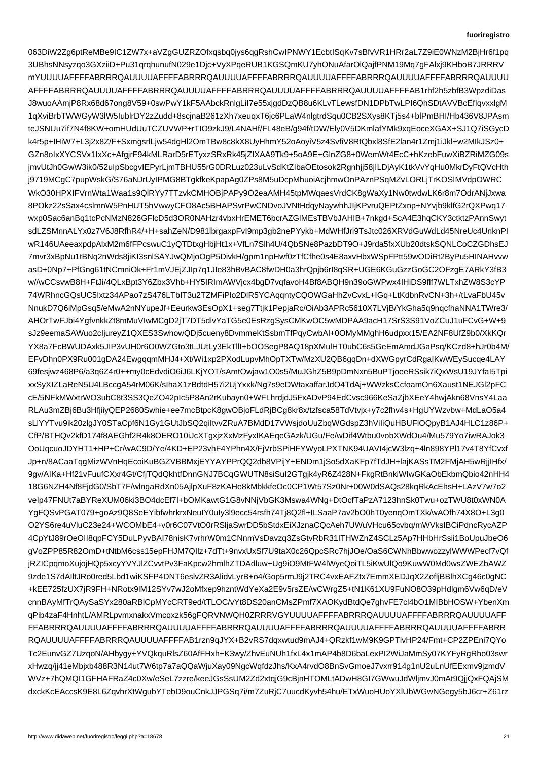063DiW2Zg6ptReMBe9IC1ZW7x+aVZgGUZRZOfxqsbq0jys6qgRshCwIPNWY1EcbtISqKv7sBfvVR1HRr2aL7Z9iE0WNzM2BjHr6f1pq
3UBhsNNsyzqo3GXziiD+Pu31qrqhunufN029e1Djc+VyXPqeRUB1KGSQmKU7yhONuAfarOlQajfPNM19Mq7gFAlxj9KHboB7JRRRV
mYUUUUAFFFFABRRRQAUUUUAFFFFABRRRQAUUUUAFFFFABRRRQAUUUUAFFFFABRRRQAUUUUAFFFFABRRRQAUUUU
AFFFFABRRRQAUUUUAFFFFABRRRQAUUUUAFFFFABRRRQAUUUUAFFFFABRRRQAUUUUAFFFFAB1rhf2h5zbfB3WpzdiDas
J8wuoAAmjP8Rx68d67ong8V59+0swPwY1kF5AAbckRnlgLiI7e55xjgdDzQB8u6KLvTLewsfDN1DPbTwLPI6QhSDtAVVBcEflqvxxlgM
1qXviBrbTWWGyW3lW5IublrDY2zZudd+8scjnaB261cXh7xeuxqT6jc6PLaW4nlgtrdSqu0CB2SXys8KTj5s4+blPmBHI/Hb436V8JPAsm
teJSNUu7if7N4f8K+omHUdUuTCZUVWP+rTIO9zkJ9/L4NAHf/FL48eB/g94f/tDW/Ely0V5DKmlafYMk9xqEoceXGAX+SJ1Q7iSGycD
k4r5p+IHiW7+L3j2x8Z/F+SxmgsrlLjw54dgHl2OmTBw8c8kX8UyHhmY52oAoyiV5z4SvfiV8RtQbxl8SfE2lan4r1Zmj1iJkl+w2MIkJSz0+
GZn8oIxXYCSVx1IxXc+AfgjrF94kKMLRarD5rETyxzSRxRk45jZIXAA9Tk9+5oA9E+GlnZG8+0WemWt4EcC+hKzebFuwXiBZRiMZG09s
jmvUtJh0GwW3ik0/52uIpSbcgvIEPyrLjmTBHU55rG0DRLuz023uLvSdKtZIbaOEtosok2Rgnhjj58jILDjAyK1tkVvYqHu0MkrDyFtQVcHth
j9719MCgC7pupWskG/S76aNJrUyIPMG8BTgkfkeKpapAg0ZPs8M5uDcpMhuoiAcjhmwOnPAznPSqMZvLORLjTrKOSIMVdpOWRC
WkO30HPXIFVrnWta1Waa1s9QlRYy7TTzvkCMHOBjPAPy9O2eaAMH45tpMWqaesVrdCK8gWaXy1Nw0twdwLK6r8m7OdrANjJxwa
8POkz22sSax4cslmnW5PnHUT5hVwwyCFO8Ac5BHAPSvrPwCNDvoJVNtHdqyNaywhhJIjKPvruQEPtZxnp+NYvjb9klfG2rQXPwq17
wxp0Sac6anBq1tcPcNMzN826GFlcD5d3OR0NAHzr4vbxHrEMET6bcrAZGlMEsTBVbJAHIB+7nkgd+ScA4E3hqCKY3ctktzPAnnSwyt
sdLZSMnnALYx0z7V6J8RfhR4/+H+sahZeN/D981lbrgaxpFvI9mp3gb2nePYykb+MdWHfJri9TsJtc026XRVdGuWdLd45NreUc4UnknPl
wR146UAeeaxpdpAlxM2m6fFPcswuC1yQTDtxgHbjHt1x+VfLn7Slh4U/4QbSNe8PazbD9O+J9rda5fxXUb20dtskSQNLCoCZGDhsEJ
7mvr3xBpNu1tBNq2nWds8jiKI3snlSAYJwQMjoOgP5DivkH/gpm1npHwf0zTfCfhe0s4E8axvHbxWSpFFPtt59wODiRt2ByPu5HINAHvvw
asD+0Np7+PfGng61tNCmniOk+Fr1mVJEjZJIp7q1JIe83hBvBAC8fwDH0a3hrQpjb6rI8qSR+UGE6KGuGzzGoGC2OFzgE7ARkY3fB3
w//wCCsvwB8H+FtJi/4QLxBpt3Y6Zbx3Vhb+HY5IRImAWVjcx4bgD7vqfavoH4Bf8ABQH9n39oGWpwx4IHiDS9fIf7WLTxhZW8S3cYP
74WRhncGQsUC5Ixtz34APao7zS476LTbIT3u2TZMFiPlo2DlR5YCAqqntyCQOWGaHhZvCvxL+IGq+LtKdbnRvCN+3h+/tLvaFbU45v
NnukD7Q6iMpGsq5/eMwA2nNYupeJf+Eeurkw3EsOpX1+seg7Ttjk1PepjaRc/OiAb3APRc5610X7LVjB/YkGha5q9nqcfhaNNA1TWre3/
AHOrTwFJbi4YgfvnkkZt8mMuVIwMCgD2jT7DT5dlvYaTG5e0EsRzgSysCMKwOC5wMDPAA9acH17SrS391VoZCuJ1uFCvG+W+9
sJz9eemaSAWuo2cIjureyZ1QXES3SwhowQDj5cueny8DvmmeKtSsbmTfPqyCwbAl+0OMyMMghH6udpxx15/EA2NF8UfZ9b0/XkKQr
YX8a7FcBWUDAxk5JIP3vUH0r6O0WZGto3tLJUtLy3EkTlll+bOOSegP8AQ18pXMulHT0ubC6s5GeEmAmdJGaPsq/KCzd8+hJr0b4M/
EFvDhn0PX9Ru001gDA24EwgqqmMHJ4+Xt/Wi1xp2PXodLupvMhOpTXTw/MzXU2QB6gqDn+dXWGpyrCdRqaIKwWEySucqe2LAY
69fesjwz468P6/a3q6Z4r0++my0cEdvdiO6iJ6LKjYOT/sAmtOwjaw1O0s5/MuJDGhZ5B9pDmNxn5BuPTjoeeRSsik7iQxWsU19JYfaI5Tpi
xxSyXIZLaReN5U4LBccgA54rM06K/sIhaX2BdtdH57i2UjYxxk/Ng7s9eDWtaxaffarJdO4TdAj+WWzksCcfoamOn6Xaust1NEJGl2pFC
cE/5NFkMWxtrWO3ubC8t3SS3QeZO42pIc5P8An2rKubayn0+WFLhrdjdJ5FxADvP94EdCvsc966KeSaZjbXEeY4hwjAkn68VnsY4Laa
RLAu3mZBj6Bu3HfjiiyQEP2680Swhie+ee7mcBtpcK8gwOBjoFLdRjBCg8kr8x/tzfsca58TdVtvjx+y7c2fhv4s+HgUYWzvbw+MdLaO5a4
sLIYYTvu9ik20zlgJY0STaCpf6N1Gy1GUtJbSQ2qiltvvZRuA7BMdD17VWsjdoUuZbqWGdspZ3hViIiQuHBUFlOQpyB1AJ4HLC1z86P+
CfP/BTHQv2kfD174f8AEGhf2R4k8OERO10iJcXTgxjzXxMzFyxIKAEqeGAzk/UGu/Fe/wDif4Wtbu0vobXWdOu4/Mu579Yo7iwRAJok3
OoUqcuoJDYHT1+HP+Cr/wAC9D/Ye/4KD+EP23vhF4X+Pn4Phn4X/FjVrbSPiHFYWyoLPXTNK94UAVI4jcW3lzq+4ln898PYl17v4vT8YfCvxf
Jp+n/8ACaaTqgMizWVnHqEcoiKuBGZVBBMxjEYYAYPPrQQ2db8VPijY+ENDm1jSo5dXaKFp7fTdJH+lajKASsTM2FMjAH5wRjjIHfx/
9gv/AIKa+Hf21vFuufCXxr4Gt/CfjTQdkhtDnnGNJ7BCqGWUTN8siSuI2GTgjk4yR6Z428N+FkgRtBnkiWIWKaObkEkbmQbio42nHH4
18G6NZH4Nf8FjdG0/SbT7F/wlngaRdXn05AjlpXuF8zKAHe8kMbkkfeOc0CP1Wt57Sz0Nr+00W0dSAQs28kqRkAcEhsH+LAzV7w7o2
veIp47FNUt7aBYReXUM06ki3BO4dcEf7I+bOMKawtG1G8vNNjVbGK3Mswa4WNg+DtOcfTaPzA7123hnSk0Twu+ozTWU8t0xWN0A
YgFQSvPGAT079+goAz9Q8SeEYibfwhrkrxNeuIy3l9uIy3l9ecc54rsfh74Tj8Q2fl+ILSaaP7av2bO0hT0yenqOmTXk/wAOfh74X8O+L3g0
O2YS6re4uVluC23e24+WCOMbE4+v0r6C07VtO0rRSljaSwrDD5bStdxEiXJznaCQcAeh7UWuVHcu65cvbiDPdncRycAZP
4CpYtJ89rOeOII8qpFCY5DuLPyvBAI78nisK7vrhrW0m1CNnmVsDavzq4ZsGtvRbR31ITHWZnZ4SCLz5Ap7HHHbrSsii1BoUpuJbeO6
gVoZPP85R82OmD+tNtbM6css15epFHJM7QIlz+7dTt+9nvxUxSf7U9taX0c26QpcSRc7hjJOe/OaS6CWNhBbwwozzylWWWPecf7vQf
jRZICpqmoXujojHQp5xcyYVYJlZCvvPv3FaKpw2hmlhZTDAduw+Ug9iO9MtFW4lWyeQoiTL5iKwUlQo9KuwW0Md0wsZWEZbAWZ
9zde1S7dAlltJRo0red5Lbd1wiKSFP4DNT6eslvZR3AlidvLyrB+o4/Gop5rmJ9j2TRC4vxEAFZtx7EmmXEDJqX2ZofljBBlhXCg46c0gNC
+kEE725fzUX7jR9FH+NRotx9lM12SYv7wJ2oMfxep9hzntWdYeXa2E9v5rsZE/wCWrgZ5+tN1K61XU9FuNO8O39pHdlgm9Vw6qD/eV
cnnBAyMfTrQAySaSYx280aRBlCpMYcCRT9ed/tTLOC/vYt8DS20anCMsZPmf7XAOKydBtdQe7ghvFE7cl4bO1MIBbHOSW+YbenXm
qPib4azF4HnhtL/AMRLpvmxnakxVmcqxzk56gFQRVNWQ0ZRRRVGYUUUUAFFFFABRRRQAUUUUAFF
FFABRRRQAUUUUAFFFFABRRRQAUUUUAFFFFABRRRQAUUUUAFFFFABRRRQAUUUUAFFFFABRRRQAUUUUAFFFFABR
RQAUUUUAFFFFABRRRQAUUUUAFFFFAB1rzn9qJYX+B2vRS7dqxwtud9mAJ4+QRzkf1wM9K9GPTivHP24/Fmt+CP2ZPEni7QYo
Tc2EunvGZ7UzqoN/AHbygy+YVQkquRlsZ60AfFHxh+K3wy/ZhvEuNUh1fxL4x1mmAP4b8D6baLexPI2WiJaMmSy07KYFyRgRho03swr
xHwzq/jj41eMbjxb488R3N14tW7W6tp7a7aQQaWjuXay09NgcWqfdJhs/KxA4rvdO8BnSvGmoeJ7vxrr914g1nU2nLnUfEExmv9jzmdV
WVz+7hQMQl1GFHAFRaZ4c0Xw/eSeL7zzre/keeJGsSsUM2Zd2xtqjG9cBjnHTOMLtADwH8GI7GWwuJdWljmvJ0mAt9QjjQxFQAjSM
dxckKcEAccsK9E8L6ZqvhrXtWgubYTebD9ouCnkJJPGSq7i/m7ZRjC7uucdHKyvh54hu/ETxWuoHUoHUoYXlUbWGwNGegy5bJ6cr+Z61rz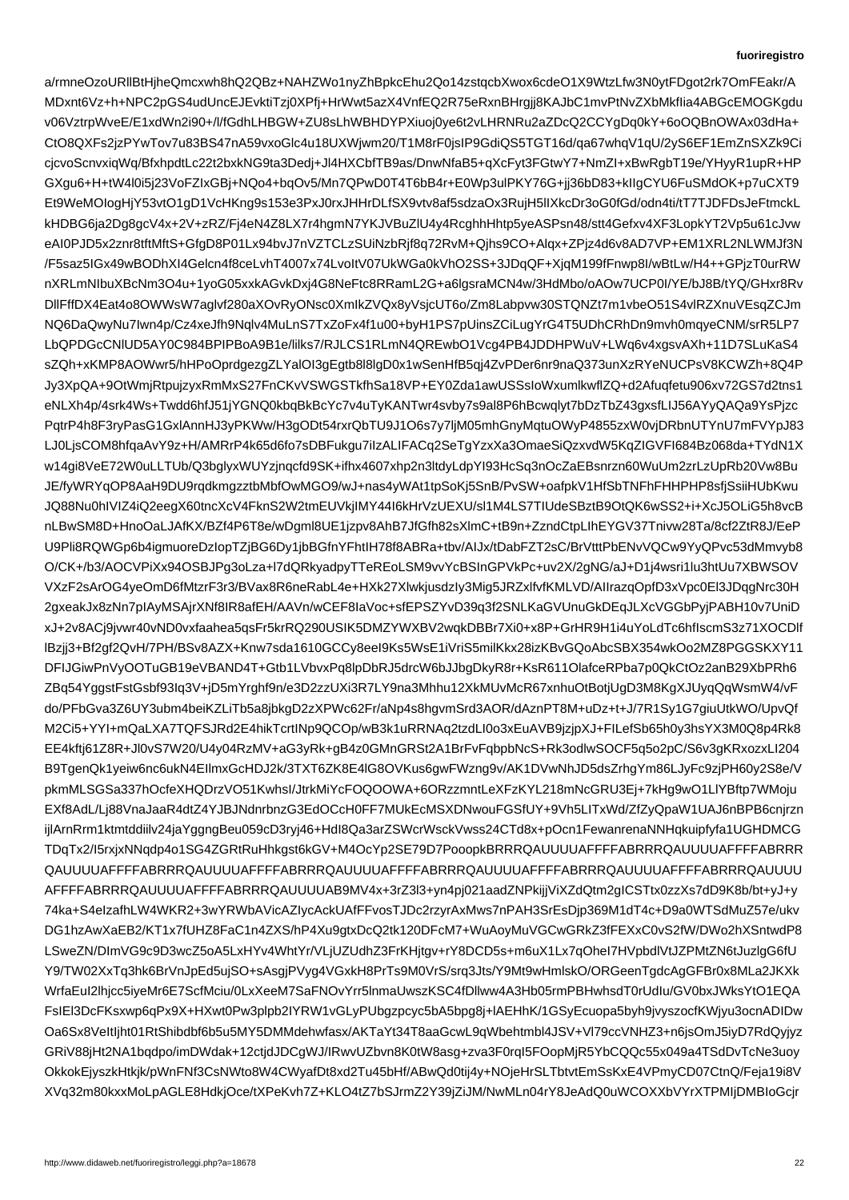a/rmneOzoURllBtHjheQmcxwh8hQ2QBz+NAHZWo1nyZhBpkcEhu2Qo14zstqcbXwox6cdeO1X9WtzLfw3N0ytFDgot2rk7OmFEakr/A
MDxnt6Vz+h+NPC2pGS4udUncEJEvktiTzj0XPfj+HrWwt5azX4VnfEQ2R75eRxnBHrgjj8KAJbC1mvPtNvZXbMkfIia4ABGcEMOGKgdu
v06VztrpWveE/E1xdWn2i90+/l/fGdhLHBGW+ZU8sLhWBHDYPXiuoj0ye6t2vLHRNRu2aZDcQ2CCYgDq0kY+6oOQBnOWAx03dHa+
CtO8QXFs2jzPYwTov7u83BS47nA59vxoGlc4u18UXWjwm20/T1M8rF0jsIP9GdiQS5TGT16d/qa67whqV1qU/2yS6EF1EmZnSXZk9Ci
cjcvoScnvxiqWq/BfxhpdtLc22t2bxkNG9ta3Dedj+Jl4HXCbfTB9as/DnwNfaB5+qXcFyt3FGtwY7+NmZI+xBwRgbT19e/YHyyR1upR+HP
GXgu6+H+tW4l0i5j23VoFZIxGBj+NQo4+bqOv5/Mn7QPwD0T4T6bB4r+E0Wp3ulPKY76G+jj36bD83+kIIgCYU6FuSMdOK+p7uCXT9
Et9WeMOIogHjY53vtO1gD1VcHKng9s153e3PxJ0rxJHHrDLfSX9vtv8af5sdzaOx3RujH5lIXkcDr3oG0fGd/odn4ti/tT7TJDFDsJeFtmckL
kHDBG6ja2Dg8gcV4x+2V+zRZ/Fj4eN4Z8LX7r4hgmN7YKJVBuZlU4y4RcghhHhtp5yeASPsn48/stt4Gefxv4XF3LopkYT2Vp5u61cJvw
eAI0PJD5x2znr8tftMftS+GfgD8P01Lx94bvJ7nVZTCLzSUiNzbRjf8q72RvM+Qjhs9CO+Alqx+ZPjz4d6v8AD7VP+EM1XRL2NLWMJf3N
/F5saz5IGx49wBODhXl4Gelcn4f8ceLvhT4007x74LvoItV07UkWGa0kVhO2SS+3JDqQF+XjqM199fFnwp8l/wBtLw/H4++GPjzT0urRW
nXRLmNIbuXBcNm3O4u+1yoG05xxkAGvkDxj4G8NeFtc8RRamL2G+a6lgsraMCN4w/3HdMbo/oAOw7UCP0I/YE/bJ8B/tYQ/GHxr8Rv
DllFffDX4Eat4o8OWWsW7aglvf280aXOvRyONsc0XmIkZVQx8yVsjcUT6o/Zm8Labpvw30STQNZt7m1vbeO51S4vlRZXnuVEsqZCJm
NQ6DaQwyNu7Iwn4p/Cz4xeJfh9Nqlv4MuLnS7TxZoFx4f1u00+byH1PS7pUinsZCiLugYrG4T5UDhCRhDn9mvh0mqyeCNM/srR5LP7
LbQPDGcCNlUD5AY0C984BPIPBoA9B1e/lilks7/RJLCS1RLmN4QREwbO1Vcg4PB4JDDHPWuV+LWq6v4xgsvAXh+11D7SLuKaS4
sZQh+xKMP8AOWwr5/hHPoOprdgezgZLYalOI3gEgtb8l8lgD0x1wSenHfB5qj4ZvPDer6nr9naQ373unXzRYeNUCPsV8KCWZh+8Q4P
Jy3XpQA+9OtWmjRtpujzyxRmMxS27FnCKvVSWGSTkfhSa18VP+EY0Zda1awUSSSsIoWxumlkwfIZQ+d2Afuqfetu906xv72GS7d2tns1
eNLXh4p/4srk4Ws+Twdd6hfJ51jYGNQ0kbqBkBcYc7v4uTyKANTwr4svby7s9al8P6hBcwqlyt7bDzTbZ43gxsfLIJ56AYyQAQa9YsPjzc
PqtrP4h8F3ryPasG1GxlAnnHJ3yPKWw/H3gODt54rxrQbTU9J1O6s7y7ljM05mhGnyMqtuOWyP4855zxW0vjDRbnUTYnU7mFVYpJ83
LJ0LjsCOM8hfqaAvY9z+H/AMRrP4k65d6fo7sDBFukgu7iIzALIFACq2SeTgYzxXa3OmaeSiQzxvdW5KqZIGVFI684Bz068da+TYdN1X
w14gi8VeE72W0uLLTUb/Q3bglyxWUYzjnqcfd9SK+ifhx4607xhp2n3ltdyLdpYI93HcSq3nOcZaEBsnrzn60WuUm2zrLzUpRb20Vw8Bu
JE/fyWRYqOP8AaH9DU9rqdkmgzztbMbfOwMGO9/wJ+nas4yWAt1tpSoKj5SnB/PvSW+oafpkV1HfSbTNFhFHHPHP8sfjSsiiHUbKwu
JQ88Nu0hlVlZ4iQ2eegX60tncXcV4FknS2W2tmEUVkjIMY44I6kHrVzUEXU/sl1M4LS7TIUdeSBztB9OtQK6wSS2+i+XcJ5OLiG5h8vcB
nLBwSM8D+HnoOaLJAfKX/BZf4P6T8e/wDgml8UE1jzpv8AhB7JfGfh82sXlmC+tB9n+ZzndCtpLlhEYGV37Tnivw28Ta/8cf2ZtR8J/EeP
U9Pli8RQWGp6b4igmuoreDzIopTZjBG6Dy1jbBGfnYFhtIH78f8ABRa+tbv/AIJx/tDabFZT2sC/BrVtttPbENvVQCw9YyQPvc53dMmvyb8
O/CK+/b3/AOCVPiXx94OSBJPg3oLza+l7dQRkyadpyTTeREoLSM9vvYcBSInGPVkpF+uv2X/2gNG/aJ/+D1j4wsri1lu3htUu7XBWSOV
VXzF2sArOG4yeOmD6fMtzF3r3/BVax8R6neRabL4eHXk27XlwkjusdzIy3Mig5JRZxlfvfKMLVD/AIIrazqOpfDOp3Xvpc0El3JDqgNrc30H
2gxeakJx8zNn7pIAyMSAjrXNf8IR8afEH/AAVn/wCEF8IaVoc+sfEPSZYvD39q3f2SNLKaGVUnuGkDEqJLXcVGGbPyjPABH10v7UniD
xJ+2v8ACj9jvwr40vND0vxfaahea5qsFr5kr5RQ290USIK5DMZYWXBV2wqkDBBr7Xi0+x8P+GrHR9H1i4uYoLdTc6fhIscmS3z71XOCDlf
lBzjj3+Bf2gf2QvH/7PH/BSv8AZX+Knw7sda1610CCCy8eel9Ks5WsE1iViriS5milKkx28izKBvGQoAbcSBX354wkOo2MZ8PGGSKXY11
DFIJGiwPnVyOOTuGB19eVBAND4T+Gtb1LVbvxPq8lpDbRJ5drcW6bJJbgDkyR8r+KsR611OlafceRPba7p0QkCtOz2anB29XbPRh6
ZBq54YggstFstGsbf93lq3V+jD5mYrghf9n/e3D2zzUXi3R7LY9na3Mhhu12XkMUvMcR67xnhuOtBotjUgD3M8KgXJUyqQqWsmW4/vF
do/PFbGva3Z6UY3ubm4beiKZLiTb5a8jbkgD2zXPWc62Fr/aNp4s8hgvmSrd3AOR/dAznPT8M+uDz+t+J/7R1Sy1G7giuUtkWO/UpvQf
M2Ci5+YYI+mQaLXA7TQFSJRd2E4hikTcrtINp9QCOp/wB3k1uRRNAq2tzdLI0o3xEuAVB9jzjpXJ+FILefSb65h0y3hsYX3M0Q8p4Rk8
EE4kftj61Z8R+Jl0vS7W20/U4y0RzMV+aG3yRk+gB4z0GMnGRSt2A1BrFvFqbbpNcS+Rk3odlwSOCF5q5o2pC/S6v3gKRxozxLI204
B9TgenQk1yeiw6nc6kuKN6ElImxGcHDJ2k/3TXT6ZK8E4lG8OVKus6gwFWzng9v/AK1DVwNhJD5dsZrhgYm86LJyFc9zjPH60yP2S8e/V
pkmMLSGSa337hOcfeXHQDrzVO51Kwhsl/JtrkMiYcFOQOOWA+6ORzzmntLeXFzKYL218cK7kHg9wO1LlYBftp7WMoju
EXf8AdL/Lj88VnaJaaR4dtZ4YJBJNdnrbnzG3EdOCcH0FF7MUkEcMSXDNwouFGSfUY+9Vh5LITxWd/ZfZyQpaW1UAJ6nBPB6cnjrzn
ijlArnRrm1ktmtddiilv24jaYggngBeu059cD3ryj46Hdl8Qa3arZSWcrWsckVwss24CTd8x+pOcn1FewanrenaNNHqkuipfyfa1UGHDMCG
TDqTx2/I5rxjxNNqdp4o1SG4ZGRtRuHhkgst6kGV+M4OcYp2SE79D7PooopkBRRRQAUUUUAFFFFABRRRQAUUUUAFFFFABRRR
QAUUUUAFFFFABRRRQAUUUUAFFFFABRRRQAUUUUAFFFFABRRRQAUUUUAFFFFABRRRQAUUUUAFFFFABRRRQAUUUU
AFFFFABRRRQAUUUUAFFFFABRRRQAUUUUAB9MV4x+3rZ3l3+yn4pj021aadZNPkijjViXZdQtm2gICSTtx0zzXs7dD9K8b/bt+yJ+y
74ka+S4eIzafhLW4WKR2+3wYRWbAVicAZIycAckUAfFFvosTJDc2rzyrAxMws7nPAH3SrEsDjp369M1dT4c+D9a0WTSdMuZ57e/ukv
DG1hzAwXaEB2/KT1x7fUHZ8FaC1n4ZXS/hP4Xu9gtxDcQ2tk120DFcM7+WuAoyMuVGCwGRkZ3fFEXxCvS2fW/DWo2hXSntwdP8
LSweZN/DImVG9c9D3wcZ5oA5LxHYv4WhtYr/VLjUZUdhZ3FrKHjtgv+rY8DCD5s+m6uX1Lx7qOheI7HVpbdlVtJZPMtZN6tJuzlgG6fU
Y9/TW02XxTq3hk6BrVnJpEd5ujSO+sAsgjPPVyg9VGxkH8PrTs9M0VrS/srq3Jts/Y9Mt9WmHmlskO/ORGeenTgdcAgGFBr0x8MLa2JKXk
WrfaEuI2lhjcc5iyeMr6ENY7ScfMciu/0LxXeeM7SaFNOvYrr5lnmaUwszKSC4fDlIww4A3Hb05rmPBHwhsdT0rUdIu/GV0bxJWksYtO1EQA
FsIEl3DcFKsxwp6qPx9X+HXwt0Pw3plplb2lYRW1vGLyPbpgcpcyp6bcA5b5bpg8j/1GSyEcuopa5byh9jvszocfWjyu3ocnADIDw
Oa6Sx8VeItjht01RtShibdb6b5u5MY5DMMMdehwafasx/AKTaYt34T8aaGcwL9qGaawbcE7hbml4YRW1vGLyPbpgcpcyz6bcA5b5uoy
GRiV88jHt2NA1bqdpo/imDWak+12ctjWJ/IRwvUZbvn8K0tW8asg+zva3F0rqI5FOopMjR5YCQOop55xfkVjY0ZfNm5WNKRo
OkkokEjyszkHtkjk/pWnFNf3CsNWto8W4CWyaDt8xd2Tu4s/ABWQd0tij4y+NOjeHrNLSLTbvtEmSsKxE4VPmyCD07CtnQ/Feja19i8V
XVq32m80kxxMoLpAGLE8HdkjOce/tXPeKvh7Z7+KLO4tZ7bSJrmZ2Y39ZiJM/NwMLn04rY8JeAdQ0uWCOXXbVYrXTPMIjDMBIoGcjr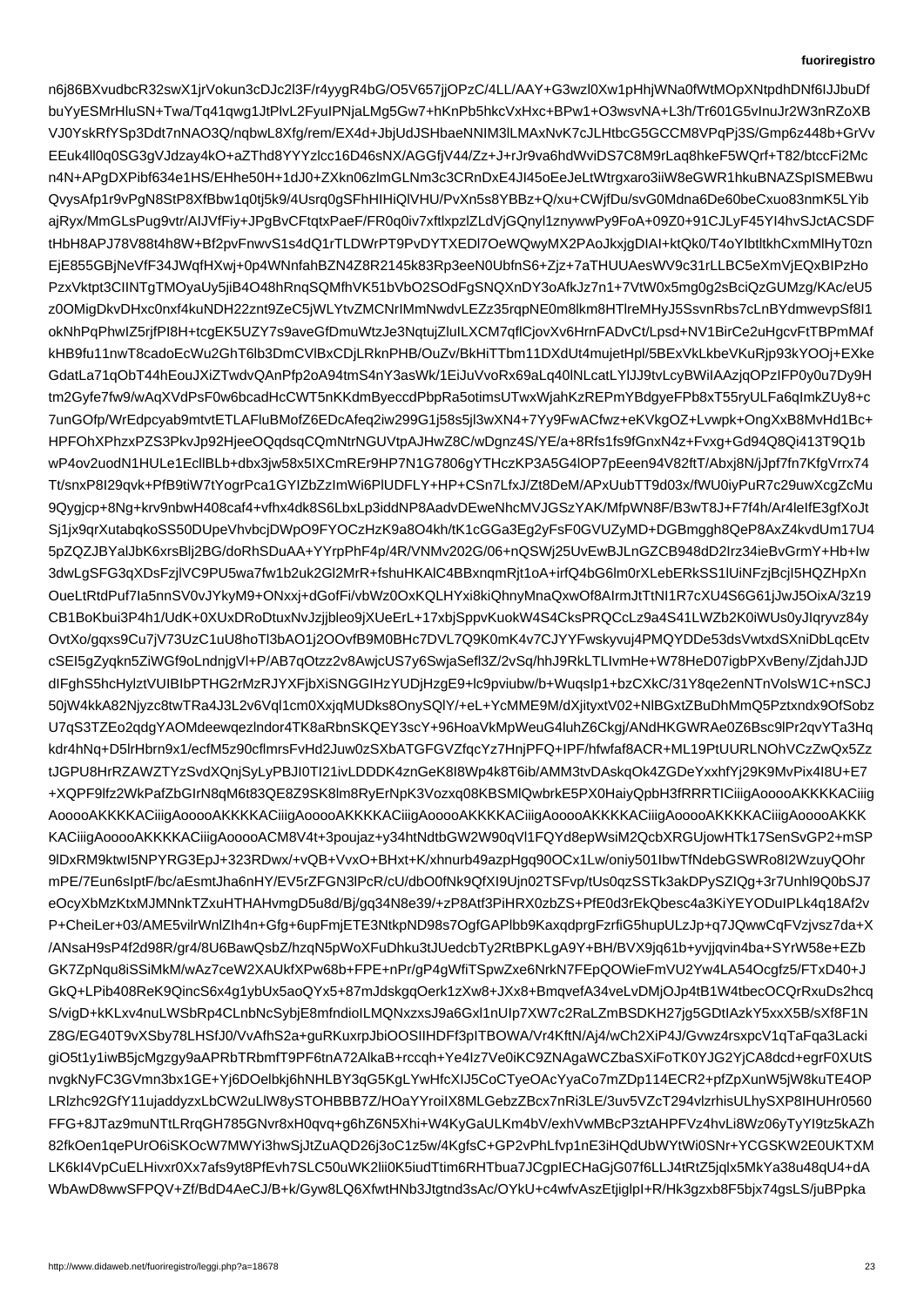n6j86BXvudbcR32swX1jrVokun3cDJc2l3F/r4yygR4bG/O5V657jjOPzC/4LL/AAY+G3wzl0Xw1pHhjWNa0fWtMOpXNtpdhDNf6lJJbuDf
buYyESMrHluSN+Twa/Tq41qwg1JtPlvL2FyuIPNjaLMg5Gw7+hKnPb5hkcVxHxc+BPw1+O3wsvNA+L3h/Tr601G5vInuJr2W3nRZoXB
VJ0YskRfYSp3Ddt7nNAO3Q/nqbwL8Xfg/rem/EX4d+JbjUdJSHbaeNNIM3lLMAxNvK7cJLHtbcG5GCCM8VPqPj3S/Gmp6z448b+GrVv
EEuk4ll0q0SG3gVJdzay4kO+aZThd8YYYzlcc16D46sNX/AGGfjV44/Zz+J+rJr9va6hdWviDS7C8M9rLaq8hkeF5WQrf+T82/btccFi2Mc
n4N+APgDXPibf634e1HS/EHhe50H+1dJ0+ZXkn06zlmGLNm3c3CRnDxE4JI45oEeJeLtWtrgxaro3iiW8eGWR1hkuBNAZSpISMEBwu
QvysAfp1r9vPgN8StP8XfBbw1q0tj5k9/Usrq0gSFhHIHiQlVHU/PvXn5s8YBBz+Q/xu+CWjfDu/svG0Mdna6De60beCxuo83nmK5LYib
ajRyx/MmGLsPug9vtr/AIJVfFiy+JPgBvCFtqtxPaeF/FR0q0iv7xftlxpzlZLdVjGQnyl1znywwPy9FoA+09Z0+91CJLyF45YI4hvSJctACSDF
tHbH8APJ78V88t4h8W+Bf2pvFnwvS1s4dQ1rTLDWrPT9PvDYTXEDl7OeWQwyMX2PAoJkxjgDIAI+ktQk0/T4oYIbtltkhCxmMlHyT0zn
EjE855GBjNeVfF34JWqfHXwj+0p4WNnfahBZN4Z8R2145k83Rp3eeN0UbfnS6+Zjz+7aTHUUAesWV9c31rLLBC5eXmVjEQxBIPzHo
PzxVktpt3CIINTgTMOyaUy5jiB4O48hRnqSQMfhVK51bVbO2SOdFgSNQXnDY3oAfkJz7n1+7VtW0x5mg0g2sBciQzGUMzg/KAc/eU5
z0OMigDkvDHxc0nxf4kuNDH22znt9ZeC5jWLYtvZMCNrIMmNwdvLEZz35rqpNE0m8lkm8HTlreMHyJ5SsvnRbs7cLnBYdmwevpSf8I1
okNhPqPhwIZ5rjfPI8H+tcgEK5UZY7s9aveGfDmuWtzJe3NqtujZluILXCM7qflCjovXv6HrnFADvCt/Lpsd+NV1BirCe2uHgcvFtTBPmMAf
kHB9fu11nwT8cadoEcWu2GhT6lb3DmCVlBxCDjLRknPHB/OuZv/BkHiTTbm11DXdUt4mujetHpl/5BExVkLkbeVKuRjp93kYOOj+EXke
GdatLa71qObT44hEouJXiZTwdvQAnPfp2oA94tmS4nY3asWk/1EiJuVvoRx69aLq40lNLcatLYlJJ9tvLCyBWiIAAzjqOPzIFP0y0u7Dy9H
tm2Gyfe7fw9/wAqXVdPsF0w6bcadmPbpbMEPbygeFPb8xyuLFa6qImkZUy8+c
7unGOfp/WrEdpcyab9mtvtETLAFluBMofZ6EDcAfeq2iw299G1j58s5jl3wXN4+7Yy9FwACfwz+eKVkgOZ+Lvwpk+OngXxB8MvHd1Bc+
HPFOhXPhzPZS3PkvJp92HjeeOQqdsqCQmNtrNGUVtpAJHwZ8C/wDgnz4S/YE/a+8Rfs1fs9fGnxN4z+Fvxg+Gd94Q8Q413T9Q1b
wP4ov2uodN1HULe1EclBLb+dbx3jw58x5IXCmREr9HP7N1G7806gYTHczKP3A5G4lOP7pEeen94V82ftT/Abxj8N/jJpf7fn7KfgVrrx74
Tt/snxP8I29qvk+PfB9tiW7YogrPca1GYIZbZzImWi6PlUDFLY+HP+CSn7LfxJ/Zt8DeM/APxUubTT9d03x6/tWZ0iyPuR7c29uwXcgZcMu
9Qygjcp+8Ng+krv9nbwH408caf4vfhx+4dk8S6LbxLp3iddNP8AadvDEweNhcMVJGSzYAK/MfpWN8F/3wT8J+F7f4h/Ar4leIfE3gfXoJt
Sj1jx9qrXutabqkoSS50DUpeVhvbcjDWpO9FYOCzHzK9a8O4kh/tK1cGGa3Eg2yFsF0GVUZyMD+DGBmggh8QeP8AxZ4kvdUm17U4
5pZQZJBYalJbK6xrsBlj2BG/doRhSDuAA+YYrpPhF4R/4R/VNMv202G/06+nQSWj25UvEwBJLnGZCB948dD2Irz34ieBvGrmY+Hb+Iw
3dwLgSFG3qXDsFzjlVC9PU5wa7fw1b2uk2Gl2MrR+fshuHKAlC4BBxnqmRjt1oA+irfQ4bG6lm0rXLebERkSS1lUiNFzjBcjI5HQZHpXn
OueLtRtdPuf7Ia5nnSV0vJYkyM9+ONxxj+dGofFi/vbWz0OxKQLHYxi8kiQhnyMnaQxwOf8AIrmJtTtNI1R7cxU4S6G61JjwJ5OixA/3z19
CB1BoKbui3P4h1/UdK+0XUxDRoDtuxNvJzjjbleo9jXUeErL+17xbjSppvKuokW4S4CksPRQCcLz9a4S41LWZb2Ws0iWUs0yJIqryvz84y
OvtXo/gqxs9Cu7jV73uU8uU8hoTl3bAO1j2OOvfB9M0BHc7DVL7Q9K0mK4v7CJYYFwskyvuj4PMQYDDe53sdsVwtxdSXniDbLqcEtv
cSEl5gZyqkn5ZiWGf9oLndnjgVl+P/AB7qOtzz2v8AwjcUS7y6SwjaSefl3Z/2vSq/hhJ9RkLTLIvmHe+W78HeD07igbPXvBeny/ZjdahJJD
dIFghS5hcHylztVUlBIbPTHG2rMzRJYXYXFjbXiSNGGIHzYUDjHzgE9+lc9piviubx/b+Wuqslp1+bzCXkC/31Y8qe2enNTnVolsW1C+nSCJ
50jW4kkA82Njyz2twTRa4J3L2v6Vql1cm0XxjqMUDks8OnySQlY/+eL+YcMME9M/dXjityxtV02+NlBGxtZBuDhMmQ5Pztxndx9OfSobz
U7qS3TZEo2qdgYAOMdeewqezlndor4TK8aRbnSKQEY3scY+96HoaVkMpWeuG4luhZ6Ckgj/ANdKHGWRAe0Z6Bsc9lPr2qvTYa3Hq
kdr4hNq+D5lrHbrn9x1/ecfM5z90cflmrsFvHd2Juw0zSXbATGFGVZfqcYz7HnjPFQ+IPF/hfwfaf8ACR+ML19PtUURLNOhVCzZwQx5Zz
tJGPU8HrRZAWZTYzSvdXQnjSyLyPBJI0TI21ivLDDDK4znGeK8l8Wp4k8T6ib/AMM3tvDAskqOk4ZGDeYxxhfYj29K9MvPix4I8U+E7
+XQPF9lfz2WkPafZbGlrN8qM6t83QE8Z9SK8lm8RyErNpK9Vozq08KBSMlQwbrkE5PX0HaiyQpbH3fRRRTICiiigAooooAKKKKACiiig
AooooAKKKKACiigAooooAKKKKACiigAooooAKKKKACiigAooooAKKKKACiigAooooAKKKKACiigAooooAKKKKACiigAooooAKKK
KACiigAooooAKKKKACiigAooooACM8V4t+3poujaz+y34htNdtbGW2W90qVl1FQYd8epWsiM2QcbXRGUjowHTk17SenSvGP2+mSP
9lDxRM9ktwI5NPYRG3EpJ+323RDwx/+vQB+VvxO+BHxt+K/xhnurb49azhpHgq90OCx1Lw/oniy501IbwTfNdebGSWRo8I2WzuyQOhr
mPE/7Eun6sIptF/bc/aEsmtJha6nHY/EV5rZFZGN3lPcR/cU0OfNk9qXfQXI9Ujn02TSFvp/tUs0qzSSTk3akDPy5SZIqQg3+r3Unhl9Q0bSJ7
eOcyXbMzKtxMJMNnkTZxuHTHAHvmgDSuzf/Bj/gq34N8eq39/+zP8AtF3PiHIR5XVnvolTZxUfWj/XcxuneHe07/WdQ3vrdQyWisw4GVHmOFZ
P+CheiLer+03/AME5vilrWnlIh4+Gfg+6upFmETNNtkpND98kMpgNgQePlbb98XkaxqdprgFzrfiG5hupULzJpJedxo/q7IJUQwcHKqvFvAzvsz7da+X
/ANsaH9sP4f2d98R/r/gr4/8U6Bw+BawQsbZ/hzqNN5pWoXwKFuDhku3tJUedcbTy2RtBPKLgA9Y+BH/BVX9q61Xvk5qp3YqhZ5iQcpK7Qxo
GK7ZpNqu8iSSiMkM/wAz7ceW2XAUkfXPw68FPE+nPr/gP4gWfiTSpwZxe6NrkN7FEpQOWQOWieFmVU2Yw4A54Ocgfz5/FTxD40+J
GkQ+LPib408eK6/QincS6S6x4b1ybUx5aoQYx5+87mJdskgqQOerk1zXw8+JXx8+BmqvefA34veLvDMjuQeBA7I+FZxtVGRRlGs+i1LW
S/vigD+kKLxv4nuLWSbRp4CLnbNcSybHR1E2wJQWT8wbBnqFIuGUXRxRFt9oaz3BVHA1+t+HcwBJPyErHBQ5HOlFKcQ+aGKMg/F2j5wf
Z8G/EG40T9vXSby78LHSfJ0/VvAfShS2a+guRKuxrpJbiOOSISFoFKtF+aMhOumABDtPEKcTj3EhlVhwGFXU2+bEFvAN0nRz2ZnfDnQGP
giO5t1y1iwB5jcMgzgy9aAPRbTRbmfT7WPPF6tnA72AlkaB+rccqh+Ye4lz7Ve0tiKC8ZNAgaWCZbaSXiFoTK0YJG2jCA8dcd+egrF0XUtS
nvgkNyFC3GVmn3bx1GE+Yj6DOelbkj6hNHLBY3qG5KgLYwHfcXIJ5CoOcTyeOAcYyaCo7mZ2DpP0pl3f9rt8Qtj+GAjqi5NxfuKdTbJUqA
LRIzhc92GfY11ujaddyzxLbCW2uLIW8ySTOHBBB7ZHOaYYroiIX8MLGebzBcx7nRi3LE/3uv5VZcT294vlzrhisULhySXP8IHUHr0560
FFG+8JTaz9muNTtLRrqGH785Nvr8xH0vqvq+g6hZ6N5Xhi+W4KyGaULKm4bV/exhVwMBcP3ztAHPFVz4hvLi8Wz06ty7Yl9tz5kAZh
82fkOen1qePUrO6iSKOcW7MWYi3hwSjJtZuAQD26j3oC1z5w/4KgfsC+GP2vPhLfp1nE3iHQdUbWYtWi0SNr+YCGSKW2E0UKTXM
LK6kI4VpCuEuLHivxr0Xx7afs9tYt8SLC50uWK2lii0K5siudTtim8RHTbua7JCgpIECHaGjG07F6LLJ4RtRtZ5jqlx5MkyAa38u48QU4+dA
WbAwD8wwSFPQV+Zf/BdD4AeCJ/B+k/Gyw8LQ6XfwtHNb3Jtgtnd3sAc/OYkU+c4wfvAszEzEtjigIglpI+R/Hk3gzxb8F5bjx74gsLS/juBPpka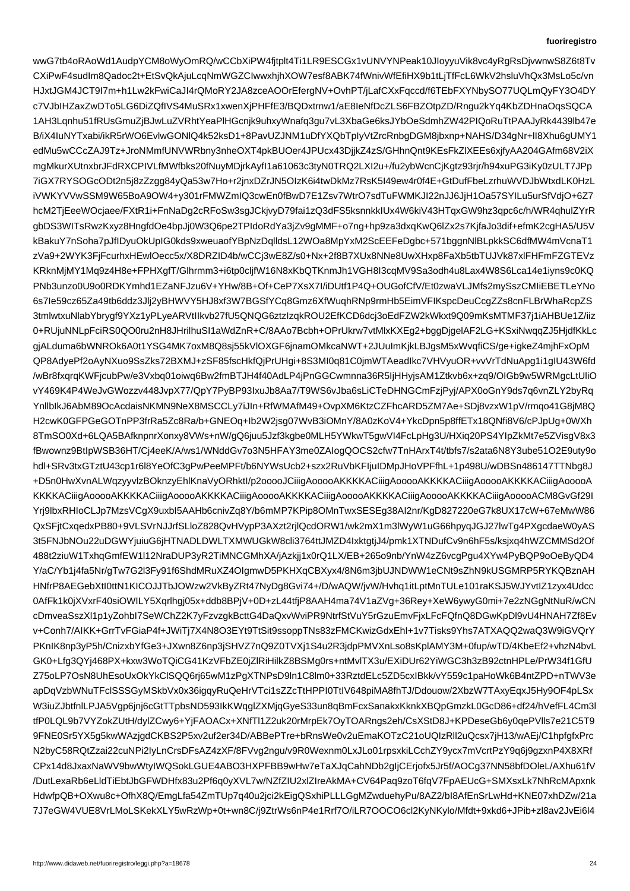wwG7tb4oRAoWd1AudpYCM8oWyOmRQ/wCCbXiPW4fjtplt4Ti1LR9ESCGx1vUNVYNPeak10JIoyyuVik8vc4yRgRsDjvwnwS8Z6t8Tv
CXiPwF4sudIm8Qadoc2t+EtSvQkAjuLcqNmWGZCIwwxhjhXOW7esf8ABK74fWnivWfEfiHX9b1tLjTfFcL6WkV2hsluVhQx3MsLo5c/vn
HJxtJGM4JCT9I7m+h1Lw2kFwiCaJI4rQMoRY2JA8zceAOOrEfergNV+OvhPT/jLafCXxFqccd/f6TEbFXYNbySO77UQLmQyFY3O4DY
c7VJbIHZaxZwDTo5LG6DiZQfIVS4MuSRx1xwenXjPHFfE3/BQDxtrnw1/aE8IeNfDcZLS6FBZOtpD/Rngu2kYq4KbZDHnaOqsSQCA
1AH3Lqnhu51fRUsGmuZjBJwLuZVRhtYeaPlHGcnjk9uhxyWnafq3gu7xL3XbaGe6ksJYbOeSdmhZW42PIQoRuTtPAAJyRk4439lb47e
B/iX4IuNYTxabi/ikR5rWO6EvlwGONlQ4k52ksD1+8PavUZJNM1uDfYXQbTplyVtZrcRnbgDGM8jbxnp+NAHS/D34gNr+II8Xhu6gUMY1
edMu5wCCcZAJ9Tz+JroNMmfUNVWRbny3nheOXT4pkBUOer4JPUcx43DjjkZ4zS/GHhnQnt9KEsFkZlXEEs6xjfyAA204GAfm68V2iX
mgMkurXUtnxbrJFdRXCPIVLfMWfbks20fNuyMDjrkAyfI1a61063c3tyN0TRQ2LXI2u+/fu2ybWcnCjKgtz93rjr/h94xuPG3iKy0zULT7JPp
7iGX7RYSOGcODt2n5j8zZzgg84yQa53w7Ho+r2jnxDZrJN5OIzK6i4twDkMz7RsK5I49ew4r0f4E+GtDufFbeLzrhuWVDJbWtxdLK0HzL
iVWKYVVwSSM9W65BoA9OW4+y301rFMWZmIQ3cwEn0fBwD7E1Zsv7WtrO7sdTuFWMKJI22nJJ6JjH1Oa57SYILu5urSfVdjO+6Z7
hcM2TjEeeWOcjaee/FXtR1i+FnNaDg2cRFoSw3sgJCkjvyD79fai1zQ3dFS5ksnnkkIUx4W6kiV43HTqxGW9hz3qpc6c/h/WR4qhulZYrR
gbDS3WITsRwzKxyz8HngfdOe4bpJj0W3Q6pe2TPIdoRdYa3jZv9gMMF+o7ng+hp9za3dxqKwQ6lZx2s7KjfaJo3dif+efmK2cgHA5/U5V
kBakuY7nSoha7pJfIDyuOkUpIG0kds9xweuaofYBpNzDqlldsL12WOa8MpYxM2ScEEFeDgbc+571bggnNlBLpkkSC6dfMW4mVcnaT1
zVa9+2WYK3FjFcurhxHEwlOecc5x/X8DRZID4b/wCCj3wE8Z/s0+Nx+2f8B7XUx8NNe8UwXHxp8FaXb5tbTUJVk87xlFHFmZGTEVz
KRknMjMY1Mq9z4H8e+FPHXgfT/Glhrmm3+i6tp0cljfW16N8xKbQTKnmJh1VGH8I3cqMV9Sa3odh4u8Lax4e1iyns9z0KQ
PNb3unzo0U9o0RDKYmhd1EZaNFJzu6V+YHw/8B+Of+CeP7XsX7I/iDUtf1P4Q+OUGofCfV/Et0zwaVLJMfs2mySszCMIiEBETLeYNo
6s7Ie59cz65Za49tb6ddz3Jlj2yBHWVY5HJ8xf3W7BGSfYCq8Gmz6XfWuqhRNp9rmHb5EimVFIKspcDeuCcgZZs8cnFLBrWhaRcpZS
3tmlwtxuNlabYbrygf9YXz1yPLyeARVtIlkvb27fU5QNQG6ztzIzqkROU2EfKCD6dcj3oEdFZW2kWkxt9Q09mKsMTMF37j1iAHBUe1Z/iiz
0+RUjuNNLpFciRS0QO0ru2nH8JHrilhuSI1aWdZnR+C/8AAo7Bcbh+OPrUkrw7vtMlxKXEg2+bggDjgelAF2LG+KSxiNwqqZJ5HjdfKkLc
gjALduma6bWNROk6A0t1YSG4MK7oxM8Q8sj55kVlOXGF6jnamOMkcaNWT+2JUuImKjkLBJgsM5xWvqfiCS/ge+igkeZ4mjhFxOpM
QP8AdyePf2oAyNXuo9SsZks72BXMJ+zSF85fscHkfQjPrUHgi+8S3MI0q81C0jmWTAeadIkc7VHVyuOR+vvVrTdNuApg1i1gIU43W6fd
/wBr8fxqrqKWFjcubPw/e3Vxbq01oiwq6Bw2fmBTJH4f40AdLP4jPnGGCwmnna36R5IjHHyjsAM1Ztkvb6x+zq9/OIGb9w5WRMgcLtUliO
vY469K4P4WeJvGWozzv448JvpX77/QpY7PyBP93IxuJb8Aa7/T9WS6vJba6sLiCTeDHNGCmFzjPyj/APX0oGnY9ds7q6vnZLY2byRq
YnllbIkJ6AbM89OcAcdaisNKMN9NeX8MSCCLy7iJIn+RfWMAfM49+OvpXM6KtzCZFhcARD5ZM7Ae+SDj8vzxW1pV/rmqo41G8jM8Q
H2cwK0GFPGeGOTnPP3frfRa5Zc8Ra/b+GNEOq+Ib2W2jsg07WvB3iOMnY4+YkcDpn5p8ffETx18tQNfi8V6/cPJpUg7+0WXh
8TmSO0Xd+6LQA5BAfknpnrXonxy9VWs+nW/WNddGv7o3N5HFAY3me0ZAIogQOCS2cfw7TnHArx4t/tbfs/s2ata6N8Y3ube51O2E9uty9o
hdl+SRv3txGTztU43cp1r6l8YeOfC3gPwPeeMPPFt/b6NYWsUcb2+szRuVbKFIjuIDMpJHoVPFfhL+1p498U/wDBSn486LJ29jq2CYo
+D5n0HwXvnALWqzyyvlzBOknzyEhlKnaVyORhktI/p2ooooJCiiigAooooAKKKKACiigAooooAKKKKACiigAooooAKKKKACiigAooooA
KKKKACiigAooooAKKKKACiigAooooAKKKKACiigAooooAKKKKACiigAooooAKKKKACiigAooooAKKKKACiigAooooACM8GvGf29I
Yrj9lbxRHIoCLJp7MzsVCgX9uxbI5AAHb6cnivZq8Y/b6mMP7KPip8OMnTwxSESEg38AI2nr/KgD827220eG7k8UX17cW+67eMwW86
QxSFjtCxqedxPB80+9VLSVrNJJrfSLloZ828QvHVypP3AXzt2rjlQcdORW1/wk2mX1m3lWyW1uG66hpyqJGJ27lwTg4PXgcdaeW0yAS
3t5FNJbNOu22uDGWYjuiuG6jHTNADLDWLTXMWUGkW8cli3764ttJMZD4IxktgtjJ4/pmk1XTNDufCv9n6hF5s/ksjxq4hWZCMMSd2Of
488t2ziuW1TxhqGmfEW1I12NraDUP3yR2TiMNCGMhXA/jAzkjj1x0rQ1LX/EB+265o9nb/YnW4zZ6vcgPgu4XYw2yBQP9w9oOeByQD4
Y/aC/Yb1j4fa5Nr/gTw7G2l3Fy91f6ShdMRuXZ4Olgmw5PKHXqCBXyx4/8N6m3jbUJNDWW1eCNt9ZhN9kUSMGSMRP5RYKQBznAH
HNfrP8AEGebXtI0ttN1KICOJJTbJOWzw2VkByZRt47NyDg3Gvi74+/D/wAQW/jvW/Hvhq1itLptMnTULe101raKSJ5WJYvtIZ2Udcc
0AfFk1k0jXXvrF40iOWlLY5XqrlhgjI05xx+ddb8BBPj+0D+zL44tfjP5WAAH4mai7+7X4vNg2+cDTUVgGvAAGb1+h8VHvhdb1QCYwNVu
cDmveaSszXl1p1yZohbI7SeWh7Z2K7yFzvzgBcttG4DaQxvWviPR9NtrfSVtVu5GrGzuEmvFjxLFcFQnQ8DGwKpDl9vU4ANHAH7Zf8Ev
v+Conh7/AIKK+GrrTvFGiaP4f+JWiTj7X4N8O3EYt9TtSit9ssoppTNs83zFMCKwizGdxEhI+1v7Tisks9Yhs7ATXAQQ2waQ3W9iGVQrY
PKnIK8np3yP5h/CnizbYfGe3+JXwn8Z6np3jSHVZ7nQ9Q9Z2TVXj1S4u2R3jdpPMVXnLso8sKplAMY3M+0fup/wTD/4KbeEf2+vhzN4bvL
GK0+Lfg3QYj468PX+kxw3WoTQiCG41KzVFbzE0jZlRiHilkZ8BSMg0rs+ntMvlTX3u/EXiDUr62YiWGC3h3zB92ctnHPLe/PrW34f1GfU
Z75oLP7OsN8UhEsoUxOkYkClSQQ6j5wM1jPZsYNPsDh3hNmCkR2gzJ3B0+33RztdELLc5ZD5cxlBkk/vY559cv2paHoWk6B4ntZPD+nTWV3e
apDqVzbWNuTFclSSSGyMSkbVx0x36igqyRuQeHrVTci1sx6ZzTtHPPI0Ttl4V648piMA8fhTJ/Ddouow/2XbzW7TAxyEqxJ5Hy9OF4pLSx
W3iuZJbtfnlLPJA5Vgp6jnj6GcGtTTpbsND593IkKWqglZGMjqGyeS33un8qBmFmcxSanakxKknkXBQpGmzkL0GcD86+df24/hVefL4Cm3l
tfP0LQL9b7VYZokZUtH/dylZCwy6+YjFAOACx+XNfTl1Z2uk20rMrpEk7OyTOARngs2eh/CsXStD8J+KPDeseGb6y0qePVlls2eC5T9
9FNE0Sr5YX5g5kwWAzjgdCKBS2P5v2uf2e52T4Dd/ABBePTre+bRnsWe0v2uEmaKOTzC21oUQIzRll2uQcsx7jH13/wAEj/C1hpfgfxPrc
N2byC58RQtZzai22cuNPi2IyLnCrsDFsAZ4zXF/8FVvg2ngu/9vR0Wexnm0LxJLo01rpsxkiLCchZY9ycx7mVcrtPzyZPq9q6jgzxnP4X8XRf
CPx14d8JxaxNaWV9bwWtylWQoSokLGUE4ABO3HXPFBB9wHw7eTaXJqCahNDb2gIjCErjofx5Jr5f/AOCg37NN58bfDOleL/AXhu61fV
/DutLexaRb6eLldtEbtJbGCFWDHfx83u2Pf6q0vXVL7w/NZfZIU2xlZIreAkMA=CV64Paq9zoT6fqV7FpAEUcG+SMXsxLk7NhRcMApxnk
HdwfpQB+OXwu8c+OfhX8Q/EmgLfa54ZmTUp7q40u2jci2kEigQSxhiPLLLGgMZwduehyPu/8AZ2/bI8AfEnSrLwHd+KNE07xhDZw/21a
7J7eGW4VUE8VrLMoLSKekXLY5wRzWp+0t+wn8C/j9ZtrWs6nP4e1Rrf7O/iLR7OOCO6cl2KyNKylo/Mfdt+9xkd6+JPib+zl8av2JvEi6l4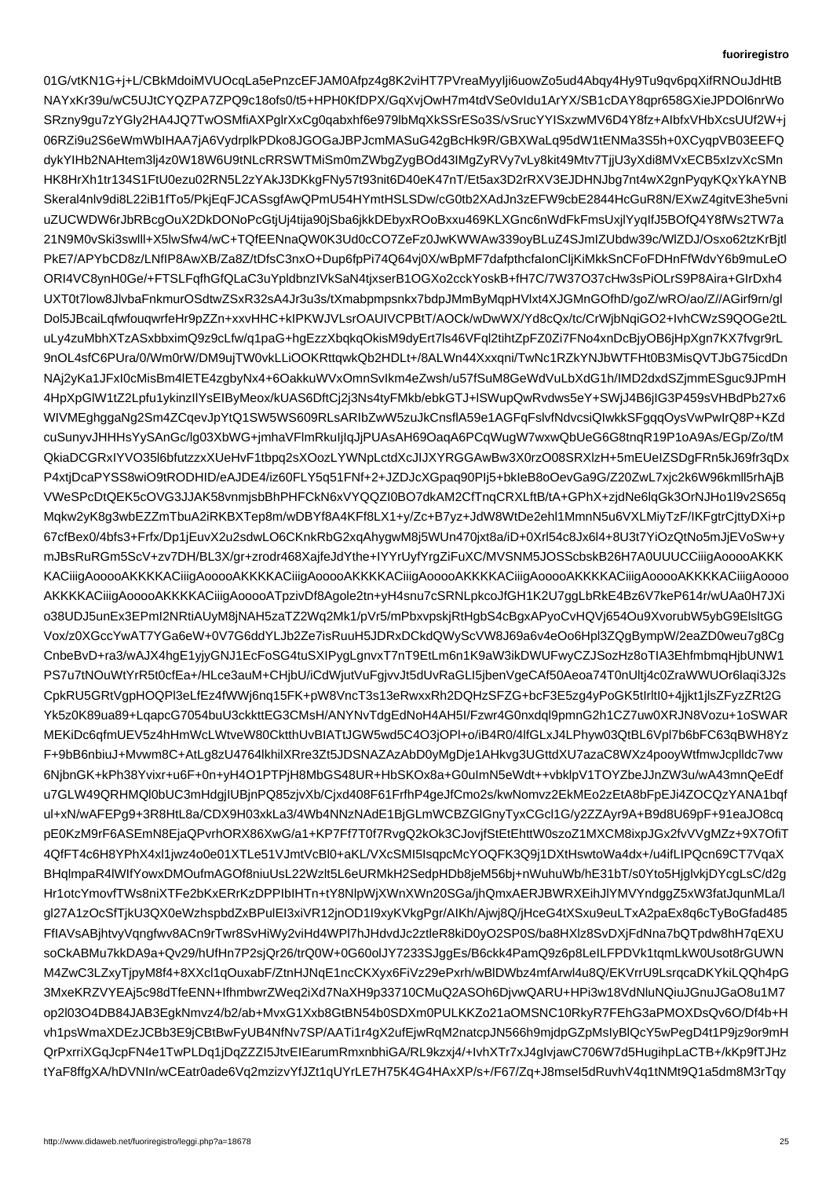01G/vtKN1G+j+L/CBkMdoiMVUOcqLa5ePnzcEFJAM0Afpz4g8K2viHT7PVreaMyyIji6uowZo5ud4Abqy4Hy9Tu9qv6pqXifRNOuJdHtB
NAYxKr39u/wC5UJtCYQZPA7ZPQ9c18ofs0/t5+HPH0KfDPX/GqXvjOwH7m4tdVSe0vIdu1ArYX/SB1cDAY8qpr658GXieJPDOl6nrWo
SRzny9gu7zYGly2HA4JQ7TwOSMfiAXPglrXxCg0qabxhf6e979lbMqXkSSrESo3S/vSrucYYISxzwMV6D4Y8fz+AIbfxVHbXcsUUf2W+j
06RZi9u2S6eWmWbIHAA7jA6VydrplkPDko8JGOGaJBPJcmMASuG42gBcHk9R/GBXWaLq95dW1tENMa3S5h+0XCyqpVB03EEFQ
dykYIHb2NAHtem3lj4z0W18W6U9tNLcRRSWTMiSm0mZWbgZygBOd43IMgZyRVy7vLy8kit49Mtv7TjjU3yXdi8MVxECB5xIzvXcSMn
HK8HrXh1tr134S1FtU0ezu02RN5L2zYAkJ3DKkgFNy57t93nit6D40eK47nT/Et5ax3D2rRXV3EJDHNJbg7nt4wX2gnPyqyKQxYkAYNB
Skeral4nlv9di8L22iB1fTo5/PkjEqFJCASsgfAwQPmU54HYmtHSLSDw/cG0tb2XAdJn3zEFW9cbE2844HcGuR8N/EXwZ4gitvE3he5vni
uZUCWDW6rJbRBcgOuX2DkDONoPcGtjUj4tija90jSba6jkkDEbyxROoBxxu469KLXGnc6nWdFkFmsUxjlYyqIfJ5BOfQ4Y8fWs2TW7a
21N9M0vSki3swlll+X5lwSfw4/wC+TQfEENnaQW0K3Ud0cCO7ZeFz0JwKWWAw339oyBLuZ4SJmIZUbdw39c/WlZDJ/Osxo62tzKrBjtl
PkE7/APYbCD8z/LNfIP8AwXB/Za8Z/tDfsC3nxO+Dup6fpPi74Q64vj0X/wBpMF7dafpthcfaIonCljKiMkkSnCFoFDHnFfWdvY6b9muLeO
ORI4VC8ynH0Ge/+FTSLFqfhGfQLaC3uYpldbnzIVkSaN4tjxserB1OGXo2cckYoskB+fH7C/7W37O37cHw3sPiOLrS9P8Aira+GIrDxh4
UXT0t7low8JlvbaFnkmurOSdtwZSxR32sA4Jr3u3s/tXmabpmpsnkx7bdpJMmByMqpHVlxt4XJGMnGOfhD/goZ/wRO/ao/Z//AGirf9rn/gl
Dol5JBcaiLqfwfouqwrfeHr9pZZn+xxvHHC+kIPKWJVLsrOAUIVCPBtT/AOCk/wDwWX/Yd8cQx/tc/CrWjbNqiGO2+IvhCWzS9QOGe2tL
uLy4zuMbhXTzASxbbximQ9z9c/qLfw/q1paG+hgEzzXbqkqOkisM9dyErt7ls46VFql2tihtZpFZ0Zi7FNo4xnDcBjyOB6jHpXgn7KX7fvgr9rL
9nOL4sfC6PUra/0/Wm0rW/DM9ujTW0vkLLiOOKRttqwkQb2HDLt+/8ALWn44Xxxqni/TwNc1RZkXNJbWTFHt0B3MisQVT/JbG75icdDn
NAj2yKa1JFxl0cMisBm4lETE4zgbyNx+6OakkuWVxOmnSvIkm4eZwsh/u57fSuM8GeWdVuLbXdG1h/IMD2dxdSZjmmESguc9JPmH
4HpXpGlW1tZ2Lpfu1ykinzIlYsEIByMeox/kUAS6DftCj2j3Ns4tyFMkb/ebkGTJ+lSWupQwRvdws5eY+SWjJ4B6jIG3P459VHBdPb27x6
WIVMEghggaNg2Sm4ZCqevJpYtQ1SW5WS609RLsARIbZwW5zuJkCnsflA59e1AGFqFslvfNdvcsiQIwkkSFgqqOysVwPwIrQ8P+KZd
cuSunyvJHHHsYySAnGc/lg03XbWG+jmhaVFlmRkuIjIqJjPUAsAH69OaqA6PCqWugW7wxwQbUeG6G8tnqR19P1oA9As/EGp/Zo/tM
QkiaDCGRxIYVO35l6bfutzzxXUeHvF1tbpq2sXOozLYWNpLctdXcJIJXYRGGAwBw3X0rzO08SRXlzH+5mEUeIZSDgFRn5kJ69fr3qDx
P4xtjDcaPYSS8wiO9tRODHID/eADE4/iz60FLY5q51FNf+2+JZDJcXGpaq90Plj5+bkIeB8oOevGa9G/Z20wL7xjc2k6W96kmll5rhAjB
VWeSPcDtQEK5cOVG3JJAK58vnmjsbBhPHFCkN6xVYQQZI0BO7dkAM2CfTnqCRXLftB/tA+GPhX+zjdNe6lqGk3OrNJHo1l9v2S65q
Mqkw2yK8g3wbEZZmTbuA2iRKBXTep8m/wDBYf8A4KFf8LX1+y/Zc+B7yz+JdW8WtDe2ehl1MmnN5u6VXLMiyTzF/IKFgtrCjttyDXi+p
67cfBex0/4bfs3+Frfx/Dp1pEuvX2u2sdwLO6CKnkRbG2xqAhygwM8j5WUn470xt8a5YiOzQtNo5mJjEVoSw+y
mJBsRuRGm5ScV+zv7DH/BL3X/gr+zrodr468XajfeJdYthe+IYYrYrUfyrgZiFuXC/MVSNM5JOSScbskB26H7A0UUUCCiiigAooooAKKK
KACiiigAooooAKKKKACiiigAooooAKKKKACiiigAooooAKKKKACiiigAooooAKKKKACiiigAooooAKKKKACiiigAooooAKKKKACiiigAoooo
AKKKKACiiigAooooAKKKKACiiigAooooATpzivDf8Agole2tn+yH4snu7cSRNLpkcoJfGH1K2U7ggLbRkE4Bz6V7keP614r/wUAa0H7JXi
o38UDJ5unEx3EPmI2NRtiAUyM8jNAH5aZTZ2Wq2Mk1/pVr5/mPbxvpskjRtHgbS4BgxAPyoCvHQVj654Ou9XvorubW5ybG9ElsltGG
Vox/z0XGccYwAT7YGa6eW+0V7G6ddYLJb2Ze7isRuuH5JDRxDCkdQWyScVW8J69a6v4eOo6Hpl3ZQGBympW/2eaZD0weu7g8Cg
CnbeBvD+ra3/wAJX4hgE1yjyGNJ1EcFoSG4tuSXIPygLgnvxT7nT9EtLm6n1K9aW3ikDWUFwyCZJSozHz8oTIA3EhfmbmqHjbUNW1
PS7u7NOuWtYrR5t0cfEa+/HLLce3auM+CHjbU/iCdWjutVFgjvJt5dUvRaGLI5jbenVgeCAf50Aeoa74T0nUltj4c2ZraWWUOr6laqi3J2s
CpkRU5GRtVgpHOQPl3eLfEz4fWWj6nq5FK+pW8V8cTs13eRwxRh2DQHCkdQWyScV8J69a6v4eOo6Hpl3ZQGBympW/2eaZD0weu7g8Cg
Yk5z0K89ua89+LqapcG7054buU3ckttEG3CMsH/ANYNvTdgEdNoH4AH5I/Fzwr4G0n0nxdql9pmnG2h2CZ7uw0XRJN8Vozu+1oSWAR
MEKiDc6fqfmUEV5z4hHmWcLWtveW80CkthuUvBIATJGW5wd5C4O3OjPI+o/iB4R4LJ4Phyw03QtBL6Vpl7b6bFC63qBWH8Yz
F+9bB6nbiuJ+Mvwm8J+lLqg8zU4764lkhilXRe3Zt5JDSNAZAzAbD0yMgDje1AHkvg3UGttdXU7azaC8WXz4poooyWtfmwnJcpllldc7ww
6NjbnGK+kPh38Yvixr+u6F6E9BLs4h2ZSKOx8X+vvH4O1PTPPjB3SGb5UNGaFCe0g6Q+1hJVUcwmYVF2ZDmsGfqXn6/fPoCngxLHzrgDzN9RWzpDsfqdOc8cRWTO0DYWs+vbVW1UkINn+JMRhlKSZxJnNT4G9xTHBPrsmb/w2gNS+6h5DJZ8HwHIUSKU8/RyCJuF/bEpWIyfyCEMnDbwCPq2wPrpMpJ0XbDQdlSwDRgeXUpmWp8BWlDxHWNHdu0yBTkAKpPQlCC7MqlFkxppJ4PGEc4VOImcMGjwIPHBJwWC2nzJwfFmUJmw3TgLeaNJ3jXI2eFT5f+xlELTtDvXJjRbtrsrVahfe1dA7EohWXO8C5dXsj9x1OhftzcaTTKr1ut0AQYi8lUwkSRr7V5+M4+G6u3NdiuhoG1pcTHRc7sywa4dx+/u4ifLIPQcn69CT7VqaX
BHqlmpaR4lWlfYowxDMOufmAGOf8niuLS22Wzlt5L6eURMkH2SedpHDb8jeM56bj+nWuhuWb/hE31bT/s0Yto5HjglvkjDYcgLsC/d2g
Hr1otcYmovfTWs8niXTFe2bKxERrKzDPPIbIHTn+tY8NlpWjXWnXWn20SGa/jhQmxAERJBWRXEihJlYMVYndggZ5xW3fatJqunMLa/l
gl27A1zOcSfTjkU3QX0eWzhspbdZxBPulEI3xiVR12jnOD1I9xyKVkgPgr/AIKh/Ajwj8Q/jHceG4tXSxu9euLTxA2paEx8q6CyToBoGfad485
FfIAVsABjhtvyVqngfwv8ACn9rTwr8HiHiWy2viHd4WPl7hJHdvdJc2ztleR8kiD0yO2SP0S/ba8Hxlz8SvDXjFdNna7bQTpdw8hH7qEXU
soCkABMu7kkDA9a+Qv29/hUfHn7P2sjQr26/trQ0W+0G60olJY7233SJggEs/B6ckk4PamQ9z6p6eLeIL...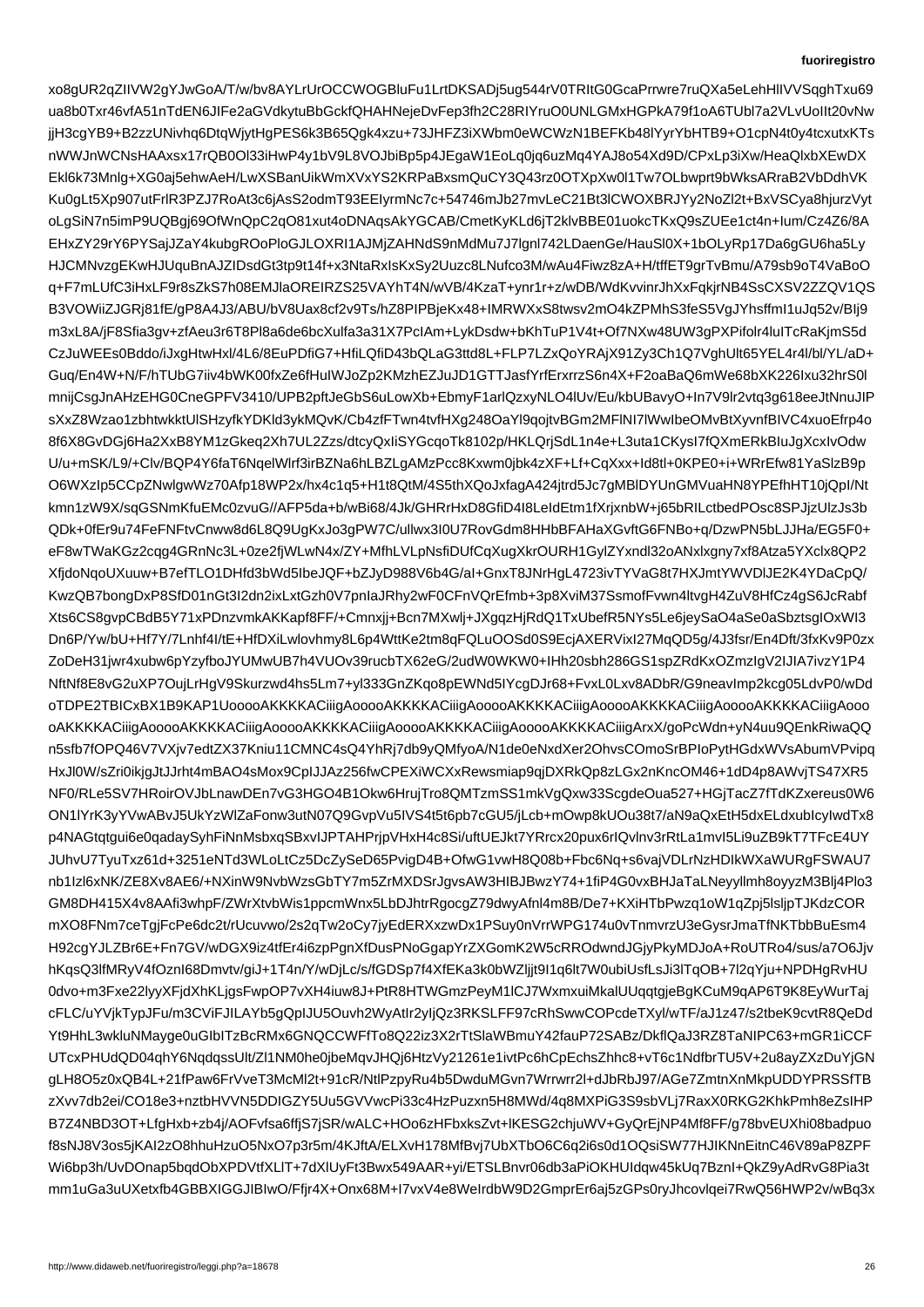xo8gUR2qZIIVW2gYJwGoA/T/w/bv8AYLrUrOCCWOGBluFu1LrtDKSADj5ug544rV0TRItG0GcaPrrwre7ruQXa5eLehHllVVSqghTxu69
ua8b0Txr46vfA51nTdEN6JIFe2aGVdkytuBbGckfQHAHNejeDvFep3fh2C28RIYruO0UNLGMxHGPkA79f1oA6TUbl7a2VLvUoIIt20vNw
jjH3cgYB9+B2zzUNivhq6DtqWjytHgPES6k3B65Qgk4xzu+73JHFZ3iXWbm0eWCWzN1BEFKb48lYyrYbHTB9+O1cpN4t0y4tcxutxKTs
nWWJnWCNsHAAxsx17rQB0Ol33iHwP4y1bV9L8VOJbiBp5p4JEgaW1EoLq0jq6uzMq4YAJ8o54Xd9D/CPxLp3iXw/HeaQlxbXEwDX
Ekl6k73Mnlg+XG0aj5ehwAeH/LwXSBanUikWmXVxYS2KRPaBxsmQuCY3Q43rz0OTXpXw0l1Tw7OLbwprt9bWksARraB2vbDdhVK
Ku0gLt5Xp907utFrlR3PZJ7RoAt3c6jAsS2odmT93EElyrmNc7c+54746mJb27mvLeC21Bt3lCWOXBRJYy2NoZl2t+BxVSCya8hjurzVyt
oLgSiN7n5imP9UQBgj69OfWnQpC2qO81xut4oDNAqsAkYGCAB/CmetKyKLd6jT2klvBBE01uokcTKxQ9sZUEe1ct4n+lum/Cz4Z6/8A
EHxZY29rY6PYSajJZaY4kubgROoPloGJLOXRI1AJMjZAHNdS9nMdMu7J7lgnl742LDaenGe/HauSl0X+bOLyRp17Da6gGU6ha5Ly
HJCMNvzgEKwHJUquBnAJZIDsdGt3tp9t14f+x3NtaRxIsKxSy2Uuzc8LNufco3M/wAu4Fiwz8zA+H/tffET9grTvBmu/A79sb9oT4VaBoO
q+F7mLUfC3iHxLF9r8sZkS7h08EMJlaOREIRZS25VAYhT4N/wVB/4KzaT+ynr1r+z/wDB/WdKvvinrJhXxFqkjrNB4SsCXSV2ZZQV1QS
B3VOWiiZJGRj81fE/gP8A4J3/ABU/bV8Uax8cf2v9Ts/hZ8PIPBjeKx48+IMRWXxS8twsv2mO4kZPMhS3feS5VgJYhsffmI1uJq52v/BIj9
m3xL8A/jF8Sfia3gv+zfAeu3r6T8Pl8a6de6bcXulfa3a31X7PcIAm+LykDsdw+bKhTuP1V4t+Of7NXw48UW3gPXPifolr/IuITcRaKjmS5d
CzJuWEEs0Bddo/iJxgHtwHxl/4L6/8EuPDfiG7+HfiLQfiD43bQLaG3ttd8LFP7LZxQoYRAjX91Zy3Ch1Q7VghUlt65YEL4r4l/bl/YL/aD+
Guq/En4W/N/F/hTUbG7iiv4bWK00fxZe6fHuIWJoZp2KMzhEZJuJD1GTTJasfYrfErxrrS6n4X+F2oaBaQ6mWe68bXK226Ixu32hrS0l
mnijCsgJnAHzEHG0CneGPFV3410/UPB2pftJeGbGb6uLowXb+EbmyFY1arlQzxyNLO4lUv/Eu/kbUBavyO+In7V9lr2vtq3g618eeJtNnuJlP
sXxZ8Wzao1zbhtwkktUlSHzyfkYDKld3ykMQvK/Cb4afF
Twn4tvfHXg248OaYl9qojtvBGm4MFlNI7lWwlbeOMvBtXyvnfBlVC4xuoEfrp4o
8f6X8GvDGj6Ha2XxB8YM1zGkeq2Xh7UL2Zzs/dtcyQxIiSYGcqoTk8102p/HKLQrjSdL1n4e+L3uta1CKysl7fQXmERkBIuJgXcxlvOdw
U/u+mSK/L9/+Clv/BQP4V6faT6NqelWlrf3irBZNa6hLBZLGzAMzPcc8Kxwm0jbk4zXF+Lf+CqXxx+ld8tl+0KPE0+i+WRrEfw81YaSlzB9p
O6WXzIp5CCpZNwlgwWz70Afp18WP2x/hx4c1q5+H1t8QtM/4S5thXQoJxfagA424jtrd5Jc7gMBlDYUnGMVuaHN8YPEfhHT10jQpI/Nt
kmn1zW9X/sqGSNmKfuEMc0zvuG//AFP5da+b/wBi68/4Jk/GHRrHxD8GfiD4I8LeldEtm1fXrjxnbW+j65bRILctbedPOsc8SPJjzUlzJs3b
QDk+0fEr9u74FeFNFtvCnww8d6L8Q9UgKxJo3gPW7C7/ullwx3I0URovGdm8HHbBFAHaXGvftG6FNBo+q/DzwPN5bLJJHa/EG5F0+
eF8wTWaKGz2cqg4GRnNc3L+0ze2fjWLWNx4/ZY+MfhLVLpNsfsiDUFcfqXugXkrOURH1GylZYndl32oANxlxgny7xf8Atza5XYclx2QP2
XfjdoNqoUXuuw+B7efTLO1DHfd3bWd5IbeJQF+bZJyD988V6b4G/al+GnxT8LJ9rHgL4723ivTYVaG8t7HXJmtYWVDlJE2K4YDaCpQ/
KwzQB7bongDxP8SfD01nGt3I2dn2ixLxtGzh0V7pnIaJRhy2wF0CFnVQErFmb+3p8XviM37SsmofFvwn4ltvgH4ZuV4723ivTYVaG8t7HXJmtYWVDlJE2K4YDaCpQ/
KwzQB7bongDxP8SfD01nGt3I2dn2ixLxtGzh0V7pnIaJRhy2wF0CFnVQErFmb+3p8XviM37SsmofFvwn4ltvgH4ZuV4Hf
Xts6CS8gvpCBdB5Y71xPDnzvmkAKKapf8FF/+Cmnxjj+Bcn7MXwlj+JXgqzHjRdQ1TxUbefR5NYs5Le6jeySaO4aSe0aSbztsgIOxWI3
Dn6P/Yw/bU+Hf7Y/7Lnhf4I/tE+HfDXiLwlovhmy8L6p4WttKe2tm8qFQLuOOSd0S9EcjAXERVixI27MqQD5g/4J3fsr/En4Dft/3fxKv9P0zx
ZoDeH31jwr4xubw6pYzyfboJYUMwB7h4VUOv39rucbTX62eG/2udW0WKW0+IHh20sbh286GS1spZRdKxOZmzIgV2IJIA7IivzYT1P4
NftNf8E8vG2uxP6OujLrHgV8Skurzwd4hs5Lm7+yl333GnZKqo8pEWDNd5IYcgDJr68+FvxL0Lxv8ADbR/G9neavImp2kcg05LdvwP0/wDd
oTDPE2TBICxBX1B9KAP1UooooAKKKKACiiigAooooAKKKKACiiigAooooAKKKKACiiigAooooAKKKKACiiigAooo
oAKKKACiiigAooooAKKKKACiiigAooooAKKKKACiiigAooooAKKKKACiiigAooooAKKKKACiiigArxX/goPcWdn+yN4uu9QEnkRiwaQQ
n5sfb7fOPQ46V7VXjv7edtZX37Kniu11CMNC4sQ4YhRj7db9yQMfyoA/N1de0NxdXer2OhvsCOmoSrBPIoPytHGdxWVsAbumVPvipq
HxJl0W/sZri0ikjgJtJrht4mBAO4As/Mox9CpIJJAz256fwCPEXiWCXxRewsmiap9qjDXRkQp8zLGx2nKncOM46+1dD4p8AWvjTS47XR5
NF0/RLe5SV7HRoirOVJbLnawDEn7vG3HGO4B1Okw6HrujTro8QMTzmSS1mkVgQxw33ScgdeOua527+HGjTacZ7fTdKXzereus0W6
ON1lYrK3YYVwABvJ5UkYZWlZaFonw3utN07Q9GvpVu5VIS4St5t6pb7cGU5/jLcb+mOwp8kUOu38t7/aN9aQxEtH5dxELdxubIcylwTx8
p4NAGtqtqgui6eqadaySyhFiNnMsbxvIPTAHPrpjUEJkt7YRrcx20pux6r6Q1vnIRQlvn3rRtLa1mvI5Li9uZB9kT7TFcE4
JUhvU7TyuTxz61d+3251eTNd3WLoLtCz5DcZySyeD65PvigD4B4d4BOfwG1vwH8Q08bNq8+vjIFH0G0Q8Fbc+s6vajVDLrNzHDIkWXaWURgFSWAU7
nb1Izl6NK/ZE8Xx8AE6/+NXinW9NvbvbWzsGbTY7m5ZrMXDSrJgsAW3WBwzYT74+1iP0G0vBxHJaTaLNeyyllmlh9oyyzM3Blj4Plo3
GM8DH415X4v8AAfi3whpF/ZWrXtvbWis1ppcmWnx5LbDJhtrRgcgZ79dwyAfnl4m8B/De7+KXiHTbPwwcjq1oW1qZj5Pls+4KDdzCOR
mXO8FNm7ceTgjFcPe6dc2t2/Ucuvwo/2s2q2oTw7oCy7jyEdERXxzwDx1PSuy0nVrrWPG174u0TnmvrzU3eGysrJmaTfNKTbbBuEsm4
H92cgYJLZBr6E+Fn7GV/wDGX9z9iz4tfEr4ei6zpPgnXxfDusPNoGgapYrYZ2GomK2W5c6RROdwndJGjyPkyMDJoA+RoUTRo4/s/ReAo7O6Jjv
hKqsQ3lfMRyV4f4OznI68Dmvtv/giJ+1T4+W...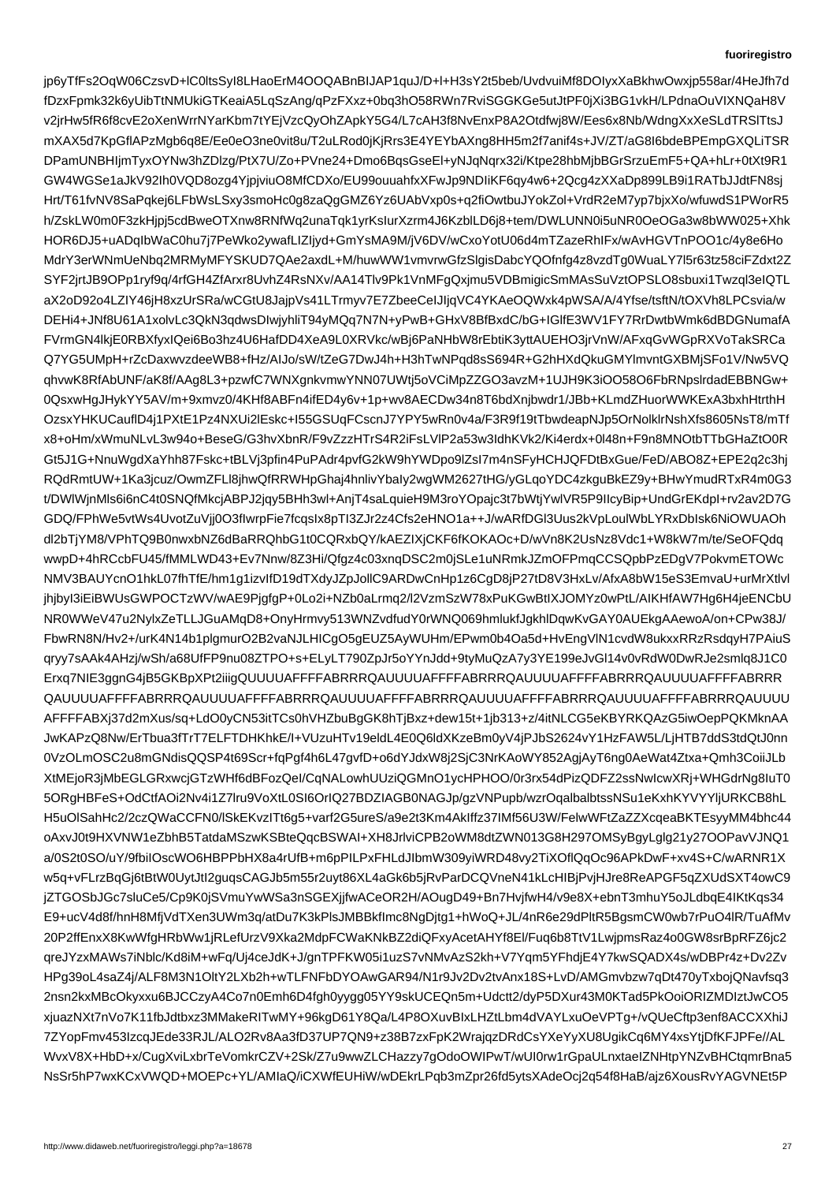jp6yTfFs2OqW06CzsvD+lC0ltsSyI8LHaoErM4OOQABnBIJAP1quJ/D+l+H3sY2t5beb/UvdvuiMf8DOIyxXaBkhwOwxjp558ar/4HeJfh7d
fDzxFpmk32k6yUibTtNMUkiGTKeaiA5LqSzAng/qPzFXxz+0bq3hO58RWn7RviSGGKGe5utJtPF0jXi3BG1vkH/LPdnaOuVIXNQaH8V
v2jrHw5fR6f8cvE2oXenWrrNYarKbm7tYEjVzcQyOhZApkY5G4/L7cAH3f8NvEnxP8A2Otdfwj8W/Ees6x8Nb/WdngXxXeSLdTRSlTtsJ
mXAX5d7KpGfiAPzMgb6q8E/Ee0eO3ne0vit8u/T2uLRod0jKjRrs3E4YEYbAXng8HH5m2f7anif4s+JV/ZT/aG8I6bdeBPEmpGXQLiTSR
DPamUNBHIjmTyxOYNw3hZDlzg/PtX7U/Zo+PVne24+Dmo6BqsGseEl+yNJqNqrx32i/Ktpe28hbMjbGrSrzuEmF5+QA+hLr+0tXt9R1
GW4WGSe1aJkV92Ih0VQD8ozg4YjpjviuO8MfCDXo/EU99ouuahfxXFwJp9NDIiKF6qy4w6+2Qcg4zXXaDp899LB9i1RATbJJdtFN8sj
Hrt/T61fvNV8SaPqkej6LFbWsLSxy3smoHc0g8zaQgGMZ6Yz6UAbVxp0s+q2fiOwtbuJYokZol+VrdR2eM7yp7bjxXo/wfuwdS1PWorR5
h/ZskLW0m0F3zkHjpj5cdBweOTXnw8RNfWq2unaTqk1yrKsIurXzrm4J6KzblLD6j8+tem/DWLUNN0i5uNR0OeOGa3w8bWW025+Xhk
HOR6DJ5+uADqIbWaC0hu7j7PeWko2ywafLIZIjyd+GmYsMA9M/jV6DV/wCxoYotU06d4mTZazeRhIFx/wAvHGVTnPOO1c/4y8e6Ho
MdrY3erWNmUeNbq2MRMyMFYSKUD7QAe2axdL+M/huwWW1vmvrwGfzSlgisDabcYQOfnfg4z8vzdTg0WuaLY7l5r63tz58ciFZdxt2Z
SYF2jrtJB9OPp1ryf9q/4rfGH4Arxr8UvhZ4RsNXv/AA14Tlv9Pk1VnMFgQxjmu5VDBmigicSmMAsSuVztOPSLO8sbuxi1Twzql3eIQTL
aX2oD92o4LZIY46jH8xzUrSRa/wCGtU8JajpVs41LTrmyv7E7ZbeeCeIJIjqVC4YKAeOQWxk4pWSA/A/4Yfse/tsftN/tOXVh8LPCsvia/w
DEHi4+JNf8U61A1xolvLc3QkN3qdwsDIwjyhliT94yMQq7N7N+yPwB+GHxV8BfBxdC/bG+IGlfE3WV1FY7RrDwtbWmk6dBDGNumafA
FVrmGN4lkjE0RBXfyxIQei6Bo3hz4U6HafdD4XeA9L0XRVkc/wBj6PaNHbW8rEbtiK3yttAUEHO3jrVnW/AFxqGvWGpRXVoTakSRCa
Q7YG5UMpH+rZcDaxwvzdeeWB8+fHz/AIJo/sW/ZteG7Zv/bCa/Wn9hXRzG3ZA2cAJ25b+GWrgwVDSrXWE/z7Nw5VQ
qhvwK8RfAbUNF/aK8f/AAg8L3+pzwfC7WNXgnkvmwYNN07UWtj5oVCiMpZZGO3avzM+1UJH9K3iOO58O6FbRNpslrdadEBBNGw+
0QsxwHgJHykYY5AV/m+9xmvz0/4KHf8ABFn4ifED4y6v+1p+wv8ECDw34BABTxdB3hWP1wbdr1/JBb+KLmdZHuorWWKExA3bxhHtrthH
OzsxYHKUCauflD4j1PXtE1Pz4NXUi2lEskc+I55GSUqFCscnJ2YPY5YRwn0v4a/F3R9f19tTbwdeapNJp5OrNolkWbLYRxDbIsk6NiOWUAOh
dl2bTjYM8/VPhTQ9B0nwxbNZ6dBaRRQhbG1t0CQRxbQ/kAEZIXjCKF6fKOKAOc+D/wVn8K2UsNz8Vdc1+W8kW7m/te/SeOFQdq
wwpD+4hRCcbFU45/fMMLWD43+Ev7Nnw/8Z3Hi/Qfgz4c03xnqDSC2m0jSLe1uNRkJZmOFPmqCCSQpbPZEdgV7PokvmETOWc
NMV3BAUYcnO1hkL07fhTfE/hm1g1izvIfD19TXdyJZpJollC9ARDwCnHp1z6CgD8jP27tD8V3HxLv/AfxA8bW15eS3EmvaU+urMrXtlvl
jhjbyl3iEiBWUsGWPOCTzWV/wAE9PjgfgfP+0Lo2aLrmq2/l2VzmSzW78xPuKGwBtIXJOMYz0wPtL/AIKHfAW7Hg6H4H4jeENCbU
NR0WWeV47u2NylzXLGJGuAMqD8+OnyHrmvy513WNZvdfudYOY0rWNQO069hmlukfJgkhlDqwKvGAY0AUEkgAAewoA/on+CPw38J/
FbwRN8N/Hv2+/urK4N14o+plgmrO2B2vaNLHICgO5eGEUZ5AyWUHm/EPwm0b4Oa5d+HvEngVlN1cvdW8ukxRRzSdyqhH7u+1jb313+z/4iNLCG5eKBYRKQAzG5siwCepe5eyDsxqhAHAQYnQpMW309yiWRD48vyT2iXOfIQqOc96APkDwF+xv45Gl14v0RdWOe9J0NAqqqKiLGcmvynAyMAmAQeOoJiZ3Ak/NvbAcXVI8mTGmXq2u/c2j4aVI+k7C6XR
Erxq7NlE3ggnG4jB5GKBpXPt2iiigQUUUUAFFFFABRRRQAUUUUAFFFFABRRRQAUUUUAFFFFABRRRQAUUUUAFFFFABRRR
QAUUUUAFFFFABRRRQAUUUUAFFFFABRRRQAUUUUAFFFFABRRRQAUUUUAFFFFABRRRQAUUUUAFFFFABRRRQAUUUUAFFFFABRRRQAUUUU
AFFFFABXj37d2mXus/sq+LdO0oyCN53itTCs0hVHZbuBgGK8hTjBxz+dew15t+1jb313+z/4itNLCG5eKBYRKQAzG5siwOepPQKMknAA
JwKAPzQ8Nw/ErTbua3fTrT7ELFTDHKhkE/l+VUzuHTv19eldL4E0Q6ldXKzeBm0yV4jPJbS2624vY1HzFAW5L/LjHTB7ddS3tdQtJ0nn
0VzOLmOSC2u8mGNdisQQSP4t69Scr+fqPgf4h6L47gvfD+o6dYJdxW8j2SjC3NrKAoWY852AgjAyJ6Tg0AeWat4Ztxa+Qmh3CoiiJLb
XtMEjoR3jMbEGLGRxwcjGTWHf6dFozQel/CqNALowhUUziQGMnO1ycHPHOO/0r3rx54dPizQDFZ2ssNwIcwXRj+WHGdrNg8Iu
5ORgHBFeFS+OdCtfAOi2Nv4i1Z7lru9VoXtL0SI6fOlrIQ27BDZIAGB0NAGJp/gzVNPupb/wzrOqalbalbtssNSu1eKxhKYVYljURKCh8hL
H5uOlSahHc2/2czQWaCCFN0/lSkEKvzITt6g5/varf2G5ureS/a9e2t3Km4Ak1Iff37IMf56U3W/FelwWFtZaZZXcqeaBKTEsyyMM4bhc44
oAxvJ0t9HXVNW1eZbhB5TatdaSMzwKSBteQcqBSWAI+XH8JrlviCPB2oWM8dtZWN013G8M297OMSyBgyLglg21y27OOPavVJNQ1
a/0S2t0SO/uY/9fbiIOscWO6HBPPbHX8a4rUfB+m6pILPxFHLdJIbmWD48dy2TiXOflQqOc96APkDwF+xv45+C/wARNR1X
w5q+vFLrzBqGj6tBtWO0UytJtI2guqsCAGJb5m55r2uyt86XL4aGk6b5jRvParDCQVneN41kSDXUSXT4owC9
jZTGOSbJGc7sluCe5/Cp9K0jSVmuYwWSa3nSGEXjjfwACeOR2H/AOugD49+Bn7HvjfwH4v/v9e8X+ebn3mhuY5oJLdbdqE4IKtKqs34
E9+ucV4d8f/hnH8MfjVdTXen3UWm3q/atDu7K3kPlsJMBBkfImc8NgDjtg1+hWoQ+JL/4nR6e29dPlRtR5BsgmcYW0wb7rPuO4lR/TuAfMv
20P2ffEnxX8KwWfgRbWWnyMe1jRLefUrzV9Xka2MdpFCWaKNkBZ2diQFxyAcetAHYf6b8tTV1LwjpmsRaz4o0GW8srBpRFZ6jc2
qreJYzxMAWs7iNblc/Kd8iM+wFq/Uj4ceJdK+J/gnTPFKW05i1uzS5vNMvAzS2kh+V7Yqm5YFhdjE4Y7kwSQADX4s/wDBPPr4z+Dv2Zv
HPg39oL4saZ4j/ALF8M3N1OltYzL2Xb2h+wTLFNFbDYOAwGAR94/N1r9Jv2Dv2nvAnx18sf+2Dv+AMGmvbz7qDt470yTxbojQNavfsq3
2nsn2kxMBcOkyxxu6BJCCCzyA4C0Emh6Fgh0ygyy05YY9skUCEQn5+Udctt/dyP5DXur43M0KTad5PkOoOiORMZDMDIztJwCO5
xjuazNXt7nVo7K11fbJdtbxz3MMakeRITwMY+96kgD61Y8Qa/L4P8OXuvBIxLHZtLbm4dvAdeOcj2q54f8HaB/ajz6XousRvYAGVNEt5P
7ZYopFmv453IzcqJEde33RJL/ALO2Rv8aFd37UP7QN9+z38P7zFxK6Wraj2qDRdCsYXeYYXU8UgikCq6MY4xsYtjDfKFJPFe//AL
WvxV8X+HbD+x/CugXxiLxbrTeVomkrCZV+2Sk/Z7u9wwZLCHazy7gOdoOWIPwT/wUI0rw1rGpaULnxaeIZNHtpYNZNYcFGCNnDvPhMm
NsSr5hP7wxKCxVWQD+MOEPc+YL/AMIaQ/iCXWfEUHiW/wDEkrL.Pqb3mZpr26fd5ytsXAdeOcj2q54f8HaB/ajz6XousRvYAGVNEt5P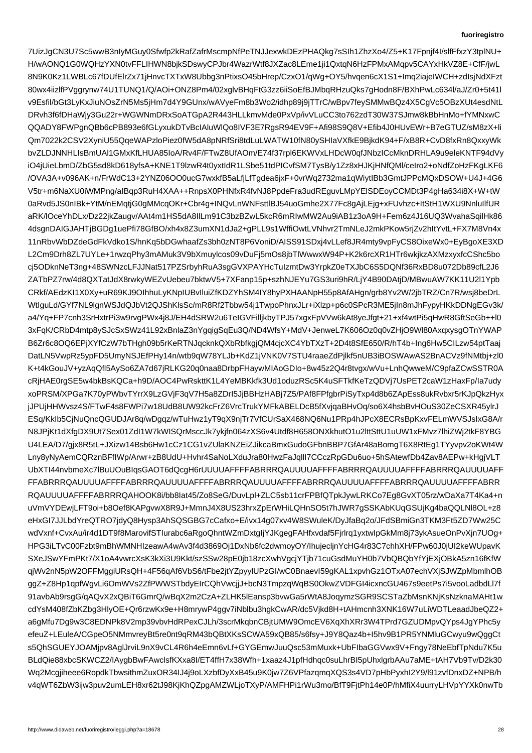7UizJgCN3U7Sc5wwB3nlyMGuy0Sfwfp2kRafZafrMscmpNfPeTNJJexwkDEzPHAQkg7sSIh1ZhzXo4/Z5+K17Fpnjf4I/slfFfxzY3tplNU+
H/wAONQ1G0WQHzYXN0tvFFLIHWN8bjkSDswyCPJbr4WazrWtf8JXZac8LEme1ji1QxtqN6HzFPMxAMqpv5CAYxHkVZ8E+CfF/jwL
8N9K0Kz1LWBLc67fDUfElrZx71jHnvcTXTxW8Ubbg3nPtixsO45bHrep/CzxO1/qWg+OY5/hvqen6cX1S1+Imq2iajeIWCH+zdIsjNdXFzt
80wx4iizlfPVggrynw74U1TUNQ1/Q/AOi+ONZ8Pm4/02xglvBHqFtG3zz6iiSoEfBJMbqRHzuQks7gHodn8F/BXhPwLc634l/aJ/Zr0+5t41l
v9Esfil/bGt3LyKxJiuNOsZrN5Ms5jHm7d4Y9GUnx/wAVyeFm8b3Wo2/idhp89j9TTrC/wBpv7feySMMwBQz4X5CgVc5OBzXUt4esdNtL
DRvh3f6fDHaWjy3Gu22p+WGWNmDRxSoATGpA2R443HLLkmvMde0PxVp/ivVLuCC3to762zdT30W37SJmw8kBbHnMo+fYMNxwC
QQADY8FWPgnQBb6cPB893e6fGLyxukDTvBcIAluWlQ0i8IVF3E7RgsR94EV9F+Afi98S9Q8V+Efib4J0HUvEWr+B7eGTUZ/sM8zX+Ii
Qm7022k2CSV2XyniU55QqeWAPzloPiez0fW5dA8pNRfSri8tdLuLWATW10fN80ySHIaVXfkE8BjkdK94+F/xB8R+CvD8fxRn8QxxyWk
bvZLDJNNHLIsBmUAl1GMxKfLHUA85IoA/Rv4F/FTwZ8UfAOm/E74f87rpl6EKWVxLHDcW0qfJNbzlCcMknDRHLA9u9eleKNTF94dVy
iO4jUieLbmD/ZbG5sd8kD618ysFA+KNE1T9lzwR4t0yxtIdR1LSbe51tdPlCvfSM7TysB/y1Zz8xHJKjHNfQMl/ceIro2+oNdfZoHzFKgLKF6
/OVA3A+v096AK+n/FrWdC13+2YNZ06OO0ucG7wxkfB5aLfjLfTgdea6jxF+0vrWq2732ma1qWiytlBb3GmtJPPcMQxDSOW+U4J+4G6
V5tr+m6NaXU0iWMPng/aIBqp3RuH4XAA++RnpsX0PHNfxR4fvNJ8PpdeFra3udREguvMpYElSDEoyCCMDt3P4gHa634i8X+W+tW
0aRvd5JS0nIBk+YtM/nEMqtjG0gMMcqOKr+Cbr4g+lNQvLnWNFsttlBJ54uoGmhe2X77Fc8gAjLEjg+xFUvhz+ltSH1WXU9NnluIlfUR
aRK/lOceYhDLx/Dz22jkZaugv/AAt4m1HS5dA8IILm91C3bzBZwL5kcR6mRIwMW2Au9iAB1z3oA9H+Fem6z4J16UQ3WvahaSqilHk86
4dsgnDAIGJAHTjBGDg1uePfi786GfBO/xh4x8r3umXN1dJa2+Ey6bgpLL9s1WffiOwtLVNhvr2TmNLeJ2mkPKow5rjZv2hItYvtL+FX7M8Vn4x
11nRbvWbDZdeGdFkVdko1S/hnKq5bDGwhaafZs3bh0t2NT8P9VoniD/AISS91SDxj4vLLef8JR4MtyvpFvRZ2TmNLeJ2mkPKow5rjZv2hItYvtL+FX7M8Vn4x
L2Cm9Drh8ZL7UYLe+1rwzqPhy3mAMuk3V9bXmuylcos09vDuFj5mOs8jbTlWwwxW94P+K2k6rcXR1HTr6wkjkzAXMzxyfcSShc5bo
cj5ODknNeT3ng+48SWNzcLFJJNat517XPZSrbyhRuA3sgGVXPAYHcTuIzmtDw3YrpkZ0eTXJbC6S5DQNf36RxBDu072Db89cfL2J6
ZATbPZ7rw/4d8QXTatJdX8rwkyWEZvUebeu7bktwV5+7XFanp15p+szhNJEYu7GS3uri9hP/LjY4B90DAtjD/MBwuAW7KK11U2l1Ypb
CRkf/AEdzKI1X0Xy+uR69KJ9OIhhuLyKNpIUBvIluiZfKDZYhSM4IY8hyPXHAANpH55p8AfAHgn/grb8Yv2W/2jbTRZ/Cn7R/wsj8beDrL
WtIguLd/GYf7NL9lgnWSJdQJbVt2QJShKlsSc/mR8Rf2Tbbw54j1TwpoPhnxJLr+iXlzp+p6c0SPcR3ME5jIn8mJhFypyHKkDDNgEGv3k/
a4/Yq+FP7cnh3SrHxtrPi3w9rvgPWx4j8J/EH4dSRW2u6TeIGVFilljkbyTPJ57xgxFpVVw6kAt8yeJfgt+21+xf4wtPi5qHwR8GftSeGb+l0
3xFqK/CRbD4mtp8yS JcSxSWz41L92xBnlaZ3nYgqigSqEu3Q/ND4WfsY+MdvV+JenwCL7K606Oz0q0vZHjO9Wl80AxqxysgOTnYWAP
B6Zr6c8OQ6EPjXYfCzW7bTHgh09b5rKeRTNJqcknkQXbRbfkgjQM4cjcXK4YbTXzT+2D4t8SfE650/R/hT4B+Ing6Hw5CILzw65wPtwZLw
DatLN5VwpRz5ypFD5UmyNSJEfPHy14n/wtb9qW78YLJb+KdZ1jVNK0V7STU4aaeDzPjlkf5nUB3iBOSWAwAS2BnACVz9fNMtbj+zl0
K+t4kGouJV+yzAqQfl5AySo6ZA7d67jRLKG20q0naA8DrbpFHaywMIAoGDIo+8w45z2Q4r8tvgx+wV/u+LnhQwweM/C9pfaZCwSSTR0A
cRjHAE0rgSE5w4bkBsKQCa+h9d/AOC4PwRsktK1L4YeMBKkfk3Ud1oduzRSc5K4uSFTkfKeTzQDVj7UsPET72caW1zHaxFp/Ia7udy
xoPRSM/XPGa7K70yPWbvTYrrX97LzGVjF3qV7H5a8DrI5JjBBHzHABj7Z5/PAf8FPfgbrPiSyTxp4d8b6ZApEss8ukRvbxbxbxrSKJpQkzHyx
jJPUjHHWvsz4S/FTwF4s8FWPi7w18UdB8UW92kcFrTZ6VrcTrukYMFkABELDcB5fXvjxqaBHvOq/so6X4AJ4hsbvEOuS30ZeCSXR45ylrJ
ESq/KkIb5CjNuQncQGUDJAr8q/wDgqz/wTuHwz/T9q/nRjTr7VfCURSaX468NQ6Nu1PRp4Rp4JPcX8ECRsBpKxvFELmWVSIsIxG8A/r
N8JPjKt1dXfgDX9Ut7Sex01ZdI1W7kWISQrMsccJ7ykjjfn064zXS6v4Utdf8H658ONXkhuto1u2lttUttU1uUW1xFMvz7lhiZWj2tkF8YBG
U4LEA/D7/gjx8R5tL+JXizw14w14wz8Bsb6Hw1cCcZ1CG1v2ZUlaKNZEiZJikcaBmxGudoGFBnBBP7GfAr48aBomgT6X8RtEg3TYyvpv2oKWt4W
Lny8yNyAemCQRznBFfIWp/Arwr+zB8UdU+Hvhr4SaNoLXduJra80HHwzFaJqlll7CCczpRpGDu6uo+5hSAtewfDb4Zav8AEPw+kHgjVLT
UbXTI44nvbmeXc7lBuUOuBIqsGAOT6I6dRZx1cqpUqnD0X+bZJiBEQWM+YYyuwwGFkaHbGcqMR3Ua7gLyCGqhAzEbjjtbUv7ZZ4dPjmsj
GJvaGsmoPu5eOMUgWvpBK4wiXJBxzyaeBYqF0ApGqmkjAbYSd7dv0WiQ9avfTBufmtBdH/VH4gfMA8cdJYb6AXNv/kdmsNZv6tEZiXmw2KMg
U4LEA/D7/gjx8R5tL+JXizw14w14wz8Bsb6Hw1cCcZ1CG1v2ZUlaKNZEiZJikcaBmxGudoGFBnBBP7GfAr48aBomgT6X8RtEg3TYyvpv2oKWt4W
Lny8yNyAemCQRznBFfIWp/Arwr+zB8UdU+Hvhr4SaNoLXduJra80HHwzFaJqlll7CCczpRpGDu6uo+5hSAtewfDb4Zav8AEPw+kHgjVLT
UbXTI44nvbmeXc7lBuUOuBIqsGAOT6dQcgH6rUXzaOsvyMQDXRXbfkgjQM4cjcXK4YbTXzT+2D4t8SfE650/R/hT4B+Ing6Hw5CILzw65wPtwZLw
FFABRRRQAUUUUAFFFFABRRRQAUUUUAFFFFABRRRQAUUUUAFFFFABRRRQAUUUUAFFFFABRRRQAUUUUAFFFFABRRRQAUUUUAFFFFABRR
RQAUUUUAFFFFABRRRQAHOOK8i/bb8Iat45/Zo8SeG/DuvLpl+ZLC5sb11crFPBfQTpkJywLRKCo7Eg8GvXT05rz/wDaXa7T4Ka4+n
uVmVYDEwjLFT9oi+b8Oef8KAPgvwX8R9J+MmnJ4X8USU23hrxZpErWHiLQHnSO5t7hJWR7gSSKAbKUqGSUjKg4baQQLNl8OL+z8
eHxGI7JJLbdYreQTRO7jdyQP9Hysp3AhSQSGBG7cCafxo+E/ivx14g07xv4W8SWuleK/DyJfaBq2o/JFdSBmiGn3TKM3Ft5ZD7Ww25C
wdVxnf+CvxAu/ir4d1DT9f8MarovifSTIurabc6aRgoQhntWZmDxtgIYJKgegFAHfxvdaf5Fjrlrq1yxtwIpGkMm8j73ykAsueOnPvXjn7UOg+
HPG3iLTvC00Fzbt9mBhWMNHIzeawA4wAv3f4d3869Oj1DxNb6fc2dwmoyOY/IhujeclnYncHG4C4HX/FPw60J0jUI2keWUpavK
SXeJSwYFmPKt7/X10uCGT1Ouu0Nx3U0VVZ1VBVGVXTmGsDGUQ9O2HBaVAZ6kjy6KwiYWpaOjZc5UhSRLTTj1Wwtl1Dpy5YnhtRaHR0m/a8I5xpr0q3amBRRQY1nRQA2Q1HcVYFPpb6ov4MHHMTd9bYBe2IF8fWw+ehABFg2qK12JZNpBtyTnXsBHt3K/WVBLnYKkdWVXbzhhwB93dX3AnAzGWNIWhWG0XpVh7jTWldTTL1ZXpCV58J0shf1gwvvUTLUgTGt0UWtbrKDPXVMp/UNJ7+wkrvL0prmAmtD4DFPDcnDVHwNklSmI27U0gxWvzGl5GmuTW4ZXojPYmGPVZZ5P79zS6oj9UnU6Ig6bm60wNShKMGC3ttaNtKAB5RhBpMTGwFXgbN7jzWY0pXxd8SClfpJ7mZzSYYS3LiCQXFDk0Sn9Uj6ZXBvWLkFrc7qIySRsbhL6ObJmMzNB8GzRmYXX7HP4Iq2MLkE5gDpZmfS0nWmHrwJ6bMXqWSaGffBqsbTI7kmz7dd3HAh4yeT5jFcjaNj0y7TJgeLBE+Q1sSOZKTz6vyAtUbdSNrm6hJjfFdYzlFSkBKRJdcV4V3mPf69rH4tWgQb+FvaZGNv+vM6Gu
91avbAb9rsgG/qAQvX2xQBiT6GmrQ/wBqX2m2CzA+ZLHK5lEansp3bvwGa5rWtA8JoqymzSGR9SCSTaZbMsnKNjKsNzknaMAHt1w
cdYsM408fZbKZbg3HlyOE+Qr6rzwKx9e+H8mrywP4ggv7iNblbu3hgkCwAR/dc5Vjkd8H+tAHmcnh3XNK16W7W7uLiWDTLeaadJbeQZ2+
a6gMfu7Dg9w3C8EDNPk8X2mp39vbvHdRRPexCZmLhL/3scrMkqbnCBjtUMW9OmcEV6XqXhXXr3W4Tprd7GZUDMpvQYPs4JgYPhc5y
efeuZ+LEuleA/CGpeO5NMmvreyBt5e0nt9q9jPXu+GYGEmwJuuQsc53mMuxk+UbFlbaGGVwx9+Fngy78NeEbfTpNdu7K5u
s5QhSGUEYJOAMjpv8AglJrviL9nX9CL4R6Fj+GYGEmwJuuQsc53mMuxk+UbFlbaGGVwx9+Fngy78NeEbfTpNdu7K5u
BLdQie88xbcSKWCZ2/lAygbBwFAwclsfKXxa8I/ET4ffH7x38fWh7x38Wfh+1axaz4J1pfHdhqc0suLhrBI5fpUhxlgrbAAu2aME+tAH7Vb7Vb5u
Wq2Mcgjiheee6RopdkTbswithmZuxOR34IJ4j9oLXzbfDyXxkB45u9K0jw7Z6VPazaqXQS3s4VD7D3s4PHP+NPB/h/hMfiX4uurryLHVpYYYXk0nwTb
v4qWT6ZbW3ijw3puv2umLEH8xr62tJ98KjKhQZpgAMZWLjoTXyP/AMFHPi1rWu3mo/BfT9FjPh14e0P/hMfiX4uurryLHVpYYYXk0nwTb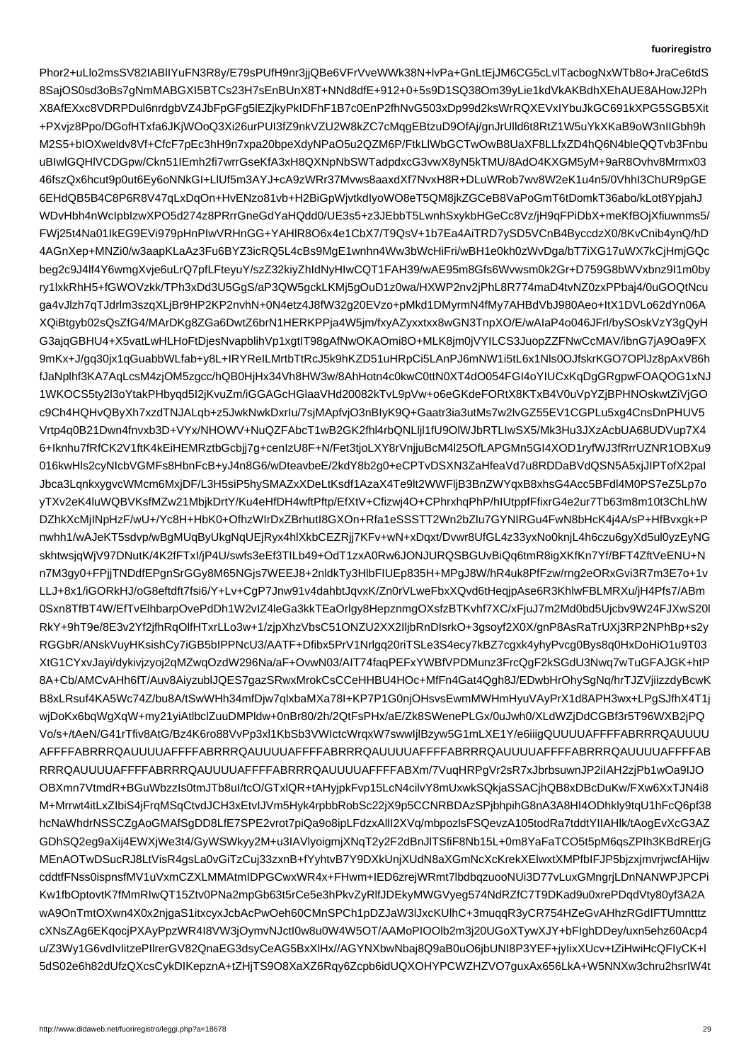Phor2+uLlo2msSV82IABlIYuFN3R8y/E79sPUfH9nr3jjQBe6VFrVveWWk38N+lvPa+GnLtEjJM6CG5cLvlTacbogNxWTb8o+JraCe6tdS
8SajOS0sd3oBs7gNmMABGXI5BTCs23H7sEnBUnX8T+NNd8dfE+912+0+5s9D1SQ38Om39yLie1kdVkAKBdhXEhAUE8AHowJ2Ph
X8AfEXxc8VDRPDul6nrdgbVZ4JbFpGFg5lEZjkyPkIDFhF1B7c0EnP2fhNvG503xDp99d2ksWrRQXEVxIYbuJkGC691kXPG5SGB5Xit
+PXvjz8Ppo/DGofHTxfa6JKjWOoQ3Xi26urPUI3fZ9nkVZU2W8kZC7cMqgEBtzuD9OfAj/gnJrUlld6t8RtZ1W5uYkXKaB9oW3nlIGbh9h
M2S5+bIOXweldv8Vf+CfcF7pEc3hH9n7xpa20bpeXdyNPaO5u2QZM6P/FtkLlWbGCTwOwB8UaXF8LLfxZD4hQ6N4bleQQTvb3Fnbu
uBIwlGQHlVCDGpw/Ckn51IEmh2fi7wrrGseKfA3xH8QXNpNbSWTadpdxcG3vwX8yN5kTMU/8AdO4KXGM5yM+9aR8Ovhv8Mrmx03
46fszQx6hcut9p0ut6Ey6oNNkGI+LlUf5m3AYJ+cA9zWRr37Mvws8aaxdXf7NvxH8R+DLuWRob7wv8W2eK1u4n5/0VhhI3ChUR9pGE
6EHdQB5B4C8P6R8V47qLxDqOn+HvENzo81vb+H2BiGpWjvtkdIyoWO8eT5QM8jkZGCeB8VaPoGmT6tDomkT36abo/kLot8YpjahJ
WDvHbh4nWcIpbIzwXPO5d274z8PRrrGneGdYaHQdd0/UE3s5+z3JEbbT5LwnhSxykbHGeCc8Vz/jH9qFPiDbX+meKfBOjXfiuwnms5/
FWj25t4Na01IkEG9EVi979pHnPIwVRHnGG+YAHlR8O6x4e1CbX7/T9QsV+1b7Ea4AiTRD7ySD5VCnB4ByccdzX0/8KvCnib4ynQ/hD
4AGnXep+MNZi0/w3aapKLaAz3Fu6BYZ3icRQ5L4cBs9MgE1wnhn4Ww3bWcHiFri/wBH1e0kh0zWvDga/bT7iXG17uWX7kCjHmjGQc
beg2c9J4lf4Y6wmgXvje6uLrQ7pfLFteyuY/szZ32kiyZhIdNyHIwCQT1FAH39/wAE95m8Gfs6Wvwsm0k2Gr+D759G8bWVxbnz9I1m0by
ry1lxkRhH5+fGWOVzkk/TPh3xDd3U5GgS/aP3QW5gckLKMj5gOuD1z0wa/HXWP2nv2jPhL8R774maD4tvNZ0zxPPbaj4/0uGOQtNcu
ga4vJlzh7qTJdrlm3szqXLjBr9HP2KP2nvhN+0N4etz4J8fW32g20EVzo+pMkd1DMyrmN4fMy7AHBdVbJ980Aeo+ItX1DVLo62dYn06A
XQiBtgyb02sQsZfG4/MArDKg8ZGa6DwtZ6brN1HERKPPja4W5jm/fxyAZyxxtxx8wGN3TnpXO/E/wAIaP4o046JFrl/bySOskVzY3gQyH
G3ajqGBHU4+X5vatLwHLHoFtDjesNvapblihVp1xgtIT98gAfNwOKAOmi8O+MLK8jm0jVYICS3JuopZZFNwCcMAV/ibnG7jA9Oa9FX
9mKx+J/gq30jx1qGuabbWLfab+y8L+IRYReILMrtbTtRcJ5k9kKZD51uHRpCi5LAnPJ6mNW1i5tL6x1Nls0OJfskrKGO7OPlJz8pAxV86h
fJaNplhf3KA7AqLcsM4zjOM5zgcc/hQB0HjHx34Vh8HW3w/8AhHotn4c0kwC0ttN0XT4dO054FGI4oYIUCxKqDgGRgpwFOAQOG1xNJ
1WKOCS5ty2l3oYtakPHbyqd5I2jKvuZm/iGGAGcHGlaaVHd20082kTvL9pVw+o6eGKdeFORtX8KTxB4V0uVpYZjBPHNOskwtZiVjGO
c9Ch4HQHvQByXh7xzdTNJALqb+z5JwkNwkDxrIu/7sjMApfvjO3nBIyK9Q+Gaatr3ia3utMs7w2lvGZ55EV1CGPLu5sxg4CnsDnPHUV5
Vrtp4q0B21Dwn4fnvxb3D+VYx/NHOWV+NuQZFAbcT1wB2GK2fhl4rbQNLljl1fU9OlWJbRTLIwSX5/Mk3Hu3JXzAcbUA68UDVup7X4
6+Iknhu7fRfCK2V1ftK4kEiHEMRztbGcbjj7g+cenIzU8F+N/Fet3tjoLXY8rVnjjuBcM4l25OfLAPGMn5GI4XOD1ryfWJ3fRrrUZNR1OBXu9
016kwHls2cyNIcbVGMFs8HbnFcB+yJ4n8G6/wDteavbeE/2kdY8b2g0+eCPTvDSXN3ZaHfeaVd7u8RDDaBVdQSN5A5xjJIPTofX2paI
Jbca3LqnkxygvcWMcm6MxjDF/L3H5siP5hySMAZxXDeLtKsdf1AzaX4Te9lt2WWFljB3BnZWYqxB8xhsG4Acc5BFdl4M0PS7eZ5Lp7o
yTXv2eK4luWQBVKsfMZw21MbjkDrtY/Ku4eHfDH4wftPftp/EfXtV+Cfizwj4O+CPhrxqhPFhn/hIUtppfFfixrG4e2ur7Tb63m8m10t3ChLhW
DZhkXcMjINpHzF/wU+/Yc8HfHbxNX+OfhzCEZBrhutI8GXONn+Rfa1eSSSTT2Wn2bZlu7GYNIRGu4FwN8bHcK4j4A/sP+HfBvxgk+P
nwhh1/wAJeKT5sdvp/wBgMUqByUkgNqUEjRyx4hlXkbCEZRjj7KFv+wN+Dxqt/Dvwr8UfGL4z33yxNo0knjL4h6cu6gy6gXd5ul0yzEyNG
skhtwsjqWjV97DNutK/4K2fFTxI/jP4U/swfs3eEf3TlLb49+OdT1zxA0Rw6JONJURQSBGUvBiQq6tmR8igXKfKn7Yf/BFT4ftVeENU+N
n7M3gy0+FPjjTNDdfEPgnSrGGy65NGJs/WEEJ8+2nldkTy3HlbFIUEp835H+MPPgJ8W/hR4uk8PfFzw/rng2ZeoRXGvi3R7m3E7o+1v
LLJ+8x1/iGORkHJ/oG8eftdft7fsi6/Y+Lv+CgP7Jnw91v4dahbtJqvxK/Zn0rVLweFbxXQvd6t6HeqjpAse6R3KhlwFBLMRXu/jH4Pfs7/ABm
0Sxn8TfBT4W/EfTvEIbbarpOvePdh1W2vIZ4leGa3kkTEaOrlgy8HepznmgOXsfzGBXtc6xxo9bd5Ujcbv9W24FXJXwSJ0l
RkY+9hT9e/8E3v2Yf2jfhRqOlfHTxrLLo3w+1/zjpXhzVbsC51ONZU2XX2IljbRnDIsrkO+3gsoyf2X0X/gnP8P8AsRaTrUXj3RP2NPhBp+s2y
RGGbR/ANskVuyHKsishCY7iGB5bIPPNcU3+dfixRK2BTKvhf7XC/dHsNzT9r+/xGmYoiyaOs8GknNZD+2NH1mX0ngB+iCKH+YJf+KEJzmm1I
XtG1CYxvJayi/dykivjzyoj2qMZwqOzdW296Na/aF+OvwN03/AIT74faPEFxYWBfVPDMunz3FrcQgF2kSGdU3Nwq7wTuGFAJGK+htP
8A+Cb/AMCvAHh6fT/Auv8AiyzublJQES7gazSRwMrokCsCCeHHBU4HOc+MfFn4Gat4Qgh8QJ/EDwbHrOhyShNq/hrTJZVjiizzdyBcwK
B8xLRsuf4KA5Wc74Z/bu8A/tSwWWHh34mfDjw7qlxbaMXa78I+KP7P1G0njOHsvsEwmMWWHmHyuVAyPrX1d8APH3wx+LPgSJfhX4T1j
wjDoKx6bqWgXqW+my21yiAtlbcIZuuDMPldw+0nBr80/2h/2QtFsPHx/aE/Zk8SWenePLGx/0uJwh3/XLdwGCBf3r5T96WXB2jPQ
Vo/s+/tAeN/G41rTfiv8AtG/Bz4K6Kso88rPbSb3kEIn7tx/VWIctcWrqxW7swwIjlBzyw5G1mLXE1Y/e6iiigQUUUUAFFFFABRRRQAUUUU
AFFFFABRRRQAUUUUAFFFFABRRRQAUUUUAFFFFABRRRQAUUUUAFFFFABRRRQAUUUUAFFFFABRRRQAUUUUAFFFFABRRRQAUUUUAFFFFAB
RRRQAUUUUAFFFFABRRRQAUUUUAFFFFABRRRQAUUUUAFFFFABXm/7VuqHRPgVr2sR7xJbrbsuwnJP2iIAH2zjPb1wOa9IJO
OBXmn7VtmdR+BGuWbzzIs0tmJTb8uI/tcO/GTxlQR+tAHyjpkFvp15LcN4cilvY8mUxwkSQkjaSSACjhQB8xDBcDuKw/FXw6XxTJN4i8
M+Mrrwt4itLxZlbiS4jFrqMSqCtvdJCH3xEtvIJVm5Hyk4rpbbRobSc22jX9p5CCNRBDAzSPjbhpihG8nA3A8HI4ODhkly9tqU1hFcQ6pf38
hcNaWhdrNSSCZgAoGMAfSgDD8LfE7SPE2E2vrot7piQa9o8ipLFdzxALlI2XVq/mbpozlsFSQevzA105todRa7tddtYIIAHlk/tAogEvXcG3AZ
GDhSQ2eg9aXij4EWXjWe3t4/GyWSWkyy2M+u3IAVlyoigmjXNqT2y2F2dBnJlTSfiF8Nb15L+0m8YaFaTCO5t5pM6qsPPIh3KBdREjG
MEnAOTwDSucRJ8LtVisR4gsLa0vGiTzCuj33zxnB+fYyhtvB7Y9DXkUnjXUdN8aXGmNcXckrekXElwxtXMPfbIFJP5bjzxjmvrjwcfAHijw
cddtFNss0ispnsfMV1uVxmCZXLMMAtmIDPGCwxWR4x+FHwm+IED6zrejWRmt7lbdbquzuooNUi3D77vLuxGMngrjLDnNANWPJPCPi
Kw1fbOptovtK7fMmRIwQT15Ztv0PNa2mpGb63t5e5e3hPkvZyRlfJDEkyMWGVyeg574NdRZfC7Ev8DKad9u0rxPePqdVty80yf3A2A
wA9OnTmtOXwn4X0x2njgaS1itxcxJcbAcPwOeh60CMnSPCh1pDZJaW3lJxcKUlhC+3muqqR3yCR754HZeGvAHhzRGdlFTUmnttz
cXNsZAg6EKqocjPXAyPpzWR4I8VW3jOymvNcJctI0w8u0W4W5OT/AAMoPIOOlb2m3j20UGoXTywXJY+bFIghDDey/uxn5ehz6ehz60Acp4
u/Z3Wy1G6vdIvIitzePIlrerGV82QnaEG3dsyCeAG5BxXlHx//AGYNXbwNbaj8Q9aB0uO6bUNbUNI8P3YEF+jyIixUcv+tZiHwiHcQFIyCK+I
5dS02e6h82dUfzQXcsCykDIKepznA+tZHjTS9O8XaXZ6Rqy6Zcpb6idUQXOHYPCWZHZVO7guxAx656LkA+W5NNXw3chru2hsrIW4t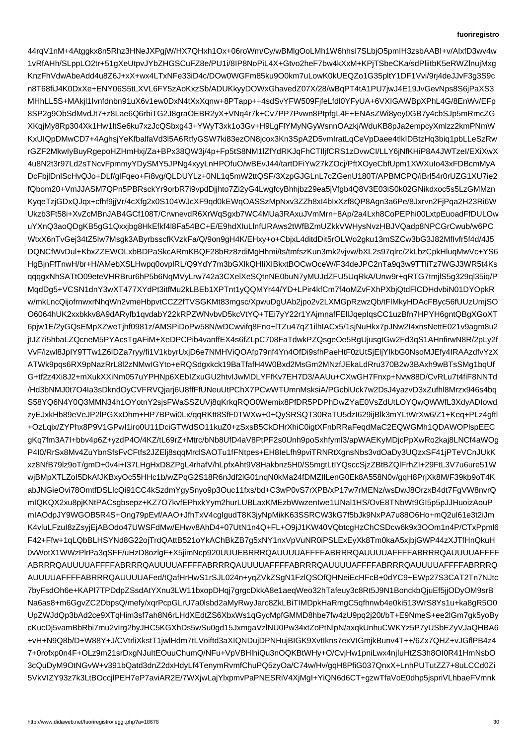44rqV1nM+4Atggkx8n5Rhz3HNeJXPgjW/HX7QHxh1Ox+06roWm/Cy/wBMlgOoLMh1W6hhsI7SLbjO5pmIH3zsbAABI+v/AIxfD3wv4w
1vRfAHh/SLppLO2tr+51gXeUtpvJYbZHGSCuFZ8e/PU1i/8IP8NoPiL4X+Gtvo2heF7bw4kXxM+KPjTSbeCKa/sdPliitbK5eRWZlnujMxg
KnzFhVdwAbeAdd4u8Z6J+xX+wx4LTxNFe33iD4c/DOw0WGFm85ku9O0km7uLowK0kUEQZo1G35pltY1DF1Vvi/9rj4deJJvF3g3S9c
n8T68fiJ4K0DxXe+ENY06S5tLXVL6FY5zAoKxzSb/ADUKkyyDOWxGhavedZ07X/28/wBqPT4tA1PU7jwJ4E19JvGevNps8S6jPaXS3
MHhLL5S+MAkjl1Ivnfdnbn91uX6v1ew0DxN4tXxXqnw+8PTapp++4sdSvYFW509FjfeLfdl0YFyUA+6VXIGAwBpXPhL4G/8EnWv/EFp
8SP2g9ObSdMvdJt7+z8Lae6Q6rbiTG2J8graOEBR2yX+VNq4r7k+Cv7PP7Pvwn8PtpfgpTkqw1L4/FF+ENAsZWi8yey0GB7y4cbSJB3fmRmcZG
XKqjMy8Rp304Xk1Hw1ltSe6ku7xzJcQSbxg43+YWyT3xk1o3Gv+H9LgFlYMyNGyWsnnOAzkj/WduKB8pJa2empcyXmlzz2kmPNmW
KxUIQpDMwCD7+4AghsjYeKfbalfaVd3l5A6RtfyGSW7ki83ezON8jcox3Kn3SpA2D5vmIratLqCeVpDaee4tlkIDBtzHq3biq1pbLLeSzRw
rGZF2MkwIyBuyRgepoHZHmHxj/Za+BPx38QW3j/4p+Fp5tS8NM1lZfYdRKJqFhCTIljfCRS1zDvwCl/LLY6jNfKHiP8A4JWTzeI/EXiXwX
4u8N2t3r97Ld2sTNcvFpmmyYDySMY5JPNg4xyyLnHPOfuO/wBEvJ44/tartDFiYw27kZOcj/PftXOyeCbfUpm1XWXuIo43xFDBcmMyA
DcFbjlDnlScHvQJo+DLf/glFqeo+Fi8vg/QLDUYLz+0NL1q5mW2ttQSF/3XzpGJGLnL7cZGenU180T/APBMCPQ/iBrl54r0rUZG1XU7ie2
fQbom20+VmJJASM7QPn5PBRsckYr9orbR7i9vpdDjjhto7Zi2yG4LwgfcyBhhjbe29ea5jVfgb4Q8V3E03iS0k02GNikdxoc5s5LzGMMzn
KyqeTzjGDxQJqx+cfhf8jjVr/4cXfg2x0S104WJcXF9qd0kEWqOASSzMpNxv3ZZh8xI4bIxXzf8QP8Agn3a6Pe/8/Jxrvn+FjPqa2H23Ri6W
Ukzb3Ft58i+XvZcMBnJAB4GCf108T/CrwnevdR6XrWqSgxb7WC4MUa3RAxuJVmMrn+8Ap/2a4Lxh8CoPEPhi00LxtpEuoadFfDULOw
uYXnQ3aoQDgKB5gG1Qxxjbg8HkEfkf4l8Fa54BC+E/E9hdXIuLlnfURAws2tWfBZmUZkkVWHysNvzHBJVQadp8PNCGrCwub/w6PC
WtxX6nTvGej34tZ5Iw7Msgk3AByrbsscfKVzkFa/Q/9on9gH4K/EHxy+0+CbjxL4ditdDit5rOLWo2gku13mSZCw3bG3J82Mflvfr5f4d/4J5
DQNCfWvDul+KbxZZEWOLxbBDPaSkcARmKBQF28bRz8zdiMgHhmi/ts/tmfszKun3mk2vjvw/bXL2s97qlrz/2kLbzCpkHluqMwVc+YS6
HgBjnFfTnwH/br+H/AMebXSLHwpq0ovplRL/Q9YdY7m3bGXIkQHIiXBkxtBOCwOceW/F34deJPC2nTa9q3w9TTlTiTz7WGJ3WR5t4Ks
qqqgxNhSATtO09eteVHRBrur6hP5b6NqMVyLrw742a3CXelXeSQtnE0buN7yMUJdZFU5UqRkA/Unw9r+qRTG7tmjlS5g329ql35iq/P
MqdDg5+VCSN1dnY3wXT477XYdPt3itfMu2kLBEb1XPTnt1yQQMYr44/YD+LPir4kfCm7f4oMZvFXhPXbjQtdFClCDHdvbiN01DYOpkR
w/mkLncQijofrnwxrNhqWn2vmeHbpvtCCZ2fTVSGKMt83mgsc/XpwuDgUAb2jpo2v2LXMGpRzwzQb/tFlMkyHDAcFByc56fUUzUmjSO
O6064hUK2xxbkkv8A9dARyfb1qvdabY22kRPZWNvbvD5kcVtYQ+TEi7yY22r1YAjmnafFEllJqepIqsCC1uzBfn7HPYH6gntQBgXGoXT
6pjw1E/2yGQsEMpXZweTjhf0981z/AMSPiDoPw58N/wDCwvifq8Fno+lTZu47qZ4ilhIACx5/1sjNuHkx7pJNw2I4xsnsNettE021v9agm8u2
jtJZ7i5hbaLZQcneM5PYAcsTgAFiM+XeDPCPib4vanffEX4X6Et6ZLpC708FaTdwkPZQsgeOe5RgUjusgtGw2Fd3qS1AHnfirwN8R/2pLy2f
VvF/izwl8JpIY9TTw1Z6lDlZA7ryy/fi1V1kbyrUxjD6e7NMHVirQOAfp79nf4Yn4PfiHeaHtF0zUtSjEjEjYIkbGN0NsoMJEfy4IRAAzdfvYzX
ATWk9pqs6RX9pNazRrL8l2zNMwIGYto+eRQSdgxkck16BaTfafH4W0Bxd2MsGm2MNzfJEkaLdRru370B2w3BAxh9wBTsSMg1bqUf
G+tf2z4Xi8J2+mXukXXiNm057uYPHNp6XEbIZxuGU2htvIJwMDLYFfKv7EH7D3/AAUu+CXwGH7Fnxp+Nvw88D/CvRLu7t4tiF8NNTd
/Hd3bNMJ0t7O4Ia3sDkndOyCVFRVQjarj6U8ffFfUNeuUtPChX7PCwWTUmnMsksiA/PGcblUck7w2Ds4J4yazvD3xZufhl8Mrzx946s4bq
S58YQ6N4Y0Q3MMN34h1OYotnY2sjsFWaSSSZUVj8qKrkqRQO0Wemix8PfDR5PDPhDwZYaE0VsZdUtLOYQwQWWfL3XdyADIowd
zyEJxkHb89eVeJP2lPGXxDhm+HP7BPPwi0Lx/qqRKtt8SfF0TWXw+0+QySRQT30RaTU5dzI629jBlk3mYLtWrWxWx6W6/Z1+Keq+PLz4gftl
+OzLqix/ZYPhx8P9P9V1GPwI1iro0U11DciGTWdSO11kuZ0+zSxsB5CkDHrXhiC0igtXFnbRRaFeqdMaC2EQWGMh1QDAWOPlspEEC
gKq7fm3A7I+bbv4p6Z+yzdP2O/4KZ/tL69rZ+Mtrc/bNb8UfDA4aV8PtPtF2s0Unh9poSxhfyml3/apWAEKyMDjcPpPxXRo2kaj8LNCf4aWOg
P4I0/RrSx8Mv4ZuYbnSfsFvCFtfs2JZElj8sqqMrclSAOTu1fFNtpes+EH8IeLfh9pviTRNRtXgnsNbs3vdOaDy3UQzxSF41jPTeVCnJUkK
xz8NfB79lz9oT/gmD+0v4i+I37LHgHxD8ZPgL4aFk/hLpfxAht9V8Hakbnbz5H0/S5mgtLIY3V7u6ure51W
wjBMpXTLZoI5DkAfJKBxyOc55HHc1b/wZPqG2S18R6nJdf2lG01dk+Xk8A558N0v/gqH8P2PrjXk8M/F39kb9oT4K
abJNGieOi78OmtfDSLIcQi91CC4kSzdmYGynoy9p9Ouc11fxs/bd+C3wP0vS5P/xP7/wsDwJ8OrzxKPB4Bdt7FgVW8nvrQ
mIQKQX2xu8pjKNtPACsgbsepz+KZ7O7kvfEPhxkYym2hurLUBLaxKMEzbWwzenIwe1UNal1HS/OvE8TNbWt9Gl5p5JJHuoizAouP
mIAOdpJY9WGOB5R4S+Ong79pEvf/AAO+JfhTxV4cgIgudT8K3jyNpMikK63SSRCW3kG7f5bJk9NxPA7u88O6Ho+mQ2ul61e3t2iJm
K4vluLFzuI8zZsyjEjABOdo47UWSFdMw/EHwv8AhD4+07tUtN1n4Q+FL+O9jJ1KW40VQbtcgHzChCSDcw6k9x3OOm3n4P/CTxPpml6
F42+Ffw+1qLQbLQbHLSHYNd8G22ojTrdQAttB521oYkAChbKBZ7g5xY1nxVpVuNR0iPSLEx:ExEyXk8Tm0kaA5xjbjGWP44zXJTfHnQkuH
0vWotX1WWzPlrPa3qSFF/uHzD8ozlgF+X5jimNcp920UUUEBRRRQAUUUUAFFFFABRRRQAUUUUAFFFFABRRRQAUUUUAFFFF
ABRRRQAUUUUAFFFFABRRRQAUUUUAFFFFABRRRQAUUUUAFFFFABRRRQAUUUUAFFFFABRRRQAUUUUAFFFFABRRRQAUUUUAFFFFABRRRQ
AUUUUAFFFFABRRRQAUUUUAFed/tQafHrHwS1rSJL024n+yqZVkZSgN1FzlQSOfQHNeiEcHFcB+0dYC9+EWp27S3CAT2Tn7NJtc
7byFsdOh6e+KAPl7TPDdpZSsdAtYXnu3LW11bxopDHqj7grgcDkkA8e1aeqWeo32hTafeury3c8Rt5J9N1BonckbQjuEf5jjODyOM9srB
Na6as8+m6GgvZC2DbpsQ/mefy/xqrPcpGLrU7a0lsbd2aMyRwyJarc8ZkLBiTIMDpkHaRmgC5qfhnwb4e0ki513WrS8Ys1u+ka8gR5O0
UpZWJdQp3bAd2ce9XTqHim3sf7ah8N6rLHdXEdtZS6XbxWs1qGycMpfGMMD8hbe7fw4zU9pq2j20l/bT+E9NmeS+ee2lGm7gk5yoBy
cKucDj5vamBbRbi7mu2vIrg2byJHC5KGXhDs5wSu0gd15JxmgaVzlNU0Pw34xtZoPtNlpN/axqkNUnhuCWKYz5P7yUSbEzyVJaQHBA6
+vH+N9Q8b/D+W88Y+J/CVtrliXkstT1jwlHdm7tLVoiftd3aXIQNDujDPNHuHujBIGK9XvtIkns+Bunv4T++/6Zx7QHZ+vJGfIPB4z
7+0rofxp0n4F+OLz9m21srDxgNJultEOuuChumQ/NFu+VpVBHlhiQu3nOQKBtWHy+O/CvjHw1pniLwx4njIuHtZS3h8OI0R41HmNsbO
3cQuDyM9OtNGVW+v391bQatd3dnZ2dxHdyLf4TenymRvmfChuPQ5syoA/C74w/Hv/gqH8PfiG037QnxX+LnhPUTutZZ7ZZ7+8uLCCD0Zi
5VkVIZY93z7k3LtBOccjlPEH7ePP7aviAR2E/7WXjwLajYlxpmvPaPNESRiV4XjMgl+YiQN6d6CT+gzwTfaVoE0dhp5jspriVLhbaeFVmnk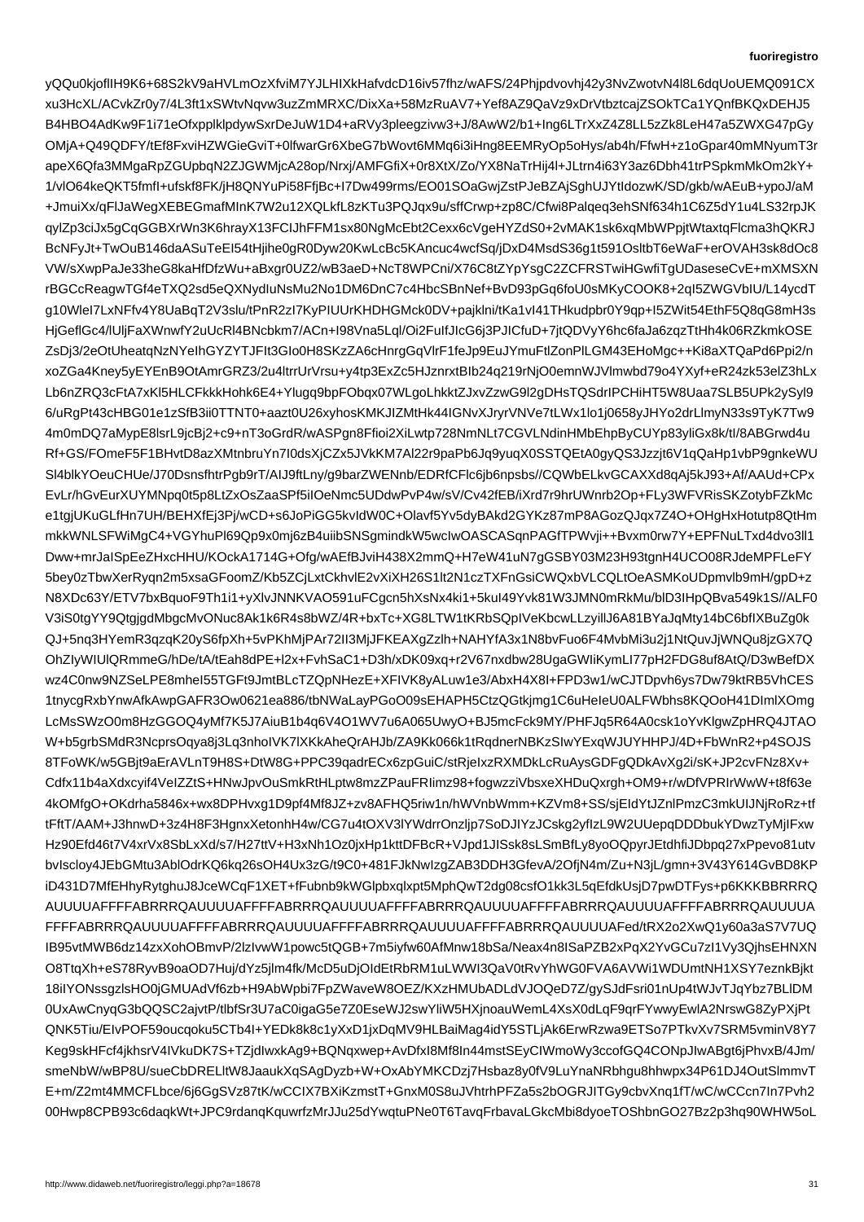yQQu0kjoflIH9K6+68S2kV9aHVLmOzXfviM7YJLHIXkHafvdcD16iv57fhz/wAFS/24Phjpdvovhj42y3NvZwotvN4l8L6dqUoUEMQ091CX
xu3HcXL/ACvkZr0y7/4L3ft1xSWtvNqvw3uzZmMRXC/DixXa+58MzRuAV7+Yef8AZ9QaVz9xDrVtbztcajZSOkTCa1YQnfBKQxDEHJ5
B4HBO4AdKw9F1i71eOfxpplklpdywSxrDeJuW1D4+aRVy3pleegzivw3+J/8AwW2/b1+Ing6LTrXxZ4Z8LL5zZk8LeH47a5ZWXG47pGy
OMjA+Q49QDFY/tEf8FxviHZWGieGviT+0lfwarGr6XbeG7bWovt6MMq6i3iHng8EEMRyOp5oHys/ab4h/FfwH+z1oGpar40mMNyumT3r
apeX6Qfa3MMgaRpZGUpbqNZJGWMjcA28op/Nrxj/AMFGfiX+0r8XtX/Zo/Zo/YX8NTrHij4l+JLtrn4i63Y3az6Dbh41t7rPSpkmMkOm2kY+
1/vlO64keQKT5fmfI+ufskf8FK/jH8QNYuPi58FfjBc+l7Dw499ms/EO01SOaGwjZstPJeBZAjSghUJYtIdozwK/SD/gkb/wAEuB+ypoJ/aM
+JmuiXx/qFlJaWegXEBEGmafMInK7W2u12XQLkfL8zKTu3PQJqx9u/sffCrwp+zp8C/cwi8Palqeq3ehSNf634h6C6Z5dY1u4LS32rpJK
qylZp3ciJx5gCqGGBXrWn3K6hrayX13FCIJhFFM1sx80NgMcEbt2Cexx6cVgeHYZdS0+2vMAK1sk6xqMbWPpjtWtaxtqFlcma3hQKRJ
BcNFyJt+TwOuB146daASuTeEI54tHjihe0gR0Dyw20KwLcBc5KAncuc4wcfSq/jDxD4MsdS36g1t591OsltbT6eWaF+erOVAH3sk8dOc8
VW/sXwpPaJe33heG8kaHfDfzWu+aBxgr0UZ2/wB3aeD+NcT8WPCni/X76C8tZYPpYsgC2ZCFRSTwiHGwfiTgUDaseseCvE+mXMSXN
rBGCcReagwTGf4eTXQ2sd5eQXNydIuNsMu2No1DM6DnC7c4HbcSBnNef+BvD93pGq6foU0sMKyCOOK8+2qI5ZWGVbIU/L14ycdT
g10WleI7LxNFfv4Y8UaBqT2V3slu/tPnR2zI7KyPIUUrKHDHGMck0DV+pajklni/tKa1vI41THkudpbr0Y9qp+I5ZWit54EthF5Q8qG8mH3s
HjGeflGc4/lUljFaXWnwfY2uUcRl4BNcbkm7/ACn+I98Vna5Lql/Oi2FuIfJIcG6j3PJICfuD+7jtQDVyY6hc6faJa6zqTtHh4k06RZkmkOSE
ZsDj3/2eOtUheatqNzNYeIhGYZYTJFIt3GIo0H8SKzZA6cHnrgGqVlrF1feJp9EuJYmuFtlZonPlLGM43EHoMgc++Ki8aXTQPad6Ppi2/n
xoZGa4Kney5yEYEnB9OtAmrGRZ3/2u4tlkJxxvVrsu+y4tp3ExZc5HJznxtBIb04q219rNjO0emnWJVlmwbd79o4YXyf+eR24zk52elZ3hLx
Lb6nZRQ3cFtA7xKI5HLFkkkkHohk6E4+Ylugq9ZJxvZzwG9l2gDHsTQSdrIPCHiHT5W8Uaa7SLB5UPk5yl9
6/uRgPt43cHBG01e1zSfB3ii0TTNT0+aazt0U26xyhosKMKJIZMtHk44IGNvXJryrVNVe7tLWx1lo1j0658y/N33s9TyK7Tw9
4m0mDQ7aMypE8lsrL9jcBj2+c9+nT3oGrdR/wASPgn8Ffioi2XiLwtp728NmNLt7CGVLNdinHMbEhpByCUYp83yliGx8k/tI/8ABGrwd4u
Rf+GS/FOmeF5F1BHvtD8azXMtnbruYn7I0dsXjCZx5JVkKKM7Al22r9PaPb6Jq9yuqX0SSTQEtA0gyQS3Jzzjt6V1qQaHp1vbP9gnkeWU
Sl4blkYOeuCHUe/J70DsnsfhtrPgb9rT/AIJ9ftLny/gy9bazWENnb/EDRfCFlc6jb6npsbs//AAUd+Af/AAUd+CPx
EvLr/hGvEurXUYMNpq0t5p8LtZxOsZaaSPf5iIOeNmc5UDdwPvPP4w/sV/Cv42fEB/iXrd7rr9hrUWnbr0Op+FLy3WFVRisSKZotybFZkMc
e1tgjUKuGLfHn7UH/BEHXFEj3Pj/wCD+s6JoPiGG5kvIdW0C+Olavf5Vy5vdyBAkd2GYKz87mP8AGozQJqx7Z4O+OHgHxHotutp8QtHm
mkkWNLSFWiMgC4+VGYhuPl69Qp9x0mj6zB4uibSNSgmindkW5wclwoOASCASqnPAGfTPWvji++Bvm0rw7Y+EPFNuLTxd4dvo3ll1
Dww+mrJaISpEeZHxcHHU/KOckA1714G+Ofg/wAEfBJviH438X2mmQ+H7eW41uN7ZGb6Qjhg+x7k7eC7Mpo+Jr
5bey0zTbwXerRyqn2m5xsaGFoomZ/Kb5ZCjLtCkhvlE2vXiXH26S1lt2N1czTXFnGsiCWQDnpvmlb9mH/gpD+z
N8XDc63Y/ETV7bxBquoF9Th1i1+yXlvJNNKVAO591uFCgcn5hXsNx4ki1+5kuI49Yvk81+1JNKVKAR0IdAN7JKsjOHpcz
N8XDc63Y/ETV7bxBquoF9Th1i1+yXlvJNNKVAO591uFCgcn5hXsNx4ki1+5kuI49Yvk81+1JNKVKAR0IdAN7JKsjOHpcz
V3iS0tgYY9QtgjgdMbgcMvONuc8Ak1k6R4s8bWZ/4R+bxTc+XG8LTW1tKRbSQpIVeKbcwLLzyillJ6A81BYaJqMty14bC6bfIXBuZg0k
QJ+5nq3HYemR3qzqK20yS6fpXh+5vPKhMjPAr72lI3MjJFKEAXgZzlh+NAHYfA3x1N8bvFuo6F4MvbMi3u2j1NtQuvJjWNQu8jzGX7Q
OhZIyWIUlQRmmeG/hDe/tA/tEah8dPE+I2x+FvhSaC1+D3h/xDK09xq+r2V67nxdbw28UgaGWIiKymLI77pH2FDG8uf8AtQ/D3wBefDX
wz4C0nw9NZSeLPE8mheI55TGFt9JmtBLcTZQpNHezE+XFIVK8yALuw1e3/AbxH4X8I+FPD3w1w/wCJTDpvh6ys7Dw79ktRB5VhCES
1tnycgRxbYnwAfkAwpGAFR3Ow0621ea886/tbNWaLayPGoO09SEHAPH5CtzQGtkjmg1C6uHeIeU0ALFWbhs8KQOoH41DlmlXOmg
LcMsSWzO0m8HzGGOQ4yMf7K5J7AiuB1b4q6V4O1WV7u6A065UwyO+BJ5mcFck9MY/PHFJq5R64A0csk1oYvKlgwZpHRQ4JTAO
W+b5grbSMdR3NcprsOqya8j3Lq3nhoIVK7lXKKheQrAHJb/ZA9K066k1tRqdnerNBKzSIwYExqWJUYHHPJ/4D+FbWnR2+p4SOJS
8TFoWK/w5GBjt9aErAVLnT9H8S+DtW8G+PPC39qadrECEcx6zpGuiC/stRjelxzRXMDkLcRuAysGDFgQDkAvXg2i/sK+JP2cvFNz8Xv+
Cdfx11b4aXdxcyif4VeIZZZts+HNwJpvOuShe85nYs98foWF1w9VT4rnQOxwWKW9FZFM4BhKfOogwwziVbsxeHXDuQxrgh+OM9+qw5ugWfOLrZ5/sK+w/nt/kW76uBQKpKMWZbBGy1EBdXvbJTXtXMbl2Bs1HU3gI+sHFP5CQN7Eal9vdfy7Ns82V5RqdXr
tFftT/AAM+J3hnwD+3z4H48NEGS9Ch8DXfQX3hZYXKG7TQaFvM+GbbYKpSQ2yZXF+PoAj6mpWZGW4xpfXBJ7rh2yEQtCjVMCr7lq9zbdiKUL
Hz90Efd46t7V4xrVx8SbLxXd/s7/H27ttV+H3xNh1Oz0jxHp1kttDFBcR+VJpd1JISsk8sLSmBfLy8yoOQpyrJEtdhfiJDbpq27xPpevo81utv
bvIscloy4JEbGMtu3AblOdrKQ6k2C6OsH4U+3xG7/t9C0+481FJkNwIzgZAB3DDH3GfevA/2OfjN4m/Zu+N3jL/gmn/3V43Y614GvBD8KP
iD431D7MfEHhyRytghuJ8JceWCqF1XET+fFubnb9kWGlpbxqlxpt5MphQwT2dg08csfO1kk3L5qEfdkUsjD2pwDTFys+p6KKKBBBRRRQ
AUUUUAFFFFABRRRQAUUUUAFFFFABRRRQAUUUUAFFFFABRRRQAUUUUAFFFFABRRRQAUUUUAFFFFABRRRQAUUUUAFFFFABRRRQAUUUUA
FFFFABRRRQAUUUUAFFFFABRRRQAUUUUAFFFFABRRRQAUUUUAFFFFABRRRQAUUUUAFed/tRX2o2XwQ1y60a3aS7V7UQ
IB95vtMWB6dz14zxXohOBmvP/2lzlvwW1powc5tQGB+7m5iyfw60AfMnw18bSa/Neax4n8lSaPZB2xPqX2YvGCu7zI1Vy3QjhsEHNXN
O8TtqXh+eS78RyvB9oaOD7Huj/dYz5jlm4fk/McD5uDjOIdEtRbRM1uLWWI3QaV0tRvYhWG0FVA6AVWi1WDUmtNH1XSY7eznkBjkt
18iIYONssgzlsHO0jGMUAdVf6zb+H9AbWpbi7FpZWaveW8OEZ/KXzHMUbADLdVJOQeD7Z/gySJdFsri01nUp4t8JWJvJqYbz7BLlDM
0UxAwCnyqGb3bQQSC2ajvtP/tlbfSr3U7aC0igaG5e7Z0EseWJ2swYliW5HXjnoauWemL4XsX0dLqF9qrFYwwyEwlA2NrswG8ZyPXjPt
QNK5Tiu/EIvPOF59oucqoku5CTb4I+YEDk8k8c1yXxD1jxDqMV9HLBaiMag4idY5STLjAk6ErwRzwa9ETSo7PTkvXv7SRM5vminV8Y7
Keg9skHFcf4jkhsrV4IVkuDK7S+TZjdIwxkAg9+BQNqxwep+AvDfxI8Mf8In44mstSEyCIWmoWy3ccofGQ4CONpJIwABgt6jPhvxB/4Jm/
smeNbW/wBP8U/sueCbDRELltW8JaaukXqSAgDyzb+W+OxAbYMKCDzj7Hsbaz8y0fV9LuYnaNaNRbhgu8hhwpx34P61DJ4OutSlmmvT
E+m/Z2mt4MMCFLbce/6j6GgSVz87tK/wCCIX7BXiKzmstT+GnxM0S8uJVhtrhPFZa5s2bOGRJITGy9cbvXnq1fT/wC/wCCCn7In7Pvh2
00Hwp8CPB93c6daqKWt+JPC9rdanqKquwuPNe0T6T6TavavLGkcMbi8dyoeTOShbnGO27Bz2p3hq90WHW5oL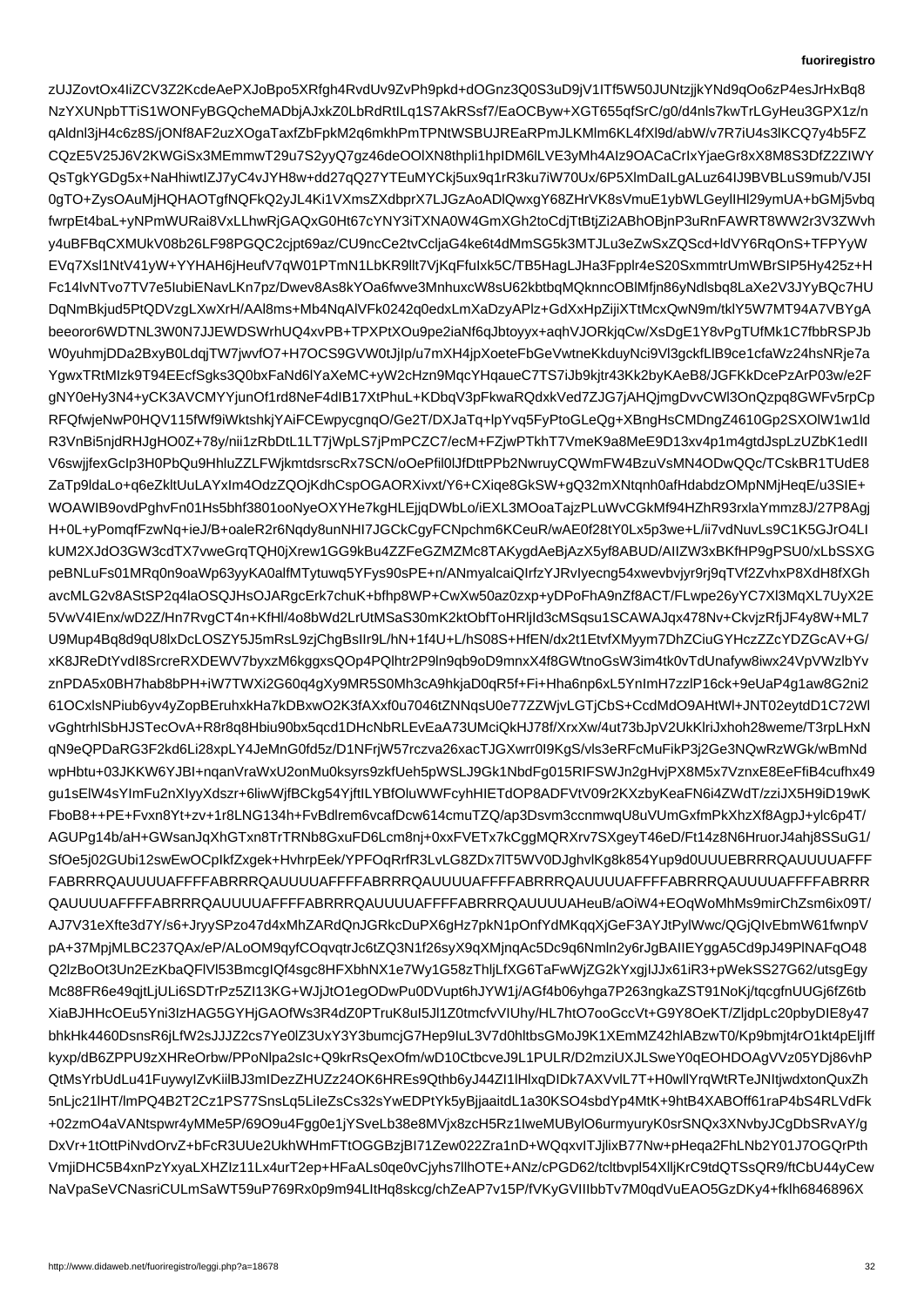zUJZovtOx4IiZCV3Z2KcdeAePXJoBpo5XRfgh4RvdUv9ZvPh9pkd+dOGnz3Q0S3uD9jV1ITf5W50JUNtzjjkYNd9qOo6zP4esJrHxBq8
NzYXUNpbTTiS1WONFyBGQcheMADbjAJxkZ0LbRdRtILq1S7AkRSsf7/EaOCByw+XGT655qfSrC/g0/d4nls7kwTrLGyHeu3GPX1z/n
qAldnl3jH4c6z8S/jONf8AF2uzXOgaTaxfZbFpkM2q6mkhPmTPNtWSBUJREaRPmJLKMlm6KL4fXl9d/abW/v7R7iU4s3lKCQ7y4b5FZ
CQzE5V25J6V2KWGiSx3MEmmwT29u7S2yyQ7gz46deOOlXN8thpli1hpIDM6lLVE3yMh4AIz9OACaCrIxYjaeGr8xX8M8S3DfZ2IWY
QsTgkYGDg5x+NaHhiwtIZJ7yC4vJYH8w+dd27qQ27YTEuMYCkj5ux9q1rR3ku7iW70Ux/6P5XlmDaILgALuz64IJ9BVBLuS9mub/VJ5I
0gTO+ZysOAuMjHQHAOTgfNQFkQ2yJL4Ki1VXmsZXdbprX7LJGzAoADlQwxgY68ZHrVK8sVmuE1ybWLGeyIIHl29ymUA+bGMj5vbq
fwrpEt4baL+yNPmWURai8VxLLhwRjGAQxG0Ht67cYNY3iTXNA0W4GmXGh2toCdjTtBtjZi2ABhOBjnP3uRnFAWRT8WW2r3V3ZWvh
y4uBFBqCXMUkV08b26LF98PGQC2cjpt69az/CU9ncCe2tvCcljaG4ke6t4dMmSG5k3MTJLu3eZwSxZQScd+ldVY6RqOnS+TFPYyW
EVq7Xsl1NtV41yW+YYHAH6jHeufV7qW01PTmN1LbKR9llt7VjKqFfuIxk5C/TB5HagLJHa3Fpplr4eS20SxmmtrUmWBrSIP5Hy425z+H
Fc14lvNTvo7TV7e5IubiENavLKn7pz/Dwev8As8kYOa6fwve3MnhuxcW8sU62kbtbqMQknncOBlMfjn86yNdlsbq8LaXe2V3JYyBQc7HU
DqNmBkjud5PtQDVzgLXwXrH/AAl8ms+Mb4NqAlVFk0242q0edxLmXaDzyAPlz+GdXxHpZijiXTtMcxQwN9m/tklY5W7MT94A7VBYgA
beeoror6WDTNL3W0N7JJEWDSWrhUQ4xvPB+TPXPtXOu9pe2iaNf6qJbtoyyx+aqhVJORkjqCw/XsDgE1Y8vPgTUfMk1C7fbbRSPJb
W0yuhmjDDa2BxyB0LdqjTW7jwvfO7+H7OCS9GVW0tJjIp/u7mXH4jpXoeteFbGeVwtneKkduyNci9Vl3gckfLlB9ce1cfaWz24hsNRje7a
YgwxTRtMIzk9T94EEcfSgks3Q0bxFaNd6lYaXeMC+yW2cHzn9MqcYHqaueC7TS7iJb9kjtr43Kk2byKAeB8/JGFKkDcePzArP03w/e2F
gNY0eHy3N4+yCK3AVCMYYjunOf1rd8NeF4dIB17XtPhuL+KDbqV3pFkwaRQdxkVed7ZJG7jAHQjmgDvvCWl3OnQzpq8GWFv5rpCp
RFQfwjeNwP0HQV115fWf9WktshkjYAiFCEwpycgnqO/Ge2T/DXJaTq+lpYvq5FyPtoGLeQg+XBngHsCMDngZ4610Gp2SXOlW1w1ld
R3VnBi5njdRHJgHO0Z+78y/nii1zRbDtL1LT7jWpLS7jPmPCZC7/ecM+FZjwPTkhT7VmeK9a8MeE9D13xv4p1m4gtdJspLzUZbK1edlI
V6swjjfexGcIp3H0PbQu9HhluZZLFWjkmtdsrscRx7SCN/oOePfil0lJfDttPPb2NwruyCQWmFW4BzuVsMN4ODwQQc/TCskBR1TUdE8
ZaTp9ldaLo+q6eZkltUuLAYxIm4OdzZQOjKdhCspOGAORXivxt/Y6+CXiqe8GkSW+gQ32mXNtqnh0afHdabdzOMpNMjHeqE/u3SIE+
WOAWIB9ovdPghvFn01/3801ooNyeOXYHe7kgHLEjjqDWbLo/iEXL3MOaTajzPLuWvCGkMf94HZhR93rxlaYmmz8J/27P8Agj
H+0L+yPomqfFzwNq+ieJ/B+oaleR2r6Nqdy8unNHI7JGCkCgyFCNpchme6KCeuR/wAE0f28tY0Lx5p3we+L/ii7vdNuvLs9C1K5GJrO4LI
kUM2XJdO3GW3cdTX7vweGrqTQH0jXrew1GG6Kb4ZZFeGZMZMc8TAKygdAeBjAzX5yf8ABUD/AIIZW3xBKfHP9gPSU0/xLbSSSXG
peBNLuFs01MRq0n9oaWp63yyKA0alfMTytuwq5YFys90sPE+n/ANmyalcaiQIrfzYJRvIyecng54xwevbvjyr9rj9qTVf2ZvhxP8XdH8fXGh
avcMLG2v8AStSP2q4laOSQJHsOJARgcErk7chuK+bfhp8WP+CwXw50az0zxp+yDPoFhA9nZf8ACT/FLwpe26yYC7Xl3MqXL7UyX2E
5VwV4lEnx/wD2Z/Hn7RvgCT4Kv+KfHl/4o8bWd2LrUtMSaS30mK2ktObfToHRljId3cNSqsu1SCAWAJqx478Nv+CkvjzRfjJF4y8W/ML7
U9Mup4Bq8d9qU8lxDcLOSZY5J5mRsL9zjChgBsIlr9/hN+1f4U+L/hS08S+HfEN/dx2t1EtvfXMyym7DhZCiuGYHczZZcYDZGAcV+G/
xK8JReDtYvdI8SrcreRXDEWV7byzMkggsQOp4PQlhtr2P9ln9qb9oD9mnxX4Xf8GWtnoGsW3im4tk0vTdUnafy8W9wiw2x24VpVWzlbYv
znPDA5x0BH7hab8bPH+iW7WXi2G60q4gXy9MR5S0Mh3cA9hkjaD0qR5f+Fi+Hha6np6kL5YnImH7zzlP16ck+9eUaP4g1aw8G2ni2
61OCxlsNPiub6yv4yZopBEruhxkHa7kDBxwO2K3fAXxf0u7046tZNNqsU0e77ZZWjvLGTjCbS+CcdMdO9AHtWl+JNT02eytdC72Wl
vGghtrhlSbHJSTecOvA+R8r8q8Hbiu90bx5qcd1DHcNbRLEvEaA73UMciQkQKHJ78f/XrxXw/4ut73bJpV2UkklriJxhoh28weme/T3rpLHxN
qN9eQPDaRG3F2kd6Li28xpLY4JeMnG0fd52zL/D1NFrjW57rczva26xacTGJ10TJGcCJcKGsWj9wfy
wpHbtu+03JKKW6YJBl+nqanVraWxU2onMu0ksyrs9zkfUeh5pWSLJ9NbdFg015RIFSWJn2gHvjPX8M5x7VznxE8EeFfiB4cufhx49
gu1sElW4sYImFu2nXIyyXdszr+6liwWjfBCkg54YjftILYBfOluWWFcyhHIETdOP8ADFVtV09r2KXzbyKeaFN6i4ZWdT/zziJX5H9iD19wK
FboB8++PE+Fvxn8Yt+zv+1r8LNG134H+FvBdlrem6/vcafDcw614cmuTZQ/ap3Dsvm3ccnnmwqU8uVUmGxmfxKhXhzXf8AgpJ4+ylc6p4T/
AGUPPg14b/aH+GWsanJqXhGTxn8TrTRNb8GRxuFD4Lcm8nj+0xxFVETxs7kCggMQRXrv7SXgeyT46eD/Ft14z8N6HruorJ4ahj8SSuG1/
SfOe5p0/2GUbi12swEwOCPplkZxgek/YPFOqRrfR8LvG8ZDx7IT5WV0DJghvlKg8k8S9Yup9d0UUUEBRRRQAUUUUAFFF
FABRRRQAUUUUAFFFFABRRRQAUUUUAFFFFABRRRQAUUUUAFFFFABRRRQAUUUUAFFFFABRRR
QAUUUUAFFFFABRRRQAUUUUAFFFFABRRRQAUUUUAFFFFABRRRQAUUUUAHeuB/aOiW4+EOqWoMhMs9mirChZsm6ix09T/
AJ7V31eXfte3d7Y/s6+JryySPZo47d4xMhZARdQnJGRkcDuPX6gHz7pkN1pOnfYdMKqxjGeF3AYJtPylWwc/QGjQIvEbmW61fwnpV
pA+37MpjMLBC237QAx/eP/ALOOM9qyfCOqvqtrJc6tZQ3N1f26syX9qMXMjnqAc5Dc9q96Nmln2y6rJgBAIIEYggA5Cd9pJ49PlNAFqO48
Q2lzBoOt3Un2EzKbaQFlVl53BmcgIQf4sgc8HFXbhNX1e7Wy1G58z1TAJTjlJJx61iR3+PwekSS27G62/utsEgy
Mc88FR6e49qjtLjULi6SDTrPzZ7I13KG+WJjJtO1egODDwPu0DVupt6hJYW71j/AGf4b06yhga7P263ngkaZST91NoKj/tqcgfnUUGj6fZ6tb
XiaBJHHcOEu5Yni3IzHAG5GYHjGAOfWs3R4dZ0PTruK8kI5l/HL7htO7ooGccVt+G9Y8OeKT/ZljdpLc20byy4
bhkHk4460DsnsR6jLfW2sJJJZ2cs7Ye0lZ3UxY3Y3Y3bumcjG7Hep9IuL3D7d0hltbsGMoJ9K1XEmMZ42hlAB2wT0/Kp9mbmjt41Ck4tp49/nGjE9MVVz05YDj86hvP
QtMsYrbUdLu41FuywyIZvKiiIBJ3mIDezZHUZzZ24OK6OKzOK6OtoKeRS1y8Qthb6yJ44Zl1lHlxqDIDk7AXVVvlL7T+H0wllYrqWtRTeJNItjuxtonQuxZh
5nLjc21lHT/lmPQ4B2T2Cz1PS77SnsLq5LiLeZsCs32zsYwEDPtYk5yBjjaaitdL1a30KSO4sbdYp4MtK4+9htB6XABOff61raP4bS4RLVdFk
+02zmO4aVANtspwr4yMMe5P/69O9u4Fgg0e1jYSveLb38e8MVjx8zcH5Rz1IweMUBylO8urmyuryK0srSNQx3XNvbyJCgDbDbSRvAY/
DxVr+1tOttPiNvdOrvZ+bFcR3UUe2UkhWHMmFTtOGGBzjBI71Zew022Zra1nD+WQqxvITJjlixB77Nw+pHeqa2FhLNb2Y01J7OQRPth
VmjiDHC5B4xnPzYxaLXHZIz11Lx4urT2ep+HFaALs0qe0vCjyhs7OTE+ANz/cPGD62/tcltvcbvpl54XllKrKrC9tdQTSQR9/fCtCbU44yCew
NaVpaSeVCNasriCULmSaWT59uP769Rx0p9m94LItHq8skcg/chZeAP7v15P/fVKyGVIIIbbTv7M0qdVuEAO5GzDKy4+fkhh6846896X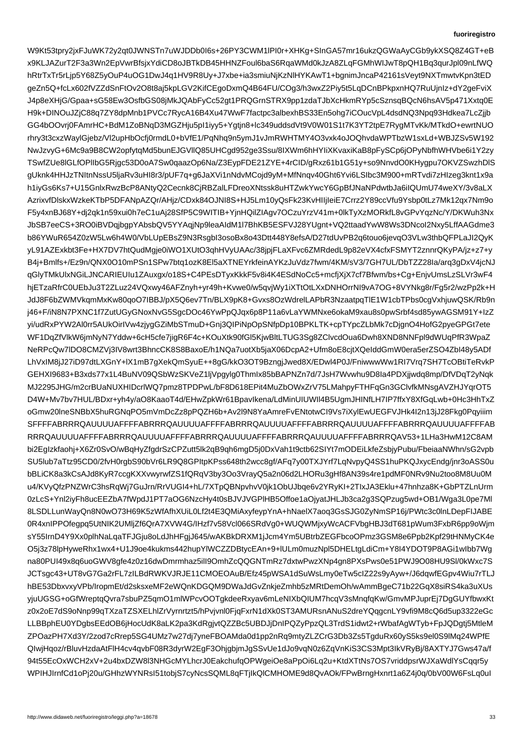W9Kt53tpry2jxFJuWK72y2qt0JWNSTn7uWJDDb0I6s+26PY3CWM1lPI0r+XHKg+SInGA57mr16ukzQGWaAyCGb9ykXSQ8Z4GT+eB
x9KLJAZurT2F3a3Wn2EpVwrBfsjxYdiCD8oJBTkDB45HHNZFoul6baS6RqaWMd0kJzA8ZLqFGMhWIJwT8pQH1Bq3qurJpl09nLfWQ
hRtrTxTr5rLjp5Y68Z5yOuP4uOG1DwJ4q1HV9R8Uy+J7xbe+ia3smiuNjKzNlHYKAwT1+bgnimJncaP42161Veyt9NXTmwtvKpn3tED
geZn5Q+fcLx602fVZZdSnFtOv2O8t8aj5kpLGV2KifCEgoDxmQ4B64FU/COg3/h3wxZ2Piy5t5LqDCnBPkpxnHQ7RuUjnIz+dY2geFviX
J4p8eXHjG/Gpaa+sG58Ew3OsfbGS08jMkJQAbFyCc52gt1PRQGrnSTRX9pp1zdaTJbXcHkmRYp5cSznsqBQcN6hsAV5p471Xxtq0E
H9k+DlNOuJZjC88q7ZY8dpMnb1PVCc7RycA16B4Xu47WwF7factpc3albexhBS33En5ohg7iCOucVpL4dsdNQ3Npq93Hdkea7LcZjjb
GG4bOOvrj0FAmrHC+BdM1ZoBNqD3MGZHju5pl1iyy5+Ygtjn8+lc349uddsdVt9V0W01S1t7K3YT2tpE7RygMTvKk/MTkdO+ewrtNUO
rhry3t3cxzWaylGjebz/Vl2upHbOcfj0rmdL0+bVfE1/PqNhq9n5ymJ1vJmRWHTMY4O3vxk4oJOQhvdaWPTbzW1sxLd+WBJZSv5W192
NwJzvyG+6Mc9a9B8CW2opfytqMd5bunEJGVllQ85UHCgd952ge3Ssu/8IXWm6hHYIiXKvaxiKaB8pFySCp6jOPyNbfhWHVbe6i1Y2zy
TSwfZUe8lGLfOPllbG5Rjgc53D0oA7Sw0qaazOp6Na/Z3EypFDE21ZYE+4rCID/gRxz61b1G51y+so9NnvdO0KHygpu7OKVZSwzhDlS
gUknk4HHJzTNItnNssU5ljaRv3uHI8r3/pUF7q+g6JaXVi1nNdvMCojd9yM+MfNnqv40Ght6Yvi6LSIbc3M900+mRTvdi7zHIzeg3knt1x9a
h1iyGs6Ks7+U15GnlxRwzBcP8ANtyQ2Cecnk8CjRBZalLFDreoXNtssk8uHTZwkYwcY6GpBfJNaNPdwtbJa6iIQUmU74weXY/3v8aLX
AzrixvfDlskxWzkeKTbP5DFANpAZQr/AHjz/CDxk84OJNI8S+HJ5Lm10yQsFk23KvHIljIeiE7Crrz2Y89ccVfu9Ysbp0tLz7Mk12qx7Nm9o
F5y4xnBJ68Y+dj2qk1n59xui0h7eC1uAj28SfP5C9WITIB+YjnHQilZIAgv7OCzuYrzV41m+0lkTyXzMORkfL8vGPvYqzNc/Y/DKWuh3Nx
JbSB7eeCS+3RO0iBVDqjbgpYAbsbQV5YYAqjNp9leaAIdM1l7BhKB5ESFVJ28YUgnt+VQ2ttaadYwW8Ws3DNcol2Nxy5LffAAGdme3
b86YWuR654Z0zW5Lw6h4W0/VbLUpEBsZ9N3RsgbI3osoBx8o43Dtt448Y8efsA/D27tdUvPB2q6touo6jevqO3VLw3thbQFPLaJI2QyK
yL91AZExkbt3Fe+HX7DV7htQudMgje0iWO1XUtO3qhHVyUAAc/38jpjFLaXFvc6ZMRdedL9p82eVX4cfxFSMYT2znnrQKyPA/jz+z7+y
B4j+Bmlfs+/Ez9n/QNX0O10mPSn1SPw7btq1ozK8El5aXTNEYrkfeinAYKzJuVdz7fwm/4KM/sV3/7GH7UL/DbTZZ28Ia/arq3gDxV4jcNJ
qGlyTMkUlxNGiLJNCARIEUIu1ZAuxgx/o18S+C4PEsDTyxKkkF5v8i4K4ESdNoCc5+mcfjXjX7cf7Bfwm/bs+Cg+EnjvUmsLzSLVr3wF4
hjETzaRfrC0UEbJu3T2ZLuz24VQxwy46AFZnyh+yr49h+Kvwe0/w5qvjWy1iXTtOtLXxDNHOrrNI9vA7OG+8VYNkg8r/Fg5r2/wzPp2k+H
JdJ8F6bZWMVkqmMxKw80qoO7IBBJ/pX5Q6ev7Tn/BLX9pK8+Gvxs8OzWdrelLAPbR3NzaatpqTlE1W1cbTPbs0cgVxhjuwQSK/Rb9n
j46+F/iN8N7PXNC1f7ZutUGyGNoxNvG5SgcDOc46YwPpQJqx6p8P11a6vLaYWMNxe6okaM9xau8s0pwSrbf4sd85ywAGSM91Y+IzZ
yi/udRxPYW2Al0rr5AUkOirlVw4zjygGZiMbSTmuD+Gnj3QIPiNpOpSNfpDp10BPKLTK+cpTYpcZLbMk7cDjgnO4HofG2pyeGPGt7ete
WF1DqZfVlkW6jmNyN7Yddw+6cH5cfe7jigR6F4c+KOuXtk90fGl5KjwBltLTUG3Sg8ZClvcdOua6Dwh8XND8NNFpl9dWUqPfR3WpaZ
NeRPcQw7lDO8CMZVj3IV8wrt3BhncCK8S8BaxoE/h1NQa7uotXb5jaX06DcpA2+Ufm8oE8cjtXQeIddGmW0era5erZSO4ZbI48y5ADf
LhVxIM8jJ27iD97dtLXGnY+lX1mB7gXekQmSyuE++8gG/kkO3OT9BzngJwed8X/EDwl4P0J/FniwwwWw1Rl7Vrq7SH7TcOBtiTeRvkP
GEHXI9683+B3xds77x1L4BuNV09QSbWzSKVeZ1ljVpgylg0ThmIx85bBAPNZn7d/7JsH7Wvwhu9D8Ia4PDXjjwdq8mp/DfVDqT2yNqk
MJ2295JHG/m2crBUaNUXHIDcrlWQ7pmz8TPDPwL/bF8D618EPit4MuZbOWxZrV75LMahpyFTHFqGn3CIvfkMNsgAVZHJYqrOT5
D4W+Mv7bv7HUL/BDxr+yh4y/aO8KaaoT4d/EHwZpkWr61BpavIkena/LdMinUIUWIl4B5UgmJHINfLH7IP7ffxY8XfGqLwb+0Hc3HhTxZ
oGmw20lneSNBbX5huRGNqPO5mVmDcZz8pPQZH6b+Av2l9N8YaAmreFvENtotwCI9Vs7iXylEwUEGFVJHk4I2n13jJ28Fkg0Pqyiiim
SFFFFABRRRQAUUUUAFFFFABRRRQAUUUUAFFFFABRRRQAUUUUAFFFFABRRRQAUUUUAFFFFABRRRQAUUUUAFFFFABRRRQAUUUUAFFFFAB
RRRQAUUUUAFFFFABRRRQAUUUUAFFFFABRRRQAUUUUAFFFFABRRRQAUUUUAFFFFABRRRQAV53+1LHa3HwM12C8AM
bi2EgIzkfaohj+X6Zr0SvO/wBqHyZfgdrSzCPZutt5lk2qB9qh6mgD5j0DxVah1t9ctb62SIYt7mODEiLkfeZsbjyPubu/FbeiaaNWhn/sG2vpb
SU5lub7aTtz95CD0/2fvH0trgbS90bVr6LR9Q8GPItpKPss648th2wcc8gf/AFq7y00TXJYrf7LqNvpyQ4SS1huPKQJxycEndg/jnr3oASS0u
bBLiCK8a3kCsAJd8KyR7ccgKXXvwyrwfZS1fQRqV3by3Oo3VrayQ5a2n06d2LHORu3gHf8AN39e4re1pdMF0NRv9Nu2too8M8Uu0M
u4/KVyQfzPNZWrC3hsRqWj7GuJrn/RrVUGI4+hL/7XTpQBNpvhvV0jk1ObUJbqe6v2YRyKI+2TIxJA3EklU+4?hnhza8K+GbPTZiLnUrm
0zLcS+Ynl2iyFh8ucEEZbA7WfdJ1PT7aOG6NzcHy4t0sBJVJVGPlHB5Offoe1aOjyatJHLJb3ca2g3SQPzug5wd+OB1/Wga3L0pe7Ml
8LSDLLunWayQn8N0wO73H69K5WfAfhXUiL0Lf2t4E3QMiAxyfeypYnA+hNaelX7aoq3GsSJG0ZyNmSMP16j/PWtc3c0lnLDepFIJABE
0R4xnlPPOfegpq5UtNIK2UMljZf6QrA7XVW4W6IHzf7v58Vcl066SRdVg0+WUQWMjxyWcACFVbgHBJ3dT681pWum3FxbR6pp9oWjm
sY55IrnD4Y9X0plhNaLqaTFJGju8oLdJhHFgjJ645/wAKBkDRXM1jJcm4Ym5UBtrbZEGFbcoOPmz2GSM8e6Pb2Kpf29tHNMyCK4e
O5j3z78lpHyweRhx1wx4+U1J9oe4kukms442hupYWCZZDBtycEAn+9+IUm0muzNpl5DHELtgLdiCm7Y8I9YDOT9P9P2AGi1wIbb7Wg
na80PUI49x8q6uoGWV8gfe4z0z16dwDmrmhaz5ilI9OmhZcQQGNTmRz7dxtwPwzXNp4gn8PXsPws0e51PWJ9O08HU9Sl/0kWxc7S
JCTsgc43+UT8vG7Ga2rFL7zILBdRWKVJRJE11CMOEOAuB/Efz45pWSA1dSuWsLmy0eTw5cIZ22s9yAyw+/J6dqwfEGpv4Wiu7rTLJ
hBE53DbxvxyVPb/IropmEt/d2sksxeMF2eWQnKDGQM9DWaJdGvZnkjeZmhb5zMRtDemOh/wAmmBgeC71b22GqX8siRS4ka3uXUs
yjuUGSG+oGfWreptqQvra7sbuPZ5qmO1mlWPcvOOTgkdeeRxyav6mLeNlXbqIUM7hcqV3sMnqfkQw3vfi9M8cQ6d5up3322eGc
z0x2oE7dS9oNnp99qAnnZTZSXELhlZrVyrnrtzt5/hPvjvnl0tFjqFxrN1dXk0tST3AMURsnANuS2dreYQqgcnLY9vfi9M8cQ6d5up3322eGc
LLBBphEU0YDgbsEEdOB6jHocUdK8aLK2pa3KdRgjvtQZZBc5UBDJDnIPQZyPpzQL3TrdS1idwt2+rWbafAgWTyb+FpJQDgtj5MtleM
ZPOazPH7Xd3Y/2zod7cRrep5SG4UMz7w27dj7yneFBOAMda0d1pp2nRq9mtyZLZCrG3Db3Zs5TgduRx60yS5ks9el0S9lMq24WPfE
QIwjHqoz/rBluvHzdaAtFlH4cv4qvbF08R3dyrW2EgF3OhjgbjmJgSSvUe1dJo9vqN0z6ZqVnKiS3SCS3Mpt3kIkVRyBj/8AXTYJ7Gws47a/f
94t55EcOxWCH2xV+2u4bxDZW8l3NHGcMYLhcrJ0EakchufqOPWgeiOe8aPpOi6Lq2u+KtdXTtNs7OS7vriddpsrWJXaWdlYsCqqr5y
WPIHJlrnfCd1oPj20u/GHhzWYNRsI51tobjS7cyNcsSQML8qFTjIkQlCMHOME9d8QvAOk/FPwBrngHxnrt1a6Z4j4q0q/0bV00W6FsLq0uI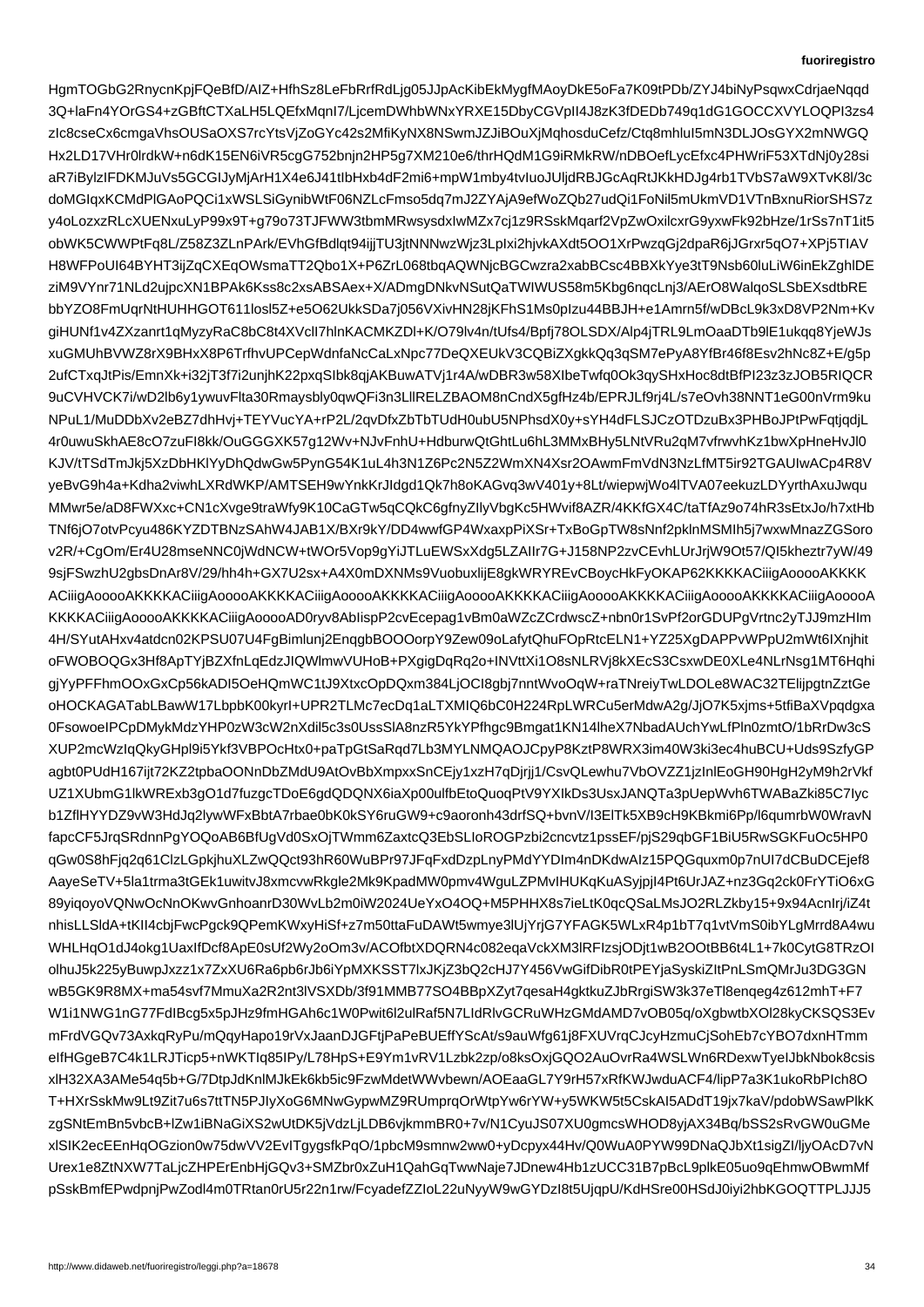HgmTOGbG2RnycnKpjFQeBfD/AIZ+HfhSz8LeFbRrfRdLjg05JJpAcKibEkMygfMAoyDkE5oFa7K09tPDb/ZYJ4biNyPsqwxCdrjaeNqqd
3Q+laFn4YOrGS4+zGBftCTXaLH5LQEfxMqnI7/LjcemDWhbWNxYRXE15DbyCGVpIl4J8zK3fDEDb749q1dG1GOCCXVYLOQPI3zs4
zIc8cseCx6cmgaVhsOUSaOXS7rcYtsVjZoGYc42s2MfiKyNX8NSwmJZJiBOuXjMqhosduCefz/Ctq8mhluI5mN3DLJOsGYX2mNWGQ
Hx2LD17VHr0lrdkW+n6dK15EN6iVR5cgG752bnjn2HP5g7XM210e6/thrHQdM1G9iRMkRW/nDBOefLycEfxc4PHWriF53TXTdNj0y28si
aR7iBylzIFDKMJuVs5GCGIJyMjArH1X4e6J41tIbHxb4dF2mi6+mpW1mby4tvIuoJUljdRBJGcAqRtJKkHDJg4rb1TVbS7aW9XTvK8l/3c
doMGIqxKCMdPlGAoPQCi1xWSLSiGynibWtF06NZLcFmso5dq7mJ2ZYAjA9efWoZQb27udQi7FoNil5mUkmVD1VTnBxnuRiorSHS7z
y4oLozxzRLcXUENxuLyP99x9T+g79o73TJFWW3tbmMRwsysdxIwMZx7cj1z9RSskMqarf2VpZwOxilcxrG9yxwFk92bHze/1rSs7nT1it5
obWK5CWWPtFq8L/Z58Z3ZLnPArk/EVhGfBdlqt94ijjTU3jtNNNwzWjz3LpIxi2hjvkAXdt5OO1XrPwzqGj2dpaR6jJGrxr5qO7+XPj5TIAV
H8WFPoUI64BYHT3ijZqCXEqOWsmaTT2Qbo1X+P6ZrL068tbqAQWNjcBGCwzra2xabBCsc4BBXkYye3tT9Nsb60luLiW6inEkZghlDE
ziM9VYnr71NLd2ujpcXN1BPAk6Kss8c2xsABSAex+X/ADmgDNkvNSutQaTWIWUS58m5Kbg6nqcLnj3/AErO8WalqoSLSbEXsdtbRE
bbYZO8FmUqrNtHUHHGOT611losl5Z+e5O62UkkSDa7j056VXivHN28jKFhS1Ms0pIzu44BBJH+e1Amrn5f/wDBcL9k3xD8VP2Nm+Kv
giHUNf1v4ZXzanrt1qMyzyRaC8bC8t4XVclI7hlnKACMKZDl+K/O79lv4n/tUfs4/Bpfj78OLSDX/Alp4jTRL9LmOaaDTb9lE1ukqq8YjeWJs
xuGMUhBVWZ8rX9BHxX8P6TrfhvUPCepWdnfaNcCaLxNpc77DeQXEUkV3CQBiZXGgkkQq3qSM7ePyA8YfBr46f8Esv2hNc8Z+E/g5p
2ufCTxqJtPis/EmnXk+i32jT3f7r3unjhK22pxqSlbk8qjAKBuwATVj1r4A4/wDBR3w58XIbeTwfq0Ok3qySHxHoc8dtBfPI23z3zJOB5RIQCR
9uCVHVCK7i/wD2lb6y1ywuvFlta30Rmaysbly0qwQFi3n3QLlRELZBAOM8nCndX5gfHz4b/EPRJLf9rj4L/s/e0vh38NNT1eG00nVrm9ku
NPuL1/Mu/DDbxv2eBZ7H/2qvDfxZbTbTUdH0ubU5NPhsdX0y+sYH4dFLSJCzOTDzuBx3PHBoJPtPwFqtjqdjL
4r0uwuSkhAE8cO7zuFI8kk/OuGGGXK57g12Wv+NJvFnhU+HdburwQtGhtLu6hL3MMxBHy5LNtVRu2qM7vfrwvhKz1bwXpHneHvJl0
KJV/tTSdTmJkj5XzDbHKlYyDhQdwGw5PynG54K1uL4h3N1Z6Pc2N5Z2WmXN4Xsr2OAwmFmVdN3NzLfMT5ir92TGAUIwACp4R8V
yeBvG9h4a+Kdha2viwhLXRdWKP/AMTSEH9wYnkKrJIdgd1Qk7h8oKAGvq3wV401y+8Lt/wiepwjWo4lTVA07eekuzLDYyrthAxuJwqu
MMwr5e/aD8FWXxc+CN1cXvge9traWfy9K10CaGTw5qCQkC6gfnyZIlyVbgKc5HWvif8AZR/4KKfGX4C/taTfAz9o74hR3sEtxJo/h7xtHb
TNf6jO7otvPcyu486KYZDTBNzSAhW4JAB1/BXr9kY/DD4wwfGP4WxaxpPiXSr+TxBoGpTW8sNnf2pkInMSMIh5j7wxwMnazZGSoro
v2R/+CgOm/Er4U28mseNNC0jWdNCW+tWOr5Vop9gYiJTLuEWSxXdg5LZAIr7G+J158NP2zvCEvhLUrJrjW9Ot57/QI5kheztrIB5VYx44
9sjFSwzhU2gbsDnAr8V/29/hh4h+GX7U2sx+A4X0mDXNMs9VuobuxliE8gkWRYREvCBoycHkFyOKAP62KKKKACiigAooooAKKKK
ACiigAooooAKKKKACiigAooooAKKKKACiigAooooAKKKKACiigAooooAKKKKACiigAooooAKKKKACiigAooooAKKKKACiigAooooA
KKKKACiigAooooAKKKKACiigAooooAD0ryv8AbIispP2cvEcepag1vBm0aWZcZCrdwscZ+nbn0r1SvPf2orGDUPgVrtnc2yTJJ9mzHIm
4H/SYutAHxv4atdcn02KPSU07U4FgGBimlunj2EnqgbBOOOorpY9Zew09oLafytQhuFOpRtcELN1SvPf2orGDUPgVrtnc2yTJJ9mzHIm
oFWOBOQGx3Hf8ApTYjBZXfnLqEdzJIQWlmwVUHoB+PXgigDqRq2o+INVttXi1O8sNLRVj8kXEcS3CsxwDE0XLe4NLrNsg1MT6Hqhi
gjYyPFFhmOOxGxCp56kADI5OeHQmWC1tJ9XtxcOpDQxm384LjOCI8gbj7nntWvoOqW+raTNreiyTwLDOLe8WAC32TElijpgtnZztGe
oHOCKAGATabLBawW17LbpbK00kyrI+UPR2TLMc7ecDq1aLTXMIQ6bC0H224RpLWRCu5erMdwA2g/JjO7K5xjms+5tfiBaXVpqdgxa
0FsowoeIPCpDMykMdzYHP0zW3cW2nXdil5c3s0UssSlA8nzR5YkYPfhgc9Bmgat1KN14lheX7NbadAUchYwLFPln0zmtO/1bRrDw3cS
XUP2mcWzIqQkyGHpl9i5Ykf3VBPOcHtx0+paTpGtSaRqd7Lb3MYLNMQAOJCpyP8KztP8WRX3im40W3ki3ec4huBCU+Uds9SzfyGP
agbt0PUdH167ijt72KZ2tpbaOONnDbZMdU9AtOvBbXmpxxSnCEjy1xzH7qDjrjj1/CsvQLewhu7VbOVZZ1jzInlEoGH90HgH2yM9h2rVkf
UZ1XUbmG1lkWRExb3gO1d7fuzgcTDoE6gdQDQNX6iaXp00ulfbEtoQuoqPtV9YXIkDs3UsxJANQTa3pUepWvh6TWABaZki85C7Iyc
b1ZflHYYDZ9vW3HdJq2lywWFxBbtA7rbae0bK0kSY6ruGW9+c9aoronh43drfSD3vnvV/I3ElTk5XB9SY6mzdWm0xfyrs0m7dW0WravN
fapcCF5JrqSRdnnPgYOQOAB6BfUgVd0SxOjTWmm8ZaxtcQ3EbSLIoROGPzbi2cnctz1pssEF/pjS29qbGFBiU5RwSGKFuOc5HP0
qGw0S8hFjq2q61ClzLGpkjphuXLGXkjzbPr97JFqFxdzpLnyPMdYIDm4nDKdwAIz15PQGquxm0p7nUI7dCBuDCEjef8
AayeSeTV+5la1trma3tGEk1uwivJ8mcvwRkgle2Mk9KpadMW0pmv4WguLZPMvIHUKqKuASyjpjl4Pt6RUrJAZ+nz3Gq2ck0FrYTiO6xG
89yiqoyoVQNwOcNnOKwvGnhoanrD30WvLb2m0iW2024UeYxO4OQ+M5PHHX8s7ieLtKK0qcQSaLMsJO2RLZkby15+9x94AcnIrj/iZ4t
nhisLLSldA+tKI4cbjFwcPgck9QPemKWxyHiSf+z7m50ttaFuDAWt5wmye3lUjYrjG7YFAGK5WLxR4p1bT7q1vtVmS0biYLGrrd8A4wu
WHLHqO1dJ4okg1UaxIfDcf8pEUsUf2Wy2oOm3v/ACOfbtXDQRN4c082eqaVckXM3lRFIzsjODJt1wB2OOtBB6t4L1+7k0CytGtG8TRzOI
olhuJ5k225yBuwpJxzz1x7ZxXU6Ra6pb6lb/Jb6iYpMXKXSST7lxJKjZ3bQ2cHJ7Y456VwGifDinR0tPEYjaSyskiZItPnLSmQMrJu3DG3GN
wB5GK9R8MX+ma54svf7MmuXa2R2nt3lVSXDb/3f91MMB77SO4BBpXZyt7qtesaH4gktkuZJbRrgiSW3k37eTl8enqeg4z612mhT+F7
W1i1NWG1nG77FdIBcg5sJHz9fmHGAh6c1W0Pwit6l2uIRaf5N7LIdRlvGCRuWHGmdAMD7vOB05q/xGbwtbXOI28kySCKSQS3Ev
mFrdVGQv73AxkqRyPu/mQQyHapo19rVxJaanDJGFtjPaPeBUEffYScAt/s9auWfg61j8FXURrqcJcyHzmuCjSohEb7cYBO7dxnHTmm
elfHGgeB7C4k1LRJTicp5+nWKTIq85IPy/L78HpS+E9Ym1uvRV1Lzbk2zp/o8ksOxjGQO2AuOvrRa4WSLWn6D8CiSY3zcBCjx+K6kLZcYN7dxnHTmm
xlH32eXS3AAMe54q5b+G/7DtpJdKnlMJkEk6b5ic9FzwMdetWWWbewn/AOEaaGL7Y9rH57xxRfKfX6upVuvRAoRWe3bOrwgVqxHJw
T+HXrSskMw9Lt9Zit7u6s7ttTN5PF3JIyXoG6MNwGypwMZ9RUmprqOrWtpYw6rYW+y5WKW5t5CskAI5ADdT19jx7kaV/pdobWSawPlkK
zgSNtEmBn5vbcB+lZw1iBNaGiXSS2wUtDK5jVdzLjLDB6vjkmmBR0+7v/N1CyuJS07U0gmcsWHOD8yjAX34Bq/bSS2RsRvGW0uGMe
xlSIK2ecEEnHqOGzion0w75dwVV+EvITgygsPkqPO/1pbcM9smnw2ww0+yDcpyx44Hv/Q0WuA0PYW99DNaQJbXt1sigZI/ljyOAcD7vN
Urex1e8ZtNXW7TaLjcZHPErEnbHjGQv3+SMZbr0xZuH1QahGqTwwNaje7JDnew4Hb1zUCC31B7pBcL9plkE05uo9qEhmwOBwmMf
pSskBmfEPwdpnjPwZodl4m0TRtan0rU5r22n1rw/FcyadefZZIoL22uNyyW9wGYDzI8t5UjqpU/KdHSre00HSdJ0iyi2hbKGOQTTPLJJJ5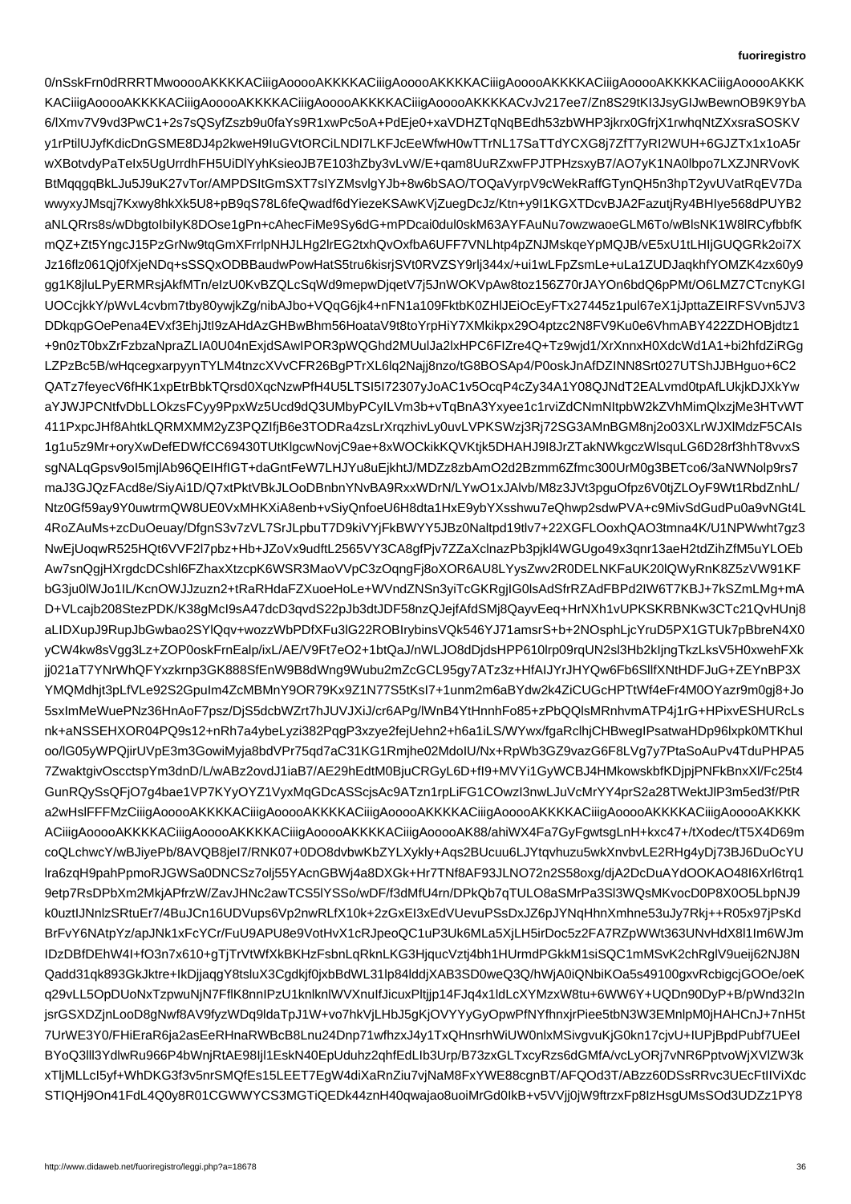0/nSskFrn0dRRRTMwooooAKKKKACiiigAooooAKKKKACiiigAooooAKKKKACiiigAooooAKKKKACiiigAooooAKKKKACiiigAooooAKKKKACiiigAooooAKKKKACiiigAooooAKKKKACiiigAooooAKKKKACiiigAooooAKKKKACvJv217ee7/Zn8S29tKI3JsyGIJwBewnOB9K9YbA6/lXmv7V9vd3PwC1+2s7sQSyfZszb9u0faYs9R1xwPc5oA+PdEje0+xaVDHZTqNqBEdh53zbWHP3jkrx0GfrjX1rwhqNtZXxsraSOSKV
y1rPtilUJyfKdicDnGSME8DJ4p2kweH9IuGVtORCiLNDI7LKFJcEeWfwH0wTTrNL17SaTTdYCXG8j7ZfT7yRI2WUH+6GJZTx1x1oA5rwXBotvdyPaTeIx5UgUrrdhFH5UiDlYyhKusEoJB7E103hZby3vLW/E+qam8UuRuFJPTPHzsxyB3/AO7yK1NA0lbpo7LXZJNRVorK
BtMqqgqBkLJu5J9uK27vTor/AMPDSItGmSXT7sIYZMsvlgYJb+8w6bSAO/TOQaVyrpV9cWekRaffGTynQH5n3hpT2yvUVatRqEV7Da
wwyxyJMsqj7Kxwy8hkXk5U8+pB9qS78L6feQwadf6dYiezeKSAwKVjZuegDcJz/Ktn+y9I1KGXTDcvBJA2FazutjRy4BHlye568dPUYB2
aNLQRrs8s/wDbgtoIbiIyK8DOse1gPn+cAhecFiMe9Sy6dG+mPDcai0dul0skM63AYFAuNu7owzwaoeGLM6To/wBlsNK1W8lRCyfbbfK
mQZ+Zt5YngcJ15PzGrNw9tqGmXFrrlpNHJLHg2lrEG2txhQvOxfbA6UFF7VNLhtp4pZNJMskqeYpMQJB/vE5xU1tLHIjGUQGRk2oi7X
Jz16flz061Qj0fXjeNDq+sSSQxODBBaudwPowHatS5tru6kisrjSVt0RVZSY9rlj344x/+ui1wLFpZsmLe+uLa1ZUDJaqkhfYOMZK4zx60y9
gg1K8jluLPyERMRsjAkfMTn/eIzU0KvBZQLcSqWd9mepwDjqetV7j5JnWOKVpAw8toz156Z70rJAYOn6bdQ6pPMt/O6LMZ7CTcnyKGI
UOCcjkkY/pWvL4cvbm7tby80ywjkZg/nibAJbo+VQqG6jk4+nFN1a109FktbK0ZHlJEiOcEyFTx27445z1pul67eX1jJpttaZEIRFSVvn5JV3
DDkqpGOePena4EVxf3EhjJtI9zAHdAzGHBwBhm56HoataV9t8toYrpHiY7XMkikpx29O4ptzc2N8FV9Ku0e6VhmABY422ZDHOBjdtz1
+9n0zT0bxZrFzbzaNpraZLIA0U04nExjdSAwIPOR3pWQGhd2MUulJa2lxHPC6FIZe4Q+Tz9wjd1/XrXnnxH0XdcWd1A1+bi2hfdZiRGg
LZPzBc5B/wHqcegxarpyynTYLM4tnzcXVvCFR26BgPTrXL6lq2Najj8nzo/tG8BOSAp4/P0oskJnAfDZINN8Srt027UTShJBHguo+6C2
QATz7feyecV6fHK1xpEtrBbkTQrsd0XqcNxzwPfH4U4LTSI5I72307JoAC1v5OcqP4cZy34A1Y08QJNdT2EALvmd0tpAfLUkjkDJXkYw
aYJWJPCNtfvDbLLOkzsFCyy9PpxWz5Ucd9dQ3UMbyPCylEVm3b+vTqBnA3Yxyee1c1rviZdCNmNItpbW2kZVhMimQlxzjMe3HTvWT
411PxpcJHf8AhtkLQRMXMM2yZ3PQZIfjB6e3TODRa4zsLrXrqzhivLy0uvLVPKSWzj3Rj72SG3AMnBGM8nj2o03XLrWJXlMdzF5CAIs
1g1u5z9Mr+oryXwDefEDWfCC69430TUtKlgcwNovjC9ae+8xWOCkikKQVKtjk5DHAHJ9I8JrZTakNWkgczWlsquLG6D28rf3hhT8vvxS
sgNALqGpsv9oI5mjlAb96QEIHfIGT+daGntFeW7LHJYu8uEjkhtJ/MDZz8zbAmO2dBzmm6Zfmc300UrM0g3BETco6/3aNWNolp9rs7
maJ3GJQzFAcd8e/SiyAi1D/Q7xtPktVBkJLOoDBnbnYNvBA9RxxWDrN/LYwO1xJAlvb/M8z3JVt3pguOfpz6V0tjZLOyF9Wt1RbdZnhL/
Ntz0Gf59ay9Y0uwtrmQW8UE0VxMHKXiA8enb+vSiyQnfoeU6H8dta1HxE9ybYXsshwu7eQhwp2sdwPVA+c9MivSdGudPu0a9vNGt4L
4RoZAuMs+zcDuOeuay/DfgnS3v7zVL7SrJLpbuT7D9kiVYjFkBWYY5BJz0Naltpd19tlv7+22XGFLOoxhQAO3tmna4K/U1NPWwht7gz3
NwEjUoqwR525HQt6D5bz+Hb+Hb+JZoVx9uwtmNDuM7SDzXDqpaXclnazPb3jpkl4WGUgo49x3qnr13aeH2tdZihZfM5uYLOEb
Aw7snQgjHXrgdcDsHl6FZhaxXtzcpK6WtNgmQqZC8ESR8MaoVVpC3zOqngFj8oXOR8U8LEXGXQDFPd2IW6T7KBJ+7kSZ5vZWRPp0DVW91KF
bG3ju0lWJo1IL/KcnOWJJzuzn2+tRaRHdaFZXuoeHoLe+WVndZNSn3yiTcGKRgIG0lsAdSfrRZAdFBPd2IW6T7KBJ+mA
D+VLcajb208StezPDK/K38gMcI9sA47dcD3qvdS22pJb3dtJDF58nzQJejfAfdSMj8QayvEeq+HrNXh1vUPKSKRBNKw3CTc21QvHUnj8
aLIDXupJ9RupJbGwbao2SYlQqv+wozzWbPDfXPnJ3lG22ROBIrybinsVQk546YJ71amsrB+b+2NOsphLjcYruD5PX1GTUk7pBbreN4X0
yCW4kw8sVgg3Lz+ZOP0oskFrnEalp/ixL/AE/V9Ft7eO2+1btQaJ/nWLJO8dDjdsHPP610lrp09rqUN2sl3Hb2kIjngTkzLksV5H0txwehFXk
jj021aT7YNrWhQFYxzkrnp3GK888SfEnW9B8dWng9Wubu2mZcGCL95gy7ATz32+HfAIJYrJHYQw6Fb6SllfXNtHDFJuG+ZEYnBP3X
YMQMdhjt3pLfVLe92S2Gpulm4ZcMBMnY9OR79Kx9Z1N77S5tKsI7+1unm2m6aBYdw2k4ZiCUGcHPTtWf4eFr4M0Yazr9m0m0gj8+Jo
5sxImMeWuePNz36HnAoF7psz/DjS5dcbWZrt7hJUVJXiJ/cr6APg/lWnB4YtHnnhFo85+zPbQQlsMRnhvnATP4j1rG+HPixvESHURcLs
nk+aNSSEHXOR04PQ9s12+nRh7a4ybbeLyzi382PqgpP3xze2fejUehn2+h6a1iLS/WYwx/fgaRclhjCHBwegIPsatwaHDp96lxpk0MTKhuI
oo/lG05yWPQjirUVpE3m3GowiMyja8bdVPr75dtq7aC31KG1Rmjhe02MdoIU/Nx+RpWb3GZ9vazG6F8LVg7y7PtaSoAuPv4TduPHPA5
7ZwaktgivOscctspYm3dnD/L/wABz2ovdJ1iaB7/AE29hEdtM0BjuCDRGyLD6D+fl9+MVYi1GyWCBJ4MkowskbkfDKDjpjPNFkBnxXl/Fc25t4
GunRQySsQFjO7g4bae1YKYyOYKYjzMqGDcASScjsAc9ATzn1rpLiFG1COwzI3nwLJuVcMrYY4rpS2a28T1TWektJlP3m5ed3f7/PtR
a2wHslFFFMCiiigAooooAKKKKACiiigAooooAKKKKACiiigAooooAKKKKACiiigAooooAKKKKACiiigAooooAKKKKACiiigAooooAKKKKACiiigAooooAKKKKACiiigAooooAKKKKACiiigAooooAKKKKACiiigAooooAK88/ahiWX4Fa7GyFgwtsgLnH+kxc47+/tXodec/tT5X4D69m
coQLchwcY/wBJiyePb/8AVQB8jeI7/RNK07+0DO8dvbKbZYLXkly+Aqs+IS+Q+hcjs/9+/Jgdq+y7wOjYZ/PWXmhZqmqZm2QRFtMcHPCFZXGb0
lra6zqH9pahPpmoRJGWSa0DNCSz7olj55YAcnGBWj4a8BXGkB+Hr7TNf8AF93JLNO72n2S58oxg/djA2DcDuAYdOOKAO48I6Xrl6tirq1
9etp7RsDPbXm2MkjAPFrzW/ZavJHNc2awTCS5lYYSSo/wDF/f3dMfU4rn/DPkQp7qTULO8aSMrPa3Sl3WQsMKvocD0P8X8O5LbpNJ9
k0uztIJNnlzSRtuEr7/4BuJCn16UDVups5e2Vp2nwRLfX10k+2zGxEI3sDVTUevuPSsDxJE6pJYNqHhnXxmhne53uJy7Rkj++R05x9Pz/PsKd
BrFvY6NAtpYz/apJNk1xcFsYCr/FuU9APU8e8VotHvHvX1cRJpeoQC1uP3Uk6MLa5XjLH5irDoc5z2FA7RZPWWt363UNvHdx8l1Im6WJm
lDzDBfDEhW4I+fO3n7x610+gTjTrVtVfXkBKHFsbnLqRknLG3HjqucVztj4bh1HUrmdPGkkM1siSQC1mMSvkCSPA/chRglVRvr62J3NJ8N
Qadd31qk893GKdjKtre+IkDjjaqgY8tsuX3Cgdkjf0jxbXXAB3SD0weQ3Q/hWjA0iQNbiKOa5s49100gxvRcbigcGOOe/oeK
q29vLL5OpDUoNxTzpwuNjN7FflK8nnIPzU1knlkIWVXnuIfJicuxPItjjp14FJq4jiz14aFJq4x1ldLcXMzW8tu+6WW6Y+UQDn90DyP+B/nWnd32In
jsrGSXDZJnLooD8gNwf8AV9fyzWDq9ldaTpJ1W/vo7hkVjLHbJ5GKjOVY+YyGyOpwPfNfYhfnxjPiereEstbN3W3EMnlpM0jHAHCnJ+7nH5t
7UrWE3Y0/FHiEraR6a2sEeRHnaRWBcB8Lnu24Dnp7wfhzJJy4TxQHnsrWiUW0nlxMSigvuKjG0kn1T0cjvU+IUPjBpdPubf1EeI
BYoQ3lll3YdlwRu966P4bWnjRtAE98IjI1EskN40pUduhz2qhfEdLIb3rp/B73zxGLTxcyRzs6dGMAfGxLcyOj7vNR6PptvoWjX1vZlZW3k
xTljMLLc15yf+WhDKG3f3v5nrSMQfEt7EgW4diXaRnZiu7jNaM8FxYWE88cgnBT/AFQOd3T3Z2zD60DSsRRvc3EUcFxxdc
STIQHj9On41Fd4Q0Qy8R01CGWWYCS3MGTiQEqEGIzH40qwnd40uaoajao8uoiMrGd0oWF1d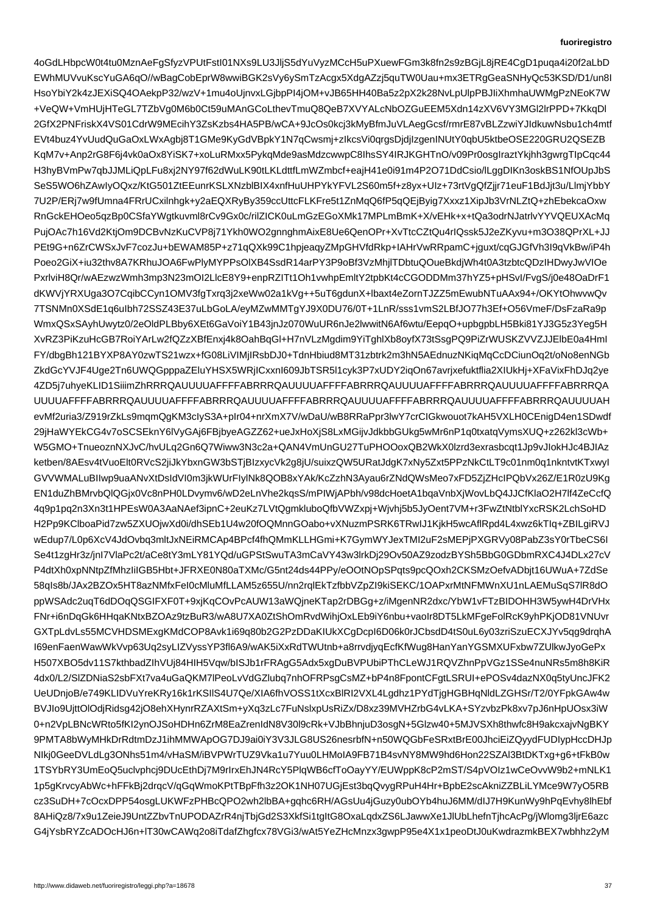4oGdLHbpcW0t4tu0MznAeFgSfyzVPUtFstI01NXs9LU3JljS5dYuVyzMCcH5uPXuewFGm3k8fn2s9zBGjL8jRE4CgD1puqa4i20f2aLbD
EWhMUVvuKscYuGA6qO//wBagCobEprW8wwiBGK2sVy6ySmTzAcgx5XdgAZzj5quTW0Uau+mx3ETRgGeaSNHyQc53KSD/D1/un8I
HsoYbiY2k4zJEXiSQ4OAekpP32/wzV+1mu4oUjnvxLGjbpPI4jOM+vJB65HH40Ba5z2pX2k28NvLpUlpPBJIiXhmhaUWMgPzNEoK7W
+VeQW+VmHUjHTeGL7TZbVg0M6b0Ct59uMAnGCoLthevTmuQ8QeB7XVYALcNbOZGuEEM5Xdn14zXV6VY3MGl2lrPPD+7KkqDl
2GfX2PNFriskX4VS01CdrW9MEcihY3ZsKzbs4HA5PB/wCA+9JcOs0kcj3kMyBfmJuVLAegGcsf/rmrE87vBLZzwiYJIdkuwNsbu1ch4mtf
EVt4buz4YvUudQuGaOxLWxAgbj8T1GMe9KyGdVBpkY1N7qCwsmj+zIkcsVi0qrgsDjdjIzgenINUtY0qbU5ktbeOSE220GRU2QSEZB
KqM7v+Anp2rG8F6j4vk0aOx8YiSK7+xoLuRMxx5PykqMde9asMdzcwwpC8IhsSY4IRJKGHTnO/v09Pr0osgIraztYkjhh3gwrgTIpCqc44
H3hyBVmPw7qbJJMLiQpLFu8xj2NY97f62dWuLK90tLKLdttfLmWZmbcf+eajH41e0i91m4P2O71DdCsio/lLggDIKn3oskBS1NfOUpJbS
SeS5WO6hZAwIyOQxz/KtG501ZtEEunrKSLXNzblBIX4xnfHuUHPYkYFVL2S60m5f+z8yx+UIz+73rtVgQfZjjr71euF1BdJjt3u/LlmjYbbY
7U2P/ERj7w9fUmna4FRrUCxilnhgk+y2aEQXRyBy359ccUttcFLKFre5t1ZnMqQ6fP5qQEjByig7Xxxz1XipJb3VrNLZtQ+zhEbekcaOxw
RnGckEHOeo5qzBp0CSfaYWgtkuvml8rCv9Gx0c/rilZICK0uLmGzEGoXMk17MPLmBmK+X/vEHk+x+tQa3odrNJatrlvYYVQEUXAcMq
PujOAc7h16Vd2KtjOm9DCBvNzKuCVP8j71Ykh0WO2gnnghmAixE8Ue6QenOPr+XvTtcCZtQu4rIQssk5J2eZKyvu+m3O38QPrXL+JJ
PEt9G+n6ZrCWSxJvF7cozJu+bEWAM85P+z71qQXk99C1hpjeaqyZMpGHVfdRkp+lAHrVwRRpamC+jguxt/cqGJGfVh3I9qVkBw/iP4h
Poeo2GiX+iu32thv8A7KRhuJOA6FwPlyMYPPsOlXB4SsdR14arPY3P9oBf3VzMhjlTDbtuQOueBkdjWh4t0A3tzbtcQDzIHDwyJwVIOe
PxrlviH8Qr/wAEzwzWmh3mp3N23mOI2LlcE8Y9+enpRZITt1Oh1vwhpEmltY2tpbKt4cCGODDMm37hYZ5+pHSvI/FvgS/j0e48OaDrF1
dKWVjYRXUga3O7CqibCCyn1OMV3fgTxrq3j2xeWw02a1kVg++5uT6gdunX+lbaxt4eZornTJZZ5mEwubNTuAAx94+/OKYtOhwvwQv
7TSNMn0XSdE1q6uIbh72SSZ43E37uLbGoLA/eyMZwMMTgYJ9X0DU76/0T+1LnR/sss1vmS2LBfJO77h3Ef+O56VmeF/DsFzaRa9p
WmxQSxSAyhUwytz0/2eOldPLBby6XEt6GaVoiY1B43jnJz070WuUR6nJe2lwwitN6Af6wtu/EepqO+upbgpbLH5Bki81YJ3G5z3Yeg5H
XvRZ3PiKzuHcGB7RoiYArLw2fQZzXBfEnxj4k8OahBqGl+H7nVLzMgdim9YiTghlXb8oyfX73tSsgPQ9PiZrWUSKZVVZJJElbE0a4HmI
FY/dbgBh121BYXP8AY0zwTS21wzx+fG08LiVIMjIRsbDJ0+TdnHbiud8MT31zbtrk2m3hN5AEdnuzNKiqMqCcDCiunOq2t/oNo8enNGb
ZkdGcYVJF4Uge2Tn6UWQGpppaZEluYHSX5WRjICxxnI609JbTSR5l1cyk3P7xUDY2iqOn67avrjxefuktflia2XIUkHj+XFaVixFhDJq2ye
4ZD5j7uhyeKLID1SiiimZhRRRQAUUUUAFFFFABRRRQAUUUUAFFFFABRRRQAUUUUAFFFFABRRRQAUUUUAFFFFABRRRQA
UUUUAFFFFABRRRQAUUUUAFFFFABRRRQAUUUUAFFFFABRRRQAUUUUAFFFFABRRRQAUUUUAFFFFABRRRQAUUUUAH
evMf2uria3/Z919rZkLs9mqmQgKM3clyS3A+pIr04+nrXmX7V/wDaU/wB8RRaPpr3lwY7crCIGkwouot7kAH5VXLH0CEnigD4en1SDwdf
29jHaWYEkCG4v7oSCSEknY6lVyGAj6FBjbyeAGZZ62+ueJxHoXjS8LMGijvJdkbbGUkg5wMr6nP1q0txatqVymsXUQ+z262kl3cWb+
W5GMO+TnueoznNXJvC/hvULq2Gn6Q7Wiww3N3c2a+QAN4VmUnGU27TuPHOOoxQB2WkX0lzrd3exrasbcqt1Jp9v/IokHJc4BJIAz
ketben/8AEsv4tVuoElt0RVcS2jiJkYbxnGW3bSTjBIzxycVk2g8jU/suixzQW5URatJdgK7xNy5Zxt5PPzNkCtLT9c01nm0q1nkntvtKTxwyI
GVVWMALuBIlwp9uaANvXtDsIdVI0m3jkWUrFIylNk8QOB8xYAk/KcZzhN3Ayau6rZNdQWsMeo7xFD5ZjZHcIPQbVx26Z/E1R0zU9Kg
EN1duZhBMrvbQlQGjx0Vc8nPH0LDvymv6/wD2eLnVhe2kqsS/mPIWjAPbh/v98dcHoetA1bqaVnbXjWovLbQ4JJCfKlaO2H7lf4ZeCcfQ
4q9p1pq2n3Xn3t1HPEsW0A3AaNAef3ipnC+2euKz7LVtQgmkluboQfbVWZxpj+Wjvhj5b5JyOent7VM+r3FwZtNtblYxcRSK2LchSoHD
H2Pp9KClboaPid7zw5ZXUOjwXd0i/dhSEb1U4w20fOQMnnGOabo+vXNuzmPSRK6TRwIJ1KjkH5wcAflRpd4L4xwz6kTIq+ZBILgiRVJ
wEdup7/L0p6XcV4JdOvbq3mltJxNEiRMCAp4BPcf4fhQMmKLLHGmi+K7GymWYJexTMI2uF2sMEPjPXGRVy08PabZ3sY0rTbeCS6I
Se4t1zgHr3z/jnI7VlaPc2t/aCe8tY3mLY81YQd/uGPStSwuTA3mCaVY43w3lrkDj29Ov50AZ9zodzBYSh5BbG0GDbmRXC4J4DLx27cV
P4dtXh0xpNNtpZfMhzlIGB5Hbt+JFRXE0N80aTXMc/G5nt24ds44PPy/eOOtNOpSPqts9pcQOxh2CKSMzOefvADbjt16UWuA+7ZdSe
58qIs8b/JAx2BZOx5HT8azNMfxFeI0cMluMFLLAM5z655U/nn2rqlEkTzfbbVZpZI9kiSEKC/1OAPxrMtNFMWnWnXU1nLAEMuSqS7lR8dO
ppWSAdc2uqT6dDOqQSGIFXF0T+9xjKqCOvPcAUW13aWQjneKTap2rDBGg+z/iMgenYW1bvFTzBIDOH3YwvFNFr+i6nDqGk6HHqaKNtxBZOAz9tzBuR3/wA8U7XA0ZtShOmRvdWihjOxLEb9iY6nbu+vaoIr8DT5LkMFgeFolRcK9yhPKjOD81VNUvr
GXTpLdvLs55MCVHDSMExgKMdCOP8Avk16i69q80b2G2PzDDaKIUkXCGDcpI6D06k0rJCbsdD4t5S0uL6y03ziSzuECXJYv5qg9drqhA
I69enFaenWawWkVvp63Uq2syLIZVyssYP3fl6A9/wAK5iXxRdTWUtnb+a8rrrvdjyqEcfKfWug8HanYanYGSMXUFxbw7ZUlkwJyoGePx
H507XBO5dv11S7kthbadZIhVUj84HIH5Vqw/bISJb1rFRAgG5Adx5xgDuBVPUbiPThClLeWJ1RQVZhnPpVGz1SSe4nuNRs5m8h8KiR
4dx0/L2/SlZDNiaS2sbFXt7va4uGaQKM7lPeoLvVdGZlubq7nhOFRPsgCsMZ+bP4n8FpontCFgtLSRUI+ePOSv4dazNX0q5tyUncJFK2
UeDUnjoB/e749KLIDVuYreKRy16k1rKSIIS4U7Qe/XIA6fhVOSS1tXcxBIRI2VXL4Gdhz1YPdTjgHGBHqNldLGHSr/T2/0YFpkGAw4w
BVJIo9UjttOlOdjRidsg42jO8ehXHynrZAXtSm+yXq3Lc7FuNslxpUsRiZx/D8xz39MVHZrbG4vLKA+SYzvbzPk8xv7pJ6nHpUOsx3iW
0+n2VpLBNcWRto5fKI2ynOJSoHDHn6ZrM8EaZrenIdN8Vl30l9cRk+VJbBhhnjuD3osgN+5Glzw40+5MJVSXh8thwfc8H9akcxajvNgBKY
9PMTA8bWyMHkDrRdtmDzJ1ihMMWApOG7DJ9ai0iY3V3JLG8US26nesrbfN+n50WQGbFeSRxtBrE00JhciEiZQyydFUDIypHccDHJp
NIkj0GeeDVLdLg3ONhs51m4/vHaSM/iBVPWrTUZ9Vka1u7Yuu0KEkTzMoIA9FB71B4svNY8MW9hd6Hon22SZAl3BtDKTxg+g6+tFkB0w
1TSYbRY3UmEoQ5uclvphcj9DUcEthDj7M9rIrxEhJN4RcY5PlqWB6cfToOayYY/EUWppK8cP2mST/S4pVOIz1wCeOvvW9b2+mNLK1
1p5gKrvcyAbWc+hFFkBj2drqcV/qGqWmoKmoKPtTBpFfh3z2OK1NH07UGjEst3bqQvygRPuH4Hr+BpbE2scAkniZZBLiLYMce9W7yO5RB
cz3SuDH+7cOcxDPP54osgLUKWFzPHBcQPO2wh2lbBA+gqhc6RH/AGsUu4jGuzy0ubOYb4huJ6MM/dIJ7H9KunWy9hPqEvhy8lhEbf
8AHiQz8/7x9u1ZeieJ9UntZZbvTnUPODAZrR4njTbjGD2S3XkfSi1tgItG8OxaLqdxZS6LJawXe1JlUbLhefnTjhcAcPg/jWlomg3ljrE6azc
G4jYsbRYZcADOcHJ6n+lT30wCAWq2o8iTdafZhgfcx78VGi3/wAt5YeZHcMnzx3gwpP95e4X1x1peoDtJ0uKwdrazmkBEX7wbhhz2yM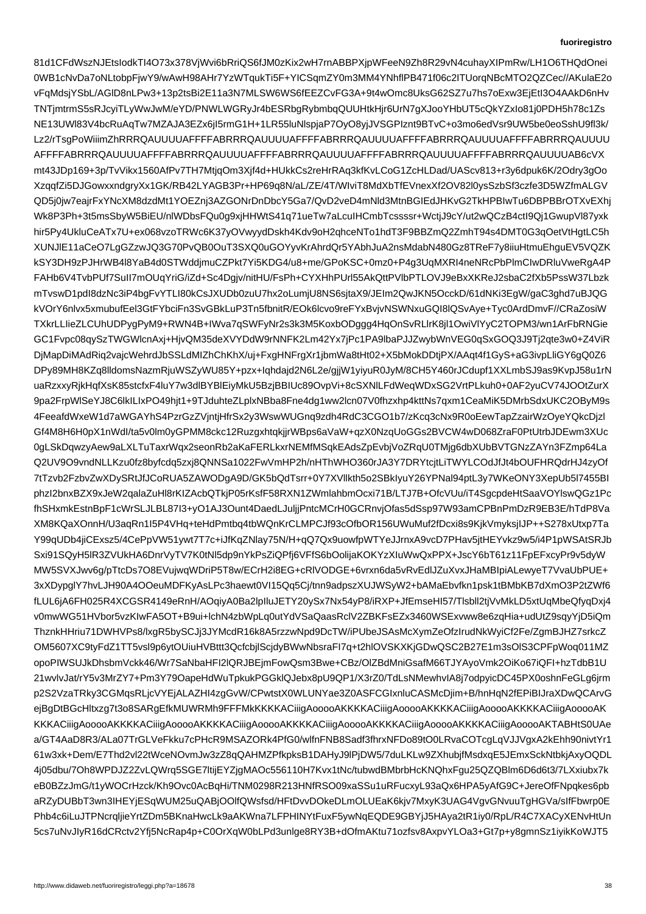81d1CFdWszNJEtsIodkTI4O73x378VjWvi6bRriQS6fJM0zKix2wH7rnABBPXjpWFeeN9Zh8R29vN4cuhayXIPmRw/LH1O6THQdOnei
0WB1cNvDa7oNLtobpFjwY9/wAwH98AHr7YzWTqukTi5F+YICSqmZY0m3MM4YNhflPB471f06c2ITUorqNBcMTO2QZCec//AKulaE2o
vFqMdsjYSbL/AGlD8nLPw3+13p2tsBi2E11a3N7MLSW6WS6fEEZCvFG3A+9t4wOmc8UksG62SZ7u7hs7oExw3EjEtI3O4AAkD6nHv
TNTjmtrmS5sRJcyiTLyWwJwM/eYD/PNWLWGRyJr4bESRbgRybmbqQUUHtkHjr6UrN7gXJooYHbUT5cQkYZxIo81j0PDH5h78c1Zs
NE13UWl83V4bcRuAqTw7MZAJA3EZx6jI5rmG1H+1LR55luNlspjaP7OyO8yjJVSGPIznt9BTvC+o3mo6edVsr9UW5be0eoSshU9fl3k/
Lz2/rTsgPoWiiimZhRRRQAUUUUAFFFFABRRRQAUUUUAFFFFABRRRQAUUUUAFFFFABRRRQAUUUUAFFFFABRRRQAUUUU
AFFFFABRRRQAUUUUAFFFFABRRRQAUUUUAFFFFABRRRQAUUUUAFFFFABRRRQAUUUUAFFFFABRRRQAUUUUAB6cVX
mt43JDp169+3p/TvVikx1560AfPv7TH7MtjqOm3Xjf4d+HUkkCs2reHrRAq3kfKvLCoG1ZcHLDad/UAScv813+r3y6dpuk6K/2Odry3gOo
XzqqfZi5DJGowxxndgryXx1GK/RB42LYAGB3Pr+HP69q8N/aL/ZE/4T/WIviT8MdXbTfEVnexXf2OV82l0ysSzbSf3czfe3D5WZfmALGV
QD5j0jw7eajrFxYNcXM8dzdMt1YOEZnj3AZGONrDnDbcY5Ga7/QvD2veD4mNld3MtnBGIEdJHKvG2TkHPBIwTu6DBPBBrOTXvEXhj
Wk8P3Ph+3t5msSbyW5BiEU/nlWDbsFQu0g9xjHHWtS41q71ueTw7aLcuIHCmbTcssss+WctjJ9cY/ut2wQCzB4ctI9Qj1GwupVl87yxk
hir5Py4UkluCeATx7U+ex068vzoTRWc6K37yOVwyydDskh4Kdv9oH2qhceNTo1hdT3F9BBZmQ2ZmhT94s4DMT0G3qOetVtHgtLC5h
XUNJlE11aCeO7LgGZzwJQ3G70PvQB0OuT3SXQ0uGOYyvKrAhrdQr5YAbhJuA2nsMdabN480Gz8TReF7y8iiuHtmuEhguEV5VQZK
kSY3DH9zPJHrWB4l8YaB4d0STWddjmuCZPkt7Yi5KDG4/u8+me/GPoKSC+0mz0+P4g3UqMXRI4neNRcPbPlmCIwDRluVweRgA4P
FAHb6V4TvbPUf7SuII7mOUqYriG/iZd+Sc4Dgjv/nitHU/FsPh+CYXHhPUrl55AkQttPVlbPTLOVJ9eBxXKReJ2sbaC2fXb5PssW37Lbzk
mTvswD1pdI8dzNc3iP4bgFvYTLI80kCsJXUDb0zuU7hx2oLumjU8NS6sjtaX9/JEIm2QwJKN5OcckD/61dNKi3EgW/gaC3ghd7uBJQG
kVOrY6nlvx5xmubufEel3GtFYbciFn3SvGBkLuP3Tn5fbnitR/EOk6lcvo9reFYxBvjvNSWNxuGQI8lQSvAye+Tyc0ArdDmvF//CRaZosiW
TXkrLLIieZLCUhUDPygPyM9+RWN4B+IWva7qSWFyNr2s3k3M5KoxbODggg4HqOnSvRLlrK8jl1OwiVlYyC2TOPM3/wn1ArFbRNGie
GC1Fvpc08qySzTWGWlcnAxj+HjvQM35deXVYDdW9rNNFK2Lm42Yx7jPc1PA9lbaPJJZwybWnVEG0qSxGOQ3J9Tj2qte3w0+Z4ViR
DjMapDiMAdRiq2vajcWehrdJbSSLdMIZhChKhX/uj+FxgHNFrgXr1jbmWa8tHt02+X5bMokDDtjPX/AAqt4f1GyS+aG3ivpLliGY6gQ0Z6
DPy89MH8KZq8llldomsNazmRjuWSZyWU85Y+pzx+Iqhdajd2N6L2e/gjjW1yiyuR0JyM/8CH5Y460rJCdupf1XXLmbSJ9as9KvpJ58u1rN
uaRzxxyRjkHqfXsK85stcfxF4luY7w3dlBYBlEiyMkU5BzjBBIUc89OvpVi+8cSXNlLFdWeqWDxSG2VrtPLkuh0+0AF2yuCV74JOOtZurX
9pa2FrpWlSeYJ8C6lkILxPO49hjt1+9TJduhteZLplxNBba8Fne4dg1ww2lcn07V0fhzxhp4kttNs7qxm1CeaMiK5DMrbSdxUKC2OByM9s
4FeeafdWxeW1d7aWGAYhS4PzrGzZVjntjHfrSx2y3WswWUGnq9zdh4RdC3CGO1b7/zKcq3cNx9R0oEewTapZzzairWzOyeYQkcDjzl
Gf4M8H6H0pX1nWdl/ta5v0lm0yGPMM8ckc12RuzgxhtqkjjrWBps6aVaW+qzX0NzqUoGGs2BVCW4wD068ZraF0PtUtrbJDEwm3XUc
0gLSkDqwzAew9aLXLTuTaxrWqx2seonRb2aKaFERLkxrNEMfSqkEAdsZpEvbqNEmbjmg6dbXUbBVTGNzZAYn3FZmp64a
Q2UV9O9vndNLLKzu0fz8byfcdq5zxj8QNNSa1022FwVmHP2h/nHThWHO360rJA3Y7DRYtcjLiTWYLCODdJfJt4bOUFHRQdrHJ4zyOf
7tTzvb2FzbvZwXDySRtJfJCoRUA5ZAWODgA9D/GK5bQdTsrr+0Y7X7Vllkth5o2SBklyuY26YPNal94ptL3y7WKeONY3XepUb5l7455BI
phzI2bnxBZX9xJeW2qalaZuHl8rKIZAcbQTkjP05rKsfF58RXN1ZWmlahbmOcxi71B/LTJ7B+OfcVUu/iT4SgcpdeHtSaaVOYlswQGz1Pc
fhSHxmkEstnBpF1cWrSLJLBL87I3+yO1AJ3Ount4DaedLJuljjPntcMCrH0GCRnvjOfas5dSsp97W93amCPBnPmDzR9EB3E/hTdP8Va
XM8KQaXOnnH/U3aqRn1I5P4VHq+teHdPmtbq4tbWQnKrCLMPCJf93cOfbOR156UWuMuf2fDcxi8s9KjkVmyksjIJP++S278xUtxp7Ta
Y99qUDb4jiCExsz5/4CePpVW51ywt7T7c+iJfKqZNlay75N/H+qQ7Qx9uowfpWTYeJJrnxA9vcD7PHav5jtHEYvkz9w5/i4P1pWSAtSRJb
Sxi91SQyH5lR3ZVUkHA6DnrVyTV7K0tNl5dp9nYkPsZiQPfj6VFfS6bOolijaKOKYzXIuWwQxPPX+JscY6bT61z11FpEFxcyPr9v5dyW
MW5SVXJwv6g/pTtcDs7O8EVujwqWDriP5T8W/ECrH2i8EG+cRlVODGE+6vrxn6da5vRvEdlJZuXvxJHaMBIpiALewyeT7VvaUbPUE+
3xXDypgIY7hvLJH90A4OOeuMDFKyAsLPc2haextw6VI15Qq5Cj/tnn9adpszXUJWSyW2+bAMaEbvfkn1psk1tBMbKD7dXmO3P2tZWf6
fLUL6jA6FH025R4XCGSR4149eRnH/AOqiyA0Ba2lplluJETY20ySx7Nx54yP8/iRXP+JfEmseHI57/TlsbII2tjVvMkLD5xtUqMbeQfyqDxj4
v0mwWG51HVbor5vzKIwFA5OT+B9ui+lchN4zbWpLq0utYdVSaQaasRclV2ZBKFsEzZ3460WSExvww8e6zqHia+udUtZ39sqyYjD5iQm
ThznkHHriu71DWHVPs8/lxgR5bySCJj3JYMcdR16k8A5rzzwNpd9DcTW/iPUbeJSAsMcXymZeOfzIrudNkWyiCf2Fe/ZgmBJHZ7srkcZ
OM5607XC9tyFdZ1TT5vsl9p6ytOUiuHVBttt3QcfcbjlScjdyBWwNbsraFI7q+t2hlOVSKXKjGDwQSC2B27E1m3sOlS3CPFpWoq011MZ
opoPIWSUJkDhsbmVckk46/Wr7SaNbaHFI2lQRJBEjmFowQsm3Bwe+CBz/OlZBdMniGsafM66TJYAyoVmk2OiKo67iQFI+hzTdbB1U
21wvlvJat/rY5v3MrZY7+Pm3Y79OapeHdWuTpkukPGGklQJebx8pU9QP1/X3rZ0/TdLsNMewhvlA8j7odpyicDC45PX0oshnFeGLg6jrm
p2S2VzaTRky3CGMqsRLjcVYEjALAZHI4zgGvW/CPwtstX0WLUNYae3Z0ASFCGIxnluCASMcDjim+B/hnHqN2fEPiBIJraXDwQCArvG
ejBgDtBGcHltxzg7t3o8SARgEfkMUWRMh9FFFMkKKKKACiiigAooooAKKKKACiiigAooooAKKKKACiiigAooooAKKKKACiiigAooooAK
KKKACiiigAooooAKKKKACiiigAooooAKKKKACiiigAooooAKKKKACiiigAooooAKKKKACiiigAooooAKKKKACiiigAooooAKTABHtS0UAe
a/GT4AaD8R3/ALa07TrGLVeFkku7cPHcR9MSAZORk4PfG0/wlfnFNB8Sadf3fhrxNFDo89tO0LRvaCOTcgLqVJJVgxA2kEhh90nivtYr1
61w3xk+Dem/E7Thd2vl22tWceNOvmJw3zZ8qQAHMZPfkpksB1DAHy39lPjDW5/7duLKLw9ZXhubjfMsdxqE5JEmxSckNtbkjAxyOQDL
4j05dbu/7Oh8WPDJZ2ZvLQWrq5SGE7ltijEYZjgMAOc556110H7Kvx1tNc/tubwdMBmrbHFcKNQhxFgu25QZQBlm6D6d6d6t3/7LXxiubx7k
eB0BZzJmG/t1yWOCrHzck/Kh9Ovc0AcBqHi/TNM0298R213HNfRSO09xaSSu1uRFucxyLQ7aQx6k6HPA5yG9AfC9C+JereOfNpqkes6pb
aRZyDUBbT3wn3IHEYjESqWUM25uQQABjQOOlfQWsfsd/HFtDvvDOkeDLmOEtLUEaK6kjv/MxyK3UAG4VgvGNvuuTghGVa/sIfFbwrp0E
Phb46c6iLuJTPNcrqljieYrtZDm5BKnaHwcLk9a9AKWna7LFPHINYtFuxFxOWh7wyNqEDE9GBYJ5HAya2tR1iy0/RpL/R4C7XACyENvHtUn
5cs7uNvJlyR16dCRctv2Yfj5Nc5p4+C0OrXqdEAbDuInlgePwhk1kvRH5ByNTqVBtVoRs5atjAYM7hQtGmXPG0+uNDjhbzn4q8Wyag7qtpcn9pA9LiyuzwvwGmfmJIYdPBnRC1fiJQ7zjKBpByAQWkrq1unS5fzdlnzjM3w7VNcKeq1+Ye1NBxTZRk6mbGt+pGAq1qcy4eg/i8KqbXZSZ2srFOUVVsmKc2p0M2uv8q1fPaR7CBFAh58pYE1w5sBqe5Dq9ExM0b6iOOc5RimGjUjgxBr/DzAhnFbtnv1uyKL+mZT3Hq3GrgiASDrHOnt/ruE2b9oTEH5omUbXC3JDOmJBJDTfaIWJKvn/WIRw4x7rTydqNrbOOKGvo7z/IU8zbxN/YTSfz7TMDWO7bOu6aFGOuXz4HnTZjW5R+aR0R6WS7iZprEYB7bZTtIzM/whBaXWjeg3hPgGx3y70P14e0nMNG7A1SBLOfsB4MuXD5Cbk0a+KcgnwaslzEjVAwJ0+0F/LNn0/h6PyAtTvDjS+eFeMDiHLmiXtF5tH30wXo0XsAm9tlMC9uBpRRE1Zhs8ytbc0d4K9mwkClA4kCgC5qPsgLMTlSEPdQchT4q1xVL2RsFlqBV6XgpwtSkfkmzPRyp0V+0oYlt37xUIuvUHlK0+nHRm1n+Ofu9ZHR/vj8GHZGMD+rNsIhQoQ2DwYBjJrpnOKyRgoM3bZxmQDLLxlH0P0Yk3EBjZE0jzIMXW+Dma6cIHlC9oUZ7D/lTX9rF6OMsyxBiuRvtsKZhgAe5W9gYg9ZSgQBRxLnbGOl5b9tS2JpzFbiZeBuR3a3X5VqOQ8uRGgEqxYtEQyv6HGlObtmXHAnbrC1fmg74rE0NKgxmPmzuuhgPcmWYWZZSTLkVhxP3pVnlj2wXRUZlQj3kUiQe8qc5EqtUFHX3WSG4ulCV+cfkCTnfJNRhnsd1ZX2hVIwzSGbdD9Ef4FPZAeClHyMJQp1XwsOEPCG1sNMVJrfIbPKgsRqxzVm43Jv6ev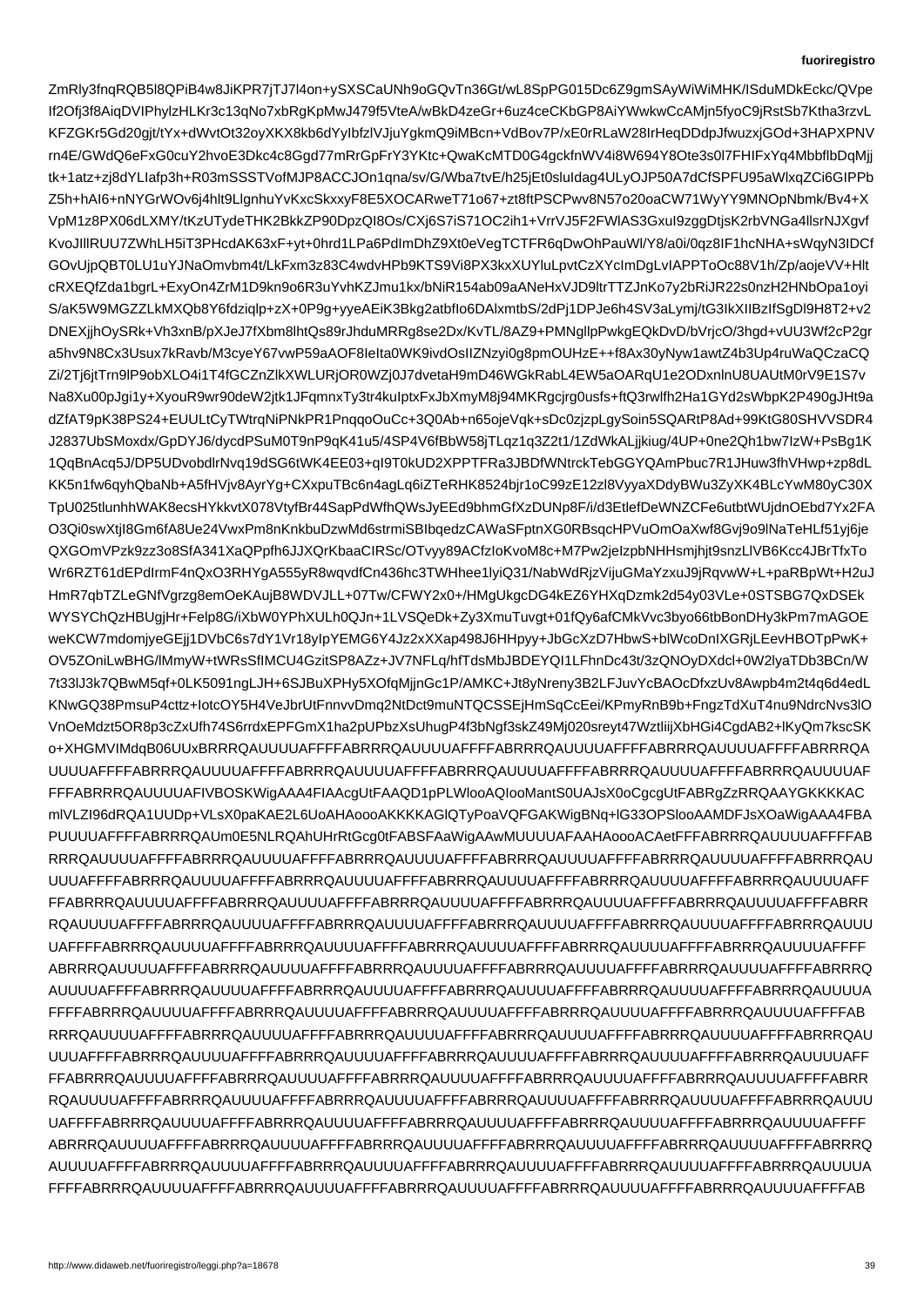ZmRly3fnqRQB5l8QPiB4w8JiKPR7jTJ7l4on+ySXSCaUNh9oGQvTn36Gt/wL8SpPG015Dc6Z9gmSAyWiWiMHK/ISduMDkEckc/QVpe
If2Ofj3f8AiqDVIPhylzHLKr3c13qNo7xbRgKpMwJ479f5VteA/wBkD4zeGr+6uz4ceCKbGP8AiYWwkwCcAMjn5fyoC9jRstSb7Ktha3rzvL
KFZGKr5Gd20gjt/tYx+dWvtOt32oyXKX8kb6dYyIbfzlVJjuYgkmQ9iMBcn+VdBov7P/xE0rRLaW28IrHeqDDdpJfwuzxjGOd+3HAPXPNV
rn4E/GWdQ6eFxG0cuY2hvoE3Dkc4c8Ggd77mRrGpFrY3YKtc+QwaKcMTD0G4gckfnWV4i8W694Y8Ote3s0l7FHIFxYq4MbbflbDqMjj
tk+1atz+zj8dYLIafp3h+R03mSSSTVofMJP8ACCJOn1qna/sv/G/Wba7tvE/h25jEt0sluIdag4ULyOJP50A7dCfSPFU95aWlxqZCi6GIPPb
Z5h+hAI6+nNYGrWOv6j4hlt9LlgnhuYvKxcSkxxyF8E5XOCARweT71o67+zt8ftPSCPwv8N57o20oaCW71WyYY9MNOpNbmk/Bv4+X
VpM1z8PX06dLXMY/tKzUTydeTHK2BkkZP90DpzQI8Os/CXj6S7iS71OC2ih1+VrrVJ5F2FWlAS3GxuI9zggDtjsK2rbVNGa4llsrNJXgvf
KvoJlllRUU7ZWhLH5iT3PHcdAK63xF+yt+0hrd1LPa6PdlmDhZ9Xt0eVegTCTFR6qDwOhPauWl/Y8/a0i/0qz8IF1hcNHA+SWqyN3IDCf
GOvUjpQBT0LU1uYJNaOmvbm4t/LkFxm3z83C4wdvHPb9KTS9Vi8PX3kxXUYluLpvtCzXYcImDgLvIAPPToOc88V1h/Zp/aojeVV+Hlt
cRXEQfZda1bgrL+ExyOn4ZrM1D9kn9o6R3uYvhKZJmu1kx/bNiR154ab09aANeHxVJD9ltrTTZJnKo7y2bRiJR22s0nzH2HNbOpa1oyi
S/aK5W9MGZZLkMXQb8Y6fdziqlp+zX+0P9g+yyeAEiK3Bkg2atbfIo6DAlxmtbS/2dPj1DPJe6h4SV3aLymj/tG3IkXIIBzIfSgDl9H8T2+v2
DNEXjjhOySRk+Vh3xnB/pXJeJ7fXbm8lhtQs89rJhduMRRg8se2Dx/KvTL/8AZ9+PMNgllpPwkgEQkDvD/bVrjcO/3hgd+vUU3Wf2cP2gr
a5hv9N8Cx3Usux7kRavb/M3cyeY67wP59aAOF8IeIta0WK9ivdOsIlIZNzyi0g8pmOUHzE++f8Ax30yNyw1awtZ4b3Up4ruWaQCzaCQ
Zi/2Tj6jtTrn9lP9obXLO4i1T4fGCZNzZlkXWLURjOR0WZj0J7dvetaH9mD46WGkRabL4EW5aOARqU1e2ODxnlnU8UAUtM0rV9E1S7v
Na8Xu00pJgi1y+XyouR9woPJcjrg0usfs+ftQ3RbWhyMxy8MRqsSgrjg3Rwlfh2Ha1GYd2sWbpK2P49Jt9a
dZfAT9pK38PS24+EUULtCyTWtrqNiPNkPR1PnqqoOuCc+3Q0Ab+n65voqSk+SQPuyzjpGvSoin5SQARtP8Ad+99KtG80SHVSVDR4
J2837UbSMoxdx/GpDYJ6/dycdPSuM0T9nP9qK41u5/4SP4V6fBbW58jTLqz1qZ2t1/1ZdWkALjjkiug/4UP+0ne2Qh1bw7IzW+PsBg1K
1QqBnAcq5J/DP5UDvobdlrNvq19dSG6tWK4EE03+qI9T0kUD72XPPTFRa3JBDfWNtrckTebGGYQAmPbuc7R1JHuw3fhVHwp+zp8dL
KK5n1fw6qyhQbaNb+A5fHVjv9AyrYg+CXxpuTBc6bn4agLq6iZTeRHK8524bjr1oC99zE12zl8VyyaXDdyBWu3ZyXK4BLcYwM80yC30X
TpU025tlunhhWAK8ecsHYkkvtX078VtyfBr44SapPdWfhQWsJyEEd9bhmGfXzDUNp8F/i/d3EtlefDeWNZCFe6utbtWUjdnOEbd7Yx2FA
O3Qi0swXtjI8Gm6fA8Ue24VwxPm8nKnkbuDzwMd6strmiSBIbqedztCAWaSFptnXG0RBsqcHPVuOmOaXwf8Gvj9o9lNaTeHLf51yj6je
QXGOmVPzk9zz3o8SfA341XaQPpfh6JJXQrKbaaCIRSc/OTvyy89ACfzIoKvoM8c+M7Pw2jeIzpbNHHsmjhjt9snzLlVB6Kcc4JBrTfxTo
Wr6RZT61dEPdIrmF4nQxO3RHYgA555yR8qvdfCn436hc37SJs/AmZcA0eqM3BxXm/36SdP0ZGAcC8NdaYPnuVcVLNUvMFLSQkRnB9b+FngzTdXuT4nu9NdrcNvs3lO
VnOeMdzt5OR8p3cZxUfh74S6SrrdxEPFGmX1ha2pUPbzXUhugBnAcq5J/DP5UDvobdlrNvq19dSG6tWK4EE03+qI9T0kUD72XPPTFRa3JBDfWNtrckTebGGYQAmPbuc7R1JHuw3fhVHwp+zp8dL
7t33lJ3k7QBwM5qf+0LK5091ngLJH+6SJBuXPHy5XOfqMjjnGc1P/AMKC+Jt8yNreny3B2LFJuvYCBAOcBDfxzUv8Awpb4m4t2q6d4edL
KNwGQ38PmsuP4cttz+IotcOY5H4VeJbrUtFnnvvDmq2NtDct9muNTCSSEjHmSqCcEei/KPmyRnB9+FngzTdXuT4nu9NdrcNvs3lO
VnOeMdzt5OR8p3cZxUfh74S6SrrdxEPFGmX1ha2pUPbzXUhugBnAcq5J/DP5UDvobdlrNvq19dSG6tWK4EE03+qI9T0kUD72XPPTFRa3JBDfWNtrckTebGGYQAmPbuc7R1JHuw3fhVHwp+zp8dL
o+XHGMVIMdqB06UUxBRRRQAUUUUAFFFFABRRRQAUUUUAFFFFABRRRQAUUUUAFFFFABRRRQA
UUUUAFFFFABRRRQAUUUUAFFFFABRRRQAUUUUAFFFFABRRRQAUUUUAFFFFABRRRQAUUUUAFFFFABRRRQAUUUUAF
FFFABRRRQAUUUUAFIVBOSKWigAAA4FIAAcgUtFAAQD1pPLWlooAQIooMantS0UAJsX0oCgcgUtFABRgZzRRQAAYGKKKKAC
mlVLZI96dRQA1UUDp+VLsX0paKAE2L6UoAHAoooAKKKKAGlQTyPoaVQFGAKWigBNq+lG33OPSlooAAMDFJsXOaWigAAA4FBA
PUUUUAFFFFABRRRQAUm0E5NLRQAhUHrRtGcg0tFABSFAaWigAAwMUUUUAFAAHAoooACAetFFFABRRRQAUUUUAFFFFAB
RRRQAUUUUAFFFFABRRRQAUUUUAFFFFABRRRQAUUUUAFFFFABRRRQAUUUUAFFFFABRRRQAUUUUAFFFFABRRRQAU
UUUAFFFFABRRRQAUUUUAFFFFABRRRQAUUUUAFFFFABRRRQAUUUUAFFFFABRRRQAUUUUAFFFFABRRRQAUUUUAFF
FFABRRRQAUUUUAFFFFABRRRQAUUUUAFFFFABRRRQAUUUUAFFFFABRRRQAUUUUAFFFFABRRRQAUUUUAFFFFABRR
RQAUUUUAFFFFABRRRQAUUUUAFFFFABRRRQAUUUUAFFFFABRRRQAUUUUAFFFFABRRRQAUUUUAFFFFABRRRQAUUU
UAFFFFABRRRQAUUUUAFFFFABRRRQAUUUUAFFFFABRRRQAUUUUAFFFFABRRRQAUUUUAFFFFABRRRQAUUUUAFFFF
ABRRRQAUUUUAFFFFABRRRQAUUUUAFFFFABRRRQAUUUUAFFFFABRRRQAUUUUAFFFFABRRRQAUUUUAFFFFABRRRQ
AUUUUAFFFFABRRRQAUUUUAFFFFABRRRQAUUUUAFFFFABRRRQAUUUUAFFFFABRRRQAUUUUAFFFFABRRRQAUUUUA
FFFFABRRRQAUUUUAFFFFABRRRQAUUUUAFFFFABRRRQAUUUUAFFFFABRRRQAUUUUAFFFFABRRRQAUUUUAFFFFAB
RRRQAUUUUAFFFFABRRRQAUUUUAFFFFABRRRQAUUUUAFFFFABRRRQAUUUUAFFFFABRRRQAUUUUAFFFFABRRRQAU
UUUAFFFFABRRRQAUUUUAFFFFABRRRQAUUUUAFFFFABRRRQAUUUUAFFFFABRRRQAUUUUAFFFFABRRRQAUUUUAFF
FFABRRRQAUUUUAFFFFABRRRQAUUUUAFFFFABRRRQAUUUUAFFFFABRRRQAUUUUAFFFFABRRRQAUUUUAFFFFABRR
RQAUUUUAFFFFABRRRQAUUUUAFFFFABRRRQAUUUUAFFFFABRRRQAUUUUAFFFFABRRRQAUUUUAFFFFABRRRQAUUU
UAFFFFABRRRQAUUUUAFFFFABRRRQAUUUUAFFFFABRRRQAUUUUAFFFFABRRRQAUUUUAFFFFABRRRQAUUUUAFFFF
ABRRRQAUUUUAFFFFABRRRQAUUUUAFFFFABRRRQAUUUUAFFFFABRRRQAUUUUAFFFFABRRRQAUUUUAFFFFABRRRQ
AUUUUAFFFFABRRRQAUUUUAFFFFABRRRQAUUUUAFFFFABRRRQAUUUUAFFFFABRRRQAUUUUAFFFFABRRRQAUUUUA
FFFFABRRRQAUUUUAFFFFABRRRQAUUUUAFFFFABRRRQAUUUUAFFFFABRRRQAUUUUAFFFFABRRRQAUUUUAFFFFAB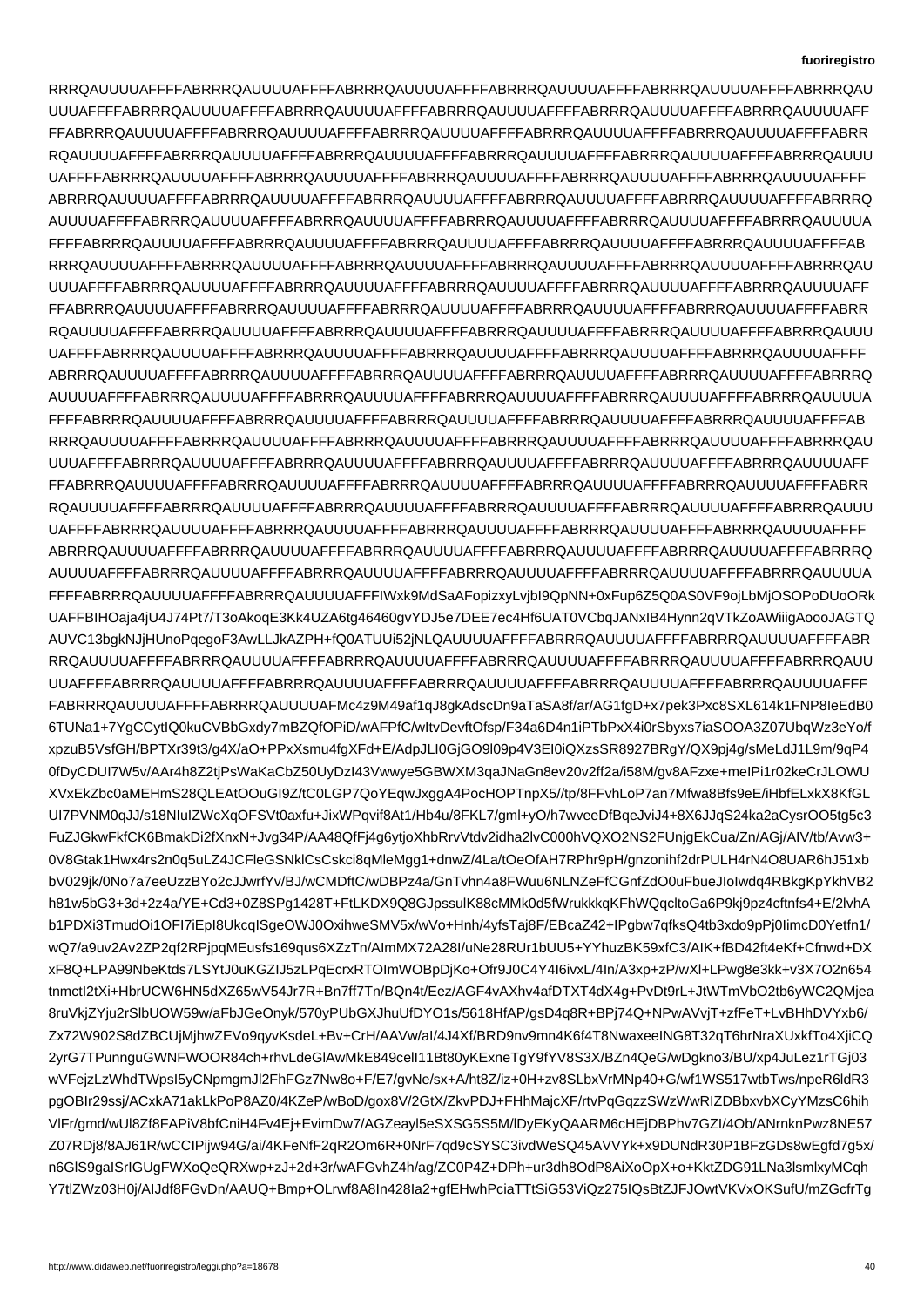RRRQAUUUUAFFFFABRRRQAUUUUAFFFFABRRRQAUUUUAFFFFABRRRQAUUUUAFFFFABRRRQAUUUUAFFFFABRRRQAU
UUUAFFFFABRRRQAUUUUAFFFFABRRRQAUUUUAFFFFABRRRQAUUUUAFFFFABRRRQAUUUUAFFFFABRRRQAUUUUAFF
FFABRRRQAUUUUAFFFFABRRRQAUUUUAFFFFABRRRQAUUUUAFFFFABRRRQAUUUUAFFFFABRRRQAUUUUAFFFFABRR
RQAUUUUAFFFFABRRRQAUUUUAFFFFABRRRQAUUUUAFFFFABRRRQAUUUUAFFFFABRRRQAUUUUAFFFFABRRRQAUUU
UAFFFFABRRRQAUUUUAFFFFABRRRQAUUUUAFFFFABRRRQAUUUUAFFFFABRRRQAUUUUAFFFFABRRRQAUUUUAFFFF
ABRRRQAUUUUAFFFFABRRRQAUUUUAFFFFABRRRQAUUUUAFFFFABRRRQAUUUUAFFFFABRRRQAUUUUAFFFFABRRRQ
AUUUUAFFFFABRRRQAUUUUAFFFFABRRRQAUUUUAFFFFABRRRQAUUUUAFFFFABRRRQAUUUUAFFFFABRRRQAUUUUA
FFFFABRRRQAUUUUAFFFFABRRRQAUUUUAFFFFABRRRQAUUUUAFFFFABRRRQAUUUUAFFFFABRRRQAUUUUAFFFFAB
RRRQAUUUUAFFFFABRRRQAUUUUAFFFFABRRRQAUUUUAFFFFABRRRQAUUUUAFFFFABRRRQAUUUUAFFFFABRRRQAU
UUUAFFFFABRRRQAUUUUAFFFFABRRRQAUUUUAFFFFABRRRQAUUUUAFFFFABRRRQAUUUUAFFFFABRRRQAUUUUAFF
FFABRRRQAUUUUAFFFFABRRRQAUUUUAFFFFABRRRQAUUUUAFFFFABRRRQAUUUUAFFFFABRRRQAUUUUAFFFFABRR
RQAUUUUAFFFFABRRRQAUUUUAFFFFABRRRQAUUUUAFFFFABRRRQAUUUUAFFFFABRRRQAUUUUAFFFFABRRRQAUUU
UAFFFFABRRRQAUUUUAFFFFABRRRQAUUUUAFFFFABRRRQAUUUUAFFFFABRRRQAUUUUAFFFFABRRRQAUUUUAFFFF
ABRRRQAUUUUAFFFFABRRRQAUUUUAFFFFABRRRQAUUUUAFFFFABRRRQAUUUUAFFFFABRRRQAUUUUAFFFFABRRRQ
AUUUUAFFFFABRRRQAUUUUAFFFFABRRRQAUUUUAFFFFABRRRQAUUUUAFFFFABRRRQAUUUUAFFFFABRRRQAUUUUA
FFFFABRRRQAUUUUAFFFFABRRRQAUUUUAFFFFABRRRQAUUUUAFFFFABRRRQAUUUUAFFFFABRRRQAUUUUAFFFFAB
RRRQAUUUUAFFFFABRRRQAUUUUAFFFFABRRRQAUUUUAFFFFABRRRQAUUUUAFFFFABRRRQAUUUUAFFFFABRRRQAU
UUUAFFFFABRRRQAUUUUAFFFFABRRRQAUUUUAFFFFABRRRQAUUUUAFFFFABRRRQAUUUUAFFFFABRRRQAUUUUAFF
FFABRRRQAUUUUAFFFFABRRRQAUUUUAFFFFABRRRQAUUUUAFFFFABRRRQAUUUUAFFFFABRRRQAUUUUAFFFFABRR
RQAUUUUAFFFFABRRRQAUUUUAFFFFABRRRQAUUUUAFFFFABRRRQAUUUUAFFFFABRRRQAUUUUAFFFFABRRRQAUUU
UAFFFFABRRRQAUUUUAFFFFABRRRQAUUUUAFFFFABRRRQAUUUUAFFFFABRRRQAUUUUAFFFFABRRRQAUUUUAFFFF
ABRRRQAUUUUAFFFFABRRRQAUUUUAFFFFABRRRQAUUUUAFFFFABRRRQAUUUUAFFFFABRRRQAUUUUAFFFFABRRRQ
AUUUUAFFFFABRRRQAUUUUAFFFFABRRRQAUUUUAFFFFABRRRQAUUUUAFFFFABRRRQAUUUUAFFFFABRRRQAUUUUA
FFFFABRRRQAUUUUAFFFFABRRRQAUUUUAFFFIWxk9MdSaAFopizxyLvjbI9QpNN+0xFup6Z5Q0AS0VF9ojLbMjOSOPoDUoORk
UAFFBIHOaja4jU4J74Pt7/T3oAkoqE3Kk4UZA6tg46460gvYDJ5e7DEE7ec4Hf6UAT0VCbqJANxIB4Hynn2qVTkZoAWiiigAoooJAGTQ
AUVC13bgkNJjHUnoPqegoF3AwLLJkAZPH+fQ0ATUUi52jNLQAUUUUAFFFFABRRRQAUUUUAFFFFABRRRQAUUUUAFFFFABR
RRQAUUUUAFFFFABRRRQAUUUUAFFFFABRRRQAUUUUAFFFFABRRRQAUUUUAFFFFABRRRQAUUUUAFFFFABRRRQAUUUUAFFFFABRRRQAUU
UUAFFFFABRRRQAUUUUAFFFFABRRRQAUUUUAFFFFABRRRQAUUUUAFFFFABRRRQAUUUUAFFFFABRRRQAUUUUAFFF
FABRRRQAUUUUAFFFFABRRRQAUUUUAFMc4z9M49af1qJ8gkAdscDn9aTaSA8f/ar/AG1fgD+x7pek3Pxc8SXL614k1FNP8IeEdB0
6TUNa1+7YgCCytIQ0kuCVBbGxdy7mBZQfOPiD/wAFPPfC/wItvDevftOfsp/F34a6Ded4n1iPTbPxX4i0rSbyxs7iaSOOOA3Z07UbqWw3eYo/f
xpzuB5VsfGH/BPTXr39t3/g4X/aO+PPxXsmu4fgXxKd+AdpJLl0GjGO9l09p4V3EI0iQXzsSR8927BRgY/QX9pj4g/sMeLdJ1L9m9m/9qP4
0fDyCDUI7W5v/AAr4W8Z50UyDzI43Vwwye5GBWXM3qaJNaGn8v20ff2ff2a/i58M/gv8AFze+x5/eaW4/gBVM3qaJNaGn8v20ev20v2ff2a/i58M/gv8AFze+x5/eaW4/gBVM3qaJNaGn8v20ev20v2ff2a/i58M/gv8AFze+x5/eaW4/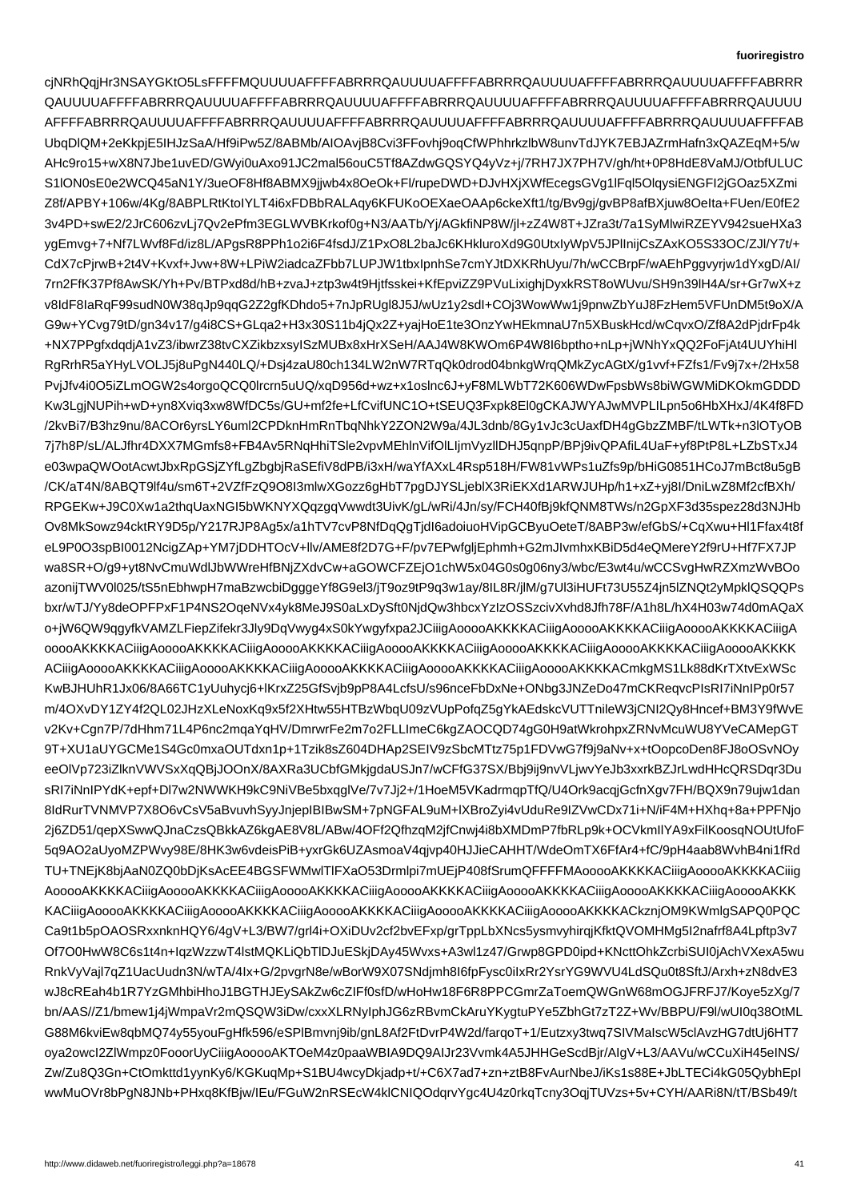cjNRhQqjHr3NSAYGKtO5LsFFFFMQUUUUAFFFFABRRRQAUUUUAFFFFABRRRQAUUUUAFFFFABRRRQAUUUUAFFFFABRRR
QAUUUUAFFFFABRRRQAUUUUAFFFFABRRRQAUUUUAFFFFABRRRQAUUUUAFFFFABRRRQAUUUUAFFFFABRRRQAUUUU
AFFFFABRRRQAUUUUAFFFFABRRRQAUUUUAFFFFABRRRQAUUUUAFFFFABRRRQAUUUUAFFFFABRRRQAUUUUAFFFFAB
UbqDlQM+2eKkpjE5IHJzSaA/Hf9iPw5Z/8ABMb/AIOAvjB8Cvi3FFovhj9oqCfWPhhrkzlbW8unvTdJYK7EBJAZrmHafn3xQAZEqM+5/w
AHc9ro15+wX8N7Jbe1uvED/GWyi0uAxo91JC2mal56ouC5Tf8AZdwGQSYQ4yVz+j/7RH7JX7PH7V/gh/ht+0P8HdE8VaMJ/OtbfULUC
S1lON0sE0e2WCQ45aN1Y/3ueOF8Hf8ABMX9jjwb4x8OeOk+Fl/rupeDWD+DJvHXjXWfEcegsGVg1lFql5OlqysiENGFI2jGOaz5XZmi
Z8f/APBY+106w/4Kg/8ABAPLRtKtoIYLT4i6kFDBbRALAqy6KFUKoOEXaeOAAp6ckeXft1/tg/Bv9gj/gvBP8afBXjuw8OeIta+FUen/E0fE2
3v4PD+swE2/2JrC606zvLj7Qv2ePfm3EGLWVBKrkof0g+N3/AATb/Yj/AGkfiNP8W/jl+zZ4W8T+JZra3t/7a1SyMlwiRZEYV942sueHXa3
ygEmvg+7+Nf7LWvf8Fd/iz8L/APgsR8PPh1o2i6F4fsdJ/Z1PxO8L2baJc6KHkluroXd9QUtxIyWpV5JPlInijCsZAxKO5S33OC/ZJl/Y7t/+
CdX7cPjrwB+2t4V+Kvxf+Jvw+8W+LPiW2iadcaZFbb7LUPJW1tbxIpnhSe7cmYJtDXKRhUyu/7h/wCCBrpF/wAEhPggvyrjw1dYgxD/AI/
7rn2FfK37Pf8AwSK/Yh+Pv/BTPxd8d/hB+zvaJ+ztp3w4t9Hjtfsskei+KfEpviZZ9PVuLixighjDyxkRST8oWUvu/SH9n39lH4A/sr+Gr7wX+z
v8IdF8IaRqF99sudN0W38qJp9qqG2Z2gfKDhdo5+7nJpRUgl8J5J/wUz1y2sdl+COj3WowWw1j9pnwZDbYuJ8FzHem5VFUnDM5t9oX/A
G9w+YCvg79tD/gn34v17/g4i8CS+GLqa2+H3x30S11b4jQx2Z+yajHoE1te3OnzYwHEkmnaU7n5XBuskHcd/wCqvxO/Zf8A2dPjdrFp4k
+NX7PPgfxqdqjA1vZ3/ibwrZ38tvCZXZikbzxysISzMUBx8xHrXSeH/AAJ4W8KWOm6P4W8I6bptho+nLp+jWNhYxYXQ2FoFjAt4UUYhiHl
RgRrhR5aYHyLVOLJ5j8uPgN440LQ/+Dsj4Ea0U80h134LXWb7RTqQk0drod134LW2nW6vRrqQkQMkZycAGtX+g1vvf+FZfs1+Fv9j7x+/2Hx58
PvjJfv4i0O5fZLmOGW2s4orgoCQ0lrcrn5uUQ/xqD956d+wz+x1oslnc1YxxH+m+xfoEB/n9uHM+xYPKm6eY6Mz0KBFLTXnP3/Z+f/L2bqw4z
Kw3LgjNUPih+wD+yn8Xviq3xw8WfDC5s/GU/+mf2eLfCvifUNC1O+tSEUQ3Fxpk8Eh0gCKAJWYAJwMVPLILpn5o6HbXHxJ/4K4f8FD
/2kvBi7/B3hz9nu/8ACOr6yrsLY6uml2CPDknHmRnTbqNhkY2ZON2W9a/4JL3dnb/8Gy1vJc3cUaxfDH4gGbzZMBF/tLWTk+n3lOTyOB
7j7h8P/sL/ALJfhr4DXX7MGmfs8FB4Av5RNqHhiTSle2vpvMEhlnVifOILIjmVyzlDHJ5qnpP/BPj/BPQPAfiL4UaF+yf8PtPtP8P/LZbSTxJ4
e03wpaQWOotAcwtJbxRpGSjZYfLgZbgbjRaSEfiV8dPB/i3xH/waYfXAXxL4Rsp518H/FW81vWPs1vWFs9ysPfbHiG0851HCoJ7mBct8u5gB
/CK/aT4N/8ABQT9lf4u/sm6T+2VZFzQ9O8I3mlwXGozz6gHbT7pgDJYSLjeblX3RiEKXd1ARWJUHp/h1+xZ+yj8l/DniLwZ8Mf2cfBXh/
RPGEKw+J9C0Xw1a2thqUaxNGI5bWKNYNXS8eInLz6Wf5WJNxUe8kLtq/QyH6B3iDnH1FEqhPDUfeW/LbfQqVG/9qE3/wr/bgrUhC5oXh+T
OvwcMSy+LQp+7wGpPo+KMT7Dqmx9hhHV1C95TQZcaaYEr4lwMhJ+XZoY2uMJf4ha72q4ohZx4nPP5Hn9wa1WoDkgvhRIWmR1GEdu8vq4
gb/iIdfA9Ewh3pz7+gm6vWrgRaFUD1YVpe/hohOSoUI0vFC09xDUrrh2xD7UqKwRPAJnHBiUJ37cdKEc4V8tWxzWFmrl4N+Ei+dgwpgGG1
pxVT6VI2R7YQgmrjeZ4cjlP54Hxzj1L2lUHO+LgagkjGvFEwdSf7Vu2d+OJ1x05yUuadkeQrzVsbT3Ln9Bwf8Z1YVh5ZgJLqcWK1/7ZaVm0n
8m5I+aE0pmYyYc5fQW3hXfQDZUAe7BtFnwXuQF5tGy6ifc1Hju6mbnHlYPmcvQRGo/AKSHsMRtUVmBlEXm0cKsR/SbOCZa5SfLIj2nlUfh1T4
fYXChUUTKO0R0QsaxCxFeENWNBl4P8bq14QyiolMy0fSB5X3bTdRJo0YDY3ZmiZMG8ZuUb2KwdqoPWcUsb9AYKQtbVRYQFOSvrTwhVlbSwkTs
XwifvbE+JMxrTXmw81ZQaVHAWsngWHFDYpu4V7oPt0A8J4aRJWVuzz4M9dKIn5mzvyJ+LLjTN0xzrGx9snGS+2NSOZwF2XgIKRqqt9+RVNM
TmQ9HHEZnGsJlN0xiALWvPfrS1o3EzSBpFaVvjDvrjaKsOJlYKD5pBsHnpzQuF+C0NGgPs/EkeiKmBqsivcq1cX8KAjFqyp5qHIFaPCJbl3s
t5tFRdPHqutZAqhSZBkUnmfRIIrcEm6QCAZtqpzaQQjI+wWXVgRwKy2YiNXgRKaLNmYSx1ng33INmZJZsXaZUkovmMWT+J/DUHT/PVYzG+HNE
QxhDEoLYHuFWYDkiwkGBjDJA1mO2k70z+tKR0Oz4VngnRPvz91Vw3mPnnJV/g9V/mvCZiQm+P3V5TX+YtNNWlPbNPsNdFaACTwqPHZkzRyMx0z5
vZ9YpQD6Y+AaDMzqxhDQpKMXF42uTNeIEk+cQFT0Kq2u9hhWuFaIPHXvyMlk5TFNFJl6krgTafNeQIu1ouAOSEtcuO+K+m8BI/oDXr2k2+ye5O4S
sv9Cvtxuhl2r2CyiKs2HFOx+Qnd5oVLAIJfpKaPd5e9gJmsJm/1Ohe6oXN8RJfdwYPMs6jlT4Q6rZN3MQm4P/pOOmxPfP1vDHBAW8gl0rRUdW
vsbtpQMA0LYfrHG0VCFHFNwqoOW2KwLljyFHaXeW3l/WfBYh/IRUjtP2fvWvBpQr0kWk4GgFTxZ1RbQvDxkwtJR9xhaZu2flJ+yFkWeBppwm9aj
qOWmSbXhXlGdmCm+w+15dPp+1Wd2qP0iwsX/yRL8wU6Acu5bhR5+YUBdQAMhx3fIVatVpd4/NQ+b0TNOV1WFzdiKhZzmLNxoHcbqEY4qnRPq
S6Ue2GxSEmmAGVF7O4Pq+zaUdh9xoiOXXt0nJf7edi2FSG+w+0gs7HHbAAa/OrUoTdohHwX+yoRd8zfH5R2BGfhl6DxXI6hYY1FRFJkdAaEg
4cUyO1KG9o8YxPTYIDo6iqsJa9Z8Mo5D/e6XfS8LX2rv18GL8ZbYOtwTSd0MUA6QmrmTsBfdJgXwjxOt1HPgvpEgHjUttvBGqLXXpr8PYvFf0
GlvD8TCzk9WFj+AKtyHvGvg7xgWw+CT6GzimMD4eQcnKjyeFjtSrL3HJrXxH9ffgkPEcxudUtYRGLHT5NHtmU1oXY9JQCOH86GQ4Qgp7A/b
qhO5HRQIjOW6+Cju2WPZAdsUyhYZ4+n5d3Ge0ODA0i8Th+SXvGzH/uDVDlfh2q2mz00Tw/fyVb5OA4ffppk3pXzB/pbd5+U7rh+MYUKc+Wbc
z4+Oi9UeqeGw4j4MQ/pzlMaqIYDsjGIRZqIoiQOq/eykW3kqdbSLZqGhJNqR/w54NnanfsudWxN2qL5MA6mPYVi3A/F5aqiGa/iqHJ1wU0uDpG
CC1XtIYTaexA8a4/NtOy06PKTKWA/yZFovoyZvmgOTMiVTPLoEx8xKBKCgbnrQAuXy7P8u4ViXGBQe/w+RrxLddsTF/8XhxG+9Fj6GShYZ
yS1YPSRJs1Yr8LyTVjbKZR3/MOKxgU1wmO5/LKe9qdeavxt/9u09eckbdVGQm8Zbhi+1jU/L/jzNatHcE+C9FCNIWNQq/tphAs4V/xpNyvmIvlU
k+i0OzKU6Zm56aYXx1dGA/DLCgnfDzaPK+yBXcW+uYrwpDXMQSMb5Cth4GYRDQJtgYcLYW0CkPvqXUkQqQwJlSSjrhEXsFWs/kWeDl3mGY
7u/9wGP59XSNaqC3xY2/z/l7fKPDYFx3yRrenI/fj3iAKnjvCsqgYqunRHpDYC4IrnN5ccVxTrFPB2QGx6XkgJZeWxmHtnczdTRFFGFrGUWA/HAzhW
OKWpE7mOT+UNI2Z/ZJXeVk54OmQC8HajUcv4U2Mrk7hb5K6j/89P4ocBpGvzhJubbyzqKIZxtF3F8w9hqfPJaO7J9CSqyo/6s0l/O4yO+c4s5G3X
3ezUUJj1ShxtF/AKKKAM9mlzJcuoaaeNfahllbuDp9wlT6sbZeCxZr6xdtqUH/Ebe/cfiyuF8qLnWGHsfsrBrDzYGP9Y4EU7dvmeYpBBH2dP5E
2fMUzL7+c0QZ/9RKXd3+HbV7vaW3HgkrYtsGdY2HtfcpZ2rjaHbS1k7QX/RIp7QH3XqnaHS9aHKGNX5dSxYb+UD/nanNDrXt2Z47WHdk7iE
a+Fu/AACpr2mtecwAPMZf4f+/lYOn1b71N2cKhZoLexF61l5dhPOzR5kjzW/kYn4vWk1TzfJCbXKWzx0FzQqCnnCBY/3cAzqBMPV+lxfd48RRC
d9ZVa/11Pjje2CwKa6/89O7qTZzxP6deY/fg1ejqZ41TJpcTwUTt6rf32CdqQmX3fbfxl6yzfVubNf/EtyFPhMYvx3nZq6x4PfSjZ/5Ap5Ttnyd/6d
fuXwiPHc3ewn3AhDPHjAhsrB4Tw3E0cPjP++PA5KtGe/AAX5wN5uXxWD3X4qJxv+0V0TUzvLXe3iNuE7CZb1YP0l3jrPz5jRZ45/WU8EW/xN5K

o+NYz6mNXY4KRkrCFx7GGR+v6TSVMhf2/tVtn/AG7kI8F+bUp6drqHd8qVy3EH3fwfgwDSAFAKr28/Yn4RYmMyJ/0OAWOqGUf76I8H/SiPYmvt
eaz/0hs2JOukGH1T5ItnkMP/qPcqNhkc7qNw/AXR4QV6jA/4Z0eQxRbNqIA4KGtKwJ6A6A6fxDiz+JYmsF/RlE/QwAkb/UxP6Pl/EAJcexU6Cd
NvGp7G5Ffy8H2+9+5Aq/uH/sPR30hgcbfNXvLAe72cvjV0jVqrjUl0gGY4xF0BqGxZL5AGCmMlyQ7vnxkNRWBE3Kg2ZJhqUBhMXMvLQHQcQb4
9X+XhbO3o3j1y/XHZDrMTPWmcHD8HcL4rvQ8ebRvNaWFPr+j9YMg8pNA3WqeM/PGkQvM2iYTUSCyk9bN/KjlD5cR/bu1pBHoT0vnSS/J/rCf
dB5eqDsFOX/rVqhmFW5+1BvaejAvwJfOhTzGr3pmydKH7VbuJaX6gPU/7aBlsmCs6hUbfaN04e6iH5Gfy9n4r88ijpSeDkaMxX5pWW0UF8WGo1
EV3ZxpF3GG1gsMWDpQr+MFOD4GafxxbLWN5BsOCYRuPZKttHUzHbX3PZxY53W+cRBiF4t6NLEbvPNO1M6LbLNxZC/yi3ltiMqoiPnLV1JQlH
KVrz2Twj+sGAA6fX9QEp/8HE6LK6ghrxx2o6DS4Ryc7vaqP+bXSztjhMjg+F1rkvHIJnmcpGkv/8Ld5c9dyD3N+GBH0xCHLvSSfKOxpsHQ+2K/R
o8KuTUF/vmuBPYY5ULqBwHEW4AikqSdOYV+D1UtBL9mN7IsDaB/e2hrbx+d97J4uKXoqJOSd+dBz6M2LjCWsk/sRtv2UqcTtyTmOHNT5Oi8nSLU
0JvGr5XcNuzrAN4+G6wdzzMYjoUFHgSr7XYBVGHpNuX5kC3aW/H9WzdnMN+SFgd0N0h0MKOvaaBr4J/JpC6lg04rQLpk1U8Hs3+VQkMpHWmT
bSk3xpDWnOy3V8l1ApEx33QUjmCiFgi6ldG/+UKdNPXWQk+3bZMwT6JYnZ3uQj1xMUoOMtWj/e5Tzk/z8LEtuHRXpWZ2qWRmzhm2Y5aOtFhZ
hhsnjLJ7XyTHeq59uE5cTCSBK89mXDyJGZ8Tw2ui8AC7kDp/SamHsFzRm+rx+ffOExf+TMp2G/pY+Ch9kE+rPyU6t7x3o+l6UlbByJeh7LzX6
8qfcnWxmyh5aebq4QZHW6f5T3aZkgRvKdYf3K3oXrQ1TjdPFQsFVZhMHcgRfd+/ih2vfq2uf6ogCSxjg2ssH/KsynKiGsMQvRVHAs2YL5vyDuFJ
AUJ7c0M1JmzO29dfR1vmpWDpHz6+5f/zFs7gaY8fuLHr1Nd5JO4O5+I5pMaamqQ8wkdDWB2sGNbCGHxKM5ZWkstmCCQVOc/GYGYB1nk5v
PQ3qhU0m2vh0aNJaHgY0Ok6D8Jb5TsUGtmXHBRM4ySUoUbydvXOS4oRnaSRFUD+4gKD2QA7Xka4Y8JhNoiJSMbAK0oCozPrDS+YN5l4x
CkBYxJ8Vv/5Pav0T/ufs0Fsj2GlvepM+YWdsyJSdsR6O5ntiZQ2pZLJZ5Fj+PXkPdRk9czjDqrt6Ogm6ZqPvaJUhdjNS+1uiCzQ6ZyuZ/mB4SPB8J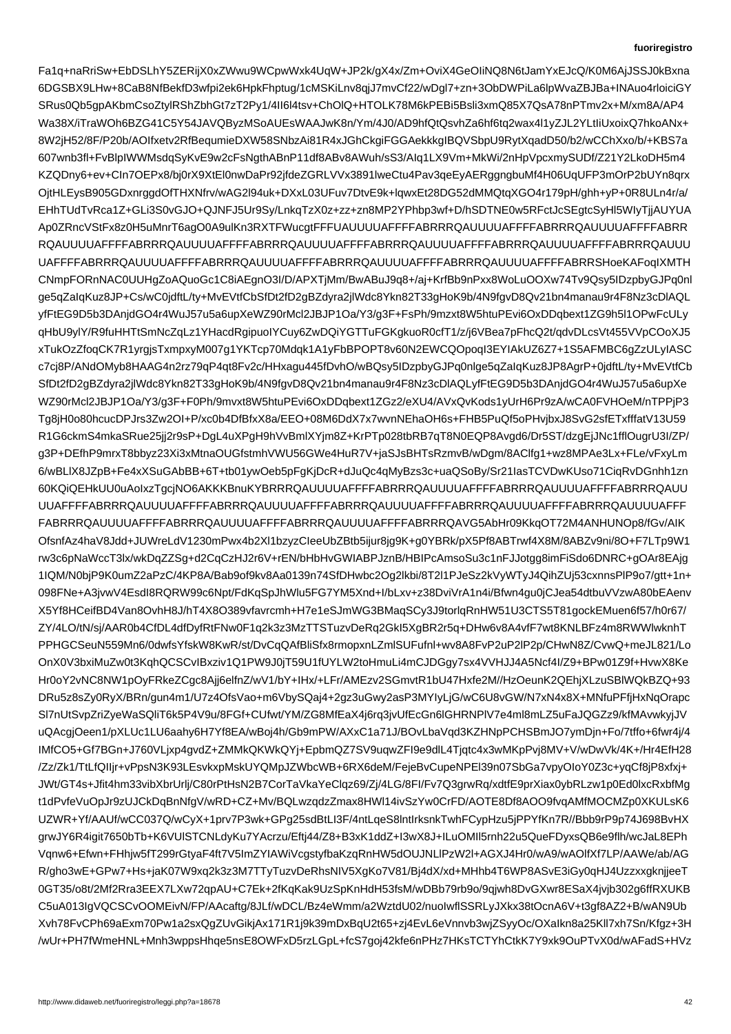Fa1q+naRriSw+EbDSLhY5ZERijX0xZWwu9WCpwWxk4UqW+JP2k/gX4x/Zm+OviX4GeOIiNQ8N6tJamYxEJcQ/K0M6AjJSSJ0kBxna6DGSBX9LHw+8CaB8NfBekfD3wfpi2ek6HpkFhptug/1cMSKiLnv8qjJ7mvCf22/wDgl7+zn+3ObDWPiLa6lpWvaZBJBa+INAuo4rloiciGYSRus0Qb5gpAKbmCsoZtylRShZbhGt7zT2Py1/4II6l4tsv+ChOlQ+HTOLK78M6kPEBi5Bsli3xmQ85X7QsA78nPTmv2x+M/xm8A/AP4Wa38X/iTraWOh6BZG41C5Y54JAVQByzMSoAUEsWAAJwK8n/Ym/4J0/AD9hfQtQsvhZa6hf6tq2wax4l1yZJL2YLtIiUxoixQ7hkoANx+8W2jH52/8F/P20bequmieDXW58SNbzAi81R4xJGhCkgiFGGAekkkgIBQVSbpU9RytXqadD50/b2/wCChXxo/b+KBS7a607wnb3fl+FvBlpIWWMsdqSyKvE9w2cFsNgthABnP11di8ABv8AWuh/sS3/AIq1LX9Vm+MkWi/2nHpVpcxmySUDf/Z21Y2LkoDH5m4KZQDny6+ev+CIn7OEPx8/bj0rX9XtEl0nwDaPr92jfdeZGRLVVx3891lweCtu4Pav3qeEyAERggngbuMf4H06UqUFP3mOrP2bUYn8qrxOjtHLEysB905GDxnrggdOfTHXNfrv/wAG2l94uk+DXxL03UFuv7DtvE9k+lqwxEt28DG52dMMQtqXGO4r179pH/ghh+yP+0R8ULn4r/a/  
EHhTUdTvRca1Z+GLi3S0vGJO+QJNFJ5Ur9Sy/LnkqTzX0z+zz+zn8MP2YPhbp3wf+D/hSDTNE0w5RFctJcSEgtcSyHl5WIyTjjAUYUA  
Ap0ZRncVStFx8z0H5uMnrT6agO0A9ulKn3RXTFWucgtFFFUAUUUUAFFFFABRRRQAUUUUAFFFFABRRRQAUUUUAFFFFABRR  
RQAUUUUAFFFFABRRRQAUUUUAFFFFABRRRQAUUUUAFFFFABRRRQAUUUUAFFFFABRRRQAUUUUAFFFFABRRRQAUUU  
UAFFFFABRRRQAUUUUAFFFFABRRRQAUUUUAFFFFABRRRQAUUUUAFFFFABRRRQAUUUUAFFFFABRRSHoeKAFoqIXMTH  
CNmpFORnNAC0UUHgZoAQuoGc1C8iAEgnO3I/D/APXTjMm/BwABuJ9q8+/aj+KrfBb9nPxx8WoLuOOXw74Tv9Qsy5IDzpbyGJPq0nl  
ge5qZaIqKuz8JP+Cs/wC0jdftL/ty+MvEVtfCbSfDt2fD2gBZdyra2jlWdc8Ykn82T33gHoK9b/4N9fgvD8Qv21bn4manau9r4F8Nz3cDlAQL  
yfFtEG9D5b3DAnjdGO4r4WuJ57u5a6upXeWZ90rMcl2JBJP1Oa/Y3/g3F+FsPh/9mzxt8W5htuPEvi6OxDDqbext1ZG9h5l1OPwFcULy  
qHbU9ylY/R9fuHHTtSmNcZqLz1YHacdRgipuoIYCuy6ZwDQiYGTTuFGKgkuoR0cfT1/z/j6VBea7FhcQ2t/qdvDLcsVt455VVpCOoXJ5  
xTukOzZfoqCK7R1yrgjsTxmpxyM007g1YKTcp70Mdqk1A1yFbBPOPT8v60N2EWCQOpoqI3EYIAkUZ6Z7+1S5AFMBC6gZzULyIASC  
c7cj8P/ANdOMyb8HAAG4n2rz79qP4qt8Fv2c/HHxagu445DvhO/wBQsy5IDzpbyGJPq0nlge5qZaIqKuz8JP8AgrP+0jdftL/ty+MvEVtfCb  
SfDt2fD2gBZdyra2jlWdc8Ykn82T33gHoK9b/4N9fgvD8Qv21bn4manau9r4F8Nz3cDlAQLyfFtEG9D5b3DAnjdGO4r4WuJ57u5a6upXe  
WZ90rMcl2JBJP1Oa/Y3/g3F+F0Ph/9mvxt8W5htuPEvi6OxDDqbext1ZGz2/eXU4/AVxQvKods1yUrH6Pr9zA/wCA0FVHOeM/nTPPjP3  
Tg8jH0o80hcucDPJrs3Zw2OI+P/xc0b4DfBfxX8a/EEO+08M6DdX7x7wvnNEhaOH6s+FHB5PuQf5oPHvjbxJ8SvG2sfEtXffftV13U59  
R1G6ckmS4mkaSRue25jj2r9sP+DgL4uXPgH9hVvBmlXYm8zKrPTPo028tbRB7qT8N0EQP8Avgd6/Dr5SST/dzgEjJNc1fflOugrU3I/ZP/  
g3P+DEfhP9mrxT8Bbbyz23Xi3xMtnaOUGfstmhVWU56GWe4HuR7V+/jaSJsBHTsRzmvBm/wDgm/8ACIfg1+wz8MPAe3Lx+FLe/vFxyLm  
6/wBLlX8JZpB+Fe4xXSuGAbBB+6T+tb01ywOeb5pFgKjDcR+dJuQc4qRvDGnhn1zn  
60KQiQEHkUU0uAoIxJgcjNO6AKKKBnuKYBRRRQAUUUUAFFFFABRRRQAUUUUAFFFFABRRRQAUUUUAFFFFABRRRQAUU  
UUAFFFFABRRRQAUUUUAFFFFABRRRQAUUUUAFFFFABRRRQAUUUUAFFFFABRRRQAUUUUAFFFFABRRRQAUUUUAFFF  
FABRRRQAUUUUAFFFFABRRRQAUUUUAFFFFABRRRQAUUUUAFFFFABRRRQAVG5AbHr09KkqOT72M4ANHUNOp8/fGv/AIK  
OfsnfAz4haV8Jdd+JUWreLdV1230mPwx4b2Xl1bzyzCIeeUbZBtb5ijur8jg9K+g0YBRk/pX5Pf8ABTrwf4X8M/8ABZv9ni/8O+F7LTp9W1  
rw3c6pNaWccT3lx/wkDqZZSg+d2CqCzHJ2r6v+rEN/bHbHvGWIABPJznB/HBIPcAmsoSu3c1nFJJotgg8imFiSdo6DNRC+gOAr8EAjg  
1lQM/N0bjP9K0umZ2aPzC/4KP8A/Bab9of9kv8Aa0139n74n8SfDHwbc2Og2lkbi/8T2l1PJeSz2kVyWTyJ4QihZUj53cxnnsPlP9o7/gtt+1n+  
098FNe+A3jvwV4EsdI8RQRW99c6Npt/FdKqSpJhWlu5FG7YM5Xnd+I/bLxv+z38DviVrA1n4i/Bfwn4gu0jCJea54dtbuVVVVzwMyTyJ4  
XsnzvoMdEdpQxqW6ZDLZnbdBkmInksIh4GlKvZt/PA2w8OnmIfoWBQcqG9g3/G1gFgPR3tk8+SJ9yaXKzhIgRlnIKvPRkf8ev/OIJ1K+  
X5Yf8HCeifBD4Van8OvhH8J/hT4X8O389vfavrcmh+H7e1eSJmWG3BMaqSCy3J9torlqRnHW51U3CTS5T81gockEMuen6f657/h0r67/  
ZY/4LO/tN/sj/AAR0b4CfDfRtFNw0bk4CfDL4ddfyRtFNw0f1q2k3z3MzTTSTuzvDeRq2GkI5XgBR2r5q/DHw6v8A4vfF7wt8KNLBFz4m8RWW  
lwknhT  
PPHGCSeuN559Mn6/0dwfsYfskW8KwR/st/DvCqQAfBliSfx8rmopxnUZmlSUFUfnl+wv8A8FvP2uP2lP2lP2/CHwN8Z/CvwQ/  
meJL821Lo  
OnX0V3bxiMuZw0t3KqhQCSCvlBxziv1Q1PW9J0jT59U1fUYLW2toHmuLi4mCJDGgy7sx4VVHJJ4A5Ncf4l/Z9+BPw01Z9f+HvwX8Ke  
Hr0oY2vNC8NW1pOyFRkeZCgc8Ajj6elfnZ/wV1/bY/+IHx/LFr/AMEzv2SGmvtR8i1bU47Hxfe2M//HzOeunK2QEhjXLzuSBlWQkBZQ+93  
DRu5z8sZy0RyX/BRn/gun4m1/U7z4OfsVao+m6VbySqaj4+2gz3uGwy2asP2MYIyLjG/wC6U8vGW/7NxN4x8X+MNfuPFfjHxNqorapc  
Sl7nUtSvpZriZyeWaSQliT6k5P4V9u/8FGf+CUfwt/YM/ZG8MfEaX4x6/q6rq3jvUfEcGn6lGRHRNPlV7e4ml8mLZ5uFaJQGZz9/kfMAvwkyjV  
uQAcgjOeen1/pXLUc1LU6aahy6H7Yf8EA/wBoj4h/Gb9mmPW/AXxC1a71J/BOvLbaVqd3KZHNpPCHSBmJO7ymDjn+Fo/7tffo+6fwr4j/4  
IMfCO5+Gf7BGn+J760VLjxp4gvdZ+ZMMkQKWkQy/Yj+EpbmQZ07SV9uqwZFI9e9dlL4Tjqa4cx3wMKpPvj8MV+/V/wDwVk/4K/+Hr4EfH28  
/Zz/Zk1/TtLfQIIjr+vPpsN3K93LsvwkxpMskUYQMpJZWbcWB+6RX6deMeM/FejeBvCupeNEPElI39nPwx7NpUjKzYsZVAhKsvlJvyDqy/B  
JWt/GT4s+Jfit4hm33vibHsrUrlJj/C80rPtHsN2B7CorTaVkclqYbRLzw1p1ZEd0lxcBXiax0ybRLzw1p1p0Ed0lxcRxbfMg  
t1dPvfeVuOpJr9zUJCkDqBnNfgV/wRD+CZ+Mv/BQLwzqdzZmax8HWl14ivSzYw0CrFD/AOTE8Df8AOO9fvqAMfMOCMZp0XKULsK6  
UZWR+Yf/AAUf/wCC037Q/wCyX+1prv7P3wk+GPm25sdBtLI3F/4ntLqeSlrktrsknsTwhFCypHzu5jPPYfKn7R//Bbb9rP9p9p74J698BvHX  
grwJY6R4igit7650bTb+K6VUlSTCtLb3FmcKrm7n/ll9p9uw65b2WrvxSKuz3/n/Fp3bA/H+h+fOVh+BvPBfdpMahnVQHuRP8UV1SFyZTjL  
Vqnw6+Efwn+FHhjw5fz5fTiYaFLpoqV/yO+m4uaVsbn23tr6/RB8LanalrohUl9DkDtzPoDdaNW88ueBg6BESbu8RcM+nDpi4bbelghNG  
ImFqCpoYXSiWDmYaPm2jL3JAfVJ/Cin+W+gkLCL1Wb5SOBt8gwSq1jfKMfi3d7KmlUtuz+qpq/JPJ7zG5C6iOHNn3ifMwFKFPvrOOryH  
R/gho3wE+GPw7+Hs+jaK0T7W9xq2k3z3M7TTyTuzvDeRhsNIV5XgKo7j/Bj4dX/xd+MHhb4T6WP8ASvE3iGy0qHJ4UzzxxxgknjjqeeT  
0GT35/o8t/2Mf2Rra3EEX7Lxw72TLXw72qpAU+C7Ek+2fKqKak9UzSpKnHdH53fsM/wDBb79rb9pv9pX4c/C/4TeEIa7m03J6GXtNWJYIzDyqpdJCAeGKYUOtvsJRvJqw8l8yj+dvOgn3u/ZOsn0Z1k+hMyTK8jy6K5J8bLEmnOnbyT5Ttopq/0gJDERLGrgDHiYM5eX0+Vz4b/8Wn23yDUuF7X1X+/6u7lQIqmMcAFjFUiDMHg/aR95kkDHjuEhFtJD+OCtVf0dJsBEHmeYIaujUzz8Iu/2dfhXlXxJQ1zeGbRM0U/xKWOvC1XxEEOUbS+3ZQfJeOjPlEq+nB9nrjnuS9NtxHnwtDHb7mwjFH1pzKeozaNl7dV  
/wUr+PH7fWmeHNL+Mnh3wppsHhqe5snsE4OWFxD5rzLGpB+fcS3kDw75wUSfKXBWS8SKJnSvsUOvA/OXakaR6Kl7xh7Sn/Kfgz+3Hf  
/wUr+PH7fWmeHNL+Mnh3wppsHhqe5nsE8OWFxD5rzLGpL+fcS7goj42kfe6nPHz7HKsTCTYhCtkK7Y9xk9OuPTvX0d/wAFadS+HVz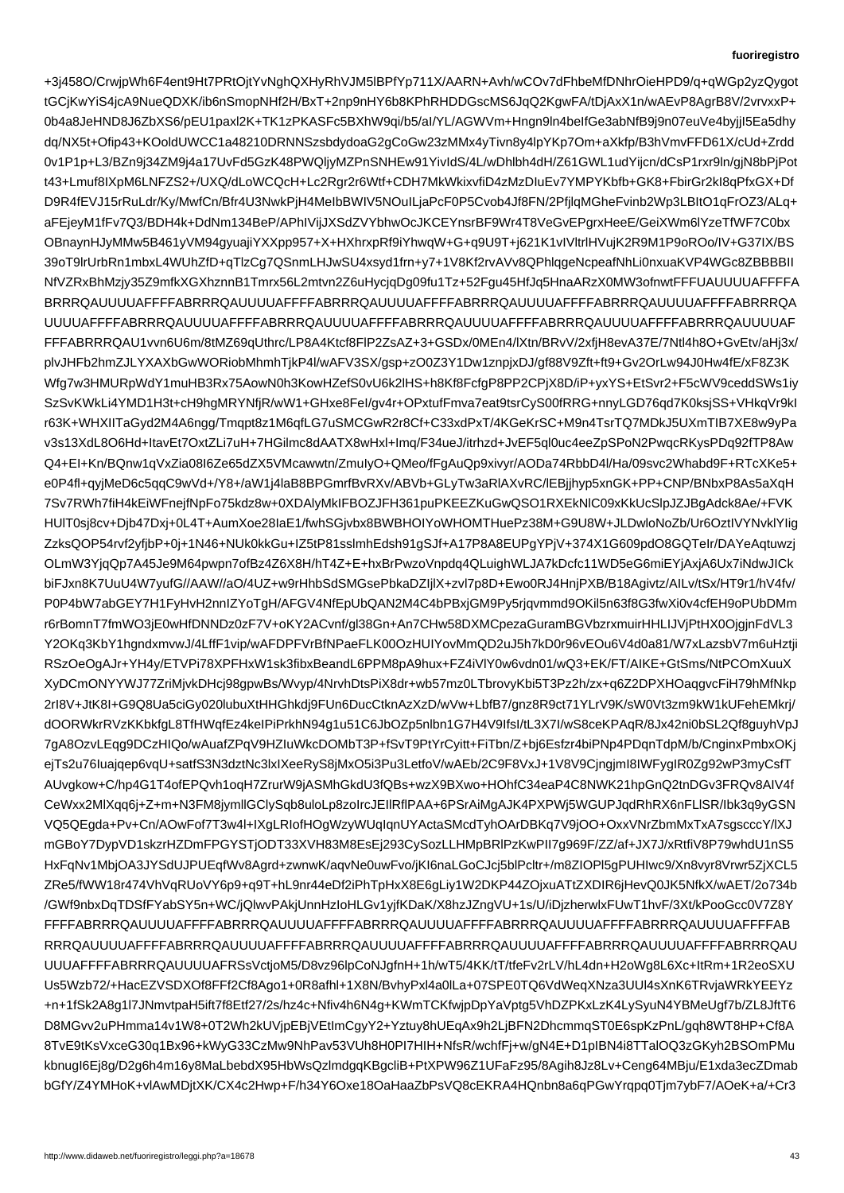+3j458O/CrwjpWh6F4ent9Ht7PRtOjtYvNghQXHyRhVJM5lBPfYp711X/AARN+Avh/wCOv7dFhbeMfDNhrOieHPD9/q+qWGp2yzQygot
tGCjKwYiS4jcA9NueQDXK/ib6nSmopNHf2H/BxT+2np9nHY6b8RPhRHDDGscMS6JqQ2KgwFA/tDjAxX1n/wAEvP8AgrB8V/2vrvxxP+
0b4a8JeHND8J6ZbXS6/pEU1paxl2K+TK1zPKASFc5BXhW9qi/b5/aI/YL/AGWVm+Hngn9ln4beIfGe3abNfB9j9n07euVe4byjjjI5Ea5dhy
dq/NX5t+Ofip43+KOoldUWCC1a48210DRNNSzsbdydoaG2gCoGw23zMMx4yTivn8y4lpYKp7Om+aXkfp/B3hVmvFFD61X/cUd+Zrdd
0v1P1p+L3/BZn9j34ZM9j4a17UvFd3VxIMZPnSNHEw91YivldS/4L/wDhlbh4dH/Z61GWL1udYijcn/dCsP1rxr9ln/gjN8bPjPot
t43+Lmuf8lXpM6LNFZS2+/UXQ/dLoWCQcH+Lc2Rgr2r6Wtf+CDH7MkWkixvfiD4zMzDIuEv7YMPYKbfb+GK8+FbirGr2kI8qPfxGX+Df
D9R4fEVJ15rRuLdr/Ky/MwfCn/Bfr4U3NwkPjH4MeIbBWIV5OuILjaPcF0P5Cvob4Jf8FN/2PfjlqMGheFvinb2Wp3LBItO1qFrOZ3/ALq+
aFEjeyM1fFv7Q3/BDH4k+DdNm134BeP/APhIVijJXSdZVYbhwOcJKCEYnsrBF9Wr4T8VeGvEPgrxHeeE/GeiXWm6lYzeTfWF7C0bx
OBnaynHJyMMw5B461yVM94gyuajiYXXpp957+X+HXhxrpRf9iYhwqW+G+q9U9T+j621K1vIVltrlHVujK2R9M1P9oROo/IV+G37lX/BS
39oT9lrUrbRn1mbxL4WUhZfD+qTlzCg7QSnmLHJwSU4xsyd1frrn+y7+1V8Kf2rvAVv8QPhlqqgeNcpeafNhLi0nxuaKVP4WGc8ZBBBBII
NfVZRxBhMzjy35Z9mfkXGXhznnB1Tmrx56L2mtvn2Z6uHycjqDg09fu1Tz+52Fgu45HfJq5HnaARzX0MW3ofnwtFFFFUAUUUUAFFFFA
BRRRQAUUUUAFFFFABRRRQAUUUUAFFFFABRRRQAUUUUAFFFFABRRRQAUUUUAFFFFABRRRQAUUUUAFFFFABRRRQA
UUUUAFFFFABRRRQAUUUUAFFFFABRRRQAUUUUAFFFFABRRRQAUUUUAFFFFABRRRQAUUUUAFFFFABRRRQAUUUUAF
FFFABRRRQAU1vvn6U6m/8tMZ69qUthrc/LP8A4Ktcf8FlP2ZsAZ+3+GSDx/0MEn4/lXtn/BRvV/2xfjH8evA37E/7Ntl4h8O+GvEtv/aHj3x/
plvJHFb2hmZJLYXAXbGwWORiobMhmhTjkP4l/wAFV3SX/gsp+zO0Z3Y1Dw1znpjxDJ/gf88W5Zft+ft9+Gv2OrLw94J0Hw4fE/xF8Z3K
Wfg7w3HMURpWdY1muHB3Rx75AowN0h3KowHZefS0vU6k2lHS+h8Kf8FcfgP8PP2Pj/X8D/iP+yxYS+EtSvr2+F5cWV59ceddSWs1iy
SzSvKWkLi4YMD1H3t+cH9hgMRYNfjR/wW1+GHxe8FeI/gv4r+OPxtufFmva7eat9tsrCyS00fRRG+nnyLGD76qd7K0ksjSS+VHkqVr9kI
r63K+WHXIITaGyd2M4A6ngg/Tmqpt8z1M6qfLG7uSMCGwR2r8Cf+C33xdPxT/4KGeKrSC+M9n4TsrTQ7MDkJ5UXmTIB7XE8w9yPa
v3s13XdL8O6Hd+ItavEt7OxtZLi7uH+7HGilmc8dAATX8wHxl+Imq/F34ueJ/itrhzd+JvEF5ql0uc4eeZPoN2PwqcRKysPDq92fTP8Aw
Q4+EI+Kn/BQnw1qVxZia08I6Ze65dZCawnEZmuIyO+QMeo/fFgAuQp9xivyr/AODa74RbbD4l/Ha/09svc2Whabd9F+RTcXKe5+
e0P4fI+qyjMeD6c5qqC9wVd+/Y8+/aW1j4laB8BPGmrfBvRXv/ABVb+GLyTw3RAlXvRC/lEBjjhyp5xnGK+PP+CNP/BNbxP8aNSs5aXqH
7Sv7RWh7fiH4KEiWFnejfNpFo75kdzBw+0XDAlyMkIBFOZbqJFH361puPKEEZKuGwQSO1RXEkNlC09xKkUcSlpJZJBgAdck8Ae/+FVK
HUlT0sj8cv+Djb47Dxj+0L4T+AumXoxe28IaE1/fwhSGjvbx8BWBHOIYoWHOMTHuePz38M+G9U8W+JLDwlNloNoZb/Ur6OztIVYNvklYIig
ZzksQOP54rvf2yfjbP+0j+N46+NUK5Gu+ISG5tP81ssImlhEdsh91gSJf+A17P8A8EUPgYPj/wf/t/AIKE+GtSms/NtPCOmXuuuX
XyDCmONYYWJ77ZriMjvkDHcj98gpwBs/Wvyp/4NrvhDtsPiX8dr/WNr+wb57mz0LTbrovyKbiVi5T5z+q6Z2DPXOaqgvcFiH79hMfNkp
2rI8V+JtK8I+G9Q8Ua5ciGy020luK9dubXtHHGhkdj9FUn6DucCtknAzXzD/wVw+LbfB7/gnz8R/nz8R9ct9ZNR/gnz8R9ct71YLrV9K/sW0Vt3zm9kW1kUFehEMkrj/
dOORWkrRVzKfbgL8TfHWqfEz4keIPiPrkhN94g4ahJ4fbxmNt4j4dZ7TTuc6C8JbOZp5nlbn1G7H4V9IfsI/wL3X7I/wS8ceKPAqR/8Jx42ni0bSL2Qf8guyhVpJ
7gA8OzvLEqg9DCzHlQo/wAuafZPqV9HZIuWkcDOMbT3P+fSvT9PtYrYvitt+FiTbn/Z+bj6Esfzr4biPNp4PDqnTdpM/b/CnginxPmbxOKj
ejTs2u76luajqep6vQU+satfS3N3dztNc+3lxIXeeRyS3Mj8OxQ5i3Pu3LetfoV/wAEb/2C9F8VxJ+V1V9CjngjmI8IWFyIgR0Ig92wP3mCystT
AUvgkow+C/hp4G1T4ofIPQvh1oqH7ZrurW9jASMhkGkdU3fQBs+wzX9BXwo+HOhfC34eaP4C8NWK21hpGnGnQ2tnDGv8FRQv8AIV4f
CeWxx2MlXqq6j+Z+m+N3FM8myj+N3FM8jymlIGClySqb8uloLp8zolrcJEIlRflPAA+6PSrAiMgAJK4PXPWj5WGUPJqdRhRX6nFLSR/Ibk3q9yGSN
VQ5QEgda+Pv+Cn/AOwFof7T3ew4l+IXgLIXRIofHOgWzyWUqIqnUYXActaSMRcdTyhOArDBKq7V9jOO+OxxVNrZbmMxTxA7sgscccY/lXJ
mGBoyp7DypDvpVD1skzrHZDmFPGYWSc29z7ZSmucnuWhxBjxHHHLIJVjPtHX0OjgjnFdVL3
Y2OKq3KbY1hgndxmvwJ/LffF1vip/wAFDPFVrBNaeNFk00OzHUIYOMQ2Du5J7k0v6V4d0a81/W7xLazu5LazlvUb7m6uHztji
RSzOeOgAJr+YH4x6/ETPi78JvEvxd1xzwU3/hCdI6shBrcNxkPxBBOS9wmd3vCQMuxJlEpnKMO+ftfCu+YIVqJmoPsumUnmdrwCwnoXF
XyDCmONYYWJ77ZriMjvkDHcj98gp2bvcwaYKbi5T5z+q6z2DPXOaqgvcFiH79hMfNkp2rI8V+JtK8I+G9Q8Ua5ciGy020lubuXtHHGhkdj9FUn6DucCtknAzXzD/wVw+LbfB7/gnz8R/nz8R9ct9ZNR/gnz8R9ct71YLrV9K/sW0Vt3zm9kW1kUFehEMkrj/
dOORWkrRVzKKbkfgL8TfHWqfEz4keIPiPrkhN94g4ahJ4fbxmNt4j4dZ7TTuc6C8JbOZp5nlbn1G7H4V9IfsI/wL3X7I/wS8ceKPAqR/8Jx42ni0bSL2Qf8guyhVpJ
7gA8OzvLEqg9DCzHIQo/wAuafZPqV9HZIuWkcDOMbT3P+fSvT9PtYrYvitt+FiTbn/Z+bj6Esfzr4biPNp4PDqnTdpM/b/CnginxPmbxOKj
ejTs2u76luajqep6vqU+satfS3N3dztNc+3lxIXeeRyS3Mj8OxO5i3Pu3LetfoV/wAEb/2C9F8VxJ+V1V9CjngjmI8IWFyIgR0Ig92wP3mCystT
AUvgkow+C/hp4G1T4ofIPQvh1oqH7ZrurW9jASMhkGkdU3fQBs+wzX9BXwo+HOhfC34eaP4C8NWK21hpGnGnQ2tnDGv8FRQv8AIV4f
CeWxx2MlXqq6j+Z+m+N3FM8myjllGClySqb8uloLp8zolrcJEIlRflPAA+6PSrAiMgAJK4PXPWj5WGUPJqdRhRX6nFLSR/Ibk3q9yGSN
VQ5QEgda+Pv+Cn/AOwFof7T3ew4l+IXgLIXRIofHOgWzyWUqIqnUYXActaSMRcdTyhOArDBKq7V9jOO+OxxVNrZbmMxTxA7sgscccY/lXJ
mGBoY7DypDVD1skzrHZDmFPGYSTjODT33XVH83M8EsEj293CoSyLLHMpBRlPZkOkPII7g969F/7/ZZ/af/wJX7J3Ey7Bw7khtfi9P79whdU1nS5
HxFqNv1MbjOA3YJSdUJPUEqfWv8Agrd+zwnwK/aqvLGGoCJcj5blPclptr+/m8ZlOPIwc9/Xn8vyr8/Wvrwr5ZjXCL5
ZRe5/fWW18r474VVkLa5RzPoVY7PVeuAGEE2y474vXw6p8F9nx4ph4azp/d36QVRqgkebpZbKK0MbxJzSZ+y2pVzjf/Wq+tWgE/iP7TcL
vLcXXgeaZWU5BGLKbQuhDhUHHrgIsPTGBuyYwUxZsyn1h25S8u2zRcXrBxrmXZ0HVMZH6dL3ze+88YLbpF35R4hLG6F6h0FbUeBQdMpjwd
nnsVdtP0AdCm+ToQjIRBZJESxAZgqPIoPsSEEpCBFBMbEddldaScuP2GtQbFfHcWTQYLAyH3HQWiMBjkvfwvbGJDBQUSfd5CVCLCcjsNsNWC
T01QA9/UAJWUpSVUfYTN01JSxtYUIlt+S47vEGP/NPJ/VV9ABCYSGpaDLOQKtNIzovLkRbqZD79vPdRmIjbXvvPFGTTP/1pRd7A8w1gfB/6dN
ObUULEbm4Pd53aX6x1PK5+bQlYLpmZxKHmhLSZKm8vIqcUOuxs76XI5vKmZHmAVcuEM3vT0vG32a7GJbY7c1BJgGIRnq7lFhOMLZMVLJYGq
FFFFABRRRQAUUUUAFFFFABRRRQAUUUUAFFFFABRRRQAUUUUAFFFFABRRRQAUUUUAFFFFAB
RRRQAUUUUAFFFFABRRRQAUUUUAFFFFABRRRQAUUUUAFFFFABRRRQAUUUUAFFFFABRRRQAUUUUAFFFFABRRRQAU
UUUAFFFFABRRRQAUUUUAFRSsVctjoM5/D8vz96lpCoNJgfnH+1h/wT5/4KK/tT/tfeFv2rhL4dn4dw+H2oWg8L6Xc+ItRm+1R2eoSXU
Us5Wzb72/+HacEZVSDXOf8FFf2Cf8Ago1+0R8afhl+1X8N/BvhyPxl4a0lLa+07SPE0TQ6VdWeqXNza3UUl4sXnK6TRvjaWKYEYz
+n+1fSk2A8g1l7JNmvtpaH5ift7f8fEtf27/2s/hz4c/Nfiv4h6N4N6Hq4KWmTTCKfwjpDpVg5VhDZPKxLzK4LsSyuN4YBMeUgf7h/ZL8JftT6
D8MGvv2uPHmma14v1W8+0T2Wh2hUVjpEBjVEtImCgyY2+Yztug8hUEqAx9h2LjBFN2DhcmmqST0E6spGnL/gqh8WT8HP/Cf8A
8TvE9tKsVxceG30q1Bx96+kWyG33CzMw9NhPav53VUh8H0PI7HIH+NfsR/wchfFsPwPI4+NtPS0Hs6/Q8FcmBFxPRpTSVtRZ
kbnugI6Ej8g/D2g6h4m1RNJ0yOQsWGSqZJ2qWIUB5H56ZIQBa2+ezydx2pHyn3EdimnlnvWNHK/w28h4+7yMvZ7Jaurpn3zHNYOP5+Xne0JL+n
bGfY/Z4YMHoK+vlAwMDjtXK/ZX+F/h34v+H34Y6OxTe18OaHaaZbPsVQ8cEKRA4EKRA4HQnbn8a6qPGwYrqpnKqpGrXK/AdmeZTLpwj+A8RrL/MeMa4PNr6xz+Cr3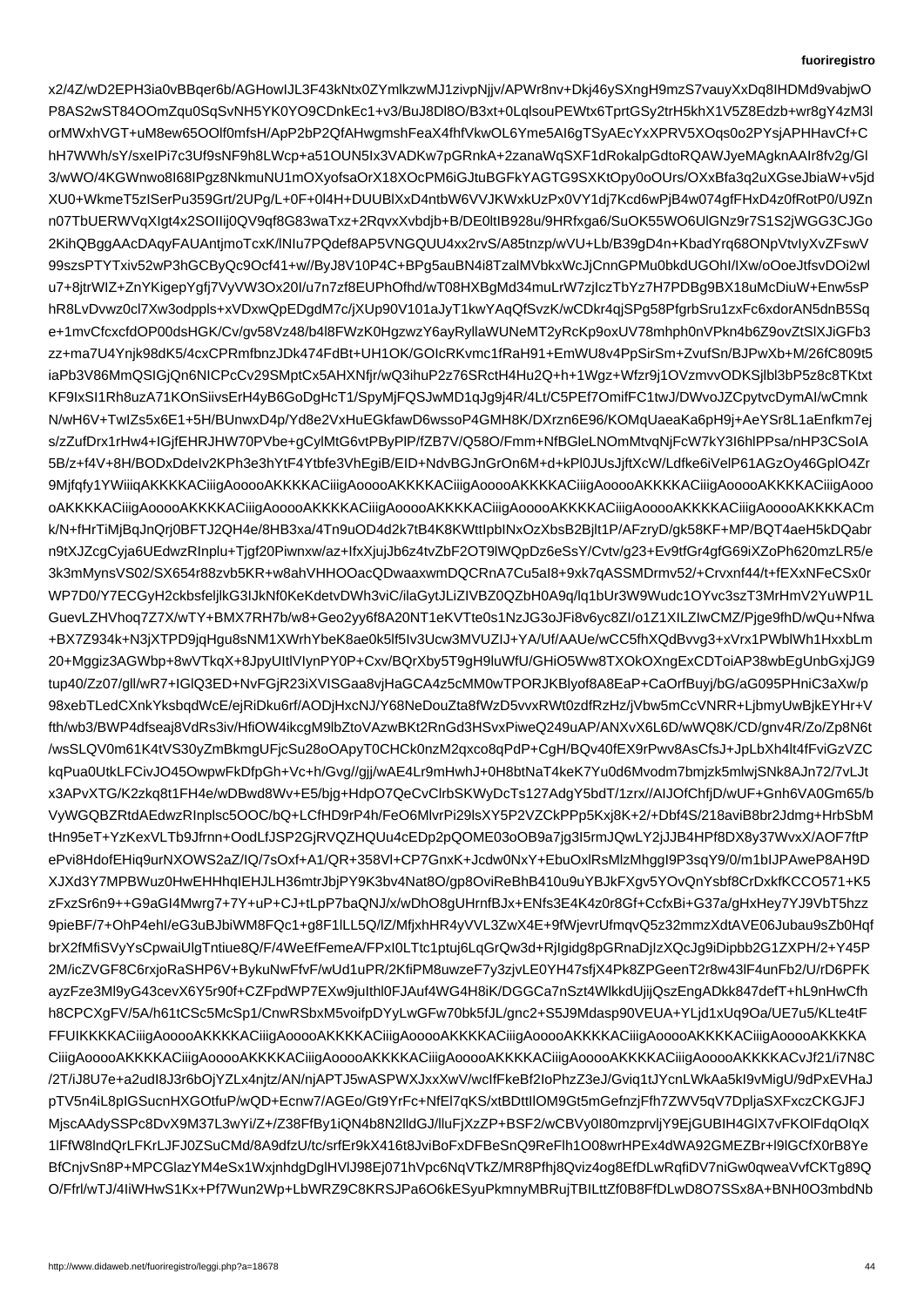x2/4Z/wD2EPH3ia0vBBqer6b/AGHowIJL3F43kNtx0ZYmlkzwMJ1zivpNjjv/APWr8nv+Dkj46ySXngH9mzS7vauyXxDq8IHDMd9vabjwO
P8AS2wST84OOmZqu0SqSvNH5YK0YO9CDnkEc1+v3/BuJ8Dl8O/B3xt+0LqlsouPEWtx6TprtGSy2trH5khX1V5Z8Edzb+wr8gY4zM3l
orMWxhVGT+uM8ew65OOlf0mfsH/ApP2bP2QfAHwgmshFeaX4fhfVkwOL6Yme5AI6gTSyAEcYxXPRV5XOqs0o2PYsjAPHHavCf+C
hH7WWh/sY/sxeIPi7c3Uf9sNF9h8LWcp+a51OUN5Ix3VADKw7pGRnkA+2zanaWqSXF1dRokalpGdtoRQAWJyeMAgknAAIr8fv2g/Gl
3/wWO/4KGWnwo8I68IPgz8NkmuNU1mOXyofsaOrX18XOcPM6GiJtuBGFkYAGTG9SXKtOpy0oOUrs/OXxBfa3q2uXGseJbiaW+v5jd
XU0+WkmeT5zISerPu359Grt/2UPg2/L+0F+0l4H+DUUBlXxdntbW6VVJKWxkUzPx0VY1dj7Kcd6wPpjB4w074gfFHxD4z0fRotP0/U9Zn
n07TbUERWVqXIgt4x2SOIIij0QV9qf8G83waTxz+2RqvxXvbdjb+DE0ltIB928u/9HRfxga6/SuOK55WO6UlGNz9r7S1S2jWGG3CJGo
2KihQBggAAcDAqyFAUAntjmoTcxK/lNIu7PQdef8AP5VNGQUU4xx2rvS/A85tnzp/wVU+Lb/B39gD4n+KbadYrq68ONpVtvIyXvZFswV
99szsPTYTxiv52wP3hGCByQc9Ocf41+w//ByJ8V10P4C+BPg5auBN4i8TzalMVbkxWcJjCnnGPMu0bkdUGOhI/IXw/oOoeJtfsvDOi2wl
u7+8jtrWIZ+ZnYKigepYgfj7VyVW3Ox20l/u7n7zf8EUPhOfhd/wT08HXBgMd34muLrW7zjIcTbYz7H7PDBg9BX18uMcDiuW+Enw5sP
hR8LvDvwz0cl7Xw3odpps+xVDxwQpEDgdM7c/ZCd4qjSPg58PfgrbSru1zxFc6xdorAN5dnB5Sq
e+1mvCfcxcfdOP00dsHGK/Cv/gv58Vz48/b4dl8FWzK0HgzwzY6ayRyllaWUNeMT2yRcKp69oxUV78mhph0nVPkn4b6Z9ovZtSlXJiGFb3
zz+ma7U4Ynjk98dK5/4cxCPRmfbnzJDk474FdBt+UH1OK/GOIcRKvmc1fRaH91+EmWU8w4PpSirSm+ZvufSn/BJPwXb+M/26fC809t5
iaPb3V86MmQSIGjQn6NICPcCv29SMPtCx5AHXNfjr/wQ3ihuP2z76SRctH4Hu2Q+h+1Wgz+Wfzr9j1OVzmvvODKSjlbl3bP5z8c8KTktxt
KF9IxSI1Rh8uzA71KOnSiivsErH4yB6GoDgHcT1/SpyMjFCQJwMD1qJg9j4/4Lt/C5PEf7OmifFCmhd1twJ/DWvoJZCpytvcDymAI/wCmnk
N/wH6V+TwIZs5x6E1+5H/BUnwxD/Yd8e2VxHuE+GkfawD6wssoP4GMH8K/DXrzn6E96/KOMqUaeaKa6pH9j+/AeYSr9L1aEnfkm8fej
s/zZufDrx1rHw4+IGjfEHRJHW70PVbe+gCylMtG6vtPByPlP/fZB7Y/Q58O/Fmm+NfBGleLNOmMtvqNjFcW7kY3I6hlPPsa/nHP3CSoIA
5B/z+f4V+8H/BODxDdeIv2KPh3eTF4Ytbfe3hYtF4VhEgiB/EID+NdvBGJnGrOn6M+d+kPl0JUsEJUsJjftXcW/Ldfke6iVelP61AGzOy46GplO4Zr
9Mjfqfy1YWiiiqAKKKKACiiigAooooAKKKKACiiigAooooAKKKKACiiigAooooAKKKKACiiigAooooAKKKKACiiigAooooAKKKKACiiigAooo
oAKKKKACiiigAooooAKKKKACiiigAooooAKKKKACiiigAooooAKKKKACiiigAooooAKKKKACiiigAooooAKKKKACiiigAooooAKKKKACm
k/N+fHrTiMjBqJnQrj0BFTJ2QH4e/8HB3xa/4Tn9uOD4d2k7tB4K8KWttIpbINxOzXbsB2Bjlt1P/AFzryD/gk58KF+MP/BQT4aeH5kDQabr
n9tXJZcgCyja6UEdwzRInplu+Tjgf20Piwnxw/az+IfxXjujJb6z4tvZbF2OT9lWQpDz6eSsY/Cvtv/g23+Ev9tfGr4gfGG69iXZOPh620mzLR5/e
3k3mMynsVS02/SX654r88zvb5KR+w8ahVHHOOacQDwaaxwmDQCRnA7Cu5aI8+9xk7qASSMDrmv52/+Crvxnf44/t+fEXSxNFeCSx0r
WP7D0/Y7ECGyH2ckbsfeljIkGN3IJkNf0KeKdetVDWh3wiC1OYvc3szT3MrHmV2YuWP1L
GuevLZHVhoq7Z7X/wTY+BMX7RH7h/w8+Geo2yy6f8A2A20NT1eKVTte0s/NzJG3oJFi8y6cr/o1Z2IXLZIwCMZ/Pjge9fhD/wQu+Nfwa
+BX7Z934k+N3jXTPD9jqHgu8sNM1T1F5vIclV5Ucw3MVUZIJ+YA/Uf/AAUe+CC5fhXQdBvvg3+xVrx1PWblNxxbLm
20+Mggiz3AGWbp+8wVTkqX+8JpyUItlVIylynPY0P+Cxv/BQXrXby5T9gH9luWfU/GHiO5Ww8TXOkOXngExCDToiAP38wbEGUnbGxjJG9
tup40/Zz07/gll/wR7+IGlQ3ED+NvFGjR23iXVISGaa8vBeGCA4z5cMM0wTPORJKBlyof8A8EaP+CaOrfBuyj/bG/aG095PHniC3aXw/p
98xebTLedCXnkYksbqdWcE/ejRiDku6rf/AODjHxcNJ/Y68NeDouzTa8/5WfzD5vvxRWt0zdfRzHz/jVbw5WwmCcVNRR+LjbmyUwBjkEYHr+V
fth/wb3/BWP2dfseaj8SVdRs3iv/HfiOW4ikcgMBYtoVAzwBKt2RnGd3HSvxPiweQ249uAP/ANXvX6L6L6D/wWQ8K/CD/gnv4R/Zo/Zp8N6t
/wsSLQV0m61K4tVS30ZmBkmgUFjcSu28oOApyT0CHCk0nzM2Qxco8pqPdP+CgH/BQv4H0+CgH/BQv4tEX9rPwv5PsChvAtodpnPC7mjhnkxBH4AnJ7
kqPua0UtkLLFCivJO45OwpwFkDfpGh+Vc+h/Gvg//jjj/wAE4Lr9m/HwJ7Yu0d6Mvodm7bmjzk5mlwjSNk8AJn72/7vLJt
x3APvXTG/K2zkq8t1FH4e/wDBwd8Wv+Eb+E5/bjg+Gnh6VA0Gm15/b/
VyWGQBZRtdAEdzxRInplc+Tjgfs2Pjd+GwOtPo+Oz2pPd2QaBrp7lyQwudkrC0lC7Adx9GkI6mlwjSNk8AJn72/7vLJt
tHn95eT+YzKeVLTb9ljfrnn+OodLEGHq9luFEyBAo/M0IgY+1
ePvi8HdofEHiq9urNXOWS2aZ/+A1/QR+358Vl+CP7+Jc0rd6qp0DW1LtUoP4ZsO8IVFB/hNF2/qN3bZ3lyiFPG3SmB3lMo2K
XJXd3Y7MPBWuz0HwEHHhqIEHJLH36mtrJbjPY9K3bv4Nat8O/gp8OviReBhB410u0u9uYBJkFXgv5YovQn/Ysnbsf/rCrDxkfKCCO571+K5
zFxzSr6n9++G9aM4rYZ7+Y+uP+CJ+tLpP7baQNJ/x/wDhO8gUHrnfBJ+x+ENfs3E4K4z0r8Gf+Cc/Bi+G37a/gHxy75J9VbT5zz
9pieBF/7+OhP7ehI/eG3uBJbiWM8FQc1+g8F1LLJ5Q/Mfjh/MwjxVVL3ZwX4E+9fWjevrUfmqvQ5z32mmzXdtAVE06Jubau9Zb0Hqf
brX2fMfiSVyYsCpwaiUlgTntiue8Q/F/4WeEfemeA/FPxI0LTtc1ptuj6LqGrQw3d8gpRjIgidg8pGRNaDjIzXQcJg9iDipbb2G1ZXPH/2+Y45P
2M/icZVGF8C8rxjoRaSHP6V+BykuNwFfvF/wUd1uPR/2KfiPM8uzeF7y3zjvLE0YH47sfjX4Pk8K8ZPGeenT7Z8w43lF4unFb2/U/rD6PFK
ayzFze5Ml9yG43cevX6Y5r90f+CZFpdWP7EXw9juIthl0JAuf4WG4H8iK/DGGCa7nSzt47WlkkdUjijQszEngADkk847defT+hL9n9nHwCfh
h8CPCKXgfV/5A/h61ttCSc5McSp5McSp1/CnwRSbxM5voifFvip1FvoifyPvp5wYwLGwF70bk5fJL/gnc2/S5J9Mdasp90VEUA+YLjd1xUq6Oa/KLte4tF
FFUIKKKKACiiigAooooAKKKKACiiigAooooAKKKKACiiigAooooAKKKKACiiigAooooAKKKKACiiigAooooAKKKKA
CiiigAooooAKKKKACiiigAooooAKKKKACiiigAooooAKKKKACiiigAooooAKKKKACiiigAooooAKKKKACVJf21/i7N8C
/2T/iJ8U7e+a2udI8J3r6bOjYZLx4njtz/AN/njAPTJ5wASPWXJxxXwV/wcIfFkeBf2IoPhzZ3eJ/Gviq1tYJYcnLWkaA5kI9vMigU/9dPxEVHaJ
pTV5n4iL8pIGSucnHXGOtfuP/wQD+Ecnw7/AGEo/Gt9YrFc+i+NfEl6qKS/xtBDttlIOM9Gt5mGefnezJFfh7ZWV5qV7DpljaSXFxczCKGJFJ
MjscAAdySSPc8DvX9M37L3wYi/Z/+Z38FfBy1iQN4b8N2NldGJ/lluFjXzZP+BSF2Gc3eJ/wCBVy0I80mzivljQ9EjGUBIH4GlX7vFKOldqX
1lFfW8lndQrLFKrLJFJ0ZSuMCd/8A9dfzU/tc/srfSrfE9rk4SnB9JuBoFxDFBeSnQ9Fe...
MjscAAdySSPc8DvX9M37L3wYi/Z/+Z38FfBy1iQN4b8N2NldGJ/luFjXzZP+BSF2Gc3eJ/wCBVy0I80mzivljQ9EjGUBIH4GlX7vFKOldqX
1lFfW8lndQrLFKrLJFJ0ZSuCMd/8A9dfzU/tc/srfEr9kX416t8JviBoFxDFBeSnQ9ReFlh1O8wrHPEx4dWA92GMEZBr+l9lGCfX0rB8Ye
BfCnjvSn8P+MPCGlazYM4eSx4WxjnhdglDHVJ98EjO71tVpc6VwbN8gDqvix1f5Nyj77SN/ANY3TPR4t6jyp1Kl1/aKfp5Kz92yvNfn3RVMgDa2JBdexb4kgHLu
O/Ffrl/wTJ/4IiWHwS1Kx+Pf7Wun2Wp+LbWRZ9C8Krc3KESJPa6O6kESyuPkmnyMBRujTBILttZf0B8FfDLwD8O7SSx8A+BNH0O3mbdNb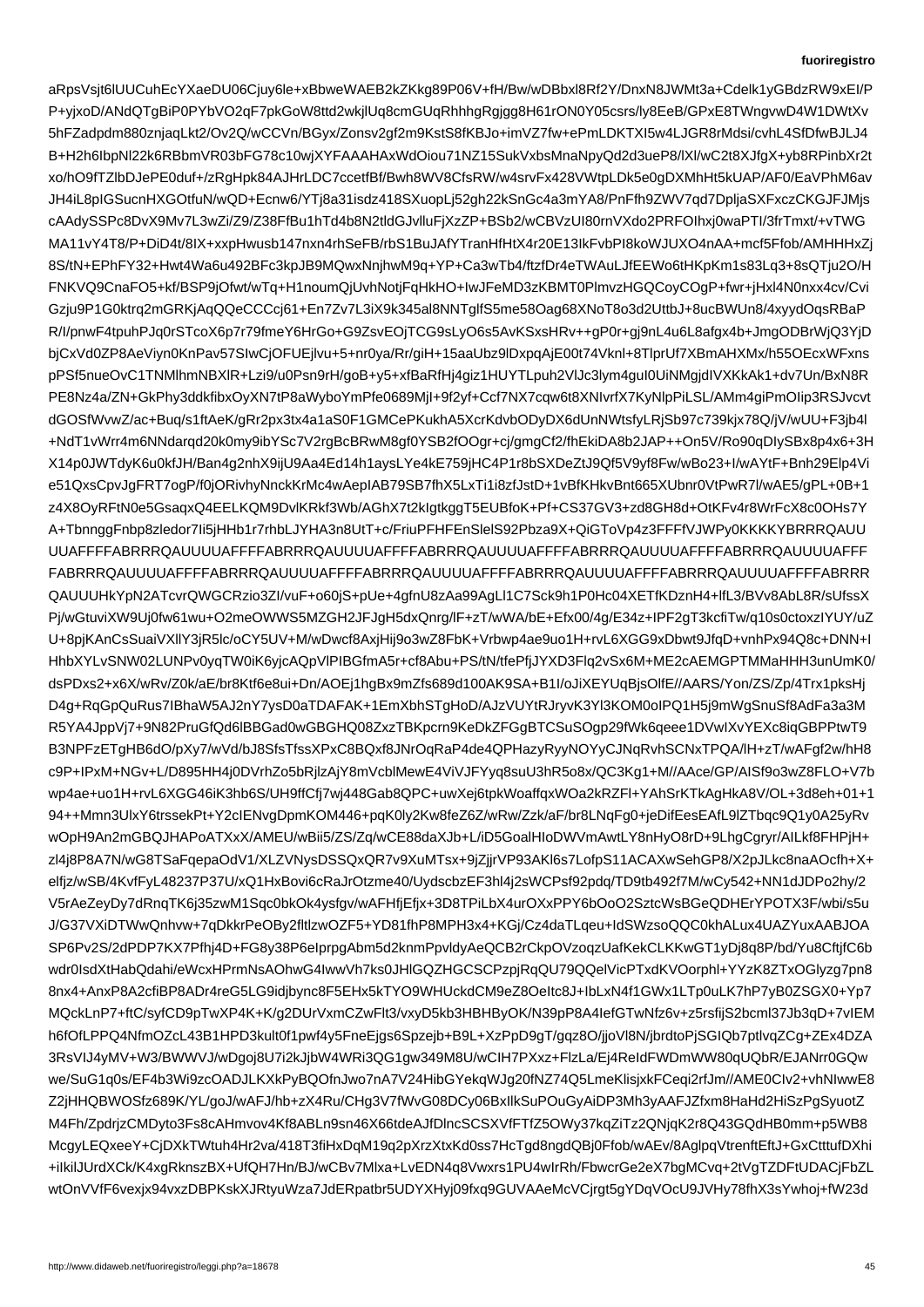aRpsVsjt6lUUCuhEcYXaeDU06Cjuy6le+xBbweWAEB2kZKkg89P06V+fH/Bw/wDBbxl8Rf2Y/DnxN8JWMt3a+Cdelk1yGBdzRW9xEI/P
P+yjxoD/ANdQTgBiP0PYbVO2qF7pkGoW8ttd2wkjlUq8cmGUqRhhhgRgjgg8H61rON0Y05csrs/ly8EeB/GPxE8TWngvwD4W1DWtXv
5hFZadpdm880znjaqLkt2/Ov2Q/wCCVn/BGyx/Zonsv2gf2m9KstS8fKBJo+imVZ7fw+ePmLDKTXI5w4LJGR8rMdsi/cvhLJ4SfDfwBJLJ4
B+H2h6IbpNl22k6RBbmVR03bFG78c1wjXYFAAAHAxWdOiou71NZ15SukVxbsMnaNpyQd2d3ueP8/lXl/wC2t8XJfgX+yb8PinbXr2t
xo/hO9fTZlbDJePE0duf+/zRgHpk84AJHrLDC7ccetfBf/Bwh8WV8CfsRW/w4srvFx428WVtpLDk5e0qDXMhHt5kUAP/AF0/EaVPhM6av
JH4iL8pIGSucnHXGOtfuN/wQD+Ecnw6/YTj8a31isdz418SXuopLj52gh2kSnGc4a3mYA8/PnFfh9ZWV7qd5DpljaSXFxczCKGJFJMjs
cAAdySSPc8DvX9Mv7L3wZi/Z9/Z38FfBu1hTd4b8N2tldGJvlluFjXzZP+BSb2/wCBVzUI80rnVXdo2PRFOIhxj0waPTI/3frTmxt/+vTWG
MA11vY4T8/P+DiD4t/8IX+xxpHwusb147rTranHfHtX4r20E13IkFvbPI8koWJUXOA4nAA+mcf5Fob/AMHHHxZj
8S/tN+EPhFY32+Hwt4Wa6u492BFc3kpJB9M7QwxNnjhwM9q+YP+Ca3wTb4/ftzDr4eTWAuLJfEE6t/Kpkm1s83Lq3+8sQTju2O/H
FNKVQ9CnaFO5+kf/BSP9p9Ofwt/wTq+H1noumQjUvhNotjFqHkHO+IwJFeMD3ZKBMT0PlmvzHGQCoyCOgP+fwr+jHxl4N0nxx4cv/Cvi
Gzju9pP1G0ktrq2mGRKjAqQQeCCCcj61+En7Zv7L3iX9k345al8ENNTglfS5me58Oag68Xnot8o3d2UttbJ+8ucBWUn8/4xyydOqsRBaP
R/l/pnwF4tpuhPJq0rSTcoX6p7r79fmeY6HrGo+G9ZsvEOjTCG9sLyO6s5AvKSxsHRv++gP0r+gj9nL4u6L8afgx4b+JmgODDBrWjQ3YjD
bjCxVd0ZP8AeViyn0KnPav57SIwCjOFUEjlvu+5+nr0ya/Rr/giH+15aaUbz9lDxpqAjE00t74Vknl+8TlprLUFr7XBmAHXMx/h55OEcxWFxns
pPSf5nueOvCTNMlhmNBXlR+Lzi9/u0Psn9rH/goB+y5+xfBaRfHj4giz1HUYTLpuh2VlJc3lym4gul0UiNMgjdIVXKkAk1+dv7Un/BxN8R
PE8Nz4a/ZN/GkPhyddkfibxOyXN7fP8mPfe0689MjI+9f2yf+Ccf7NX7cqw6t8XNIVrfzT4+yNlpPiLSL/AMm4giPmOIip3RSJvcvt
dGOSfWwZ/ac+Buq/s1ftAeK/gRr2x/2Rr2px3tx4a1aS0F7GMCePKukhADyODDX6dUnNWtsfyLRjPiyD/Vq0b4Gs1y9hjPrLX1P0QvvDXcwH
R5+gXxl9uvJaAm1UQB8WjgMLdSgFMFUu8E3pUVEa6ZnH0SGb7xWd3V1mkTZ/7+e6Ohsfi+jDtCnMtMe5J+7/CTLTUg/70Nf4A0cMGI1e
+NdT1vWrr4m6NNdarqd20k0my9ibYSc7V2rgBcBRwM8gf0tYSB2tfOoGr+jC/FriuPFHFEnSlelS92Pbza9X+QiGToVp4z5KFF5V6oPPW1Eo
X14p0JWTdyK6u0kfJH/Ban4g2nhX9ijU9Aa4Ed14h1aysLYe4kE759jHC4P1r8bSXDeZtJ9Qf5V9yf8Fw/wBo23+I/wAYtF+Bnh29Elp4Vi
e51QxsCpvJgFRT7ogP/f0jORivhyNnckKrMc4wAepIAB79SB7fhX5LxTi1i8zfJsD+1vBfKHkvBnt665XUbnr0VtPwR7l/wAE5/gPL+0B+1
z4X8OyRFtN0e5GsaqQ4AEELKQM9DvKRkf3Wb/AGhX7t2kIgtkgT5EUBfoK+Pf+CS37GV3+zd8GH8d+OtK7Fv4r8WrFcX8c0OHS7Y
A+TbnnggFnbp8zledor7II5jHHb1r7rhbLJYHA3n8UtCuPFHFEnSlelS92Pbza9X+QiGToVp4z5FFFfVJWPy0KKKKYBRRRQAUU
UUAFFFFABRRRQAUUUUAFFFFABRRRQAUUUUAFFFFABRRRQAUUUUAFFFFABRRRQAUUUUAFFFFABRRRQAUUUUAFFFFABRRRQAUUUUAFFF
FABRRRQAUUUUAFFFFABRRRQAUUUUAFFFFABRRRQAUUUUAFFFFABRRRQAUUUUAFFFFABRRRQAUUUUAFFFFABRRR
QAUUUHkYpN2ATcvrQWGCRzio3ZI/vuF+o60jS+pUe+4gfnU8zZAa99AgLI1C7Sck9h1P0Hc04XETfKDznH+lfL3/BVv8AbL8R/sUfssX
Pj/wGtuviXW9Uj0fw61wu+O2meOWSS5MZGH2JFJgH5dxQnrg/lF+zT/wWA/bE+Efx00/4g/E34zIPF2gT3kcfiTw/q10s0ctoxzIYUY/uZ
U+8pjKAnCsSuaiVXllY3jR5lc/oCY5UV+M/wDwcf8AxjHij9o3wZ8FbK+Vrbwp4ae8uo1H+rvL6XGG9JfqDNvDxbwt3JfqD+vnhPx94Q6B+DNN+I
HhbXVLvSNW02LUNPv0vqyqTW0iK6yjcAQpVlPIBGfmA5Fr+cf8Abu+PS/tN/tfePfjJPPS+tfePfjJYXD3Flq2vSx6sM+ME2cAEMGPTMMaHHH3unUmK0/
dsPDxs2+x6X/wRv/Z0k/aE/br8Ktf6e8u+Dn/AOEj1hgBx9mZfs689d100AK9SA+B1I/oJiXEYUqbsHj
D4g+RqGpQuRus7IBhaW5AJ2nY7ysD0aTDAFAK+1EmXbhSTgHoD/AJzVUYtRJryvK3Yl3KOM0oIPQ1H5j9mWgSnuSf8AdFa3a3M
R5YA4JppVj7+9N82PruGfQd6lBBGad0wGBGHQ08ZxzTBKpcrn9KeDkZFGgBTCSuSOgp29fWk6qeee1DVwIXvYEXc8iqGBPPPtwT9
B3NPFzETgHB6dO/pXy7/wVd/bJ8SfsTfsfsTssXPxC8BQxf8JNrOqRaP4de4QPHazyRyRyRySNvCNqRvhSCNxTPQA/lH+zT/wAFgw2w/hH8
c9P+IPxM+NGv+H6xNGv+H4e+GF2s/FN/L+Zo3v+mylfqp/ZEa/vwqAz9gpC5sF5RnO/wXcuDv/FTvw1B/YsBSzm/3Aw5ZnfVv+4+FLO+V7b
wp4ae+uo1H+rvL6XGG9JfqDNvDxbwt3JfqD+vnhPx94Q6B+DNN+IHhbXVLvSNW02LUNPv0vqyqTW0iK6yjcAQpVlPIBGfmA5Fr+cf8Abu+PS/tN/tfePfjJ/8A
94++Mmn3UlxY9trssekPt+Y2cIENvgDpmKOM446pqK0ly2Kw8ki6l8+Z6bwz3GC5g2p+W+8jfsZ8fmq8yUhU+S6/OnIoByn5SjKE9KOmNYs8m
wOpH9An2mGBQJHAPoATxXM/AMEU/wBii5/ZS/Zq/wCE88daIH8QIoDWVmnnK/WAkMAwtL1TC3XBzQ4G8oalHIoYIcrntaKm3A7Q5AmZJ9D8
zl4j8P8A7N/wG8TSaFqepaOdaV1/XLZVNysDSSQxQR7v9XuMTsx+9jZjjrVP93AKl6s/LOfpS11ACAXwSehGP8/X2pJLkc8naAOcfh+X+
elfjz/wSB/4KvfFyL48237P2/P37P/iWWb8BCakT+HfRz3cRrGBqHXn28h9Td8WtYR0T9Z+4iEdwEJR0ZTp89qKHJOtroD/SwXJdpmSVDyl6lTS
V5rAeZeyDy7dRnqTK6j35zwM1Sqc0bkDk4ysfgv8GfRG5NLP+RcG+u/KzxXPKLPGqRRQ8Yr3IDB01ldOq6WzHh+zWAnT4ncf5xLbZc0/pCOcCtvdDl
HhbXLvSNW02LUNPv0yqTW0iK6yjcAQpVlPIBGfmA5Fr+cf8Abu+PS/tN/tfePfjJYXD3Flq2vSx6sM+ME2cAEMGPTMMaHHH3unUmK0/
dsPDxs2+x6X/wRv/Z0k/aE/br8Ktf6e8u+Dn/AOEj1hgBx9mZfs689d100AK9SA+B1I/oJiXEYUqbsHj
D4g+RqGpQuRus7IBhaW5AJ2nY7ysD0aTDAFAK+1EmXbhSTgHoD/AJzVUYtRJryvK3Yl3KOM0oIPQ1H5j9mWgSnuSf8AdFa3a3M
R5YA4JppVj7+9N82PruGfQd6lBBGad0wGBGHQ08ZxzTBKpcrn9KeDkZFGgBTCSuSOgp29fWk6qeee1DVwIXvYEXc8iqGBPPPtwT9
B3NPFzETgHB6dO/pXy7/wVd/bJ8SfsTfsfsTssXPxC8BQxf8JNrOqRaP4de4QPHazyRyRyNOYCJNqRvhSCNxTPQA/lH+zT/wAFgw2w/hH8
c9P+IPxM+NGv+H4e+GF2s/FN/L+Zo3v+mylfqp/ZEa/vwqAz9gpC5sF5RnO/wXcuDv/FTvw1B/YsBSzm/3Aw5ZnfVv+4+FLO+V7b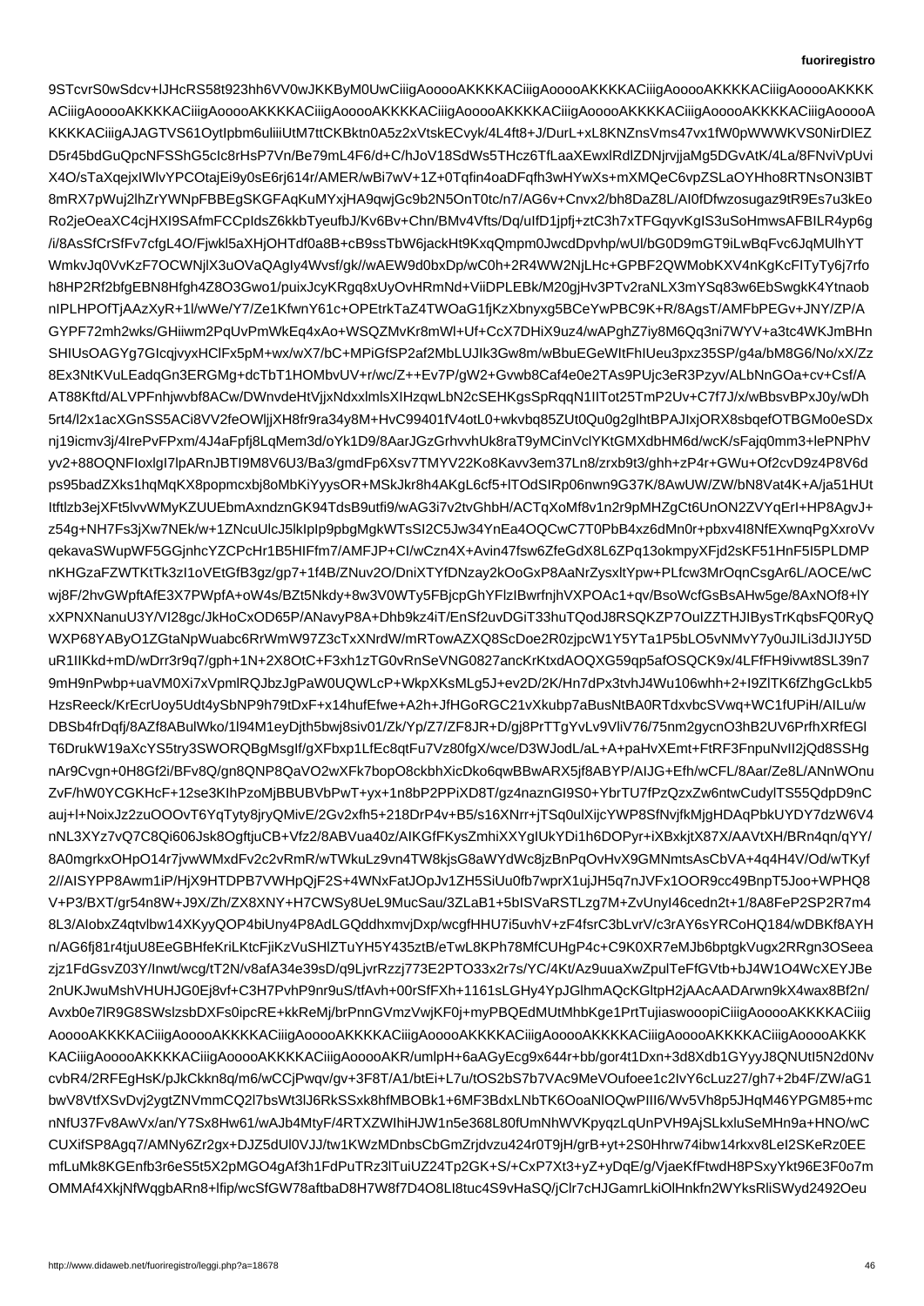9STcvrS0wSdcv+lJHcRS58t923hh6VV0wJKKByM0UwCiiigAooooAKKKKACiiigAooooAKKKKACiiigAooooAKKKKACiiigAooooAKKKK
ACiiigAooooAKKKKACiiigAooooAKKKKACiiigAooooAKKKKACiiigAooooAKKKKACiiigAooooAKKKKACiiigAooooAKKKKACiiigAooooA
KKKKACiiigAJAGTVS61OytIpbm6uliiiUtM7ttCKBktn0A5z2xVtskECvyk/4L4ft8+J/DurL+xL8KNZnsVms47vx1fW0pWWWKVS0NirDlEZ
D5r45bdGuQpcNFSShG5cIc8rHsP7Vn/Be79mL4F6/d+C/hJoV18SdWs15TTHcz6Tf9LaaXEwxlRdlZDNjrvjjaMg5DGvAtK/4La/8FNviUpvi
X4O/sTaXqejxIWlvYPCOtajEi9y0sE6/AMER/wBi7wV+1Z+0Tqfin614zLaAAEmRJWKRdlZDNjrvjjaMg5DGvAtK/4La/8FNviUpvi
X4O/sTaXqejxIWlvYPCOtajEi9y0sE6/AMER/wBi7wV+1Z+0Tqfin614zLaAAEmRJWKRdlZDNjrvjjaMg5DGvAtK/4La/8FNviUpvi
8mRX7pWuj2lhZrYWNpFBBEgSKGFAqKuMYxjHA9qwjGc9b2N5OnT0tc/r/AG6v+Cnvx2/bh8DaZ8L/AI0fDwzosugeZ8+Hm9yd2+wbnxN9
Ro2jeOeaXC4cjHXI9SAfmFCCpldsZ6kkbTyeufbJ/Kv6Bv+Chn/BMv4Vfts/Dq/ulfD1jpfj+ztC3h7xTFGqyvSGS3uSoHmwsAFBIL
/i/8AsSfCrSfFv7cfgL4O/Fjwkl5aXHjOHTdf0a8B+cB9ssTbW6jackHt9KxqQqmpm0JwcdDpvhp/wUl/bG0D9D9mGT9iLwBqFvc6JqMUlhYT
WmkvJq0VvKzF7OCWNjlX3uOVAqAgIy4Wvsf/gk//wAEW9d0bxDp/wC0h+2R4WW2NjLHc+GPBF2F2QWMobKXV4nKgKcFITyTy6jrfo
h8HP2Rf2bfgEBN8Hfgh4Z8O3Gwo1/puixJcyKRgq8xUyOvHRmNd+ViiDPLEBk/M20gjHv3PTv2raNLX3mYSq83hSq83wEbSwgkK4Ytnaob
nIPLHPOfTjAzXyR+1l/wWe/Y7/Ze1/KfwnY61c+OPEtrkTaZ4TWOaG1fjKzXbnyxg5BCeYWPBC9K+R/8AgsT/AMFbPPEGv+JNY/ZP/A
GYPF72mh2wks/GHiiwm2PqUvPmWkEq4Ao+WSQCZMvKr8mMl+Uf+CcX7DHHiX9uz4/wAPghZ7iyY8M6Qq3ni7WYV+a3tc4WKJmBHn
SHIUsOAGYg7GIcqjvyHXCIFx5pM+wx/wX7/bC+MPiGiGfSP2af2MbLUJIk3Gw8m8/wBBuEGeWltFhIUeu3pxz35SP/g4a/bM8G6/No/xX/Zz
8Ex3NtKVuLEadqGn3ERGMg+dcT7b1HOMbvUV+r/wc/Z++Ev7P2eTAS9PUjc3eR3PZzyv/YC/4NG0e8QbfaTTh7tvxhNYlT0Pd/BDX7
AT88KftdXALVPFnhjwvbf8ACw/DWnvdeHtVVjjxNdxxlmlsXIHzqwLbN2CSEHKgsSpRqqN5ZxAcRXH3HD5WC3B0F6Z/7FAr6w9T1g
5rt4/l2x1acXGnSS5ACi8VV2feOWlljXH8fr9ra34y8M+HvC99401401fV4otL4wkvbq85ZUt0tOQu0g2ghtBPAJIxjORX8sbsqefOTBGMo0eSDx
nj19icmv3j/4lrePvFPxm/4J4aFpfj8LqMem3d/oYk1D9/9AarJGzGrhvvhUk8raT9yMCinVclYKtMdbHM6d/wcK/sFajmm3+lePPhPhV
yv2+88ONQFIoxlgI7lpARnJBTI9M8V6U3/Ba3/gmdFep77X/Kavv3em37Ln8/zrxb9t3/ghh+zP+z-t/ghh+zP4r+GWv9+GWv4
ps95badZXks1hqMqKX8popmcxbj8oMbKiYyysOR+MSkJkr8h4AKgL6cf5+lTOdSP07s6nwn9G37K4/wSt/r3Cj5M8A/ja51HUt
ltftlzb3ejXFt5lvvWMyKZUUEbmAxndznGK94TdsB9utfi9/wAG3i7vZGtbhH/ACTqXoMf8v8+Avin74hPRvpDV8ex2KbTBK4E5pz6sc
z54g+NH7Fs3jXw7NEk/w+1ZNcuUlcJ5lklpIp9pbgMgkWTTsSI2C5SJw34YnEa4OdTmsrkn12bbxKI9Xa/tmYDyf+bRdCqpmaTrvtC3hgNL+w
nKHGzaFZWTKtTk3zI1oVETGtBf3gp7+1f4B/ZNuv2O/DniXTYfDNzay2kOoGxP8AaNrZysxltYpw+P+PLfcw3MrOqnCsgAr6L/ACOE/wC
wj8F/2hvGWpftAfEE3X7PWpfA+oW4s/BZt5Nkdy+w8w3w8Avin47fsw6ZeGdXsX8L6bZ+AubSMxE/GUVpfWVIv76/75nm+h9+I2cQlo7ykS
nAr9Cvgn+0H8Gf2i/BFv9Q/+An8QNP8P8QaVO2wXFk7bopO8ckbhXicDko6qwBBWARX5f8ABYP/AIGJ/8ePaar/Ze8L/ANnWOnu
ZvF/hW0YTCGKHcF+12se3k+YxTU7n8bP2PPiXD8T/gz4naznqGI9S0+YbrTU7FPzQxzZw6ntwCudylTSS55QdpD9nC
auj+l+NoixJz2zuOOOvT6YqTyty8ZzxTzVyQbOOdIUpRXIxjcTyYWP8dSW+Z+B5/s16XNrr+jTSqIXijcYWP8SfNvjfkMjgHDAqPbkUYDY7dzW6V4
nNL3XYz7vQ7C8Qi606Jsk8OgftjuCB+Vfz2/8ABVua40z/AIKGFUFfFKysZmhiXYGxwvn6PFyiM59pTSE4bX3r5+Y2S3u2cHkO4WPm8vu9qY/YbnPsjYo/t/TK1K1p6WebhPsZp+4e9cYvY8VKHojvGw/AAVnatk8WWHU/Od/wTKyf
8A0mgrkxOHO14r7jvwMV14WKPv2m6ivMt1fpnQdSd3B15vWWnw/bG/FsPqXF8+ITU/LQbtIp5tsm4Si3FD0sIHc/oKbyLD2Wyd9RYyl2qh/dRO
4Z+IBbcmOszW+OxhZx7CmHqC6IUDT/tb3rxZovd/EVm2tE9Gydm8xgWzVYDAmUsrbG+zx2ktU7K4l+wj4WtlLADkW/o8znyhI6zqdowKWm8eE1oa9Wc5eGV
8AKGMUcSXhS0PZgv78ttkG5rBbU+I4WKyfUcpWM4MJJtHh6uHNf9ZTKmJtWMA7WXOyJ3p8pJvGPRzPg8SPc6cYYPUoR4+a9qIFR6hmqaRBtFVMhYCJ6LBKkf2aX9tt8T+Afx1PmeL0Xo7w/YrY23k3YsCH8CDaKYVAFk5OZFmsZBJmpDGHwLDGPHq7XnBPrpKhYvf2sRGzlyzWdqgafEBYDaoHO/nxN9JwHYlv3mpq8qsu4yVf3eWIf8qGGI5XzGGFvQJGd4TBLIiwg56VktD5AW8WnAm+Qxf
nL7zrFU6a7CHRaqiP9I0rBWBq5SadPBDAH/7oFR6FqPDmgc/ooqAwCpRXBBFRHOE2pTBoD3BswJM2wPmYJ4B+nYJLrW3Mr/HlG3B4rxS1tK78HWCRhzpKdPwKdOLpLBDJw+Ulhf8XGnhi0+4kLf1pavuPvgCrbFI8UEzrUdvtzhlB2oThaM+wZxNSAjIoOP2lwJbSzlZ4cBoHaBlw/jTuLM8n6n8pHCGlDfDRu8mPEz/Q1QZEdAPrjCUOm+2l0pRnDG81hnb44AKPpmdcg6/RbmDxfLyhS3ruwfCCSyrv1A2UPnOsrwJqv7Ix2+AXn4pHmAaSkqn7BFnHyl7Dxw2EzULuiJ6RwfYVfyP6ALlVqXF6Mk4ceVrLQHQpTpOWlVRVd8pkm1kFbfBYbShp9nKlCHIn8mbJUmUDZeH3cBbSrvtQpODHYCfCsXxmY0bO4EyhFrpEQy78ywz
fEnHHPnm7zbhk+b8p1BEbE2vmPEfYfiAymF9MbqiM7D1KzAuc91ssUYZrfrZHSsjTcDZqOPm3j6Ko9nHr/vSKD8dmeHaGv0AKRf5pWuEgPpGDg7xGvhCVaGvkYFLFmtV+g/u75kPF49qPXCWF6Pmq/vYVW5bIpqbVQ6qm57zUpVbdlVzTKCdG6Ck7wYxQI6gNaBO3HDMfu4j1iFWzBCtPVp4B3shJ0CnLp4F5PJcxUYnpiEFr8uzcAw2Aal
T5sLN83PnGkb8pG2YVDNFNePJfeOpTqDy9mrtCCFbwCY6kQJ9T2vZ8VcnVsZ6SbPAXt8EKgoWPDAEgG4WHw2NSqKvYNyxdmBExHUbf3ZJMX2LMSXdtLXKLK2Ga5BZ8lzgHp4SIq4bzETNRuOSbsijQWO8+NwvQ/d2wyzzRbNj6JsvJfqBgq8OFuOXa1+aPJD
l6Gl8kp0zzYYHfHp6UzNtbTaXgcmSnkGBHQRdf0mdDZzPBcLCZBHfzrwqnZZiU8OeLhbqgK0ysSsAwCu6MSqBd1vEMOeH5h3v5f7wdgdnNNk7XqCKzxs+4ybpsFkvRz4kKGBb1ECnAUVnWKHk8MvMBIGdZTkTtSdAgyNb6FzWeHAl1f7IMYfQBGJqRxqQDKFdxNTVCUyHDMSaLsA2KUOXF7yzFYDDIxvzhqtFyFFRLCxfYS1EDiEDCmJNb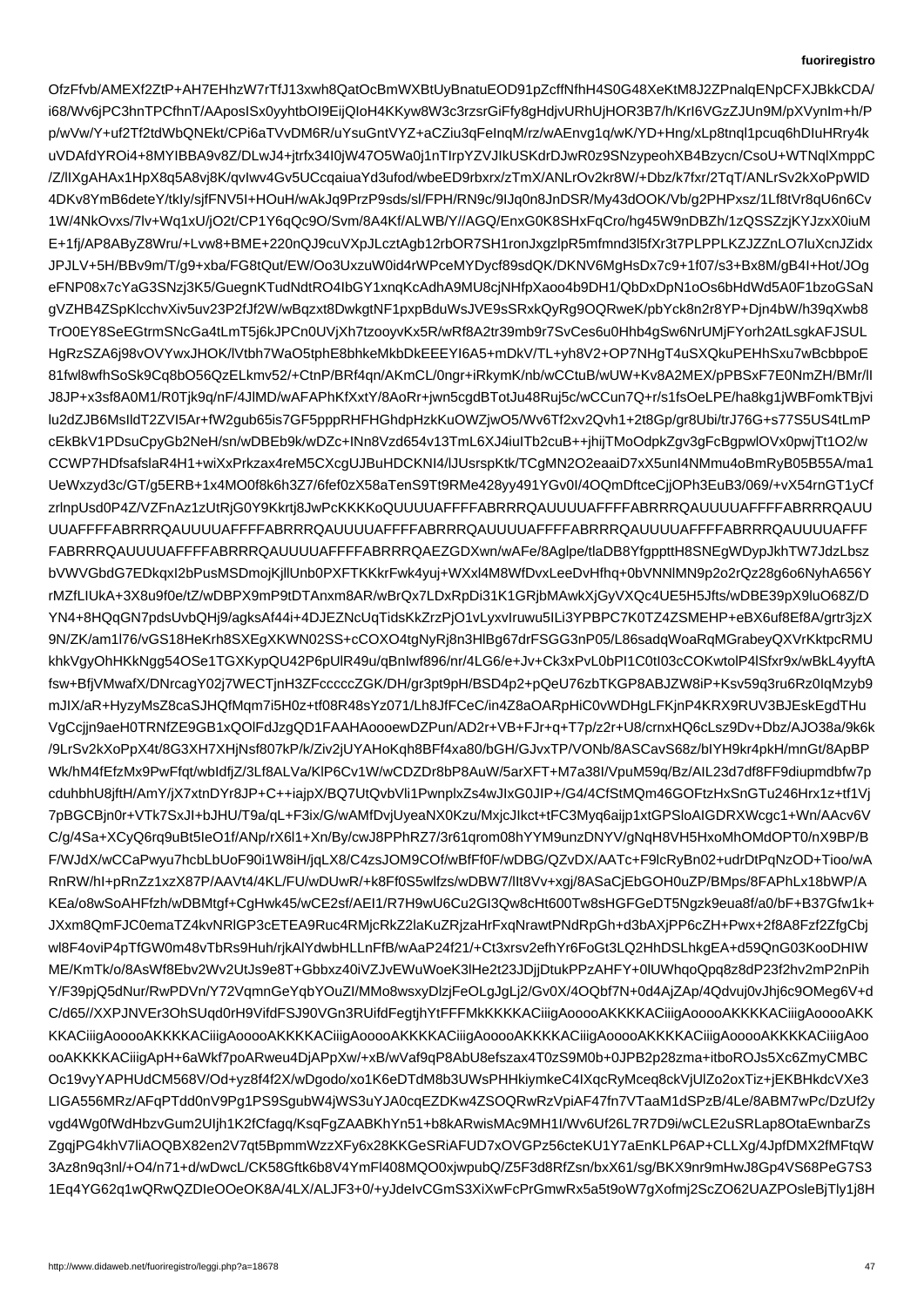OfzFfvb/AMEXf2ZtP+AH7EHhzW7rTfJ13xwh8QatOcBmWXBtUyBnatuEOD91pZcffNfhH4S0G48XeKtM8J2ZPnalqENpCFXJBkkCDA/
i68/Wv6jPC3hnTPCfhnT/AAposISx0yyhtbOI9EijQIoH4KKyw8W3c3rzsrGiFfy8gHdjvURhUjHOR3B7/h/KrI6VGzZJUn9M/pXVynIm+h/P
p/wVw/Y+uf2Tf2tdWbQNEkt/CPi6aTVvDM6R/uYsuGntVYZ+aCZiu3qFeInqM/rz/wAEnvg1q/wK/YD+Hng/xLp8tnql1pcuq6hDIuHRry4k
uVDAfdYROi4+8MYIBBA9v8Z/DLwJ4+jtrfx34I0jW47O5Wa0j1nTIrpYZVJIkUSKdrDJwR0z9SNzypeohXB4Bzycn/CsoU+WTNqlXmppC
/Z/lIXgAHAx1HpX8q5Ax8vj8K/qvIwv4Gv5UCcqaiuaYd3a/wbeED9rbxrx/e2TmX/ANLrOv2kr8W/+Dbz/k7fxr/2TqT/ANLrSv2kXoPpWlD
4DKv8YmB6deteY/tkIy/sjfFNV5I+HOuH/wAkJq9PrzP9sds/sl/FPH/RN9c/RJq0n8JnDSR/My43dOOK/Vb/g/8PHPxsz/1Lf8tRr8qU6n6Cv
1W/4NkOvxs/7lv+Wq1xU/jO2t/CP1Y6qQc9O/Svm/8A4Kf/ALWB/Y//AGQ/EnxG0K8SHxFqCro/hg45W9nDBZh/1zQSSZzjKYJzxX0iuM
E+1fj/AP8AByZ8Wru/+Lvw8+BME+220nQJ9cuVXpJLcztAgb12rbOR7SH1ronJxgzlpR5mfmnd3l5fXr3t7PLPPLKZJZZnLO7luXcnJZidx
JPJLV+5H/BBv9m/T/g9+xba/FG8tQut/EW/Oo3UxzuW0id4rWPceMYDycf89sdQK/DKNV6MgHsDx7c9+1f07/s3+Bx8M/gB4I+Hot/JOg
eFNP08x7cYaG3SNzj3K5/GuegnKTudNdtRO4IbGY1xnqKcAdhA9MU8cjNHfpXaoo4b0DH1/QbDxDpDpN1oOs6bHdWd5A0F1bzoGSaN
gVZHB4ZSpKlcchvXiv5uv23P2fJf2W/wBqzxt8DwkgtNF1pxpBduwSJVE9sSRxkQyRg9OQRweK/pbYck8n2r8YP+Djn4bW/h39h9Wxb8
TrO0EY8SeEGtrmSNcGa4tLmT5j6kJPCn0UVjXh7tzooyVKx5R/wRf8A2tr39mb9r7SvcSCes6u0Hhb4gSw6NrUMjFYorh2AtLsgkAFJSUL
HgRzSZA6j98vOVYwxJHOK/lVtbh7WaO5tphE8bbhkeMkbDkEEEYI6A5+mDkV/TL+yh8V2+OP7P7NHgT4uSSXQkuPEHhSxu7wBcbbpoE
81fwl8wfhSoSk9Cq8bO56QzELkmv52/+CtnP/BRf4qn/CtnuB/wUW+Kv8A2MEX/PBsxF7E0NmZH/BMr/lI
J8JP+x3sf8A0M1/R0Tjk9q/wAFPh/KfXxXt/+AR+jwn5sgdBTotJu48Ruj5u5VfHq+Lq9gub65is5GF5pppRHFHGhdpHzkKuOWZjcr5/cCCun+cCCun+CCun+CCun+CCun+CCun+CCun+CC
cEkBkV1PDsuCpyGb2NeH/sn/wDBEb9k/wDZc+INn8Vzd654v13TmL6XJ4iuITb2cuB++jhijTMoOdpkZgv3gFcBgpwlOVx0pwjTt1O2/w
CCWP7HDfsafslaR4H1+wiXxPrkzax4reM5CXcgUJBuHDCKNI4/lJUsrspKtk/TCgMN2O2eaaiDt7xX5unI4NMmu4oBmRyB05B55A/ma1
UeWxzyd3c/GT/g5ERB+1x4MO0f8k6h3Z7/6fef0zX58aTenS9T9t9RMe428yy491YGv0I/4OQmDftceCjjOPh3EuB3/069/+vX54rnGT1yCf
zrlnpUsd0P4Z/VZFnAz1zUtRjG0Y9Kkrtj8JwPcKKKKoQUUUAFFFFABRRRQAUUUUAFFFFABRRRQAUUUUAFFFFABRRRQAUUUUAFFFFABRRRQAUU
UUAFFFFABRRRQAUUUUAFFFFABRRRQAUUUUAFFFFABRRRQAUUUUAFFFFABRRRQAUUUUAFFFFABRRRQAUUUUAFFF
FABRRRQAUUUUAFFFFABRRRQAUUUUAFFFFABRRRQAEZGDXwn/wAFe/8Aglpe/tlaDB8YfgppttH8SNEgWDypJkhTW7JdzLbsz
bVWVGbdG7EDkqxI2bPusMSDmojKjllUnb0PXFTKKkrFwk4yuj+WXXxl4M8WfDvxLeeDvHfhq+0bVNNlMN9p2o2rQzg28g6o6NyhA656Y
rMZfLlUkA+3X8u9f0e/tZ/W/wDBPX9mP9tDTAnxm8AR/wBrQx7LDxRpDi31C1GRjbMAwkXjGyVXQc4UE5H5Jfts/wDBE39pX9luO68Z/D
YN4+8HQqGN7pdsUvbHQj9/agksKZrPjO1vLyxvIruwu5ILi3YPBPC7K0TZ4ZSMEHP+eBX6u8fEf8Ef8A/grtr3jzX
9N/ZK/am1l76/vGS18HeKrh8SXEgXXKWN02SS+cCOXO3O4tgNyRj8n3HlBg67drFSGG3nP05/L86sadqWoaRqMGrabeyQXVPvRRqMGrabeyQXVrKtkpcRMU
khkVgyOhHKkNgg54OSe1TGXKypQU42P6p6Op8bUlR49u/qBnIwf896/nr/4LG6/e+Jv+Ck3kPTnZCOKwtvolP3lSfxr9x/wBkL4yyftA
fsw+BfjVMwafX/DNrcagY02j7WECceccZGK/DH/gr3pt9pH4x2eNXx9p/SD4LUzQJ/OX7PuMTa+2bDZGm2/6zeTFXhx8dR2bKJLAEGPjgpTbT3k
mJlX/aR+HyzyMsZ8caJHQfMqm7i5H0z+tf08R48sYTz071/Lh8JfFCeC/in4RA4aORpHIC0v/vdWDHgLFKjnP4KRX9RUV3BJEskgdTHu
VgCcjjn9aeH0TRNfZE9GB1FAAHooewDZPun/AD2r+VB+ZV+Fr+q+T7p/z2r+U8+Ov+tI/wbvCHtuGpT/A/h/bb7MAIDg/J/k2xn/v5+I/mvq+e2ZMXdQqwpULX2hbCLN7GqzuLu9uFyCy3Tbb4Zgl5zJzF3ZcI42c1vT4C/kEs5NVwITTWCB7Ujvuk0exGV5pl4urBYcngYXjnb/XY6OhK8/F7dnhBC0B7QUT9oeOd2v+5YvzGYqrRGC4Ldz3e1EELTLK9V3+VzdYeOuhQqdgWlAZRvvKiyPEqiUIYGAhfLlzGU2EIbyQjE6eq94E5k6VKjrLdvZ0M0nObEzvcg1MLq83bx8OeMbYnu/QhkYA08EjCsHn7T3t+RNTzC6hBsyI6J7VrMFW+z4IJSHZT/U8gvijCtQxYGkIwzkLGQ0MRQsjUrjwcdHAwj/0GIvn3o/LoFwQeE4A4w9/LNGFH2jTfvMB0uqoAEOkEetJ2ZyMPYRo8Ph8S2vm/Hk7v/zVAbvhq8JLXNHLYkgZ64mmxd4Dm0w/RazsT0d0Er5cbc+tkK/rKeMjVl3+7tVdETNU3LQQwn8R9Grpi0KJ7PtxXa5tbgv6xl+4HgMT0u7T8G07WgAGH+BKqP6k+N+KAzYMKMqwXsTWwUA3QvTuDY0g+DIDYDL7RxvLlfp3eS8GX9nCKVHc0uFFn2bjjLzkQ0uYT8rXSLIJxbhGd4vLNP/eKaz2zDpSVz90Yg6CSLQ9qDuDSSwNOexbBrMqI3BWuZ6lXhpkQHvQ8fTKbSTvpKYKQqjGqu1nWSY9rH9bx7/Zlvv2UepFfE0pfhjpbVyvXJqoGjTd0iQeK77vm3kOXg06X73E7tx4rKrV/ODvFB+b1WUcbxXu83cXFM2/LjwqLBW+4NVu/u8MG/ZBK1YNxEXGPT7k3brrYGv+xg0zR+pdgdOdVl9ecl2kfFoeMKzYO/aZD3SxmmBb33T92YUjSqu3Wg+ObU0AkyQN3GrJdRqZQybE7NeWa7V5WUyFKbfLxnjSv9pUbu4pb2iDxFOqU57A0L1Ui4Tu3X7hlfIepZ9hNEI5sAgY+d3M/3j2pxRtYOqGTTmz5kEKHK6DgPNc0jJbqfU5M2wHlrdBBNcObwEAHmVu6KONUmSqF84pI0pqnYQcjdeLpz2l0iHfIqaOxvdWbWdY2ZZjk7GSP+YGTu3XLy5cs7QumQZXR80nzGljSIkUzC4VDDUsP5JsT4cY1MLeBVMLJbFnWNKKTn4VbTazG2Iv3HTwP3XmklYhwz/tQz3Q7fjGxt/0RbVxgzSHeeYB5Yyie6iy3pKRIpUSXLOZxqIwv/QJ4ZbfrOfBGhxkc/TAexnPB1LoUQ1KjrbEAiPm/9l39tkKqvMcJSgnSt4VPYdYVrhfUaUW+FGeiEqM9gV7H+lzXE8ZUG2Gnvob3jhZZPC5SSk5WoSDyIbKqNZPIdx/2xK/u6m9YnzKprFk4ut5cfDNkhOtnjH4BZZgkSMSLG7A5vVuOavpLZPQMDEEo+GpFRn+PzYIjj/sG1WGKJB5ad4YKBmuBJJFl6m8e8O1jQbj+JkdZsq+JWWYdZthhLDGq8UKKJ5/vZd7N8zGvO/9xTzE1i4qizaJEVZYHR9Ei5D0Wn3ARCdpOkxEQWUqpHOTj0YmKE08SaMwDmEh1lvgeNvTTG0+kb5ZYYyScrTTzFtb0QkrbcdzRcJSOD7Hxy4PK7fWLRvXvxfMDuXx4sqTGqeUBk+mSsEjHa9O/TRvsQSf5FVeqiOjozLCcxKHvL5PbdSrIH5G4KrgtVQwG6zn5wfKtjnfXN1+GlZ3nGR2GRBmHvXN37mtXCSC4ocq5KQ1yDtTD7TXeq21ZtD3nmKXo5wTOQnH4qNSZcVtnOdIUwqAtOIi4H1/vlkyoMpJK0OGwSnqQmdGDDQbZlmGGNS+Q/ZO2OU0NyuOYx17ttyl6xXkFfq8MvaFq8pyv/k/+Ns/XVNMoSzxXU4qXwGH4rq/4ZknDpykxdm/+Og43RqrGX7pS1Mw4mHnLqq/ZQpL/+O4vtmuMMv/z3rZ0GLnXXOnVWqJJXIjn2RfHAWWRdvGF80HpxbqQjQqpTZ9nzN9dvo4Q0tsSodySmxFnf4XjzJAbpm2xzYhOp23q7+K7Y2dj3SJ9tlcSk3i8ozRYeGA2p+mvR2mYmE5tYmgx3Xrq+uXeNRQ6/7ScVdhsptAjZCaVQ4pDD2vwhSdLS0QUcL8Ky8gLqvcbzHHbn4bRSqEEH2r5+KMKKFZp+IcuVt7hKj6tXKDjEqCOwKtXxC/Z9sQqlX9bUCqX3w2hgkXb47pgg95o8FJYpRqqw0qs9i
7u2PknJbQ1OLVfa3uEbsLYYSLShzZXJtTYyoKpqnl8OVtivBqO2o9dEdOjpvOvrz5e/rs4mCqmIYDIItexRpBSZX7d2Mt/h0Qa9oRmcmw9xNKrPnUzy92nDn/wdZIQiBbL8mDXw5ZNE3wZWlkEiO2PQlj8ZLfxSlnRxW9xkCkwQgpUuT7dwRJKtLQCTHHJvFOAj7mxWr/FqqyGnLTPYM2m5vl3GPKXOCRp8B5iTNW8EmWoTGzXaTb0P1u7qKRx5YqvcjZ9PWp5ldqzVUcFZsT5P5WzG4J42Pr5jZo0gP8OHXLS2kLeG2qqQjrq6KHxQ/uBPRYQF4k1Nz4Vo6/w8fVx3YNbEXZbMpkSXCqLsvV+wGJjuM/Vh8j7d/JoSj5kW3m6CTQUpwFBdBGKxRGRfXSlRaA5kHbdWmzHPNHvXyH3DW5j3Wy5ReF9b0/UHmN7+NKqZDaKrmlKDnfCqYS2YKCGsjzyU4OPqE0KyFZ8wNMpRwK5HZlQpxMGbTh5n8Wd9BZTBgnt/2eZfMspe9YncIMB3ZWQCEzKe7ctS0J/QJpE1B/jPOTLnt1JUMY3SxKBiFf1fXBqJH4bMJkrhrPhVv71K30dLTRpYHI0bp/Y+DAWR+qhJ9PLPV5Jdje83Gd1VyphK4RcRcEXN+k2J9+ASeU3CsESL4sHEoyRuRIcNQjtGuFXVTQOGhqVfbdUV2YnH4TT4EMuJ87sxvR6Ek6zFBVaS7ZhYx4mVoNvDfzkfeBEaNOQzLpvX2/eWvMCHQ9X6EJMwOtM3Qd6MHDyCNwJuxcMuLRpRGkdbNFMMGW8D8bfRZvjcRHnjPYQmfjJuhvHaU8rcz69AL9l6IeKiaRj/Z81/98I+n3uqGfoyXlDVjF6Q9UlIHdjq8r9Ar1K/iTRzf42WuTE0ZKyZjhzhd4vLXY1d/oF8Xp+kHaZxm5xIqEhgY7XhXr6mjB1PoaZ6T48wP/Jy8v+NjP/VcuKnZUDvXY3tOJ61HAjUWK1FxV29j/D2+jv2c5KtWZuKn32X0R6d8vdfaN5CmbtMYcgqUQtC9DyHeESrBfNxp2Ibtev0Sz0P1LVXu8hB98aJ+rZ6sR7W7lLQhVaaTxBQ6E7b1M0oQC3tOQVvVlXgh8EojLg2X6n0Vj7AqY2VHnvsVIHk8OGfF4oVqkKb+Tw6Mx2SqYvDc/RlEYTrqCSz5lZ/5EDZQnR5fH+dLkOF2I7vvK4NH3u3HvFaR6oE7+fx1ZbPoNlP0Xc8VqA+5e2F16Rhh3WVsdMYJyCS+GqkW2bpbSyiE5cOc/7HQbkvXhXz3GX1BrU6BRPHVo3XrGV6mQ2YEGzHU7pVC0p1eJdXNf8jPo8/oKr6Fb4rhL7OTMnd2MM4LHK8MWQV4SvGd4cF7kfxJw6Q+T/rBvdsNA9CIiBr2kt33vyHPw6/Pp+J2n6tA9DG8JjmVpnx9fS3Yh6Mm7/B9Kx+MWhIVAgKdZsJRhl+GR0LlajO42pDl+pTiK8cz7oMNlJQ6nXmE+vqW46i5fWPxBPXhwu3CS4oBW1oHxg6XqHbIbrQcRQvXKuRC2MbK3wpHTTdkPwX4bMGfYWvnT9zShGoc2qYMUJ24IUPM7VJhWnUNqoBhhDXFO/cR3xhcAMT3Z7qiqbVY5FBq0X+7XxUrMeDeIyeGNqZ8wUu/xmuUXtWyL8H6ImvIEiN3Yzo5EuxG3LHhkSPMRn6ZHQfGn/31lW8H2/9Y/yAfWFDGZNAs9/UnBCuwHFzLzR/zwvlPE7sz1xEEGe7V6IB1pZCb/wAHvxeqGqcEUA8zf5lh+ugaL0zaMZOAIbwwYnxAVi/TsRcpPnw4WRnP1GvqPXrdIOsXWnTkVxhiHq0TPOQqwsbnP2bm6K+V9QA5TxF0XI2pHFzbzh/ANH5C6kfQ1zXtkwBV5BQA0C4NC6MnjNzqaD44hP9a0iH9xlR2gxGZmntnDzZD7Ro6uPzOXX3jkVHO/81ko0oe7rNDQp2GpRmKtX7cW4CdJGtjt0jNdafV7Cy/lwY+cBKnJpPXBfO99IGV8gwxHPCx3QP1JNOqjJsoB4IUrRxqjLVCv4ZUKsXf3sIL2Wt9ux7oSjtu5Yn+YGYK9twoKRhqR9Im3AR1nM+5Wd3v8ylDT3n6gjeNM3WYT1N9WdcnJS7P6hu6SScxgG+R+X3DjVzrBR4DPX3y8dfLR9bWZy3Y0RTUPNfDmwvHrCXbgGBbXZkQ6WPqkWvUlB3NZSr1U8QZaHQeHXI4QHjNnlIHb3N7+zH6bKNlKaqqVPrUV7G6HZ/ReHfYD9fxAKD2xGJwpHrDyhs2CEUhGuL2JS/TrfCQgmx+9Wq0kBJrEwLM4q4nL/5WTaaM1dSPzB/4Le/8ABM7wPc/DzUf2y
vgd4Wg0fWdHbzvGum2UIjh1K2fCfagq/KsqFgZAABKhYn51+b8kARwisMAc9MH1l/Wv6Uf26L7R7D9i/wCLE2uSRLap8OtaEwnbarZs
ZgqjPG4khV7liAOQBX82en2V7qt5BpmmWzzXFy6x28KKGeSRiAFUD7xOVGPz56cteKU1Y7aEnKLP6AP+CLLXg/4JpfDMX2fMFtqW
3Az8n9q3nl/+O4/n71+d/wDwcL/CK58Gftk6b8V4YmFl408MQO0xjwpubQ/Z5F3d8RfZsn/bxX61/sg/BKX9nr9rmHwJ8Gp4VS68PeG7S3
1Eq4YG62q1wQRwQZDIeOOeOK8A/4LX/ALJF3+0/+yJdeIvCGmS3XiXwFcrPrGmwRx5a5t9oW7gXofmj2ScZO62UAZPOsleBjTly1j8H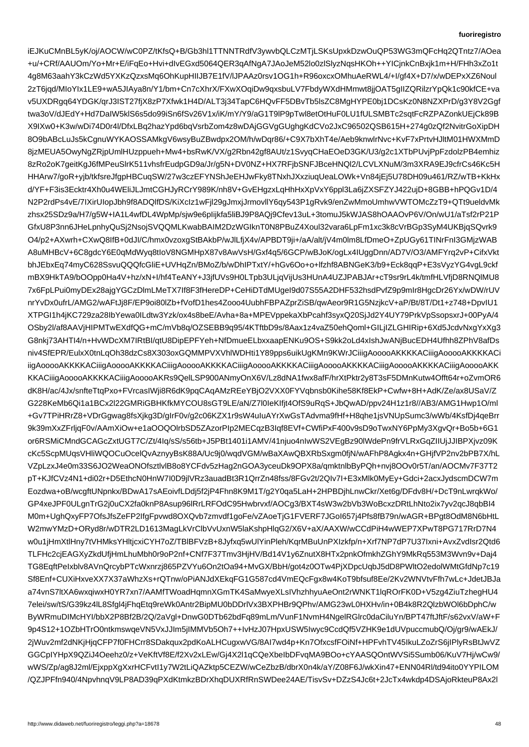iEJKuCMnBL5yK/oj/AOCW/wC0PZ/tKfsQ+B/Gb3hl1TTNNTRdfV3ywvbQLCzMTjLSKsUpxkDzwOuQP53WG3mQFcHq2QTntz7/AOea
+u/+CRf/AAUOm/Yo+Mr+E/iFqEo+Hvi+dIvEGxd5064QER3qAfNgA7JAoJeM52lo0zlSlyzNqsHKOh++YICjnkCnBxjk1m+H/FHh3xZo1t
4g8M63aahY3kCzWd5YXKzQzxsMq6OhKupHIIJB7E1fV/lJPAAz0rsv1OG1h+R96oxcxOMhuAeRWL4+l/gf4X+D7/x/wDEPxXZ6Noul
2zT6jqd/MIoYIx1LE9+wA5JIAya8n/Y1/bm+Cn7cXhrX/FXwXOqiDw9qxsbuLV7FbdyWXdHMmwt8jjOAT5gIlZQRilzrYpQk1c90kfCE+va
v5UXDRgq64YDGK/qrJ3IST27fjX8zP7Xfwk1H4D/ALT3j34TapC6HQvFF5DBvTb5lsZC8MgHYPE0bj1DCsKz0N8NZXPrD/g3Y8V2Ggf
twa3oV/dJEdY+Hd7DaIW5klS6s5do99iSn6fSv26V1x/iK/mY/Y9/aG1T9lP9Twl8etOtHuF0LU1fULSMBTc2sqtFcRZPAZonkUEjCk89B
X9IXw0+K3w/wDi74D0r4l/DfxLBq2hazYpd6bqVsrbZom4z8wDAjGGVgGUghgKdCVo2JxC96502QSB615R+274g0zQf2NvitrGoXipDH
8O9bABcLuJs5kCgnuWYKAOSSAMkgV6wsyBuZBwdpx2OM/h/wDqr86/+C9X7hXhT4e/Aeb9knwlrNvc+KvF7+PrtvHJltM01HWXMmD
8jzMEUA5OwyNgZRjpUmlHUzppueh+Mw4+bsRwK/VX/g2Rbn42gf8AUt/2l5SvyqCHaEOeD3GK/U3/g2c1XTbPUvjPpPfzdolzPB4emhiz
8zRo2oK7geitKgJ6fMPeuSlrK511vhsfrEudpGD9a/Jr/g5N+DV0NZ+HX7RFjbSNFJBceHNQl2/LCVLXNuM/3m3XRA9EJ9cfrCs46Kc5H
HHArw7/goR+yjb/tkfsreJfgpHBCuqSW/27w3czEFYNShJeEHJwFky8TNxhJXxziuqUeaLOWk+Vn84jEj5U78DH09u461/RZ/wTB+KkHx
d/YF+F3is3Ecktr4Xh0u4WEliJJmtCGHJyRCrY989K/nh8V+GvEHgzxLqHhHxXpVxY6ppl3La6jZXSFZYJ422ujD+8GBB+hPQGv1D/4
N2P2rdPs4vE/7IXirUIopJbh9f8ADQlfDS/KiXcIz1wFjl29gJmxjJrmovllY6qy543P1gRvk9/enZwMmoUmhwVWTOMcZzT9+QTt9ueldvMk
zhsx25SDz9a/H7/g5W/+IA1L4wfDL4WpMp/sjw9e6pIijkfa5liBJ9P8AQj9Cfev13uL+3tomuJ5kWJAS8hOAAOvP6V/On/wU1/aTsf2rP21P
GfxU8P3nn6JHeLpnhyQuSj2NsojSVQQMLKwabBAIM2DzWDIknT0N8PBuZ4Xoul32vara6LpFm1Fm3C9Ea0XoiAJA/E3X2A2RIVSFa0e
AL8ZDVrJWYqJYEbRLSxuADp3WoGUoHCnTSB8EOM6a0Es5dEBFfkL5f+HDjcLyLMJ/kGBCy/QKQ1sx7Ck6wqi1KJbOZNL1kMwwZ3trJIrh1
FzHCb5DPhfDi9GxBG1xjcsmvaKbVI2fC7kwJrxY3Sji7B6+JbvjsjvKQ8X9CoRzCWfMjbyPvpBqBEkuuX2ut1Xk+7Sz6h6lsgf5ELAzmvRoK
ZSexMUCKSaBDOMjzzYOqBjOsE3BnWajNoLwlL4SWN4bPmDjhixUkCsgJ0tQULN8o4tYMZ3n9yEe0wQvyw4NBQRlzwrnblb1krWGfmcLhcH
CJ0HQ8KWg5V5l29zU3EgpjCqgZ5uDJhsJjfjI6Xs2oVCg5C7HrZY6VYx+oOZtF+r8ZUd3b4IQrUX/BpDixt9lK0QeWmE2L5bcnvL4U7/Ym
Q7x0qrh8fLzbVgNJSq3uS+/sOrFYyL/CrIgQlOHzCzPdO8hDt1FkjHPrwSFYnN2VJ6EiUovHvYqLrmXZ2WH1dHmFe5VdNfxSwLBOKLHgE
9V+/PyO2hVYP1JRVNGl3bWp5ZqH/b2ijEwmpqlrRqcZe8B0ivWf2CwJVI9WXLybwRCsbpYNNdXTVxu/vcK/k2b1kZSrQCehVKNeR/zPKQ
OdLlf2Eq1NLhZLeoR/sPvWlUCCMrQqEZ3x+XD6rtqbdKEqoNT+zl+pGgXczOFH9C8J5AkLO9nFoe0SyPbG5eFKUqHoDsEd0ThIZLRxFz6z
LnVtZMe5j/qI7DP5ulHTUsZdhtyTg0ZJm4CpehIcJpaIdjJq1K0FSLVfBVQyQX2s7OtE1K0A6BAJCKqKiAxfpEb5qJFgsDUcMtZ3YGPRF6o
ZCFxEuNZRkcwlKS3Sy9+wCTY12pNgPjJ8WTKBMqHvGk95RtNh9LDUVLFRgbe3bq6JUhl3uJXjRCdLJ9Xq4nvG8BVUlfTQZrp1CVpRRz8Q
BpXHzhUwA3v/k3LAHlXJbM7hXxV/ZBXZ4klK11oAWD4BAbhU7n8Zp9pbVjjO81IaGU1VNFVlNxk8RU0lV/TsxwXK5oc8SwGvPmzH6a9sE
jl6XtnVxqNpYFbNFu+h/vWx0R6I/Pc5XKz6wrsXG0W5jGFnGaWy3cVlvhpMPybahXohLgmvOJnyy1CtgdzYFlCuLKfvOP8hL1yQuEwg9Q
qrIp9fI3Ep8WLL5vFqAnSP/i8bP1G7Bt9CyGEUbGpDu9nBH3WM6mz5oY9jTOv6UX9AQQ6vtjSmKnxzuszUZgOgxeuqKVNjbUsFx7KHQ5
z5KiHMT53zwZwiYx3H0J3m8m6KE3qTnY5ZL4A4D5Nbe9sxNOXR2b47eCWtL/UVtPbb9PZxZ9pX6BqoCpX6+MDwixl4Nky+jAzMbT3fa
iniv4SfEPR/EulxX0tnLqOh38dzCs8X303oxGQMMPVXVhlWDHti1Y89pps6uikUgKMn9KWrJCiiigAooooAKKKKACiiigAooooAKKKKACi
iigAooooAKKKKACiiigAooooAKKKKACiiigAooooAKKKKACiiigAooooAKKKKACiiigAooooAKKKKACiiigAooooAKKKKACiiigAooooAKK
KKACiiigAooooAKKKKACiiigAooooAKRs9QelLSP900ANmyOnX6V/Lz8dNA1fwx8afF/hrXtPktr2y8T3sF5DMnKutw4Offt68+oZvmOR6
dK8H/ac/4Jx/snfteTtqPxo+FVrcasIWji8R6dK9pqCAqAMzREeYBjO2VXX0FYVqbnsb0Kihe58Kf8EkP+Cwfw+8H+AdK/Ze/ax8SUaV/Z
G228KeMb6Qi1a1BCx2I22GMRiGBHKfkMYCOU8sGT9LE/aN/Z7l0IeKIfjt4OfS9uRqS+JbQwAD/ppv24H1z1r8//AB3/AMG1Hwp1O/ml
+Gv7TPiHRrZ8+VDrGwag8fsXjgrIrF0v/g2c06KZX1r9sW4uIuAYNYxGsTAdvma6fHf+H8qhe1jsVNUpSumc3/wWb/4KsfDj4j4qeBrr
9k39mXxxXFrljqF0v/AAmXiOw+e1a0OOQlrbSD5ZZorPPlp2MECqzB3Iqf8EVf+CWfiPx400v9sD9oTwPwxNY6PpMy3XgvQr+Bo5B+6G1
or6RSMiCMndGCAGcZxtUGT7/Zt/4Iq/sS/56tb+J5PBt1401i1AMV/41nuJ0wVEgBz90lWdePn9frVLRxGqZ0IIUjJJIBPXjvz09K
cKc5ScpMUqsVHliWQOCuOcelQvAznyyBsK88A/Uc9j0wqdVGM/wqVBaXAwQBXRbSxgm0fjN/wAFhP8Agkx9+GHjfVP2nv2bPB7P7X/hL
VZpLzxJ4e0m33S6OweaONOfsztlvB8O/an/AN/OCMv7r5T7F37/Z/an/OACMv7F37T2
pT+KJfCVz4N1+di02r+D5EthcNHnW7I0D9jlVRz3auadBt3R1QrrzGn48ss/8FGv2t/2Qv7mr
Eozdwa+oB/wcgftUNpnkx/BDwA7sAEeivfLDdj5f2jP4Fhn8K9M1t7/g2Y0qa5LaH+2HPBDhjLnwCkr/Xet6g/Xet6g9DFdv8H/+DcT9nHwpbfq
GP4xeJPPF0ULgnTrG2j0uCX2fa0knP8Asup96lRrLRFRFOdC95ws95nYvrxvf/AOCg3/BXT4cqJB4
M0m+UghQxyFP7OfsJsEzeFPgvwd8OXQvb7zmvdfl1goFe/vZAoeTjG1CFVERF7JGoI657Bn79N6bHtL
W2mwYMzD+ORyd8r/wDTR2LD1613MagLkVrClbVvUxUnxKshpHlqG2/X6V/+aX/AAXW/wCCdPiH4wwWEP7XPwT78PXzT717RrD7N4
w0u1jHmXtlHny7VHMksUYinCYH7oZ7TBlBFVzB+8Jyfxq5wUlPleh/XrQMBuUnPXIzkfp/nI+Xrf7NP7NP6drD7N4
TLFHc2cjEAGXyZkdUfHmbOh0r9oP2nf+OfWNf0l4/mn0fm1f86eWbvDGhWQq553M3Wvn9v+Daj4
TG8EqftPelxbv8AVNrcybPTcWxnzPzrzt2e+BdBtlmoUn5G3GPgvhkYLKkJbkT4Wl0oMBz7kc19
Sf8EnfCUXiHxveXX77X37X37aWhw3eHtKHjSfmUrbuHt5NrcwHOXlH3u7xt6mgpc0h5qBxm35x6EU8VvYrX7XDfLHvsAUP4z7
a74vnS7ltXA6wxqiwxH0YR7xn7AMFTWoadHqmnGmTK4kSaMwyeXLsIVzhhyuAeOnt2rWNKT1v0bfz9fsFFA7K4xhqT7g4lf08icO1fL
7elei/sw/tS/G39kzlL8B/1qG/Fsgf5Sm2s4yEs/9rNSJqOrAEeoVx4HXt2JopoRrd/1FTHcFhUpVcADlobrAuipRgo2sspmpUNOMEJkeLHRgelUqPQbAKhbDChBMpR9Pk8Ptb7RvJiQSfo
ByWRmuDIMcHYl/bbX2P8Bf2B/2Q/2aVgl+DnwG0DTb62bdFq89mLm/VunF1NvmH4NgelRGlrc0dailuYn/BPT47ftJftJF/s62vxVaWG/xAEkJ/
2jWuv2mf2dNKjHjqCFP7f0FHCrr8SDakqu2pdkoALHCugxwVG/8AI7wd4p+Kn7OfxcsfFOiNf+HPFvhV45IkuZ2ZrS6jRl2HlyPlyRsBtJwVZ
GGCpIYHpX9QZiJ4Oeehz0/z+VeKftVf8E/f2xZ2Ew/Gj4Xl2qCQeXbelbDFvqMA9BOo+cYAASQOntWVSi5Sumb06/KuV7Hj/wCw9/
wWS/Zp/ag8J2ml/EjxppXgXxrHCFvtl1y7W2tLiQAZktp5CEZW/wCeZbzB/dbrX0n4k/aY/Z08F6J/wkXin47+ENN04Rl/td94ito0YYPILOM
/QZJPFfn940/4NpvhnqV9LP8AD39qPXdKtmkzBDrXhuDUXRfRnSWDee24AE/TisvSv+DZzS4Jc6t+2JcTx4wkdp4P8Ax2l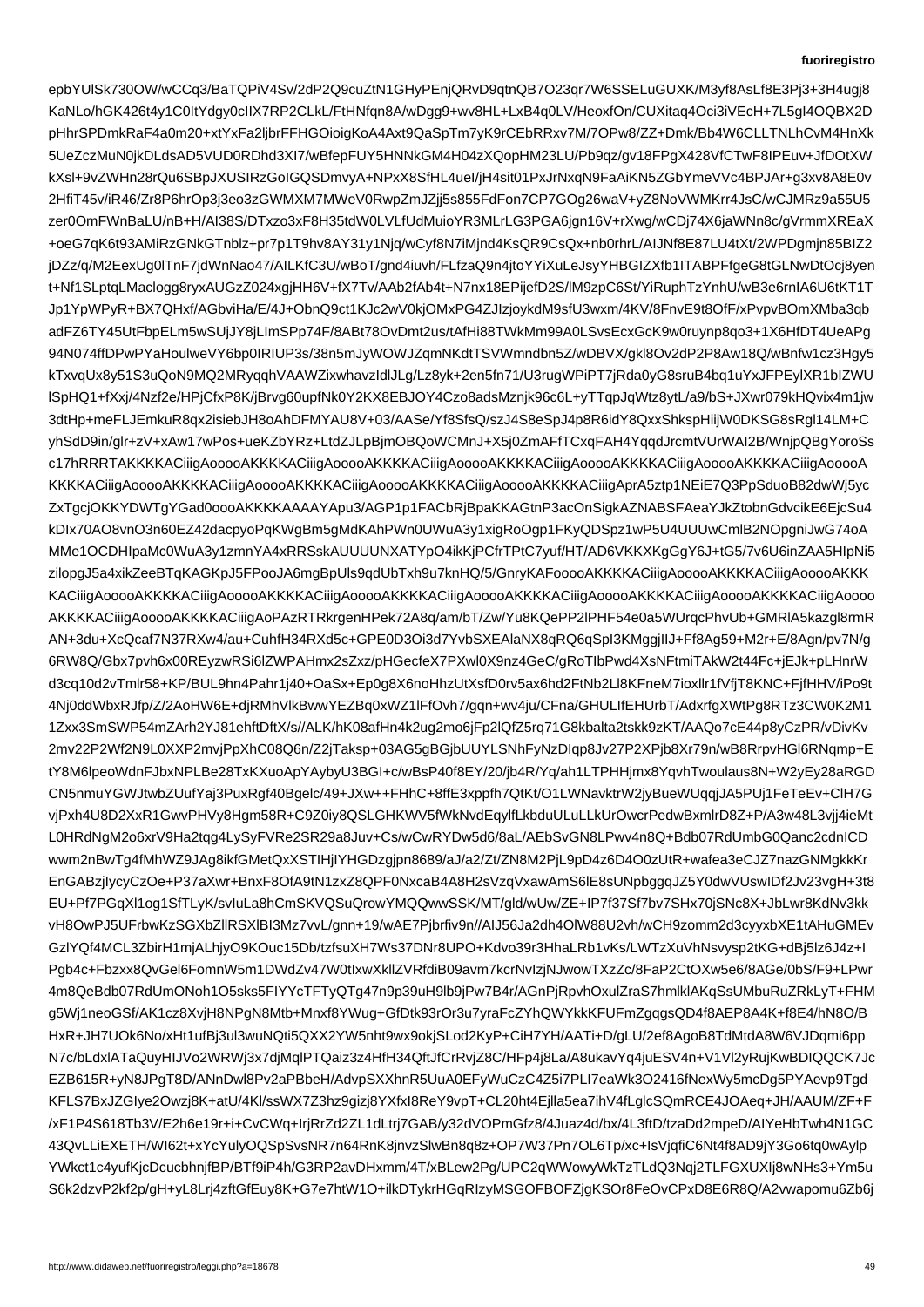epbYUlSk730OW/wCCq3/BaTQPiV4Sv/2dP2Q9cuZtN1GHyPEnjQRvD9qtnQB7O23qr7W6SSELuGUXK/M3yf8AsLf8E3Pj3+3H4ugj8
KaNLo/hGK426t4y1C0ItYdgy0cIIX7RP2CLkL/FtHNfqn8A/wDgg9+wv8HL+LxB4q0LV/HeoxfOn/CUXitaq4Oci3iVEcH+7L5gI4OQBX2D
pHhrSPDmkRaF4a0m20+xtYxFa2ljbrFFHGOioigKoA4Axt9QaSpTm7yK9rCEbRRxv7M/7OPw8/ZZ+Dmk/Bb4W6CLLTNLhCvM4HnXk
5UeZczMuN0jkDLdsAD5VUD0RDhd3XI7/wBfepFUY5HNNkGM4H04zXQopHM23LU/Pb9qz/gv18FPgX428VfCTwF8IPEuv+JfDOtXW
kXsl+9vZWHn28rQu6SBpJXUSIRzGoIGQSDmvyA+NPxX8SfhL4ueI/jH4sit01PxJrNxqN9FaAiKN5SZGbYmeVVC4BPJAr+g3xv8A8E0v
2HfiT45v/iR46/Zr8P6hrOp3j3eo3zQGWMXM7MWeV0RwpZmJZjj5s855FdFon7CP7GOg26waV+yZ8NoVWMKrrr4JsC/wCJMRz9a55U5
zer0OmFWnBaLU/nB+H/AI38S/DTxzo3xF8H35tdW0LVLfUdMuioYR3MLrLG3PGA6jgn16V+rXwg/wCDj74X6jaWNn8c/VgrmmXREaX
+oeG7qK6t93AMiRzGNkGTnblz+pr7p1T9hv8AY31y1Njq/wCyf8N7iMjnd4KsQR9CsQx+nb0rhrL/AIJNf8E87LU4tXt/2WPDgmjn85BIZ2
jDZz/q/M2EexUg0lTnF7jdWnNao47/AILKfC3U/wBoT/gnd4iuvh/FLfzaQ9n4joYYiXuLeJsyYHBGIZXfb1ITABPFfgeG8tGLNwDtOcj8yen
t+Nf1SLptqLMaclogg8ryxAUGzZ024xgjHH6V+fX7Tv/AAb2fAb4t+N7nx18EPijefD2S/lM9zpC6St/lM9RuphTzYnhU/wB3e6rnIA6U6tKT1T
Jp1YpWPyR+BX7QHxf/AGbviHa/E/4J+ObnQ9ct1KJc2wV0kjOMxPG4ZJlzjoykdM9sfU3wxm/4KV/FnvE9t8OfF/xPvpvBOmXMba3qb
adFZ6TY45UtFbpELm5wSUjJY8jLImSPp74F/8ABt78OvDmt2us/tAfHi88TWkMm99A0LSvsEcxGcK9w0ruynp8qo3+1X6HfDT4UeAPg
94N074ffDPwPYaHoulweVY6Vbp6IRIUP3s/38n5mJyWOWJZqmNKdtTSVWmndbn5Z/wDBVX/gkl8Ov8t2dP2P8Aw18Q/wBnfw1cz3Hgy5
kTxvqUx8y51S3uQoN9MQ2MRyqqhVAAWZixwhavzIdlJLg/Lz8yk+2en5fn71/U3rugWPiPT7jRda0yG8sruB4bq1uYxJFPEylXR1bIZWU
lSpHQ1+fXxj/4Nzf2e/HPjCfxP8P2KX8EBJOY4Czo8adsMznjk96zkyTTqpJqWtz8ytBL/a9/bS+JXwr079wK79mHQvix4m1jw
3dtHp+meFLJEmkuR8qx2isiebJH8oAhDFMYAU8/AASe/Yf8SfsQ/zJ4S8eSpJ4dR6dJSvvyXnz1P5hDptA3NetsEo+N7YrzsizXtv7X4H
yhSdD9in/glr+zV+xAw17wPos+ueKZbYRz+LtdzZJLpBjmOBQoWCMnJ+X5j0ZmAFfTCxqFAH4YqqdJrcmtVURA1AIA2B/WnjOBYoroSs
c17hRRRTAKKKKACiiigAooooAKKKACiiigAooooAKKKKACiiigAooooAKKKKACiiigAooooAKKKKACiiigAooooAKKKKACiiigAooooA
KKKKACiiigAooooAKKKKACiiigAooooAKKKKACiiigAooooAKKKKACiiigAooooAKKKKACiiigAprA5ztp1NEiE7Q3PpSduoB82dwWj5yc
ZxTgcjOKKYDWTgYGad0oooAKKKKAAAAYApu3/AGP1p1FACbRjBpaKKAGtnP3acOnSigkAZNABSFAeaYJkZtobnGdvcikE6EjcSu4
kDIx70AO8vnO3n60EZ42dacpyoPqKWgBm5gMdAKhPWn0UWuA3y1xigRoOgp1FKyQDSpz1wP5U4U4UUUwCmlB2NOpgniJwG74oA
MMe1OCDHIpaMc0WuA3y1zmnYA4xRRSskAUUUUNXATYpO4iKkjPCfrTPtC7yuf/HT/AD6VKKXKgGgY6J+tG5/7v6U6inZAAHIpNi5
zilopgJ5a4xikZeeBTqKAGKpJ5FPooJA6mgBpUls7qhXTxh9knKQ/5GnryKAFooooAKKKKACiiigAooooAKKKKACiiigAooooAKKK
KACiiigAooooAKKKKACiiigAooooAKKKKACiiigAooooAKKKKACiiigAooooAKKKKACiiigAooooAKKKKACiiigAooooAKKKKACiiigAoooo
AKKKKACiiigAooooAKKKKACiiigAoPAzRTRkrgenHPek72A8q/am/bT/Zw/Yu8KQePP2lPHF54e0a5WUrqcPhvUbG/bnrsx6kazgl8rmR
AN+3du+XcQcaf7N37Rxw4/au+CuhfH34RXd5c+GPE0D3Oi3d7YvbSXEAlaNX8qRQ6qSplI3KMggjIIJ+Ff8Ag59+M2r+E/8Agn/pv7N/g
6RW8Q/Gbx7pvh6x00REEyzwRSi6lZWPAHmx2sZxz/pHGecfeX7Xwl0X9nz4GeC/gRoTlbPwd4XXz4Ly43SXIJX/ZXBrfa/pG5Ocsx+N7gi3DRxAIpmvaKGxAR0x5gf57KEfvrsLCnpRM
d3cq10d2vTmlr58+KP/BUL9hn4ahr1j40+OaSx+Ep0g8X6noHhzUtXsfD0orv5ax6hd2FtNb2Ll8KFneM7ioxllr1fVfjTK8KNC+FjfHHV/iPo9t
4Nj0ddWbxRJfp/Z/2AoHW6E+djRMhVlkBwwYEZBq0xWZ1lFFOvh7gqn+wv4jau+CFna/GHULIfEHUrbTAdxrfgXWtPg8RTz3CW0K2M1
1Zxx3SmSWP54mZArh2YJ81ehftDtX//ALK/hK08afHn4k4u2dgqmo6Fp2lQfZ57rq71G8kbalta2tskk9zK/AAQo7cE44p8yCzPR/vDivKv
2mv22P2P2mvjPpPpXhC08Q6Gn/Z/Z2j/Takp+03AG5gBGjUUYLSNhFyNzPDIqp8P2P2XPjb8Xr79n/wB8RrpvHGl6IpeIQ8Kttd+eZS8Tr
tY8M6lpeoWdnFJbxNPLPLBe28TxKXxuoAgYAybyU3BGl+rjRwZPcONTm8M6dfZyPhATPXfx17cgLf3hz1r7RS84oH6pHDNHzvjsE/GfZG
CN5nmuYGWJtwbZUfUfYaj3PuxRgf40Mgrgc/49c+3JIw+FHhC+8ffEZ5CDIYJUNPnwAAeg+pr8BCL/NvKC+E/FLs+ln2n/24Zj2bn/ONPZ/Ib
vjPxh4U8D2XxR1GwvPHVy8Hgm58R7C9Z0iy8QSLGHKWV5fWkNvdEqylfLkbduULkUrOwcrPedwBxmlrD8Z+P/A3w48iMeMt
L0HRdNgM2o6xrV9Ha4tqg4LySyFVRe2z8i3A8eoq9VsAb2UBhUGAhMW/dWmt6jhF7+GeQ6+2Ov8AQ0ggYrrA+nXVLGUDHu58PBBQ
wwm2nBwTg9Whfh3ZKVPAeWJ5mpgW6iUQz3zZTOxcnGSNTFR/XMsU+Vtm7h+13lM5r6p4YNaQbgvzQP2hrKytq+NEaGi6P2DTQ3E/8Hua+sG/jtxLHuATv
wwm2nBwTg9Whfh3ZKVPAeWJ5mpgW6iUQz3zZTOxcnGSNTFR/XMsU+Vtm7h+13lM5r6p4YNaQbgvzQP2hrKytq+NEaGi6P2DTQ3E/8Hua+sG/jtxLHuATv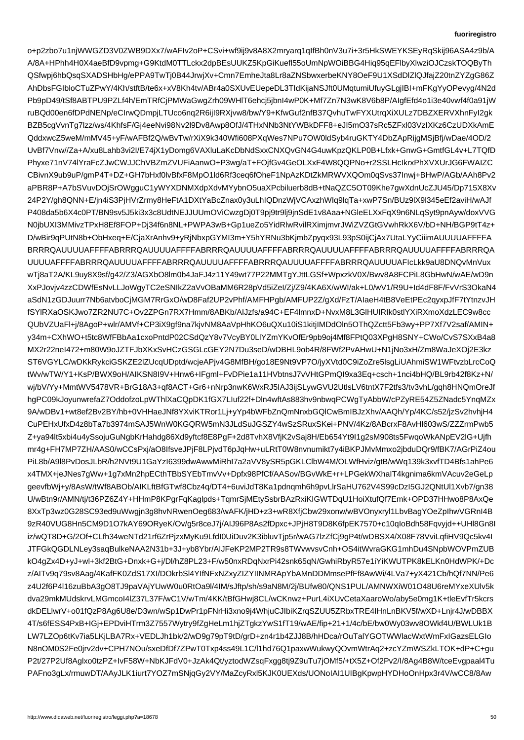o+p2zbo7u1njWWGZD3V0ZWB9DXx7/wAFIv2oP+CSvi+wf9ij9v8A8X2mryarq1qIfBh0nV3u7i+3r5HkSWEYKSEyRqSkij96ASA4z9b/A
A/8A+HPhh4H0X4aeBfD9vpmg+G9KtdM0TTLckx2dpBEsUUKZ5KpGiKuefl55oUmNpWOiBBG4Hiq95qEFlbyXlwziOJCzskTOQByTh
QSfwpj6hbQsqSXADSHbHg/ePPA9TwTj0B44JrwjXv+Cmn7EmheJta8Lr8aZNSbwxerbeKNY8OeF9U1XSdDlZlQJfajZ20tnZYZgG86Z
AhDbsFGIbloCTuZPwY/4Kh/stftB/te6x+xV8Kh4tv/ABr4a0SXUvEUepeDL3TIdKijaNSJft0UMqtumiUfuyGLgjIBI+mFKgYyOPevyg/4N2d
Pb9pD49/tSf8ABTPU9PZLf4h/EmTRfCjPMWaGwgZrh09WHIT6ehcj5jbnI4wP0K+Mf7Zn7N3wK8V6b8P/IgfEfd4o1i3e40vwf4f0a91jW
ruBQd00en6fDPdNENp/eClrwQDmpjLTUco6nq2R6ijI9RXjvw8/bw/Y9+KfwGuf2nfB37QvhuFwFYXUtrqXiXULz7DBZXERVXhnFyI2gk
BZB5cgVvnTg7lzz/ws/4KhfsfGj4eeNvi98Nv2l9Dv8Awp8OfJ/4THxNNb3NtYWBkDFF8+eJl5mO37sRc5Fxl03VzIXKz6CzUDXkAmE
QddxwcZ5weM/mMV45+yF/wAFBf2Q/wBvTw/rXiX9k340Wfi608PXqWes7NPu7OW0ldSyb4ruGKTY4DbZApRijgMSjBfj/wDae/4OD/2
UvBf7Vnw//Za+A/xu8Lahb3vi2I/E74jX1yDomg6VAXluLaKcDbNdSxxCNXQvGN4G4uwKpzQKLP0B+Lfxk+GnwG+GmtfGL4v+L7TQfD
Phyxe71nV74lYraFcZJwCWJJChVBZmZVUFiAanwO+P3wg/aT+FOjfGv4GeOLXxF4W8QQPNo+r2SSLHcIkrxPhXVXUrJG6FWAIZC
CBivnX9ub9uP/gmP4T+DZ+GH7bHxf0lvBfxF8MpO1ld6Rf3ceq6fOheF1NpAzKDtZkMRWVXQOm0qSvs37Inwj+BHwP/AGb/AAh8Pv2
aPBR8P+A7bSVuvDOjSrOWgguC1yWYXDNMXdpXdvMYYybnO5uaXPcbiluerb8dB+tNaQZC5OT09Khe7gwXdnUcZJU45/Dp715X8Xv
24P2Y/gh8QNN+E/jn4iS3PjHVrZrmy8HeFtA1DXtYaBcZnax0y3uLhIQDnzWjVlqTa+xwP7Sn/BUz9lX9l345eEf2aviWH/wAJf
P408da5b6X4c0PT/BN9sv5J5ki3x3c8UdtNEJJJUUmOViCWzzhWq1vJwJ9qlqTa+xwP7Sn/BUz9lX9l345eEf2aviEH/wAJf
N0jbUXI3MMivzTPxH8Ef8FOP+Dj34e6N8NL+PWPA3wB+Gp1ueZo5YidRlwRXimjmvrJWiZVZGtGVwhRkX6/bD+NH/NH/BGP9tT4z+
D/wBir9qPUtN8b+ObHxeq+C/CjaXAnhv9+yRjNbxpGYMI3m+Y5hYRNu3bKjmbZpyqx93L93pS0ijCjAx7UtaLYYCiiimAUUUUAFFFFA
BRRRQAUUUUAFFFFABRRRQAUUUUAFFFFABRRRQAUUUUAFFFFABRRRQAUUUUAFFFFABRRRQAUUUUAFFFFABRRRQAUUUUAFFFFABRRRQA
UUUUAFFFFABRRRQAUUUUAFFFFABRRRQAUUUUAFFFFABRRRQAUUUUAFFFFABRRRQAUUUUAFIcLkk9aU8DNQvMnVux
wTj8aT2A/KL9uy8X9sf/g42/Z3/AGXbO8lm0b4JaFJ4z11Y49wt77P22MMTgYJttLGSf+WpxzkV0X/Bwv8A8FCPiL8GbHwN/wAE/wD9n
XxPJovjv4zzCDWfEsNvLLJoWgyTC2eSNIkZ2aVvOBaMM6R28pVd5iZel/Zj/Z9/4KA6X/wWI/ak+L0/wV1/R9U+Id4dF8F/FvVrS3OkaN4
aSdN1zGDJuurr7Nb6atvboCjMGM7RrGxO/wD8Faf2UP2vPhf/AMFHPgb/AMFUP2Z/gXd/FzT/aIaeH4tB8VeEtPEc2qdxpxJfF7tYtnzvJH
fSYlRXaOSKJwo7ZR2NU7C+Ov2ZPGn7RX7Hmm/8ABKb/AIJzfs/a94c5EF4lmnxD+NvxM8L3gHlHUIRIk0ostIXYiRXmoXzdzLEC9w8cc
QUbVZUaFl+j/8AgoP+wlr/AMVF+CP3iX9gf9na7kjvNM8AaVpHhKO6uQXu10iS1kitjIMDdOln5Fb3wy+PP7Xf7V2saf/AMIN+
y34m+CXhWO+t5tc8WfFBaAa1cxoPntdP0GT0pY8yK4ofPSO9dJs9uMVuC9w7ZpYRdJo+Ua8NnAwWhmUFvuz2G9T5ZA3vgIZtCoZuYPxwd
9A/wDBv1+wt8ef2Bv2BY/hb+/hb+0VHHaeJNf8YXviKTRor1Lj+yP4bwWFbZnQmNnxbGQlCwBmIBJzXhv/AAQh/Yp/4KC/s52/jzSv/jH4
CuPEHxUfxD4z8zb7a7b3974mSAJ5WnW0KGQRW5mN3JdSuJGSYSSRuxSKei+PNV/4Kz8f8ACcrF8AvHl603wS/ZZZZrmPwb5
Z+ya94lt5xbi4u4ySojuGuNgbkKrHahdg86Xd9yftX8VfjJ8fjyftcf8E8Pg+F+2d8TvhX8VfjK2vSaj8Eb654Yt9I1g2sM908ts5FwqoWkANpEV2lG+Ujfh
mr4g+FH7MP7ZH/AAS0/wCCPxj/aO8IfsveJPjF8nvumikt7y4iBKPJMvMmxo2jbduDQr9/fBK7/AGrPiZ4ou
PiL8b/A9l8PvDosJLbR/h2NVt9U1U1GaYzl399dwAwwMiPhI7a2aaV8yRSR5bGKLMRAZzQWk7Pe6
x4TMX+jeJNes7gWw+1g7zRhECthTBbSYETmvVv+Dpfx98PfPfCf/ORAG/vBVGvWkE+r+LPGekXXhaIT7agkmn6vmVAcuv2eGeLp
geevfbWj+y/8AsW/tWf8ABOb/LfCbz4aD/DT4+6uviJdT8Ka1pdnqmh6h6h9pLrSaHU762V6cVUUJV2cpHC4SGdcgvEUgjWaPLT5c8+ey
kO4gZx4D+yJ+wl+3kf2BtG+Dnxk+G+j/Dl/hZ8PL23+F/w50xRDqNxrPi42nsnk65qN/GwiHiRbyR57e1iIYKWWUTKPK8kELKn0HdWPK/+Dc
z/AITv9q79sv8Aag/KafFK0Zd0S17XI/DOkrbSl4f1IfNFxZZyZIZZ1ZIMNlXPpPDMgK2DRtPq3UbGGWPGzPz5Cb/hQf7NN/Pe6
z4U2f6P4l16zuBbA3goO8T3J9paVAjYUwWWd0u0tROta9l/4IM/Sjftp/sh/s9aN8M2j/2j/BUfw80/QNS1PULS1PUL/AMNWXiW01O48U6reMYxeXUlv5k
dva29mkMUdskrvLMGmcoI4lZ37L37L7F/wC1V7m/4KK/tBfGHwj8CL/wVrqtQQzFwCmBKxwPurL4iXUCetaXaaroWo/aby5e0mg1K1+tleEvfTr5kcrs
dkDELlwrV+o01fQzP8gAg6U8UsRd+HDyzNyESzQKJiyC4JI+mFbKbCiFzZbj/ZKVbzUxRz6tDgDyT4mD0ZBqk3zwOJ10O1JpV1tDBOB0cHD1aD1pjqPZFQlAX5A4kCPA
4T/s6fESS4PxB+IGj+EPDviHTrm3Z7557Wytry9fZgHeLm1hjZTgkzYwS1fT19/wAE/fip+21+1/4c/bw0Wy03wv8OWkf4U/BWLUk1B
LW7LZOp6tKv7ia5LKjLBA7Rx+VEDLJh1bk2/wD9g9g7pT9tD/grD+zn4r1b4ZJJ8B/hHDca/rOuTalYGOTWWlacWxtWmFxIGazsELGIo
N8nOM0S2Fe0jrv2dv+CPH7NOu/sxeDfDfQ6Oi7mSNjqGy2Vz7Pj7PwkTxp7I1xhaxwWukwyQOvmWtrAq2+zcYZmWZzcYZmWSzkLTOK+dP+C+gu
P2t/27P2Uf8AgIxo0tzPZ+IvF58W+NbKJFdV0+JzAk4Qt/yztodWZsqFxggX6ebaxNgJHEH37i/l5sfGo+SEvWwGEeeHg5stu+qfCPu7BRu5mRnRf+VrAKTOUA7TUbCDRlwZtrVvZHFA7mZK9h3JSuRtnJs6hagaLUQPbAZ5XZWRxWrC4VqLfhtJe+Eg+d1PI7nRo5+s3P3kLLF+q1f5STSrZZSeMY1/sO/n6PqPX9W5Sbgj0BtSC8B6GO3q8z27i5uiXjQ6YdKwOmzlOtIOMQgKGMrZ9xc6F2h5zl5hVY4OMu3kzSOs1uNgWB1eHf/e2Tsxvt0lKV1n+M5ehLgYm1Dyf7i1dL3ArP0oA4eSP4NcP56+4XaD+VhdNcmmG7ytbxfvxqgu3r8HFwH5v2L1gjfrR7WjfZ4yI4ZKVBI2Bc9dJWi0s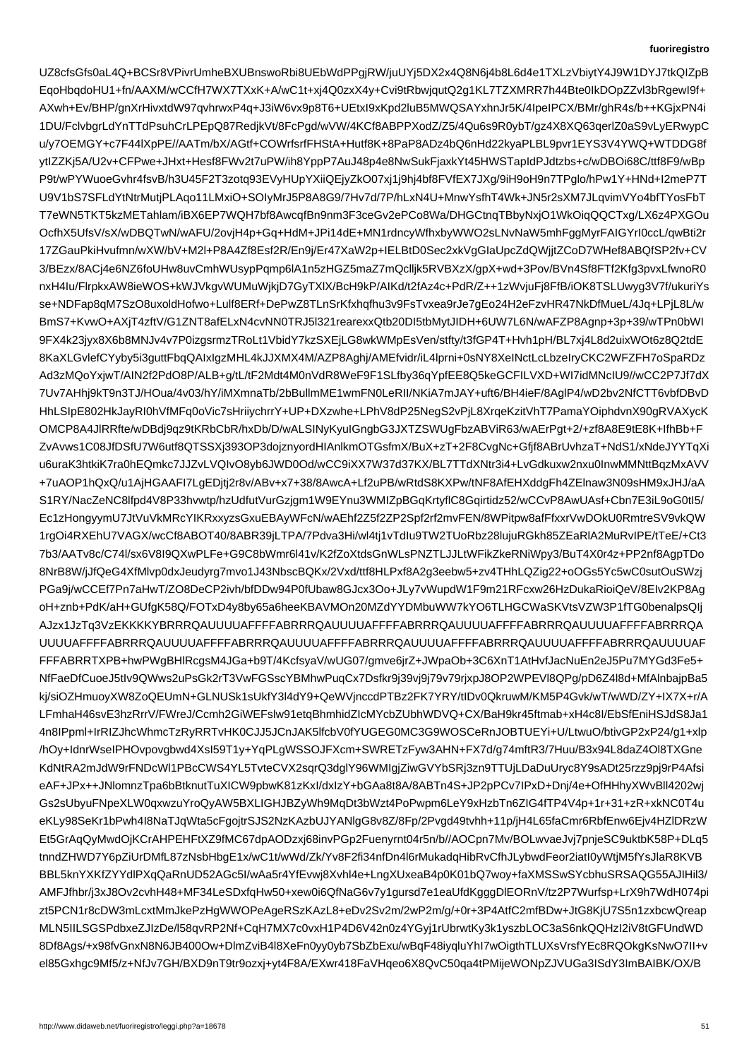UZ8cfsGfs0aL4Q+BCSr8VPivrUmheBXUBnswoRbi8UEbWdPPgjRW/juUYj5DX2x4Q8N6j4b8L6d4e1TXLzVbiytY4J9W1DYJ7tkQIZpB
EqoHbqdoHU1+fn/AAXM/wCCfH7WX7TXxK+A/wC1t+xj4Q0zxX4y+Cvi9tRbwjqutQ2g1KL7TZXMRR7h44Bte0IkDOpZZvl3bRgewI9f+
AXwh+Ev/BHP/gnXrHivxtdW97qvhrwxP4q+J3iW6vx9p8pT6+UEtxI9xKpd2luB5MWQSAYxhnJr5K/4IpeIPCX/BMr/ghR4s/b++KGjxPN4i
1DU/FclvbgrLdYnTTdPsuhCrLPEpQ87RedjkVt/8FcPgd/wVW/4KCf8ABPPXodZ/Z5/4Qu6s9R0ybT/gz4X8XQ63qerlZ0aS9vLyERwypC
u/y7OEMGY+c7F44lXpPE//AATm/bX/AGtf+COWrfsrfFHStA+Hutf8K+8PaP8ADz4bQ6nHd2kyaPyaPLBL9pvr1EYS3V4YWQ+WTDDG8f
ytIZZKj5A/U2v+CFPwe+JHxt+Hesf8FWv2t7uPW/ih8YppP7AuJ48p4e8NwSukFjaxkYt45HWSTapIdPJdtzbs+c/wDBOi68C/ttf8F9/wBp
P9t/wPYWuoeGvhr4fsvB/h3U45F2T3zotq93EVyHUpYXiiQEjyZkO07xj1j9hj4bf8FVfEX7JXg/9iH9oH9n7TPglo/hPw1+HNd+I2meP7T
U9V1bS7SFLdYtNtrMutjPLAqo11LMxiO+SOIyMrJ5P8A8G9/7Hv7hP/hLxN4U+MnwYsfhT4Wk+JN5r2sXM7JLqvimVYo4bfTYosFbT
T7eWN5TKT5kzMETahlam/iBX6EP7WQH7bf8AwcqfBn9nm3F3ceGv2ePCo8Wa/DHGCtnqTBbyNxjO1WkOiqQQCTxg/LX6z4PXGOu
OcfhX5UfsV/sX/wDBQTwN/wAFU/2ovjH4p+Gq+HdM+JPi14dE+MN1rdncyWfhxbyWWO2sLNvNaW5mhFggMyrFAIGYrI0ccL/qwBti2r
17ZGauPkiHvufmn/wXW/bV+M2l+P8A4Zf8Esf2R/En9j/Er47XaW2p+IELBtD0Sec2xkVgGIaUpcZdQWjjtZCoD7WHef8ABQfSP2fv+CV
3/BEzx/8ACj4e6NZ6foUHw8uvCmhWUUsypPqmp6lA1n5zHGZ5maZ7mQclljk5RVBXzX/gpX+wd+3Pov/BVn4Sf8FTf2Kfg3pvxLfwnoR0
nxH4Iu/FlrpkxAW8ieWOS+kWJVkgvWUMuWjkjD7GyTXlX/BcH9kP/AIKd/tfAz4c+PdR/Z+++1zWvjuFj8FfB/iOK8TSLUwyg3V7f/ukuriYs
se+NDFap8qM7SzO8uxoldHofwo+Lulf8ERf+DePwZ8TLnSrKfxhqfhu3v9FSvea8rJe7gEo24H2eFzvHR47NkDfMueL/4Jq+LPjL8L/w
BmS7+KvwO+AXjT4zftV/G1ZNT8afELxNvNN0TRJ5I321rearexxQtb20DI5tMyhVtJlDH+6UW7L6N/wAFZP2Agnp+3p+39/wTPn0bWI
9FX4k23jyx8X6b8MNJv4v7P0izgsrmzTROLt1VbidYT7kzSXEjLG8wkWMpEsVen/stfy/t3fGP3+Hvh1pH/BL7xj4d8uixWOt6z8Q2tdE
8KaXLGvlefCYyby5i3guttFbqQAIxIgzMHL4kJJXM4M/AZP8Aghj/AMEfvidr/iL4lprni+0sNY8XeINctLcLLbzeIryCKC2WFZFH7oSpaRDz
Ad3zMQoYxjwT/AIN2f2dO8P/ALB+g/tL/tF2Mdt4M0nVdR8WeF9F1SLfby36qYpfEE8Q5keGCFILVXD+WI7idMNcIU9//wCC2P7Jf7dX
7Uv7AHhj9kT9n3T/JHOua/4v03/hY/iMXmnaTb/2bBullmME1wmFN0LeRII/NKiA7mJAY+uft6BH4ieF/AglP4/wD2bv2NfCTT6vbfDBvD
HhLSIpE802HkJayRI0hVfMFq0oVicYs7sHriiychrrY+UP+DXzwhe+LPhV8dP25NegS5vPJ2ZvPjL8XrqeKzitVhTmVhT7PamaYOiphdvnX90gRVAXycK
OMCP8A4JlRRfte/wDBdj9qz9tKRbCbR/hxDb/D/wALSLNyKyuIGngbG3JXTZSWUgFbzABViR63/wAErPgt+2/+zf8A8E8tE8K+IfhBb+F
ZvAvws1C08JfDSfU7W6tf8QQTSSXj393OP3dojznyordHIAnlkmOTGsfmX2+O8pDmvNlw8ml80Ncb8vkQpQxi/8UtzdgG4+i4yYTqXi
u6uraK3htkiK7ra0hEQmkc7JJZvLVIvO8yb6JWD0Od/wCC9iXX7W37d37KX/BL7TTdXNtr3i4+LvGdkuxw2nxu0InwMMNttBqzMxAVV
+7uAOP1hQxQ/u1AjHGAAFI7LgEDjtj2r8v/ABv+x7+38/8AwcA+Lf2uPB/wRtdS8KXPw/tNF8AfEHXddgFh4ZElnaw3N09sHM9HJXJ/aA
S1RY/NacZeNC8lfpd4V8P33hvwtp/hzUdfutVurGzjgm1W9EYnu3WMIZpBGqKrtyflC8Gqirtidz52/wCCvP8AwUAsf+Cbn7E3iL9oG0tI5/
Ec1zHongyymU7JtVuVkMRcYXKIWYCsmWxxyzsGxuEBAyWFcN/wAEhf2Z5f2ZP2/wCf8FxxrVwDOkU0RmtreSV9vkQW
1rgOi4RXEhU7VAGX/wcCf8ABOT40/8ABR39LTPA7/Pdva3Hi/wl4tj1u/TdIu9TW2TUoRbz28lujuRGkh85ZEaRlA2MuRvIPE/TtEe/+Ct3
7b3/AATv8c/C74l/sx6V8Cf7I/ZD/c8XtdsGnWLsPNZTLJJLtWFikZkeRNiWpy3/BuT4X0r4z+PP2nf8AgpTDo
8NrB8W/jJfQeG4XMflvo0dxJeudyrg7mvo1J43NbscBQKx/2Vxd/ttf8HLPxf8A2g3eebw5+zv4HHhLQZCiz2+oO8oGOs5Yc5wSC0
PGa9j/wCCCEf7Pn7aHwT/ZO8DeCP2ivh/bfDDW94P0fUbaw9GJcx3Oo+JLy7vWupdW1F9m21RFcxw26HzDukaRioiQeV/8EIv2KP8Ag
oH+znb+PdK/aH+GUfqK58Q/FOTxD4y8by65heeKBAVMOn20MZdY7KYO6TLHGCWaSKVtsVZW3P1fTG0benalpsQIj
AJzx1JzTq3VzEKKKKYBRRRQAUUUUAFFFFABRRRQAUUUUAFFFFABRRRQAUUUUAFFFFABRRRQAUUUUAFFFFABRRRQA
UUUUAFFFFABRRRQAUUUUAFFFFABRRRQAUUUUAFFFFABRRRQAUUUUAFFFFABRRRQAUUUUAFFFFABRRRQAUUUUAF
FFFABRRRTXPB+hwPWgBHlRcgsM4JGa+b9T/4KcfsyaV/wUG07/gmve6jrZ+JWpaOb+3C6XnT1AtHvfJacNuEn2eJ5Pu7MYGd3Fe5+
NfFaeDfCuoeJ5tIv9QWws2uPsGk2rT3VwFGSscYBMhwPuqCx7Dsfkr9j39vj9j79v79rjxpJ8OP2P2WPEVl8QPg/pD6Z4l8d+MfAlnbajpBa5
kj/siOZHmuoyXW8ZoQEUmN+GLNUSk1sUkfy9+QeWVjncdPNTs2+FK7YRY/tlDv0QkruwM/KM5P4Gvk/wT/wWD/ZY+IX7X+r/A
LFmhaH46svE3hzRrrV/FWreJ/Ccmh2GiWEFslw99etqBhmhidZIcmYcbUbhWDVQ/CX+GiWEFslw99etqBhmhidZIcmYcbZUbhWDVQ+CX/BaH9kr45ftmab+xH4C8I/EbSfEiEniHSJdS8Ja1
4n8IPpmI+IrRIZJhcWhmcTzRyRRTvHK0CJJ5JcnJAK5lfcb0fYVEfYUGE0MC3G9WOSCeRnJOBTUEYi+U/LtwuO/btivGP2xP24/g1+xlp
/hOy+IdnrWselPHOvpovgbwd4Xsl59T1y+YqPLgWSSOJFXcm+SWRETzFyw3AHN+FX7d/g74mftR3/7Huu/B3x94L8daAz7Ol8TXGne
KdNtRA2mJdW9rFNDcWl4PBcCWS4YL5TveCVX2sqrQ3dglY96WMIgjZiwGVYbSRj3zn9TTUjLDaDuDuryc8Y9sADt25rzz9j9pj9rP4Afsi
eAF+JPx++JNlomTpa6bBtknutTuxICW9bpwK81zkXI/dxIzTpa6bBtknutTuXICW9pbwK81zkXI/dxIzTpa6bBtknutTuxICW9pbwK81zkXI/dxIzTpa6bBtknutTuxICW9pbwK81zkXI/dxIzTpa6bBtknutTuxICW9pbwK81zkXI/dxIzTpa6bBtknutTuxICW9pbwK81zkXI/dxIzTpa6bBtknutTuxICW9pbwK81zkXI/dxIzTpa6bBtknutTuxICW9pbwK81zkXI/dxIzTpa6bBtknutTuxICW9pbwK81zkXI/dxIzTpa6bBtknutTuxICW9pbwK81zkXI/dxIzTpa6bBtknutTuxICW9pbwK81zkXI/dxIzTpa6bBtknutTuxICW9pbwK81zkXI/dxIzTpa6bBtknutTuxICW9pbwK81zkXI/dxIzTpa6bBtknutTuxICW9pbwK81zkXI/dxIzTpa6bBtknutTuxICW9pbwK81zkXI/dxIzTpa6bBtknutTuxICW9pbwK81zkXI/dxIzTpa6bBtknutTuxICW9pbwK81zkXI/dxIzTpa6bBtknutTuxICW9pbwK81zkXI/dxIzTpa6bBtknutTuxICW9pbwK81zkXI/dxIzTpa6bBtknutTuxICW9pbwK81zkXI/dxIzTpa6bBtknutTuxICW9pbwK81zkXI/dxIzTpa6bBtknutTuxICW9pbwK81zkXI/dxIzTpa6bBtknutTuxICW9pbwK81zkXI/dxIzTpa6bBtknutTuxICW9pbwK81zkXI/dxIzT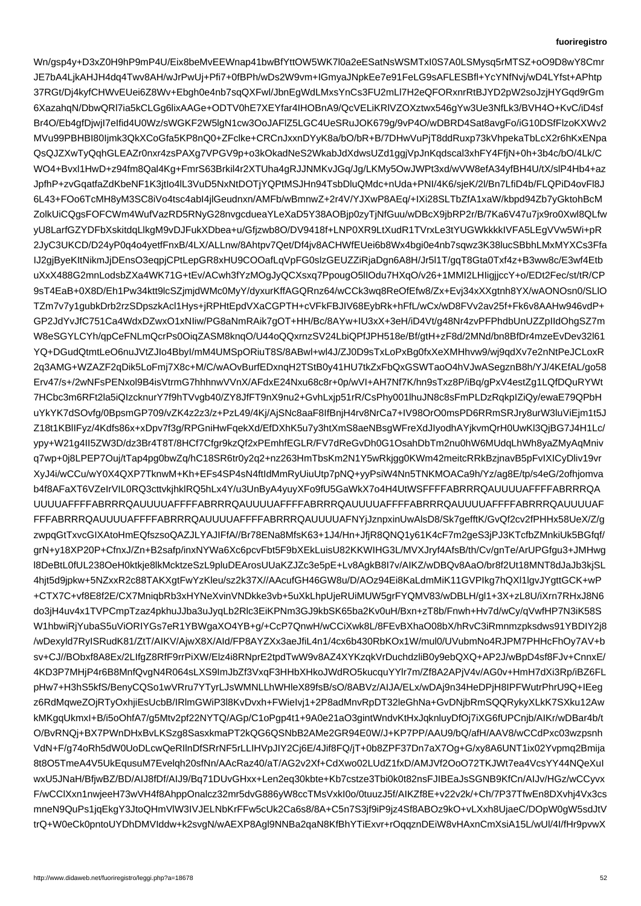Wn/gsp4y+D3xZ0H9hP9mP4U/Eix8beMvEEWnap41bwBfYttOW5WK7l0a2eESatNsWSMTxI0S7A0LSMysq5rMTSZ+oO9D8wY8Cmr
JE7bA4LjkAHJH4dq4Twv8AH/wJrPwUj+Pfi7+0fBPh/wDs2W9vm+IGmyaJNpkEe7e91FeLG9sAFLESBfl+YcYNfNvj/wD4LYfst+APhtp
37RGt/Dj4kyfCHWvEUei6Z8Wv+Ebgh0e4nb7sqQXFwl/JbnEgWdLMxsYnCs3FU2mLl7H2eQFORxnrRtBJYD2pW2soJzjHYGqd9rGm
6XazahqN/DbwQRl7ia5kCLGg6lixAAGe+ODTV0hE7XEYfar4IHOBnA9/QcVELiKRlVZOXztwx546Yw3Ue3NfLk3/BVH4O+KvC/iD4sf
Br4O/Eb4gfDjwjI7eIfid4U0Wz/sWGKF2W5lgN1cw3OoJAFlZ5LGC4UeSRuJOK679g/9vP4O/wDBRD4Sat8awgFo/iG10DSFlzoKXWv2
MVu99PBHBI80Ijmk3QkXCoGfa5KP8nQ0+ZFclke+CRCnJxxnDYyK8a/bO/bR+B/7DHwVuPjT8ddRuxp73kVhpekaTbLcX2r6hKxENpa
QsQJZXwTyQqhGLEAZr0nxr4zsPAXg7VPGV9p+o3kOkadNeS2WkabJdXdwsUZd1ggjVpJnKqdscal3xhFY4FfjN+0h+3b4c/bO/4Lk/C
WO4+Bvxl1HwD+z94fm8Qal4Kg+FmrS63Brkil4r2XTUha4gRJJNMKvJGq/Jg/LKMy5OwJWPt3xd/wVW8efA34yfBH4U/tX/slP4Hb4+az
JpfhP+zvGqatfaZdKbeNF1K3jtIo4lL3VuD5NxNtDOTjYQPtMSJHn94TsbDluQMdc+nUda+PNI/4K6/sjeK/2l/Bn7LfiD4b/FLQPiD4ovFl8J
6L43+FOo6TcMH8yM3SC8iVo4tsc4abI4jlGeudnxn/AMFb/wBmnwZ+2r4V/YJXwP8AEq/+IXi28SLTbZfA1xaW/kbpd94Zb7yGktohBcM
ZolkUiCQgsFOFCWm4WufVazRD5RNyG28nvgcdueaYLeXaD5Y38AOBjp0zyTjNfGuu/wDBcX9jbRP2r/B/7Ka6V47u7jx9ro0Xwl8QLfw
yU8LarfGZYDFbXskitdqLlkgM9vDJFukXDbea+u/Gfjzwb8O/DV9418F+LNP0XR9LtXudR1TVrxLe3tYUGWkkkkIVFA5LEgVVw5Wi+pR
2JyC3UKCD/D24yP0q4o4yetfFnxB/4LX/ALLnw/8Ahtpv7Qet/Df4jv8ACHWfEUei6b8Wx4bgi0e4nb7sqwz3K38lucSBbhLMxMYXCs3Ffa
IJ2gjByeKItNikmJjDEnsO3eqpjCPtLepGR8xHU9COOafLqVpFG0slzGEUZZiRjaDgn6A8H/Jr5l1T/gqT8Gta0Txf4z+B3ww8c/E3wf4Etb
uXxX488G2mnLodsbZXa4WK71G+tEv/ACwh3qgWrvD8q6QvHvWj1WX71Q8DE/v26+1MMI2LHIigjjcY+o/EDt2Fec/st/tR/CP
9sT4EaE+0X8D/Eh1Pw34ktt9lcSZjmjdWMc0MyY/dyxurFAGQRnz64/wCCk3wq8ReOfEfw8/Zx+Evj34xXXgtnh8YX/wAONOsn0/SLlO
TZm7v7y1gubkDrb2rzSDpszkAcl1Hys+jRPHtEpdVXaCGPTH+cVFkFBJIV68EybRk+hFfL/wCx/wD8FFVv2av25f+Fk6v8AAHw946vdP+
GP2JdYvJfC751Ca4WdxZwO1xNIiw/PG8aNmRAik7gOT+HH/Bc/8AYw+IU3xH+3eH/iD4dP4Vt/g48Nr4zvPFPhdbUnUZZpIIdOhgSZ7m
W8eSGYLCYh/qpCeFNLmQcrPs0OiqZASM8knqO/U44oQQxrnzSV24LbiQPfJPH518e/Bf/gtH+zF8d/2MNd/bn8BfDr4mzeEvDev32l61
YQ+DGudQtmtLeO6nuJVtZJIo4BbyI/mM4UMSpORiuT8S/8AAwl+wl4J/ZJ0D9s9TxLoPxBg0fxXeXMHHvw9/wj9qdXv7e2nNtPeJCLoxR
2q3AMG+WZAZF2qDik5LoFmj7X8c+M/C/wAOvBurfEDxnqH2TStB0y41HU7tkZxFbQxGSWTaoO4hVJwASegznB8h/YJ/go58
Erv47/s+/2wNFsPENxol8B4isVtrmG7hhhhnVVnX/AFdxE24Nxu68c8r+0p/wvI+AH7Nf7N/hn9sTxz8P/hq9lV4estZg1LQfDQuRYWt
7HCbc3m6RFt2la5IQzcknurY7f9hTVvgb40/Z8/ZY8+ZR4XAvKxE24Nxu68c8r+0p/wvI+AH7Nf7N/hn9sTxz8P/iBq/gPxV4estZg1LQfDQuRYWt
uYkYK7dSOvfg/0BpsmGP709/vZK4z2z3/z+PzL49/4Kj/AjSNc8aaF8IfBnjH4rv8NrCa7+IV98OrOO0msPD6RRmSRJRy8urW3luViEjm1t5J
Z18t1KBlIFyz/4Kdfs86x+xDpv7f3g/f3g/RPGniHwFqekYXd/EfDXhK5u7hXXmSQ8aeNBsgWFreXdJIyodhAYjkvmQrH0UmKl3QjBG7J4H1Lc/
ypy+W21g4Il5ZW3D/dz3Br4T8T/8HCf7Cfgr9kzZQf2xPEmhfEGLR/FV7dReGvDh0G1OsahDbTm2nu0hW6MUdqLhWh8yaZMyAqMniv
q7wp+0j8LPEP7Ouj/tTap4pg0bwZq/hC18SR6tr0y2q2+nz263HmTbsKm2N1Y5wRkjgg0KWm42meitcRRkBzjnavB5FvIXICyDliv19vr
XyJ4i/wCCu/wY0X4QXP7TknwW+Kh+EFs4SP4sN4sN4fN5TNKMOACa9h/Yz/ag8E/tp/s4eG/2ofhjomva
b4f8AFaXT6VZeIrVIL0RQ3cttvkjklRQ5hLx4Y/u3UnByA7o4H4UtWSFFFFFABRRRQAUUUUAFFFFABRRRQA
UUUUAFFFFABRRRQAUUUUAFFFFABRRRQAUUUUAFFFFABRRRQAUUUUAFFFFABRRRQAUUUUAFFFFABRRRQAUUUUAF
FFFABRRRQAUUUUAFFFFABRRRQAUUUUAFFFFABRRRQAUUUUAFNYjJznpxinUwAlsD8/Sk7gefftK/GvQf2cv2fPHHx58UeX/Z/g
zwpqGtTxvcGIXAtoHmEQfszsoQAZJLYAJIFfA//Br78ENa8MfsK63+1J4/Hn+JfjR8QNQ1y61K4cF7m2geS3PjPJ3KTcfbZMnkiUk5BGfqf/
grN+y18XP20P+CfnxJ/Zn+B2safafn9xEkLuisU82KKWIHG3L/MVXJryf4AfsB/th/Cv/gnTe/ArUPGfgu3+JMHwg
l8DeBtL0fUL238Oeh0ktkje8lkMcktzeSzL9pluDEArosUUaKJZJc3e5pE+Lv8AgkB8I7/wDBQV8Ao/br8f2Ut18MNT3dJaJb3kjSL
4hjt5d9jpkw+5NZxxR2c88TKXgtFwZzKleu/sz2k37X//AAcufGH46Xw//Az47Ei8KaLdmMiK11GW8l0pMcA/0mul0MiJPVLJZrUwTaTDP
+CTX7C+vf8E2f2E/2/CX7MniqEbRbb3XfYRnwYNeZ6Nxan9/4xB+zWpk4XhtmX1xR6pQMRG4GsgA/bK8MHR9BthAb1q5ncOkJ8ybrdANj6z
do3jH4uv4x1TVPCmpTzaz4pkhuJJba3uJyqLb2Rlc2EiKPNm3GJ9kbSK65ba2Kv0uH/Bxn+zT8b/Fnwh+Hv7d4w/wCy/qVwfHP7N3iK58S
W1hbwiRjYubaS5uViORlYGs7eR1YBWgaXO4YB+g/+CcP7QnwH/wCCiXwk8B/8FEvBXhaO08bX/hRvC3iRmnmzpksdws91YBDIY2j8
/wDexyld7RyIsRUdRRs8Ktc6b6fFP+FP8AYXXz/AjwX8X//AId/FP8AYZ/+Ald/FP8AYZXx3aeJfiL4Ln4/4cx6b430RbKOx1wY/mul0/VUubMNo4AmKg4RJPM7/PHHHcfhOy7AV+b
sv+CJ//BObxf8A8Ex/2LIfgZ8RfF9rrPiXW/Elz4iRMo8RNprE2tpdTwW9v8AZ4XKzqdhcdzdlzliB0y9ebQXQ+AP2J/wBpD4s8f+FJv+CnnxE/
4KD3P7MHjP4rP4r6BnfQvgN4+R064sLXS9ImJbZf3VxqF3HHbXHkoXJWdRO5kucquYYlr7/Zf8A2APjV4V/AG0v+HmH7dXi3Rp/iB/Z6FL
pHw7+H3h5kfS/BenyCQSo1wVRru7/m/fsfB/sO/8ABVz/ZCVeGAP+AIJA/ELx/wDAj9n34HeDPjH8IPPFWutrPhrU9QG+IEeg
z6RdMqweZOjRTyOxhjiEsUcbB/IRlmGWiP9vDvxh+FWieIvj1+2P8adNvRpDT32IeGhNa+GvDnnMnvRpDT32IeGhNa+GvDnnMnvRpDT32IeGhNa+GvDnnMnv
kMKgqUkmxI+B/i5oOhfA7/g5Mtv2pf22NYTQ/AGp/+C1oPgp4t1+9A0e21aO3TGintWndvKtHxJqknluyDfOjYiX/iXKG6fUPCnjb/AIKr/wDBar4
O/BvRNQj+BX7PWnzvOhtX4+eKxEhW6+EyP2m+G+RL/EEz1/bsIlWqVt0aDcm9a/qGl2KeN/WVR6Ke/nbnC2IM9aNXQh4R
VdN+F/g74s0+UWJDqpT2ZYeyJOlndyxX0X3C1EZE/FALEhjdaxZFb3Wu5+AqzZZM/UQ6GjY4GzVuT3+oGwsB0x75ucNEGRVuS9jSprtCN+hKbVnSi
uT/mvHeO/hH6mw+Jqqc3NESSlqkHKLuPEYjX6EWn3gVC36jKbSjyV+TLRxCWbkdp5SnpTwSo0+HWVKHCyh3hkYe8S9JwV/m
gVN5o2wO8sh2Wr+ls9U3Hkw8ejrPEhn49qDp+E8DDZX2i2IZ30GYbjbeqJQsI27MCVrQ9XOwmGPYHjpNo0WU+ZJHoHPQsEG+e2ktQDU0+D9BMlmp
mw7FQ22+Gp43O4spkPVcH+xx5vt9Twt1d89F4PHTOeRYpuUQ4yqbmT0WQGFIQRhKsDfrrPEz9/0WWtVlNv6Mh3XNpbfakwdDo/fmfxf9SMWlg6zn3
8t8O5TmeA4V5UkEqusuM7EvelqH20sfNn/AAcRaz4al/aT/AG2v2Xf+CdXwo02eHAGNKkxQ8fk1tjeaQwuhQmMwOiC+aqMNEp6H77Bkzz1iWM/
g8Y/bmpm+LJAy2k7e6AKVHhzVwHrOrdIUxk75MdlHZqdH9lzp+CIR1dSSDxWcPhRNZnOSs8nPoNWXkwn55F+ZRp84Ojk78FJo9ltn9E9zbvH7
WLL3HjwDAmWL/o/XlB/hJlMDCb5uaxPl1XMt+hhcBRh6pBxH7PQGmYBtqFtnyoFtF9WsD+jWUcf+4bQbBj9i04SW9Er4k1Yq/5uxBdFHmk
+ydl+ZSIPu+n6hA/n4gLL5ZmuC3UNpsu5KuJT5LXyo/eZ7u5hcNxGnMnm/u+cJggd0yMG7HM9bB46w+ALj0ok5xNXzFcFs3f6EkuTxPzPXiT6
j+J08J0dRYhh1sc+uJf4FAXNEWgzUHEbSWW1VaOG6xLD0fCj8x34kmDuLadxKLXIKS1Mop5JGv8R4xtxnmfknpV0vz3gMgpMo1MFNYZMrkSQgGCZjWZV
V2SBBe0D38TVNOJcq2+9X5+WScrb4ILBtBhE+NkGBVS7mGP1Yo+DRXNy+ZVMnL+xKaZ2G0DxafaA+7JpeMyHjE+0VZRLHuA1V+uYRLN5iXFRkDR8W
D0A1SxvmjcMeD+R9GbiGD6wDxMa2r+rZazo6dJ+z3NDaK8Iu9sWNSrM8q9qlNVD0J+PpmBWX9QCqPm5Mmg4Fcuxq0HIeknXGwWakZ/
XD8M/wGcdPkHvmt6Rcmh33V/CzbsGmbfjjV3Eo1kkjuyZb1/N8fYSfuq+hR0Wmt+ZqZeEGVEu8R1/HAxlDg+0u9pWNHqDUCPaU+G
mwuKnFb5SLD30/w4SSNmRn8DR4Bnv6xyR47NIftNiGDT64Sfh3ILLc+/3Dr8/2mmWLWTjQhYXt9cNYZ8ZKFR6qsnTZ6S+JZKPHK6a
wMMIJ2l1x8cXY5jbcDhWJPbj1P2AJR2tNKE+EAEQ8ih2AlR9R2jNMTOwq1KJgkoH9X0ZG/fEVakySNrqg5KQDnMOjemlgj4QTvT1DmwI2XwT
QkbUT5CVM9kj/xr9+cx6VqmuxFJGSMG9QXzTVf/ADtSt8B5MvtTKMwPlKdiJI1H4dVr5vXnxqSVSRoXUjSMaoy3SqRbWDh3nMxJKhXzGkqJE
NdRI0Ir1H1NfBHXJvMNrcXo8CsMDmPoR6tK61r6smrxwE6grqUqsJ+MFhRhx5IDuqGqJ1k5IrYOOsnbxg5+4cLMWtpRWmP4OmCIL4/ZmLrShN/
Yb1Jcu8XtnTJK8oa0bRXkgf5aBnG3DMnzZjdjvTk4vkzcJzQ7jrHTbRdz/G6bc3Xh5BVRMcb+aRZzYtQMP7VX7r/wBPI49XsnP2OyNDiRzvfEbuBM
Wwt9hVnL/U2uUKRNcOoRypWoLAXlL7QThaG+tM6smU13o5Z4CcoTn1oUZwgzP1rKMmGHeDzqN4UgEgP2hjvfgkC9PWv9c+4i7K+8XHQvDN
qNb5qJQPg+pRLJN36G2qF4u2sYZGPO/bX3UWzZvOSZ/lDDAPFfPl5lGhSBm1ZhqGY8kuHjMkO/lKo35rTTv3w+Tb6JzRcCr0wydw6Y+y
VHXjpLc+oLXcBZ7CgzSjkd2/Q4mW3thXzUWYV4Y4fxAYv3b3rqsmMuHK3fsO9S5xMZSc5e1Q7u9hrxXTXLkGSdwHmJfp5tm6I2Ox2zm2qPqQRQt
MW8s4yEe6N56HKjqE4UZuWe6g7Rc1sSAPbvnQgWjeXQpRWt2eKMNAqU9YaJuD5n6ADIUXAgCB0nTmNgFhqJ6V7dd5UuyLaq/KCbWk0WMfDmsYw
HkEMcVVMNTgqMHLwR5wVJL9Q4jRykHlVp2TVxHT1ra5UmQLuVcFIGYGcWWQ5m9wDQI0t0Cs5gCWzRHUy+B8MzuXe8vLFuLT2Cb1Xcv67
K6oP5FxPiXTYHlQ4Q6ItEvz+H28mYIxdOb6vK0NkVBAqhQHk+yr3GFkNg9Zo3uNYWvmfxd03jNuEfXeP1YkwO8xMdx8zGMbzu99c1fBdHF/h
evLc5mfSWtPU88y5QlvCGHkJ9ybm/RGSzVuWLfqaYT59B62c7EURdE0KmQ+H8Rnlk+ouHEcPK9Mf9Vk8XqU2w+B3kg6Ezz+BQBZmYjrGvfD8/
nBfq2nswXCBxwiZyWPgP+WqjoeY/AxHHqvvmmIo9R1ROa2VeKX/NsiABmUC/gB5WWm4X+2tXy/Hd3qV5YRN/NDpQc8GWJKaIyMLKXtSb76uHB
SA/fMv9mlm+1JIfzu7YD0a4Zg8eUuXHT1/cLq5F+OS7GCt3xrp/0ufwxwzGbNZEFAufvn8xxs7VDhLWL7qcpzhtq3h/cL4hK6u+pnMuKW7lUNM
oAZnDPb2mb7SxZ7Tk+lbmzUzxbgqHsBRGFMBWJrm1ds8VS1KkL20aYj6QYwsx+Ejl4c81fzd+qzR7gnn7Bx/KTl5mV7I9QSbA0NqJvsCL4I8fQn
gLBMo7WKLlRdtYL9CxJ3RCsNH3eMjS+m9Qk9vPmqs2uL09aCUz+zlUMw7fqKQzuVZ9LhJK+HCEvbF63DmrbTqbjPyT9xWSpyzAT+ZrZLmm
j7H8fvxHsXv+r/ytJZNp8+0bB8FKpD5uuylB7LGkXhPTUQ+ZbDBRfuC1cz7ZWsGgS0s+VLoT8Cu4XdCrDupl8kGpU4eeu+OWaK+sGT1
7TjHXfbLL8p6l3+JkK7j6+BR9vQJcRvNLIbbm9KT8fXiLsDcv39G2DNXP1P2eDnoZTxZTpW3qP6CV+i4mE4xhdtmmL4QVXNj64HzD/w/c
HzlRKeE3HPE7bwrHyvg5uOzGl9tYwyhNsE8D4JBSKDkAqmtSkVvjCd9qAk5n9yBf+xvg7+cvR2m7XjXv6SjdvjF9j7YGr6nDKe/XWB2CJ3A
VlNx6FmNxs9bBDcO8qE8xYwhRvmHJzDs0M3mHgjDMmJDzW+u0wFmj6ZN7nuzH+V6Z/OjeYPlDaWRpkTbE3Yf/b9avbx/+w3H3S4zMyXk
YNMp8rDRI9d/6hjbsBsqsqqIy5FLDFSHXPtGDgsxRSrUbLgnJANWQX1h0nr9n13hXW3gHeMiWvEmPB2jX/nQHFtF/A5aJd1G9mAT4JeG/E+S2
xx7uc8a5I1oJ3jaXvW0Dya3oqHd0MGm3hcRCrjzTMfTEbIhMB1JXQI5ggr+vq9l0dbHZlP5V9RZbbKDXOSeYVr+h7Dfak+TpYE1JBhZgD+T3
lU0JbbZuCyFn9VBIMF6YeU+87JVp/hcN1bO6S7DEk/RIrtvJV0IKxmpH5xXsOqxhZ1Dsm99fCZCVkJmO4CdFrXz5nKLc8v+UhfCf4ZS5qrtSf
n/f/F1eAmvhTBuzG3kOa9rbP8xyCVPmxi0fp1Kx0HvPRGKtM6Ijs1MGSMNSJJkbRAmJ7ehMg7n/+2n0mC8UT56cYRn7C5P1Fpx+1WUXBMv
jUsJHp/m9h6xEwgmQ6RjtsfM5AHkuL0Nw8WWOK7eYEtzZAC1nvJNm3T6t7c69WQrlQ8eCIuLVkHlJqnRTqMm9qSF+Qld/wR69RIIRC1ThuDh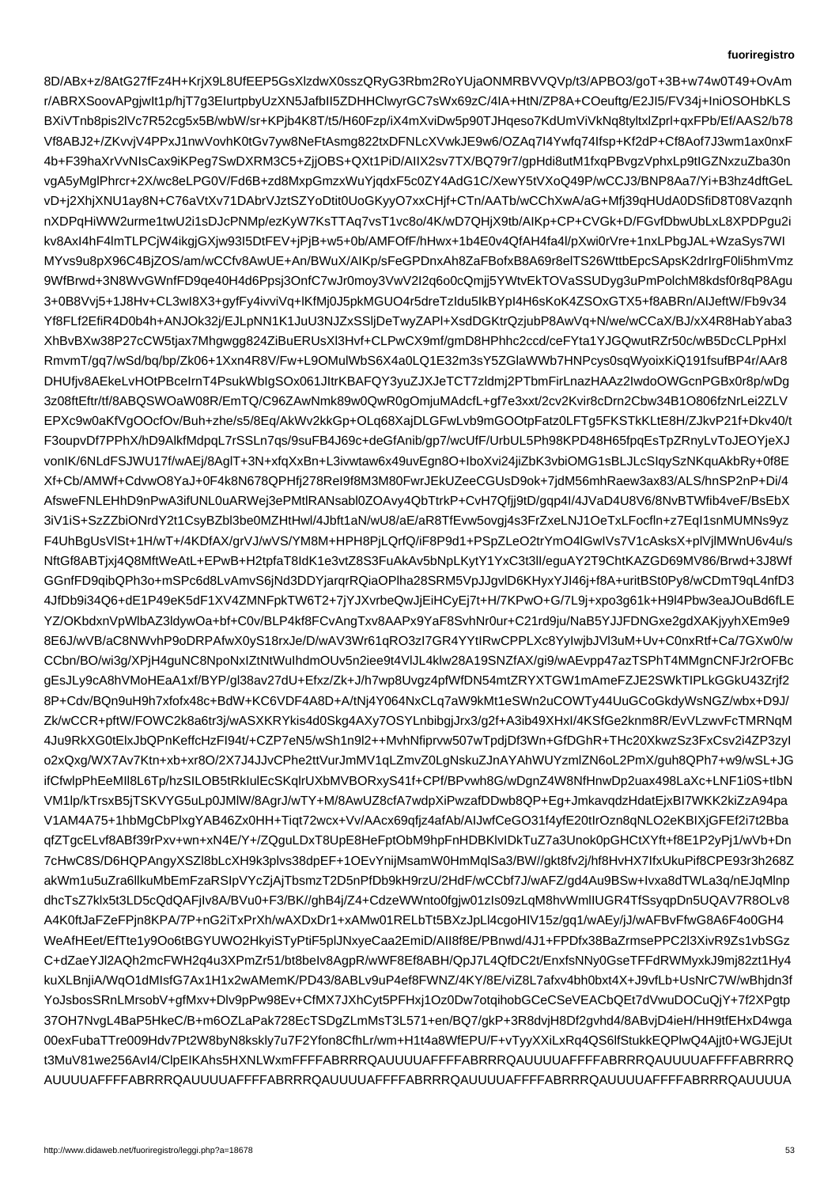8D/ABx+z/8AtG27fFz4H+KrjX9L8UfEEP5GsXlzdwX0sszQRyG3Rbm2RoYUjaONMRBVVQVp/t3/APBO3/goT+3B+w74w0T49+OvAm
r/ABRXSoovAPgjwIt1p/hjT7g3EIurtpbyUzXN5JafbII5ZDHHClwyrGC7sWx69zC/4IA+HtN/ZP8A+COeuftg/E2JI5/FV34j+IniOSOHbKLS
BXiVTnb8pis2lVc7R52cg5x5B/wbW/sr+KPjb4K8T/t5/H60Fzp/iX4mXviDw5p90TJHqeso7KdUmViVkNq8tyltxlZprl+qxFPb/Ef/AAS2/b78
Vf8ABJ2+/ZKvvjV4PPxJ1nwVovhK0tGv7yw8NeFtAsmg822txDFNLcXVwkJE9w6/OZAq7I4Ywfq74Ifsp+Kf2dP+Cf8Aof7J3wm1ax0nxF
4b+F39haXrVvNIsCax9iKPeg7SwDXRM3C5+ZjjOBS+QXt1PiD/AIIX2sv7TX/BQ79r7/m/fqpHdi8utM1fxqPBvgzVphxLpk9tIGZNxzuZba30n
vgA5yMglPhrcr+2X/wc8eLPG0V/Fd6B+zd8MxpGmzxWuYjqdxF5c0ZY4AdG1C/XewY5tVXoQ49P/wCCJ3/BNP8Aa7/Yi+B3hz4dftGeL
vD+j2XhjXNU1ay8N+C76aVtXv71DAbrVJztSYoDtit0UoGKyyO7xxCHjf+CTn/AATb/wCChXwA/aG+Mfj39qHUdA0DSfiD08T08Vazqnh
nXDPqHiWW2urme1twU2i1sDJcPNMp/ezKyW7KsTTAq7vsT1vc8o/4K/wD7QHjX9tb/AIKp+CP+CVGk+D/FGvfDbwUbLxK8PDPgu2i
kv8AxI4hF4lmTLPCjW4ikgjGXjw93I5DtFEV+jPjB+w5+0b/AMFOfF/hHwx+1b4E0v4QfAH4fa4l/pXwi0rVre+1nxLPbgJAL+WzaSys7WI
MYvs9u8pX96C4BjZOS/am/wCCfv8AwUE+An/BWuX/AlKp/sFeGPDnxAh8ZaFBofxB8A69r8elTS26WttbEpcSApsK2drIrgF0li5hmVmz
9WfBrwd+3N8WvGWnfFD9qe40H4d6Ppsj3OnfC7wJr0moy3VwV2I2q6o0cQmjj5yWtvEkTOVaSSUDyg3uPmPolchM8kdsf0r8qP8Agu
3+0B8Vvj5+1J8Hv+CL3wI8X3+gyfFy4ivviVq+lKfMj0J5pkMGUO4r5dreTzIdu5IkbPyI46H6sKoK4ZSOxGTX5+f8ABRn/AIJeftW/Fb9v34
Yf8FLf2EfiR4D0b4h+ANJOk32JJLpNN1K1JuU3NJZxSSljDeTwyZAPl+XsdDKtrQzjubP2AwVq+N/we/wCCaX/BJ/xX4R8HabYaba3
XhBvBXw38P27cCW5tjax7Mhgwgg824ZiBuERUsXl3Hvf+CLPwCX9mf/gmD8HPhhc2ccd/ceFYta1YJGQwutRZr50/wB5DcCLPpPhxl
RmvmT/gq7/wSd/bq/bp/2W6+1Xxn4R8W/Fw+L9OMulWbS6X4a0LQ1E23sY7GlaWWb7hNPPcys9sqWyoixKiQ191fsufBP4R/AAr8
DHUfjv8AEkeLvHOtPBceIrnT7P4sukbWbIgSOx061JItrKBAFyQmJXJeTcTCT7zldmj2TPbmFirLnazHAAz2IwdoOWGCnPGBx0r8p/wDg
3z08ftEftr/tf/8ABQSOaW08lW2NmV69wCQwR0gOmjuMADcfL+gf7e3xxt/2cv2v+Ndn43Lei2ZLV
EPXc9w0aKfVgOOcfOv/Buh+zhe/s5/8Eq/AkvV2kkGp+OLq68XajDLFGwLvb9mGOOtpFatz0LFTg5FKSTkKLt/E8H/ZJkvP21+Dkv40/t
F3oupvDf7PPhX/hD9AlkfMdpqL7rSSLn7qs/9suFB4J69c+deGfAnib/Ursb/FUrbUL5Ph98KPD48H65fpqEsTpZRnyLvToJEOYjeXJ
vonIK/6NLdFSJWU17f/wAEj/8AglT+3N+xfqXxBn+L3ivwtaw6x49uvEgn8O+IboXvi24jiZbK3vbiOMG1sBLJLcSIqySzNKquAkbRy+0f8E
Xf+Cb/AMWf+CdvwO8YaJ+0F4k8N678QPHfj278ReI89f8M3M80FwrJEkJZeeCGUsD9ok+7jdM56mhRaew3ax83/ALS/hnSP2nP+Di/4
AfsweFNLEEHhD9nPwA3ifUNL0uARWej3PMtlRANsabl0ZOAvy4QbTrkP+CvH7Qfjj9tD/gqp4dU4U8V6/8NvBTW/Wib56vEF/BsEbX
3iV1iS+SzZZbiONRdY2t1CsyBZbl3be0MZHtHwl/4Jbft1aN/wU8/aE/aR8TfEvw5ovgj4s3FrZxeLNJ1OeTxLFocfln+z7EqI1snMUMNs9yz
F4UhBgUsVlSt+1H/wT+1/4KDfX/grVJ/wVSYM8M+HPH8P9eK5dF1XV4ZMNFpkTW6T7+7jYJXvrbeQwJjEiHCyEj7t+H/7KPwO+G/7L9j+xpWb3eaJOuBd6fLE
YZ/OKbdxnVpWlbAZ3ldywOa+bf+C0v/BLP4kf8FCvAngTxv8AAPx9YaF8SvhNr0ur+C21rd9ju/NaB5YJJFDNGxe2gdXAKjyyhXEm9e9
8E6J/wVB/aC8NWVvhP9oDRPAfwX0yS18rxJe/D/wAV3Wr61qRO3zI7GR4YYtIRwCPPLXc8YyIwjbJVl3uM+Uv+C0nxRtf+Ca/7GXw0v/w
CCbn/BO/wi3g/XPjH4guNC8NpoNkIZtNtWuIhdmOUv5n2iee9t+9M+C1qie+7C9b4QCuRSkCZOD1eI3jbPV9v+CQfw4S+eGHDzvBM3WuEe9TmYP/OUf9sRiY6AnB/2w3M1w8Lq52jeOb8o5EGSFNqqIs7DzsNk2TiWD3PNAOmiOSH/7AC7UZpeyHMDKRHUbVBlR9Z95/G5fJ8/Hb7pr7wKvBCbgUPF4+87+e7s7lbO+Ka9/EDh+ymdUx8vdV9dz/9PnbKi7b3rGfHFMzLQLnB8v8gr2exhhFHnAADUhfdbGCqPxfB8W7nB+57tZvPHwEPH4lUKcIl/qGTbIk
3iV1iS+SzZZbiONRdY2t1CsyBZbl3be0MZHtHwl/4Jbft1aN/wU8/aE/aR8TfEvw5ovgj4s3FrZxeLNJ1OeTxLFocfln+z7EqI1snMUMNs9yz
F4UhBgUsVlSt+1H/wT+1/4KDfX/grVJ/wVSYM8M+HPH8P9eK5dF1XV4ZMNFpkTW6T7+7jYJXvrbeQwJjEiHCyEj7t+H/7KPwO+G/7L9j+xpWb3eaJOuBd6fLE
NftGf8ABTjxj4MftWeAtL+EPwB+H2tpfaKdK1+H2tzZ8S3cDKBAFyQmJXJeTcTCT7zldmj2TPbmFirLnazHAAz2IwdoOWGCnPGBx0r8p/wDg
GGnfFD9qibQPh3o+mSPc6d8LvAnr0mo3y3VwV2I2q6o0cQmjj5yWtvEkTOVaSSUDyg3uPmPolchM8kdsf0r8qP8Agu
4JfDb9i34Q6E1P49eK5dF1XV4ZMNFpkTW6T7+7jYJXvrbeQwJjEiHCyEj7t+H/7KPwO+G/7L9j+xpWb3eaJOuBd6fLE
YZ/OKbdxnVpWlbAZ3ldywOa+bf+C0v/BLP4kf8FCvAngTxv8AAPx9YaF8SvhNr0ur+C21rd9ju/NaB5YJJFDNGxe2gdXAKjyyhXEm9e9
8E6J/wVB/aC8NWVvhP9oDRPAfwX0yS18rxJe/D/wAV3Wr61qRO3zI7GR4YYtIRwCPPLXc8YyIwjbJVl3uM+Uv+C0nxRtf+Ca/7GXw0v/w
CCbn/BO/wi3g/XPjH4guNC8NpoNkIZtNtWuIhdmOUv5n2iee9t+9M+C1qie+7C9b4QCuRSkCZOD1eI3jbPV9v+CQfw4S+eGHDzvBM3WuEe9TmYP/OUf9sRiY6AnB/2w3M1w8Lq52jeOb8o5EGSFNqqIs7DzsNk2TiWD3PNAOmiOSH/7AC7UZpeyHMDKRHUbVBlR9Z95/G5fJ8/Hb7pr7wKvBCbgUPF4+87+e7s7lbO+Ka9/EDh+ymdUx8vdV9dz/9PnbKi7b3rGfHFMzLQLnB8v8gr2exhhFHnAADUhfdbGCqPxfB8W7nB+57tZvPHwEPH4lUKcIl/qGTbIk
gEsJLy9cA8hVMoHEaA1xf/BYP/gl38av27dU+Efz/Zk+J/h7wp8Uvgz2pfWfDN54mtZRYXTGW1mAmeFZJE2SWkTIPLkGGkU43Zrjf2
8P+Cdv/BQn9uH9h7xfofx48c+BdW+KC6VDF4A8D+A/tNj4Y064NxCLq7aW9kMt1eSWn2uCOWTy44UuGCoGkdyWsNGZ/wbx+D9J/
Zk/wCCR+pftW/Z6hZn+7h3j/wASXKRYkis4d0Skg4AXy7OSYLnbibgJrx3/g2f+A3ib49XHxI4KSfGe2knm8R/EvVLzwvFcTMRNqM
4Ju9RkXG0tElxJbQPnKeffcHzFl94t/+CZP7eN5/wSh1h9l2++MvhNfiprvw507TwTpdjDf3Wn+GfDGhR+THc2XkwzSz3S2Fx7i4ZP23yI
o2xQxg/WX7Av7Ktn+xk+xr8O/2X7J4J3J4JJvCPhe2ttVurJmJvZmVCZZmvZ0LgNskuZZnAPYAhWUYmlZN6oL2PmX/guh8QPh7+w9/wSL+JG
ifCwIplPhEeMll8L6Tp/hcRxkNc2uP/bhVRhCRBkUiE3SHFlwdAd/1AsIImnOk1M6L3pAMaxlyCc0zaUsVelrOzn8qNLO2eKBIXjGFEf2i7t2Bba
qfZTgcELvf8ABf39rPxv+wn+xN4E/Y+/ZQguLDxT8E8UpE8HeFptObmU9hpFnHDBKlvIDkTuZ7a3Unok0pGHCtXYft+f8E1P2yPj1/wVb/Dn
7cHwC8S/D6HQPAngyXSZl8bLcXH9k3plvs38dpEF+1OEvYnijMsamW0HmMqlSa3/BW//gkt8fvfHHvHX7IfxUkuPif8CPE93r3h268Z
akWm1u5uZra6lkuMbEmFzaRSIpVYCzZjAjTbsmzTD2D5nPfDb9kH9Ru/4Uz/LzUCbf7/wAFZ/gd4Au8BSw+Ivxa8dTWLa3q/nEJqMlnp
dhcTsZ7klx5t3LD5cQdAFjIv8A/BVu0+F3/BK//ghB4j/Z4+CdCzeWWWnto0fgjw01tzIs09zLqM8hvWmlIUGR4TfSsyqpDn5UQAV7R8OLv8
A4K0ftJaFzeFPjn8KPA/7P/+nG2iTxPrXh/wAXDxDr1+xAMw01RELTt5BsLl/AB07q/g1/jJ/Z4+CdzeWWnto0fgjw01tzIs09zLqM8hvWmlIUGR4TfSsyqpDn5UQAV7R8OLv8
WeAfHEet/EfTte1y9Oo6tBGYUWO2HkyiSTyPtiF5plJNxyeCaa2EmiD/AII8f8E/PBnwd/4J1+FPDfx38ZBaZrmsePPC2l3Z7XivR9Zs1vbSGz
C+dZaeYJl2AQh2mcFWH2q4u3XPmZr51/bt8be/beIo8AgpR/wWF8Ef8ABH/QpJ7L4QfDt2C/EnxfsNNy0GseTFFDRWMyxkJ9mj82zt1Hy4
kuXLBnjiA/WqO1dMlsfG7Ax1H1x2wAMemK/PD43/8ABLv9uP4ef8f8FWNV/bt+EGh9fFWbcrMx6kMjuh9Zz6K3ZEkE1hX7fDJDp4AjQ6ts6H3
dhcTsZ7klx5t3LD5cQdAFjIv8A/BVu0+F3/BK//ghB4j/Z4+CdCzeWWWnto0fgjw01tzIs09zLqM8hvWmlIUGR4TfSsyqpDn5UQAV7R8OLv8
A4K0ftJaFzeFPjn8KPA/7P/+nG2iTxPrXh/wAXDxDr1+xAMw01RELbTt5BXzJpLl4cgoHIV15/gq1/wAEy/wAEy/jJ/wAFFvFPwn/aQg/8A4KFaYUWO2HkyiSTyPtiF5plJNxyeCaa2EmiD/AII8f8E/PBnwd/4J1+FPDfx38ZBaZrmsePPC2l3Z7XivR9Zs1vbSGz
C+dZaeYJl2AQh2mcFWH2q4u3XPmZr51/bt8be/beIo8AgpR/wWF8Ef8ABH/QpJ7L4QfDt2C/EnxfsNNy0GseTFFDRWMyxkJ9mj82zt1Hy4
kuXLBnjiA/WqO1dMlsfG7Ax1H1x2wAMemK/PD43/8ABLv9uP4ef8f8FWNZ/4KY/8E/viZ8L/8AFxMm2XaSBqbTGT6l1P67H5wNf7R/9D1vOtFVL1FFRkWkHM9pDb2G5tcZ69+ADDGQ+Z58ujsHv5eBlCQQEe7RAyS0nPR6cG6cdumS5FKWs8iTGz6lAI0hYGOaeozZmbSDkYS5s7pjiWkOZUTkshCh4OO3LJKdkhkiJi5fb1gDGz/lWbqJ7m5e3ZOdWmcdGAfcSBTxJrtLQumaR3TlODoI7vR9bVyGGpMVbIVrb2DE5t58ljhHo7r1eAj0D3hNeiw5rS4hZkeyaCXMZqWtlHXmmPyrmKQj7RPX2vFfgQcg0fc4g7pTMzvoyKb9IgAjGm1rvv/l+sFZz1SW7aqB+M3Oie6NtTcJ+kCWAfNzdTUYRw+Aw4sr4tG0+BEAJbTKB4YtgCYEWkwOrXOH0cmbVdMTRRL+8Y0bZI5gfoZbhk0tI7u3Ekwtc4kS6KaQXaj8dcWpR7Dg1XBRmHC72EpvbNDo3wKvrZbYqsm8hHVf9wb8B+8k3TkF5q2U9kvd2m9mPFpKJ4rhiUdAkMC2AnRLRdcWpMDHcyuz+8SUA4i7gN3DYoRDuZT5NGIm+jYQOOe2r5IsTxOB62vsIc8O5y/mWkRa4iXj9GDLi8Hzy2GNVAwMqBAz33pvVQxSRF2DNm9s+NEw7JBM3vDgvT5zYzgMOPDQYuuXHNdhXMnBDlOxbazdGr8aMRQEeX3SXnXRgF0l8fsiBJjwdyE0gZu7B8qGf5bAs7MIuSnlbAWAjqcFZqU9vtrKdmEdUmEWEb3+vjg1hfNu8n5W3k+hj0J3yHJ2o7xv5s0eJ2BjIs9T+9hmKJs6Ku/pdEOevPMSn4+Wpt3Cue4nDOzNv7gLTBuGRrt4xPMlftA95yBcDkgB7XW4Jpd6HHQGEAoEQrWbntYsOXmCtN5tgIWHl0pQjsp5dy0YCFqdw5+cwFCWPBgQgY7fbRz3gw5j0IkBNjS9kkQnqlL7hKg3CcRRcMAy7P+6vgY/Fj7SlYEpgThEaJ9PdC1AaPqgxNTMZnzp2mV59FeJOP1jiWPj+jFCpcbF89eUGNb8lIqfDuXz+2J9H2Uy2+2pBrHmpoH8r1+PiQO7bP9Ao41fXa2qDxNiKT5W6a7p7eNzrbw4/B6LbYsxKR5nlqzDvUXiU4d1qGibR8EDahr7qd0m8UAjNVeMODgATk5dM7CtOtoxM+VVl/2a8KhrHP2W6n2x8U4hxewlnsmkVfnIn6mPy6C4Lu7xQaZ4U4zk5rxYJDmD0gLJYrUjzWDv2AbPG1Hy3vTzZZ9y8bqFgEyHVaYG6nDxq/rHQQUwVgAj8gCaPR+X99BrN+Nr5Eabw8hXEcEHRUvC8jvIvM7vtVDL7hgTq02eegD43dW9TUXf0L5LS3q1n7H2Z46NKVuTPzk0Ig2J4nZyUdbfjSzXl1gC0PcGZKWyo3SA1C/x/hF+NczfLpI4L3pwBKq2nC9O7KCFpWKDzE31HCqG4ONP9IhtiFnYMuXY4fghhyPPAlzQdkgXNNRIpqxH1l6SaM4ac8yR9BzYO8EZgrnXYmn1xh1SuqWs6h/PJRBqmy9TZbi9IbI2p9Gi3xkoQDGh0E01aSHgffCiayFrPuYXL7uk6ktTIs2e+M6pWDDYUPtQ7Jgz4mDsOXi7NTg9h6Au+rGCk5d6JaHT3XCjBVrIPP8gxbx+ffNT6nZ1F26jEYYjFLGj86uWy5XNCKMdR3YpT0pmoHZhIjEjSHFWHspqbj4ogFVdp+ymtWeRkBfeUepeqhWOd7PGzBt8exf5UGFI7+5cXCUjxghcgqAUO4IYJgyDMTNe4kQ3hfUoJgPtQpFqKhAv0DMxj6SmUILfdm9ffWKnqsBqffu7P2aZkQ2d3eGrnpy6fh6eAhEObt8cyFXdvAtaPxgpiNBnL9apSnEFRn5L/XW9LWSk3jK3KZOXnPUpfyaFQBHaFzRm5oKIyAqGmZx1g3Tg5ljmr2gwXvyUANdgJfaaiwEKn0CNDvx1+mbZAwzw0RFrgndbEmRK+9s/bnbcD98egkRbSPeNvNuPMDpnc0XGq6+aOC6H9tCoaXdpVbFF3PgEb3INF5FXNjfl7g3+WmbG4S6Xh3p4MzZa2C3hSmnv2w0+RgzFKDyDG/3dK8Jx3MpdDffzZpGbKV2Gm6RhA9lWhpLv9XJ1oaQ8v+FPyWM5r8xt9WfU3EbUz3pJU9gXt2LQpl1EgM2eLSMj4N0TfwXR1YEH1bBdQDxgYm9ZmrGxRDRCKF3VZ2dJF3FB1UWwT3w8gWPRJ8kZUN5RvKh2gpx1ALdbKp4BjcASqe7kXcdPG9RbdGdsMhdRQHPQRsj5YqG4NRlmZq8KPf2ZGN8CnwEwb2NJjK9ZHs4rkAqMGg2Wr5XVUfpkzfR7+M6OyqAqH/G6qbh3mOTkbYnPZ5ZCp5QK8G5K6aJwIDTmSoV+DrQq/Ee6wCsGYxKB9eTNVPrsbUT7KXOGlX0hYBrQhT8gAC4BRtxO8eMZSb3v5Xp3ZwRn6QBm+l2nCwR9D8TwBZQBeo1XVjx4xD9w0fk9S8hOJfq1MvQ03pHzZz9HpCX+Amp3zXWUH2NXczQ5xWlHWFePp7hK5V1B+g5YGWY3lOf09mDS3Gc3j9Yn0rr2SJIcVDuQQTFeaUsxEpL4D2xvzGVvFuE8iiEXRVqH3kFfJ7RbLfT87fqSaM/XnvxVg6j6EZzVbk7g9Hcn0WaXI4OcuAVlg2axL7cfNE8bjntxbqmXx1EE2/s8C3x3Fj7V91PkWU0Pp5tAiR01SGuxb4u3EFZ/XpR3bLbYQeXwsyk6gOupn7sWkGx23V4tD5v+jPoOiyvt/fV7aNtKpY1fPjFbU2G5fSW/Ob21e4gnbc8QxQPxyjAGTbVDQXEAIqcJgwLQvE1WkK+6kz8TAv/HLyZZnK7hTiKFm9wRPE5Mm7mW8BvvDXZ5LVHLTnLqhR2mnxQ8DsLDu5zyYnX/dxeyfAl5bHlHMTfzz0w9GKzxOJy8M9CPOAhdZ2cmG6EB5ZXB9PxNq5ECm+Ov9rF5fCd3/j/8MQJ8WLdOcPxEj3EjR/i5MSlLb9E2yuAUGq7pZfUo1jD9G2hA3sChxMwx0FuhZP/P5pmTgVFnovbDXsvIDwc0SfEq7v/Ngy9xEl5QK1dXX8TkNmVdNfeXZiUYJfjF2KcXj4OXOe7X2H2Gs2xVqMMSYF0BG7DBtMFK4YKA+1lbXrljbt/2lnUKmm4FUmvEnmBcHlLNkY2SNmsCOtWLZS8YwdQp8P9lfMmJ2c7x2Xtf7Ib5N1Z/W7dUfIlgRdkfd4ZejsTZWh6LTZFs4ilr2u6mgrK1Gft6HBCrFLG4twq0aJrDE4vo2M8T0ilsPVVkS3fD+1cSSbHm8vEJXVY0sKo5s+xcXqkZ4J8ikQ6NfDOYh3gBpRaFpJvd8UmnRd1CNzxzhtQhIqWC5iB1qIHkrP+1uu53oj+xb+2vH7wfzVFc6uWBWO4bdqYzWLOmh6ZLMYt6V4Mu2n5yjb7xO9BlXKZjRyn/2DWmd5yXt+BmUMj7oB0MzXzWPrRODbnh4cZYg1VEKkjZ3LS6D1BJDPm+j3sT21Bus0ILHV3RlpH9p5iUtJhNlAMO4ZE5w4EwAXXlJRWF0EJ/3Xyv6JfTkpjyVsu2iyCAuoPcc28rhMv5jVQJ0i8eYR9hKDpzxj7kyV+Qa+3dkbyZ/WpUvaZgv0rzDgGdJzpbBH0VpBKSgOvh7+n2zW3L9zvR9gjuFKN5+i8BVhy3wWEfwbNOsx7Ix6rCAivtSV9tqzwXmVz17dC0S2ZOWQ4Ckac/ADT5KcA8KjgzNiW9kbD1k0xQVxlpxmxy2u4/4ek09xzN2dMqcJm/sTONSuASAbMt5g6E76PCK2AbTM6tLYbt1/rFE2nSJNUe2kw2FrgyyRZkcfxYC4DBoFWxshzDaFc+fz3tpsYA0tk0MSi2pTvMUyAuKLdfiyPsSQn+8PB+jyGnfUw81eDsJ3G7ZvUtSTGrVNYqM4cY9ukQU0NJVgKFPhWNGpVsNdnqVMQKtQ1b07nFbEs0yKBl4xgl4PkHhB8ADcBQQQRhUJBaRQMk5CRBPo0xoxRaMIz9GNC+OdXaUk6ZhTE4EgnaCDS9KTZIbZwmfmILkJjpyZFD6e4KPf4XNuavz7gcGMD3hHAWsTkOG8SEQGvEuVbWprJ1SJ5S3ZRGJt3mPOkbzhzx66GJG/bPOI3P3Px+HbhbcFuY5nDdnpDgD+ekz9N+g5I4dVT1NKyfaqf6Js+P2b4/tqk6NLODmXtMA/Hw1LtzECeykjLjjk4FEyk2Q3qoUQXAlcQVQs/GZ4FmOYOGFZ8ITH7mvaSGvH+B9qV0vHMa8qzXjZXQXJlcn3FjE9xi2n4h3L/oHCwhm/3OwvnY2nj+TDNWJEEyzAzEyjLZn2ZUeaG30KezbuzCY1/uXVOtUukScFMjWqRPM9Mz7OJ6JGRYMlPhyNuy6T4u7xIrdPOr0zwN0hbCs3T6+ND4dvfG0UtbZ9Ic8gpVXP6dyJ+9ygHi0t8hpcpEUncgVxbx5csI0XcV+l18/GZTHpqLf6IBp+GfMcALV/b8jFbPOxUbI81WKJPPbh+AfP0NWI2dn7aPpfWTt4EIHyyRQdbo/7ZXDQeHycs4kn9+ySBnMnOTtJj9WypdvBqrrzuYxKhE+1X5qL2y0HlwUzeg9csxQbF0Ftx2oUjlcEqV2z88wb3eQB/lsApwBXDIVLB8HpYK4Ffn52OBhrxpVbbLYa4c71cyDi0iZWNpLYRfqUu24GOjdm7YtGNfr9ZtkNa0ZNVPMS/qxbCYUKAe3lgVmsvUsKRBwqcIqAgwBEOzQmlAxxKtAfTlgwrVG3ySbDIBIdHVbYuHjxbQDsBwq20Q5nU1bpdnR2rQ2jRq9p8v8rdnHxTHw7iCc9sg7blFCBaB7W/l/RVs1nnCJcuBsGfVNBZxZLCavJTrgFXXLyH4Kf9czQX1j+/0x5/wrp7iUqf8vMRdRtETzHwSQxw2y/gVTY4jw0KDkN4zZnkAHE/Jq7FH9ZSj5mFrSbCGJmLglxq0vFYEAAVJVRLbQBcbjB8WDSi/lIePfPfUR1h78XklDmtCW5RUMCTcumqFLk7mIqPyrMxDgoOJIKzEACTVgSkZNKyj8G9tAh/G6QO8yGf8jTfs9NULdZ+7bJIdkhJEb7b4DRoMPoLWG3ACHA0nRlS5Bh4Y2bYUBP1YAH6uXjrJQHJJ4cz0QMT8GZDUmgFhTGT+42sLXxJEJLNq/f36HLo4cC3/C1pUqSqK2c1+IM5vfyqq0W0mEGrRDV/y1ch6zFnqyZ4m3l9w3U3Ld1hOTpRZFhO8ed2L3TXz4gLdmP7WvB4zVXU2DjKuQSHSNxjWIFuukrk39XwAGJSAEYJiGQAU6KqDzb6W8U3i4hJRG1zUf7zbsxOLVpMrT7Oav5rDIghh1Ff8xX3YiJ4DuhHdKXBHYmTK9XqqVPqAr8MfsqC71YtJXDYPjtRQJmUtjFjsXdsWqJV3FcD6ttlFn2SWdcvRuR5MpFL7vSyEDR3C28YQAa+v4BIqbZuqOv0Adt0OaHWGCVkbm5bAoKKSXpNw3XeXUIYVdRPIPrVwtZ12qHyu2WhoPTiTH2fTE2/UqGcDh5ofH14ypiTDKfPTKVxYb8nPwBqY6sh+nRlHuKhPxPwbS0/jr03NtE/Xi7SQ5PFjTLk1UlYNaImrhBvOHQYK+y9/OZRKHl7wP5EzG9/IVCZFt1ECc+lz0AdGd/7OSiz59sdjD/96tmYq1uBf7zuW3upBOJT3MGCX3vOj2WXXxQaJDcebtydSgtFR1GROOnrxt03RLIkY/f4CzIMbXSDVxOX8ubOqNm7FjRIV8OVDmcU+YUqwy5C8kf8kH5L6jAcFg2PfhGwi3cn/tDjlZXwO7hKNoZ6xXcnYpMMyQaIyAo1fo6zgjUJuC5YS7WeZUSnSK8GYf3mbEvZ/MzA2Mc6rJzHdGe2G1EDa0DmDjA2Usb29BDJX2mhDdi3p2PwNfj2UkKbMpLx6C7+jVuj3Dc2KA43LgAW8PGaCwdDcVeMWcQ79J0s9Kc7M3RyCSVCbPwGUj6EFdCLTS0eA8pSWPMHD6V5ydNxe+QuMaa4Va8p6xFhkD0i5sGoOXTb9mOzgtYCN+Fj6hcZAuUPPYB5NLTgDkaCsYq3M7b/HBuk5J/lVmYfLNJMnAH1cLg99lLDRqtDtCJQ8vG+2VRFKQTQh2CGmIm5PXR5Z8UhN/IWPrXknOexJQBeCaWTn3MU2TAa4YrXtp6vlVMgpa1HX4l6IMLnDTy55nW6cvN6pOxR4hsPjXqbKIDmZrEa1SU5Pf9HW2RIFgkqbVjY5hv/AwpL6zQhmR5gDrPMb3BkWF2LeBHhhvEeJhAqPD0V8tT6HdZ6Oj98RkYr5Z5ZcwJ7wFdJHfi/Cr7xfvb8Y5cKlYkG1g3oJ/UYoK/jyC4bP9V4ruPlzM2/ZgaFSfaNgs6Xv44rpuL8EaSgkRJcFwLGfKJTMp7rJBs2DkjKQxx6zphGP7PJ/u8pl+rAr7mHM+w4e6LD9WYydrfEJX/1XIlY+FQkpEAZCSiIkUNAkMtoIQqOI1QJ3fzEp/PvJHbZswUzMWsh9p2lwHk6MRwsDDwfHPjyX6tavUrGPeQfOYnC0tHbg/cYLgi4jBTWj07W3vN+YOiWLh6ySDs1TQfqNOtnNFwmuvnHYB8qD9Zq8FFFP4k9FNWxf3uCrFeipb0SBqXp9qSrN7k2QE8cq1b/GKXOLaWPl7Kfo6fvJhg4FM8GtuZPMt1OV4BJNZmYB5RlCMAbaehxH0K2tzfwzbb5U7BbKv/C2W67DwDYGQ5Ga0lHOqnYaU6EqpQplfeqSEsrP6Bqxz2Wtwh6PZvGn+wdEvT29t9idSXiYTOLG6Fj6OHG+fq7c12z/PqYMw/dA/VvXSVKJtgr0M2dRTZtZMQeIU0OKdwGF4CGBoYwnmvpBKsaa2M6Zu5j+NQJ1eFTXa4o3GC53t/zuWhQ3D4O6rrvlgw27GOSbORHFr9Dy3mOV5YqlFFlNLYsVSEDnwK4qGCC3fQHHxePxkDjHXNZUtzbuBQuMqlTIiCw5MPWy5atIBpKDu45vaOZvU5WA3EtFyJ6p6N6hzrLAQmpGJEHh6QYqhZkNnWz29RFQpwhp0PlhUkodrPnGP+qEFz3v2HNZPoArU3pXnnwqPDuZKgSyRw1kp0zKIjAqFPaVUfJtd9vS0ZXP9zpKkqmp6o6ea4PGsnzeKKEeo9KyTLdNnDKUTnXJDeYrA7ltvq98mG3nzu8V5u2P1FUP3eD1jTmP/Uw0mqnqn7KYFLLGDwnOHy1Ncej8u5bKI2bBK5xGjFTyuBJYCmspKSf6f7fBDDwzDPVmnoj4E88ivC+mQxT+ddsp12unUKLPR3ITPrXOV9OS+yJMaWGH0vkD99qMSQsZbzxpG62lIfH8Bsoj+QiZ4FDxlZQBMwIx1E/nMYcD7L3KGa6DZ9wACzxhtDFVSNVWcgn2wQyGWehQK3VB/w6XXKuDc92gzGRLBbrZ8ITe9NwZTb0yqd5kzD/zf+VYFaxZmZDKnWuf1RLgNDn+qaPEe9hWQjP2ow8L1wHi5aqVbDyZzy5Bxa3LFZ1Y5YO1YZm0KgkRxxfqgX2Scpl0g0/bVUkpvTMVmXJQ8Zxz2jGzZLQbhkUl3UTfxEkDeNPdWCm3WxBYW3Ja7Qb0i/0Ol5qMhEs/BlKS6YmC4jJ4nCBuLyHQj6/cgnBmx1DxIWiPfq8pqWMx9TSQPSNpGyIRmPo5WuHXaFfh/vUdJaPPB+PoF0QK8z2bDYk6b6RbFGm9UhLDEf29BOgJ6DUkVkKPvzexdVeC3Im0u2fDkK+xcZeYPmiC7OE4LzqbkS+9lAwDJLqUY5h/bwbhxpSvTXVo2v/rzTcLAFu9hTQ0cI1iaiO7R5eXumUw7XoaAwO1FPMAGkILW5Z7mgaVo2z5G4G5YUqO/mjDGSqOe1qC8JzmtKi/Tf33O4M0CqP5jn9OjiQvQhWdD3YtxOsmZCz1ptaG5Yb1UOGBgUCXBGFrgCUK7XjJ+7WPP8PeKfTGqYVhhqMXz/D+m0S7LlAnmbn1DpMN4u/Hw6xA5Rm5lCfRIbtZqvKQ+3k1yghULCyZdMz56iw0Z3fiZtGL3Cn09C1t1ypK/GKn3RMW3ydsLJ4wMDdPU2PHmnQJVAcK0a8+KyDoD+pBGHSnN2djG47hpVzcCG+XhJRpnnDsWTPXpj9D6pSClp2b0DZ09uGxh3DZFqm4XD03MSXOOvJ0IoOZqHWZ3Os9lmCunyYsVfOF5nIYc6Jh8wcvP/BmSi5b1j1yEwVDgsZKpgyftXzoLJr3C0sVaEzaPEzypxY+LpXzcMG4I3hQcbeFLWYBPKnfVJBKJ5zWH2yyqEC5aDZjrpYjz4uHTvRTlEkXmf9nt0L4ZdFnzRaq8zDeJtnbpFALxnK7J2l0Y+6dl/6LcJAfHUZCGQkv0Jow18v7OI9JQQkXx3RsSuPIqrHlUxB1zNDzCWm4AuAjADBkOz2H8yBbv8XP1gWE9VO/VP/tTp7WfMRfcKmyBGpa+BsPX/mMfxWlJC6RjDGHzeqzqLcGtBjL9ZQn5S7VDTRTwTRcgxoNxTfsI5CowYgvo3N8b/Xd5BMo+t6rH5frxFEb3g1gx8QVZLzWwaAGjrpVQqTw5CyHUfRefcIODPYp0oZ/GHmVS3lWTN5OqWgyxBhZHNdc3NxM08hh+/D0VQOgTx4G0rtDh5MkR+fHsJwaQ0bj9e/s3Q3qAgRsC2JXxfp7xH0/xtl0Pt4zuCk4XRKQlp0qY4+xN1yZU7lgFtK4BLwXLjzvmA+rmaGHFBSXxQnXHJGxlEANRp02Hv1AjoFY87P5ZnTHXtzYv+GsPQtQbKY/rE17H0tIwWaFS/qM2D2V8fkd/uNi8Xi2g/6bAxjRjE2VBnE1Hu4o3nIbNxK0Ep+ScQRpq8bnT1w7J0K7mRcWfhjxv8QkoMkBsH5JZgCfRO3ySD9Bxc4E+Yk8AIF3RMO3aUGcthlsvM4JGHN6ryvuGrFLsV8GBpFjnxfBRhXz7mp+qVH4dOqVg3S6tPYFoQ2Lk8u2fDvIdZKTVd1GILavq7kxxvABXQChaAfBiEd3SejLUUi0I8dXqH1TRtIGdgXadd8OKr8H0jyR/Fz+s1MRb0ZPehhqbe9+zOS9AV2HYr5JgvbHO2yDyN3OVv69KNy4eCr+EHMDFNN5jmVgpVEPK7VO8y6B5HmcXYZSujgBz+u/e1rMJ1/D/zeJpAk4eO2MbcV2DV1Xbs6xajBjJpbVC+QeEGXTSxOz2O6W1wA2pPxTkNo+Mx+QXf5X4ehW7Ph7nmm99VOUhBr6k3GsdvT1/v8LD6RnIOM/WqfBQ5ywBsgd9ceG6OfNhv/wLWOfVjk8jz4Z6bdMCsRQGEo4ehvEgx4RwQu5H3Nr6VqjR3/Ty5Vix6LaB7YI1OLzRZwoVmZyBZDBqM9Ww0PRG6NkVW7J/HkqA2QCSJUfLAg+xb1o0oOexJ2IqINQYMeYVjGKFjbdSE0eiWIJX+H4Mh5RUi3GoiVnsSlCNzQ6a7PaRvbnCXl1cFVeCMEtwFEEv9h3ON0S7KE4Gaqv3O9svLbgEpjNe/v1T1IlYymk0/U0EbUNDFRVpkRhjYoJHmzlNjHjOe0ejSBRMZMNfXq5w9kwUz4dJ9g3NqAv3C1Swn0KzoR9vl9yKtRjU4Fmb5m2Im7XOIKxwT0G5D8pERuyYXxlOFZ/DZfCOhABSIz8atIXIyvqT2p0f6OQ0KvcqZOe/ayMzX0VHFCoWdfHLbyvUpjd4JOR4zSpzqRIwP9vC2dT/JIDVKj/JQmUkTvRoQ1+w9MOnOk2Mm0Mf9a8Iwsi2V4tSjXB5eqMgfxX79C+7CdTJGyHSFfRgBzbmYmzf8W/xuB/9hiXhNvSfhF+OSmlbETeQjAvdT6w6u0V6WRp8r3QxEpXn1cXwYCZTVsJAeRxWcRn5F6dpdVjvnDlNmLM/wn2PXrAUcnUDf3C5xBWbm8yT7Rp1BQ5NmNC6Yhx1mhXjF8BZbVV0Yi1i7yAptOIoKJCNYZVmx5o31NwBbrv79+ShgFKt/EFCrdM3xuMYlzuGqxnORpBAm8TDWCp8GM04ZYWPhiKQ8SBDEJ5BHA6VTkfGv+nhJWyqR8W+7FO8PT62Z/9J6yKm8xE6P5Wwvj/RvW3h5V5KUWoy2x/kAVnE9ZDpR0fTOqDbvoNZx6MoK5dp0SP+3UopRZlJa+6bs3zbqTqgYZOCzxvo8uZ3Jmb0nCnY5nwwZdFo/K88e/qdq1+H1vsrqa0lEg2CfBApOtGgMqvfCFvXXS8fO5qhq8vwq5wZXfZV9B+iLWvEPQkk7X9HzJL1PcUxxrJ6NrCIR3ZvLJf8qzrAStdPHnxGlOHKd+8Y1U8CGaxt+tpbUUsMWPh6+rU2gKPEXCI7uRZTcVCvuRwtGeXt2vJP0FYoKnz7iNK3hfqX6e5XF2P/mBJqFKu0VpIm2sTzvf+Qfx7X1/v7hADmfyGYR0qf1V6LJ4VG0fUujIGy4+5XS/PrXwn/e6LJR0NvIHE3nZ2+1U9hQC8dpx0KTfGGy7UDwLrCQCsL0fb1dHOG6WUh1wwDU2BeH8Ajk38MLQ5/dAWtqFg1iQlKc1HNRY1ylqbsY0R3dK2o5fbkHjDB4fNsS4dKhh1S8nYZyLyMpFSm0DyNl46OUgwP3X7hZ+Cn4flfwS3EYb4x0nJ4g69KkUehymNYvRhMsT3dkAYsPKnk4wBBg3CbvEB7yB9Gpq7Z4Hg9Kwwk4HfUNkRd7bptGMkgTf+O5/c6CLK2aNhVN5gfy82FNexmO+sn81NrL8qqHlndFLHVmyK5fYCdR4FbmTLvgOxdSYF7HyTI/3MeZwhQzL5ZDrl1nVdS4Kt1KkBmwXGqLL/iSypgNG8ggcsFAgmNUnXMu8K0jvvQVEcpswsGjDMBXKPJWo0qBLWr8CnOa5yXsvMbiGVTN9wZUNWJvv8Z2pFoUaRTVPlJ6x6jnDvqzMFsVqz8cIwNgoagDvrl6KwGB8lEVJEyKjYmMtfLgYdW1u6ZNPgjN4FmmRcoZnTGRMSaNSyVJOi2n5UPhE7fEiYhQlX5n5TQUiabBClNVQCNLpgGFAOeF1hflk4UTNLRZ23qbV6PZfqVsWg3nfY7lEFQlrVdqn1Trtw6aW9gYojTZ8Bx/DLvB6pEfprT5oxN5aR2vOI0QVgeHnEXNQfVOLhdTpCg4pFxQmhZYeFNlOD5C8p0J6xlV3nu0FuwSJr1ydbhW5t5QMcVr+TqhQBKgOZKEnf9+/nHCW7wfoQ53fj2Y8TfeeNfDGhG28oSRSbSK8RF+w7hWk8J6nIGyVlWFEJQYRvx7Wp7XA7KNFtC3A4Po8PngzEsVa6W/eLRm/bTupH5YRCRm40Z2drAHnZ5PuNEbjRkU8tFWjq9aXtObZq2XEH7+BRd8ILnn3Pc/6jDi6t9yh4m2xgbcoBQBwg1ncHnH7qWqwd6pOIk/y28n0dMXS8bFsk9Cg9fXvjRuUwbXpFsFlNhTngxkc1T47nmCJPklqRK0Djk7EwDRxVxYz0p3ioFCQsABnZpn3LQ/3PjgzMOZDnp7fVCfiSKgD/sDEX5TPoCK/gc4IlLqbzV9N+k/tUC/zEQRPJDoxkGR42JeQl6IJJX2VVA7swNazbk5HMEg8SOnvZB/c5DAw6tm9vjavhGaxbp02jP8rWYLDfx0XlB4HRrd8m8vD3eA+VuRp03ExEbePp9ZGE3lkvrw7ybmbMfdfNLrQ2mY1GjbyxjH3iN84UfLhsOSD0LwY5R1e6+E9SuQjNpgOMbYa5DzOLzovgSZj9ebLb7VvLwA9bJfDs/MBpDP5JYZ8qx/f2sw6cXn1TdsNr5NtlRzqHbbnXQDD3GyXqM2XMeUVnS4TfYWmhU+fcMcGuttNFr8m7xGujlKBHJ7XWc4e3S2MgDJuh1AUcLyS6CgRUMxbPSlBHc0+Q8p7dBkW4ZzRTqVf7rhN9V6nIHiMJoQJ7Kq1rfA1Nfb+vC0NFkTPjzMeaUBnLvLa5OwV9WZlnEK28yfSZwjLaY5tkn6MZo5KcG18vD38jDdHx5KoBxJv8dJ4r3RXDcpBPsE7hM8a4kvDkU5BQm1qHXIqm4n+EPWbvs5DmLnWmh6Rjv8wQsmCS8ilvIm3EDA9pEjUYPh8T7VUyuqIh4BoRRnx0Th0CfSHEE5s2ypjT2WbJWYl/RcIOfZhP9hVvjGa86VW2GaNbR3WmtXvm8NZHWWtJBlHkb63yMeoEwmqjjqPpxYl3iW98ZJIQohAxRyPbBrK3HyubMV7PHJjHuPUVEb6UbN6Ah7ZnaS3Mvm0JeJaN0Ugu6h7qdHHK4Ip5g0AMHEP/9vPjSuBbZKzbjoqPsEkFC0fMq9HFmT6P1xtOwXx3ymROkaHfJHCJHdWfvVWrCnqOL7m6k7VejaLWRSN1UJxyX6mdMaYG9IFMNmBoY19mQ9vC5UMxyoSDsbCWAH+dvobfz1SG3HNWWRBtIIyQUv+eHfYhkM8sMFV8Oag2v+nYiKRpkQKUE6r7Z1OWpAGdVOIhbI5S3xpmc3ETxH/2Yl5jXkU0pAEcIVCm1nPxVlxHBCbvtOrA1z6MPftpuxC1BpDc5H0Ew3Q94v7BBr1smcp3wSBcgWk9VkN2mfU0g4FZLywRrgP3D/Mc5IaUBKLPWPHTpSpl0DMsAM0fPzO8UOBXxFcN0hsIcqB6V7nOKu0a9hZXUiWUHyxFFBqvz1t5Vc14cYSTRvQWsT6ZxzVZ4wbRc0z9G31fP5N7Z7ILWyKDgWeJHxjFYs6ggXm3kb8hb6Cx5jQeSbT2FWDhbTKKxjpT8h6Tjf8ZEbTLTRgFYPBVJvjB6MB0sX07qYAcNy46qiX4J8bjKvFWQVJPuJr7KUBDWR1sSTEpvXyvQYDnrBEFf5wQh0V8x3XMpsm4g8BKYSuQqyUP+T9V6v1hfTRoBDxzBu6OHt9U9iXFa7W64aV0wXxnEQTTcwXzq3UDcSHCUH9Pp2bAr7MeZpozM9l0wbDFXB4Am48X6bvJGhsmoSP5Jdf6qIgV3xhZzvBp1J7hUcwEETkKZoqYBz9pmS6J4BKTgBuvBmQpyfn0CNdaFYhHPU6rJzC8OGfb7XPQyBvRxzM4bYxm1lbZSA26tGF1sUe4P8Eli9qG6Zz1JuhQS/GKiIxmQaVd0HZMdGbtVrf0BbtqX8KbgIr5fjpxmLZR0jH26pl8UPq6v6k4tBq9ZMpvR3GH6Oz1Gf8tGsQm5IbFBjGr7jVDrjzoQW6lByZv8jw3lo/VQDn1oufHQjHdyZQqMi3c9A6Syr29fPJ4EBtLqWQbl+o8Ae1yCvT1ONOKlmRPcVlDcvFRlfsjSQTz58BbFJjEUgdeTHgX3FU7k3e7/6F76ELWnZXXA66Y1fjzoo0tQYJ4JCB9Iuak8iHkNh6+/7cVylPOLYgExAuiMfxaB1AqRgnt0w3gFH5XLPE1s3qbZsHv+ZEHNnxVktkLtkDtTnMLNWg6I/PaB/OGDuRwBSHOYYbhLcyK0ip4Dl7QE6vHb9bqhlDq8TVa/38x1bm3tBB+q2yBhCSoaTl27ncT2KlhsPAZn6XPvNvAtQ+jdqWNSHdA+JgdIcfmxKJnoZ4fpAfDb3A8nAzNnvLwH45QWcZGyR0oXQzQg75WL+UGI1f6nBMCWt9bjSHk5KVXTYBfOjQ3LEoTDZ8T2QU2UF8J+Njc5+Ed63kjHk8qyXF2oI9qoIuynBU6hr2ORnBL+b6tBkZmq6FMxNCvFAs0aQ9xs6uX4x5zkRKCmrsYfumFs8g8rLIPYtWHvnsX1T2a0v5jmS5cZ4g+cF4e84QRsCWXTEJuY4ZWRn9b6kwAI7xSI3P9iCCvcRI1eBKFe2vU6dDnQU6PhKvLkGozBu1c1eV7I6FA5H36wlTwQvLsKUFqzXS6EYl2t8lLDIS0F6LCM92B2Fe58KxXh7Q3CUvbPAvBX6bPnLaaFL1o9ThSG8pVFETNrx1AHkVnRTSFPjCAkOOmvfE7vMgHEm6MgvGa85z3HV39FaxbzwhgR5dzlWXRv5K1nFkD2UZK8ebHgTvQgC8CFGIKH5VbwVEPK0mPYI2oZDA2jeA+tSzV5m2U4fBC7sMEgpEj6JBA2W0lWGtfiEb9K4PR5ZN6P3uJ59Y39bD5ku6ZU1k9VO7C6E9dSPiDr8EnCyRU0BBPqvD1u2Fi0NN5hzuVbqSaQyvxGEOdoYOdyqZrWWM1p1r3NqXQsEnK9VEeHHgaG8ApQ3zqLE1mRtmh1gfsQd5Yhm9Mm5tBOnNC4HjKXlWfcJbUSGIxTEd9R0Gx5F9v1mSDomcQdVVXyZrqFuS2czWmBJ6Xi7eWyYwmZ8vBWXtH31VxdpUOKfqwhZ4SxMmx6M0ri4TtYsdKoxPnJPLa5nKx6F3kYZd9gcX5KdZWZmJAWQOZMOvRBxK5nXKqPgFkAp9eiIhGftxBmpnnzMFKbomQH1sUEbp9nWoo0NCfXFrHDyS19BNqJfnnsW6TdMtuChwy8nXJXk2dpf8Qp3PCRk55S5Lm6n7pzSs1mGh11p4mKuzZ3qFWjn1E4KsHCTmzUt5BsaMjV8C2V6m0O8Cs0qI2L3nEXOdbqXfAr09CcqQGWp0WEWI95sMbCgKfvJx0BQ4jAMwJE1LM23bMlfZ7vu+BPQGXqkLlKbUB7cU1r8f5rFt8wi9x+8QyyeMpLBqsvYO5RzhUs48n7+OHFyT0IJCnCebmKeKPaLtDr9aHMY6yH9hNtFmEmIJvdfCXpkghmHVfmYyEIKXefnKpo13iRMqYMnQNmXUbGfJzrYULGwOhjHMqwVWSEv46j9gHRkx+qrijOqcdd03MtdrjXQBK7nhAEqrbHuLjFn2S1yJW7snpiRLpIpsZvcSJrwxnIOnBqXRJrfJjXdhd9jCLswPtRMXvK4jIYyJ4gPCuG45mfFeXSI67f2GkdLGsqw5nuA8xL4WcpqaUK+c9Wns4ZzA/fVAHJrIv9vNWvBYNS3BTsMp+mVOBDu8KqZaApAQt0Ar6jQ5qHN59kjn4XxlEsS3I2Mo26fpCzcVhHoY1b+MiY2MZ4a/DyGOmYLh1U3J3CTYuNTxVQx1uFwzgEpW5l9ZvtDrn+2pQoW/Ji9FjVuN6w6X8o4jxxxB23Dr4XvPf6HkJcOYKDqwMkZ6unvs0WYbWbPI3Ky0jtb5MHNQXQPmyHv0j6xG1TWsi6mOaDxHwfiQzAgg8i5aPT8a3DkTxRGvCuc7PFRc0gSPlg68ixI8tEPlHhLNxxuvCMpiMtQ9q8aTLZFnGixXJcsBhZ/BNzdTZM8Tna2LjL3KqgJyZBr0ux/MpdFnjVyB30HU3HnQHYHb6OqUOwFAg3Ls3zIpZnfIVqsSGLZW7PZWwImyKKVLP1A9GPHGLzqfp5Ylk+PpTTDG0eoKzUQrrpCUgv2R5yObM5sw6GiwQ8LXwdGADyanQEQWTvhkd1HzPxzOX0Qq3RXtr6rMXEyy1r93fPWzXCDkDGyMZ0Q7JqgYfWGrDZ+9JJPb4XB6qFfMSKJohVHDUhUFFvEvRZpjv8U2pBZubbJKuGiqlXk6c2cdcHVU3wFsOfNiVxfg4gCRptjxuVsqT1B3TcIIm0VrL7WtyqLJ7i0bxDAPf1t4R4EqwDOPOlfQuAAg9h7pxAnsJzlMAdXgmGLDvYbhVOtNH2OUu1PR1KRNCt4gDNCL5wAH2B5z4X9jD0O1qXNK2uOyjeeBu4OxvfjhU2YDcpT5nh2BvVnGJC5U7RAiMvJD1zh7gIaVeFGmrPrQv0fpmsO7OADPuG+FbYaaJR6j1qH6P97MghItlnl1wSILsFmZ8PNzOlgKdOqtaQKZAcIcAn2uhDoNnllBkwQb+RNoG3o0aAVHBV1axzIH5D2swz6FQPEEb1DhoOE7kvwq86EF8jqCTNPMi5kPWz8bQPVyVa/7Xx9WTb8T7fxdpbEoqK0vVH2o9KydXqkAqGSmupoWfoSDSYUQvAFWXYXaYFcAf8mjxrdXyQ0uQT28gP3V0F7xL5Fw2Zj+/N9tTkaK7Z2QP9uizxrhJwYQSdJWhjGL9IhSjS3z9sixN5QWeCxMgtRwlSsOUMMuqL2zKtFwzpp56XtojqMGOZjHWbcgZgxXgDJb3HqDGkBF4nKQx5Yl34Y36AsEHSw5e+X+fwQ6jmEgITrLtqs9lkrx1T+VbZKrPmD5DEXXDBZkXWmyW8HuEWtvPxCKB2kdZtn2aydeonkOdAuqX5nhlz/AyZ4xWwdYjwNgzAc6t9yO5X9h6K6Q6lVqBLWG6jtWdoiqZLRCMoRR0pJ98hHyrpqdNCALvHNEZJbYwHc4y3jyNO5MxX1Y8WkPDwF3e6MBWZB8ymHJtw6S1rRzaa2XOC7J6Q5MiqgKsUWqSYIzHtbMwF9jW0oNKITZv0CZUWt6xaOxSh/DOYhu8Qr5n3R3gd5kSPHLJg0mH/vx2I1ElYO3Q9F8Q20RbI6fU1Fak1vGdbSP9y8L5b4HILU9b0Vqbw4G/ujKxXJjtBQaQWNjTTCvx9Wg0pZ6PP7ZJQRLeuA8ZFNrbFYqtTPMyoXZT+bh0WTBhP2WVbGdkAVg9nIH7n0dELAH/V2xqp6PQfxzFt2r9qAGQdjdXIOqdxzwn3xhIxbTeThtzWAPAJNOtNBQIbcfUmRsq7xSwv7pLNTgOBiXtMfJm1k+Ry4XF6dXcMIczsSdpTr15BW9lt3SEqRyg8DpDV6pmZXwvsQCLHKWf+J9l01Za43YbCFO0SeJKyyfOEC8UWo0P0P4FpKmJrqN2cUlR2p1TXuHr57ivEDq7C4mgwcJDUk4pR8k6e2ujV/7dVsGd1zk/pKq1DTFbdzdl+BuqO0IBjQIdBIo5ctQhXZWCaKD9LQTqlcdE7ZZjoVJNMOtvmlQgBi5bNj1gYV4jbApJbkB8t9B3aPrz4RA3dgCKEtNTKp/4V3U1k0SMfEe4Em4m+g2QyIgx9mxcdkn8JL0YaCsj61NXPk/pHTqhHq8v6dTDxKsQ0dq7b6+6Ok1aYJK+1D9wvoF1jVS0/Y8bF2VCqqSMZKlAhNw4Id4tB1IBxt8p7XGL9fGfFYcL0TM5HKAfAfTCV38Cb4ZyHEYnqUfDKfZLhwGqw94KqEK4+ZsS8ZwbqWjr9MT3PDB8U/qJj1Fq7VdJJw0NNLxDTgzWKY6Nb5uCeZPlnqv+Tg6IqkdpHgPdDR55U0M4kCZLpRn8mSvFlrFSBKM8NFE2Kq5DFXkD/P9cgr0eXNKX2bXEd9SVkbn1NQG7HABxG3I+HxvsIo1R7hUJ1F7iaR21rT4EiEFsBmpVg+bYmOb0hc/hhLDzG7qLs2sf+YYAxlUgfaeZe2gS1TthqZswBhhNpDHtI+xm/ufb4S3fk1FWNfGSf2UgHlNI1aNTE0Vxp98QdGHJtC4YQPvN8VgntAGhOfjzWjy1vFKm7t7QEOz4NMsGH3zqDBeYdbiGfZyDX37mnInqDbRgXfldULV8CS6aPY+4nVPI4o3N0Nd4jIYQrx3XeipWbWs6rLqXE6KXgltjgRxa0yqAJ1Wk1+ImB0q1CwYjFgnfg+XPT2Fe6XLBnS49HvZVIHhl5ZRYjsmk4pjx5qDZH3jU1Z36Bjs72W0FvbNG2L2a1JsZBEsT9mBkWQwE96YlG6NryrPWIGCFKs5tcxPvYJxKp7hgTf5dFbVKQbD3lKeWoEt8iZpM69P6xZ1X/AGDLDaT6qUNQ9FFgOs4ikkIPVn94mqpJx0tKkBKSvz+Ms7o2YqswXuRXj2TT7sprUdbjK8jZI9awvj8LRThvGQFYmzbNdhOgqRuqyVcJ33T1A76wsI0zcBLC6VIyZG5cqVOQQ2rkhx7CzMifKtyQTzr6iyAEjcJjGYntx0ABvn1dqJ54YVqlyN7xbSuWV+9EK04AiUxYKaHsbcQBmu3EbIXHt5sjWJbsyzqvPVU7XhcsyEPsmo5xKLhkAbCfmFT7JwEpF8ZXzrDWfRSBJaGlhX9jmbMUYmFBx8jvJfwJUY6B6tt6mT0dgFtGvZa1XQUWmvlWgWfkqLvIaGaCY39vF4Ii0BhXQl8BmZVu4WNcA7HHI61xkGJ2S7fm0wOYaDgkk0x9ECXA0dxN7BkFrLVGJl7NAFfDeywFDEg5AMbhAGOqcnFsiCdI2ucd1IYfnECYJFSN7fR4sCsKv8Ab5A0VWUsdUEMx3FN9pUMwsGkJMsmnrjRqS9K0szQ3wQH0HC4mLmyfDFaRRF/nfJEtqRumVfn2LkQqnDTAUBhiRr8zDWUJh7aU2DNyuVI0iBEyvOOnRYXXV1Gs7o5N6TpsA8wJhYtLxNuhiRZ4UWmjXlXplLZvtpyLjhK4XOq0ojtKCLNTAKMlR4YABUnaL2p7xDVE7HHA3XmB3WaqObNVcrPTbDzfAFPO2yhOKIu9G81vxSJ3MEI8zr0iggvUeOS3PVzWNo4pqrEpk+OPZGvXxc2JtafwVBFZrqa0sD0atcfqmpkgvxt0BG2m9wSvs4JhGMFHuVl0JAYhRKM9wijLjwtxQ2QUvJUWkzxX3UPFK4MsVA05IhSdlFt1DQDYbJaxS7E6xjg7oDeWQWk9RWgSJ7nfxZ/fOnPxHCJqW3ULntlYi6SkRlj4UdoPbszoF0i7NA38qNZtXpXOtYGOZgh8ceXv2PYLRKiOiLL5Md5zMEphuZcBTO7KJ85y6tHJqEcaDA4aMxbjxzQwsCEfDOS0TXwKMm5mFgfGNcJW0xtMiQwYUoJTnZ6UmS2b+n2VIYT9Ri5AyXN5Bu0RcWvbqTrWD3L7MRPVa8fUlDvjdpf1EPGI5m4R6NZ2EjnjL2aFtSDoNXfTb9NmUpxhJFkRgT7Y4YzqKfb1F8Nq4XI1H3fA7IWOr7wmVG2r1hl9DbI1MYaAVc3HKjM4Wzv4bZ5S6ySxKUUSb2SnmOwgS8LJXdhzeHUBuWCU9k9XBVcxshMtCkSNmP3Gqcoa6XdXSZrsjTs3d5WTxgbt8JDiMExLNKbLAzUaRAhDawZGBbBcfZCvKYsEzIjH5eLlKq1kzFyJdnHInD8FXd7Y4hpAqUOnqB2uKmPSSzSeLBHfh3jSxKJWn/6cSx1+6vu6bh2ZnbRoexNT5G2fRgcsFcLjVFRvmEu6N0uPjONJKJTK7aHjtSe5Be7hsCMAmTmsZxNYtn8JV6AxBvTB9Cra1rGSfxTLsThb4ZWPk2sT9pBvBmFJGnRVzMjZHM0CnhqrnIdHUtmSyG6SX/UJaAuWChgyXfNHxD3FqsnSwvG4uy6GNEmYoPF1Gwe4wuRbSD3BQQ4AQmgYeBuBxgHzjLQkGmgHdYOcOuWZCJpwQx8BBpSHsStK4wK5D8aZ6t5RQeTwSOLbI2x9N8OIUMtUDavmNSVSI2PEsJ4G8oT5IhQGvyNBBIeVf3t4ivg4RHdnwRTnJxNlYk6nhpUhOiBAgc4RVYn1sUCD0BuW5sBVqI7hYtHgqVRJbZu1NAV6jzVrH4mINVhD8T0OT9kTvqFqQf8PqXmwwJKUv0nGxdVDtU8L3QXeXnbQ3JHblRYDtCCrvuvD1yf7Tt2QAHwWSwl+ARZ5Vn2H9n4yYy0WbKJS0yqp4b6IqLQ3MG3tMFPPc4QYYR4CWZE1U3E0GTCj6prkjeHvGdMuc4ZXXhkYlrxCA42HNb9DGTZS2iGcjFcvz1Ymb4HUIQx+mgtZ95yTw0cbkCSZVjxXHybTvlHEwFT9KEozJqRK34RyU+9k6RUFT3k4AlwqLNlW1NMwU5hOJb5Lr2VdRmzLbq5YZHF+Jbqh28c7WN2Ef9lrdH7GsJyMRIQYl6kjPOz1zoGxrbaGM+XRQOSXuu0tfdFXTTn9KQW4YM1jJN8I6xOCFlhFdeAMl2DpHrPZsWz2OdABoJ6Qq7gVG6kGKXAiJ0VPmqcAUDOUpv0T0FpvUnlQ1kEi6h1d1GC34hyNo0zeRhqM1TZ53B2fBaGF8rDqnq8BzMbNn0EGfELtBdPROPvX7C9aUP3TVMClGwqQoMySYdE1Ia2YLxQqiUAQVLBuxvfFKyWZMMAjL9HQcwIvyODBd2CmGBgmPJ9X4jPGXl4L1V0y0WsaMngVg3sOSowI9FzKaHHK9okcfqf00lKdE5jOEkJoD5jcomUEdHqvTxqdmYx3Dn8XIEYRfLhVIpqNqYVgXlbt4wOr3ZDPqObIhoJE1HXUl6cjDKy7OJePNbKqs6ZQ2gWxOOjbsYBCnJqwQXOCE2ixZwNL5h3AEX8LiK4i4mMu7Bu2pZXNUGaGm3xzsA8n2gMi5dxBnEE2hRBBXG4pKPkdBMzVIGZQPPlTeT1xUSYkBJMBS4CV0jKE6LzrOUqqpJ4oA99J6C1vDMqSDBvOKi8oHjqOqNQsRlbkEiOfOOgOL5F8sjCgYR5nKr3Ya3CcYrYkwvPcsd4Uqu1EBnqSKo6t3MbqjXN2nZeDlyGS2cKmLEZHGv6KLm4tS7u9AQ0GIGTrGc9vNfWMF0i4T19ub6XcO31jXnrzshYETHpq0ilGvGLkWUfJVz4J0wTGkxLwZGUqyhN9yz5rl2DmB24SMyrH1EQVNALvGGCQNi7mJkoxfbbTqY2aIPzEbP1tiTcuE0Pg9nhmBH8CqLMw2gfKRxyJ6R4iBZr3rjbQ8ArxvB1TjIOnhq3c9ChHL4AOUjjkyYRxkUemRFaXqXuXsn6ERbB6JHVl6Qj6Nx0j9Xlb6WDMHdCv4OQMmFBK2lHLpUQ3C0YQbfjgePpQ4NiVZZDHfPSBnvZjdjF3VrBkKZxyjGXrfuhgIWNjrRyuv0dU0TaBMlh3SiZPKM4G7dMlS9Eit8nojXdRhgcsf6tbmwYJb0b0uY9Og4VJ08YgCIsxYeX3bjpWR7hcYrr5nTIvpE1VUXcqpjgyn9C8LtzCmDhRkDkqUcNrtP8gBoApCeuujZJCbN6yb1w2hXFTmZzKtZ0W0e5RMaR7bVvJk49c4rUNiVfhkVoknNQp3WcEj7b4JCyYTj3MRBO2ipfWzAA6Gc9WNdaoI4TqUT2yoNbVLuQGi1hPdHRcRBAx5hrYFqY6i1COZzJ8Ll4Ni14iaqTymiM99xO8U8HNzCYL3Nn2IZqgL3VmO8rwPjnd6QPlFXNvMubT8qQ3S5L72m8rqI1PMLFLPhgQZ9GYQuh9i0bqiubClJqeuhPUcgqtoGvzc1NVMxgjWnNJIa8H1xtvS7XcR9YYk9Fo2FhAhaOVg0HCXcbeBbiV1rxPyFc9xiTSqMdibaJw8IWKAaOWuq6IcqTNw0bULjtJnVN0AJF4fGaLp3BbItm5jy9rSCwsqyBNBm8bmTJp3H1ZW5a6JGHmyXuOcg1PJjJ3TIHoUEeHkHNHW4Q7UH+Ymrfhz2Ic4d0Z5MHuv3VDkRrwGe1lIkrZ8Y4MmMONsSPEIoqhYbWdNVtrajPIgwqM6WzYgwT4D8AaMvHvLSHJvHtVZLDUaEXaqOvGhFPkkS5nQ7XSKKXVMPd7Vo5gbkTeGsbQy0F1XwkjRBPqdXLPlETXsmBsW6KQ0FRZgkKMx3qjXyrAeXLpiB2sJyCJPKvdjcl1xHC3FXCXhXSVI4VbqQp3JbAb5eKlePKDWkIoyRnpNGZHaIlG4ZbySDXdLBV6fJi1uW8d4HBXvpNdF5jo7VtkBfJrqMDdqUCXMM7Kpr3VyT5LhLVH9VOAGgeX9uGlkzKzDGM3jRbaMC4lZGcJsv5bPYqYcJxPLtEwPVG0KSzTdKMo3zCR4tbL3gaeUEBmp6XgqqdV51oQXFrWvk3oqpIjo8ITGlE6dEsTLpVFnRZNLbWgJTwm8Q5NDUoSdZ8KuSH7zh8xPp1EmKVtK2rYs6hkHA8Iv2q2gjKOjyETPyKm1jWFY9MaSRB5xm8HI37hDFOTjmVbbt1PfBKOq8eSlL0LLSbnrNtEOUCPuvtmd8IJd8MzmwSCIJoBSeNXTVPV6YFkBdHWxnaXFMfjAIVzdo9PnQJcyLXkwi2SNiVGqqGb1IaRXUmMxVhmcUz7EMaPTMrn7BQVuHgejUx2pM1nLvPzRHeNlMvWwqSZ3lDEDbUpzlNJPC0ahjbJQfCf8DQsc7R7Mbcdbmcz9MxY5A9C8rKbnOPv0wISddYFH0ncIPlPzDsQq9rTMgK1K1BqfWTjZ0uLDBlXhX3d6bfbKrBxxbzJVTBKbGvn0vQ8s4XEhGIpuqw4IspxFpVKNtJzQmxKqg1EnkGCG6R6pHbzDSiN33dNAeVKRomFq2aFbaGmVDvdlDBAq8ISlbORmyXrKlC7j5I8JivuHjDfHtSBvXmXoJwsDETeoaTTUY3NAc9BDbahqUQJZoBtaBV9CNFcKWfscKhsBHpcuEvgj0RDZxrvJ7ErN7lXWaX2sR6bTn3xGbfdZeGjORrXqajQzTfXgkKoO3Z6B4qtXHkcSNChECYoHLBYfU1ZoePqiylcO1qaIuAhcn4pq8zEBVklqIzLKzabxG6O3cgHnKKyLsqNPWJkvyGHDkBoeSBM1Qm36Jm6vTcTiTpAaIILVHG7sHqC7ELkfBbJJVnWnXQaOAWXi6rN1V1vNWUkv3XtHvjMVf04mx5frNjBWpcJc4zzUmNnSo8BBsZ7gqFrC8c2zaIVWH0qVHYEcY3lqpsqWkO7cw0KORpsXZDGdW3sqgTo7kWqQYxt9wWzZ24h1HlAWz6Ad0V1iedhMqTMXWRhwaQxZw9aTE3k6A9n4MQT5iL5xtlbyZzrNJB7R3NYXK0aAkwOp7MNe2EgYH4v80HRc2Q1Fm3xW0UvNlbLSrgRxcNvB1IdP9hGQxgb06b17YjKxiIxpNXV3iQEYLRMhDmNqaWAwRUU4LEnp4mGYFRoGWXWPqaKXmLXv6WIjbhm5mACEaNaO2GIvVx4z9i2pGDpEAlJdBCxq5mZ1RJUwZKTmPuW9lR0x8EnUYpdtoRKuxKrQlF3AMtdlUkV9hFqlBnlSxDBIV6ptAtMLmGVhJAdGLKLBZ54UWT5sG2ZfE6Yc3NQdZSFh5sBu4RYwdOK2Hn7SgRTk5ZRydCJ7cbCEpV2KoC0xVqUyXvthNa5KRlXwHwBAg2DnZ7EGCTUPYXXZgeE2nNjGPXJ1sbRmSC03q72nYH2DxaYjBCC3C3DdSZBEo5UPBtuK1ldgRBnFgbQmpG4UvaM4Yqb5RiXMBI8uTC1RFbMQHB7zv9yw6K1mXjD5LjFhONB8tZlYVn9MH4BmDmNn1bdJ2vsbbKqb5lCxZi2qDZmt7fqyWyXZW9NeL4rVCb1Hn5XLDSn4LrdQ3Bw9N5c5sdPx6RlkRVsQbvtzdjs4KDmqbwuP6kB3YIAaZ8qhuD2JRHFRxo6FZZgf1nAeR2HnJCTmL2TsiRkUo1dPgbqfh3xNcp1b9RDNf8kNzSDvpWxFFxSIS6ujJ7h6zfyZbhIpOOQ4fJpiPZlq2oghBj61CVJHCrM46ypqibwTxiykxvYzrYeNLNMjthPtuHkiPKLDcBSO4i3lM7dXupfD3l4XCA6wGjXk4f8XHiHc3z7E3eSOlsxH7gSLBzWxAYc0IIZ7Ng9oWzk0HwlYjFMsXHGKtbpW2T6vRtZiHFdOjQMnH4YqCkvnX1AbwzRQSj7tZkFqoKDCFBqcbbkC0tpYoMfpoKF9SjvHoAgawUcktjR9F2a2FnW1rRzj2SQBrTdmwtC1OgJOaavXWWeFPYAaHRP5SLZEL1GmPPhKVlfxRiZchRZ7Bs5DR0qVI7FSsvL11m2yJxl8EzldIzH9tn8YjpRT6lWTQ5IUv9Ok4xAGkt1VFUGUtJUZXWbVZBK2aFoIlrLTC2hCi9A9C1X6YRcJEyJyixpLOsqaiNr8Ld1Fwd5gsStT0BBB2ZSVWxcqVbxP8zTdMRkzyZ5LSZrdb8EffCAkFaQtJVf0ZZoPsyA5e41d9cLNgJ2wJBP2C3UeaSp6xKVgTimkkkJ7Jaxp0UYHArwyTtLYSfNAdmeDvD2X7fTKNz7vUaktPKGGtOeEOk5mMOxm5v6rYdZl4NHVBGs5m6TKbSk5ZZNCpE4Jf8bDNn5mF9Pn4XH9vtqmKsoLN5YTeVg5V55cv5YpfATOVfPvB6vLhd4c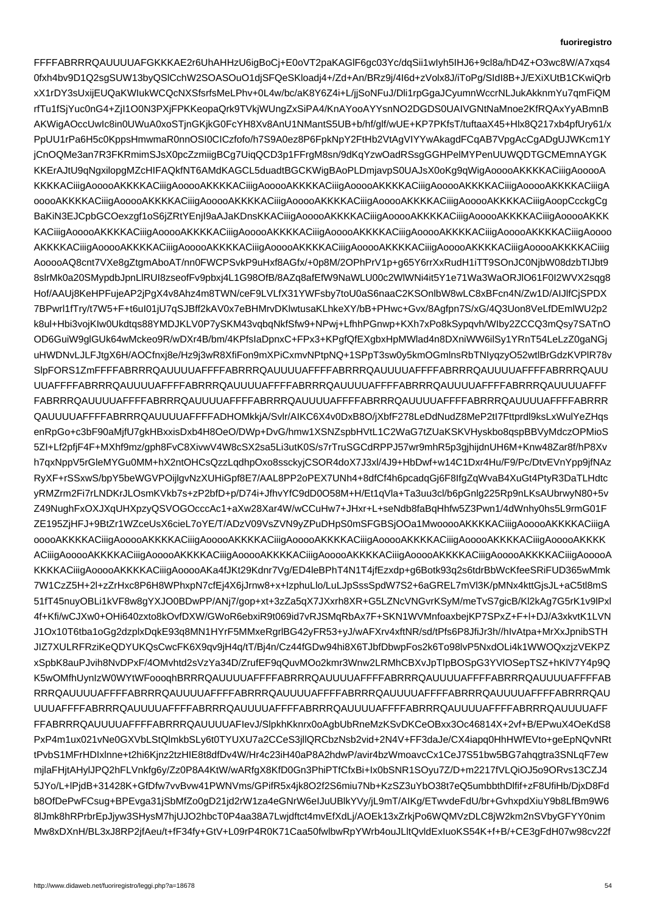FFFFABRRRQAUUUUAFGKKKAE2r6UhAHHzU6igBoCj+E0oVT2paKAGlF6gc03Yc/dqSii1wIyh5IHJ6+9cl8a/hD4Z+O3wc8W/A7xqs4
0fxh4bv9D1Q2sgSUW13byQSlCchW2SOASOuO1djSFQeSKloadj4+/Zd+An/BRz9j/4I6d+zVolx8J/iToPg/SIdI8B+J/EXiXUtB1CKwiQrb
xX1rDY3sUxijEUQaKWIukWCQcNXSfsrfsMeLPhv+0L4w/bc/bK8Y6Z4I+L/jjSoNFuJDli1rpGgaJCyumnWccrNLJukAkknmYu7qmFiQM
rfTu1fSjYuc0nG4+ZjI1O0N3PXjFPKKeopaQrk9TVkjUWUngZxSiPA4/KnAYooAYYsnNO2DGDDS0UAIVGNtNaMnoe2KfRQAxYyABMnB
AKWigAOccUwIc8in0UWuA0xoSTjnGKjkG0FcYH8Xv8AnU1NMantS5UB+b/hf/glf/wUE+KP7PKfsT/tuftaaX45+Xb4pfUry61/x
PpUU1rPa6H0cKppsHmwmaR0nnOSI0CICzfofo/h7S9A0ez8P6FpkNpY27FtHb2VtAgVlYYWAkagdFCqAB7VpgAcGaDgUJWKcm1Y
jCnOQMe3an7R3FKRmimSJsX0pcZzmiigBCg7UiqQCD3p1FFrgM8sn/9dKqYzwOadRSsgGGHPelMYPenUUWQDTGCMEmnAYGK
KKErAJtU9qNgxilopgMZcHIFAQkfNT6AMdKAGCL5duadtBGCKWigBAoPLDmjavpS0UAJsX0oKg9qWigAooooAKKKKACiiigAooooA
KKKKACiiigAooooAKKKKACiiigAooooAKKKKACiiigAooooAKKKKACiiigAooooAKKKKACiiigAooooAKKKKACiiigAooooAKKKKACiiigA
ooooAKKKKACiiigAooooAKKKKACiiigAooooAKKKKACiiigAooooAKKKKACiiigAooooAKKKKACiiigAooooAKKKKACiiigAoopCcckgCg
BaKiN3EJCpbGCOexzgf1oS6jZRtYEnjI9aAJaKDnsKKACiiigAooooAKKKKACiiigAooooAKKKKACiiigAooooAKKKKACiiigAooooAKKK
KACiiigAooooAKKKKACiiigAooooAKKKKACiiigAooooAKKKKACiiigAooooAKKKKACiiigAooooAKKKKACiiigAooooAKKKKACiiigAoooo
AKKKKACiiigAooooAKKKKACiiigAooooAKKKKACiiigAooooAKKKKACiiigAooooAKKKKACiiigAooooAKKKKACiiigAooooAKKKKACiiig
AooooAQ8cnt7VXe8gZtgmAboAT/nn0FWCPSvkP9uHxf8AGfx/+0p8M/2OPhPrV1p+g65Y6rrXxRudH1iTT9SOnJC0NjbW08dzbTIJbt9
8slrMk0a0DsMypdbJpnLlRUI8zseofFv9pbxj4L1G98OfB/8AZq8afEW9NaWLU00c2WlWNi4it5Y1e71Wa3WaNOgRJlO0F0I2WvEK1
Hof/AAUj8KeHPFujeAP2PjgX4v8Ahz4m4TWN/ceF9JLVLfX7uiY31WFsby7toU0aS6naaC2KSOnlbW8wLC8xBFcn4N/Zw1D/AIJlfCjSPDX
7BPwrl1fTry/t7W5+F+t6uI01jU7qSJBff2kAV0x7eBHMrvDKlwtusaKLhkeXY/bB+PHwc+Gvx/x/gfpn7S/xG/4Q3Uon8VeLfDEmlWU2p2
k8ul+Hbi3vojKIw0Ukdtqss88YMDJKLV0P7ySKM43vqbqNkfSfw9+NPwj+LfhPGnwp+Ko8xPpo8kSypqvph/WIby2ZCCQ3mQzSy2SATnO
OD6GuiW9glGUk64wMckeo9R/wDXr48B/bm/4KPfsIaDpnxC+FPx3+KPgfzPPFFy+Px3KPgfQfEXgbxHpMWlad4n8DXniWW6ilSY1YRnT54LeLzZ0gaNGj
uHWDNvLJLFJtgX6H/AOCfnxj8e/Hz9j3wR8XiFon9mXPiCxmvNPtpNQ+1SPpT3sw0y5kmOGmlnsRbTNIyqzyO52wtlBrGdzKVPlR78v
SlpFORS1ZmFFFFABRRRQAUUUUAFFFFABRRRQAUUUUAFFFFABRRRQAUUUUAFFFFABRRRQAUUUUAFFFFABRRRQAUUUUAFFFFABRRRQAUU
UUAFFFFABRRRQAUUUUAFFFFABRRRQAUUUUAFFFFABRRRQAUUUUAFFFFABRRRQAUUUUAFFFFABRRRQAUUUUAFFFFABRRRQAUUUUAFFF
FABRRRQAUUUUAFFFFABRRRQAUUUUAFFFFABRRRQAUUUUAFFFFABRRRQAUUUUAFFFFABRRRQAUUUUAFFFFABRRRQAUUUUAFFFFABRRR
QAUUUUAFFFFABRRRQAUUUUAFFFFADHOMkkjA/Svlr/AIKC6X4v0DxB8O/jXbfF278LeDdNudZ3MeP2tI7Fttprdl9ksLxWulYeZHqs
enRpGo+c3bF90aMjfU7gkHBxxisDxb4H8OeO/DWp+DvG/hmw1XSNZzspbhVtL1C2WaG7tZUaKSKVHyskbo8qspBBVyMdczOPMioS
5ZI+Lf2pfjF4F+MXhf9mz/gph8FvC8XivwV4W4W8cSX2sa5Li3utK0S/s7rTruSGCdRPPJ57wr9mhR5p3gjhijdnUH6M+Knw48Zar8f/hP8Xv
h7qxNppV5rGleMYGu0MM+hX2ntOHCsQzzLqdhpOxo8ssckyjPSOR4doXx3l/4J9+Hbow+w14Dxr4Hu/F9/Pc/DtvEVnYpp9jfNAz
RyXF+rSSxwS/bpY5beWGVPOijlgvNzXUHiGpf8E7/AAL8PP2oPEX7UNh4+8dfCf4fh6cpadqGj6F8Ifg2Zq/WvaB4XuGt4PtyR3DaTLHdtc
yRMZrm2Fi7rLNDKrJLOsmKVkb7s+zP2bfD+P/D74i+JfhvYfC9d0O58M+H/Et1qVla+Ta3uu3cl/b6pGnGnlg225Rp9nLKsAUbrwyN80+5v
Z49NughFxOXJXqUHXzpyQSVOGOcccAc1+aXw28Xar4W/wCCuHw7+JHxr+L+sendb8faBqHhfw5Z3Pwn1/4dWnhy0hs5L9rmG01F
ZE195ZjHFJ+9BtZr1WZceUsX6cieL7oYE/T/ADzV09ZVZN6DHpS0mSFGBSjOOa1MwoooAKKKKACiiigAooooAKKKKACiiigAooooAKKKKACiiigA
ooooAKKKKACiiigAooooAKKKKACiiigAooooAKKKKACiiigAooooAKKKKACiiigAooooAKKKKACiiigAooooAKKKKACiiigAooooAKKKK
ACiiigAooooAKKKKACiiigAooooAKKKKACiiigAooooAKKKKACiiigAooooAKKKKACiiigAooooAKKKKACiiigAooooAKKKKACiiigAooooA
KKKKACiiigAooooAKKKKACiiigAooooAKa4fJKt29Kdnr7Vg/ED4leBPhT4N4T4jfEzxdp+g6Botk93q2s6tdrBbWcKfeeSRiFUD365wMmk
7W1CzZ5H+2l+zZrHxc8P6H8WPhxpN7cfEj4X6X6j Jrnw8+x+IzphuLlo/LuLJpSssSpdW7S2+6aGREL7mVl3K/pMNx4kttGsJL+aC5tl8mS
51fT45nuyOBLi1kVF8w8fTAhh/ANj7/gop+xt+3zZa5qX7JXxrh8XR+G5LZNcVNcvKSyM/meTvS7gicB/Kl2kAg7G5rK1v9lPxl
4f+Kfi/wCJXw0+OHi60zzxto8ft69069id7vRJSMqRbAx7F+SKN1WVMnfoaxbejKP7SPxF+F+F+I+DJ/A3xkvtK1LVN
J1Ox10T6tba1oGg2dzplxDqkE93q8MN1+HYrF5+MMxeRgrlBG42tFR5+aJ/sd/tPfs8P8jJlr3h//hlvAtpa+MrXxxJpnibSTH
JIZ7XULRFRziKeQCWsCwcFK6X9qv9jpFaxb4hi8X6TJbfDbwpFos2k6Te98lvP5NxdOLi4k1WWOQxqzjjzVEKPZ
xSpbK8auPJvih8NvDPxF/4OMvhtd2sVzVnN9a34bQwcwoNpSsNgKWrjOzYwjnLFjIRRrgTMnIPuBBMyFqUrqwJ4Sbu8cH2Ph4dXhjxK9xpPoDbxSgrkiT5kcAaHDK1b5Z8C7zBaAFNRgW3Fn3dPJc1sDAvaZTkJkumAcAHOmCt+crqL4mt
KS1hu3XwOvz2HJLrNjpYwxWL2FqjGXJDJDXbdn0ELaE0sqSSSvbJkBqDoz5xXxsgXNfVtMZSmATA9pjjymxWa1BdGCWUGhGLDVA5bp8vIDfWEbwa8zRvz9dnMXPVr2NMqVe8gTJcvg+jQb41LGZIMD8N6bO5u9uBBr/p2eVt9TkvBZYs1bnhgJ/HBqnDIHu0/Q7I2RqmlLpaDO5wHHQ6yaaUkvzVjy+6SEh1gZG+kqbPnx9TXa53+Jab2J6fiYIuw6YzfRtOmPEIKWz87/TWnR/Sw9Aus5SnRt9lG0J7qQ5TBMY6PzBHvZIsOvZBe7XsuJw5YzaEMr7EsVDCHDwFwJ1dbW3mY6cW3bQBR5wrzZpf6Oh5p2fNSJdNQsXBn6oRzGbD1a7vqsP7CoB4xn8CDYC0ulN6jzgFIzDp+X36ZaQiYBkZt6Jr4JSA4yIWMDHtrXewT8+qQHh0cvtPqDthA2mUCQHvDFJkHp0BtxJO9L8JKjMXTKQSKfMMTXZ2+Hy3j0s2mUSnVuEnY4j1NnOYsXTLadmiT9B8o2WZpXw1S44MvrQU3OqFA0zpV3VUs/jlHrR2YqY1Cl+gTg71cT2b4eC5VM33hSe9IKS+LGYFQO9MiNs4FJzgjsAa7G0cVzESTAjcqwYqI2ZbvMuZf0XV5zqaNWWzqZ6Nz1jLCyHEpT9JyoDqchTpl6D7wXcwhsN+e9ThowHfI5XFwjURiINO8R5c1u8DLfLXL1jsLQBjn9cpfJeKEHNrGWkGjv/PtGTn6YjhwyJvdpibl1eZ0r3VQ8qZzxjLb1NSc7uSTfhk2DA1WBs8Bd8bB7RDzUbcdQZnZ5NlGuRXjwz1e2PGUJ26CxBcyPfoLZi0o1LeaXGFAqdTPcn7y7wrZnRrv0VFhE7hzHBgHAfOsnRjbdGrhFIvMvVtY4RdhxHTTnT8CnXDlzhcXHT0vPjfvpP0XvIk1lSbkGQ9vN1NJzIfLkqD4Hks7rPYgdvwfY+VNCGtbFCiAxPMtc3qbGjWC0TLdMX33R1t7Y8Se1+9QuTPS3zoGbx6Da2Ga2W5vbGFbGMeMBBJtZQUi8sgY4RzkxfQzRB+DbF4eBzOD5H2pbTm1B8ENe4dhvh6k3t5nE05ONJXcZ1mW3rYdyX6b1eTOGkmPWCPAhUu9NS1f8whGEvUOqfzI6hVXT7v1E7wHyv7WF5oXdz3MxPdNzpyJPWO1Ht5jywe5P6PbZvTl1jzpcg8uWlDFj1F5L8rUzE6z8n9bz2wLX9vX+fk5V1J1ExZa2hnL4G2DFAWNgr8DvBLoo3jvs7ueUN9u/KMKCCojR/WjgLfMHp4enmtc9vH3Lk/7t4wYqj3l9XQj3XzXK0yO4Dq1aOTv6g+K3VfRdpiPAp7pPLZ1b8tAfyBevf/jLPcBQDnuILg8trHm2fVEbqYPJ8WQv9Bmc3z4DFCp8B/hUTLGkTiPF8/l1hCWdQJ0rHPP+qSg7hnHD5IveCmY8AeUbYBpTf6xXbIhTC6nqfYTLy7H2DaHePK3G9PCTVeGzDffqXdObBPrTbvA2L+AmrJEatB9cRYBkyrH6Ku9IHm8ZTvtN4SMr2C5AoXcPjn6GtoRhEYVP2Z2O1Ul8qxtIZDwdZVaP0xr6qmSLlhLeYS4I6nhUo3mEP+k8QxC6Ao4wPm/R+TcTu8NkGpQl1BAHhdZyxmtL/zpXOMYcGMXgwWIYcLWIZZ1pt8DqBzQ4SFFU/z8pG2+DBdPuqnv2lwN6PLRDkhxtqNCCnE0hrlAOKsRPZCm0JuWJZvqNuRG9QUMpdC4FqihJS3D/sTT6w5Ou0hjm2pxa4Obv6xXM0/E5P72fXKBZRjGMEvTfuCEJmFKvVFU+Sm3S6M9hrqxPGyhtlxW5Y5+HPgjxx2ydhA8NHLeb3NnJ5rwtmUo/nwScnBfJv6HHXuwCsyeqSt9tH4NFFjmYv2JCUYkIKScCqVlQfqOPQqwGbEGXvmdwpkcNcQeDWSD7tCVUVhTFm3NXJ52kpbQtc/CEMd4TFpKGGsSnzf8hTHFJLGM3jMIHE2sEfH6NMf5bJJaGdOpXGrkvz7Rl9fCgFuVHWdFTG7CCyPWhvdLdkVhgZjWKWzIM+zypfi6AlZ3uTpV2JXhtHdP9j4fNCzjmqMIfKdpX1CqnWA8L7KNvGBqz4I6z12l5X8NLKSU7tTJndT0Y4s8xAiw/5eLfqSFjTSpDeWQyjNkiBcM7vP25M/Wz4hY+8oOkzPZ7JJV4GZ7qhYyjdKJHnCGhMTWuXoNtbcFGZGX6nEuTV0Xb63dJeq5GcyoYhMH3Z8KAm9UvqBxzmF1sTr0gE0VHhGQkYd6qXwZmN8H1B8JDzpKNa9hYJ9QqP0aCzXQqkq1EjpTvPcCJNIWx4IBrgpxn8s3I9hYQRJxHEZ2p5sZyv4Q0NLYrKfLJcjtXY8bFqvxGEMCFRe4/w98pMPxz0cZqR/R0zDOFrJkiJV6sNRG2aZNqm0nLBmqGq0dkBRGu3NfSZ0bG9Fzy1X8vPG8qeoAmjnlSvgQ2tEN0q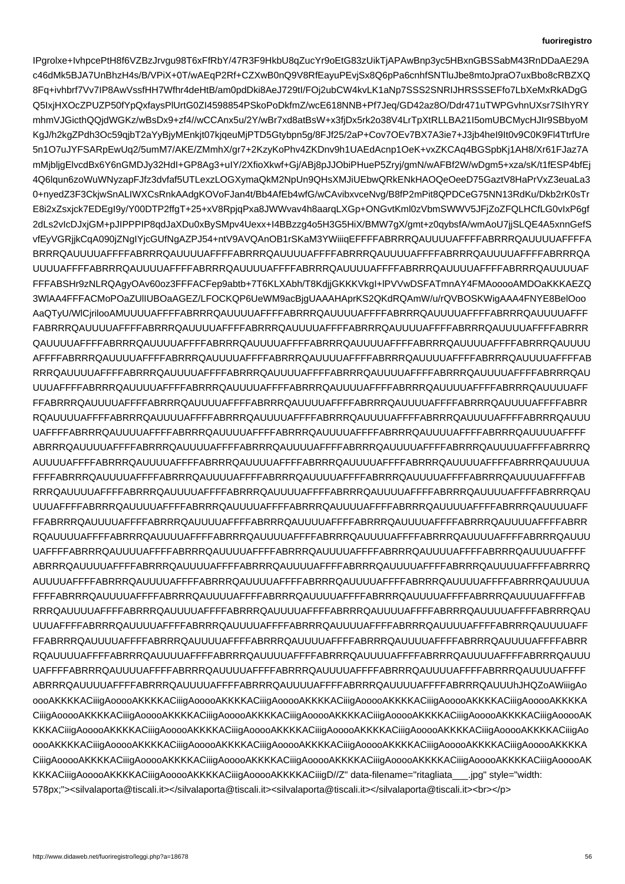IPgrolxe+IvhpcePtH8f6VZBzJrvgu98T6xFfRbY/47R3F9HkbU8qZucYr9oEtG83zUikTjAPAwBnp3yc5HBxnGBSSabM43RnDDaAE29A c46dMk5BJA7UnBhzH4s/B/VPiX+0T/wAEqP2Rf+CZXwB0nQ9V8RfEayuPEvjSx8Q6pPa6cnhfSNTluJbe8mtoJpraO7uxBbo8cRBZXQ 8Fq+ivhbrf7Vv7IP8AwVssfHH7Wfhr4deHtB/am0pdDki8AeJ729tI/FOj2ubCW4kvLK1aNp7SSS2SNRIJHRSSSEFfo7LbXeMxRkADgG Q5IxjHXOcZPUZP50fYpQxfaysPlUrtG0ZI4598854PSkoPoDkfmZ/wcE618NNB+Pf7Jeq/GD42az8O/Ddr471uTWPGvhnUXsr7SIhYRY mhmVJGicthQQjdWGKz/wBsDx9+zf4//wCCAnx5u/2Y/Wr7xd8atBsW+x3fjDx5rk2o38V4LrTpXtRLLBA21I5omUBCMycHJIr9SBbyoM KgJ/h2kgZPdh3Oc59qjbT2aYyBjyMEnkjt07kjqeuMjPTD5Gtybpn5g/8FJf25/2aP+Cov7OEV7BX7A3ie7+J3jb4heI9It0v9C0K9FI4TtrfUre 5n1O7uJYFSARpEwUq2/5umM7/AKE/ZMmhX/gr7+2KzyKoPhv4ZKDnv9h1UAEdAcnp1OeK+vxZKCAq4BGSpbKj1AH8/Xr61FJaz7A mMjbljElvcdBx6Y6nGMDJy32HdI+GP8Ag3+uIY/2XfioXkwf+Gj/ABBj8pJJObiPHueP5Zryj/gmN/wAFBf2W/wDgm5+xza/sK/t1fESP4bfEj 4Q6lqun6zoWuWNyzapFJfz3dvfaf5UTLexzLOGXymaQkM2NpUn9QHsXMJiUEbwQRkENkHAOQeOeeD75GaztV8HaPrVxZ3euaLa3 0+nyedZ3F3CkjwSnALIWXCsRnkAAdgKOVoFJan4t/Bb4AfEb4wfG/wCAvibxvceNvg/B8fP2mPit8QPCDeCG75NN13RdKu/Dkb2rK0sTr E8i2xZsxjck7EDEgI9y/Y00DTP2ffgT+25+xV8Rpjqx8JWWvav4v8haarqLXGp+ONGvtKml0zVbmSWWV5JFjZoZFQLHCfLG0vIxP6gf 2dLs2vIcDJxjGM+pJIPPPIP8qdJaXDu0xBySMpv4Uexx+I4BBzzg4o5H3G5HiX/BMW7gX/gmt+z0qybbsAoU7j+z0qybsfA/wmAoU7jjSLQE4A5xnnGefS vfEyVGRjjkCqQA090jZNgIYjcGUfNgNAZPJ54+ntV9AVQAnOB1rSKaM3YWiiiqEFFFFFABRRRQAUUUUAFFFFABRRRQAUUUUAFFFFA BRRRQAUUUUAFFFFABRRRQAUUUUAFFFFABRRRQAUUUUAFFFFABRRRQAUUUUAFFFFABRRRQAUUUUAFFFFABRRRQAUUUUAFFFFABRRRQA UUUUAFFFFABRRRQAUUUUAFFFFABRRRQAUUUUAFFFFABRRRQAUUUUAFFFFABRRRQAUUUUAFFFFABRRRQAUUUUAFFFFABRRRQAUUUUAF FFFABSHr9zNLRQAgyOAv60oz3FFFACFep9abtb+7T6KLXAbh/T8KdjjGKKKVkgI+lPVVwDSFATmnAY4FMAooooAMDOaKKKAEZQ 3WlAA4FFFACMoPOaZUlIUBOaAGEZ/LFOCKQP6UeWM9acBjgUAAAHAprKS2QKdRQAmW/u/rQVBOSKWigAAA4FNYE8BelOoo AaQTyU/WlCjrilooAMUUUUAFFFFABRRRQAUUUUAFFFFABRRRQAUUUUAFFFFABRRRQAUUUUAFFFFABRRRQAUUUUAFFFFABRRRQAUUUUAFFF FABRRRQAUUUUAFFFFABRRRQAUUUUAFFFFABRRRQAUUUUAFFFFABRRRQAUUUUAFFFFABRRRQAUUUUAFFFFABRRRQAUUUUAFFFFABRRR QAUUUUAFFFFABRRRQAUUUUAFFFFABRRRQAUUUUAFFFFABRRRQAUUUUAFFFFABRRRQAUUUUAFFFFABRRRQAUUUUAFFFFABRRRQAUUUU AFFFFABRRRQAUUUUAFFFFABRRRQAUUUUAFFFFABRRRQAUUUUAFFFFABRRRQAUUUUAFFFFABRRRQAUUUUAFFFFABRRRQAUUUUAFFFFAB RRRQAUUUUAFFFFABRRRQAUUUUAFFFFABRRRQAUUUUAFFFFABRRRQAUUUUAFFFFABRRRQAUUUUAFFFFABRRRQAUUUUAFFFFABRRRQAU UUUAFFFFABRRRQAUUUUAFFFFABRRRQAUUUUAFFFFABRRRQAUUUUAFFFFABRRRQAUUUUAFFFFABRRRQAUUUUAFFFFABRRRQAUUUUAFF FFABRRRQAUUUUAFFFFABRRRQAUUUUAFFFFABRRRQAUUUUAFFFFABRRRQAUUUUAFFFFABRRRQAUUUUAFFFFABRRRQAUUUUAFFFFABRR RQAUUUUAFFFFABRRRQAUUUUAFFFFABRRRQAUUUUAFFFFABRRRQAUUUUAFFFFABRRRQAUUUUAFFFFABRRRQAUUUUAFFFFABRRRQAUUU UAFFFFABRRRQAUUUUAFFFFABRRRQAUUUUAFFFFABRRRQAUUUUAFFFFABRRRQAUUUUAFFFFABRRRQAUUUUAFFFFABRRRQAUUUUAFFFF ABRRRQAUUUUAFFFFABRRRQAUUUUAFFFFABRRRQAUUUUAFFFFABRRRQAUUUUAFFFFABRRRQAUUUUAFFFFABRRRQAUUUUAFFFFABRRRQ AUUUUAFFFFABRRRQAUUUUAFFFFABRRRQAUUUUAFFFFABRRRQAUUUUAFFFFABRRRQAUUUUAFFFFABRRRQAUUUUAFFFFABRRRQAUUUUA FFFFABRRRQAUUUUAFFFFABRRRQAUUUUAFFFFABRRRQAUUUUAFFFFABRRRQAUUUUAFFFFABRRRQAUUUUAFFFFABRRRQAUUUUAFFFFAB RRRQAUUUUAFFFFABRRRQAUUUUAFFFFABRRRQAUUUUAFFFFABRRRQAUUUUAFFFFABRRRQAUUUUAFFFFABRRRQAUUUUAFFFFABRRRQAU UUUAFFFFABRRRQAUUUUAFFFFABRRRQAUUUUAFFFFABRRRQAUUUUAFFFFABRRRQAUUUUAFFFFABRRRQAUUUUAFFFFABRRRQAUUUUAFF FFABRRRQAUUUUAFFFFABRRRQAUUUUAFFFFABRRRQAUUUUAFFFFABRRRQAUUUUAFFFFABRRRQAUUUUAFFFFABRRRQAUUUUAFFFFABRR RQAUUUUAFFFFABRRRQAUUUUAFFFFABRRRQAUUUUAFFFFABRRRQAUUUUAFFFFABRRRQAUUUUAFFFFABRRRQAUUUUAFFFFABRRRQAUUU UAFFFFABRRRQAUUUUAFFFFABRRRQAUUUUAFFFFABRRRQAUUUUAFFFFABRRRQAUUUUAFFFFABRRRQAUUUUAFFFFABRRRQAUUUUAFFFF ABRRRQAUUUUAFFFFABRRRQAUUUUAFFFFABRRRQAUUUUAFFFFABRRRQAUUUUAFFFFABRRRQAUUUhJHQZoAWiiigAo oooAKKKKACiiigAooooAKKKKACiiigAooooAKKKKACiiigAooooAKKKKACiiigAooooAKKKKACiiigAooooAKKKKACiiigAooooAKKKKA CiiigAooooAKKKKACiiigAooooAKKKKACiiigAooooAKKKKACiiigAooooAKKKKACiiigAooooAKKKKACiiigAooooAKKKKACiiigAooooAK KKKACiiigAooooAKKKKACiiigAooooAKKKKACiiigAooooAKKKKACiiigAooooAKKKKACiiigAooooAKKKKACiiigAooooAKKKKACiiigAo oooAKKKKACiiigAooooAKKKKACiiigAooooAKKKKACiiigAooooAKKKKACiiigAooooAKKKKACiiigAooooAKKKKACiiigAooooAKKKKA CiiigAooooAKKKKACiiigAooooAKKKKACiiigAooooAKKKKACiiigAooooAKKKKACiiigAooooAKKKKACiiigAooooAKKKKACiiigAooooAK KKKACiiigAooooAKKKKACiiigAooooAKKKKACiiigAooooAKKKKACiiigD//Z" data-filename="ritagliata___.jpg" style="width: 578px;"><silvalaporta@tiscali.it></silvalaporta@tiscali.it><silvalaporta@tiscali.it></silvalaporta@tiscali.it><br></p>